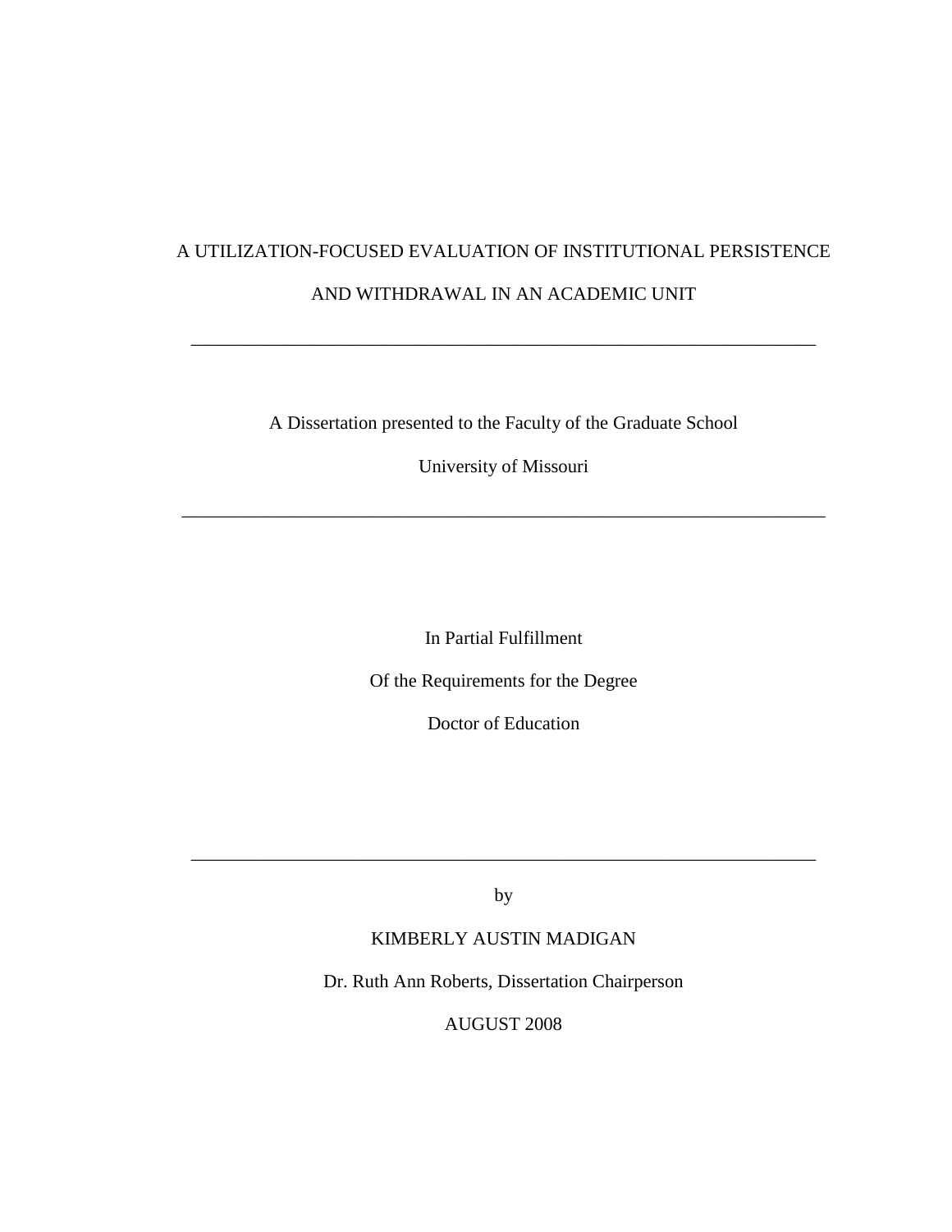# A UTILIZATION-FOCUSED EVALUATION OF INSTITUTIONAL PERSISTENCE AND WITHDRAWAL IN AN ACADEMIC UNIT

---

A Dissertation presented to the Faculty of the Graduate School

University of Missouri

---

In Partial Fulfillment

Of the Requirements for the Degree

Doctor of Education

---

by

KIMBERLY AUSTIN MADIGAN

Dr. Ruth Ann Roberts, Dissertation Chairperson

AUGUST 2008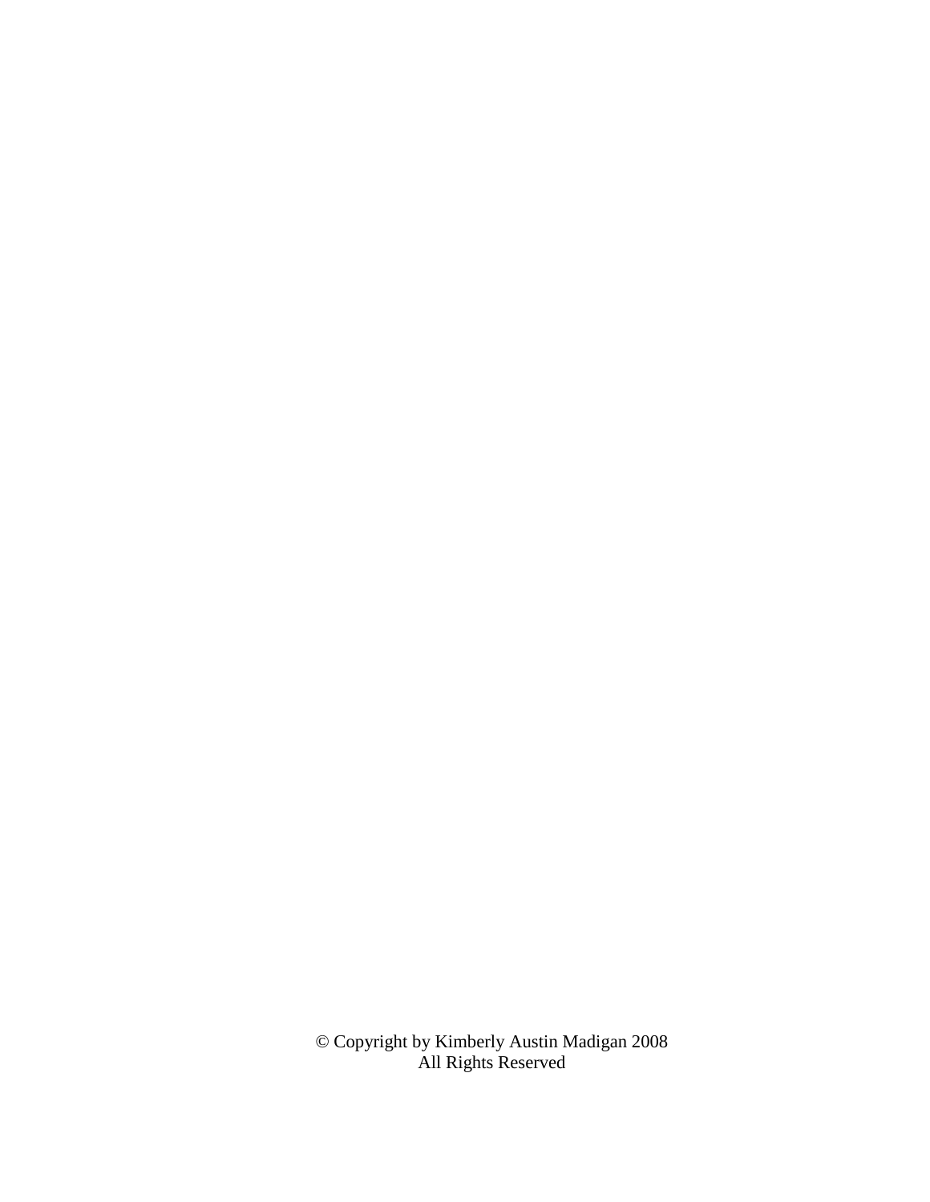© Copyright by Kimberly Austin Madigan 2008
All Rights Reserved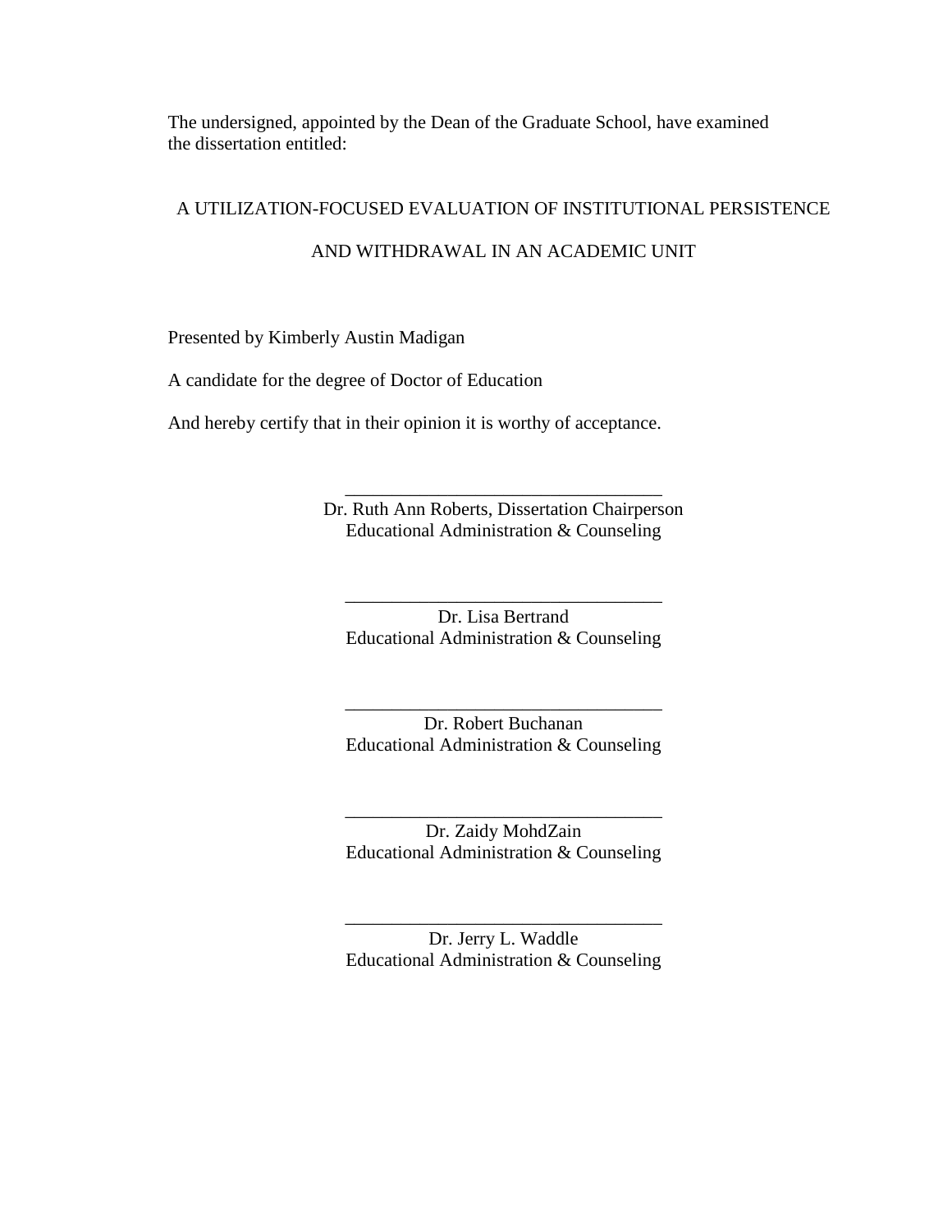The undersigned, appointed by the Dean of the Graduate School, have examined the dissertation entitled:

A UTILIZATION-FOCUSED EVALUATION OF INSTITUTIONAL PERSISTENCE AND WITHDRAWAL IN AN ACADEMIC UNIT

Presented by Kimberly Austin Madigan

A candidate for the degree of Doctor of Education

And hereby certify that in their opinion it is worthy of acceptance.

\_\_\_\_\_\_\_\_\_\_\_\_\_\_\_\_\_\_\_\_\_\_\_\_\_\_\_\_\_\_\_\_\_\_
Dr. Ruth Ann Roberts, Dissertation Chairperson
Educational Administration & Counseling

\_\_\_\_\_\_\_\_\_\_\_\_\_\_\_\_\_\_\_\_\_\_\_\_\_\_\_\_\_\_\_\_\_\_
Dr. Lisa Bertrand
Educational Administration & Counseling

\_\_\_\_\_\_\_\_\_\_\_\_\_\_\_\_\_\_\_\_\_\_\_\_\_\_\_\_\_\_\_\_\_\_
Dr. Robert Buchanan
Educational Administration & Counseling

\_\_\_\_\_\_\_\_\_\_\_\_\_\_\_\_\_\_\_\_\_\_\_\_\_\_\_\_\_\_\_\_\_\_
Dr. Zaidy MohdZain
Educational Administration & Counseling

\_\_\_\_\_\_\_\_\_\_\_\_\_\_\_\_\_\_\_\_\_\_\_\_\_\_\_\_\_\_\_\_\_\_
Dr. Jerry L. Waddle
Educational Administration & Counseling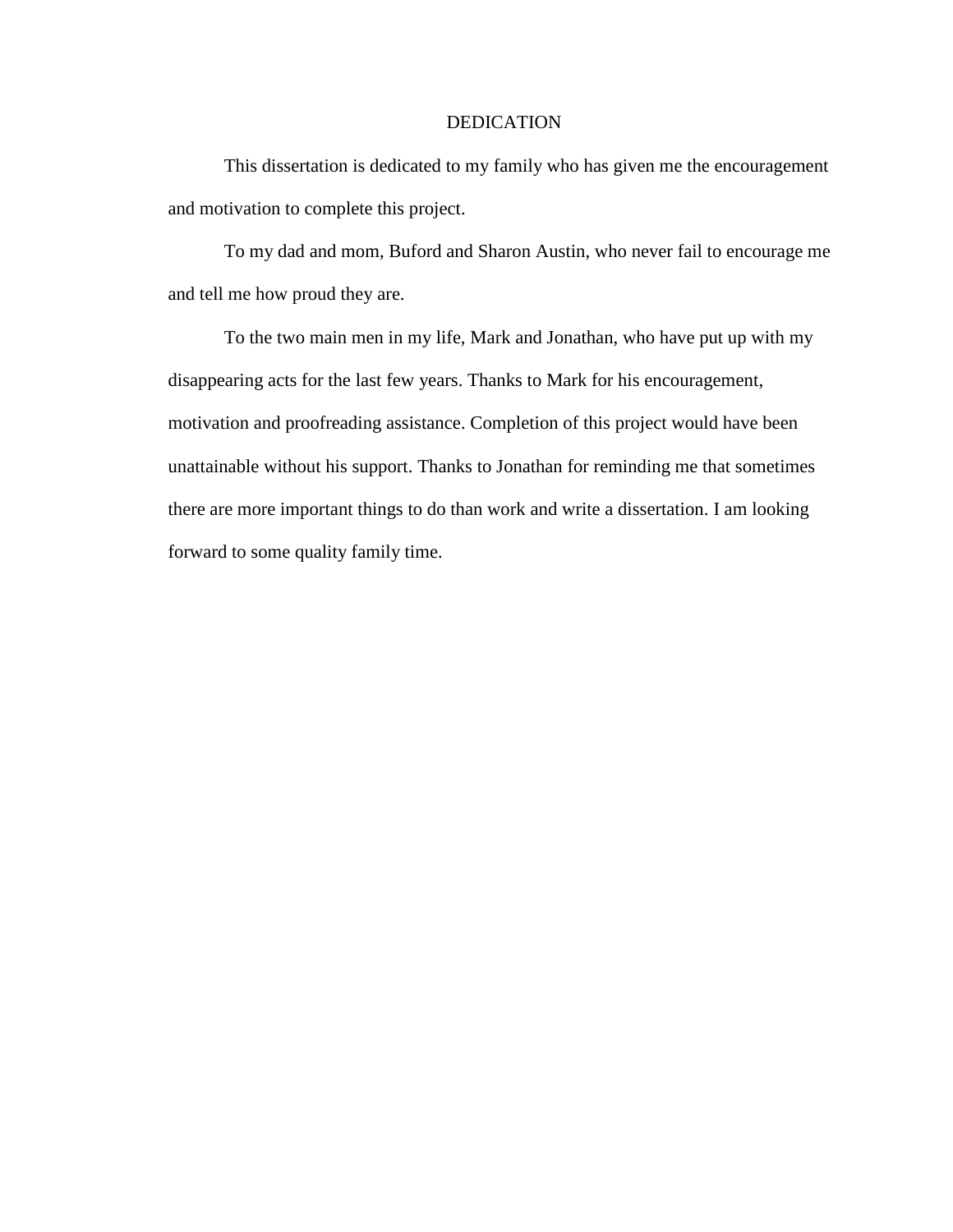# DEDICATION

This dissertation is dedicated to my family who has given me the encouragement and motivation to complete this project.

To my dad and mom, Buford and Sharon Austin, who never fail to encourage me and tell me how proud they are.

To the two main men in my life, Mark and Jonathan, who have put up with my disappearing acts for the last few years. Thanks to Mark for his encouragement, motivation and proofreading assistance. Completion of this project would have been unattainable without his support. Thanks to Jonathan for reminding me that sometimes there are more important things to do than work and write a dissertation. I am looking forward to some quality family time.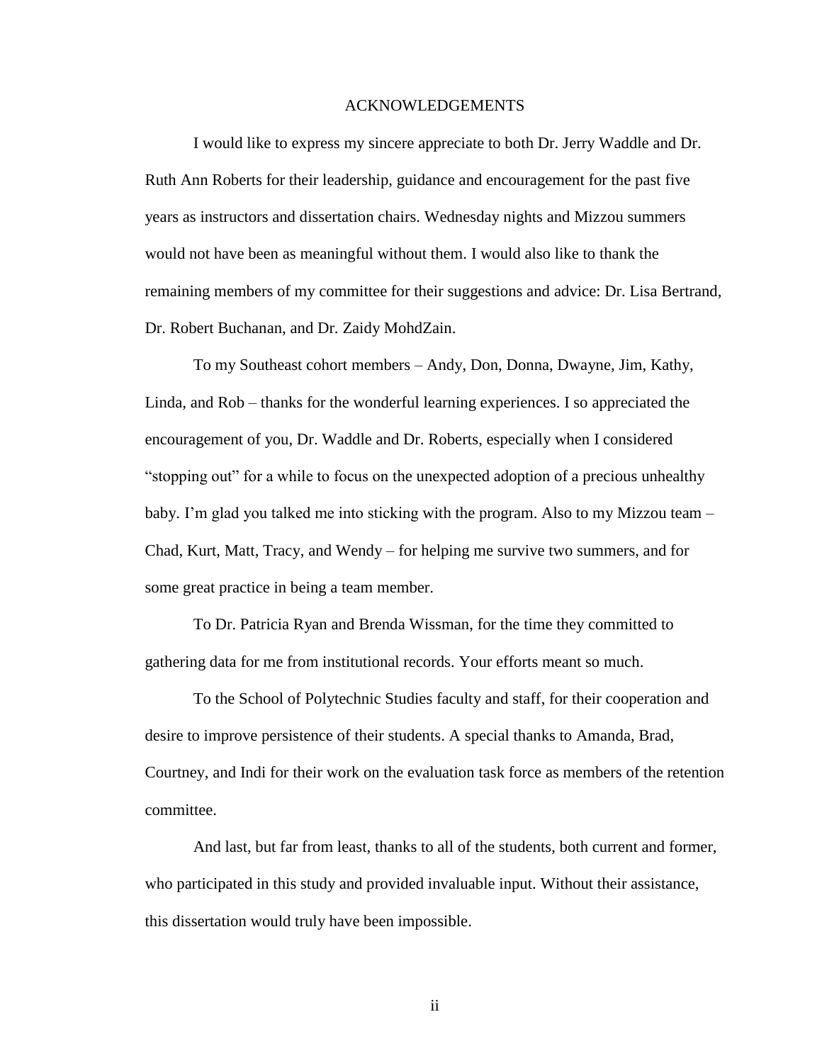# ACKNOWLEDGEMENTS

I would like to express my sincere appreciate to both Dr. Jerry Waddle and Dr. Ruth Ann Roberts for their leadership, guidance and encouragement for the past five years as instructors and dissertation chairs. Wednesday nights and Mizzou summers would not have been as meaningful without them. I would also like to thank the remaining members of my committee for their suggestions and advice: Dr. Lisa Bertrand, Dr. Robert Buchanan, and Dr. Zaidy MohdZain.

To my Southeast cohort members – Andy, Don, Donna, Dwayne, Jim, Kathy, Linda, and Rob – thanks for the wonderful learning experiences. I so appreciated the encouragement of you, Dr. Waddle and Dr. Roberts, especially when I considered "stopping out" for a while to focus on the unexpected adoption of a precious unhealthy baby. I'm glad you talked me into sticking with the program. Also to my Mizzou team – Chad, Kurt, Matt, Tracy, and Wendy – for helping me survive two summers, and for some great practice in being a team member.

To Dr. Patricia Ryan and Brenda Wissman, for the time they committed to gathering data for me from institutional records. Your efforts meant so much.

To the School of Polytechnic Studies faculty and staff, for their cooperation and desire to improve persistence of their students. A special thanks to Amanda, Brad, Courtney, and Indi for their work on the evaluation task force as members of the retention committee.

And last, but far from least, thanks to all of the students, both current and former, who participated in this study and provided invaluable input. Without their assistance, this dissertation would truly have been impossible.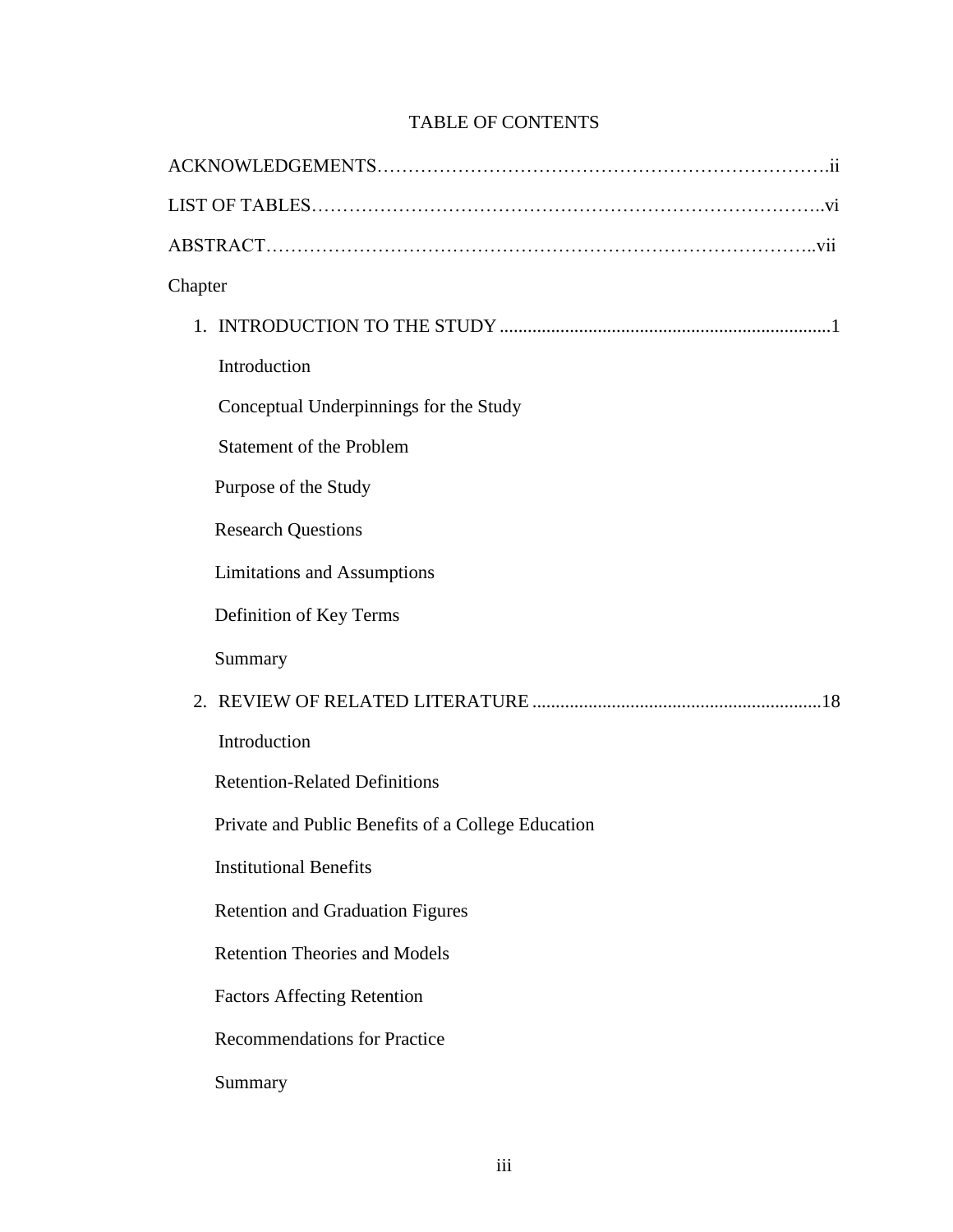# TABLE OF CONTENTS

ACKNOWLEDGEMENTS……………………………………………………………….ii

LIST OF TABLES………………………………………………………………………..vi

ABSTRACT…………………………………………………………………………..vii

Chapter

1. INTRODUCTION TO THE STUDY .......................................................................1

   Introduction

   Conceptual Underpinnings for the Study

   Statement of the Problem

   Purpose of the Study

   Research Questions

   Limitations and Assumptions

   Definition of Key Terms

   Summary

2. REVIEW OF RELATED LITERATURE ..............................................................18

   Introduction

   Retention-Related Definitions

   Private and Public Benefits of a College Education

   Institutional Benefits

   Retention and Graduation Figures

   Retention Theories and Models

   Factors Affecting Retention

   Recommendations for Practice

   Summary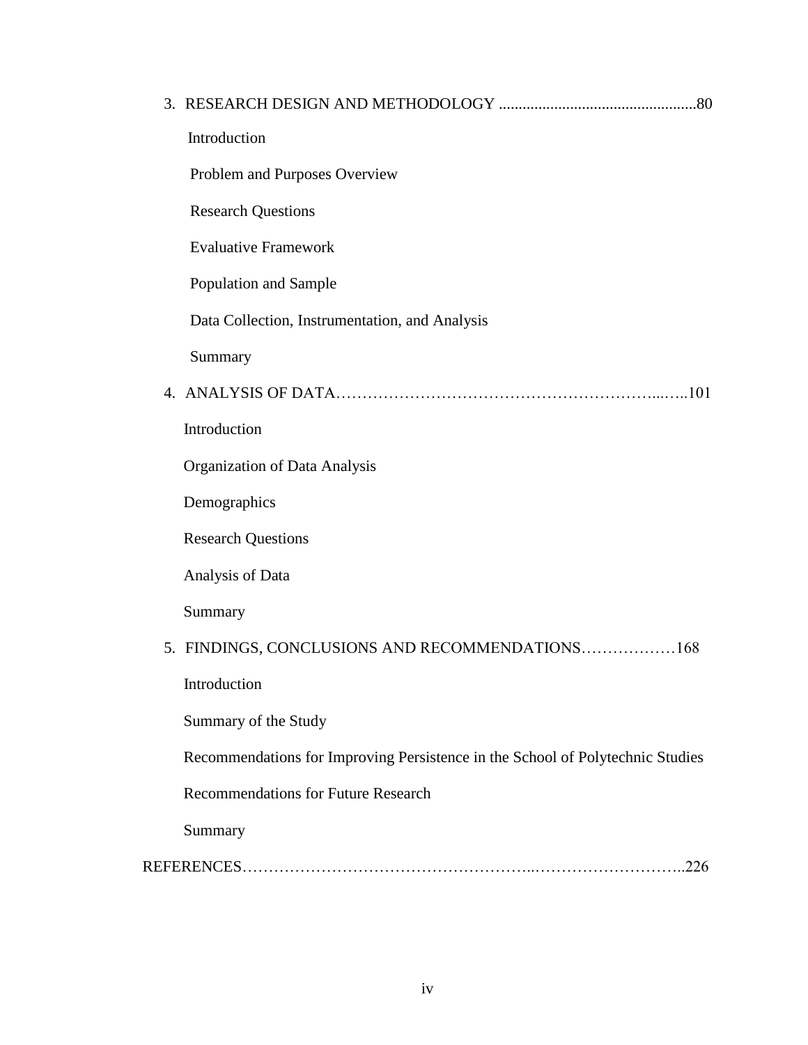3. RESEARCH DESIGN AND METHODOLOGY .................................................80

    Introduction

    Problem and Purposes Overview

    Research Questions

    Evaluative Framework

    Population and Sample

    Data Collection, Instrumentation, and Analysis

    Summary

4. ANALYSIS OF DATA…………………………………………………...…..101

    Introduction

    Organization of Data Analysis

    Demographics

    Research Questions

    Analysis of Data

    Summary

5. FINDINGS, CONCLUSIONS AND RECOMMENDATIONS………………168

    Introduction

    Summary of the Study

    Recommendations for Improving Persistence in the School of Polytechnic Studies

    Recommendations for Future Research

    Summary

REFERENCES……………………………………………..………………………..226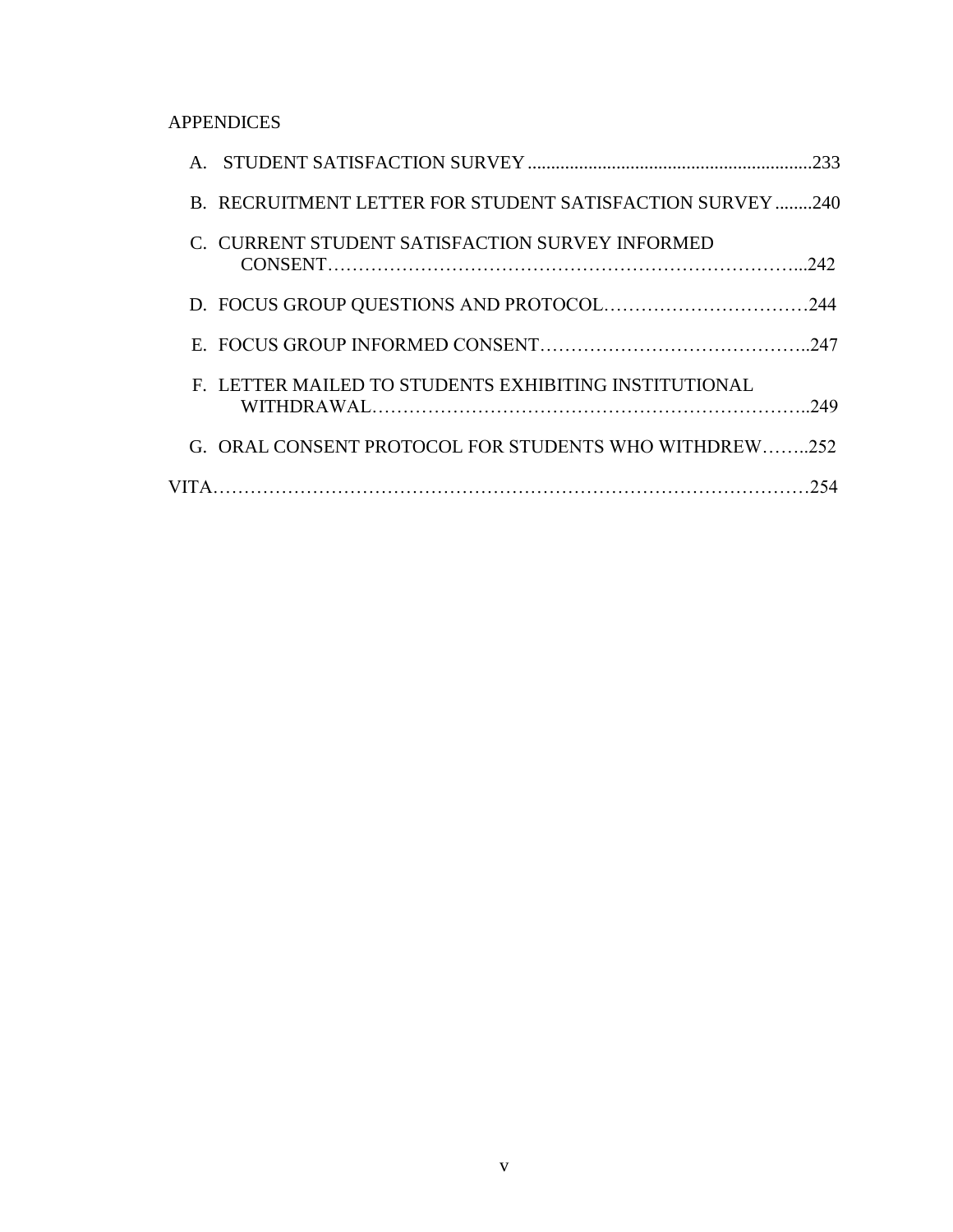APPENDICES

A. STUDENT SATISFACTION SURVEY ............................................................233

B. RECRUITMENT LETTER FOR STUDENT SATISFACTION SURVEY ........240

C. CURRENT STUDENT SATISFACTION SURVEY INFORMED CONSENT…………………………………………………………………...242

D. FOCUS GROUP QUESTIONS AND PROTOCOL……………………………244

E. FOCUS GROUP INFORMED CONSENT……………………………………..247

F. LETTER MAILED TO STUDENTS EXHIBITING INSTITUTIONAL WITHDRAWAL………………………………………………………………..249

G. ORAL CONSENT PROTOCOL FOR STUDENTS WHO WITHDREW……..252

VITA…………………………………………………………………………………254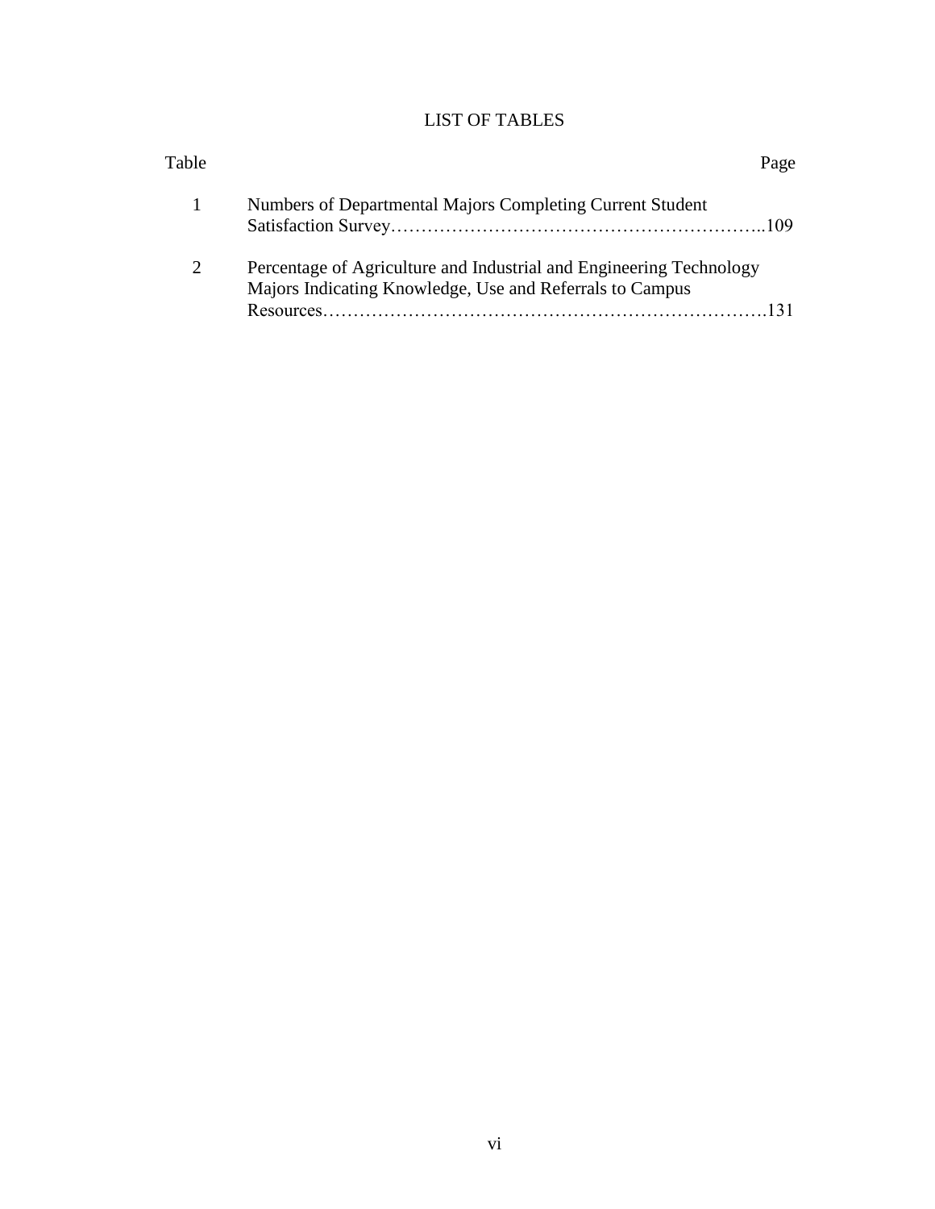# LIST OF TABLES

| Table | | Page |
|---|---|---|
| 1 | Numbers of Departmental Majors Completing Current Student Satisfaction Survey | 109 |
| 2 | Percentage of Agriculture and Industrial and Engineering Technology Majors Indicating Knowledge, Use and Referrals to Campus Resources | 131 |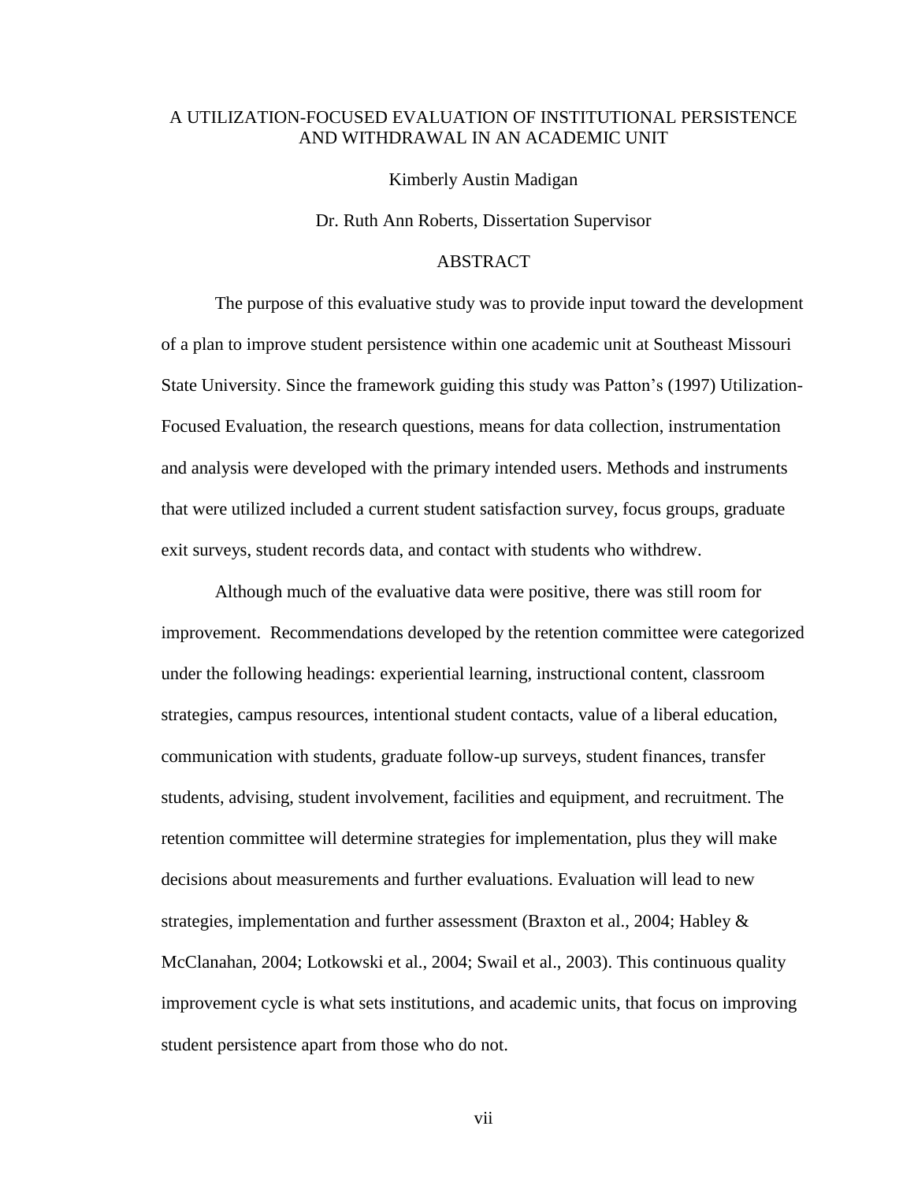A UTILIZATION-FOCUSED EVALUATION OF INSTITUTIONAL PERSISTENCE AND WITHDRAWAL IN AN ACADEMIC UNIT

Kimberly Austin Madigan

Dr. Ruth Ann Roberts, Dissertation Supervisor

## ABSTRACT

The purpose of this evaluative study was to provide input toward the development of a plan to improve student persistence within one academic unit at Southeast Missouri State University. Since the framework guiding this study was Patton's (1997) Utilization-Focused Evaluation, the research questions, means for data collection, instrumentation and analysis were developed with the primary intended users. Methods and instruments that were utilized included a current student satisfaction survey, focus groups, graduate exit surveys, student records data, and contact with students who withdrew.

Although much of the evaluative data were positive, there was still room for improvement. Recommendations developed by the retention committee were categorized under the following headings: experiential learning, instructional content, classroom strategies, campus resources, intentional student contacts, value of a liberal education, communication with students, graduate follow-up surveys, student finances, transfer students, advising, student involvement, facilities and equipment, and recruitment. The retention committee will determine strategies for implementation, plus they will make decisions about measurements and further evaluations. Evaluation will lead to new strategies, implementation and further assessment (Braxton et al., 2004; Habley & McClanahan, 2004; Lotkowski et al., 2004; Swail et al., 2003). This continuous quality improvement cycle is what sets institutions, and academic units, that focus on improving student persistence apart from those who do not.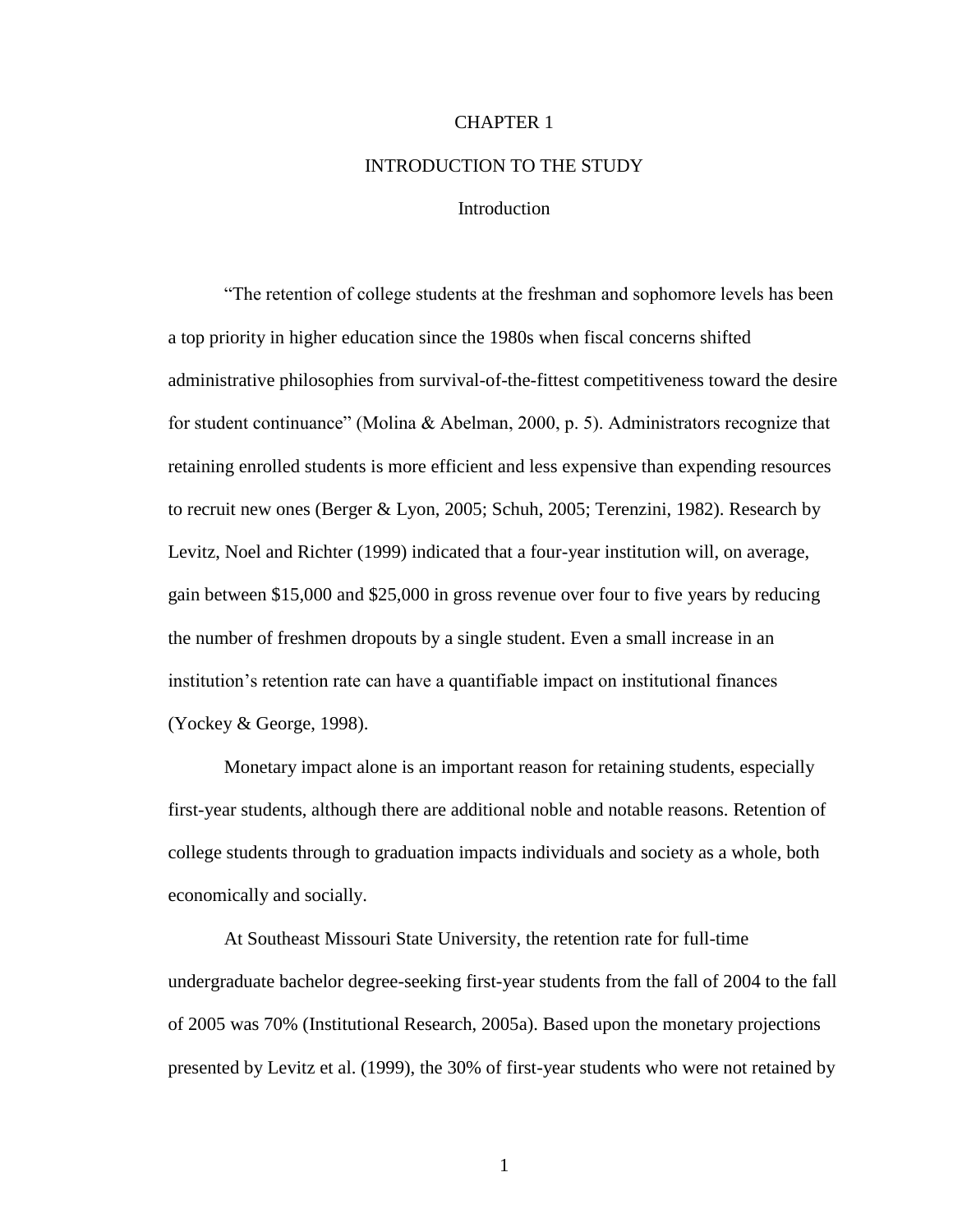# CHAPTER 1

# INTRODUCTION TO THE STUDY

## Introduction

"The retention of college students at the freshman and sophomore levels has been a top priority in higher education since the 1980s when fiscal concerns shifted administrative philosophies from survival-of-the-fittest competitiveness toward the desire for student continuance" (Molina & Abelman, 2000, p. 5). Administrators recognize that retaining enrolled students is more efficient and less expensive than expending resources to recruit new ones (Berger & Lyon, 2005; Schuh, 2005; Terenzini, 1982). Research by Levitz, Noel and Richter (1999) indicated that a four-year institution will, on average, gain between $15,000 and $25,000 in gross revenue over four to five years by reducing the number of freshmen dropouts by a single student. Even a small increase in an institution's retention rate can have a quantifiable impact on institutional finances (Yockey & George, 1998).

Monetary impact alone is an important reason for retaining students, especially first-year students, although there are additional noble and notable reasons. Retention of college students through to graduation impacts individuals and society as a whole, both economically and socially.

At Southeast Missouri State University, the retention rate for full-time undergraduate bachelor degree-seeking first-year students from the fall of 2004 to the fall of 2005 was 70% (Institutional Research, 2005a). Based upon the monetary projections presented by Levitz et al. (1999), the 30% of first-year students who were not retained by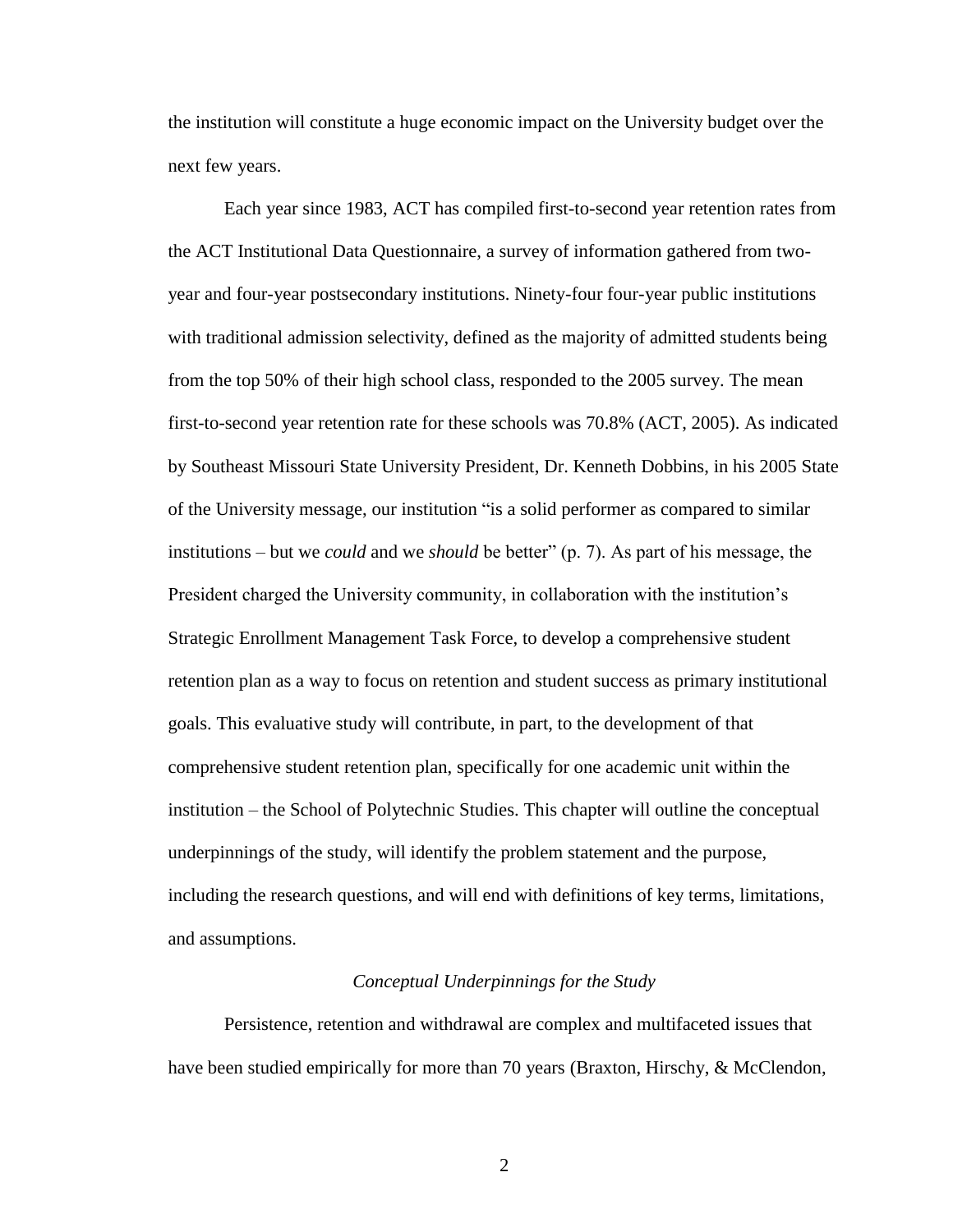the institution will constitute a huge economic impact on the University budget over the next few years.

Each year since 1983, ACT has compiled first-to-second year retention rates from the ACT Institutional Data Questionnaire, a survey of information gathered from two-year and four-year postsecondary institutions. Ninety-four four-year public institutions with traditional admission selectivity, defined as the majority of admitted students being from the top 50% of their high school class, responded to the 2005 survey. The mean first-to-second year retention rate for these schools was 70.8% (ACT, 2005). As indicated by Southeast Missouri State University President, Dr. Kenneth Dobbins, in his 2005 State of the University message, our institution "is a solid performer as compared to similar institutions – but we *could* and we *should* be better" (p. 7). As part of his message, the President charged the University community, in collaboration with the institution's Strategic Enrollment Management Task Force, to develop a comprehensive student retention plan as a way to focus on retention and student success as primary institutional goals. This evaluative study will contribute, in part, to the development of that comprehensive student retention plan, specifically for one academic unit within the institution – the School of Polytechnic Studies. This chapter will outline the conceptual underpinnings of the study, will identify the problem statement and the purpose, including the research questions, and will end with definitions of key terms, limitations, and assumptions.

### *Conceptual Underpinnings for the Study*

Persistence, retention and withdrawal are complex and multifaceted issues that have been studied empirically for more than 70 years (Braxton, Hirschy, & McClendon,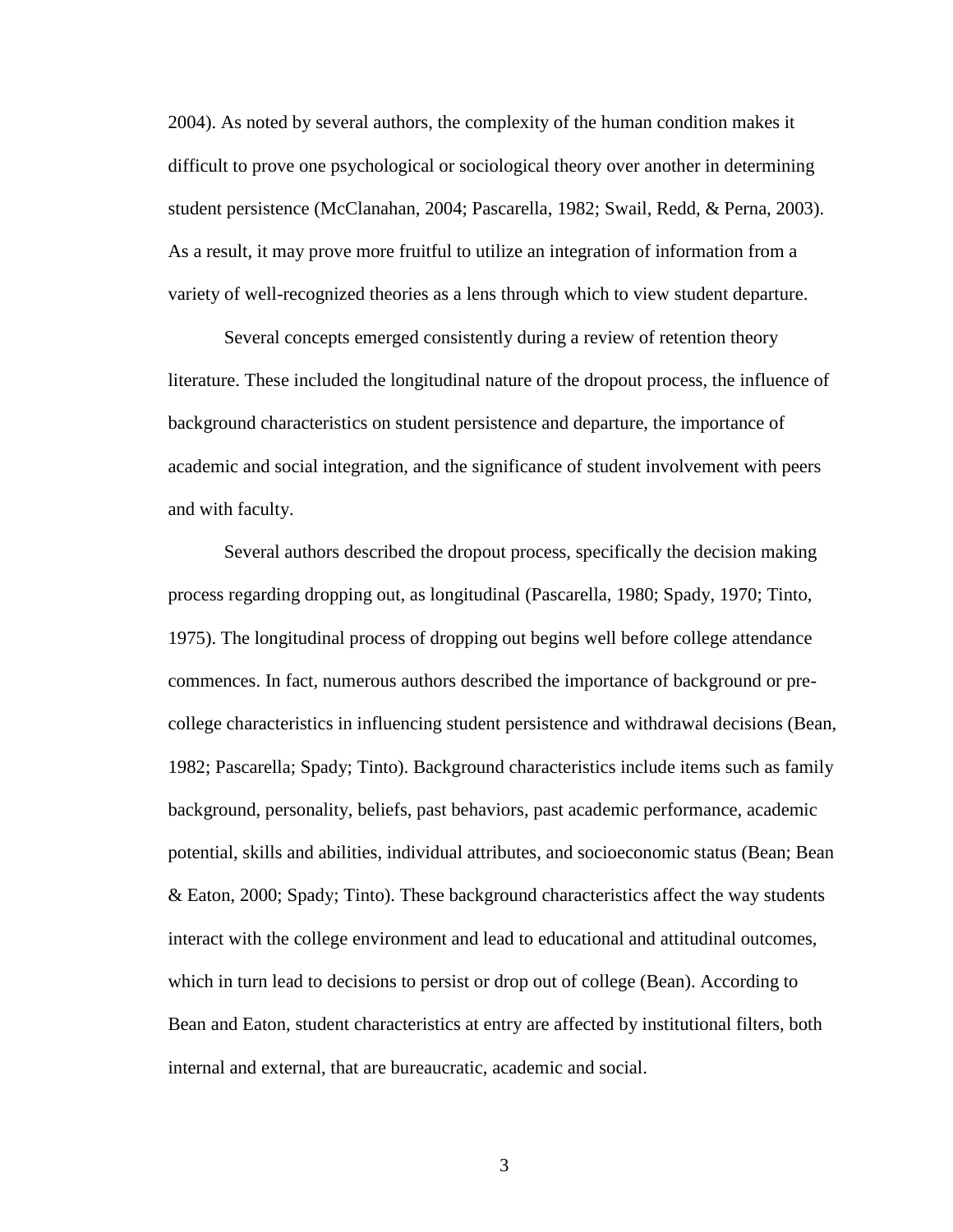2004). As noted by several authors, the complexity of the human condition makes it difficult to prove one psychological or sociological theory over another in determining student persistence (McClanahan, 2004; Pascarella, 1982; Swail, Redd, & Perna, 2003). As a result, it may prove more fruitful to utilize an integration of information from a variety of well-recognized theories as a lens through which to view student departure.

Several concepts emerged consistently during a review of retention theory literature. These included the longitudinal nature of the dropout process, the influence of background characteristics on student persistence and departure, the importance of academic and social integration, and the significance of student involvement with peers and with faculty.

Several authors described the dropout process, specifically the decision making process regarding dropping out, as longitudinal (Pascarella, 1980; Spady, 1970; Tinto, 1975). The longitudinal process of dropping out begins well before college attendance commences. In fact, numerous authors described the importance of background or pre-college characteristics in influencing student persistence and withdrawal decisions (Bean, 1982; Pascarella; Spady; Tinto). Background characteristics include items such as family background, personality, beliefs, past behaviors, past academic performance, academic potential, skills and abilities, individual attributes, and socioeconomic status (Bean; Bean & Eaton, 2000; Spady; Tinto). These background characteristics affect the way students interact with the college environment and lead to educational and attitudinal outcomes, which in turn lead to decisions to persist or drop out of college (Bean). According to Bean and Eaton, student characteristics at entry are affected by institutional filters, both internal and external, that are bureaucratic, academic and social.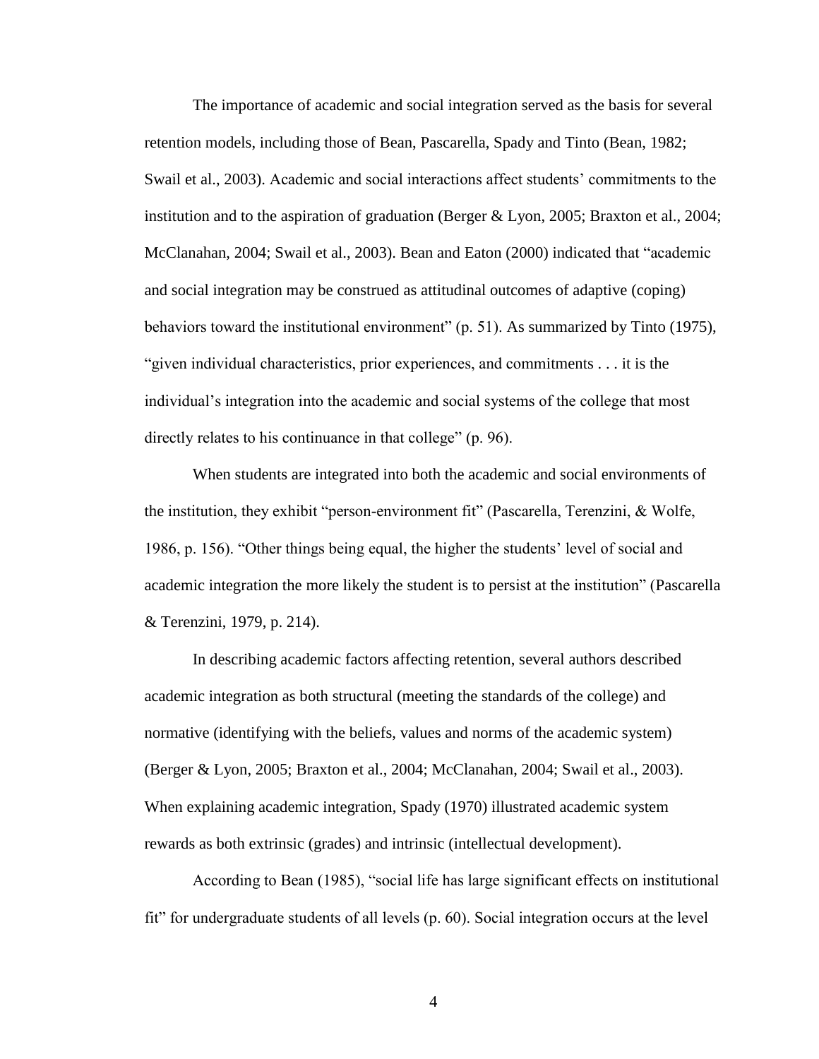The importance of academic and social integration served as the basis for several retention models, including those of Bean, Pascarella, Spady and Tinto (Bean, 1982; Swail et al., 2003). Academic and social interactions affect students' commitments to the institution and to the aspiration of graduation (Berger & Lyon, 2005; Braxton et al., 2004; McClanahan, 2004; Swail et al., 2003). Bean and Eaton (2000) indicated that "academic and social integration may be construed as attitudinal outcomes of adaptive (coping) behaviors toward the institutional environment" (p. 51). As summarized by Tinto (1975), "given individual characteristics, prior experiences, and commitments . . . it is the individual's integration into the academic and social systems of the college that most directly relates to his continuance in that college" (p. 96).

When students are integrated into both the academic and social environments of the institution, they exhibit "person-environment fit" (Pascarella, Terenzini, & Wolfe, 1986, p. 156). "Other things being equal, the higher the students' level of social and academic integration the more likely the student is to persist at the institution" (Pascarella & Terenzini, 1979, p. 214).

In describing academic factors affecting retention, several authors described academic integration as both structural (meeting the standards of the college) and normative (identifying with the beliefs, values and norms of the academic system) (Berger & Lyon, 2005; Braxton et al., 2004; McClanahan, 2004; Swail et al., 2003). When explaining academic integration, Spady (1970) illustrated academic system rewards as both extrinsic (grades) and intrinsic (intellectual development).

According to Bean (1985), "social life has large significant effects on institutional fit" for undergraduate students of all levels (p. 60). Social integration occurs at the level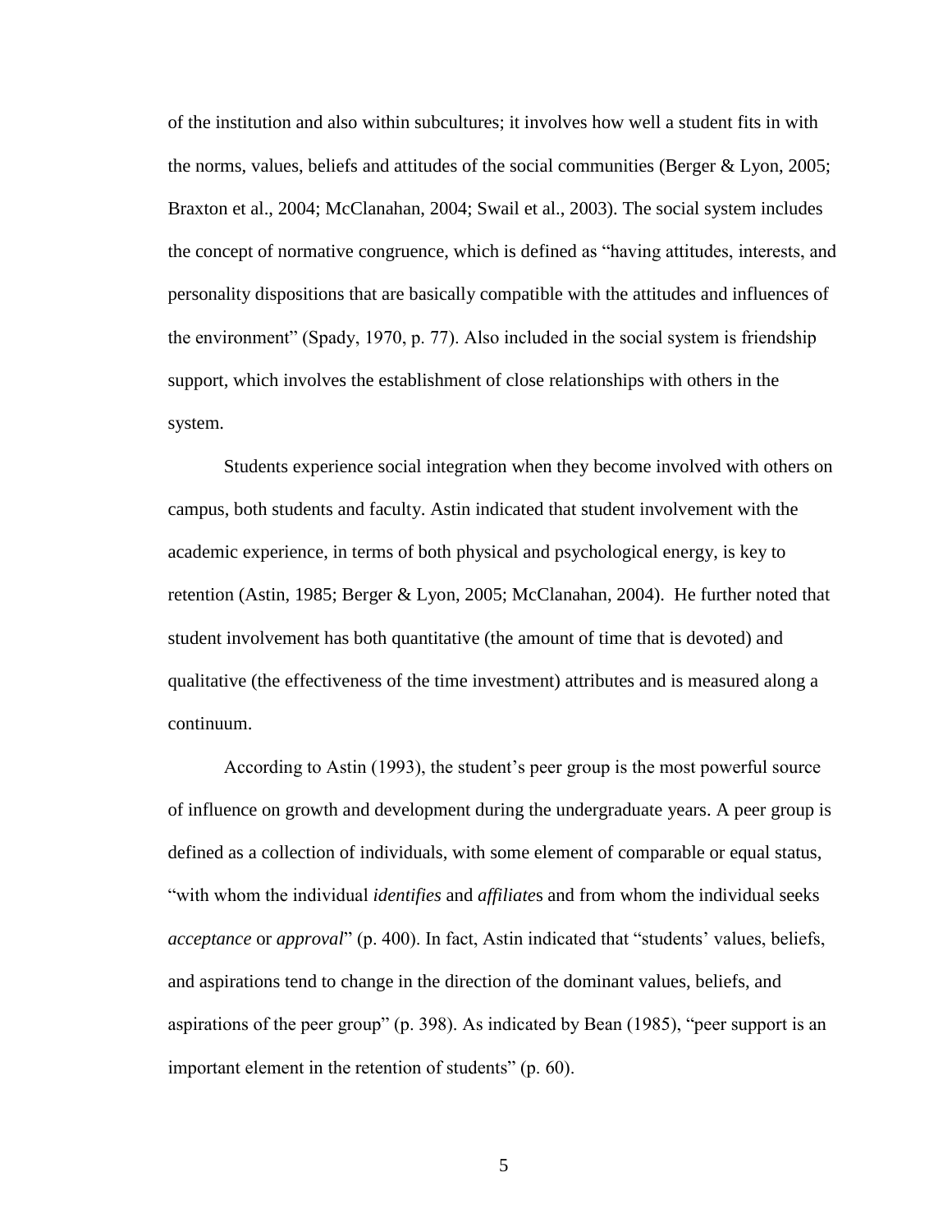of the institution and also within subcultures; it involves how well a student fits in with the norms, values, beliefs and attitudes of the social communities (Berger & Lyon, 2005; Braxton et al., 2004; McClanahan, 2004; Swail et al., 2003). The social system includes the concept of normative congruence, which is defined as "having attitudes, interests, and personality dispositions that are basically compatible with the attitudes and influences of the environment" (Spady, 1970, p. 77). Also included in the social system is friendship support, which involves the establishment of close relationships with others in the system.

Students experience social integration when they become involved with others on campus, both students and faculty. Astin indicated that student involvement with the academic experience, in terms of both physical and psychological energy, is key to retention (Astin, 1985; Berger & Lyon, 2005; McClanahan, 2004). He further noted that student involvement has both quantitative (the amount of time that is devoted) and qualitative (the effectiveness of the time investment) attributes and is measured along a continuum.

According to Astin (1993), the student's peer group is the most powerful source of influence on growth and development during the undergraduate years. A peer group is defined as a collection of individuals, with some element of comparable or equal status, "with whom the individual *identifies* and *affiliates* and from whom the individual seeks *acceptance* or *approval*" (p. 400). In fact, Astin indicated that "students' values, beliefs, and aspirations tend to change in the direction of the dominant values, beliefs, and aspirations of the peer group" (p. 398). As indicated by Bean (1985), "peer support is an important element in the retention of students" (p. 60).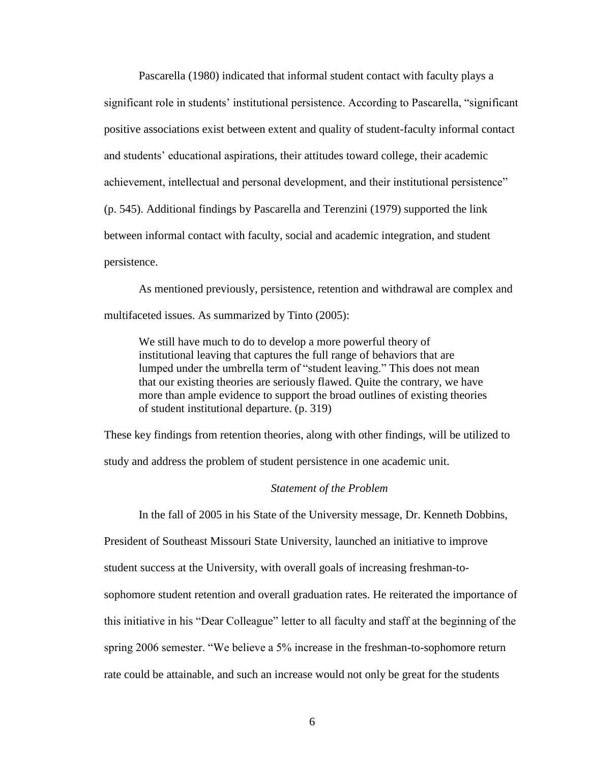Pascarella (1980) indicated that informal student contact with faculty plays a significant role in students' institutional persistence. According to Pascarella, "significant positive associations exist between extent and quality of student-faculty informal contact and students' educational aspirations, their attitudes toward college, their academic achievement, intellectual and personal development, and their institutional persistence" (p. 545). Additional findings by Pascarella and Terenzini (1979) supported the link between informal contact with faculty, social and academic integration, and student persistence.

As mentioned previously, persistence, retention and withdrawal are complex and multifaceted issues. As summarized by Tinto (2005):

> We still have much to do to develop a more powerful theory of institutional leaving that captures the full range of behaviors that are lumped under the umbrella term of "student leaving." This does not mean that our existing theories are seriously flawed. Quite the contrary, we have more than ample evidence to support the broad outlines of existing theories of student institutional departure. (p. 319)

These key findings from retention theories, along with other findings, will be utilized to study and address the problem of student persistence in one academic unit.

### *Statement of the Problem*

In the fall of 2005 in his State of the University message, Dr. Kenneth Dobbins, President of Southeast Missouri State University, launched an initiative to improve student success at the University, with overall goals of increasing freshman-to-sophomore student retention and overall graduation rates. He reiterated the importance of this initiative in his "Dear Colleague" letter to all faculty and staff at the beginning of the spring 2006 semester. "We believe a 5% increase in the freshman-to-sophomore return rate could be attainable, and such an increase would not only be great for the students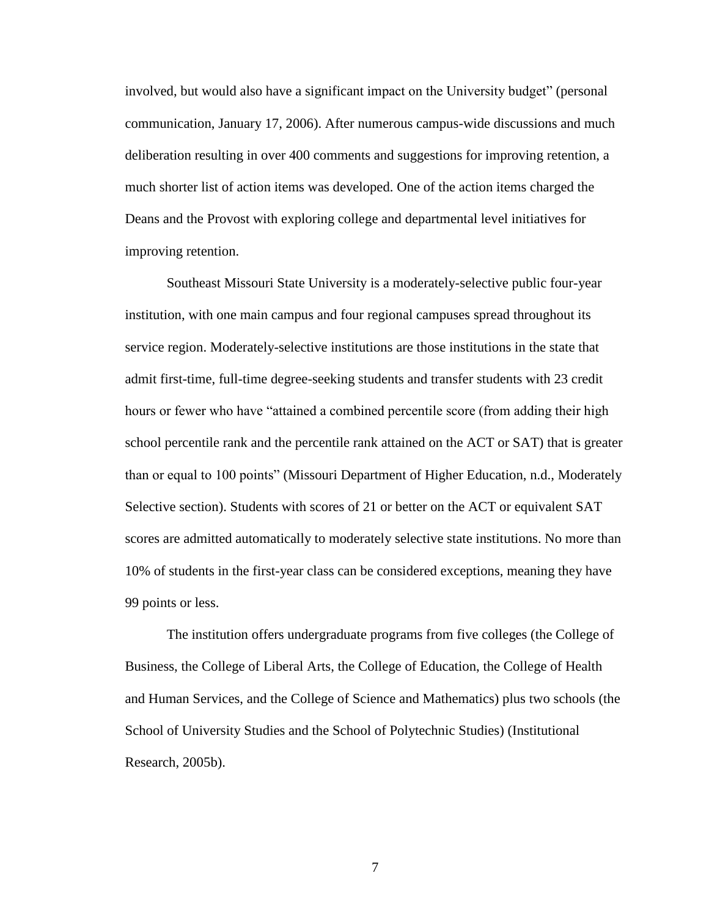involved, but would also have a significant impact on the University budget" (personal communication, January 17, 2006). After numerous campus-wide discussions and much deliberation resulting in over 400 comments and suggestions for improving retention, a much shorter list of action items was developed. One of the action items charged the Deans and the Provost with exploring college and departmental level initiatives for improving retention.

Southeast Missouri State University is a moderately-selective public four-year institution, with one main campus and four regional campuses spread throughout its service region. Moderately-selective institutions are those institutions in the state that admit first-time, full-time degree-seeking students and transfer students with 23 credit hours or fewer who have "attained a combined percentile score (from adding their high school percentile rank and the percentile rank attained on the ACT or SAT) that is greater than or equal to 100 points" (Missouri Department of Higher Education, n.d., Moderately Selective section). Students with scores of 21 or better on the ACT or equivalent SAT scores are admitted automatically to moderately selective state institutions. No more than 10% of students in the first-year class can be considered exceptions, meaning they have 99 points or less.

The institution offers undergraduate programs from five colleges (the College of Business, the College of Liberal Arts, the College of Education, the College of Health and Human Services, and the College of Science and Mathematics) plus two schools (the School of University Studies and the School of Polytechnic Studies) (Institutional Research, 2005b).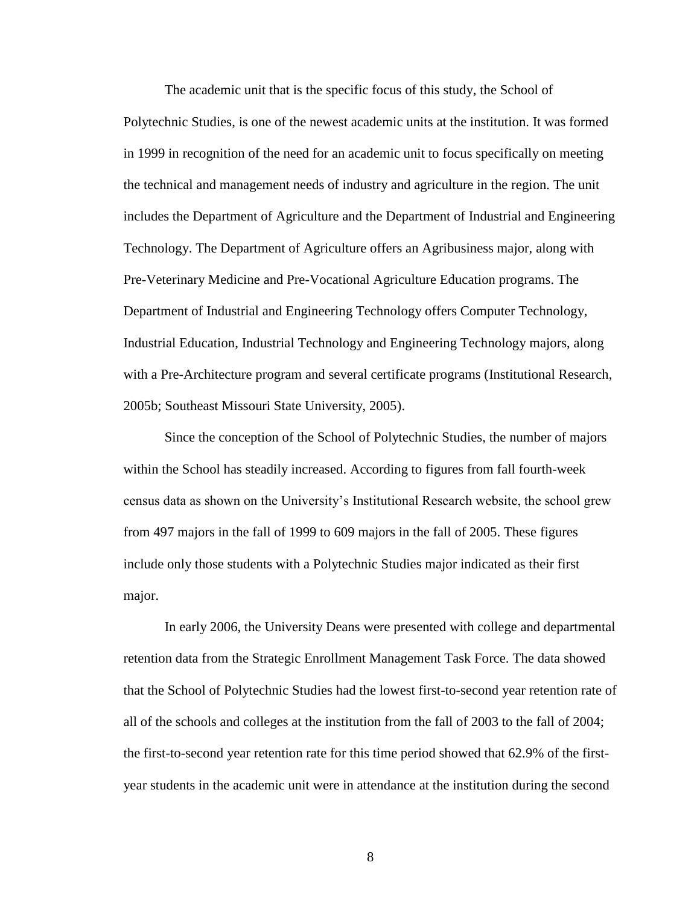The academic unit that is the specific focus of this study, the School of Polytechnic Studies, is one of the newest academic units at the institution. It was formed in 1999 in recognition of the need for an academic unit to focus specifically on meeting the technical and management needs of industry and agriculture in the region. The unit includes the Department of Agriculture and the Department of Industrial and Engineering Technology. The Department of Agriculture offers an Agribusiness major, along with Pre-Veterinary Medicine and Pre-Vocational Agriculture Education programs. The Department of Industrial and Engineering Technology offers Computer Technology, Industrial Education, Industrial Technology and Engineering Technology majors, along with a Pre-Architecture program and several certificate programs (Institutional Research, 2005b; Southeast Missouri State University, 2005).

Since the conception of the School of Polytechnic Studies, the number of majors within the School has steadily increased. According to figures from fall fourth-week census data as shown on the University's Institutional Research website, the school grew from 497 majors in the fall of 1999 to 609 majors in the fall of 2005. These figures include only those students with a Polytechnic Studies major indicated as their first major.

In early 2006, the University Deans were presented with college and departmental retention data from the Strategic Enrollment Management Task Force. The data showed that the School of Polytechnic Studies had the lowest first-to-second year retention rate of all of the schools and colleges at the institution from the fall of 2003 to the fall of 2004; the first-to-second year retention rate for this time period showed that 62.9% of the first-year students in the academic unit were in attendance at the institution during the second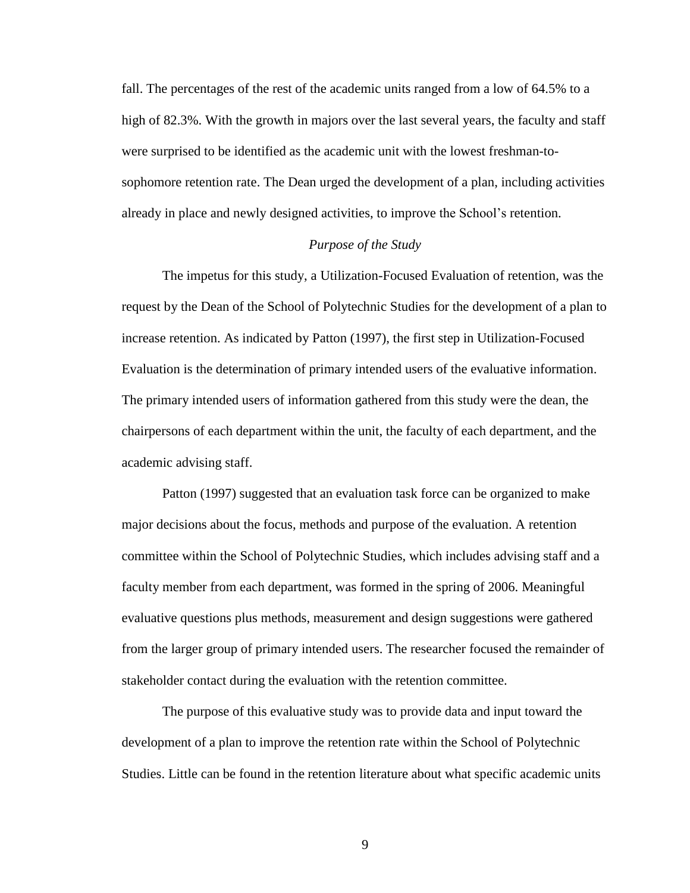fall. The percentages of the rest of the academic units ranged from a low of 64.5% to a high of 82.3%. With the growth in majors over the last several years, the faculty and staff were surprised to be identified as the academic unit with the lowest freshman-to-sophomore retention rate. The Dean urged the development of a plan, including activities already in place and newly designed activities, to improve the School's retention.

### *Purpose of the Study*

The impetus for this study, a Utilization-Focused Evaluation of retention, was the request by the Dean of the School of Polytechnic Studies for the development of a plan to increase retention. As indicated by Patton (1997), the first step in Utilization-Focused Evaluation is the determination of primary intended users of the evaluative information. The primary intended users of information gathered from this study were the dean, the chairpersons of each department within the unit, the faculty of each department, and the academic advising staff.

Patton (1997) suggested that an evaluation task force can be organized to make major decisions about the focus, methods and purpose of the evaluation. A retention committee within the School of Polytechnic Studies, which includes advising staff and a faculty member from each department, was formed in the spring of 2006. Meaningful evaluative questions plus methods, measurement and design suggestions were gathered from the larger group of primary intended users. The researcher focused the remainder of stakeholder contact during the evaluation with the retention committee.

The purpose of this evaluative study was to provide data and input toward the development of a plan to improve the retention rate within the School of Polytechnic Studies. Little can be found in the retention literature about what specific academic units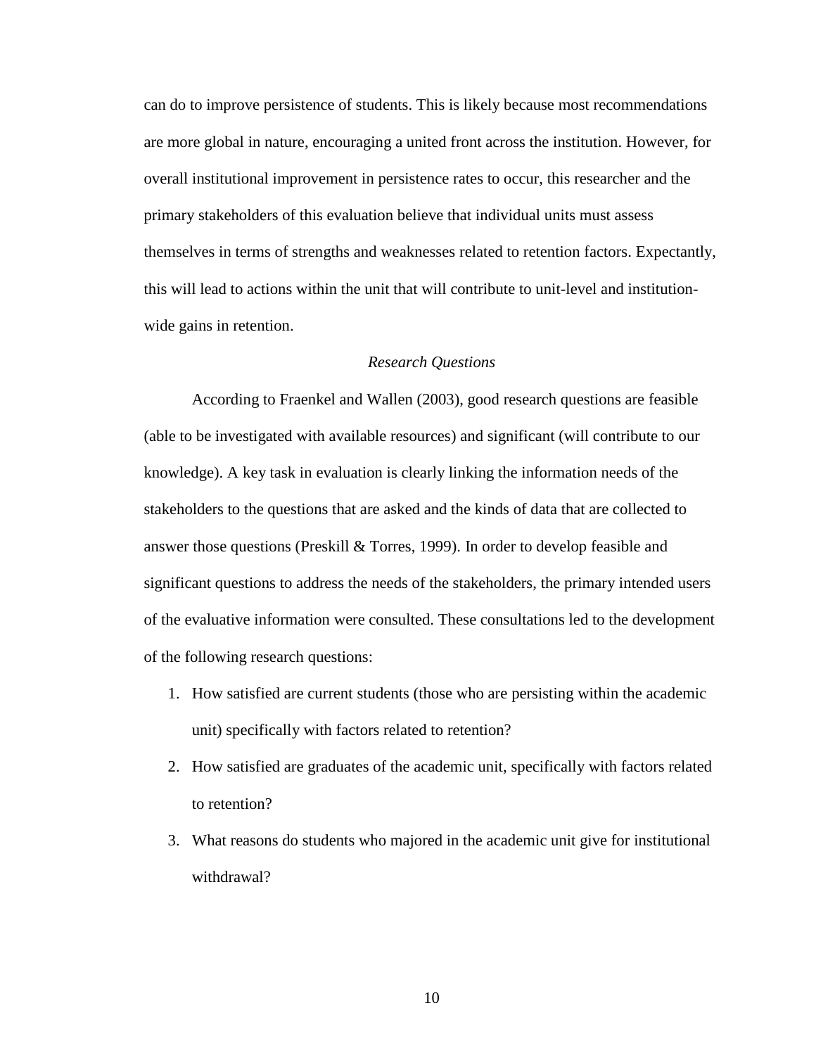can do to improve persistence of students. This is likely because most recommendations are more global in nature, encouraging a united front across the institution. However, for overall institutional improvement in persistence rates to occur, this researcher and the primary stakeholders of this evaluation believe that individual units must assess themselves in terms of strengths and weaknesses related to retention factors. Expectantly, this will lead to actions within the unit that will contribute to unit-level and institution-wide gains in retention.

### *Research Questions*

According to Fraenkel and Wallen (2003), good research questions are feasible (able to be investigated with available resources) and significant (will contribute to our knowledge). A key task in evaluation is clearly linking the information needs of the stakeholders to the questions that are asked and the kinds of data that are collected to answer those questions (Preskill & Torres, 1999). In order to develop feasible and significant questions to address the needs of the stakeholders, the primary intended users of the evaluative information were consulted. These consultations led to the development of the following research questions:

1. How satisfied are current students (those who are persisting within the academic unit) specifically with factors related to retention?
2. How satisfied are graduates of the academic unit, specifically with factors related to retention?
3. What reasons do students who majored in the academic unit give for institutional withdrawal?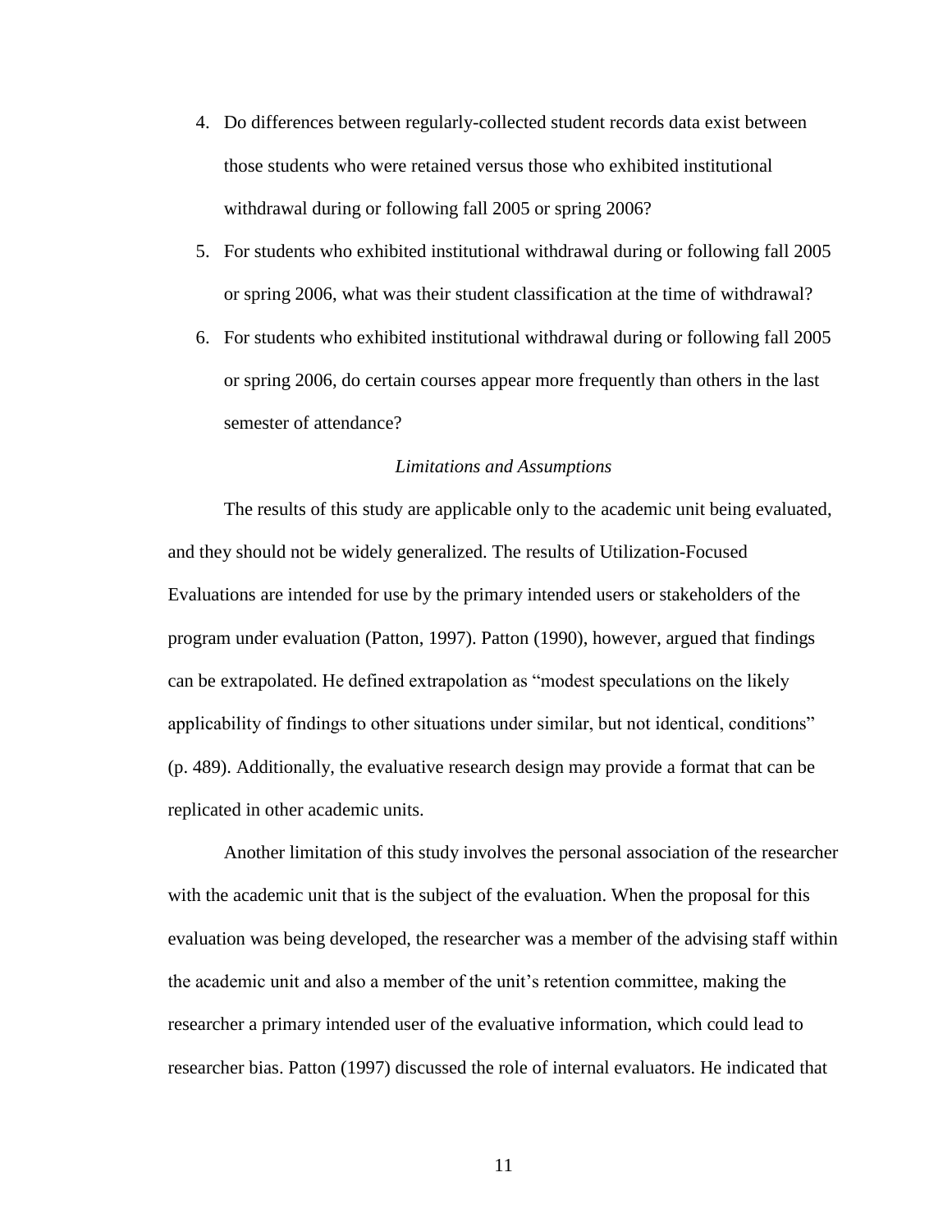4. Do differences between regularly-collected student records data exist between those students who were retained versus those who exhibited institutional withdrawal during or following fall 2005 or spring 2006?
5. For students who exhibited institutional withdrawal during or following fall 2005 or spring 2006, what was their student classification at the time of withdrawal?
6. For students who exhibited institutional withdrawal during or following fall 2005 or spring 2006, do certain courses appear more frequently than others in the last semester of attendance?

### *Limitations and Assumptions*

The results of this study are applicable only to the academic unit being evaluated, and they should not be widely generalized. The results of Utilization-Focused Evaluations are intended for use by the primary intended users or stakeholders of the program under evaluation (Patton, 1997). Patton (1990), however, argued that findings can be extrapolated. He defined extrapolation as "modest speculations on the likely applicability of findings to other situations under similar, but not identical, conditions" (p. 489). Additionally, the evaluative research design may provide a format that can be replicated in other academic units.

Another limitation of this study involves the personal association of the researcher with the academic unit that is the subject of the evaluation. When the proposal for this evaluation was being developed, the researcher was a member of the advising staff within the academic unit and also a member of the unit's retention committee, making the researcher a primary intended user of the evaluative information, which could lead to researcher bias. Patton (1997) discussed the role of internal evaluators. He indicated that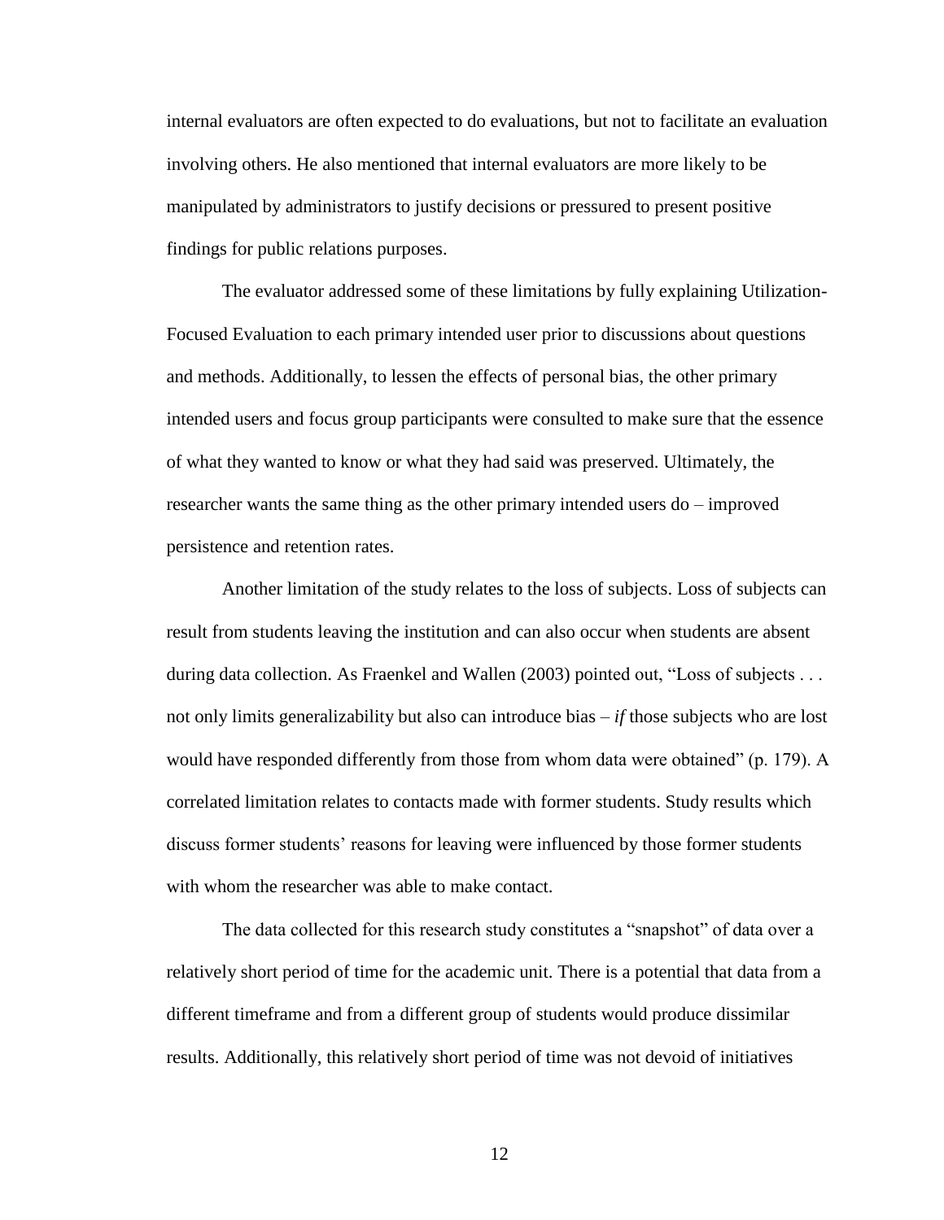internal evaluators are often expected to do evaluations, but not to facilitate an evaluation involving others. He also mentioned that internal evaluators are more likely to be manipulated by administrators to justify decisions or pressured to present positive findings for public relations purposes.

The evaluator addressed some of these limitations by fully explaining Utilization-Focused Evaluation to each primary intended user prior to discussions about questions and methods. Additionally, to lessen the effects of personal bias, the other primary intended users and focus group participants were consulted to make sure that the essence of what they wanted to know or what they had said was preserved. Ultimately, the researcher wants the same thing as the other primary intended users do – improved persistence and retention rates.

Another limitation of the study relates to the loss of subjects. Loss of subjects can result from students leaving the institution and can also occur when students are absent during data collection. As Fraenkel and Wallen (2003) pointed out, "Loss of subjects . . . not only limits generalizability but also can introduce bias – *if* those subjects who are lost would have responded differently from those from whom data were obtained" (p. 179). A correlated limitation relates to contacts made with former students. Study results which discuss former students' reasons for leaving were influenced by those former students with whom the researcher was able to make contact.

The data collected for this research study constitutes a "snapshot" of data over a relatively short period of time for the academic unit. There is a potential that data from a different timeframe and from a different group of students would produce dissimilar results. Additionally, this relatively short period of time was not devoid of initiatives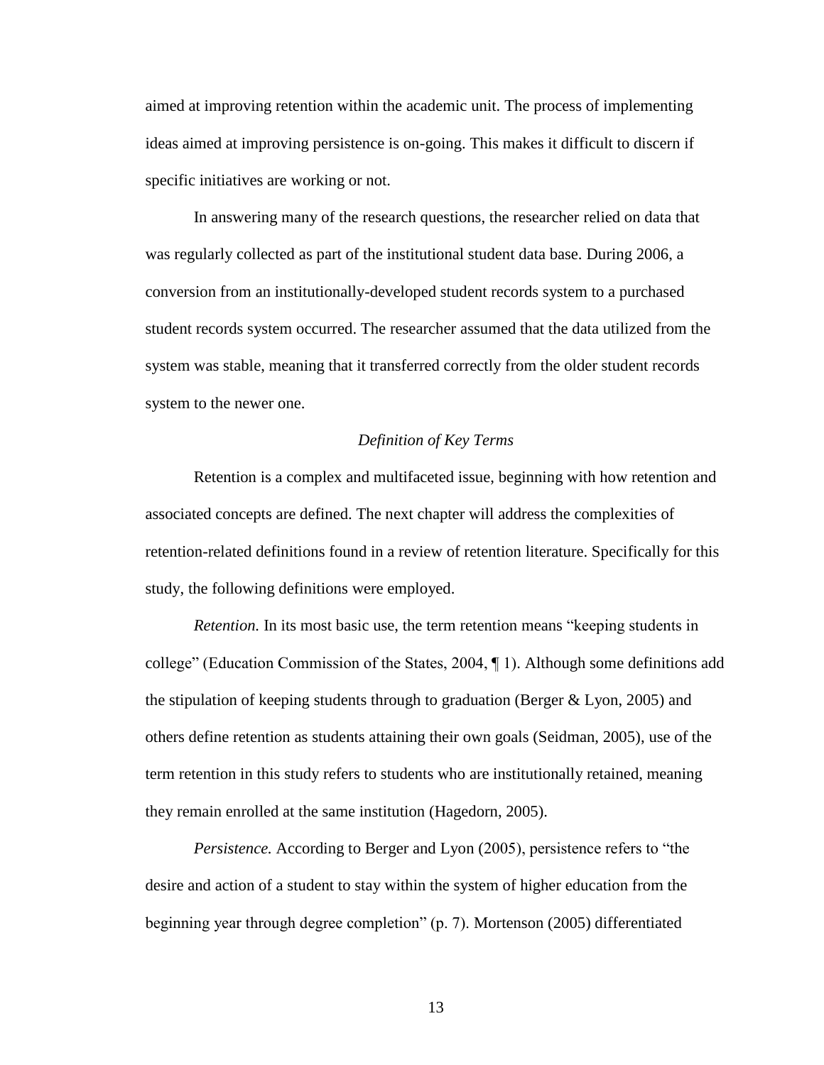aimed at improving retention within the academic unit. The process of implementing ideas aimed at improving persistence is on-going. This makes it difficult to discern if specific initiatives are working or not.

In answering many of the research questions, the researcher relied on data that was regularly collected as part of the institutional student data base. During 2006, a conversion from an institutionally-developed student records system to a purchased student records system occurred. The researcher assumed that the data utilized from the system was stable, meaning that it transferred correctly from the older student records system to the newer one.

### *Definition of Key Terms*

Retention is a complex and multifaceted issue, beginning with how retention and associated concepts are defined. The next chapter will address the complexities of retention-related definitions found in a review of retention literature. Specifically for this study, the following definitions were employed.

*Retention.* In its most basic use, the term retention means "keeping students in college" (Education Commission of the States, 2004, ¶ 1). Although some definitions add the stipulation of keeping students through to graduation (Berger & Lyon, 2005) and others define retention as students attaining their own goals (Seidman, 2005), use of the term retention in this study refers to students who are institutionally retained, meaning they remain enrolled at the same institution (Hagedorn, 2005).

*Persistence.* According to Berger and Lyon (2005), persistence refers to "the desire and action of a student to stay within the system of higher education from the beginning year through degree completion" (p. 7). Mortenson (2005) differentiated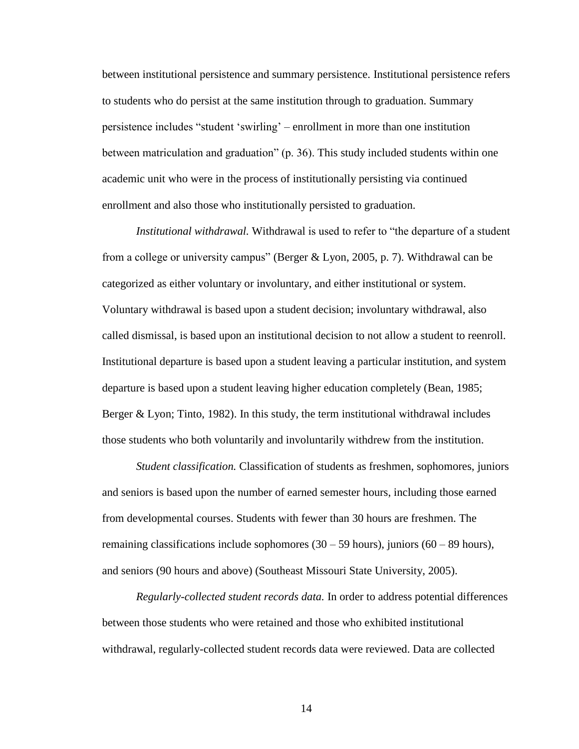between institutional persistence and summary persistence. Institutional persistence refers to students who do persist at the same institution through to graduation. Summary persistence includes "student 'swirling' – enrollment in more than one institution between matriculation and graduation" (p. 36). This study included students within one academic unit who were in the process of institutionally persisting via continued enrollment and also those who institutionally persisted to graduation.

*Institutional withdrawal.* Withdrawal is used to refer to "the departure of a student from a college or university campus" (Berger & Lyon, 2005, p. 7). Withdrawal can be categorized as either voluntary or involuntary, and either institutional or system. Voluntary withdrawal is based upon a student decision; involuntary withdrawal, also called dismissal, is based upon an institutional decision to not allow a student to reenroll. Institutional departure is based upon a student leaving a particular institution, and system departure is based upon a student leaving higher education completely (Bean, 1985; Berger & Lyon; Tinto, 1982). In this study, the term institutional withdrawal includes those students who both voluntarily and involuntarily withdrew from the institution.

*Student classification.* Classification of students as freshmen, sophomores, juniors and seniors is based upon the number of earned semester hours, including those earned from developmental courses. Students with fewer than 30 hours are freshmen. The remaining classifications include sophomores (30 – 59 hours), juniors (60 – 89 hours), and seniors (90 hours and above) (Southeast Missouri State University, 2005).

*Regularly-collected student records data.* In order to address potential differences between those students who were retained and those who exhibited institutional withdrawal, regularly-collected student records data were reviewed. Data are collected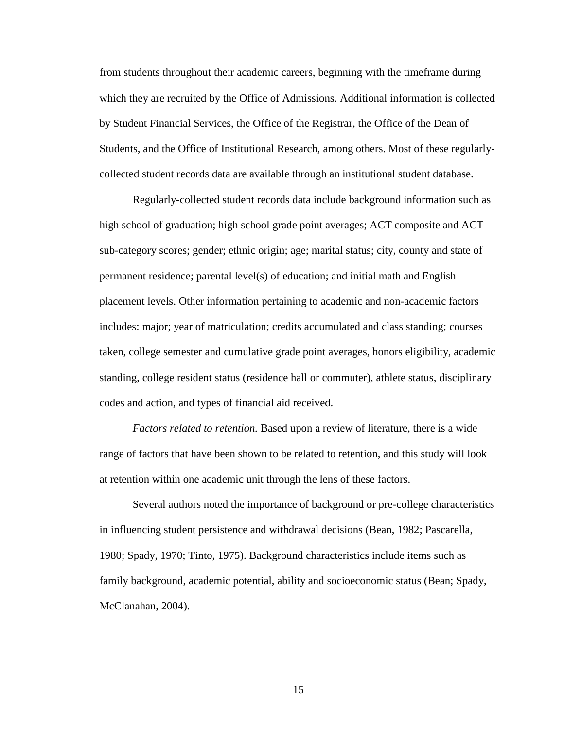from students throughout their academic careers, beginning with the timeframe during which they are recruited by the Office of Admissions. Additional information is collected by Student Financial Services, the Office of the Registrar, the Office of the Dean of Students, and the Office of Institutional Research, among others. Most of these regularly-collected student records data are available through an institutional student database.

Regularly-collected student records data include background information such as high school of graduation; high school grade point averages; ACT composite and ACT sub-category scores; gender; ethnic origin; age; marital status; city, county and state of permanent residence; parental level(s) of education; and initial math and English placement levels. Other information pertaining to academic and non-academic factors includes: major; year of matriculation; credits accumulated and class standing; courses taken, college semester and cumulative grade point averages, honors eligibility, academic standing, college resident status (residence hall or commuter), athlete status, disciplinary codes and action, and types of financial aid received.

*Factors related to retention.* Based upon a review of literature, there is a wide range of factors that have been shown to be related to retention, and this study will look at retention within one academic unit through the lens of these factors.

Several authors noted the importance of background or pre-college characteristics in influencing student persistence and withdrawal decisions (Bean, 1982; Pascarella, 1980; Spady, 1970; Tinto, 1975). Background characteristics include items such as family background, academic potential, ability and socioeconomic status (Bean; Spady, McClanahan, 2004).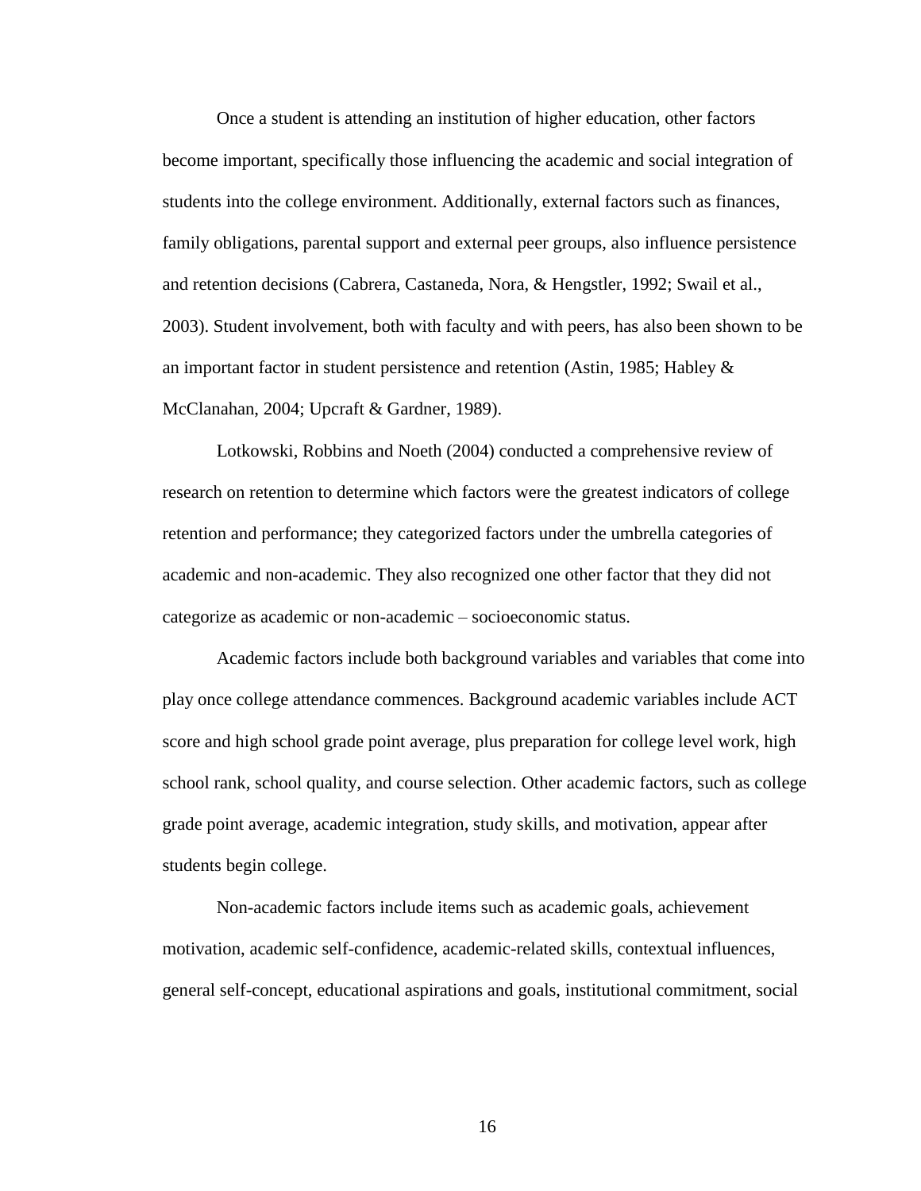Once a student is attending an institution of higher education, other factors become important, specifically those influencing the academic and social integration of students into the college environment. Additionally, external factors such as finances, family obligations, parental support and external peer groups, also influence persistence and retention decisions (Cabrera, Castaneda, Nora, & Hengstler, 1992; Swail et al., 2003). Student involvement, both with faculty and with peers, has also been shown to be an important factor in student persistence and retention (Astin, 1985; Habley & McClanahan, 2004; Upcraft & Gardner, 1989).

Lotkowski, Robbins and Noeth (2004) conducted a comprehensive review of research on retention to determine which factors were the greatest indicators of college retention and performance; they categorized factors under the umbrella categories of academic and non-academic. They also recognized one other factor that they did not categorize as academic or non-academic – socioeconomic status.

Academic factors include both background variables and variables that come into play once college attendance commences. Background academic variables include ACT score and high school grade point average, plus preparation for college level work, high school rank, school quality, and course selection. Other academic factors, such as college grade point average, academic integration, study skills, and motivation, appear after students begin college.

Non-academic factors include items such as academic goals, achievement motivation, academic self-confidence, academic-related skills, contextual influences, general self-concept, educational aspirations and goals, institutional commitment, social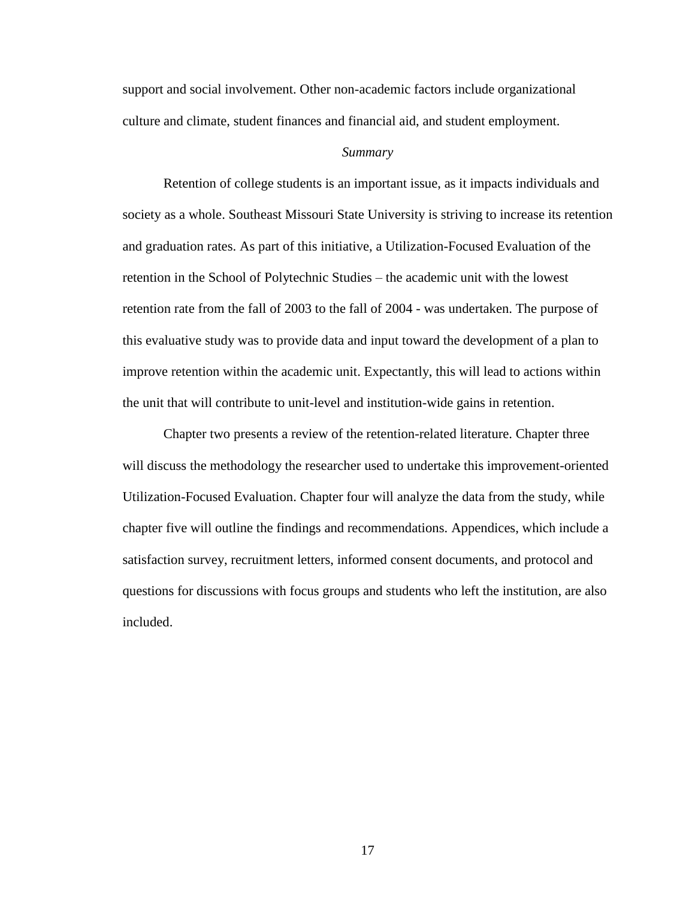support and social involvement. Other non-academic factors include organizational culture and climate, student finances and financial aid, and student employment.

### *Summary*

Retention of college students is an important issue, as it impacts individuals and society as a whole. Southeast Missouri State University is striving to increase its retention and graduation rates. As part of this initiative, a Utilization-Focused Evaluation of the retention in the School of Polytechnic Studies – the academic unit with the lowest retention rate from the fall of 2003 to the fall of 2004 - was undertaken. The purpose of this evaluative study was to provide data and input toward the development of a plan to improve retention within the academic unit. Expectantly, this will lead to actions within the unit that will contribute to unit-level and institution-wide gains in retention.

Chapter two presents a review of the retention-related literature. Chapter three will discuss the methodology the researcher used to undertake this improvement-oriented Utilization-Focused Evaluation. Chapter four will analyze the data from the study, while chapter five will outline the findings and recommendations. Appendices, which include a satisfaction survey, recruitment letters, informed consent documents, and protocol and questions for discussions with focus groups and students who left the institution, are also included.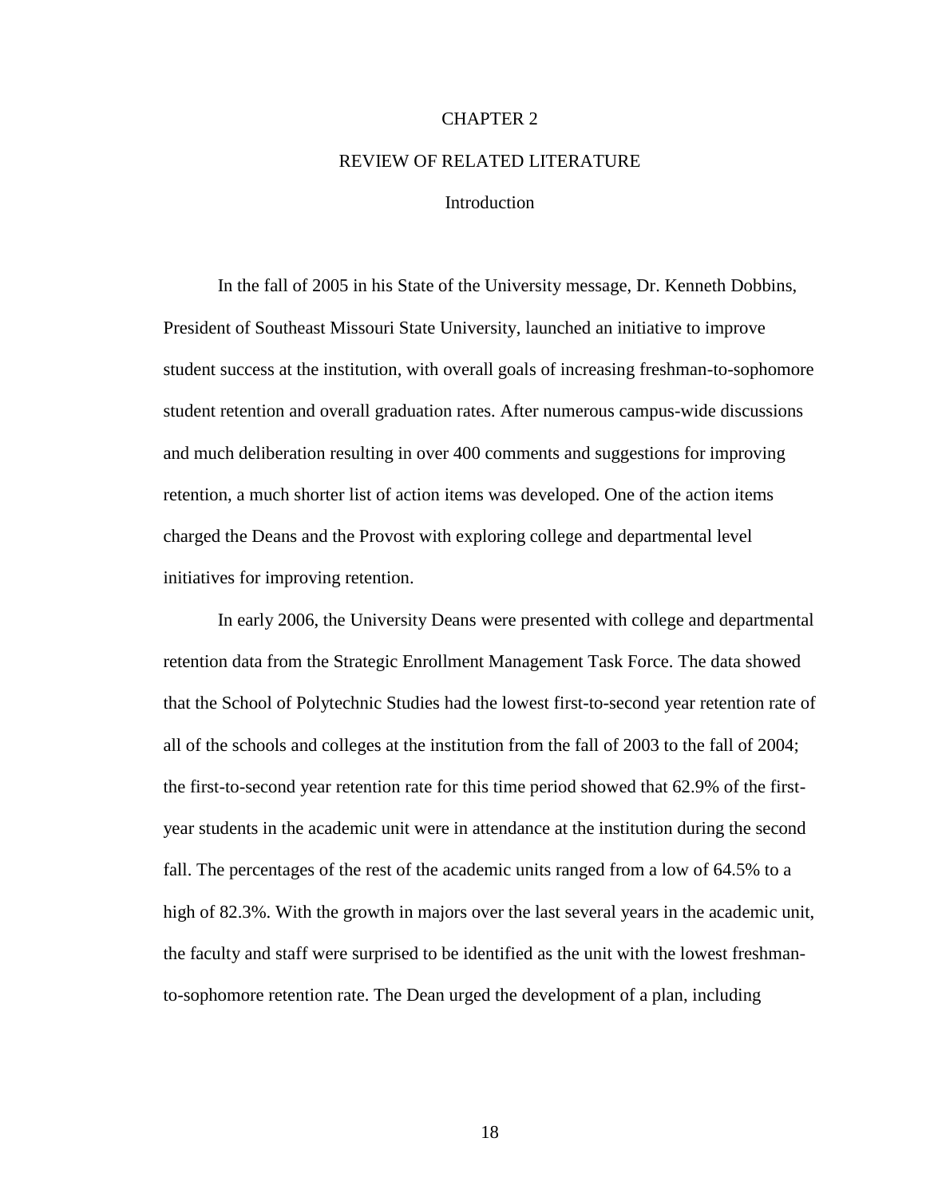# CHAPTER 2

# REVIEW OF RELATED LITERATURE

## Introduction

In the fall of 2005 in his State of the University message, Dr. Kenneth Dobbins, President of Southeast Missouri State University, launched an initiative to improve student success at the institution, with overall goals of increasing freshman-to-sophomore student retention and overall graduation rates. After numerous campus-wide discussions and much deliberation resulting in over 400 comments and suggestions for improving retention, a much shorter list of action items was developed. One of the action items charged the Deans and the Provost with exploring college and departmental level initiatives for improving retention.

In early 2006, the University Deans were presented with college and departmental retention data from the Strategic Enrollment Management Task Force. The data showed that the School of Polytechnic Studies had the lowest first-to-second year retention rate of all of the schools and colleges at the institution from the fall of 2003 to the fall of 2004; the first-to-second year retention rate for this time period showed that 62.9% of the first-year students in the academic unit were in attendance at the institution during the second fall. The percentages of the rest of the academic units ranged from a low of 64.5% to a high of 82.3%. With the growth in majors over the last several years in the academic unit, the faculty and staff were surprised to be identified as the unit with the lowest freshman-to-sophomore retention rate. The Dean urged the development of a plan, including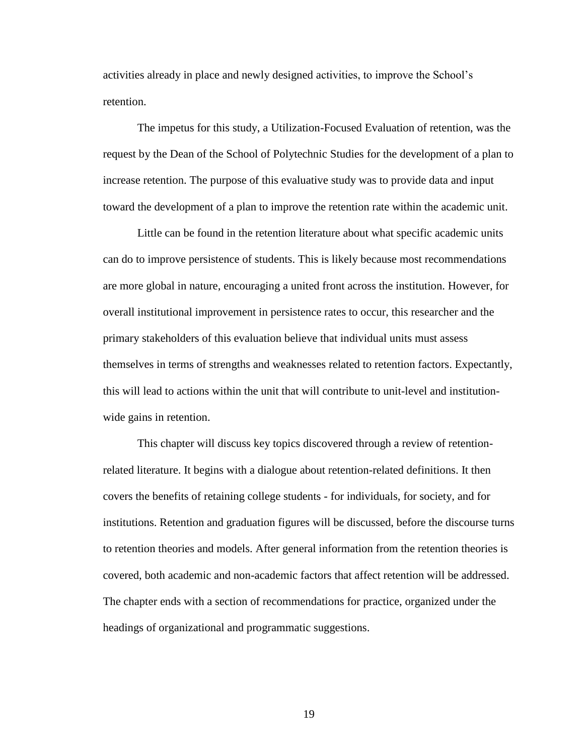activities already in place and newly designed activities, to improve the School's retention.

The impetus for this study, a Utilization-Focused Evaluation of retention, was the request by the Dean of the School of Polytechnic Studies for the development of a plan to increase retention. The purpose of this evaluative study was to provide data and input toward the development of a plan to improve the retention rate within the academic unit.

Little can be found in the retention literature about what specific academic units can do to improve persistence of students. This is likely because most recommendations are more global in nature, encouraging a united front across the institution. However, for overall institutional improvement in persistence rates to occur, this researcher and the primary stakeholders of this evaluation believe that individual units must assess themselves in terms of strengths and weaknesses related to retention factors. Expectantly, this will lead to actions within the unit that will contribute to unit-level and institution-wide gains in retention.

This chapter will discuss key topics discovered through a review of retention-related literature. It begins with a dialogue about retention-related definitions. It then covers the benefits of retaining college students - for individuals, for society, and for institutions. Retention and graduation figures will be discussed, before the discourse turns to retention theories and models. After general information from the retention theories is covered, both academic and non-academic factors that affect retention will be addressed. The chapter ends with a section of recommendations for practice, organized under the headings of organizational and programmatic suggestions.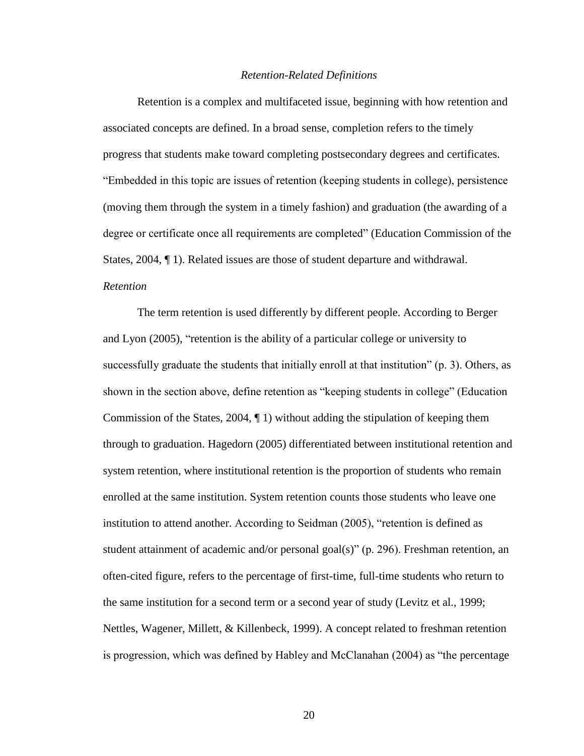### *Retention-Related Definitions*

Retention is a complex and multifaceted issue, beginning with how retention and associated concepts are defined. In a broad sense, completion refers to the timely progress that students make toward completing postsecondary degrees and certificates. "Embedded in this topic are issues of retention (keeping students in college), persistence (moving them through the system in a timely fashion) and graduation (the awarding of a degree or certificate once all requirements are completed" (Education Commission of the States, 2004, ¶ 1). Related issues are those of student departure and withdrawal.

#### *Retention*

The term retention is used differently by different people. According to Berger and Lyon (2005), "retention is the ability of a particular college or university to successfully graduate the students that initially enroll at that institution" (p. 3). Others, as shown in the section above, define retention as "keeping students in college" (Education Commission of the States, 2004, ¶ 1) without adding the stipulation of keeping them through to graduation. Hagedorn (2005) differentiated between institutional retention and system retention, where institutional retention is the proportion of students who remain enrolled at the same institution. System retention counts those students who leave one institution to attend another. According to Seidman (2005), "retention is defined as student attainment of academic and/or personal goal(s)" (p. 296). Freshman retention, an often-cited figure, refers to the percentage of first-time, full-time students who return to the same institution for a second term or a second year of study (Levitz et al., 1999; Nettles, Wagener, Millett, & Killenbeck, 1999). A concept related to freshman retention is progression, which was defined by Habley and McClanahan (2004) as "the percentage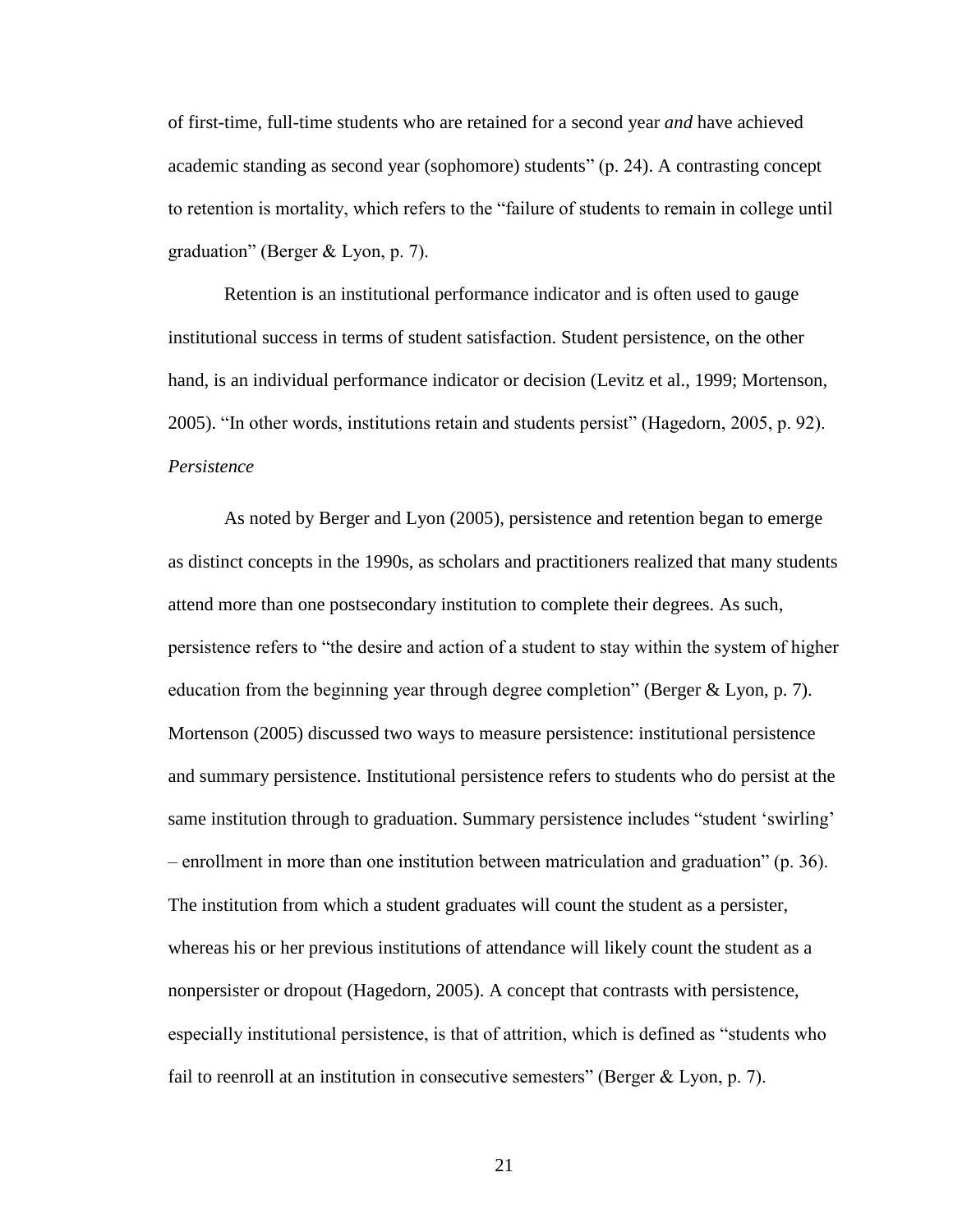of first-time, full-time students who are retained for a second year *and* have achieved academic standing as second year (sophomore) students" (p. 24). A contrasting concept to retention is mortality, which refers to the "failure of students to remain in college until graduation" (Berger & Lyon, p. 7).

Retention is an institutional performance indicator and is often used to gauge institutional success in terms of student satisfaction. Student persistence, on the other hand, is an individual performance indicator or decision (Levitz et al., 1999; Mortenson, 2005). "In other words, institutions retain and students persist" (Hagedorn, 2005, p. 92).

*Persistence*

As noted by Berger and Lyon (2005), persistence and retention began to emerge as distinct concepts in the 1990s, as scholars and practitioners realized that many students attend more than one postsecondary institution to complete their degrees. As such, persistence refers to "the desire and action of a student to stay within the system of higher education from the beginning year through degree completion" (Berger & Lyon, p. 7). Mortenson (2005) discussed two ways to measure persistence: institutional persistence and summary persistence. Institutional persistence refers to students who do persist at the same institution through to graduation. Summary persistence includes "student 'swirling' – enrollment in more than one institution between matriculation and graduation" (p. 36). The institution from which a student graduates will count the student as a persister, whereas his or her previous institutions of attendance will likely count the student as a nonpersister or dropout (Hagedorn, 2005). A concept that contrasts with persistence, especially institutional persistence, is that of attrition, which is defined as "students who fail to reenroll at an institution in consecutive semesters" (Berger & Lyon, p. 7).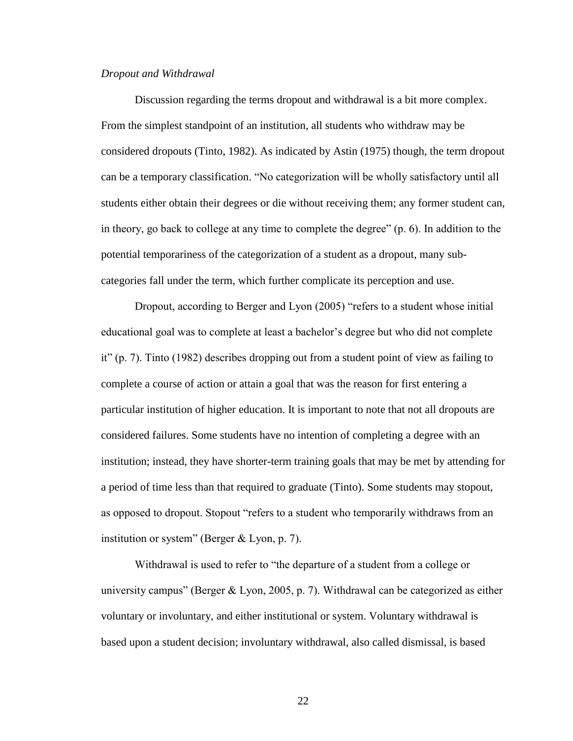*Dropout and Withdrawal*

Discussion regarding the terms dropout and withdrawal is a bit more complex. From the simplest standpoint of an institution, all students who withdraw may be considered dropouts (Tinto, 1982). As indicated by Astin (1975) though, the term dropout can be a temporary classification. "No categorization will be wholly satisfactory until all students either obtain their degrees or die without receiving them; any former student can, in theory, go back to college at any time to complete the degree" (p. 6). In addition to the potential temporariness of the categorization of a student as a dropout, many sub-categories fall under the term, which further complicate its perception and use.

Dropout, according to Berger and Lyon (2005) "refers to a student whose initial educational goal was to complete at least a bachelor's degree but who did not complete it" (p. 7). Tinto (1982) describes dropping out from a student point of view as failing to complete a course of action or attain a goal that was the reason for first entering a particular institution of higher education. It is important to note that not all dropouts are considered failures. Some students have no intention of completing a degree with an institution; instead, they have shorter-term training goals that may be met by attending for a period of time less than that required to graduate (Tinto). Some students may stopout, as opposed to dropout. Stopout "refers to a student who temporarily withdraws from an institution or system" (Berger & Lyon, p. 7).

Withdrawal is used to refer to "the departure of a student from a college or university campus" (Berger & Lyon, 2005, p. 7). Withdrawal can be categorized as either voluntary or involuntary, and either institutional or system. Voluntary withdrawal is based upon a student decision; involuntary withdrawal, also called dismissal, is based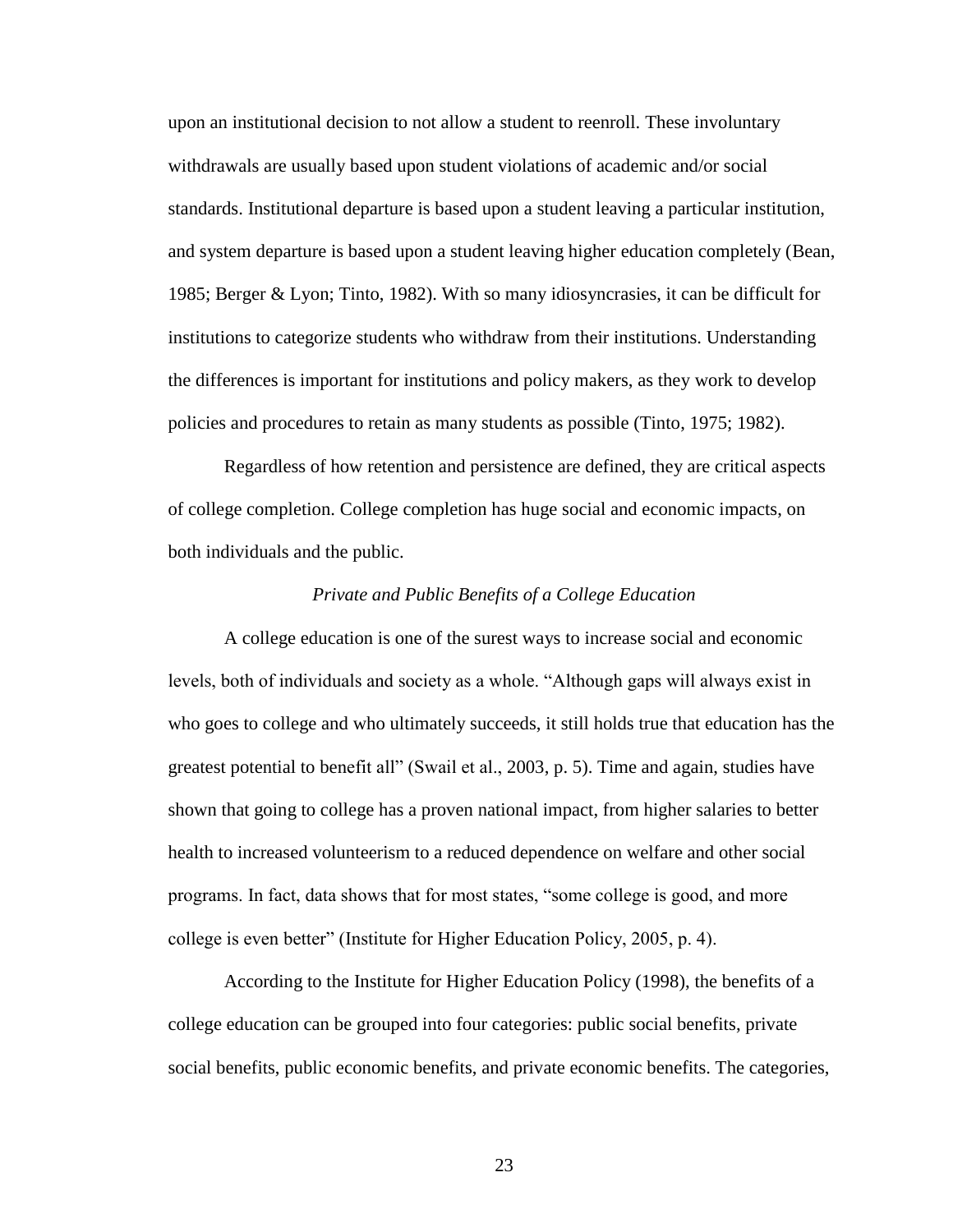upon an institutional decision to not allow a student to reenroll. These involuntary withdrawals are usually based upon student violations of academic and/or social standards. Institutional departure is based upon a student leaving a particular institution, and system departure is based upon a student leaving higher education completely (Bean, 1985; Berger & Lyon; Tinto, 1982). With so many idiosyncrasies, it can be difficult for institutions to categorize students who withdraw from their institutions. Understanding the differences is important for institutions and policy makers, as they work to develop policies and procedures to retain as many students as possible (Tinto, 1975; 1982).

Regardless of how retention and persistence are defined, they are critical aspects of college completion. College completion has huge social and economic impacts, on both individuals and the public.

### *Private and Public Benefits of a College Education*

A college education is one of the surest ways to increase social and economic levels, both of individuals and society as a whole. "Although gaps will always exist in who goes to college and who ultimately succeeds, it still holds true that education has the greatest potential to benefit all" (Swail et al., 2003, p. 5). Time and again, studies have shown that going to college has a proven national impact, from higher salaries to better health to increased volunteerism to a reduced dependence on welfare and other social programs. In fact, data shows that for most states, "some college is good, and more college is even better" (Institute for Higher Education Policy, 2005, p. 4).

According to the Institute for Higher Education Policy (1998), the benefits of a college education can be grouped into four categories: public social benefits, private social benefits, public economic benefits, and private economic benefits. The categories,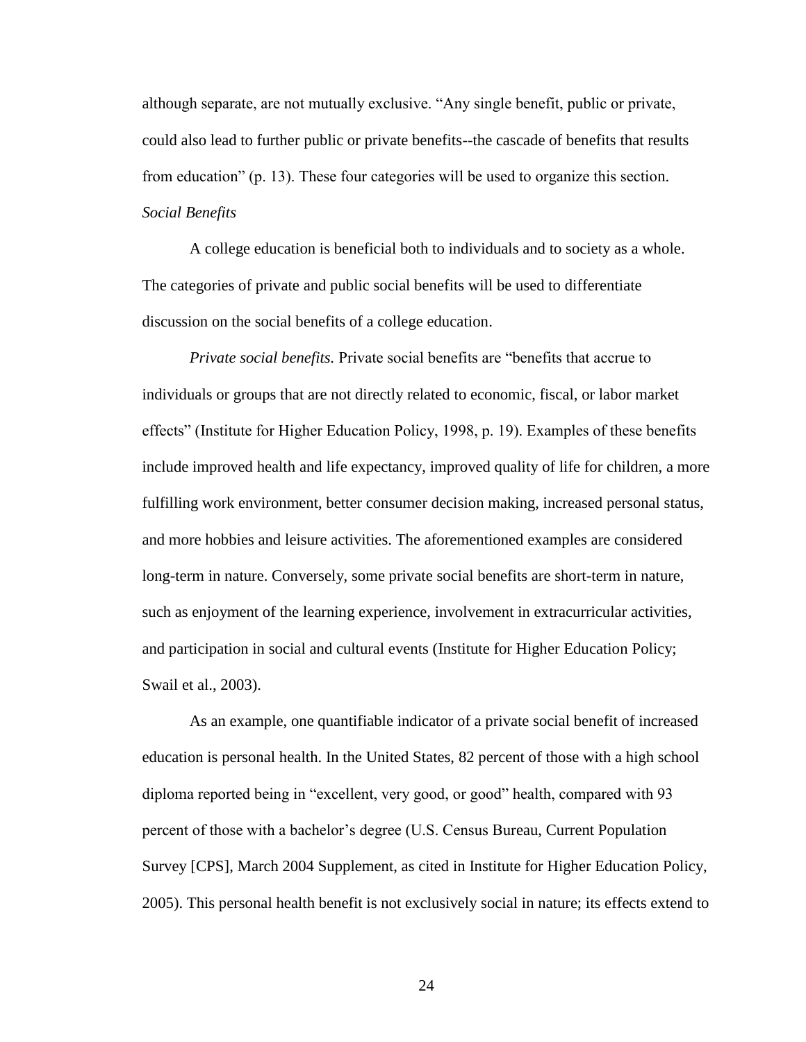although separate, are not mutually exclusive. "Any single benefit, public or private, could also lead to further public or private benefits--the cascade of benefits that results from education" (p. 13). These four categories will be used to organize this section.

### *Social Benefits*

A college education is beneficial both to individuals and to society as a whole. The categories of private and public social benefits will be used to differentiate discussion on the social benefits of a college education.

*Private social benefits.* Private social benefits are "benefits that accrue to individuals or groups that are not directly related to economic, fiscal, or labor market effects" (Institute for Higher Education Policy, 1998, p. 19). Examples of these benefits include improved health and life expectancy, improved quality of life for children, a more fulfilling work environment, better consumer decision making, increased personal status, and more hobbies and leisure activities. The aforementioned examples are considered long-term in nature. Conversely, some private social benefits are short-term in nature, such as enjoyment of the learning experience, involvement in extracurricular activities, and participation in social and cultural events (Institute for Higher Education Policy; Swail et al., 2003).

As an example, one quantifiable indicator of a private social benefit of increased education is personal health. In the United States, 82 percent of those with a high school diploma reported being in "excellent, very good, or good" health, compared with 93 percent of those with a bachelor's degree (U.S. Census Bureau, Current Population Survey [CPS], March 2004 Supplement, as cited in Institute for Higher Education Policy, 2005). This personal health benefit is not exclusively social in nature; its effects extend to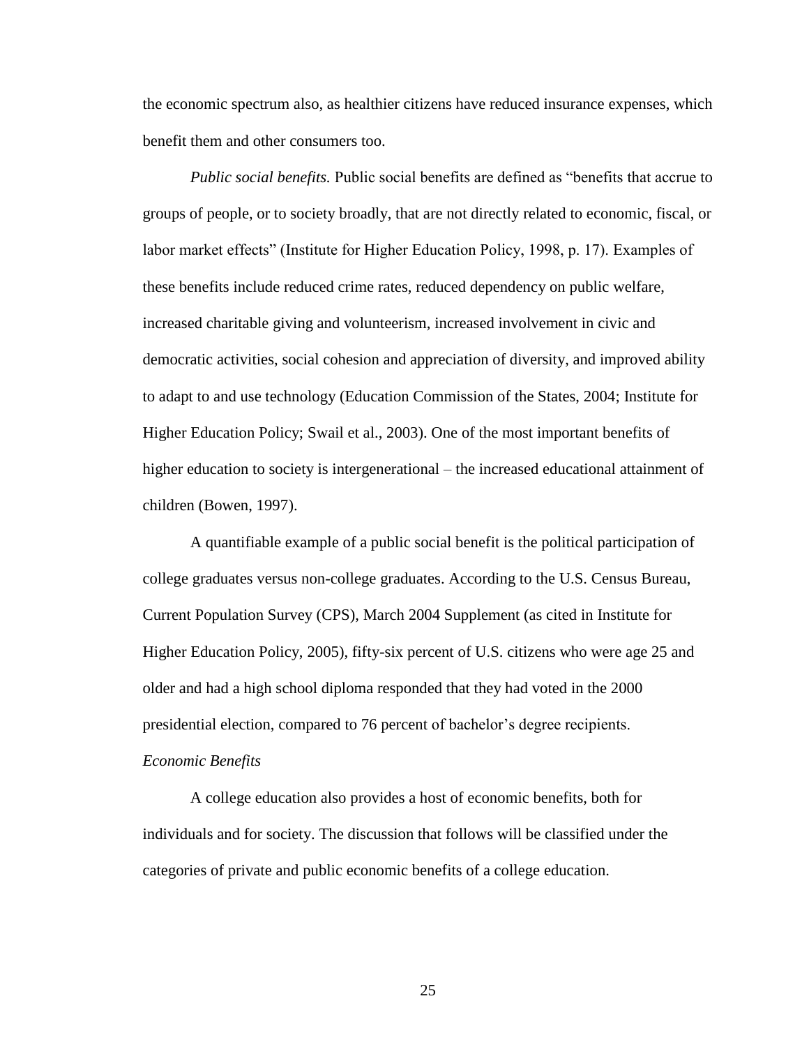the economic spectrum also, as healthier citizens have reduced insurance expenses, which benefit them and other consumers too.

*Public social benefits.* Public social benefits are defined as "benefits that accrue to groups of people, or to society broadly, that are not directly related to economic, fiscal, or labor market effects" (Institute for Higher Education Policy, 1998, p. 17). Examples of these benefits include reduced crime rates, reduced dependency on public welfare, increased charitable giving and volunteerism, increased involvement in civic and democratic activities, social cohesion and appreciation of diversity, and improved ability to adapt to and use technology (Education Commission of the States, 2004; Institute for Higher Education Policy; Swail et al., 2003). One of the most important benefits of higher education to society is intergenerational – the increased educational attainment of children (Bowen, 1997).

A quantifiable example of a public social benefit is the political participation of college graduates versus non-college graduates. According to the U.S. Census Bureau, Current Population Survey (CPS), March 2004 Supplement (as cited in Institute for Higher Education Policy, 2005), fifty-six percent of U.S. citizens who were age 25 and older and had a high school diploma responded that they had voted in the 2000 presidential election, compared to 76 percent of bachelor's degree recipients.

### *Economic Benefits*

A college education also provides a host of economic benefits, both for individuals and for society. The discussion that follows will be classified under the categories of private and public economic benefits of a college education.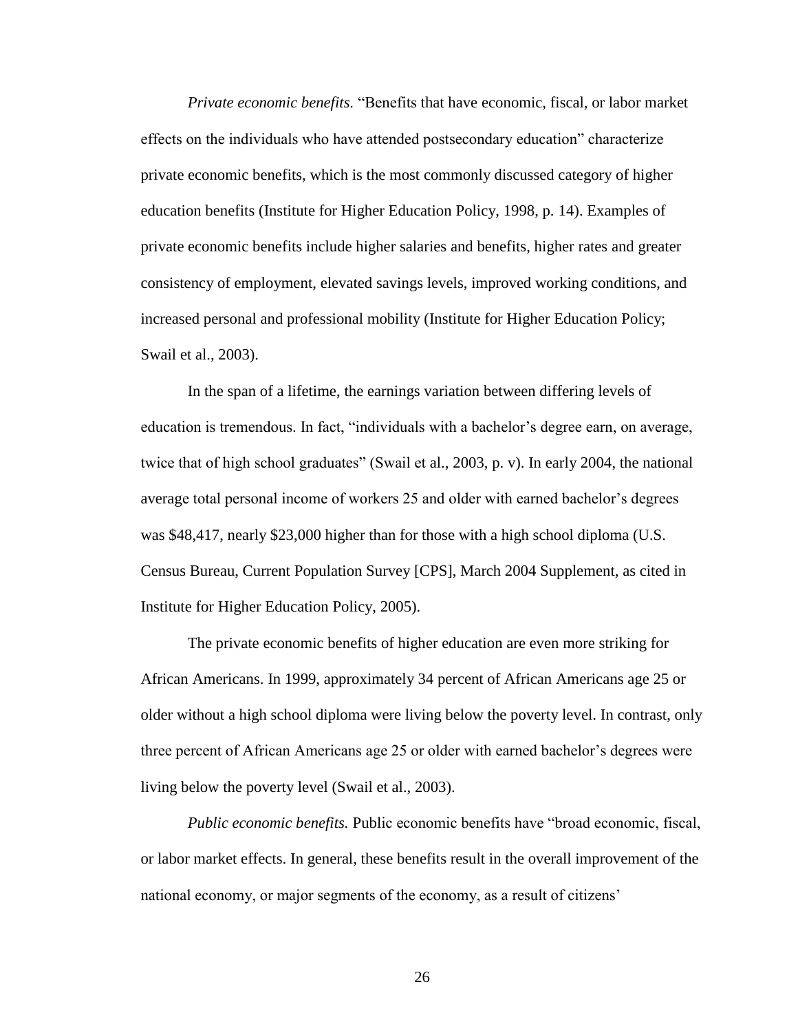*Private economic benefits.* "Benefits that have economic, fiscal, or labor market effects on the individuals who have attended postsecondary education" characterize private economic benefits, which is the most commonly discussed category of higher education benefits (Institute for Higher Education Policy, 1998, p. 14). Examples of private economic benefits include higher salaries and benefits, higher rates and greater consistency of employment, elevated savings levels, improved working conditions, and increased personal and professional mobility (Institute for Higher Education Policy; Swail et al., 2003).

In the span of a lifetime, the earnings variation between differing levels of education is tremendous. In fact, "individuals with a bachelor's degree earn, on average, twice that of high school graduates" (Swail et al., 2003, p. v). In early 2004, the national average total personal income of workers 25 and older with earned bachelor's degrees was $48,417, nearly $23,000 higher than for those with a high school diploma (U.S. Census Bureau, Current Population Survey [CPS], March 2004 Supplement, as cited in Institute for Higher Education Policy, 2005).

The private economic benefits of higher education are even more striking for African Americans. In 1999, approximately 34 percent of African Americans age 25 or older without a high school diploma were living below the poverty level. In contrast, only three percent of African Americans age 25 or older with earned bachelor's degrees were living below the poverty level (Swail et al., 2003).

*Public economic benefits.* Public economic benefits have "broad economic, fiscal, or labor market effects. In general, these benefits result in the overall improvement of the national economy, or major segments of the economy, as a result of citizens'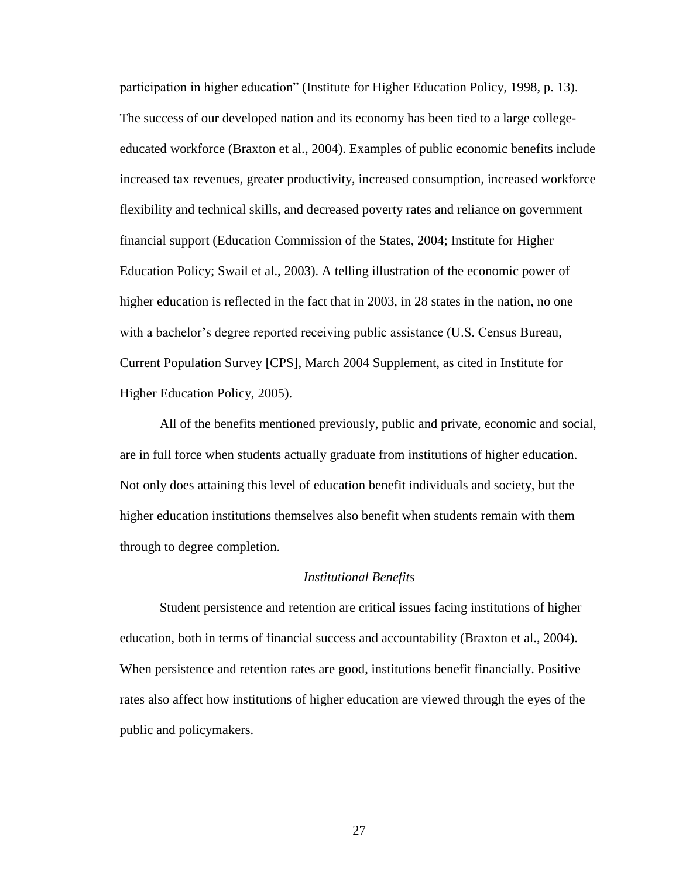participation in higher education" (Institute for Higher Education Policy, 1998, p. 13). The success of our developed nation and its economy has been tied to a large college-educated workforce (Braxton et al., 2004). Examples of public economic benefits include increased tax revenues, greater productivity, increased consumption, increased workforce flexibility and technical skills, and decreased poverty rates and reliance on government financial support (Education Commission of the States, 2004; Institute for Higher Education Policy; Swail et al., 2003). A telling illustration of the economic power of higher education is reflected in the fact that in 2003, in 28 states in the nation, no one with a bachelor's degree reported receiving public assistance (U.S. Census Bureau, Current Population Survey [CPS], March 2004 Supplement, as cited in Institute for Higher Education Policy, 2005).

All of the benefits mentioned previously, public and private, economic and social, are in full force when students actually graduate from institutions of higher education. Not only does attaining this level of education benefit individuals and society, but the higher education institutions themselves also benefit when students remain with them through to degree completion.

### *Institutional Benefits*

Student persistence and retention are critical issues facing institutions of higher education, both in terms of financial success and accountability (Braxton et al., 2004). When persistence and retention rates are good, institutions benefit financially. Positive rates also affect how institutions of higher education are viewed through the eyes of the public and policymakers.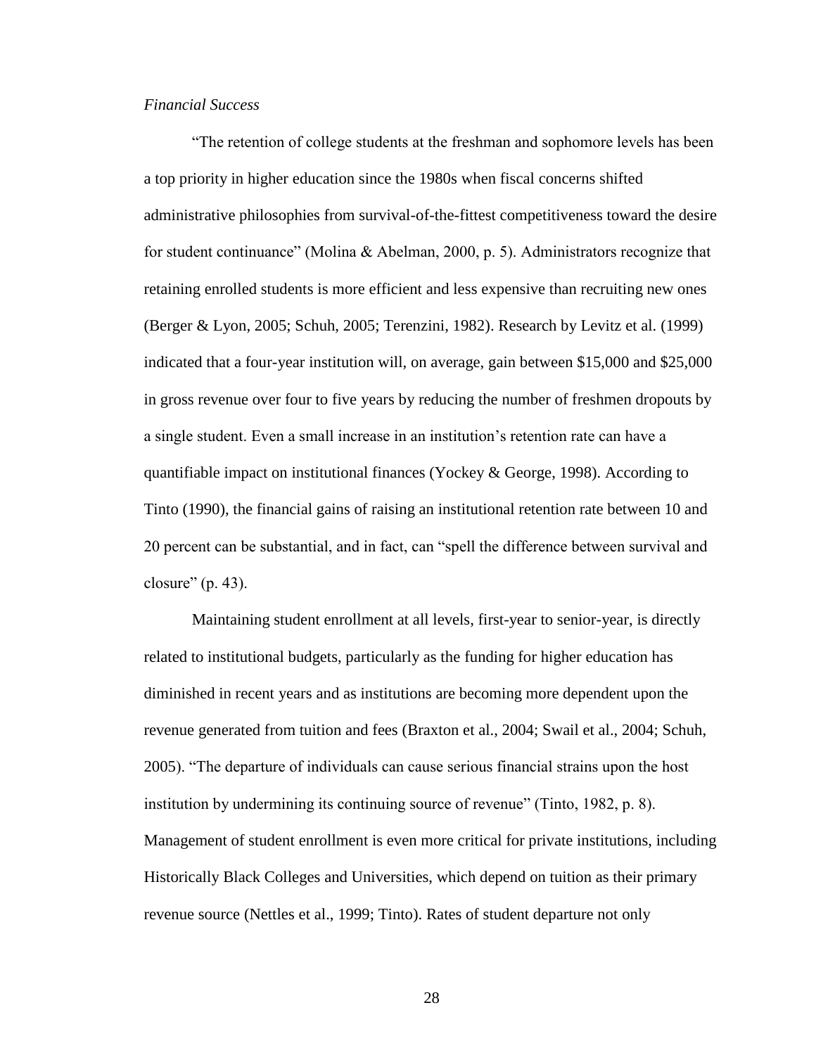*Financial Success*

"The retention of college students at the freshman and sophomore levels has been a top priority in higher education since the 1980s when fiscal concerns shifted administrative philosophies from survival-of-the-fittest competitiveness toward the desire for student continuance" (Molina & Abelman, 2000, p. 5). Administrators recognize that retaining enrolled students is more efficient and less expensive than recruiting new ones (Berger & Lyon, 2005; Schuh, 2005; Terenzini, 1982). Research by Levitz et al. (1999) indicated that a four-year institution will, on average, gain between $15,000 and $25,000 in gross revenue over four to five years by reducing the number of freshmen dropouts by a single student. Even a small increase in an institution's retention rate can have a quantifiable impact on institutional finances (Yockey & George, 1998). According to Tinto (1990), the financial gains of raising an institutional retention rate between 10 and 20 percent can be substantial, and in fact, can "spell the difference between survival and closure" (p. 43).

Maintaining student enrollment at all levels, first-year to senior-year, is directly related to institutional budgets, particularly as the funding for higher education has diminished in recent years and as institutions are becoming more dependent upon the revenue generated from tuition and fees (Braxton et al., 2004; Swail et al., 2004; Schuh, 2005). "The departure of individuals can cause serious financial strains upon the host institution by undermining its continuing source of revenue" (Tinto, 1982, p. 8). Management of student enrollment is even more critical for private institutions, including Historically Black Colleges and Universities, which depend on tuition as their primary revenue source (Nettles et al., 1999; Tinto). Rates of student departure not only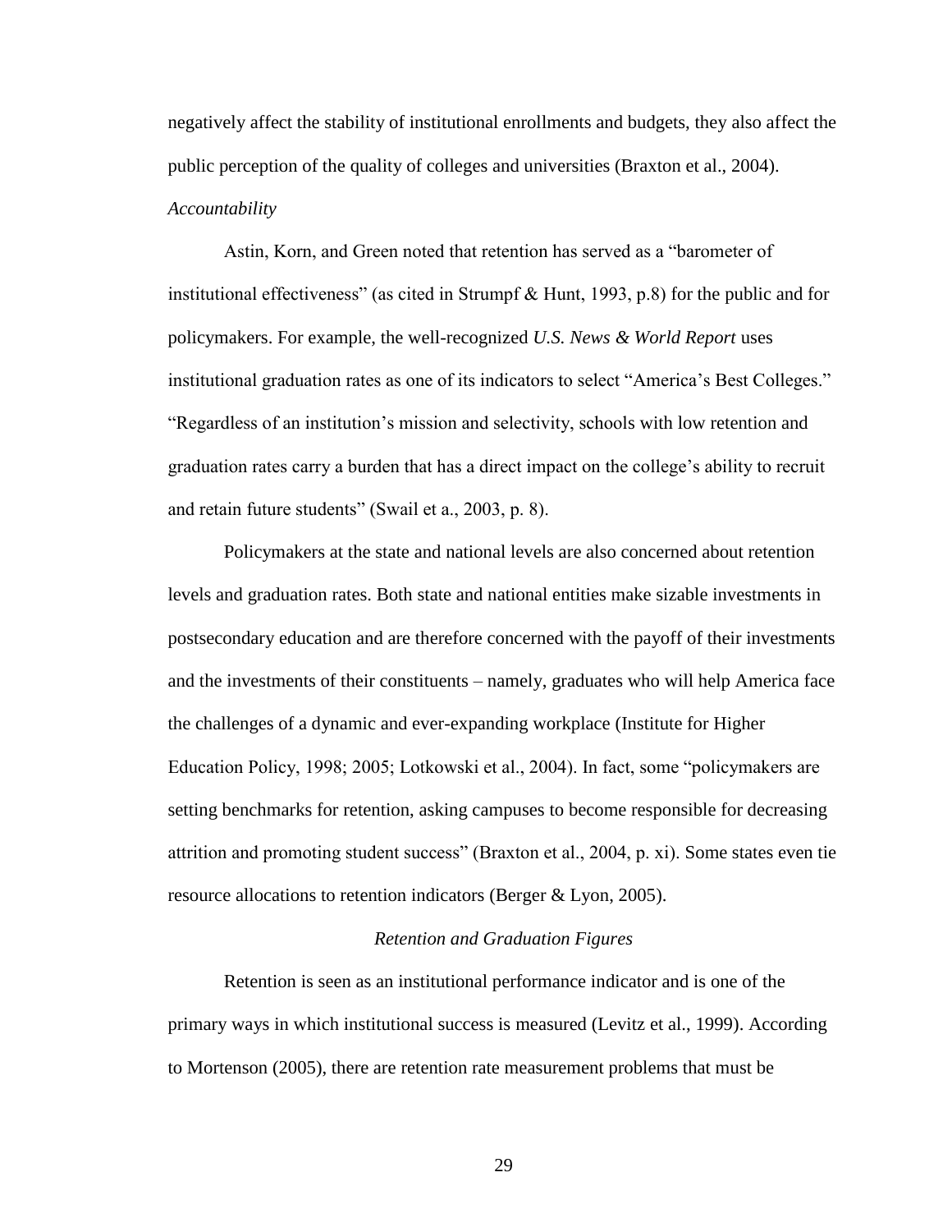negatively affect the stability of institutional enrollments and budgets, they also affect the public perception of the quality of colleges and universities (Braxton et al., 2004).

*Accountability*

Astin, Korn, and Green noted that retention has served as a "barometer of institutional effectiveness" (as cited in Strumpf & Hunt, 1993, p.8) for the public and for policymakers. For example, the well-recognized *U.S. News & World Report* uses institutional graduation rates as one of its indicators to select "America's Best Colleges." "Regardless of an institution's mission and selectivity, schools with low retention and graduation rates carry a burden that has a direct impact on the college's ability to recruit and retain future students" (Swail et a., 2003, p. 8).

Policymakers at the state and national levels are also concerned about retention levels and graduation rates. Both state and national entities make sizable investments in postsecondary education and are therefore concerned with the payoff of their investments and the investments of their constituents – namely, graduates who will help America face the challenges of a dynamic and ever-expanding workplace (Institute for Higher Education Policy, 1998; 2005; Lotkowski et al., 2004). In fact, some "policymakers are setting benchmarks for retention, asking campuses to become responsible for decreasing attrition and promoting student success" (Braxton et al., 2004, p. xi). Some states even tie resource allocations to retention indicators (Berger & Lyon, 2005).

### *Retention and Graduation Figures*

Retention is seen as an institutional performance indicator and is one of the primary ways in which institutional success is measured (Levitz et al., 1999). According to Mortenson (2005), there are retention rate measurement problems that must be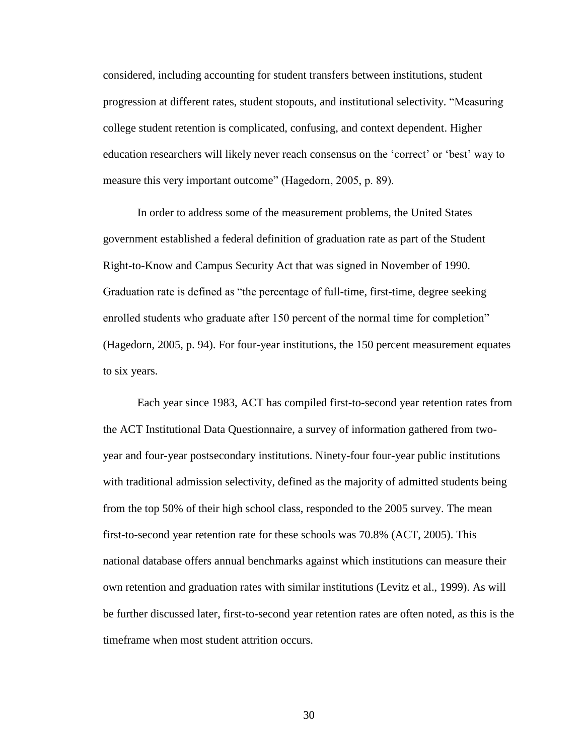considered, including accounting for student transfers between institutions, student progression at different rates, student stopouts, and institutional selectivity. "Measuring college student retention is complicated, confusing, and context dependent. Higher education researchers will likely never reach consensus on the 'correct' or 'best' way to measure this very important outcome" (Hagedorn, 2005, p. 89).

In order to address some of the measurement problems, the United States government established a federal definition of graduation rate as part of the Student Right-to-Know and Campus Security Act that was signed in November of 1990. Graduation rate is defined as "the percentage of full-time, first-time, degree seeking enrolled students who graduate after 150 percent of the normal time for completion" (Hagedorn, 2005, p. 94). For four-year institutions, the 150 percent measurement equates to six years.

Each year since 1983, ACT has compiled first-to-second year retention rates from the ACT Institutional Data Questionnaire, a survey of information gathered from two-year and four-year postsecondary institutions. Ninety-four four-year public institutions with traditional admission selectivity, defined as the majority of admitted students being from the top 50% of their high school class, responded to the 2005 survey. The mean first-to-second year retention rate for these schools was 70.8% (ACT, 2005). This national database offers annual benchmarks against which institutions can measure their own retention and graduation rates with similar institutions (Levitz et al., 1999). As will be further discussed later, first-to-second year retention rates are often noted, as this is the timeframe when most student attrition occurs.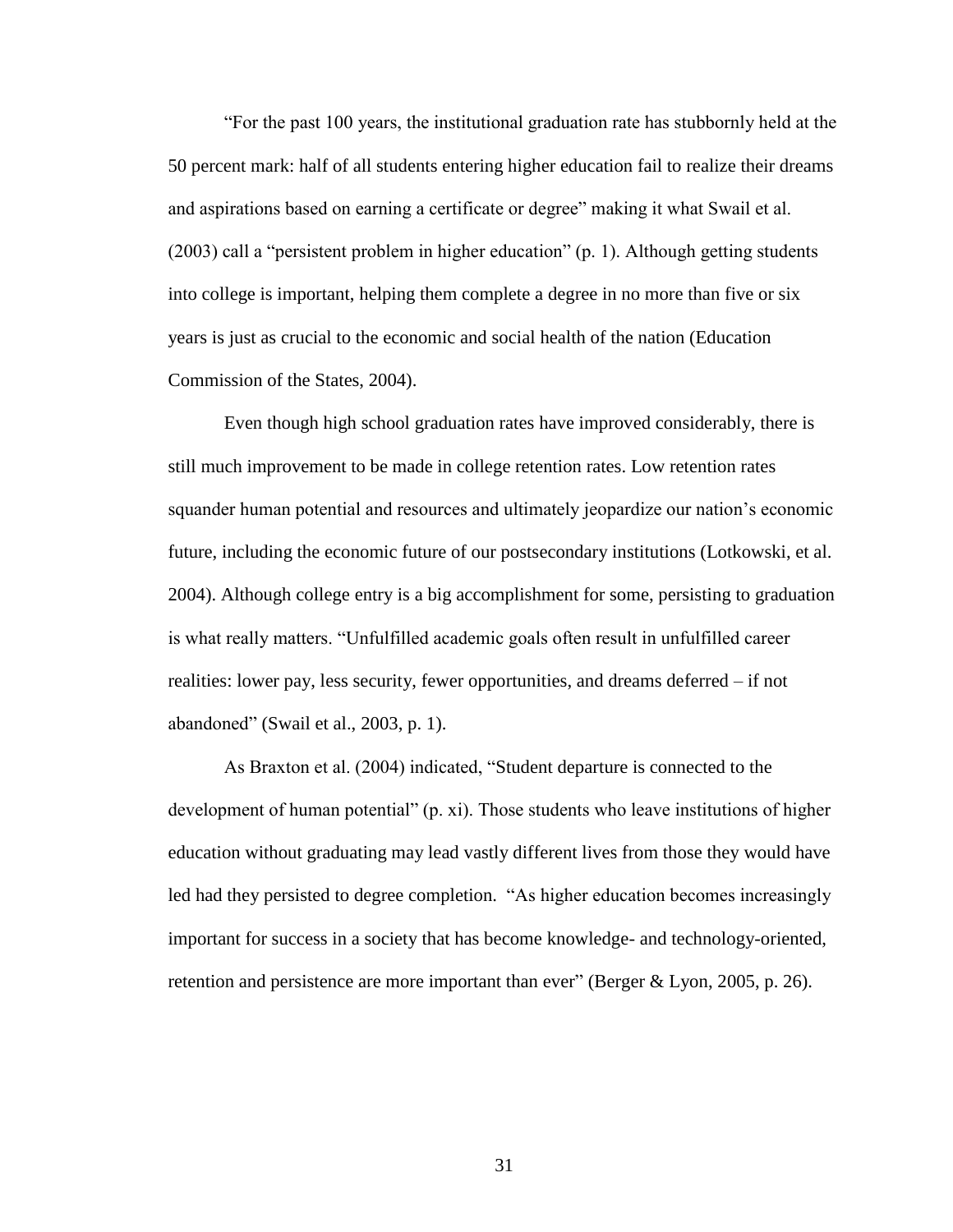"For the past 100 years, the institutional graduation rate has stubbornly held at the 50 percent mark: half of all students entering higher education fail to realize their dreams and aspirations based on earning a certificate or degree" making it what Swail et al. (2003) call a "persistent problem in higher education" (p. 1). Although getting students into college is important, helping them complete a degree in no more than five or six years is just as crucial to the economic and social health of the nation (Education Commission of the States, 2004).

Even though high school graduation rates have improved considerably, there is still much improvement to be made in college retention rates. Low retention rates squander human potential and resources and ultimately jeopardize our nation's economic future, including the economic future of our postsecondary institutions (Lotkowski, et al. 2004). Although college entry is a big accomplishment for some, persisting to graduation is what really matters. "Unfulfilled academic goals often result in unfulfilled career realities: lower pay, less security, fewer opportunities, and dreams deferred – if not abandoned" (Swail et al., 2003, p. 1).

As Braxton et al. (2004) indicated, "Student departure is connected to the development of human potential" (p. xi). Those students who leave institutions of higher education without graduating may lead vastly different lives from those they would have led had they persisted to degree completion. "As higher education becomes increasingly important for success in a society that has become knowledge- and technology-oriented, retention and persistence are more important than ever" (Berger & Lyon, 2005, p. 26).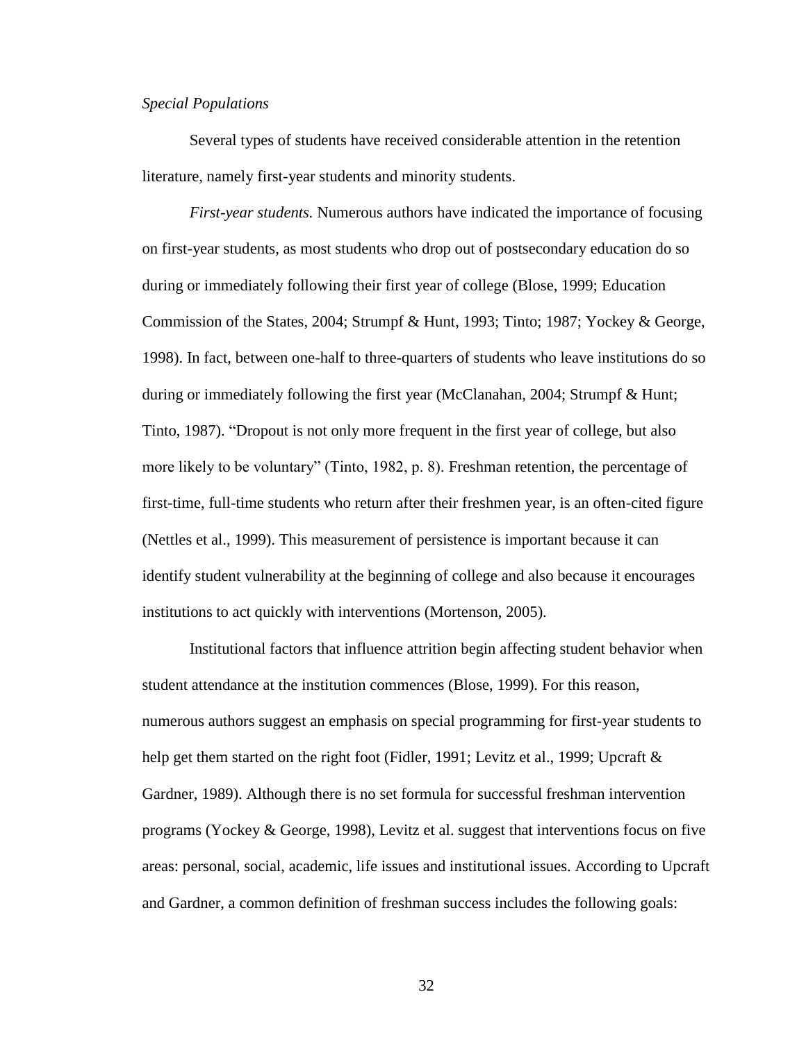*Special Populations*

Several types of students have received considerable attention in the retention literature, namely first-year students and minority students.

*First-year students.* Numerous authors have indicated the importance of focusing on first-year students, as most students who drop out of postsecondary education do so during or immediately following their first year of college (Blose, 1999; Education Commission of the States, 2004; Strumpf & Hunt, 1993; Tinto; 1987; Yockey & George, 1998). In fact, between one-half to three-quarters of students who leave institutions do so during or immediately following the first year (McClanahan, 2004; Strumpf & Hunt; Tinto, 1987). "Dropout is not only more frequent in the first year of college, but also more likely to be voluntary" (Tinto, 1982, p. 8). Freshman retention, the percentage of first-time, full-time students who return after their freshmen year, is an often-cited figure (Nettles et al., 1999). This measurement of persistence is important because it can identify student vulnerability at the beginning of college and also because it encourages institutions to act quickly with interventions (Mortenson, 2005).

Institutional factors that influence attrition begin affecting student behavior when student attendance at the institution commences (Blose, 1999). For this reason, numerous authors suggest an emphasis on special programming for first-year students to help get them started on the right foot (Fidler, 1991; Levitz et al., 1999; Upcraft & Gardner, 1989). Although there is no set formula for successful freshman intervention programs (Yockey & George, 1998), Levitz et al. suggest that interventions focus on five areas: personal, social, academic, life issues and institutional issues. According to Upcraft and Gardner, a common definition of freshman success includes the following goals: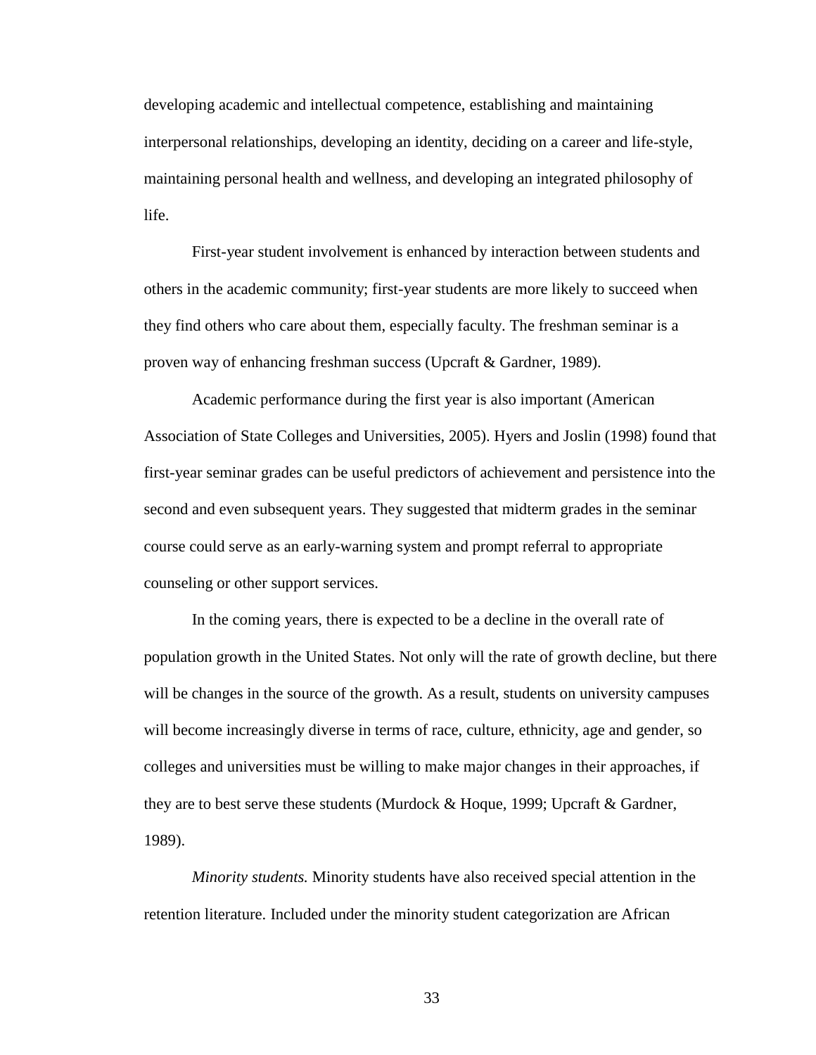developing academic and intellectual competence, establishing and maintaining interpersonal relationships, developing an identity, deciding on a career and life-style, maintaining personal health and wellness, and developing an integrated philosophy of life.

First-year student involvement is enhanced by interaction between students and others in the academic community; first-year students are more likely to succeed when they find others who care about them, especially faculty. The freshman seminar is a proven way of enhancing freshman success (Upcraft & Gardner, 1989).

Academic performance during the first year is also important (American Association of State Colleges and Universities, 2005). Hyers and Joslin (1998) found that first-year seminar grades can be useful predictors of achievement and persistence into the second and even subsequent years. They suggested that midterm grades in the seminar course could serve as an early-warning system and prompt referral to appropriate counseling or other support services.

In the coming years, there is expected to be a decline in the overall rate of population growth in the United States. Not only will the rate of growth decline, but there will be changes in the source of the growth. As a result, students on university campuses will become increasingly diverse in terms of race, culture, ethnicity, age and gender, so colleges and universities must be willing to make major changes in their approaches, if they are to best serve these students (Murdock & Hoque, 1999; Upcraft & Gardner, 1989).

*Minority students.* Minority students have also received special attention in the retention literature. Included under the minority student categorization are African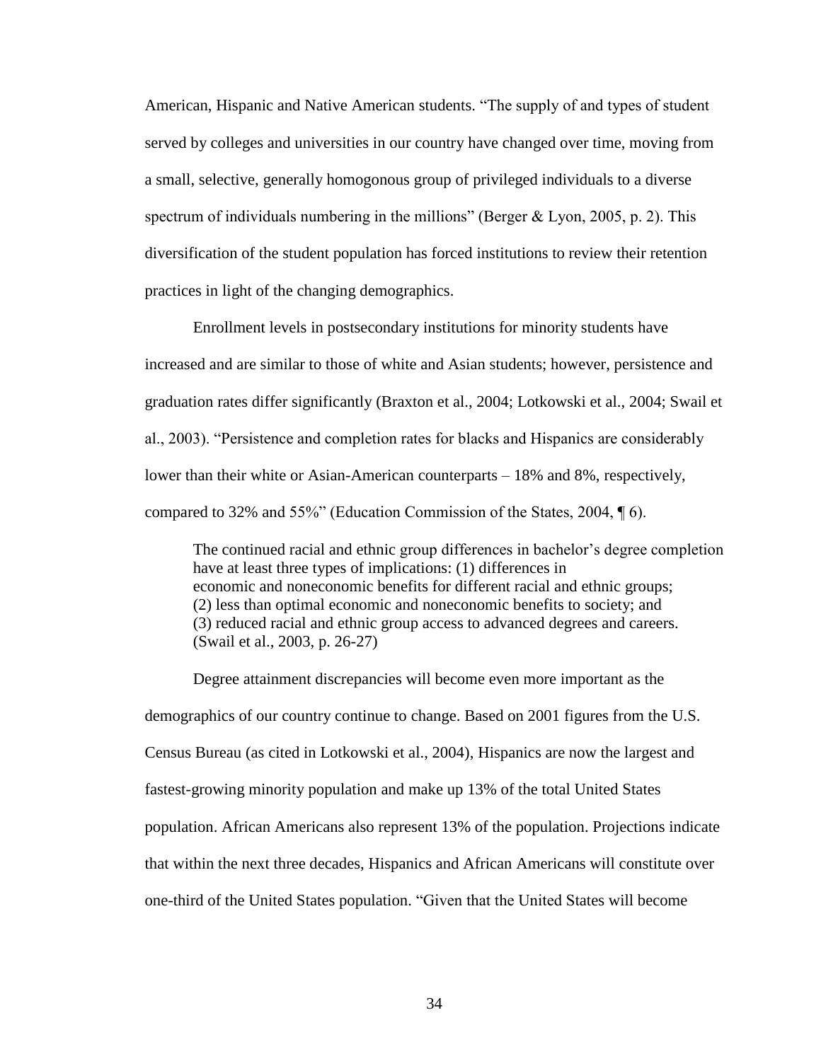American, Hispanic and Native American students. "The supply of and types of student served by colleges and universities in our country have changed over time, moving from a small, selective, generally homogonous group of privileged individuals to a diverse spectrum of individuals numbering in the millions" (Berger & Lyon, 2005, p. 2). This diversification of the student population has forced institutions to review their retention practices in light of the changing demographics.

Enrollment levels in postsecondary institutions for minority students have increased and are similar to those of white and Asian students; however, persistence and graduation rates differ significantly (Braxton et al., 2004; Lotkowski et al., 2004; Swail et al., 2003). "Persistence and completion rates for blacks and Hispanics are considerably lower than their white or Asian-American counterparts – 18% and 8%, respectively, compared to 32% and 55%" (Education Commission of the States, 2004, ¶ 6).

> The continued racial and ethnic group differences in bachelor's degree completion have at least three types of implications: (1) differences in economic and noneconomic benefits for different racial and ethnic groups; (2) less than optimal economic and noneconomic benefits to society; and (3) reduced racial and ethnic group access to advanced degrees and careers. (Swail et al., 2003, p. 26-27)

Degree attainment discrepancies will become even more important as the demographics of our country continue to change. Based on 2001 figures from the U.S. Census Bureau (as cited in Lotkowski et al., 2004), Hispanics are now the largest and fastest-growing minority population and make up 13% of the total United States population. African Americans also represent 13% of the population. Projections indicate that within the next three decades, Hispanics and African Americans will constitute over one-third of the United States population. "Given that the United States will become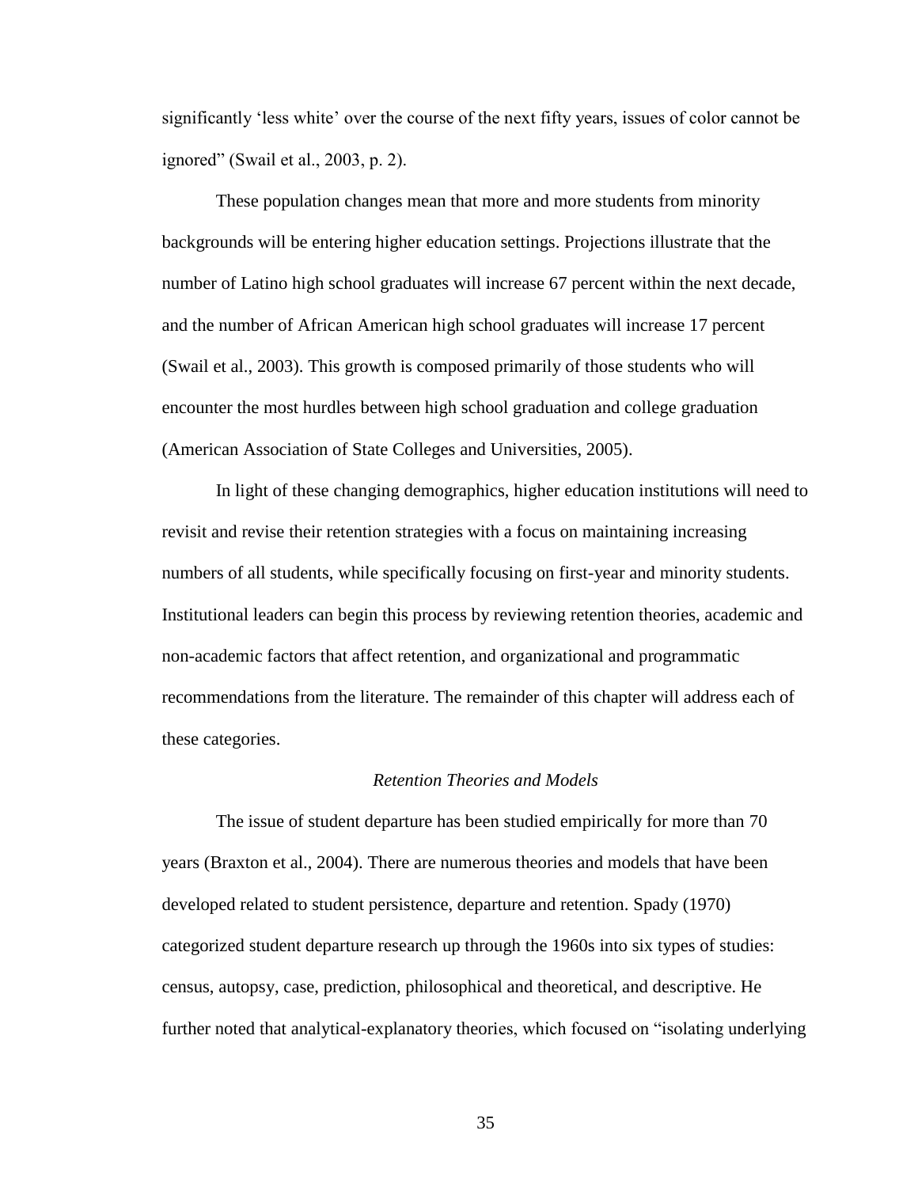significantly 'less white' over the course of the next fifty years, issues of color cannot be ignored" (Swail et al., 2003, p. 2).

These population changes mean that more and more students from minority backgrounds will be entering higher education settings. Projections illustrate that the number of Latino high school graduates will increase 67 percent within the next decade, and the number of African American high school graduates will increase 17 percent (Swail et al., 2003). This growth is composed primarily of those students who will encounter the most hurdles between high school graduation and college graduation (American Association of State Colleges and Universities, 2005).

In light of these changing demographics, higher education institutions will need to revisit and revise their retention strategies with a focus on maintaining increasing numbers of all students, while specifically focusing on first-year and minority students. Institutional leaders can begin this process by reviewing retention theories, academic and non-academic factors that affect retention, and organizational and programmatic recommendations from the literature. The remainder of this chapter will address each of these categories.

### *Retention Theories and Models*

The issue of student departure has been studied empirically for more than 70 years (Braxton et al., 2004). There are numerous theories and models that have been developed related to student persistence, departure and retention. Spady (1970) categorized student departure research up through the 1960s into six types of studies: census, autopsy, case, prediction, philosophical and theoretical, and descriptive. He further noted that analytical-explanatory theories, which focused on "isolating underlying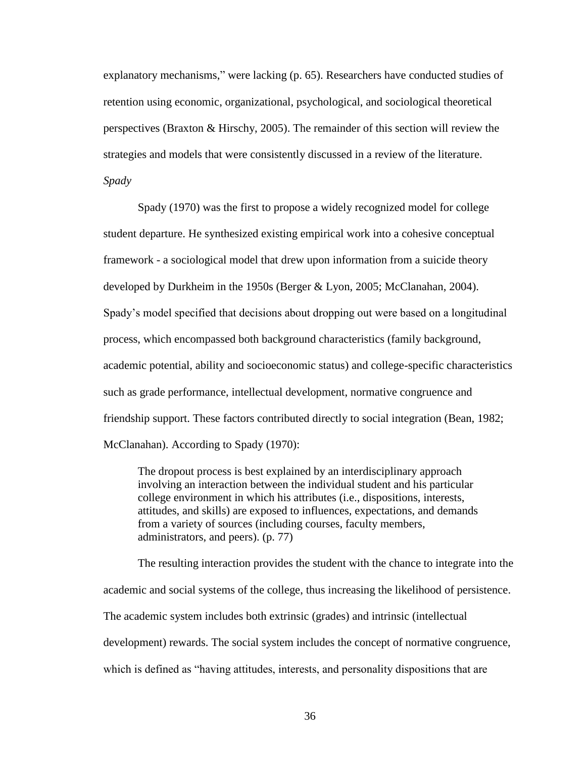explanatory mechanisms," were lacking (p. 65). Researchers have conducted studies of retention using economic, organizational, psychological, and sociological theoretical perspectives (Braxton & Hirschy, 2005). The remainder of this section will review the strategies and models that were consistently discussed in a review of the literature.

*Spady*

Spady (1970) was the first to propose a widely recognized model for college student departure. He synthesized existing empirical work into a cohesive conceptual framework - a sociological model that drew upon information from a suicide theory developed by Durkheim in the 1950s (Berger & Lyon, 2005; McClanahan, 2004). Spady's model specified that decisions about dropping out were based on a longitudinal process, which encompassed both background characteristics (family background, academic potential, ability and socioeconomic status) and college-specific characteristics such as grade performance, intellectual development, normative congruence and friendship support. These factors contributed directly to social integration (Bean, 1982; McClanahan). According to Spady (1970):

> The dropout process is best explained by an interdisciplinary approach involving an interaction between the individual student and his particular college environment in which his attributes (i.e., dispositions, interests, attitudes, and skills) are exposed to influences, expectations, and demands from a variety of sources (including courses, faculty members, administrators, and peers). (p. 77)

The resulting interaction provides the student with the chance to integrate into the academic and social systems of the college, thus increasing the likelihood of persistence. The academic system includes both extrinsic (grades) and intrinsic (intellectual development) rewards. The social system includes the concept of normative congruence, which is defined as "having attitudes, interests, and personality dispositions that are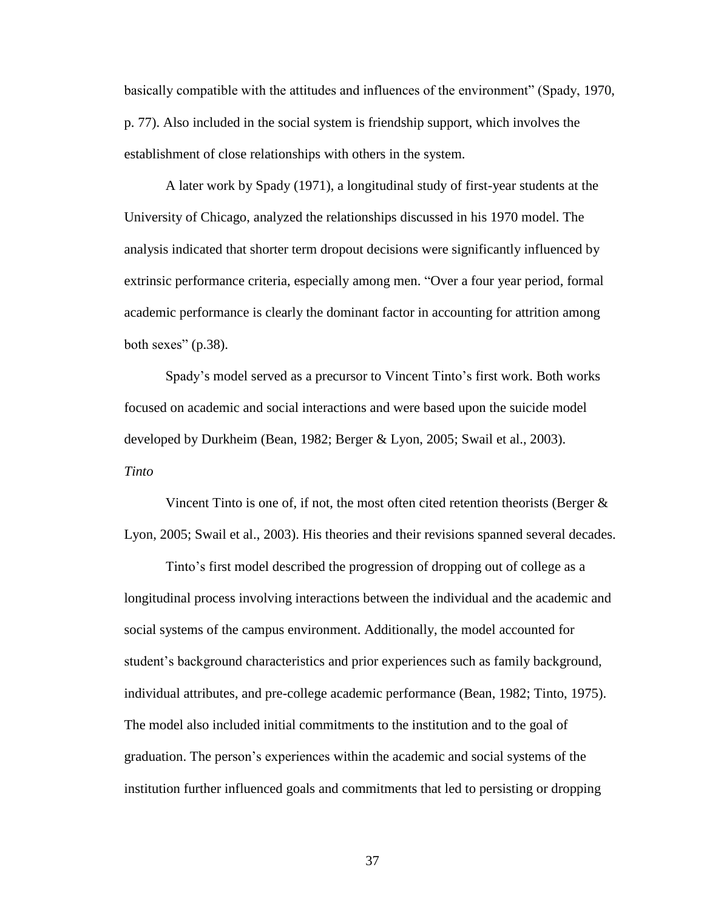basically compatible with the attitudes and influences of the environment" (Spady, 1970, p. 77). Also included in the social system is friendship support, which involves the establishment of close relationships with others in the system.

A later work by Spady (1971), a longitudinal study of first-year students at the University of Chicago, analyzed the relationships discussed in his 1970 model. The analysis indicated that shorter term dropout decisions were significantly influenced by extrinsic performance criteria, especially among men. "Over a four year period, formal academic performance is clearly the dominant factor in accounting for attrition among both sexes" (p.38).

Spady's model served as a precursor to Vincent Tinto's first work. Both works focused on academic and social interactions and were based upon the suicide model developed by Durkheim (Bean, 1982; Berger & Lyon, 2005; Swail et al., 2003).

*Tinto*

Vincent Tinto is one of, if not, the most often cited retention theorists (Berger & Lyon, 2005; Swail et al., 2003). His theories and their revisions spanned several decades.

Tinto's first model described the progression of dropping out of college as a longitudinal process involving interactions between the individual and the academic and social systems of the campus environment. Additionally, the model accounted for student's background characteristics and prior experiences such as family background, individual attributes, and pre-college academic performance (Bean, 1982; Tinto, 1975). The model also included initial commitments to the institution and to the goal of graduation. The person's experiences within the academic and social systems of the institution further influenced goals and commitments that led to persisting or dropping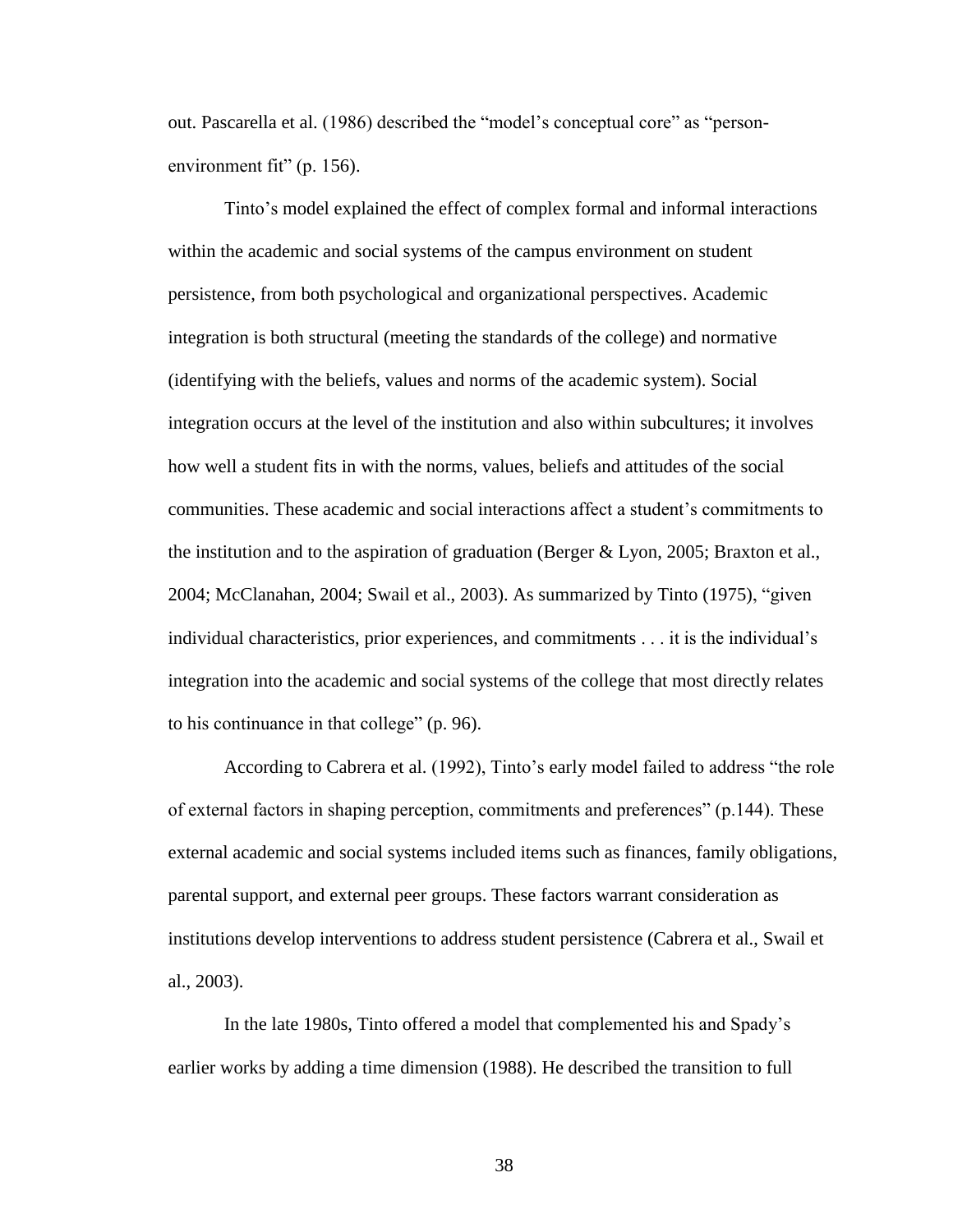out. Pascarella et al. (1986) described the "model's conceptual core" as "person-environment fit" (p. 156).

Tinto's model explained the effect of complex formal and informal interactions within the academic and social systems of the campus environment on student persistence, from both psychological and organizational perspectives. Academic integration is both structural (meeting the standards of the college) and normative (identifying with the beliefs, values and norms of the academic system). Social integration occurs at the level of the institution and also within subcultures; it involves how well a student fits in with the norms, values, beliefs and attitudes of the social communities. These academic and social interactions affect a student's commitments to the institution and to the aspiration of graduation (Berger & Lyon, 2005; Braxton et al., 2004; McClanahan, 2004; Swail et al., 2003). As summarized by Tinto (1975), "given individual characteristics, prior experiences, and commitments . . . it is the individual's integration into the academic and social systems of the college that most directly relates to his continuance in that college" (p. 96).

According to Cabrera et al. (1992), Tinto's early model failed to address "the role of external factors in shaping perception, commitments and preferences" (p.144). These external academic and social systems included items such as finances, family obligations, parental support, and external peer groups. These factors warrant consideration as institutions develop interventions to address student persistence (Cabrera et al., Swail et al., 2003).

In the late 1980s, Tinto offered a model that complemented his and Spady's earlier works by adding a time dimension (1988). He described the transition to full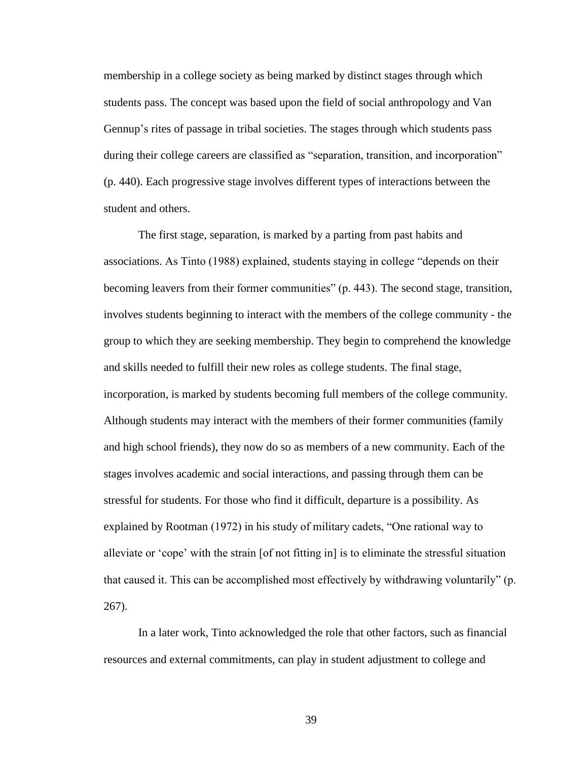membership in a college society as being marked by distinct stages through which students pass. The concept was based upon the field of social anthropology and Van Gennup's rites of passage in tribal societies. The stages through which students pass during their college careers are classified as "separation, transition, and incorporation" (p. 440). Each progressive stage involves different types of interactions between the student and others.

The first stage, separation, is marked by a parting from past habits and associations. As Tinto (1988) explained, students staying in college "depends on their becoming leavers from their former communities" (p. 443). The second stage, transition, involves students beginning to interact with the members of the college community - the group to which they are seeking membership. They begin to comprehend the knowledge and skills needed to fulfill their new roles as college students. The final stage, incorporation, is marked by students becoming full members of the college community. Although students may interact with the members of their former communities (family and high school friends), they now do so as members of a new community. Each of the stages involves academic and social interactions, and passing through them can be stressful for students. For those who find it difficult, departure is a possibility. As explained by Rootman (1972) in his study of military cadets, "One rational way to alleviate or 'cope' with the strain [of not fitting in] is to eliminate the stressful situation that caused it. This can be accomplished most effectively by withdrawing voluntarily" (p. 267).

In a later work, Tinto acknowledged the role that other factors, such as financial resources and external commitments, can play in student adjustment to college and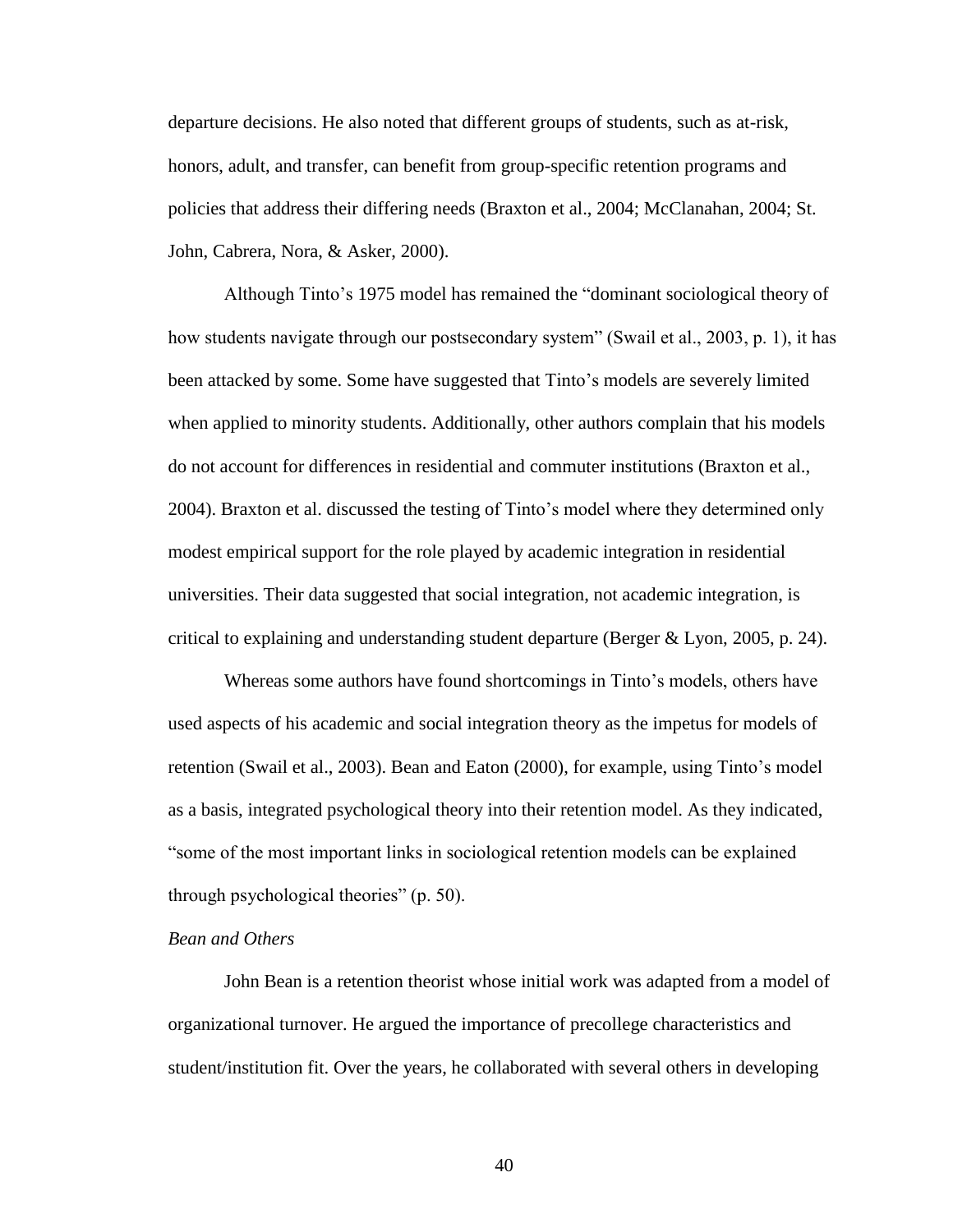departure decisions. He also noted that different groups of students, such as at-risk, honors, adult, and transfer, can benefit from group-specific retention programs and policies that address their differing needs (Braxton et al., 2004; McClanahan, 2004; St. John, Cabrera, Nora, & Asker, 2000).

Although Tinto's 1975 model has remained the "dominant sociological theory of how students navigate through our postsecondary system" (Swail et al., 2003, p. 1), it has been attacked by some. Some have suggested that Tinto's models are severely limited when applied to minority students. Additionally, other authors complain that his models do not account for differences in residential and commuter institutions (Braxton et al., 2004). Braxton et al. discussed the testing of Tinto's model where they determined only modest empirical support for the role played by academic integration in residential universities. Their data suggested that social integration, not academic integration, is critical to explaining and understanding student departure (Berger & Lyon, 2005, p. 24).

Whereas some authors have found shortcomings in Tinto's models, others have used aspects of his academic and social integration theory as the impetus for models of retention (Swail et al., 2003). Bean and Eaton (2000), for example, using Tinto's model as a basis, integrated psychological theory into their retention model. As they indicated, "some of the most important links in sociological retention models can be explained through psychological theories" (p. 50).

*Bean and Others*

John Bean is a retention theorist whose initial work was adapted from a model of organizational turnover. He argued the importance of precollege characteristics and student/institution fit. Over the years, he collaborated with several others in developing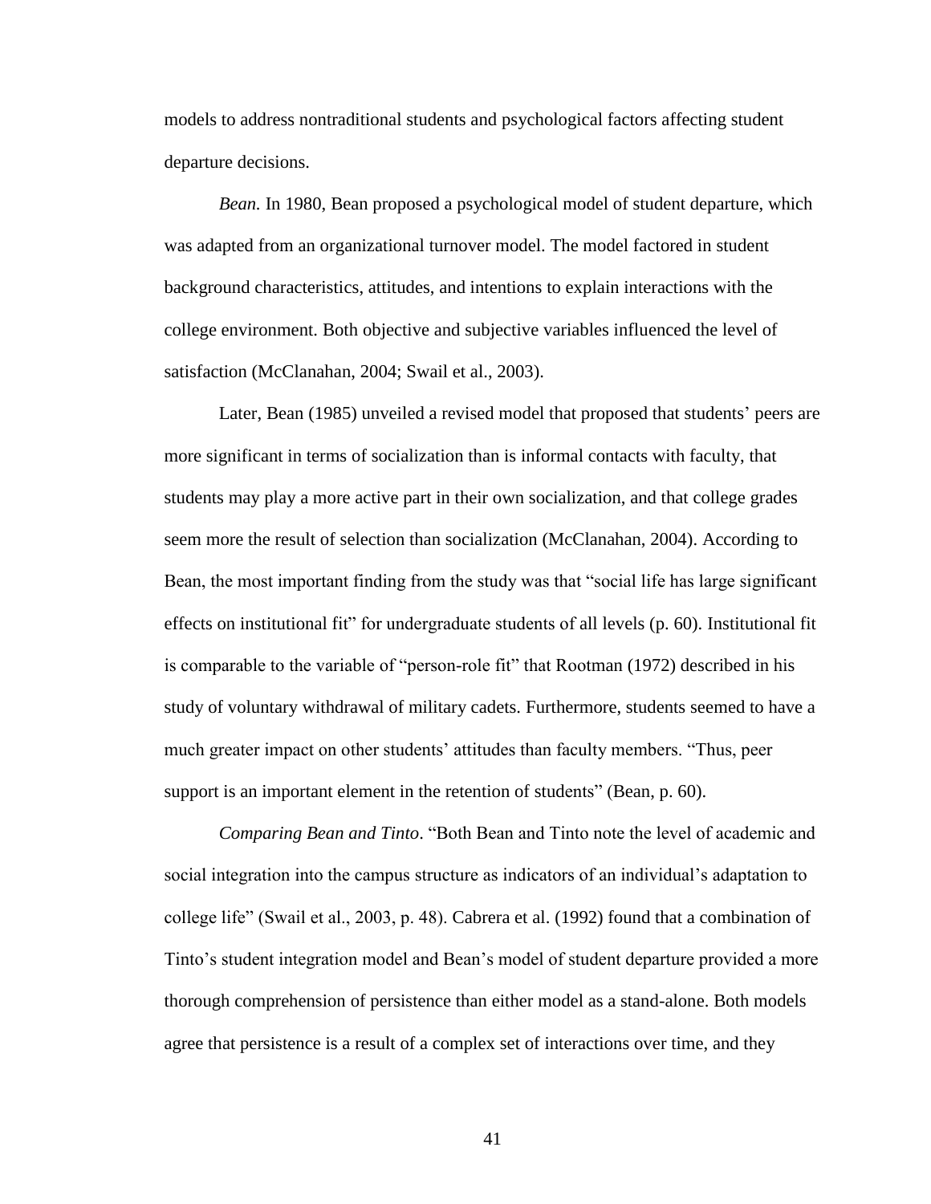models to address nontraditional students and psychological factors affecting student departure decisions.

*Bean.* In 1980, Bean proposed a psychological model of student departure, which was adapted from an organizational turnover model. The model factored in student background characteristics, attitudes, and intentions to explain interactions with the college environment. Both objective and subjective variables influenced the level of satisfaction (McClanahan, 2004; Swail et al., 2003).

Later, Bean (1985) unveiled a revised model that proposed that students' peers are more significant in terms of socialization than is informal contacts with faculty, that students may play a more active part in their own socialization, and that college grades seem more the result of selection than socialization (McClanahan, 2004). According to Bean, the most important finding from the study was that "social life has large significant effects on institutional fit" for undergraduate students of all levels (p. 60). Institutional fit is comparable to the variable of "person-role fit" that Rootman (1972) described in his study of voluntary withdrawal of military cadets. Furthermore, students seemed to have a much greater impact on other students' attitudes than faculty members. "Thus, peer support is an important element in the retention of students" (Bean, p. 60).

*Comparing Bean and Tinto*. "Both Bean and Tinto note the level of academic and social integration into the campus structure as indicators of an individual's adaptation to college life" (Swail et al., 2003, p. 48). Cabrera et al. (1992) found that a combination of Tinto's student integration model and Bean's model of student departure provided a more thorough comprehension of persistence than either model as a stand-alone. Both models agree that persistence is a result of a complex set of interactions over time, and they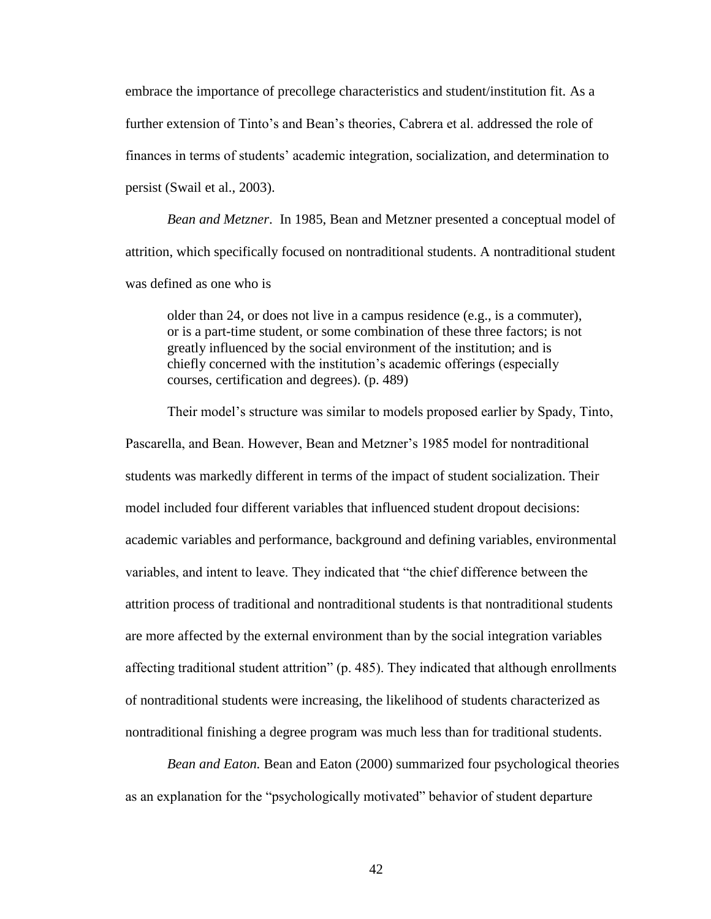embrace the importance of precollege characteristics and student/institution fit. As a further extension of Tinto's and Bean's theories, Cabrera et al. addressed the role of finances in terms of students' academic integration, socialization, and determination to persist (Swail et al., 2003).

*Bean and Metzner*. In 1985, Bean and Metzner presented a conceptual model of attrition, which specifically focused on nontraditional students. A nontraditional student was defined as one who is

> older than 24, or does not live in a campus residence (e.g., is a commuter), or is a part-time student, or some combination of these three factors; is not greatly influenced by the social environment of the institution; and is chiefly concerned with the institution's academic offerings (especially courses, certification and degrees). (p. 489)

Their model's structure was similar to models proposed earlier by Spady, Tinto, Pascarella, and Bean. However, Bean and Metzner's 1985 model for nontraditional students was markedly different in terms of the impact of student socialization. Their model included four different variables that influenced student dropout decisions: academic variables and performance, background and defining variables, environmental variables, and intent to leave. They indicated that "the chief difference between the attrition process of traditional and nontraditional students is that nontraditional students are more affected by the external environment than by the social integration variables affecting traditional student attrition" (p. 485). They indicated that although enrollments of nontraditional students were increasing, the likelihood of students characterized as nontraditional finishing a degree program was much less than for traditional students.

*Bean and Eaton.* Bean and Eaton (2000) summarized four psychological theories as an explanation for the "psychologically motivated" behavior of student departure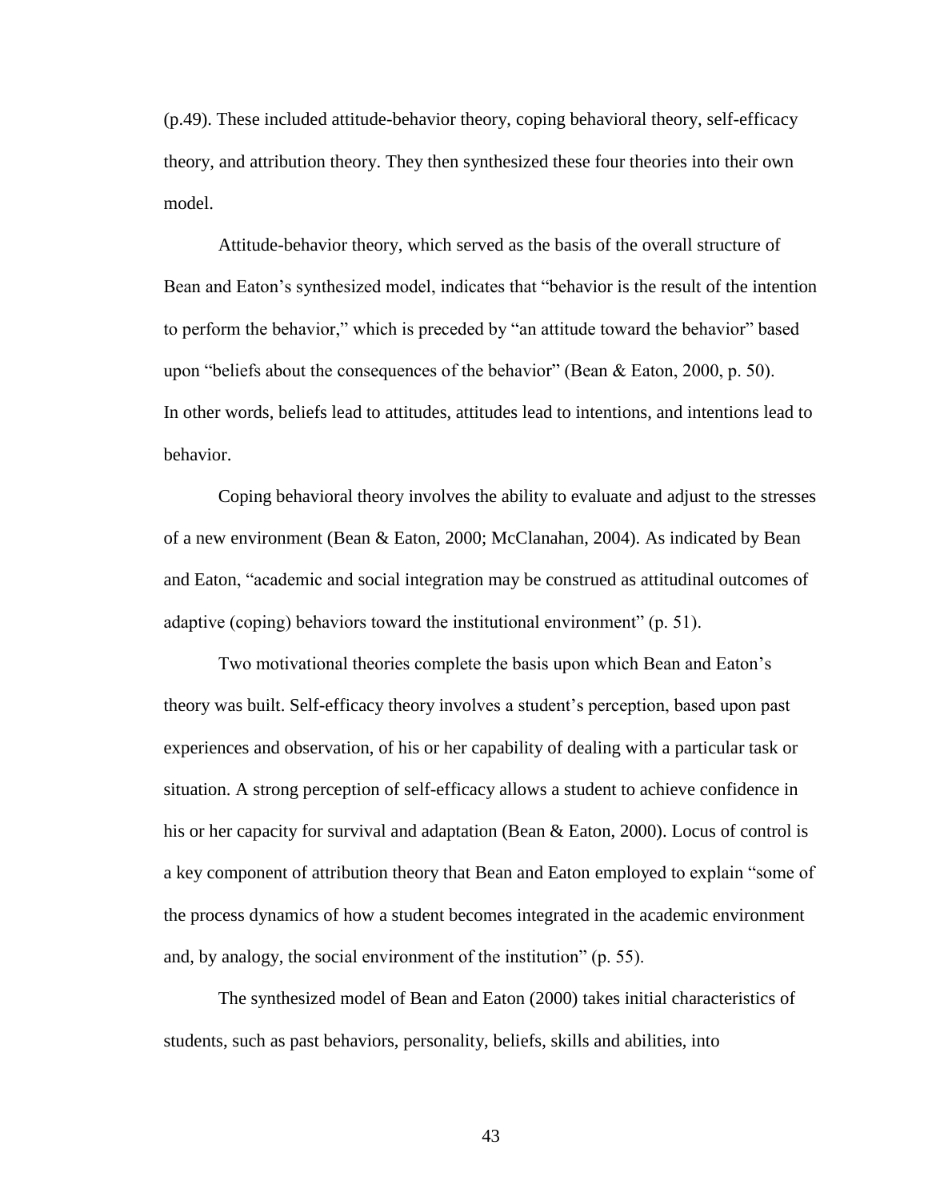(p.49). These included attitude-behavior theory, coping behavioral theory, self-efficacy theory, and attribution theory. They then synthesized these four theories into their own model.

Attitude-behavior theory, which served as the basis of the overall structure of Bean and Eaton's synthesized model, indicates that "behavior is the result of the intention to perform the behavior," which is preceded by "an attitude toward the behavior" based upon "beliefs about the consequences of the behavior" (Bean & Eaton, 2000, p. 50). In other words, beliefs lead to attitudes, attitudes lead to intentions, and intentions lead to behavior.

Coping behavioral theory involves the ability to evaluate and adjust to the stresses of a new environment (Bean & Eaton, 2000; McClanahan, 2004). As indicated by Bean and Eaton, "academic and social integration may be construed as attitudinal outcomes of adaptive (coping) behaviors toward the institutional environment" (p. 51).

Two motivational theories complete the basis upon which Bean and Eaton's theory was built. Self-efficacy theory involves a student's perception, based upon past experiences and observation, of his or her capability of dealing with a particular task or situation. A strong perception of self-efficacy allows a student to achieve confidence in his or her capacity for survival and adaptation (Bean & Eaton, 2000). Locus of control is a key component of attribution theory that Bean and Eaton employed to explain "some of the process dynamics of how a student becomes integrated in the academic environment and, by analogy, the social environment of the institution" (p. 55).

The synthesized model of Bean and Eaton (2000) takes initial characteristics of students, such as past behaviors, personality, beliefs, skills and abilities, into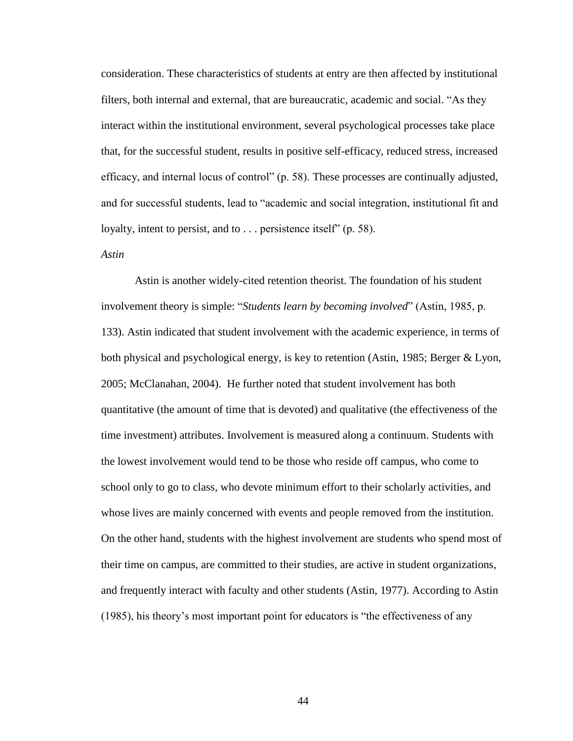consideration. These characteristics of students at entry are then affected by institutional filters, both internal and external, that are bureaucratic, academic and social. "As they interact within the institutional environment, several psychological processes take place that, for the successful student, results in positive self-efficacy, reduced stress, increased efficacy, and internal locus of control" (p. 58). These processes are continually adjusted, and for successful students, lead to "academic and social integration, institutional fit and loyalty, intent to persist, and to . . . persistence itself" (p. 58).

*Astin*

Astin is another widely-cited retention theorist. The foundation of his student involvement theory is simple: "*Students learn by becoming involved*" (Astin, 1985, p. 133). Astin indicated that student involvement with the academic experience, in terms of both physical and psychological energy, is key to retention (Astin, 1985; Berger & Lyon, 2005; McClanahan, 2004). He further noted that student involvement has both quantitative (the amount of time that is devoted) and qualitative (the effectiveness of the time investment) attributes. Involvement is measured along a continuum. Students with the lowest involvement would tend to be those who reside off campus, who come to school only to go to class, who devote minimum effort to their scholarly activities, and whose lives are mainly concerned with events and people removed from the institution. On the other hand, students with the highest involvement are students who spend most of their time on campus, are committed to their studies, are active in student organizations, and frequently interact with faculty and other students (Astin, 1977). According to Astin (1985), his theory's most important point for educators is "the effectiveness of any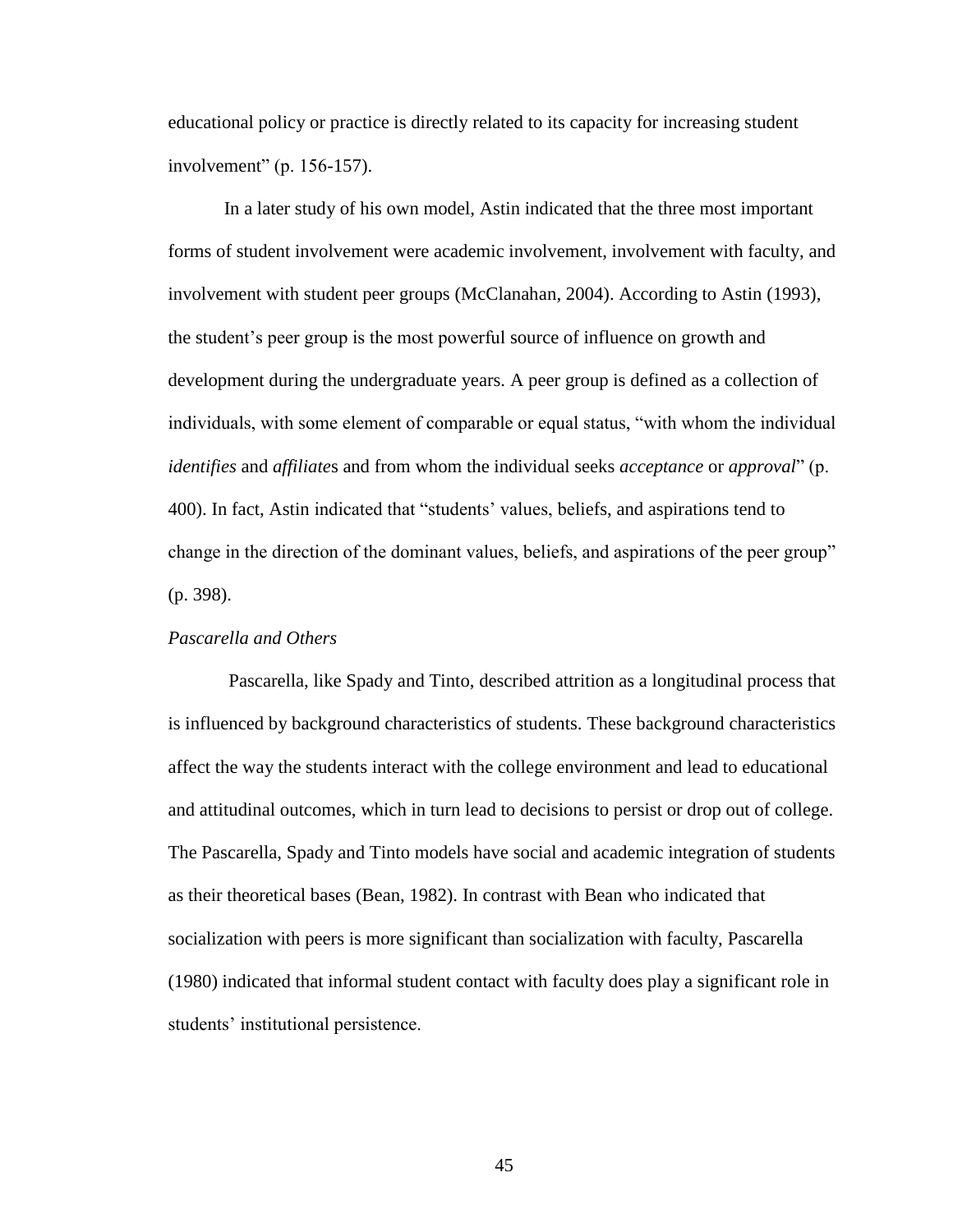educational policy or practice is directly related to its capacity for increasing student involvement" (p. 156-157).

In a later study of his own model, Astin indicated that the three most important forms of student involvement were academic involvement, involvement with faculty, and involvement with student peer groups (McClanahan, 2004). According to Astin (1993), the student's peer group is the most powerful source of influence on growth and development during the undergraduate years. A peer group is defined as a collection of individuals, with some element of comparable or equal status, "with whom the individual *identifies* and *affiliates* and from whom the individual seeks *acceptance* or *approval*" (p. 400). In fact, Astin indicated that "students' values, beliefs, and aspirations tend to change in the direction of the dominant values, beliefs, and aspirations of the peer group" (p. 398).

*Pascarella and Others*

Pascarella, like Spady and Tinto, described attrition as a longitudinal process that is influenced by background characteristics of students. These background characteristics affect the way the students interact with the college environment and lead to educational and attitudinal outcomes, which in turn lead to decisions to persist or drop out of college. The Pascarella, Spady and Tinto models have social and academic integration of students as their theoretical bases (Bean, 1982). In contrast with Bean who indicated that socialization with peers is more significant than socialization with faculty, Pascarella (1980) indicated that informal student contact with faculty does play a significant role in students' institutional persistence.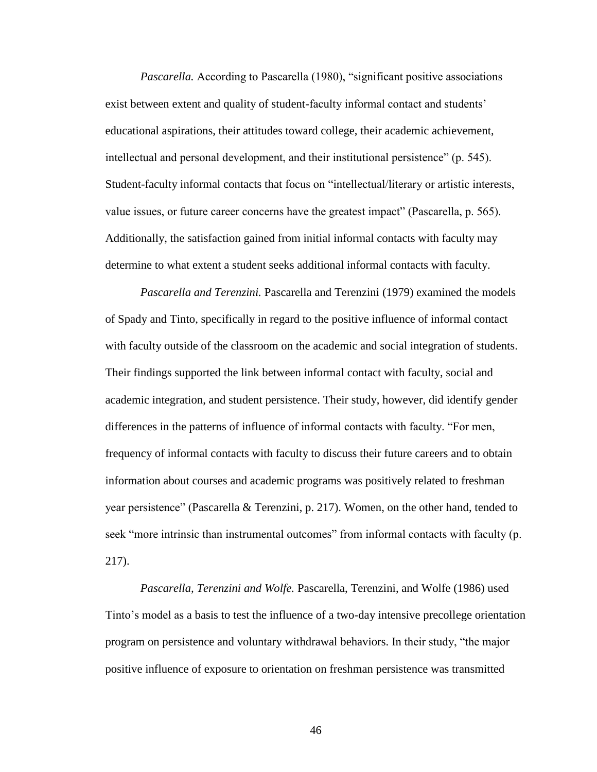*Pascarella.* According to Pascarella (1980), "significant positive associations exist between extent and quality of student-faculty informal contact and students' educational aspirations, their attitudes toward college, their academic achievement, intellectual and personal development, and their institutional persistence" (p. 545). Student-faculty informal contacts that focus on "intellectual/literary or artistic interests, value issues, or future career concerns have the greatest impact" (Pascarella, p. 565). Additionally, the satisfaction gained from initial informal contacts with faculty may determine to what extent a student seeks additional informal contacts with faculty.

*Pascarella and Terenzini.* Pascarella and Terenzini (1979) examined the models of Spady and Tinto, specifically in regard to the positive influence of informal contact with faculty outside of the classroom on the academic and social integration of students. Their findings supported the link between informal contact with faculty, social and academic integration, and student persistence. Their study, however, did identify gender differences in the patterns of influence of informal contacts with faculty. "For men, frequency of informal contacts with faculty to discuss their future careers and to obtain information about courses and academic programs was positively related to freshman year persistence" (Pascarella & Terenzini, p. 217). Women, on the other hand, tended to seek "more intrinsic than instrumental outcomes" from informal contacts with faculty (p. 217).

*Pascarella, Terenzini and Wolfe.* Pascarella, Terenzini, and Wolfe (1986) used Tinto's model as a basis to test the influence of a two-day intensive precollege orientation program on persistence and voluntary withdrawal behaviors. In their study, "the major positive influence of exposure to orientation on freshman persistence was transmitted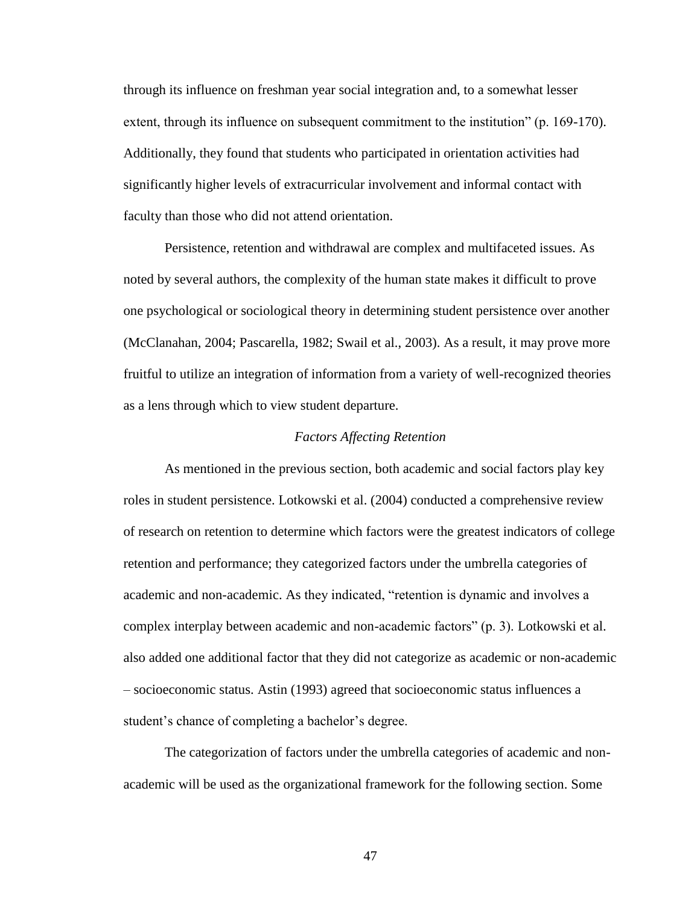through its influence on freshman year social integration and, to a somewhat lesser extent, through its influence on subsequent commitment to the institution" (p. 169-170). Additionally, they found that students who participated in orientation activities had significantly higher levels of extracurricular involvement and informal contact with faculty than those who did not attend orientation.

Persistence, retention and withdrawal are complex and multifaceted issues. As noted by several authors, the complexity of the human state makes it difficult to prove one psychological or sociological theory in determining student persistence over another (McClanahan, 2004; Pascarella, 1982; Swail et al., 2003). As a result, it may prove more fruitful to utilize an integration of information from a variety of well-recognized theories as a lens through which to view student departure.

### *Factors Affecting Retention*

As mentioned in the previous section, both academic and social factors play key roles in student persistence. Lotkowski et al. (2004) conducted a comprehensive review of research on retention to determine which factors were the greatest indicators of college retention and performance; they categorized factors under the umbrella categories of academic and non-academic. As they indicated, "retention is dynamic and involves a complex interplay between academic and non-academic factors" (p. 3). Lotkowski et al. also added one additional factor that they did not categorize as academic or non-academic – socioeconomic status. Astin (1993) agreed that socioeconomic status influences a student's chance of completing a bachelor's degree.

The categorization of factors under the umbrella categories of academic and non-academic will be used as the organizational framework for the following section. Some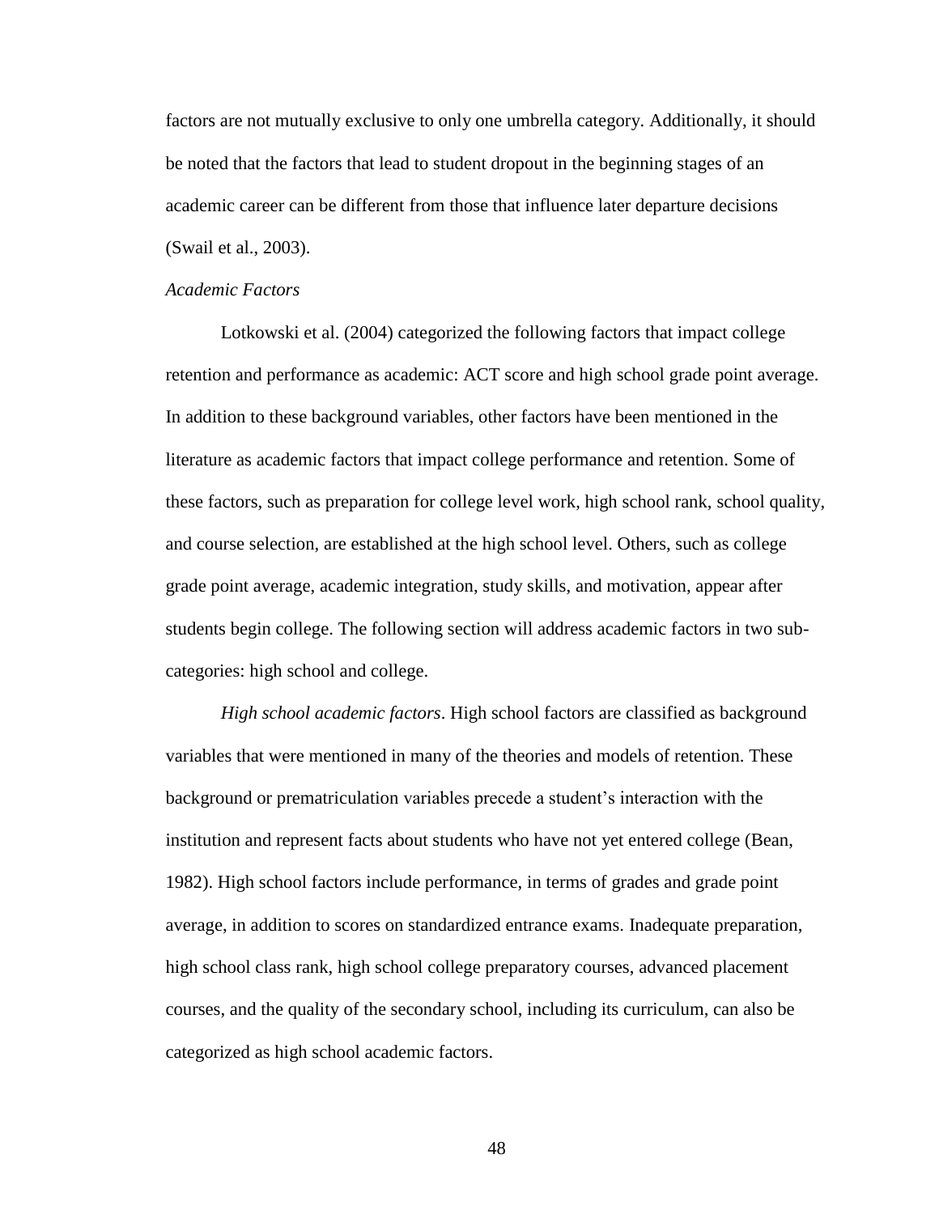factors are not mutually exclusive to only one umbrella category. Additionally, it should be noted that the factors that lead to student dropout in the beginning stages of an academic career can be different from those that influence later departure decisions (Swail et al., 2003).

### *Academic Factors*

Lotkowski et al. (2004) categorized the following factors that impact college retention and performance as academic: ACT score and high school grade point average. In addition to these background variables, other factors have been mentioned in the literature as academic factors that impact college performance and retention. Some of these factors, such as preparation for college level work, high school rank, school quality, and course selection, are established at the high school level. Others, such as college grade point average, academic integration, study skills, and motivation, appear after students begin college. The following section will address academic factors in two sub-categories: high school and college.

*High school academic factors*. High school factors are classified as background variables that were mentioned in many of the theories and models of retention. These background or prematriculation variables precede a student's interaction with the institution and represent facts about students who have not yet entered college (Bean, 1982). High school factors include performance, in terms of grades and grade point average, in addition to scores on standardized entrance exams. Inadequate preparation, high school class rank, high school college preparatory courses, advanced placement courses, and the quality of the secondary school, including its curriculum, can also be categorized as high school academic factors.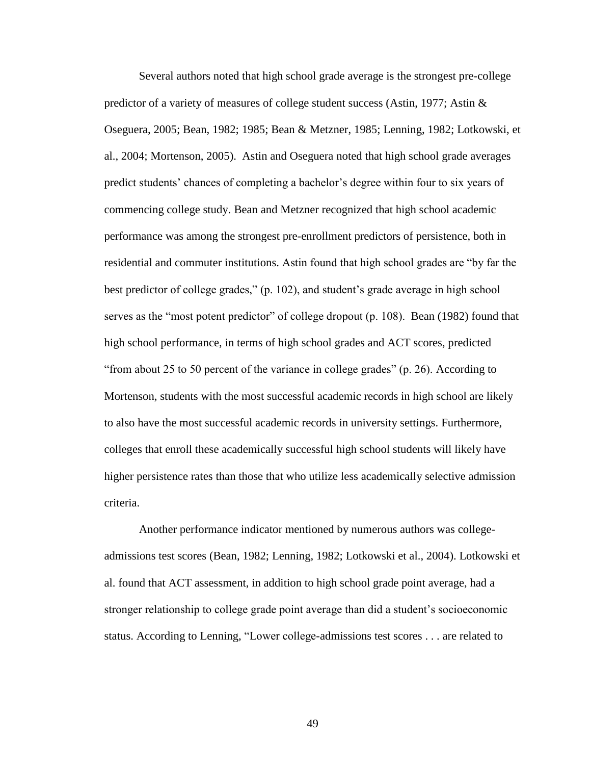Several authors noted that high school grade average is the strongest pre-college predictor of a variety of measures of college student success (Astin, 1977; Astin & Oseguera, 2005; Bean, 1982; 1985; Bean & Metzner, 1985; Lenning, 1982; Lotkowski, et al., 2004; Mortenson, 2005). Astin and Oseguera noted that high school grade averages predict students' chances of completing a bachelor's degree within four to six years of commencing college study. Bean and Metzner recognized that high school academic performance was among the strongest pre-enrollment predictors of persistence, both in residential and commuter institutions. Astin found that high school grades are "by far the best predictor of college grades," (p. 102), and student's grade average in high school serves as the "most potent predictor" of college dropout (p. 108). Bean (1982) found that high school performance, in terms of high school grades and ACT scores, predicted "from about 25 to 50 percent of the variance in college grades" (p. 26). According to Mortenson, students with the most successful academic records in high school are likely to also have the most successful academic records in university settings. Furthermore, colleges that enroll these academically successful high school students will likely have higher persistence rates than those that who utilize less academically selective admission criteria.

Another performance indicator mentioned by numerous authors was college-admissions test scores (Bean, 1982; Lenning, 1982; Lotkowski et al., 2004). Lotkowski et al. found that ACT assessment, in addition to high school grade point average, had a stronger relationship to college grade point average than did a student's socioeconomic status. According to Lenning, "Lower college-admissions test scores . . . are related to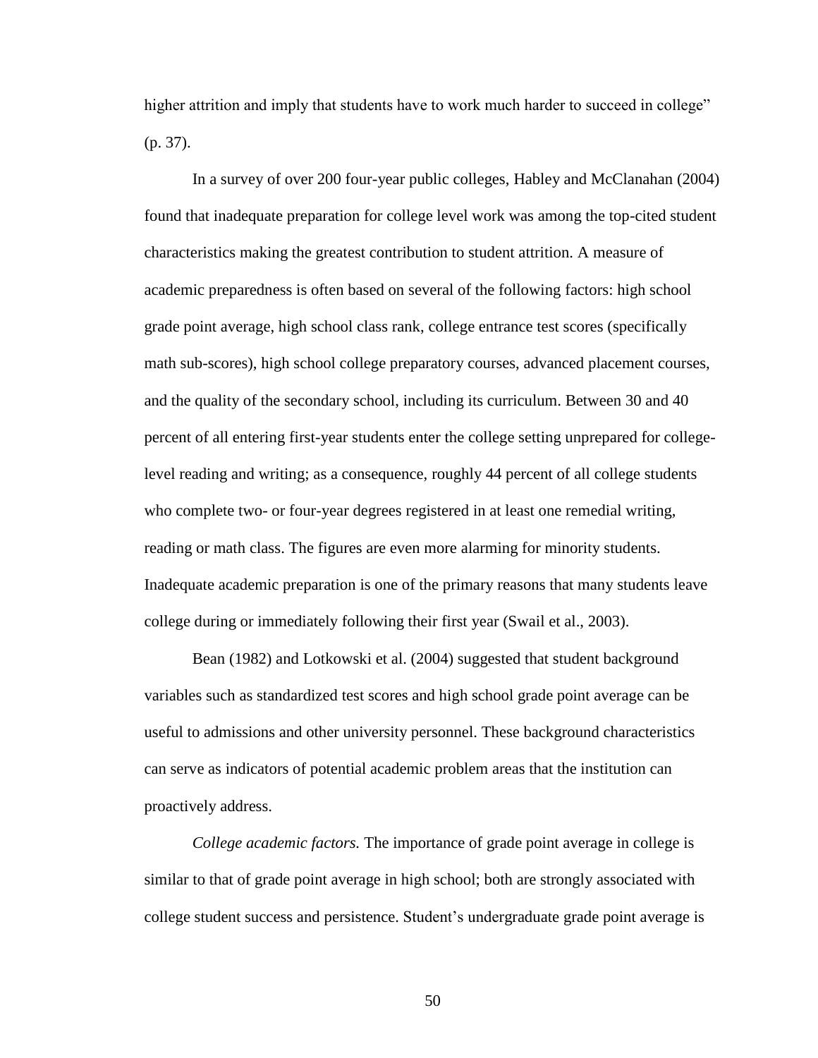higher attrition and imply that students have to work much harder to succeed in college" (p. 37).

In a survey of over 200 four-year public colleges, Habley and McClanahan (2004) found that inadequate preparation for college level work was among the top-cited student characteristics making the greatest contribution to student attrition. A measure of academic preparedness is often based on several of the following factors: high school grade point average, high school class rank, college entrance test scores (specifically math sub-scores), high school college preparatory courses, advanced placement courses, and the quality of the secondary school, including its curriculum. Between 30 and 40 percent of all entering first-year students enter the college setting unprepared for college-level reading and writing; as a consequence, roughly 44 percent of all college students who complete two- or four-year degrees registered in at least one remedial writing, reading or math class. The figures are even more alarming for minority students. Inadequate academic preparation is one of the primary reasons that many students leave college during or immediately following their first year (Swail et al., 2003).

Bean (1982) and Lotkowski et al. (2004) suggested that student background variables such as standardized test scores and high school grade point average can be useful to admissions and other university personnel. These background characteristics can serve as indicators of potential academic problem areas that the institution can proactively address.

*College academic factors.* The importance of grade point average in college is similar to that of grade point average in high school; both are strongly associated with college student success and persistence. Student's undergraduate grade point average is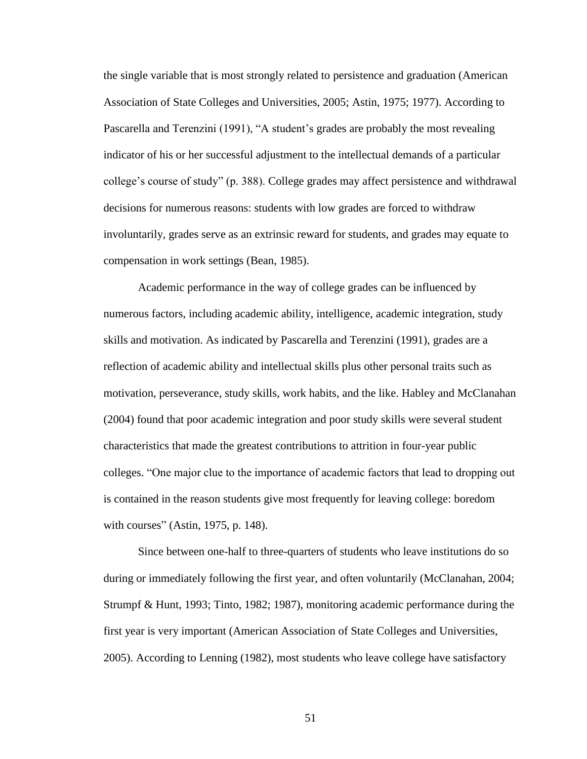the single variable that is most strongly related to persistence and graduation (American Association of State Colleges and Universities, 2005; Astin, 1975; 1977). According to Pascarella and Terenzini (1991), "A student's grades are probably the most revealing indicator of his or her successful adjustment to the intellectual demands of a particular college's course of study" (p. 388). College grades may affect persistence and withdrawal decisions for numerous reasons: students with low grades are forced to withdraw involuntarily, grades serve as an extrinsic reward for students, and grades may equate to compensation in work settings (Bean, 1985).

Academic performance in the way of college grades can be influenced by numerous factors, including academic ability, intelligence, academic integration, study skills and motivation. As indicated by Pascarella and Terenzini (1991), grades are a reflection of academic ability and intellectual skills plus other personal traits such as motivation, perseverance, study skills, work habits, and the like. Habley and McClanahan (2004) found that poor academic integration and poor study skills were several student characteristics that made the greatest contributions to attrition in four-year public colleges. "One major clue to the importance of academic factors that lead to dropping out is contained in the reason students give most frequently for leaving college: boredom with courses" (Astin, 1975, p. 148).

Since between one-half to three-quarters of students who leave institutions do so during or immediately following the first year, and often voluntarily (McClanahan, 2004; Strumpf & Hunt, 1993; Tinto, 1982; 1987), monitoring academic performance during the first year is very important (American Association of State Colleges and Universities, 2005). According to Lenning (1982), most students who leave college have satisfactory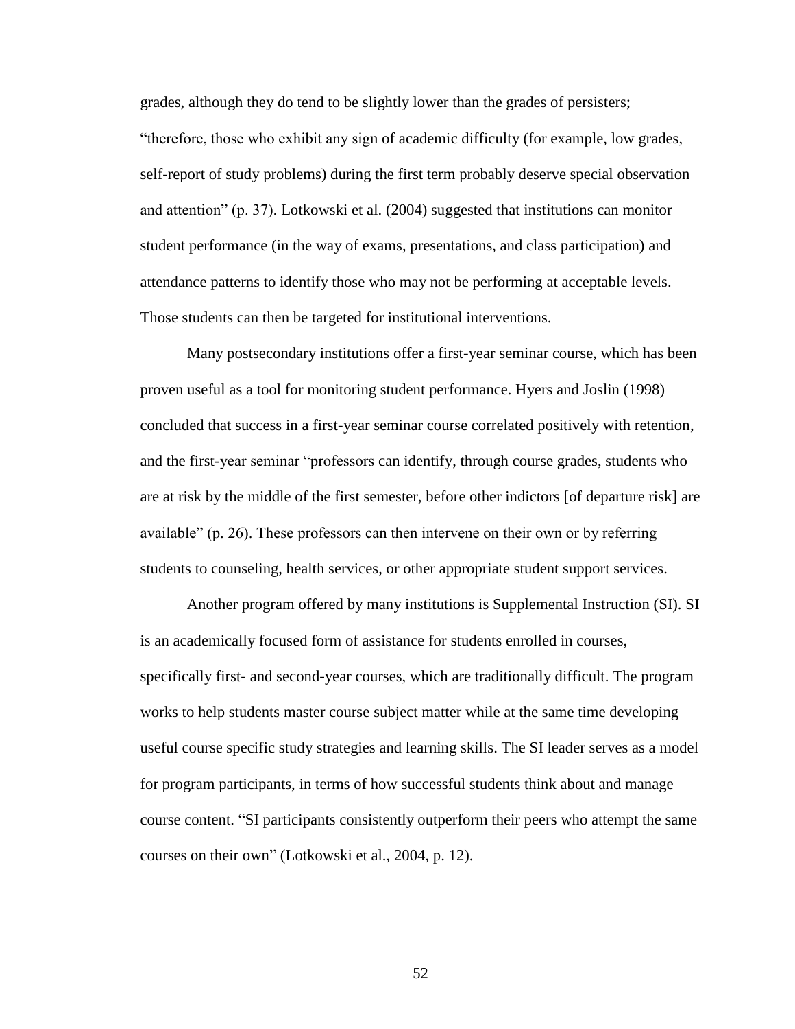grades, although they do tend to be slightly lower than the grades of persisters; "therefore, those who exhibit any sign of academic difficulty (for example, low grades, self-report of study problems) during the first term probably deserve special observation and attention" (p. 37). Lotkowski et al. (2004) suggested that institutions can monitor student performance (in the way of exams, presentations, and class participation) and attendance patterns to identify those who may not be performing at acceptable levels. Those students can then be targeted for institutional interventions.

Many postsecondary institutions offer a first-year seminar course, which has been proven useful as a tool for monitoring student performance. Hyers and Joslin (1998) concluded that success in a first-year seminar course correlated positively with retention, and the first-year seminar "professors can identify, through course grades, students who are at risk by the middle of the first semester, before other indictors [of departure risk] are available" (p. 26). These professors can then intervene on their own or by referring students to counseling, health services, or other appropriate student support services.

Another program offered by many institutions is Supplemental Instruction (SI). SI is an academically focused form of assistance for students enrolled in courses, specifically first- and second-year courses, which are traditionally difficult. The program works to help students master course subject matter while at the same time developing useful course specific study strategies and learning skills. The SI leader serves as a model for program participants, in terms of how successful students think about and manage course content. "SI participants consistently outperform their peers who attempt the same courses on their own" (Lotkowski et al., 2004, p. 12).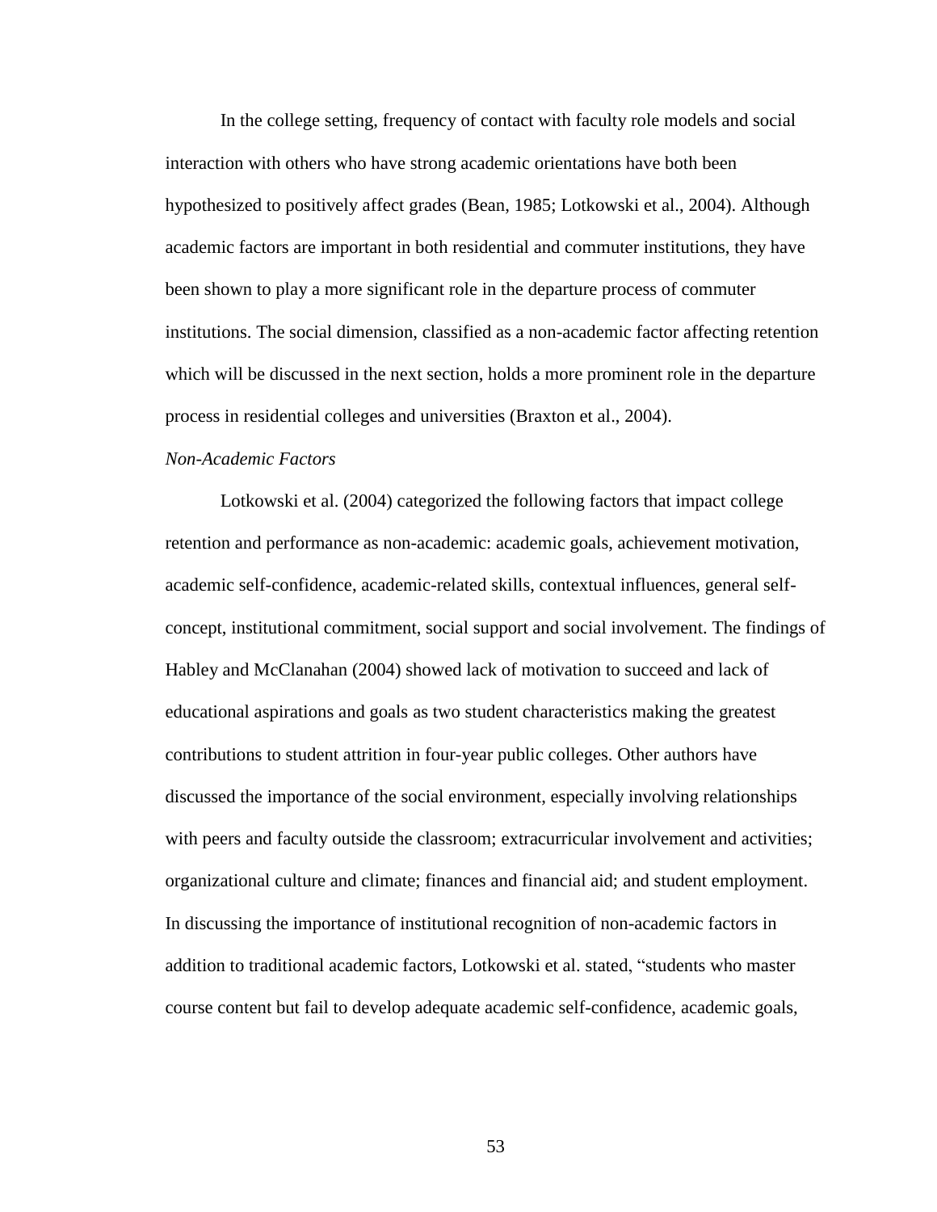In the college setting, frequency of contact with faculty role models and social interaction with others who have strong academic orientations have both been hypothesized to positively affect grades (Bean, 1985; Lotkowski et al., 2004). Although academic factors are important in both residential and commuter institutions, they have been shown to play a more significant role in the departure process of commuter institutions. The social dimension, classified as a non-academic factor affecting retention which will be discussed in the next section, holds a more prominent role in the departure process in residential colleges and universities (Braxton et al., 2004).

*Non-Academic Factors*

Lotkowski et al. (2004) categorized the following factors that impact college retention and performance as non-academic: academic goals, achievement motivation, academic self-confidence, academic-related skills, contextual influences, general self-concept, institutional commitment, social support and social involvement. The findings of Habley and McClanahan (2004) showed lack of motivation to succeed and lack of educational aspirations and goals as two student characteristics making the greatest contributions to student attrition in four-year public colleges. Other authors have discussed the importance of the social environment, especially involving relationships with peers and faculty outside the classroom; extracurricular involvement and activities; organizational culture and climate; finances and financial aid; and student employment. In discussing the importance of institutional recognition of non-academic factors in addition to traditional academic factors, Lotkowski et al. stated, "students who master course content but fail to develop adequate academic self-confidence, academic goals,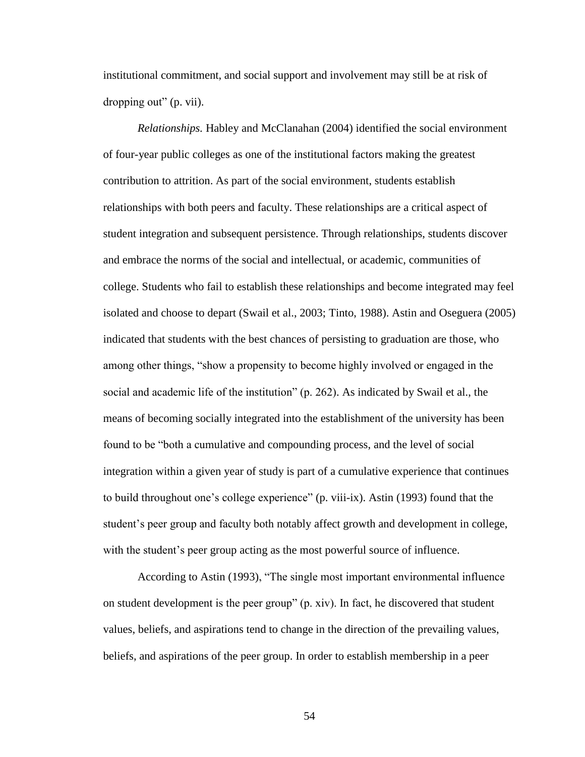institutional commitment, and social support and involvement may still be at risk of dropping out" (p. vii).

*Relationships.* Habley and McClanahan (2004) identified the social environment of four-year public colleges as one of the institutional factors making the greatest contribution to attrition. As part of the social environment, students establish relationships with both peers and faculty. These relationships are a critical aspect of student integration and subsequent persistence. Through relationships, students discover and embrace the norms of the social and intellectual, or academic, communities of college. Students who fail to establish these relationships and become integrated may feel isolated and choose to depart (Swail et al., 2003; Tinto, 1988). Astin and Oseguera (2005) indicated that students with the best chances of persisting to graduation are those, who among other things, "show a propensity to become highly involved or engaged in the social and academic life of the institution" (p. 262). As indicated by Swail et al., the means of becoming socially integrated into the establishment of the university has been found to be "both a cumulative and compounding process, and the level of social integration within a given year of study is part of a cumulative experience that continues to build throughout one's college experience" (p. viii-ix). Astin (1993) found that the student's peer group and faculty both notably affect growth and development in college, with the student's peer group acting as the most powerful source of influence.

According to Astin (1993), "The single most important environmental influence on student development is the peer group" (p. xiv). In fact, he discovered that student values, beliefs, and aspirations tend to change in the direction of the prevailing values, beliefs, and aspirations of the peer group. In order to establish membership in a peer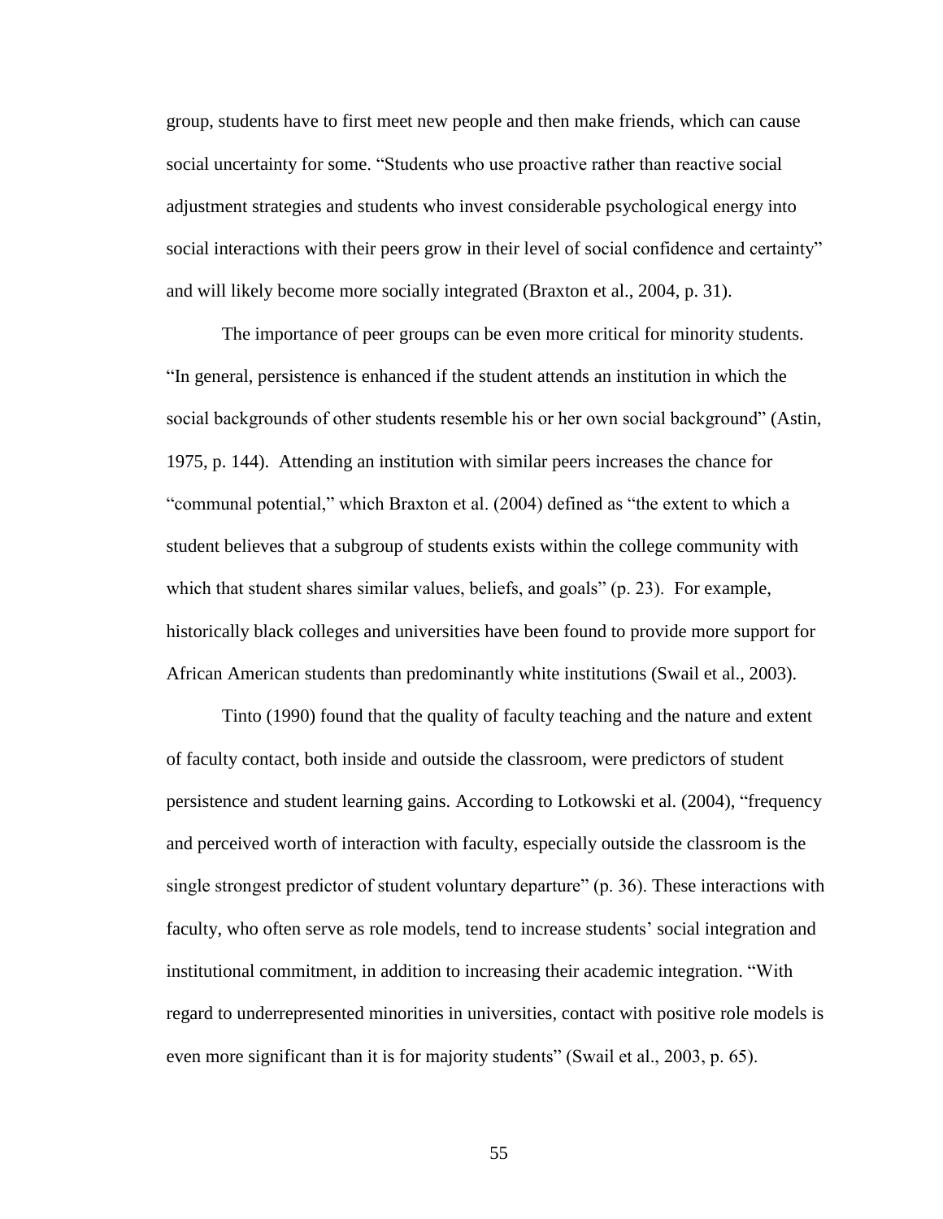group, students have to first meet new people and then make friends, which can cause social uncertainty for some. "Students who use proactive rather than reactive social adjustment strategies and students who invest considerable psychological energy into social interactions with their peers grow in their level of social confidence and certainty" and will likely become more socially integrated (Braxton et al., 2004, p. 31).

The importance of peer groups can be even more critical for minority students. "In general, persistence is enhanced if the student attends an institution in which the social backgrounds of other students resemble his or her own social background" (Astin, 1975, p. 144). Attending an institution with similar peers increases the chance for "communal potential," which Braxton et al. (2004) defined as "the extent to which a student believes that a subgroup of students exists within the college community with which that student shares similar values, beliefs, and goals" (p. 23). For example, historically black colleges and universities have been found to provide more support for African American students than predominantly white institutions (Swail et al., 2003).

Tinto (1990) found that the quality of faculty teaching and the nature and extent of faculty contact, both inside and outside the classroom, were predictors of student persistence and student learning gains. According to Lotkowski et al. (2004), "frequency and perceived worth of interaction with faculty, especially outside the classroom is the single strongest predictor of student voluntary departure" (p. 36). These interactions with faculty, who often serve as role models, tend to increase students' social integration and institutional commitment, in addition to increasing their academic integration. "With regard to underrepresented minorities in universities, contact with positive role models is even more significant than it is for majority students" (Swail et al., 2003, p. 65).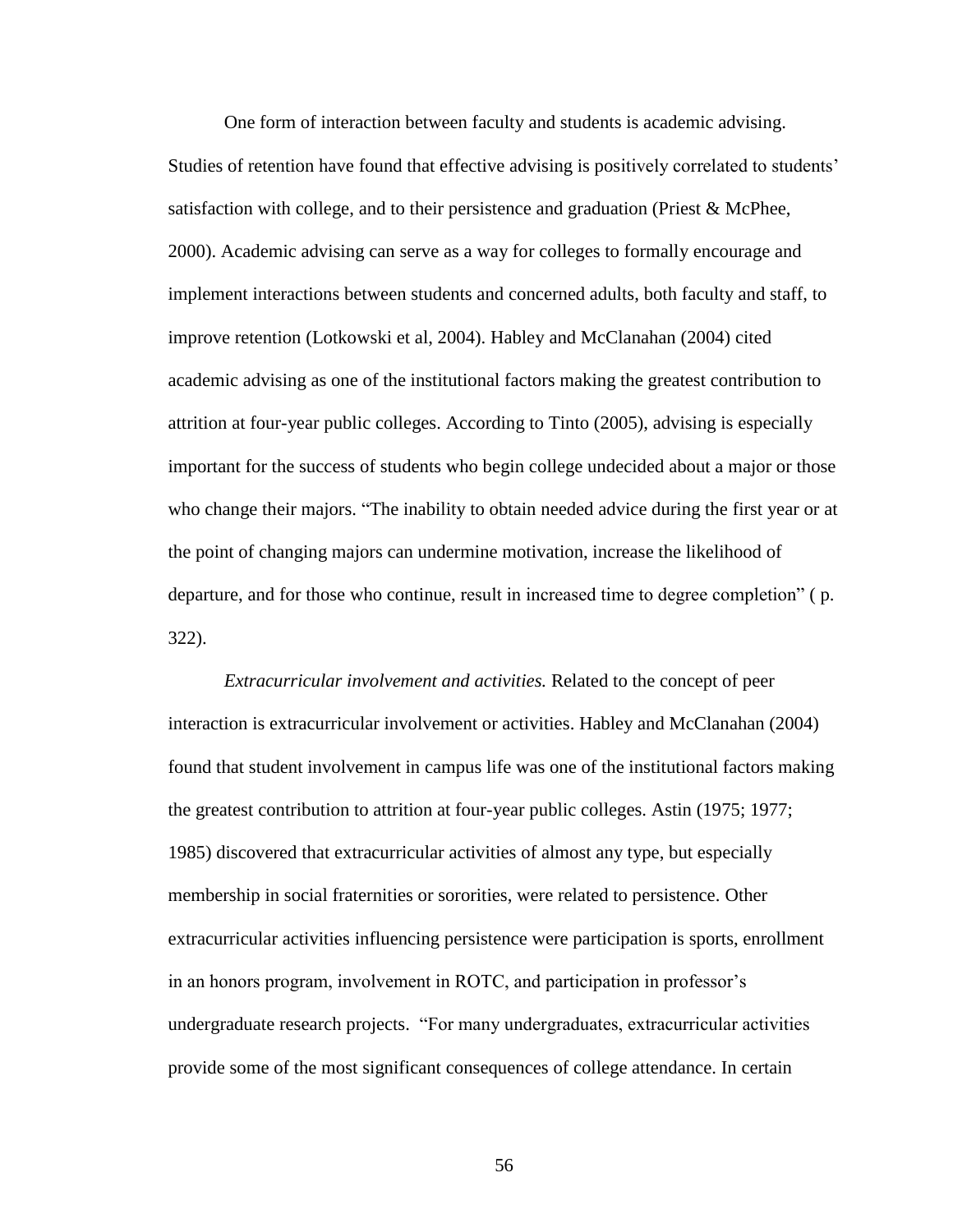One form of interaction between faculty and students is academic advising. Studies of retention have found that effective advising is positively correlated to students' satisfaction with college, and to their persistence and graduation (Priest & McPhee, 2000). Academic advising can serve as a way for colleges to formally encourage and implement interactions between students and concerned adults, both faculty and staff, to improve retention (Lotkowski et al, 2004). Habley and McClanahan (2004) cited academic advising as one of the institutional factors making the greatest contribution to attrition at four-year public colleges. According to Tinto (2005), advising is especially important for the success of students who begin college undecided about a major or those who change their majors. "The inability to obtain needed advice during the first year or at the point of changing majors can undermine motivation, increase the likelihood of departure, and for those who continue, result in increased time to degree completion" ( p. 322).

*Extracurricular involvement and activities.* Related to the concept of peer interaction is extracurricular involvement or activities. Habley and McClanahan (2004) found that student involvement in campus life was one of the institutional factors making the greatest contribution to attrition at four-year public colleges. Astin (1975; 1977; 1985) discovered that extracurricular activities of almost any type, but especially membership in social fraternities or sororities, were related to persistence. Other extracurricular activities influencing persistence were participation is sports, enrollment in an honors program, involvement in ROTC, and participation in professor's undergraduate research projects. "For many undergraduates, extracurricular activities provide some of the most significant consequences of college attendance. In certain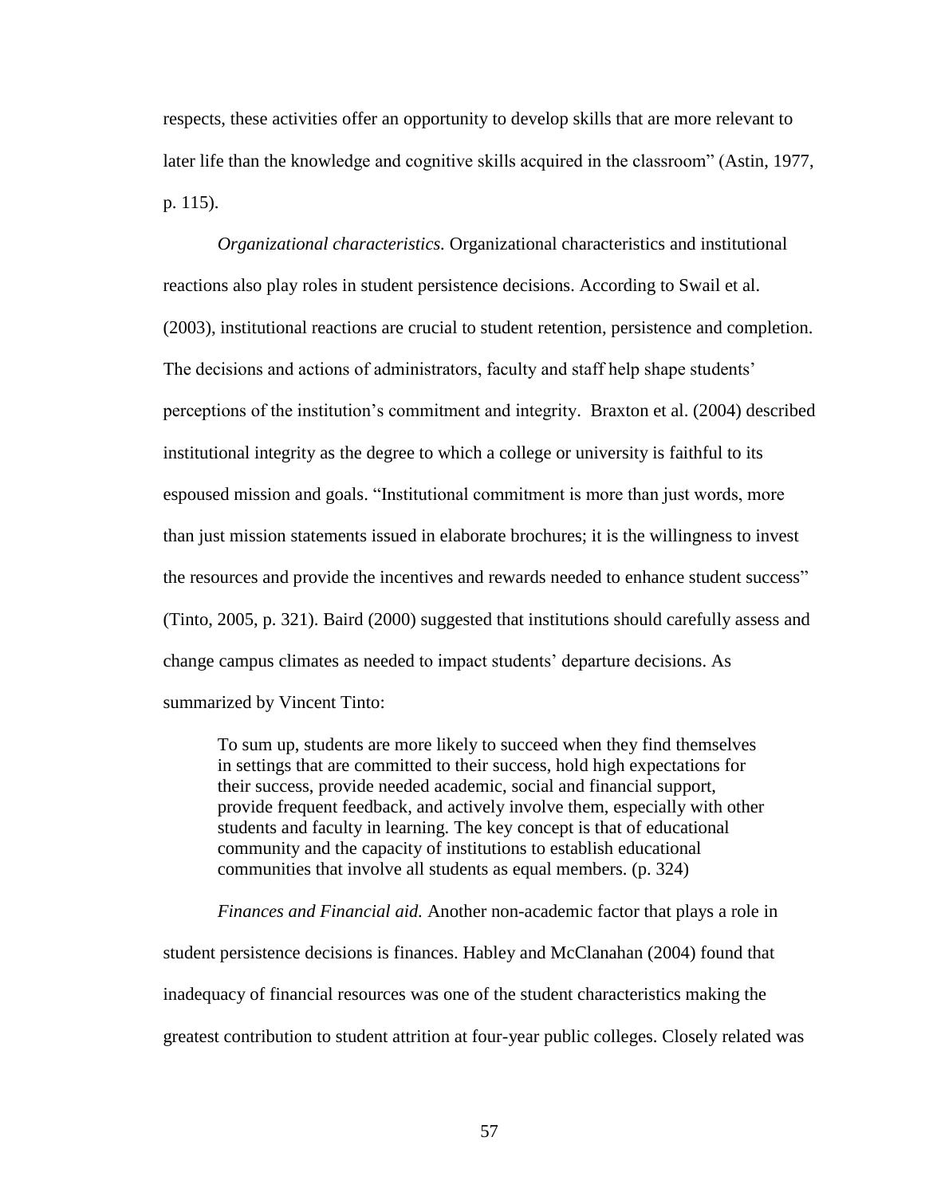respects, these activities offer an opportunity to develop skills that are more relevant to later life than the knowledge and cognitive skills acquired in the classroom" (Astin, 1977, p. 115).

*Organizational characteristics.* Organizational characteristics and institutional reactions also play roles in student persistence decisions. According to Swail et al. (2003), institutional reactions are crucial to student retention, persistence and completion. The decisions and actions of administrators, faculty and staff help shape students' perceptions of the institution's commitment and integrity. Braxton et al. (2004) described institutional integrity as the degree to which a college or university is faithful to its espoused mission and goals. "Institutional commitment is more than just words, more than just mission statements issued in elaborate brochures; it is the willingness to invest the resources and provide the incentives and rewards needed to enhance student success" (Tinto, 2005, p. 321). Baird (2000) suggested that institutions should carefully assess and change campus climates as needed to impact students' departure decisions. As summarized by Vincent Tinto:

> To sum up, students are more likely to succeed when they find themselves in settings that are committed to their success, hold high expectations for their success, provide needed academic, social and financial support, provide frequent feedback, and actively involve them, especially with other students and faculty in learning. The key concept is that of educational community and the capacity of institutions to establish educational communities that involve all students as equal members. (p. 324)

*Finances and Financial aid.* Another non-academic factor that plays a role in student persistence decisions is finances. Habley and McClanahan (2004) found that inadequacy of financial resources was one of the student characteristics making the greatest contribution to student attrition at four-year public colleges. Closely related was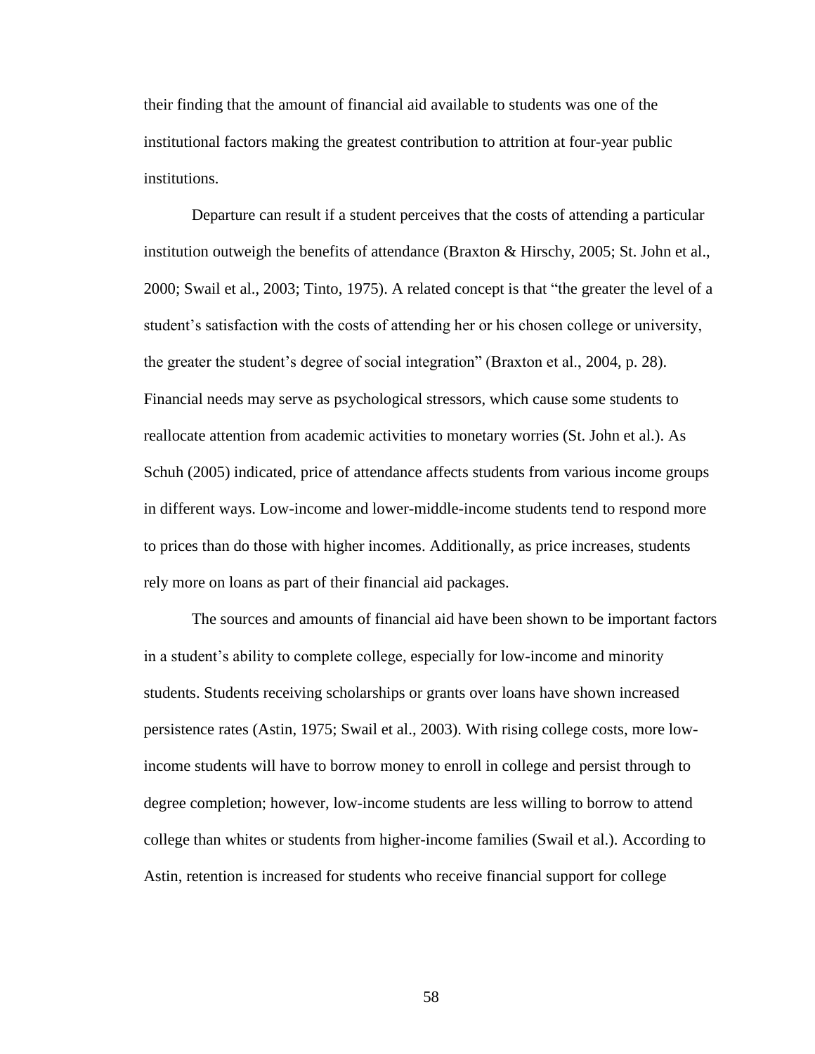their finding that the amount of financial aid available to students was one of the institutional factors making the greatest contribution to attrition at four-year public institutions.

Departure can result if a student perceives that the costs of attending a particular institution outweigh the benefits of attendance (Braxton & Hirschy, 2005; St. John et al., 2000; Swail et al., 2003; Tinto, 1975). A related concept is that "the greater the level of a student's satisfaction with the costs of attending her or his chosen college or university, the greater the student's degree of social integration" (Braxton et al., 2004, p. 28). Financial needs may serve as psychological stressors, which cause some students to reallocate attention from academic activities to monetary worries (St. John et al.). As Schuh (2005) indicated, price of attendance affects students from various income groups in different ways. Low-income and lower-middle-income students tend to respond more to prices than do those with higher incomes. Additionally, as price increases, students rely more on loans as part of their financial aid packages.

The sources and amounts of financial aid have been shown to be important factors in a student's ability to complete college, especially for low-income and minority students. Students receiving scholarships or grants over loans have shown increased persistence rates (Astin, 1975; Swail et al., 2003). With rising college costs, more low-income students will have to borrow money to enroll in college and persist through to degree completion; however, low-income students are less willing to borrow to attend college than whites or students from higher-income families (Swail et al.). According to Astin, retention is increased for students who receive financial support for college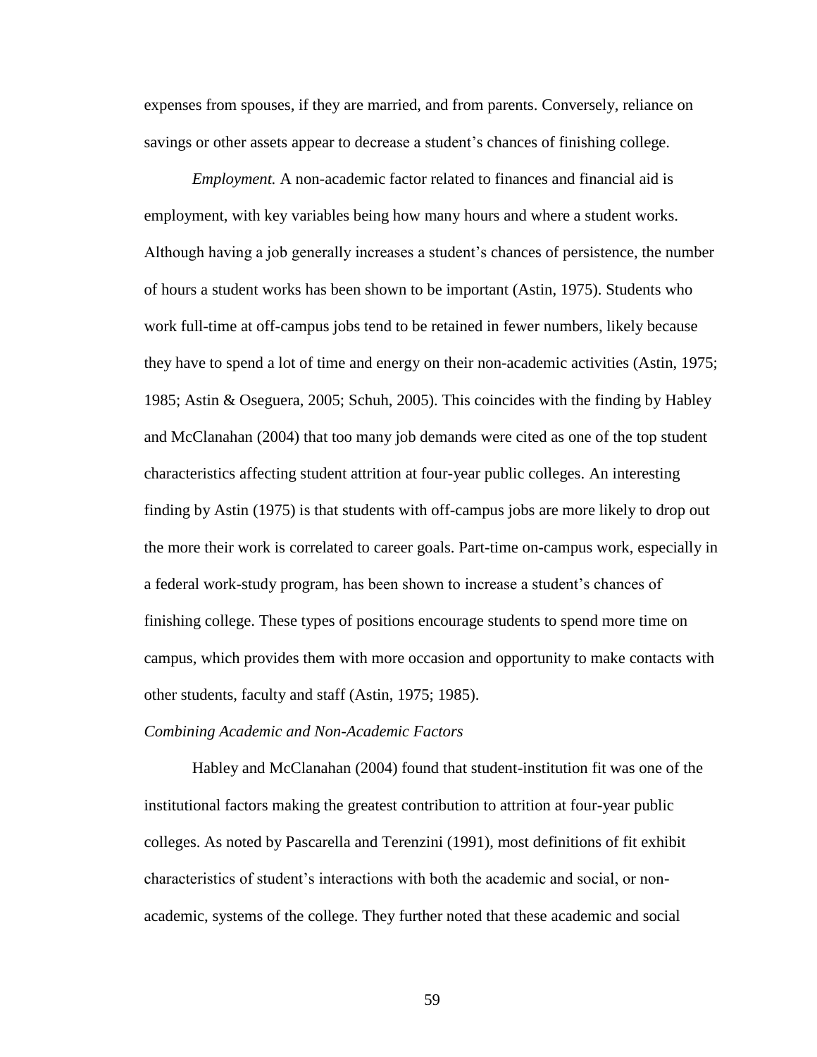expenses from spouses, if they are married, and from parents. Conversely, reliance on savings or other assets appear to decrease a student's chances of finishing college.

*Employment.* A non-academic factor related to finances and financial aid is employment, with key variables being how many hours and where a student works. Although having a job generally increases a student's chances of persistence, the number of hours a student works has been shown to be important (Astin, 1975). Students who work full-time at off-campus jobs tend to be retained in fewer numbers, likely because they have to spend a lot of time and energy on their non-academic activities (Astin, 1975; 1985; Astin & Oseguera, 2005; Schuh, 2005). This coincides with the finding by Habley and McClanahan (2004) that too many job demands were cited as one of the top student characteristics affecting student attrition at four-year public colleges. An interesting finding by Astin (1975) is that students with off-campus jobs are more likely to drop out the more their work is correlated to career goals. Part-time on-campus work, especially in a federal work-study program, has been shown to increase a student's chances of finishing college. These types of positions encourage students to spend more time on campus, which provides them with more occasion and opportunity to make contacts with other students, faculty and staff (Astin, 1975; 1985).

*Combining Academic and Non-Academic Factors*

Habley and McClanahan (2004) found that student-institution fit was one of the institutional factors making the greatest contribution to attrition at four-year public colleges. As noted by Pascarella and Terenzini (1991), most definitions of fit exhibit characteristics of student's interactions with both the academic and social, or non-academic, systems of the college. They further noted that these academic and social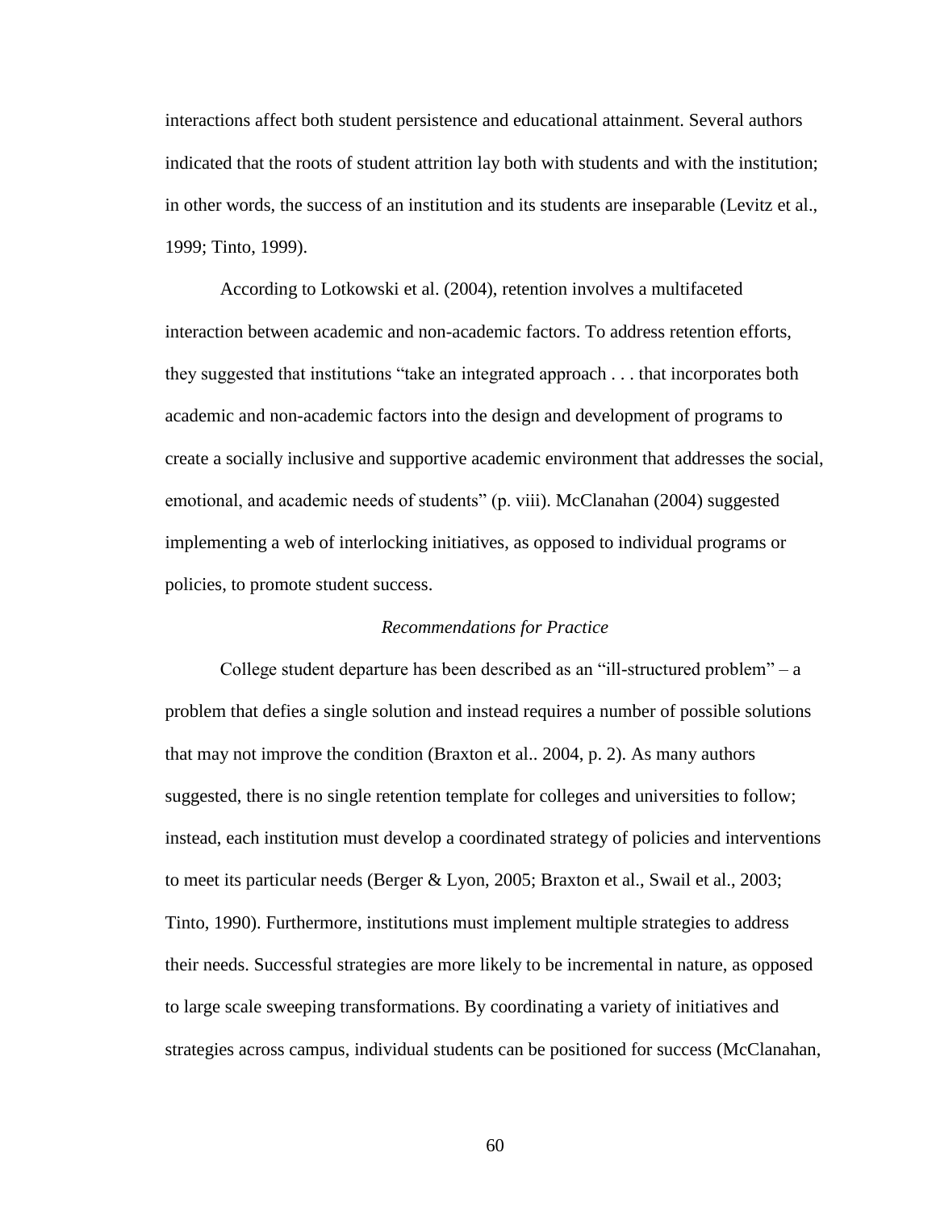interactions affect both student persistence and educational attainment. Several authors indicated that the roots of student attrition lay both with students and with the institution; in other words, the success of an institution and its students are inseparable (Levitz et al., 1999; Tinto, 1999).

According to Lotkowski et al. (2004), retention involves a multifaceted interaction between academic and non-academic factors. To address retention efforts, they suggested that institutions "take an integrated approach . . . that incorporates both academic and non-academic factors into the design and development of programs to create a socially inclusive and supportive academic environment that addresses the social, emotional, and academic needs of students" (p. viii). McClanahan (2004) suggested implementing a web of interlocking initiatives, as opposed to individual programs or policies, to promote student success.

### *Recommendations for Practice*

College student departure has been described as an "ill-structured problem" – a problem that defies a single solution and instead requires a number of possible solutions that may not improve the condition (Braxton et al.. 2004, p. 2). As many authors suggested, there is no single retention template for colleges and universities to follow; instead, each institution must develop a coordinated strategy of policies and interventions to meet its particular needs (Berger & Lyon, 2005; Braxton et al., Swail et al., 2003; Tinto, 1990). Furthermore, institutions must implement multiple strategies to address their needs. Successful strategies are more likely to be incremental in nature, as opposed to large scale sweeping transformations. By coordinating a variety of initiatives and strategies across campus, individual students can be positioned for success (McClanahan,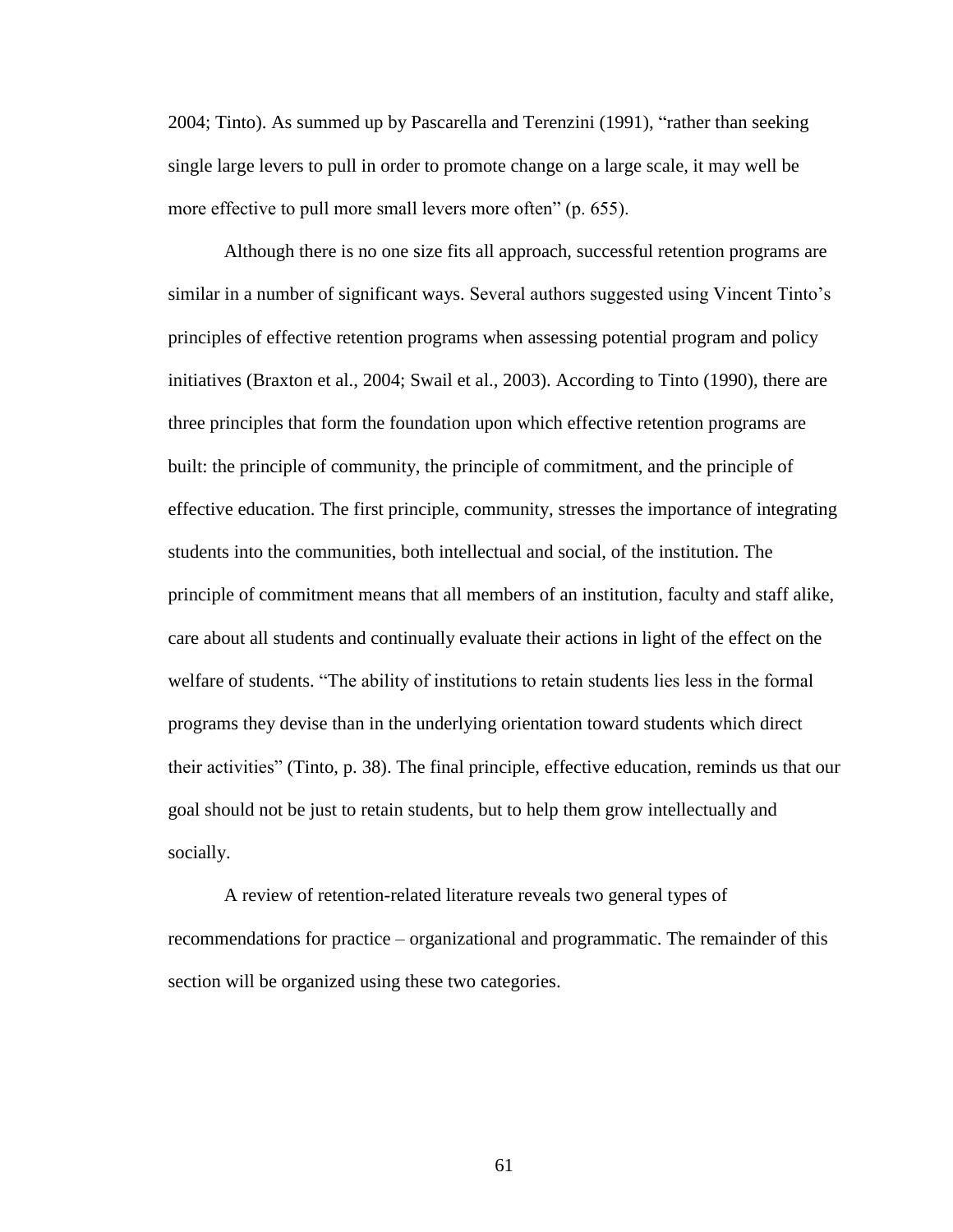2004; Tinto). As summed up by Pascarella and Terenzini (1991), "rather than seeking single large levers to pull in order to promote change on a large scale, it may well be more effective to pull more small levers more often" (p. 655).

Although there is no one size fits all approach, successful retention programs are similar in a number of significant ways. Several authors suggested using Vincent Tinto's principles of effective retention programs when assessing potential program and policy initiatives (Braxton et al., 2004; Swail et al., 2003). According to Tinto (1990), there are three principles that form the foundation upon which effective retention programs are built: the principle of community, the principle of commitment, and the principle of effective education. The first principle, community, stresses the importance of integrating students into the communities, both intellectual and social, of the institution. The principle of commitment means that all members of an institution, faculty and staff alike, care about all students and continually evaluate their actions in light of the effect on the welfare of students. "The ability of institutions to retain students lies less in the formal programs they devise than in the underlying orientation toward students which direct their activities" (Tinto, p. 38). The final principle, effective education, reminds us that our goal should not be just to retain students, but to help them grow intellectually and socially.

A review of retention-related literature reveals two general types of recommendations for practice – organizational and programmatic. The remainder of this section will be organized using these two categories.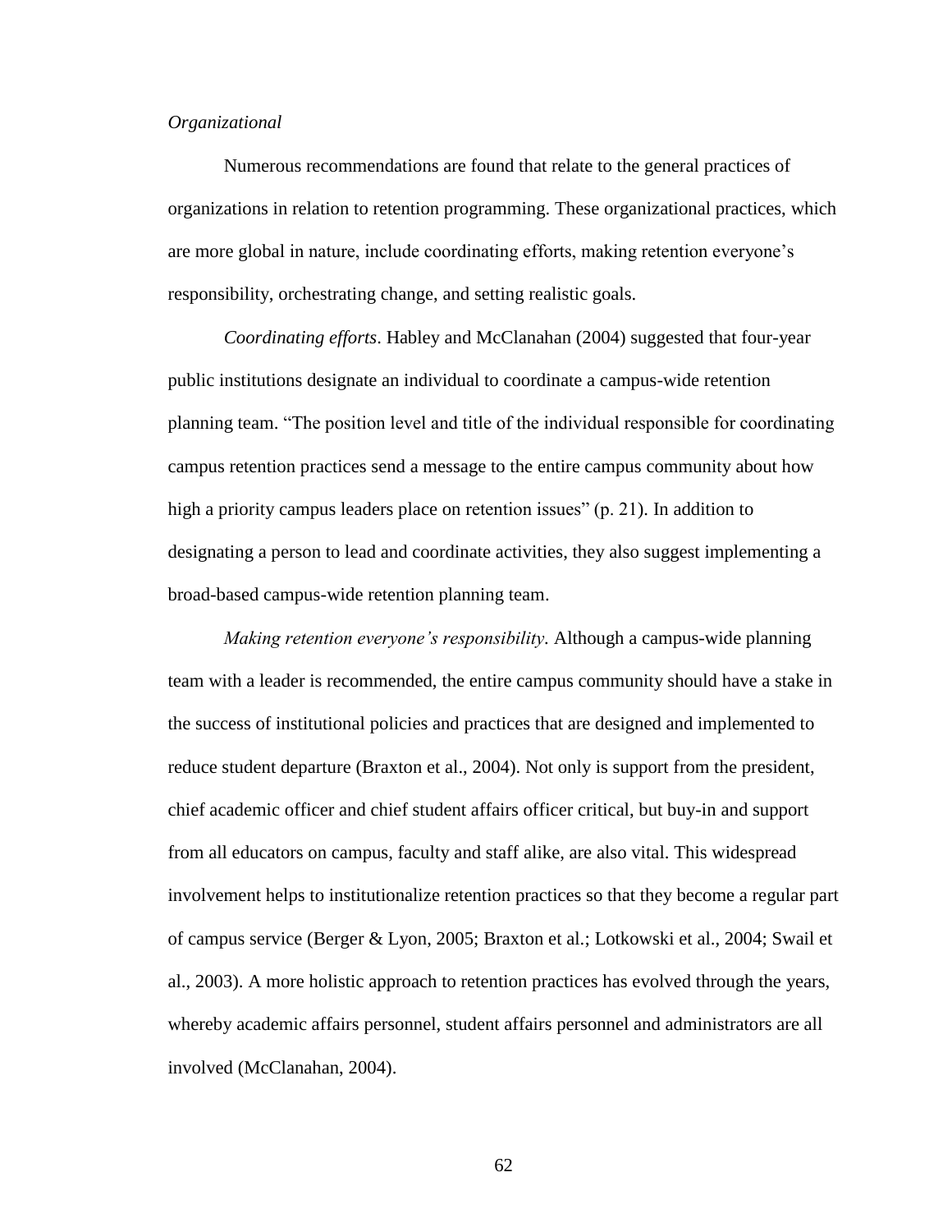*Organizational*

Numerous recommendations are found that relate to the general practices of organizations in relation to retention programming. These organizational practices, which are more global in nature, include coordinating efforts, making retention everyone's responsibility, orchestrating change, and setting realistic goals.

*Coordinating efforts*. Habley and McClanahan (2004) suggested that four-year public institutions designate an individual to coordinate a campus-wide retention planning team. "The position level and title of the individual responsible for coordinating campus retention practices send a message to the entire campus community about how high a priority campus leaders place on retention issues" (p. 21). In addition to designating a person to lead and coordinate activities, they also suggest implementing a broad-based campus-wide retention planning team.

*Making retention everyone's responsibility*. Although a campus-wide planning team with a leader is recommended, the entire campus community should have a stake in the success of institutional policies and practices that are designed and implemented to reduce student departure (Braxton et al., 2004). Not only is support from the president, chief academic officer and chief student affairs officer critical, but buy-in and support from all educators on campus, faculty and staff alike, are also vital. This widespread involvement helps to institutionalize retention practices so that they become a regular part of campus service (Berger & Lyon, 2005; Braxton et al.; Lotkowski et al., 2004; Swail et al., 2003). A more holistic approach to retention practices has evolved through the years, whereby academic affairs personnel, student affairs personnel and administrators are all involved (McClanahan, 2004).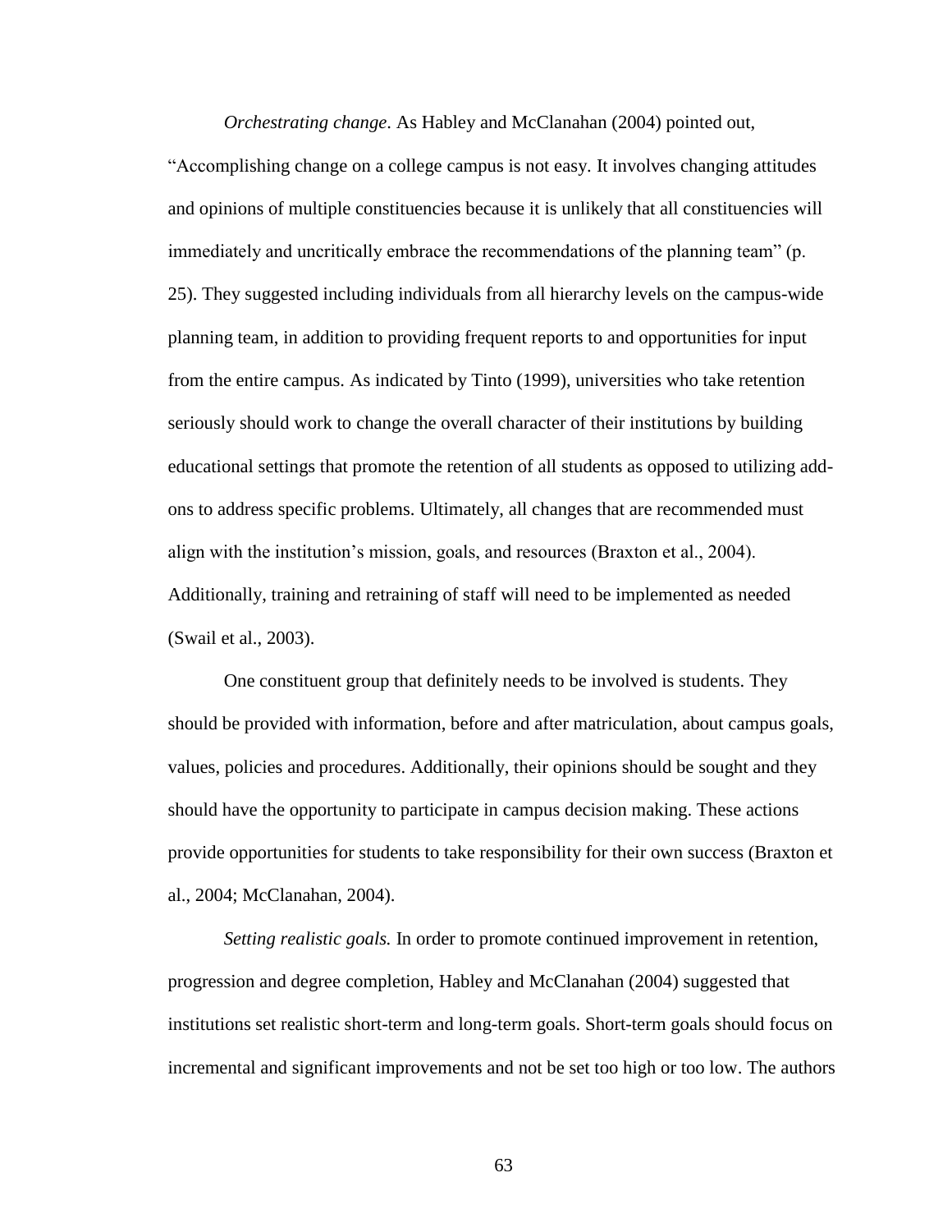*Orchestrating change*. As Habley and McClanahan (2004) pointed out, "Accomplishing change on a college campus is not easy. It involves changing attitudes and opinions of multiple constituencies because it is unlikely that all constituencies will immediately and uncritically embrace the recommendations of the planning team" (p. 25). They suggested including individuals from all hierarchy levels on the campus-wide planning team, in addition to providing frequent reports to and opportunities for input from the entire campus. As indicated by Tinto (1999), universities who take retention seriously should work to change the overall character of their institutions by building educational settings that promote the retention of all students as opposed to utilizing add-ons to address specific problems. Ultimately, all changes that are recommended must align with the institution's mission, goals, and resources (Braxton et al., 2004). Additionally, training and retraining of staff will need to be implemented as needed (Swail et al., 2003).

One constituent group that definitely needs to be involved is students. They should be provided with information, before and after matriculation, about campus goals, values, policies and procedures. Additionally, their opinions should be sought and they should have the opportunity to participate in campus decision making. These actions provide opportunities for students to take responsibility for their own success (Braxton et al., 2004; McClanahan, 2004).

*Setting realistic goals.* In order to promote continued improvement in retention, progression and degree completion, Habley and McClanahan (2004) suggested that institutions set realistic short-term and long-term goals. Short-term goals should focus on incremental and significant improvements and not be set too high or too low. The authors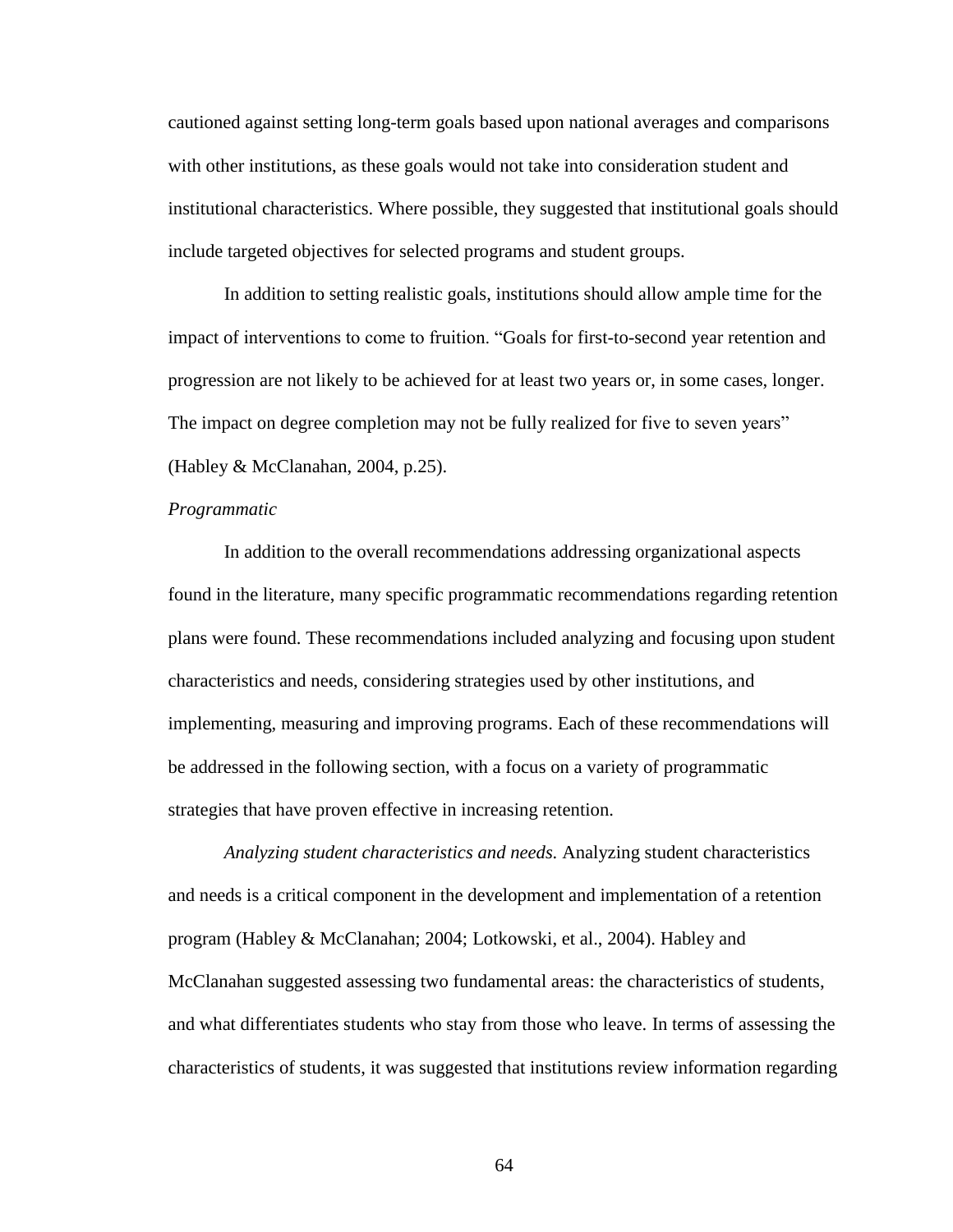cautioned against setting long-term goals based upon national averages and comparisons with other institutions, as these goals would not take into consideration student and institutional characteristics. Where possible, they suggested that institutional goals should include targeted objectives for selected programs and student groups.

In addition to setting realistic goals, institutions should allow ample time for the impact of interventions to come to fruition. “Goals for first-to-second year retention and progression are not likely to be achieved for at least two years or, in some cases, longer. The impact on degree completion may not be fully realized for five to seven years” (Habley & McClanahan, 2004, p.25).

*Programmatic*

In addition to the overall recommendations addressing organizational aspects found in the literature, many specific programmatic recommendations regarding retention plans were found. These recommendations included analyzing and focusing upon student characteristics and needs, considering strategies used by other institutions, and implementing, measuring and improving programs. Each of these recommendations will be addressed in the following section, with a focus on a variety of programmatic strategies that have proven effective in increasing retention.

*Analyzing student characteristics and needs.* Analyzing student characteristics and needs is a critical component in the development and implementation of a retention program (Habley & McClanahan; 2004; Lotkowski, et al., 2004). Habley and McClanahan suggested assessing two fundamental areas: the characteristics of students, and what differentiates students who stay from those who leave. In terms of assessing the characteristics of students, it was suggested that institutions review information regarding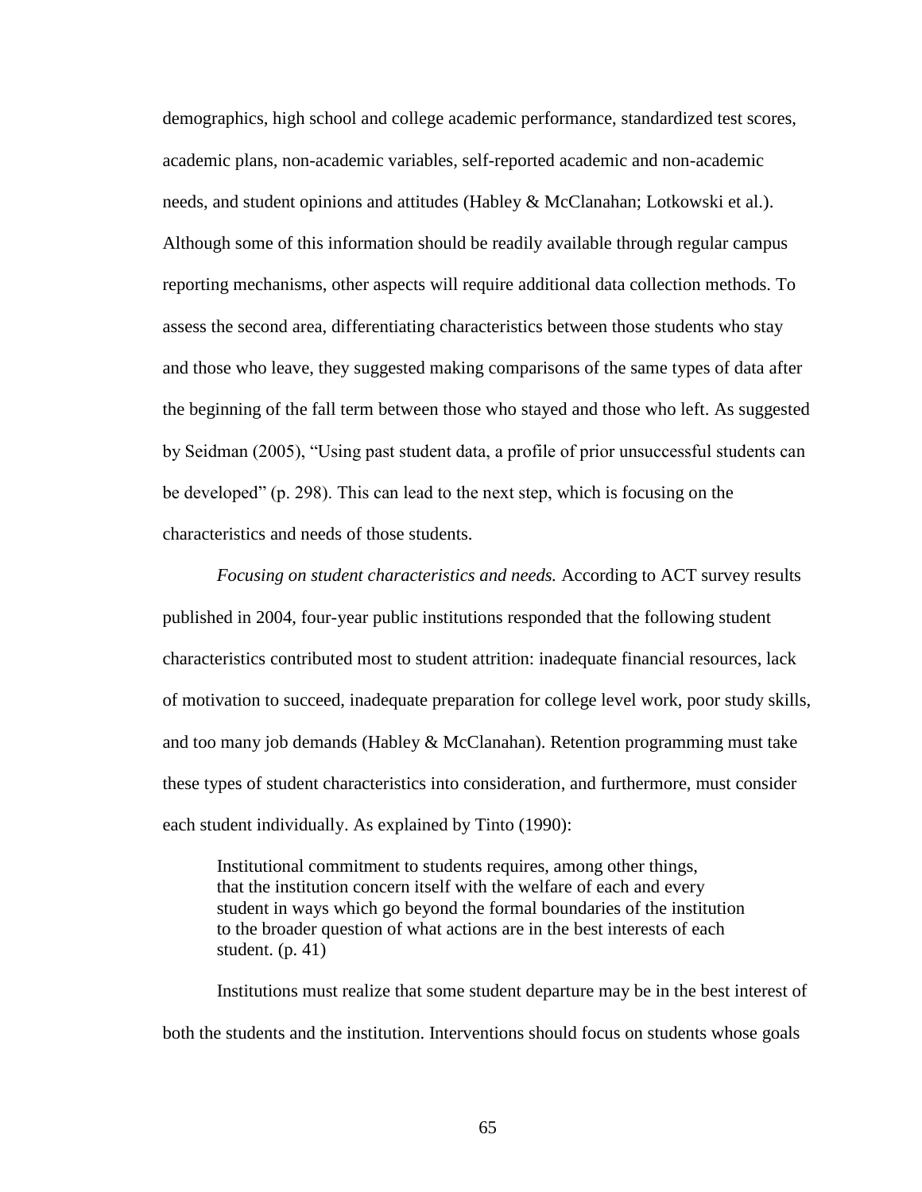demographics, high school and college academic performance, standardized test scores, academic plans, non-academic variables, self-reported academic and non-academic needs, and student opinions and attitudes (Habley & McClanahan; Lotkowski et al.). Although some of this information should be readily available through regular campus reporting mechanisms, other aspects will require additional data collection methods. To assess the second area, differentiating characteristics between those students who stay and those who leave, they suggested making comparisons of the same types of data after the beginning of the fall term between those who stayed and those who left. As suggested by Seidman (2005), "Using past student data, a profile of prior unsuccessful students can be developed" (p. 298). This can lead to the next step, which is focusing on the characteristics and needs of those students.

*Focusing on student characteristics and needs.* According to ACT survey results published in 2004, four-year public institutions responded that the following student characteristics contributed most to student attrition: inadequate financial resources, lack of motivation to succeed, inadequate preparation for college level work, poor study skills, and too many job demands (Habley & McClanahan). Retention programming must take these types of student characteristics into consideration, and furthermore, must consider each student individually. As explained by Tinto (1990):

> Institutional commitment to students requires, among other things, that the institution concern itself with the welfare of each and every student in ways which go beyond the formal boundaries of the institution to the broader question of what actions are in the best interests of each student. (p. 41)

Institutions must realize that some student departure may be in the best interest of both the students and the institution. Interventions should focus on students whose goals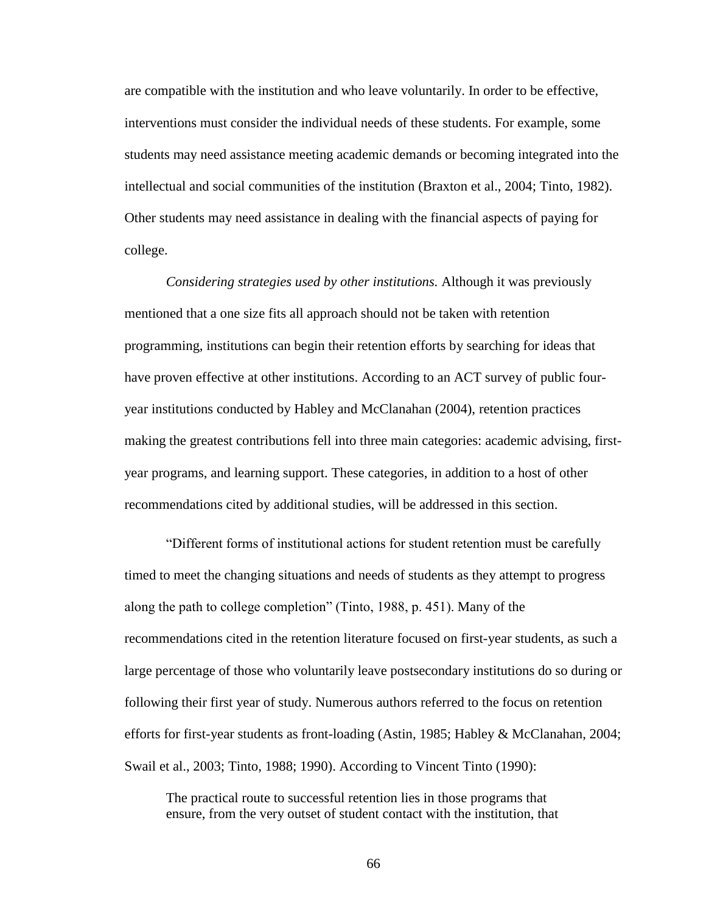are compatible with the institution and who leave voluntarily. In order to be effective, interventions must consider the individual needs of these students. For example, some students may need assistance meeting academic demands or becoming integrated into the intellectual and social communities of the institution (Braxton et al., 2004; Tinto, 1982). Other students may need assistance in dealing with the financial aspects of paying for college.

*Considering strategies used by other institutions.* Although it was previously mentioned that a one size fits all approach should not be taken with retention programming, institutions can begin their retention efforts by searching for ideas that have proven effective at other institutions. According to an ACT survey of public four-year institutions conducted by Habley and McClanahan (2004), retention practices making the greatest contributions fell into three main categories: academic advising, first-year programs, and learning support. These categories, in addition to a host of other recommendations cited by additional studies, will be addressed in this section.

"Different forms of institutional actions for student retention must be carefully timed to meet the changing situations and needs of students as they attempt to progress along the path to college completion" (Tinto, 1988, p. 451). Many of the recommendations cited in the retention literature focused on first-year students, as such a large percentage of those who voluntarily leave postsecondary institutions do so during or following their first year of study. Numerous authors referred to the focus on retention efforts for first-year students as front-loading (Astin, 1985; Habley & McClanahan, 2004; Swail et al., 2003; Tinto, 1988; 1990). According to Vincent Tinto (1990):

> The practical route to successful retention lies in those programs that ensure, from the very outset of student contact with the institution, that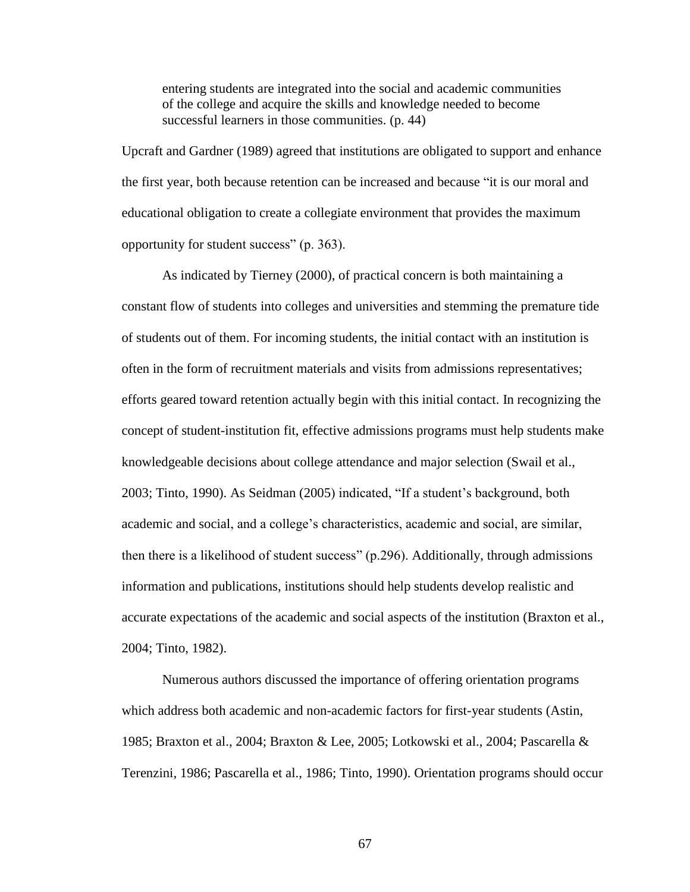> entering students are integrated into the social and academic communities of the college and acquire the skills and knowledge needed to become successful learners in those communities. (p. 44)

Upcraft and Gardner (1989) agreed that institutions are obligated to support and enhance the first year, both because retention can be increased and because "it is our moral and educational obligation to create a collegiate environment that provides the maximum opportunity for student success" (p. 363).

As indicated by Tierney (2000), of practical concern is both maintaining a constant flow of students into colleges and universities and stemming the premature tide of students out of them. For incoming students, the initial contact with an institution is often in the form of recruitment materials and visits from admissions representatives; efforts geared toward retention actually begin with this initial contact. In recognizing the concept of student-institution fit, effective admissions programs must help students make knowledgeable decisions about college attendance and major selection (Swail et al., 2003; Tinto, 1990). As Seidman (2005) indicated, "If a student's background, both academic and social, and a college's characteristics, academic and social, are similar, then there is a likelihood of student success" (p.296). Additionally, through admissions information and publications, institutions should help students develop realistic and accurate expectations of the academic and social aspects of the institution (Braxton et al., 2004; Tinto, 1982).

Numerous authors discussed the importance of offering orientation programs which address both academic and non-academic factors for first-year students (Astin, 1985; Braxton et al., 2004; Braxton & Lee, 2005; Lotkowski et al., 2004; Pascarella & Terenzini, 1986; Pascarella et al., 1986; Tinto, 1990). Orientation programs should occur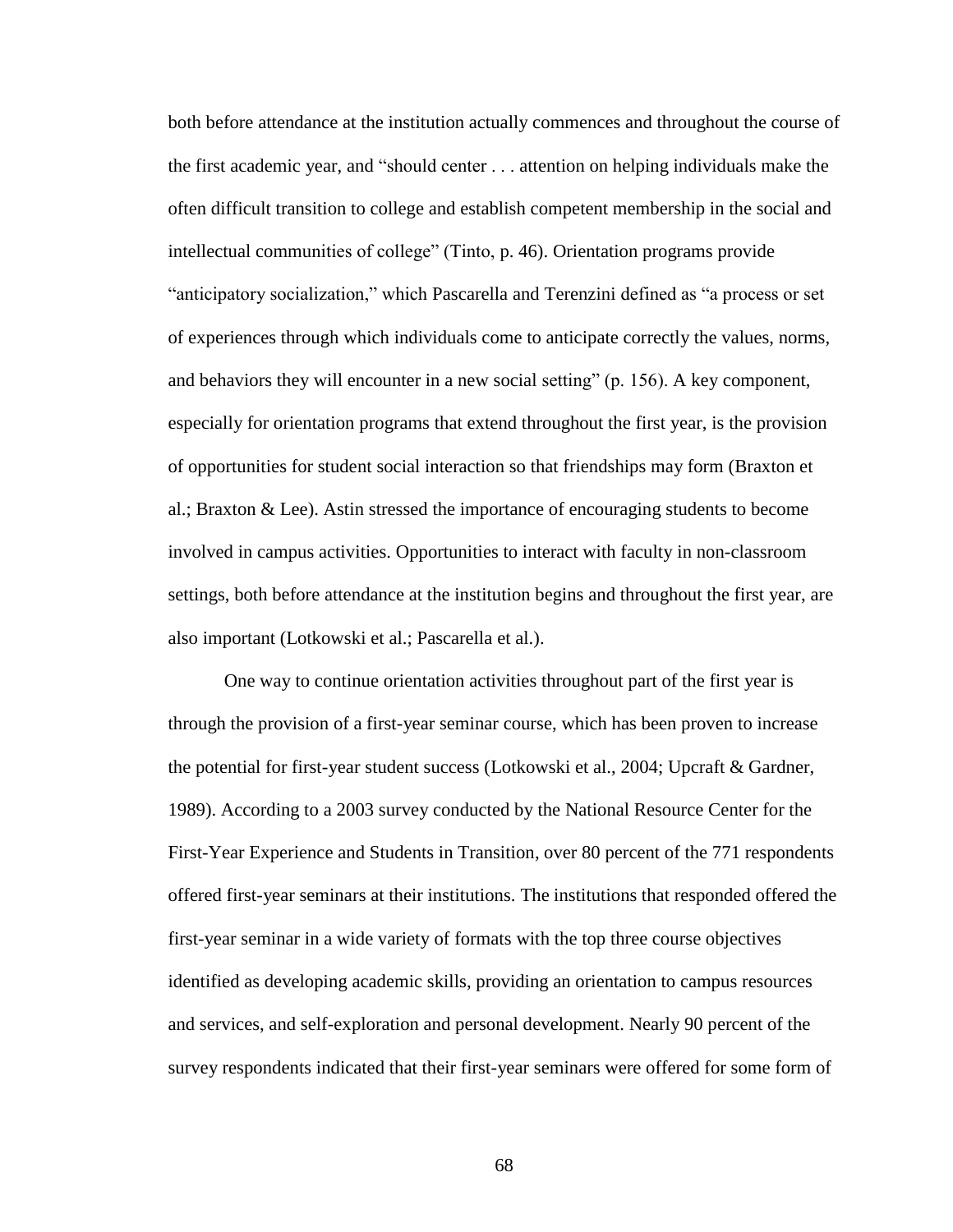both before attendance at the institution actually commences and throughout the course of the first academic year, and "should center . . . attention on helping individuals make the often difficult transition to college and establish competent membership in the social and intellectual communities of college" (Tinto, p. 46). Orientation programs provide "anticipatory socialization," which Pascarella and Terenzini defined as "a process or set of experiences through which individuals come to anticipate correctly the values, norms, and behaviors they will encounter in a new social setting" (p. 156). A key component, especially for orientation programs that extend throughout the first year, is the provision of opportunities for student social interaction so that friendships may form (Braxton et al.; Braxton & Lee). Astin stressed the importance of encouraging students to become involved in campus activities. Opportunities to interact with faculty in non-classroom settings, both before attendance at the institution begins and throughout the first year, are also important (Lotkowski et al.; Pascarella et al.).

One way to continue orientation activities throughout part of the first year is through the provision of a first-year seminar course, which has been proven to increase the potential for first-year student success (Lotkowski et al., 2004; Upcraft & Gardner, 1989). According to a 2003 survey conducted by the National Resource Center for the First-Year Experience and Students in Transition, over 80 percent of the 771 respondents offered first-year seminars at their institutions. The institutions that responded offered the first-year seminar in a wide variety of formats with the top three course objectives identified as developing academic skills, providing an orientation to campus resources and services, and self-exploration and personal development. Nearly 90 percent of the survey respondents indicated that their first-year seminars were offered for some form of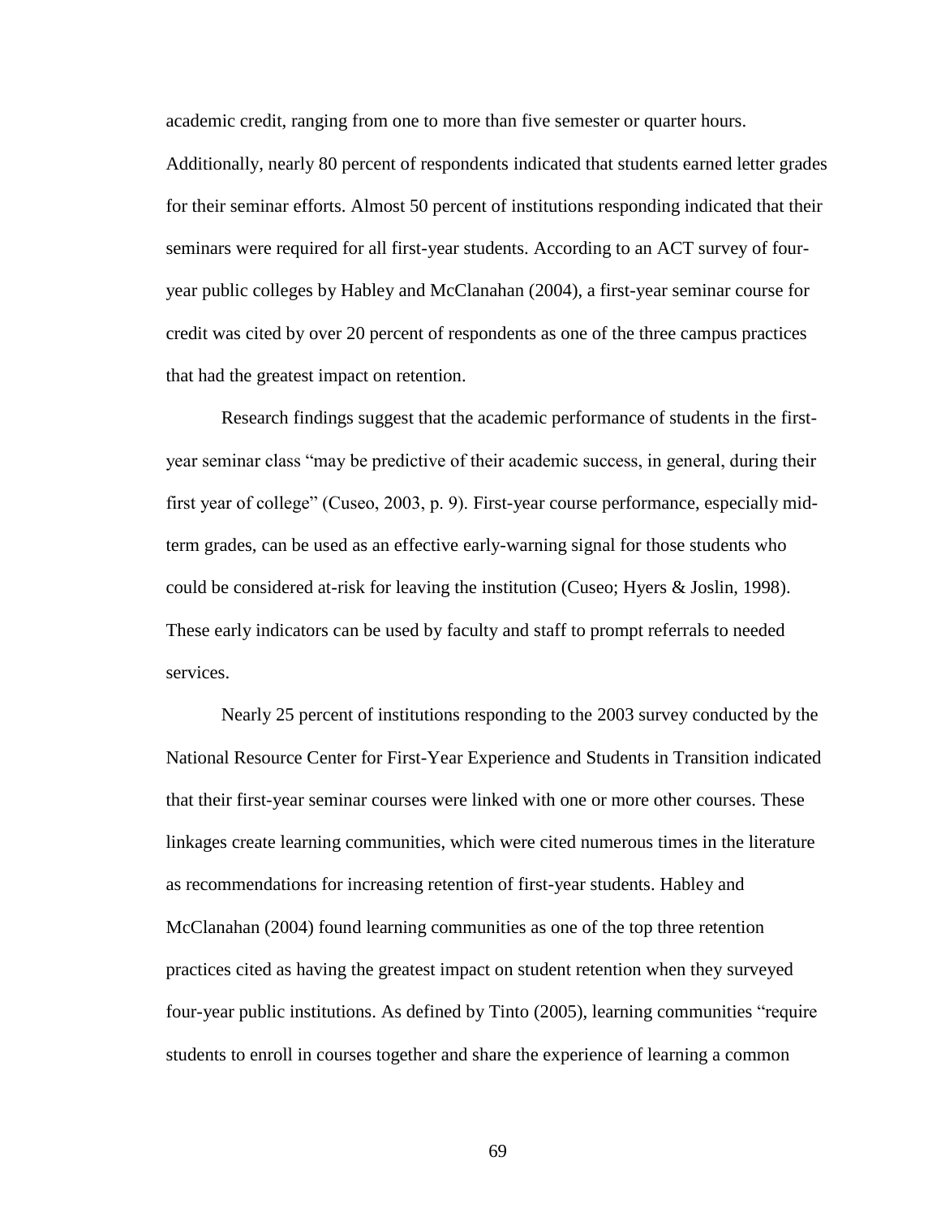academic credit, ranging from one to more than five semester or quarter hours. Additionally, nearly 80 percent of respondents indicated that students earned letter grades for their seminar efforts. Almost 50 percent of institutions responding indicated that their seminars were required for all first-year students. According to an ACT survey of four-year public colleges by Habley and McClanahan (2004), a first-year seminar course for credit was cited by over 20 percent of respondents as one of the three campus practices that had the greatest impact on retention.

Research findings suggest that the academic performance of students in the first-year seminar class "may be predictive of their academic success, in general, during their first year of college" (Cuseo, 2003, p. 9). First-year course performance, especially mid-term grades, can be used as an effective early-warning signal for those students who could be considered at-risk for leaving the institution (Cuseo; Hyers & Joslin, 1998). These early indicators can be used by faculty and staff to prompt referrals to needed services.

Nearly 25 percent of institutions responding to the 2003 survey conducted by the National Resource Center for First-Year Experience and Students in Transition indicated that their first-year seminar courses were linked with one or more other courses. These linkages create learning communities, which were cited numerous times in the literature as recommendations for increasing retention of first-year students. Habley and McClanahan (2004) found learning communities as one of the top three retention practices cited as having the greatest impact on student retention when they surveyed four-year public institutions. As defined by Tinto (2005), learning communities "require students to enroll in courses together and share the experience of learning a common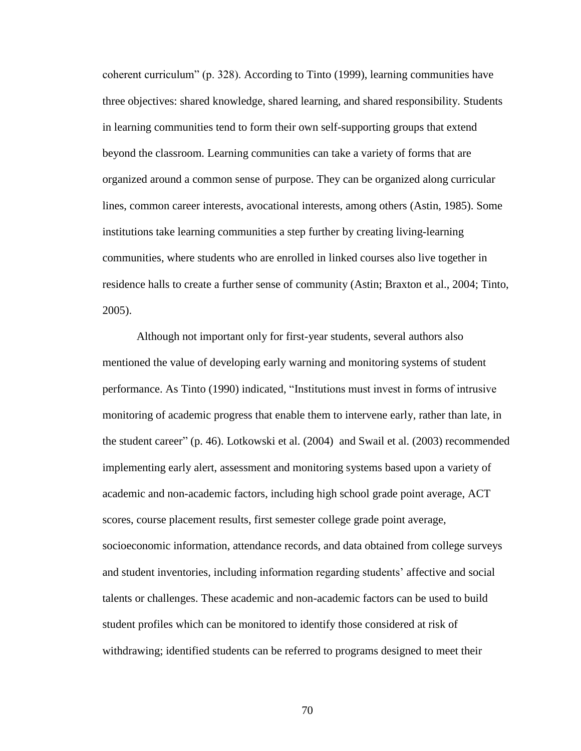coherent curriculum" (p. 328). According to Tinto (1999), learning communities have three objectives: shared knowledge, shared learning, and shared responsibility. Students in learning communities tend to form their own self-supporting groups that extend beyond the classroom. Learning communities can take a variety of forms that are organized around a common sense of purpose. They can be organized along curricular lines, common career interests, avocational interests, among others (Astin, 1985). Some institutions take learning communities a step further by creating living-learning communities, where students who are enrolled in linked courses also live together in residence halls to create a further sense of community (Astin; Braxton et al., 2004; Tinto, 2005).

Although not important only for first-year students, several authors also mentioned the value of developing early warning and monitoring systems of student performance. As Tinto (1990) indicated, "Institutions must invest in forms of intrusive monitoring of academic progress that enable them to intervene early, rather than late, in the student career" (p. 46). Lotkowski et al. (2004) and Swail et al. (2003) recommended implementing early alert, assessment and monitoring systems based upon a variety of academic and non-academic factors, including high school grade point average, ACT scores, course placement results, first semester college grade point average, socioeconomic information, attendance records, and data obtained from college surveys and student inventories, including information regarding students' affective and social talents or challenges. These academic and non-academic factors can be used to build student profiles which can be monitored to identify those considered at risk of withdrawing; identified students can be referred to programs designed to meet their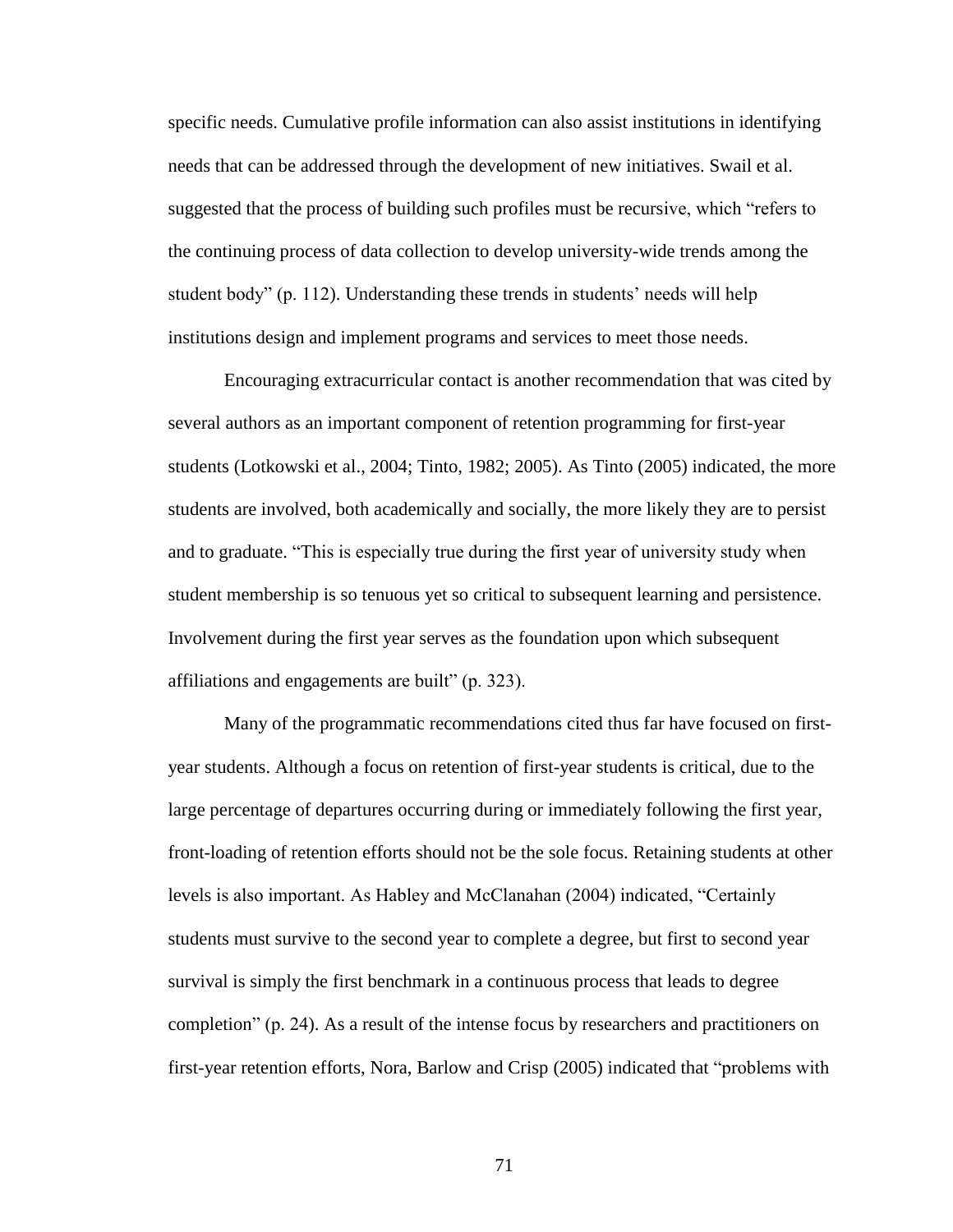specific needs. Cumulative profile information can also assist institutions in identifying needs that can be addressed through the development of new initiatives. Swail et al. suggested that the process of building such profiles must be recursive, which "refers to the continuing process of data collection to develop university-wide trends among the student body" (p. 112). Understanding these trends in students' needs will help institutions design and implement programs and services to meet those needs.

Encouraging extracurricular contact is another recommendation that was cited by several authors as an important component of retention programming for first-year students (Lotkowski et al., 2004; Tinto, 1982; 2005). As Tinto (2005) indicated, the more students are involved, both academically and socially, the more likely they are to persist and to graduate. "This is especially true during the first year of university study when student membership is so tenuous yet so critical to subsequent learning and persistence. Involvement during the first year serves as the foundation upon which subsequent affiliations and engagements are built" (p. 323).

Many of the programmatic recommendations cited thus far have focused on first-year students. Although a focus on retention of first-year students is critical, due to the large percentage of departures occurring during or immediately following the first year, front-loading of retention efforts should not be the sole focus. Retaining students at other levels is also important. As Habley and McClanahan (2004) indicated, "Certainly students must survive to the second year to complete a degree, but first to second year survival is simply the first benchmark in a continuous process that leads to degree completion" (p. 24). As a result of the intense focus by researchers and practitioners on first-year retention efforts, Nora, Barlow and Crisp (2005) indicated that "problems with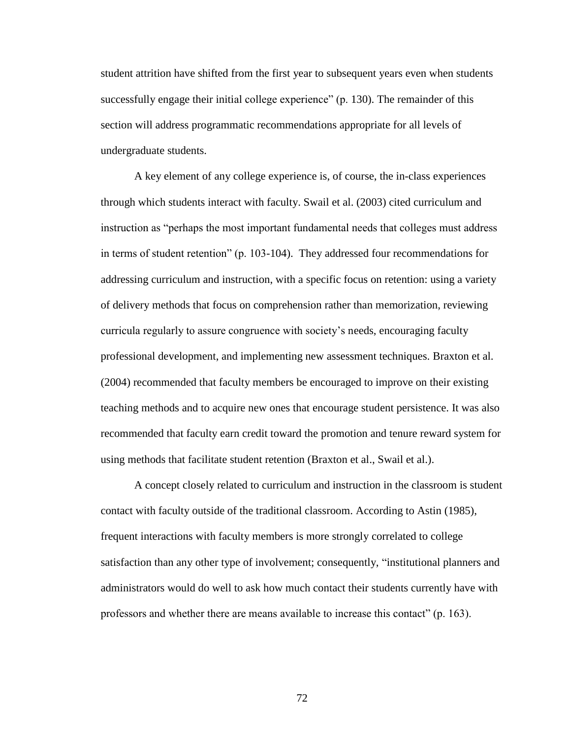student attrition have shifted from the first year to subsequent years even when students successfully engage their initial college experience" (p. 130). The remainder of this section will address programmatic recommendations appropriate for all levels of undergraduate students.

A key element of any college experience is, of course, the in-class experiences through which students interact with faculty. Swail et al. (2003) cited curriculum and instruction as "perhaps the most important fundamental needs that colleges must address in terms of student retention" (p. 103-104). They addressed four recommendations for addressing curriculum and instruction, with a specific focus on retention: using a variety of delivery methods that focus on comprehension rather than memorization, reviewing curricula regularly to assure congruence with society's needs, encouraging faculty professional development, and implementing new assessment techniques. Braxton et al. (2004) recommended that faculty members be encouraged to improve on their existing teaching methods and to acquire new ones that encourage student persistence. It was also recommended that faculty earn credit toward the promotion and tenure reward system for using methods that facilitate student retention (Braxton et al., Swail et al.).

A concept closely related to curriculum and instruction in the classroom is student contact with faculty outside of the traditional classroom. According to Astin (1985), frequent interactions with faculty members is more strongly correlated to college satisfaction than any other type of involvement; consequently, "institutional planners and administrators would do well to ask how much contact their students currently have with professors and whether there are means available to increase this contact" (p. 163).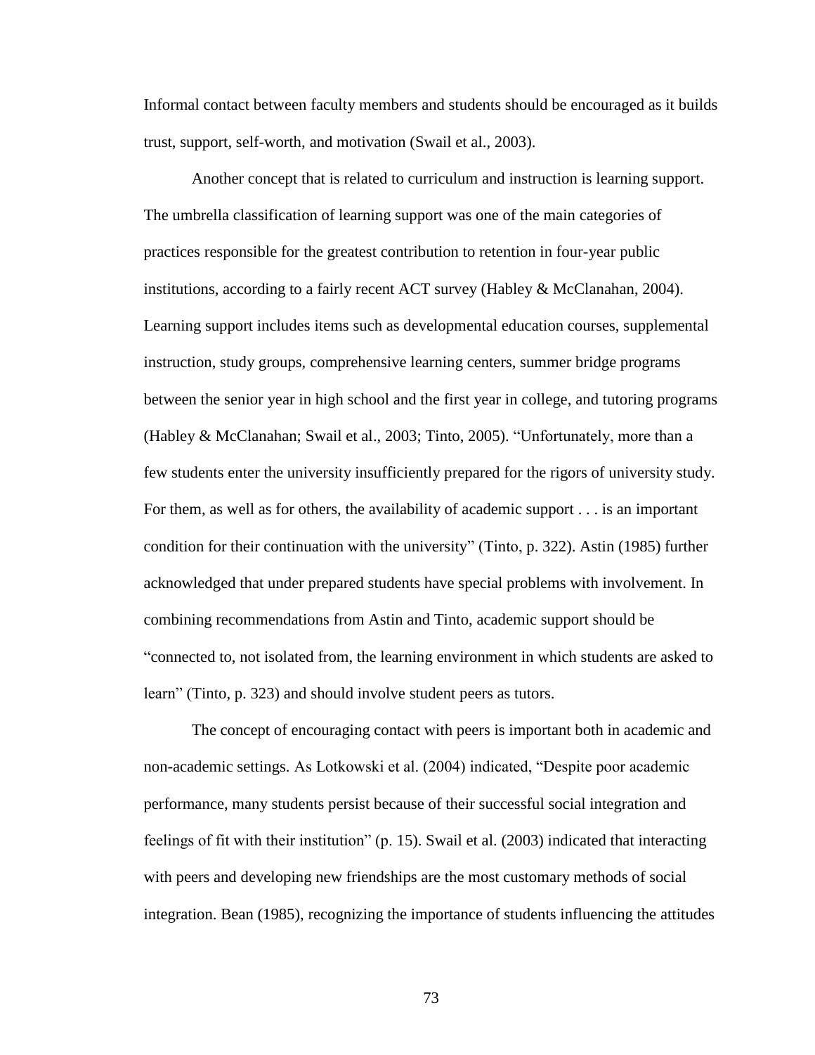Informal contact between faculty members and students should be encouraged as it builds trust, support, self-worth, and motivation (Swail et al., 2003).

Another concept that is related to curriculum and instruction is learning support. The umbrella classification of learning support was one of the main categories of practices responsible for the greatest contribution to retention in four-year public institutions, according to a fairly recent ACT survey (Habley & McClanahan, 2004). Learning support includes items such as developmental education courses, supplemental instruction, study groups, comprehensive learning centers, summer bridge programs between the senior year in high school and the first year in college, and tutoring programs (Habley & McClanahan; Swail et al., 2003; Tinto, 2005). "Unfortunately, more than a few students enter the university insufficiently prepared for the rigors of university study. For them, as well as for others, the availability of academic support . . . is an important condition for their continuation with the university" (Tinto, p. 322). Astin (1985) further acknowledged that under prepared students have special problems with involvement. In combining recommendations from Astin and Tinto, academic support should be "connected to, not isolated from, the learning environment in which students are asked to learn" (Tinto, p. 323) and should involve student peers as tutors.

The concept of encouraging contact with peers is important both in academic and non-academic settings. As Lotkowski et al. (2004) indicated, "Despite poor academic performance, many students persist because of their successful social integration and feelings of fit with their institution" (p. 15). Swail et al. (2003) indicated that interacting with peers and developing new friendships are the most customary methods of social integration. Bean (1985), recognizing the importance of students influencing the attitudes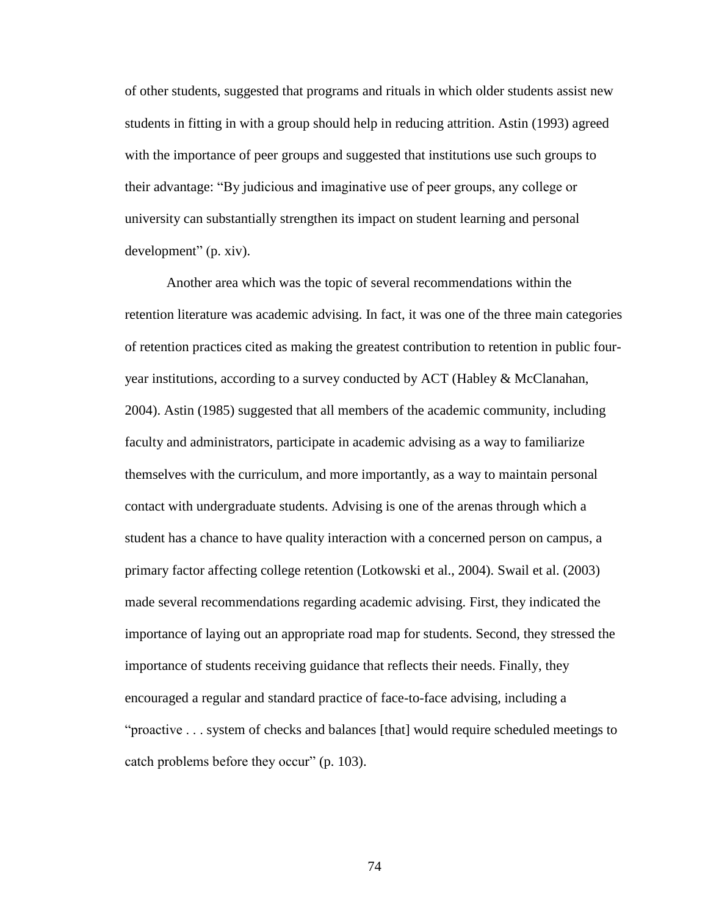of other students, suggested that programs and rituals in which older students assist new students in fitting in with a group should help in reducing attrition. Astin (1993) agreed with the importance of peer groups and suggested that institutions use such groups to their advantage: "By judicious and imaginative use of peer groups, any college or university can substantially strengthen its impact on student learning and personal development" (p. xiv).

Another area which was the topic of several recommendations within the retention literature was academic advising. In fact, it was one of the three main categories of retention practices cited as making the greatest contribution to retention in public four-year institutions, according to a survey conducted by ACT (Habley & McClanahan, 2004). Astin (1985) suggested that all members of the academic community, including faculty and administrators, participate in academic advising as a way to familiarize themselves with the curriculum, and more importantly, as a way to maintain personal contact with undergraduate students. Advising is one of the arenas through which a student has a chance to have quality interaction with a concerned person on campus, a primary factor affecting college retention (Lotkowski et al., 2004). Swail et al. (2003) made several recommendations regarding academic advising. First, they indicated the importance of laying out an appropriate road map for students. Second, they stressed the importance of students receiving guidance that reflects their needs. Finally, they encouraged a regular and standard practice of face-to-face advising, including a "proactive . . . system of checks and balances [that] would require scheduled meetings to catch problems before they occur" (p. 103).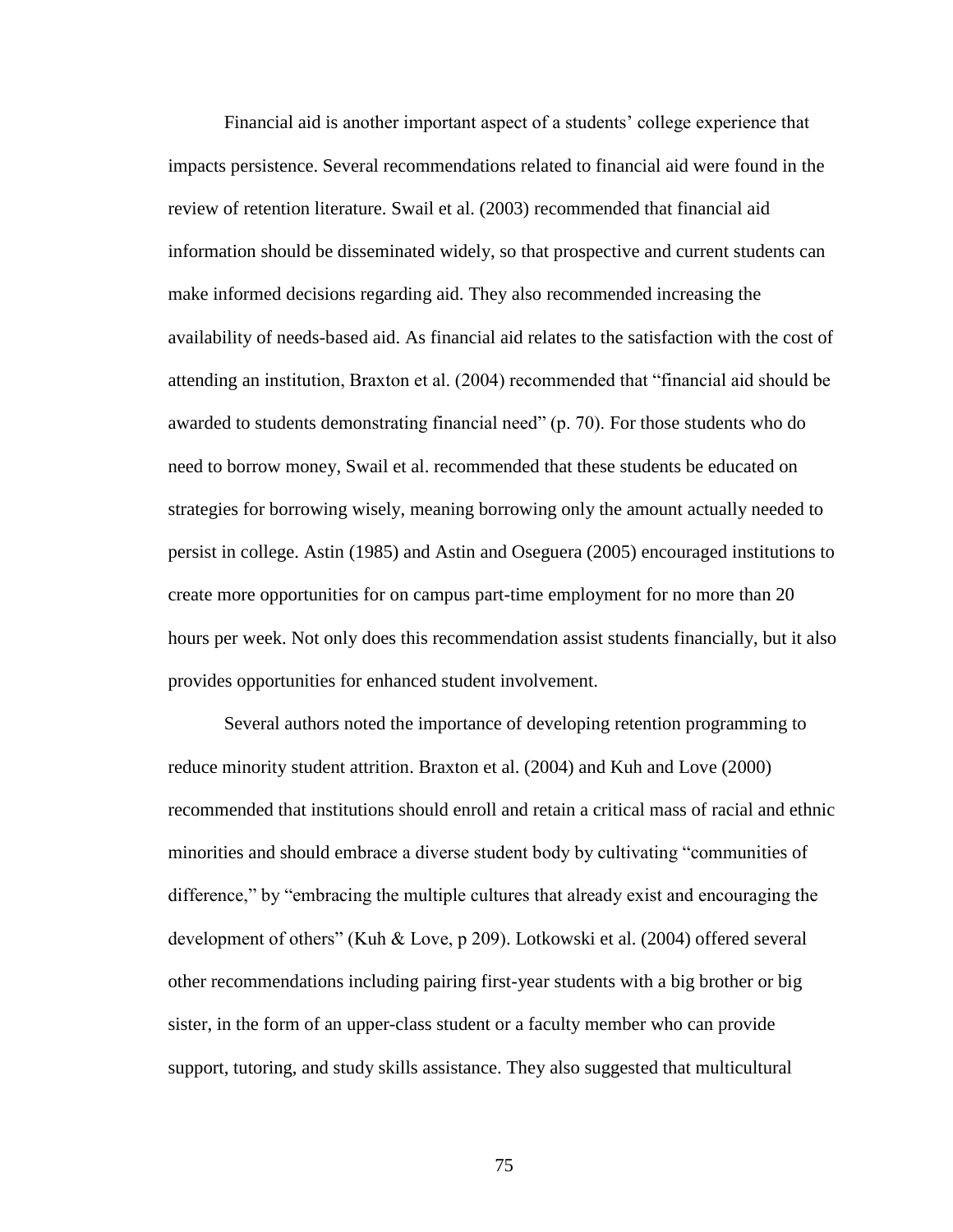Financial aid is another important aspect of a students' college experience that impacts persistence. Several recommendations related to financial aid were found in the review of retention literature. Swail et al. (2003) recommended that financial aid information should be disseminated widely, so that prospective and current students can make informed decisions regarding aid. They also recommended increasing the availability of needs-based aid. As financial aid relates to the satisfaction with the cost of attending an institution, Braxton et al. (2004) recommended that "financial aid should be awarded to students demonstrating financial need" (p. 70). For those students who do need to borrow money, Swail et al. recommended that these students be educated on strategies for borrowing wisely, meaning borrowing only the amount actually needed to persist in college. Astin (1985) and Astin and Oseguera (2005) encouraged institutions to create more opportunities for on campus part-time employment for no more than 20 hours per week. Not only does this recommendation assist students financially, but it also provides opportunities for enhanced student involvement.

Several authors noted the importance of developing retention programming to reduce minority student attrition. Braxton et al. (2004) and Kuh and Love (2000) recommended that institutions should enroll and retain a critical mass of racial and ethnic minorities and should embrace a diverse student body by cultivating "communities of difference," by "embracing the multiple cultures that already exist and encouraging the development of others" (Kuh & Love, p 209). Lotkowski et al. (2004) offered several other recommendations including pairing first-year students with a big brother or big sister, in the form of an upper-class student or a faculty member who can provide support, tutoring, and study skills assistance. They also suggested that multicultural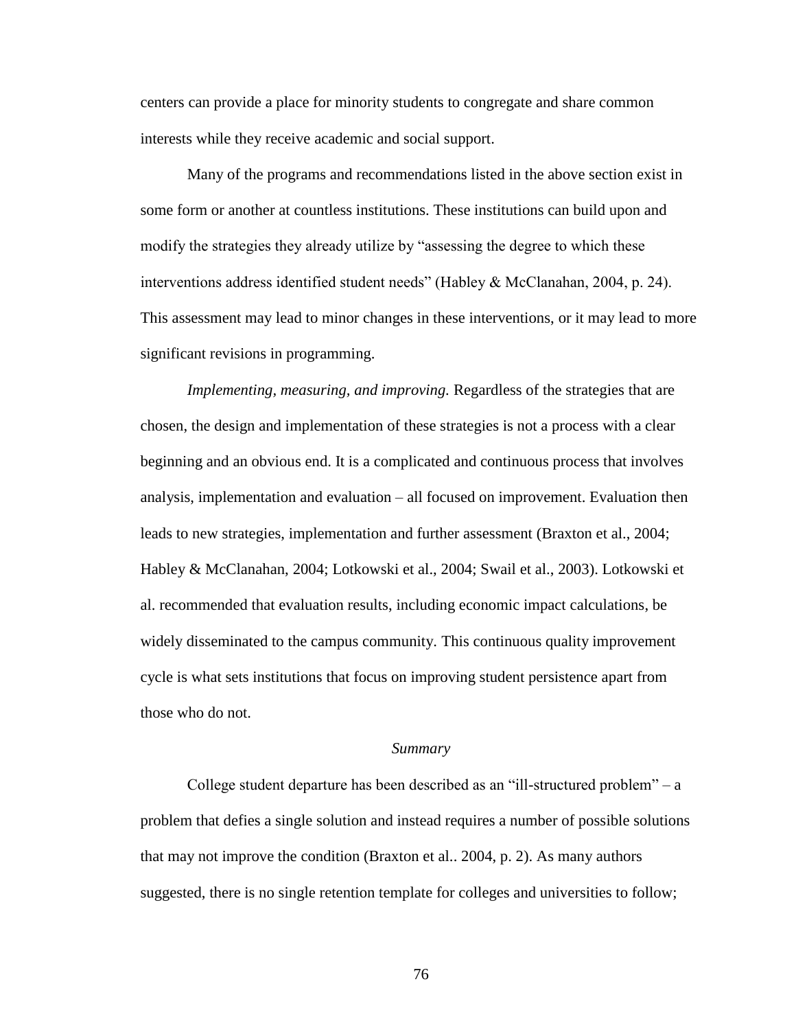centers can provide a place for minority students to congregate and share common interests while they receive academic and social support.

Many of the programs and recommendations listed in the above section exist in some form or another at countless institutions. These institutions can build upon and modify the strategies they already utilize by "assessing the degree to which these interventions address identified student needs" (Habley & McClanahan, 2004, p. 24). This assessment may lead to minor changes in these interventions, or it may lead to more significant revisions in programming.

*Implementing, measuring, and improving.* Regardless of the strategies that are chosen, the design and implementation of these strategies is not a process with a clear beginning and an obvious end. It is a complicated and continuous process that involves analysis, implementation and evaluation – all focused on improvement. Evaluation then leads to new strategies, implementation and further assessment (Braxton et al., 2004; Habley & McClanahan, 2004; Lotkowski et al., 2004; Swail et al., 2003). Lotkowski et al. recommended that evaluation results, including economic impact calculations, be widely disseminated to the campus community. This continuous quality improvement cycle is what sets institutions that focus on improving student persistence apart from those who do not.

### *Summary*

College student departure has been described as an "ill-structured problem" – a problem that defies a single solution and instead requires a number of possible solutions that may not improve the condition (Braxton et al.. 2004, p. 2). As many authors suggested, there is no single retention template for colleges and universities to follow;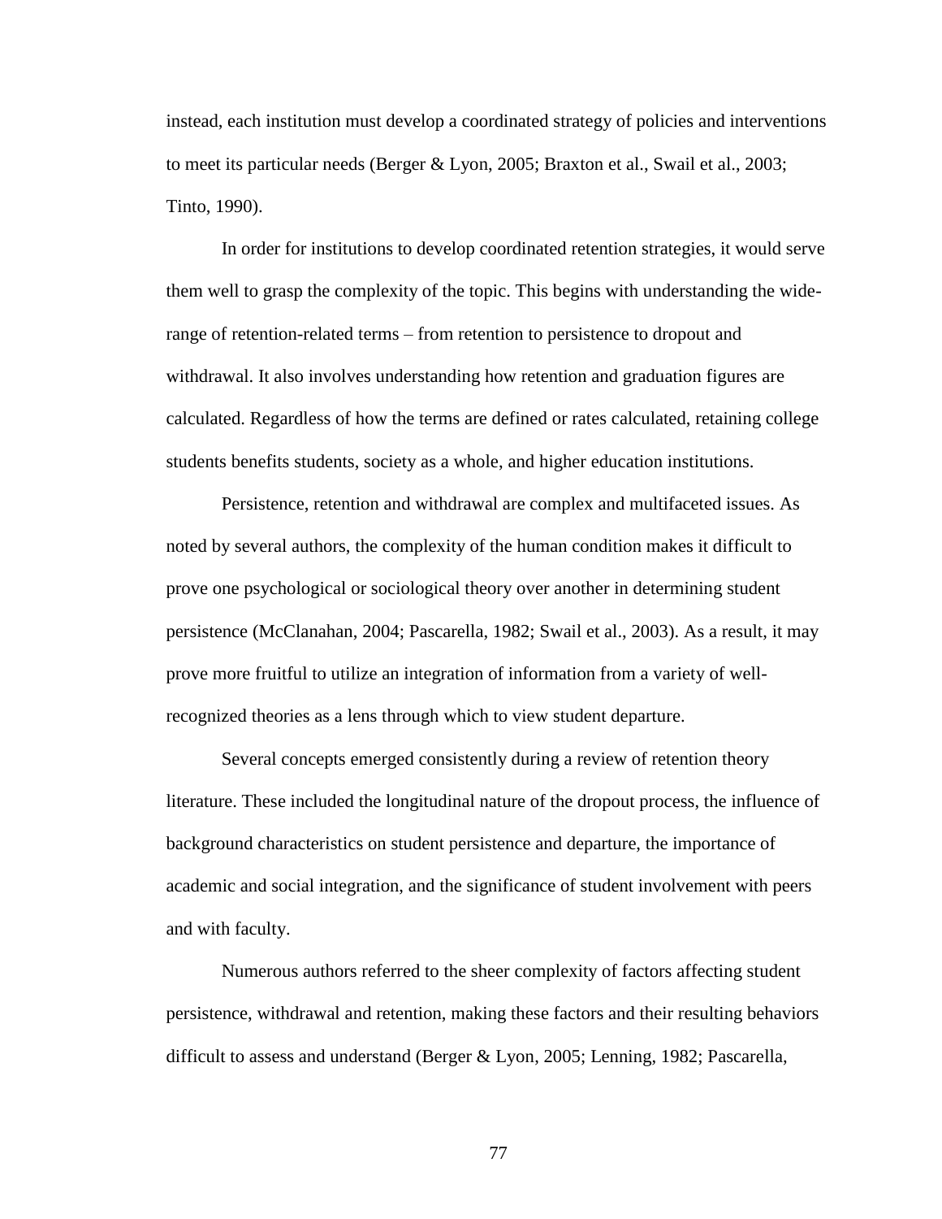instead, each institution must develop a coordinated strategy of policies and interventions to meet its particular needs (Berger & Lyon, 2005; Braxton et al., Swail et al., 2003; Tinto, 1990).

In order for institutions to develop coordinated retention strategies, it would serve them well to grasp the complexity of the topic. This begins with understanding the wide-range of retention-related terms – from retention to persistence to dropout and withdrawal. It also involves understanding how retention and graduation figures are calculated. Regardless of how the terms are defined or rates calculated, retaining college students benefits students, society as a whole, and higher education institutions.

Persistence, retention and withdrawal are complex and multifaceted issues. As noted by several authors, the complexity of the human condition makes it difficult to prove one psychological or sociological theory over another in determining student persistence (McClanahan, 2004; Pascarella, 1982; Swail et al., 2003). As a result, it may prove more fruitful to utilize an integration of information from a variety of well-recognized theories as a lens through which to view student departure.

Several concepts emerged consistently during a review of retention theory literature. These included the longitudinal nature of the dropout process, the influence of background characteristics on student persistence and departure, the importance of academic and social integration, and the significance of student involvement with peers and with faculty.

Numerous authors referred to the sheer complexity of factors affecting student persistence, withdrawal and retention, making these factors and their resulting behaviors difficult to assess and understand (Berger & Lyon, 2005; Lenning, 1982; Pascarella,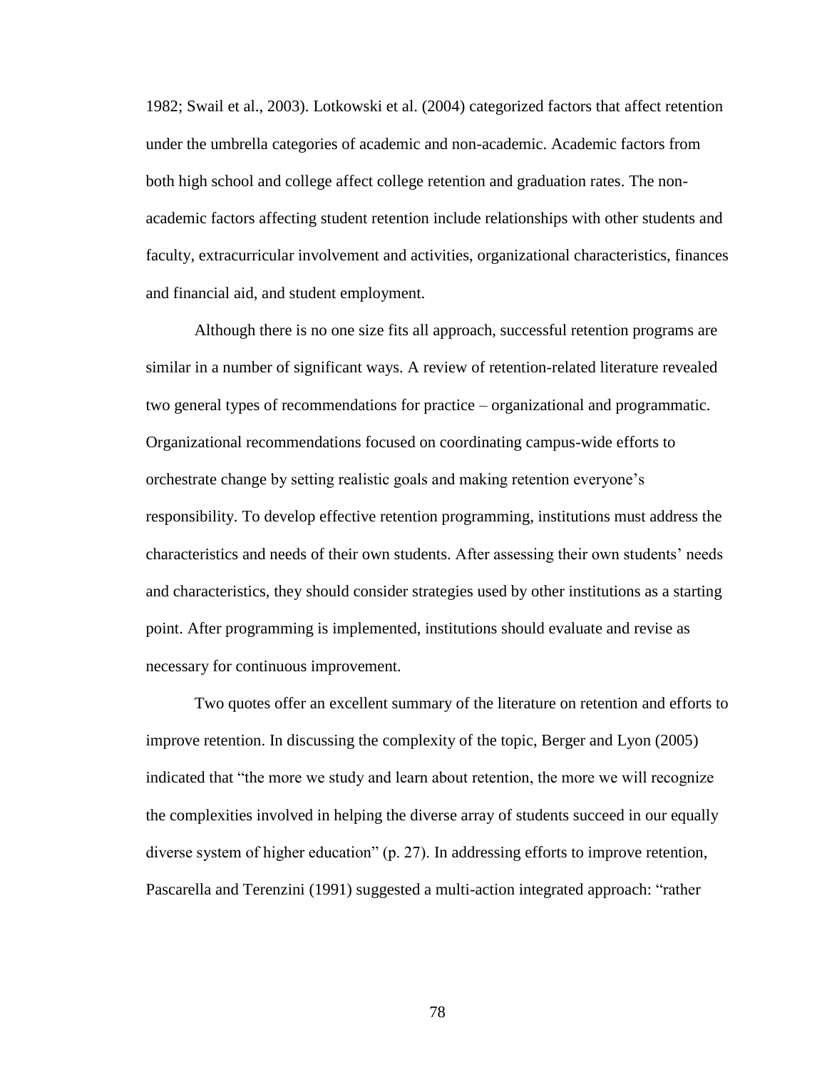1982; Swail et al., 2003). Lotkowski et al. (2004) categorized factors that affect retention under the umbrella categories of academic and non-academic. Academic factors from both high school and college affect college retention and graduation rates. The non-academic factors affecting student retention include relationships with other students and faculty, extracurricular involvement and activities, organizational characteristics, finances and financial aid, and student employment.

Although there is no one size fits all approach, successful retention programs are similar in a number of significant ways. A review of retention-related literature revealed two general types of recommendations for practice – organizational and programmatic. Organizational recommendations focused on coordinating campus-wide efforts to orchestrate change by setting realistic goals and making retention everyone's responsibility. To develop effective retention programming, institutions must address the characteristics and needs of their own students. After assessing their own students' needs and characteristics, they should consider strategies used by other institutions as a starting point. After programming is implemented, institutions should evaluate and revise as necessary for continuous improvement.

Two quotes offer an excellent summary of the literature on retention and efforts to improve retention. In discussing the complexity of the topic, Berger and Lyon (2005) indicated that "the more we study and learn about retention, the more we will recognize the complexities involved in helping the diverse array of students succeed in our equally diverse system of higher education" (p. 27). In addressing efforts to improve retention, Pascarella and Terenzini (1991) suggested a multi-action integrated approach: "rather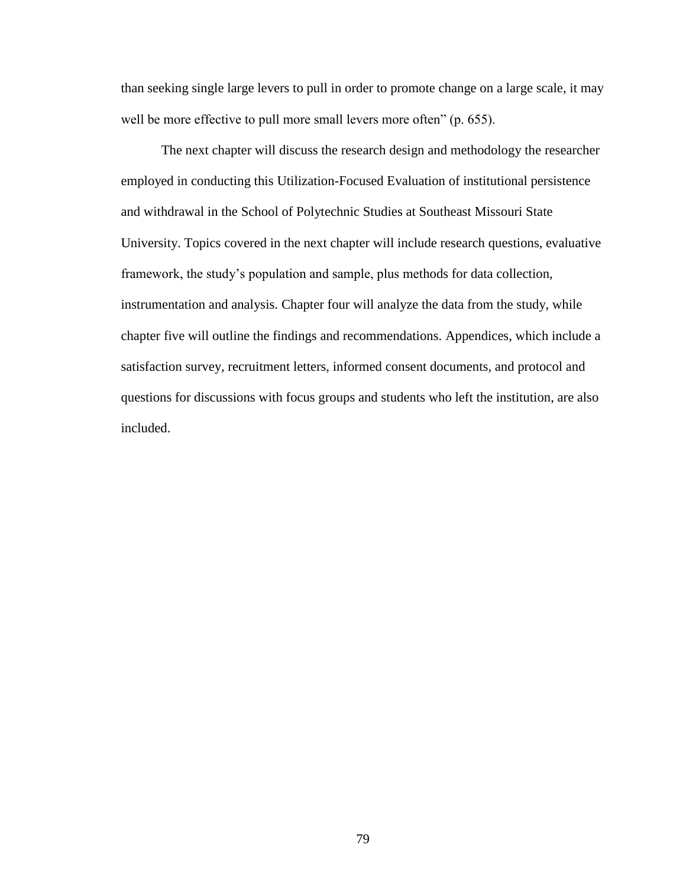than seeking single large levers to pull in order to promote change on a large scale, it may well be more effective to pull more small levers more often" (p. 655).

The next chapter will discuss the research design and methodology the researcher employed in conducting this Utilization-Focused Evaluation of institutional persistence and withdrawal in the School of Polytechnic Studies at Southeast Missouri State University. Topics covered in the next chapter will include research questions, evaluative framework, the study's population and sample, plus methods for data collection, instrumentation and analysis. Chapter four will analyze the data from the study, while chapter five will outline the findings and recommendations. Appendices, which include a satisfaction survey, recruitment letters, informed consent documents, and protocol and questions for discussions with focus groups and students who left the institution, are also included.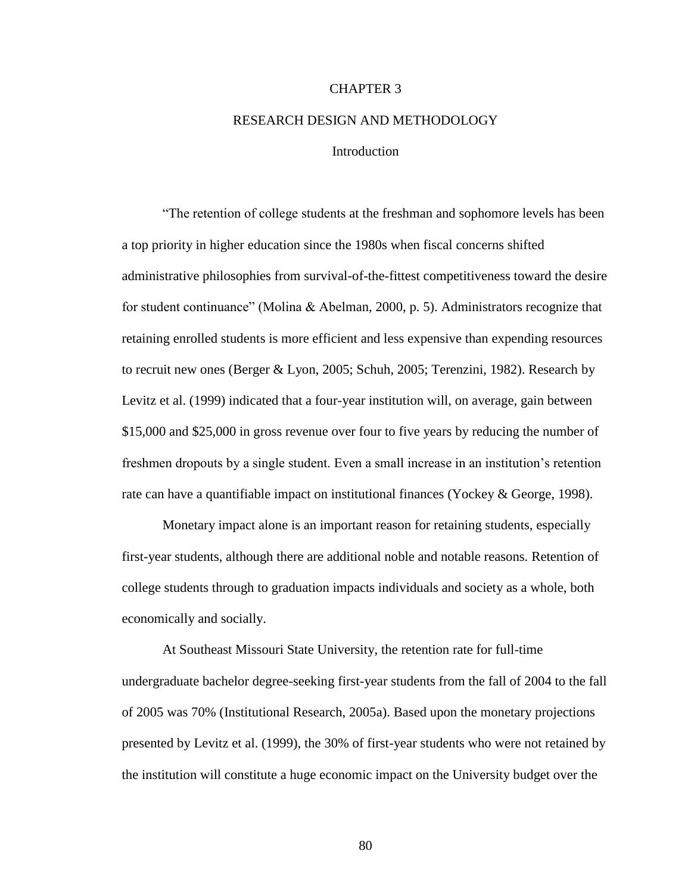# CHAPTER 3

# RESEARCH DESIGN AND METHODOLOGY

## Introduction

"The retention of college students at the freshman and sophomore levels has been a top priority in higher education since the 1980s when fiscal concerns shifted administrative philosophies from survival-of-the-fittest competitiveness toward the desire for student continuance" (Molina & Abelman, 2000, p. 5). Administrators recognize that retaining enrolled students is more efficient and less expensive than expending resources to recruit new ones (Berger & Lyon, 2005; Schuh, 2005; Terenzini, 1982). Research by Levitz et al. (1999) indicated that a four-year institution will, on average, gain between $15,000 and $25,000 in gross revenue over four to five years by reducing the number of freshmen dropouts by a single student. Even a small increase in an institution's retention rate can have a quantifiable impact on institutional finances (Yockey & George, 1998).

Monetary impact alone is an important reason for retaining students, especially first-year students, although there are additional noble and notable reasons. Retention of college students through to graduation impacts individuals and society as a whole, both economically and socially.

At Southeast Missouri State University, the retention rate for full-time undergraduate bachelor degree-seeking first-year students from the fall of 2004 to the fall of 2005 was 70% (Institutional Research, 2005a). Based upon the monetary projections presented by Levitz et al. (1999), the 30% of first-year students who were not retained by the institution will constitute a huge economic impact on the University budget over the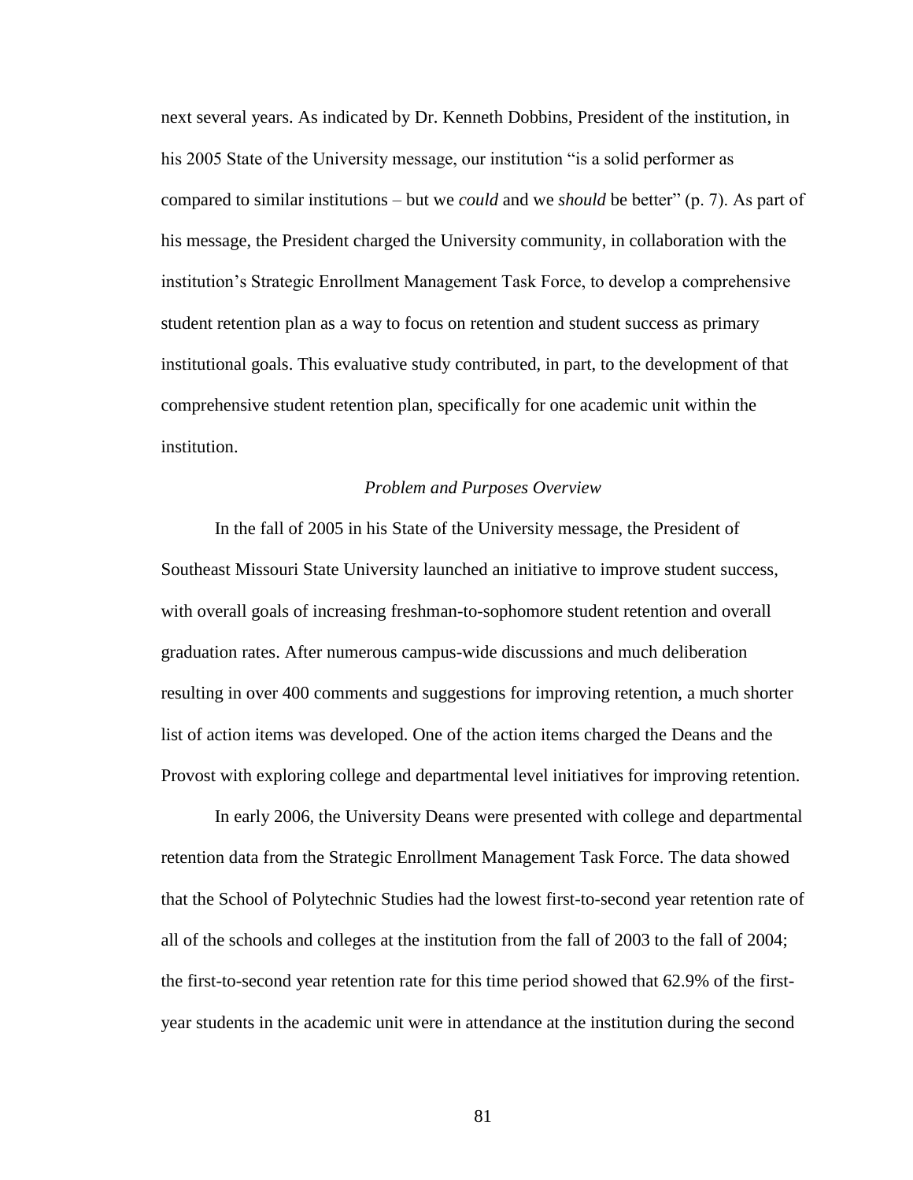next several years. As indicated by Dr. Kenneth Dobbins, President of the institution, in his 2005 State of the University message, our institution "is a solid performer as compared to similar institutions – but we *could* and we *should* be better" (p. 7). As part of his message, the President charged the University community, in collaboration with the institution's Strategic Enrollment Management Task Force, to develop a comprehensive student retention plan as a way to focus on retention and student success as primary institutional goals. This evaluative study contributed, in part, to the development of that comprehensive student retention plan, specifically for one academic unit within the institution.

### *Problem and Purposes Overview*

In the fall of 2005 in his State of the University message, the President of Southeast Missouri State University launched an initiative to improve student success, with overall goals of increasing freshman-to-sophomore student retention and overall graduation rates. After numerous campus-wide discussions and much deliberation resulting in over 400 comments and suggestions for improving retention, a much shorter list of action items was developed. One of the action items charged the Deans and the Provost with exploring college and departmental level initiatives for improving retention.

In early 2006, the University Deans were presented with college and departmental retention data from the Strategic Enrollment Management Task Force. The data showed that the School of Polytechnic Studies had the lowest first-to-second year retention rate of all of the schools and colleges at the institution from the fall of 2003 to the fall of 2004; the first-to-second year retention rate for this time period showed that 62.9% of the first-year students in the academic unit were in attendance at the institution during the second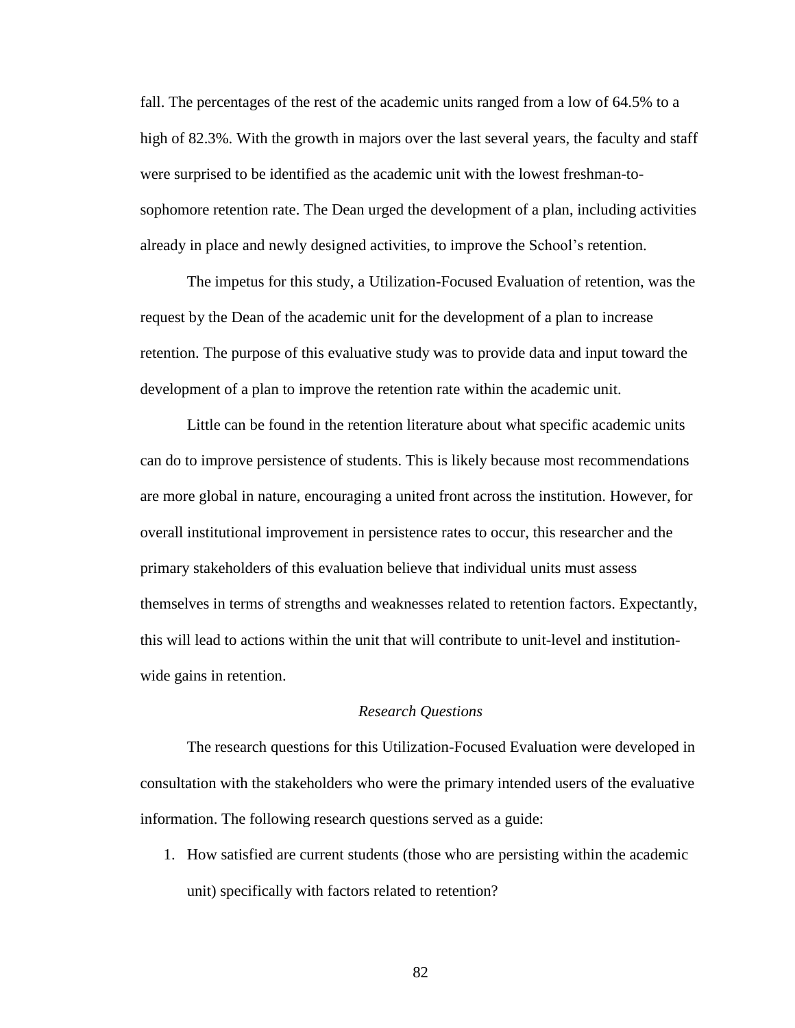fall. The percentages of the rest of the academic units ranged from a low of 64.5% to a high of 82.3%. With the growth in majors over the last several years, the faculty and staff were surprised to be identified as the academic unit with the lowest freshman-to-sophomore retention rate. The Dean urged the development of a plan, including activities already in place and newly designed activities, to improve the School's retention.

The impetus for this study, a Utilization-Focused Evaluation of retention, was the request by the Dean of the academic unit for the development of a plan to increase retention. The purpose of this evaluative study was to provide data and input toward the development of a plan to improve the retention rate within the academic unit.

Little can be found in the retention literature about what specific academic units can do to improve persistence of students. This is likely because most recommendations are more global in nature, encouraging a united front across the institution. However, for overall institutional improvement in persistence rates to occur, this researcher and the primary stakeholders of this evaluation believe that individual units must assess themselves in terms of strengths and weaknesses related to retention factors. Expectantly, this will lead to actions within the unit that will contribute to unit-level and institution-wide gains in retention.

### *Research Questions*

The research questions for this Utilization-Focused Evaluation were developed in consultation with the stakeholders who were the primary intended users of the evaluative information. The following research questions served as a guide:

1. How satisfied are current students (those who are persisting within the academic unit) specifically with factors related to retention?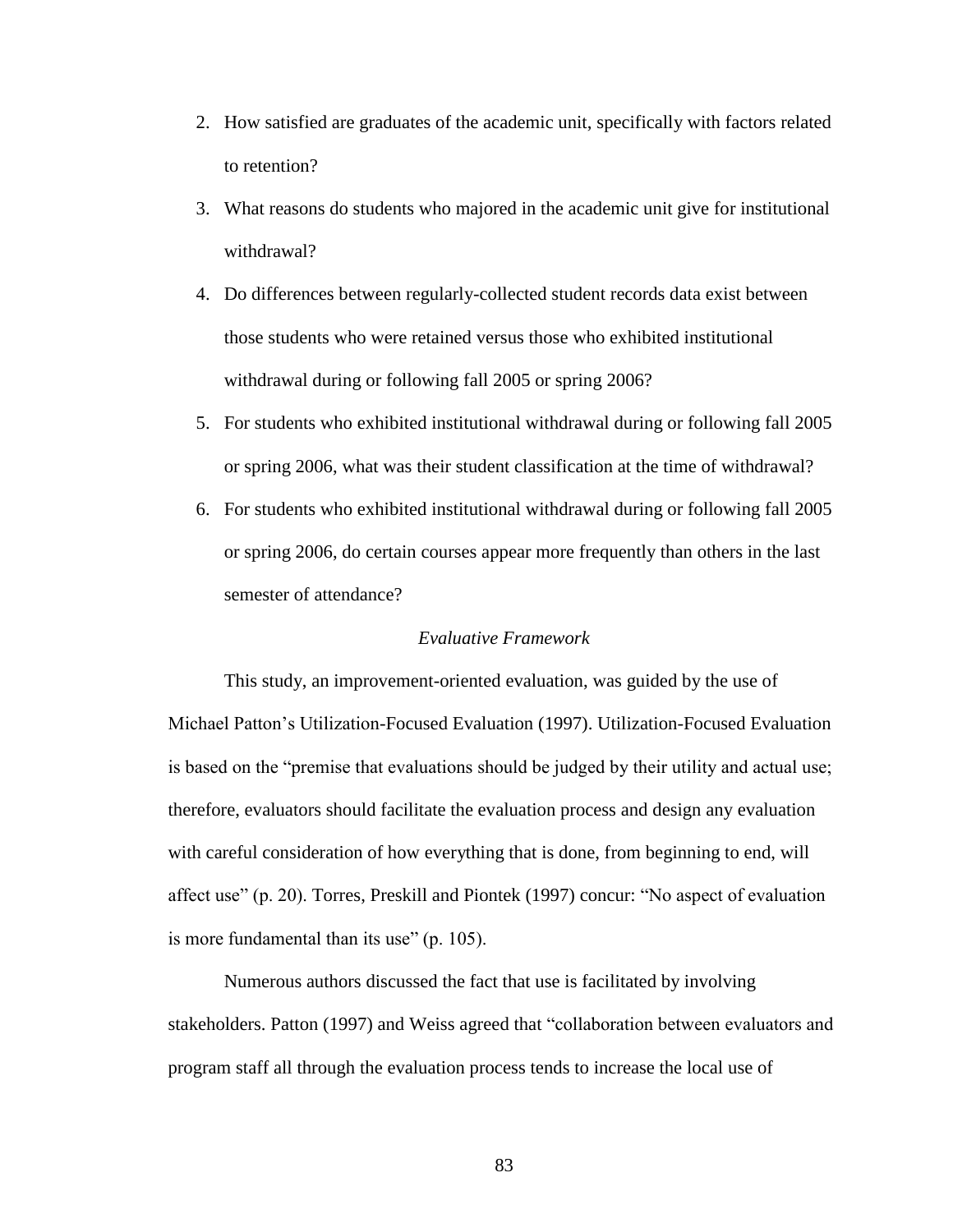2. How satisfied are graduates of the academic unit, specifically with factors related to retention?
3. What reasons do students who majored in the academic unit give for institutional withdrawal?
4. Do differences between regularly-collected student records data exist between those students who were retained versus those who exhibited institutional withdrawal during or following fall 2005 or spring 2006?
5. For students who exhibited institutional withdrawal during or following fall 2005 or spring 2006, what was their student classification at the time of withdrawal?
6. For students who exhibited institutional withdrawal during or following fall 2005 or spring 2006, do certain courses appear more frequently than others in the last semester of attendance?

### *Evaluative Framework*

This study, an improvement-oriented evaluation, was guided by the use of Michael Patton's Utilization-Focused Evaluation (1997). Utilization-Focused Evaluation is based on the "premise that evaluations should be judged by their utility and actual use; therefore, evaluators should facilitate the evaluation process and design any evaluation with careful consideration of how everything that is done, from beginning to end, will affect use" (p. 20). Torres, Preskill and Piontek (1997) concur: "No aspect of evaluation is more fundamental than its use" (p. 105).

Numerous authors discussed the fact that use is facilitated by involving stakeholders. Patton (1997) and Weiss agreed that "collaboration between evaluators and program staff all through the evaluation process tends to increase the local use of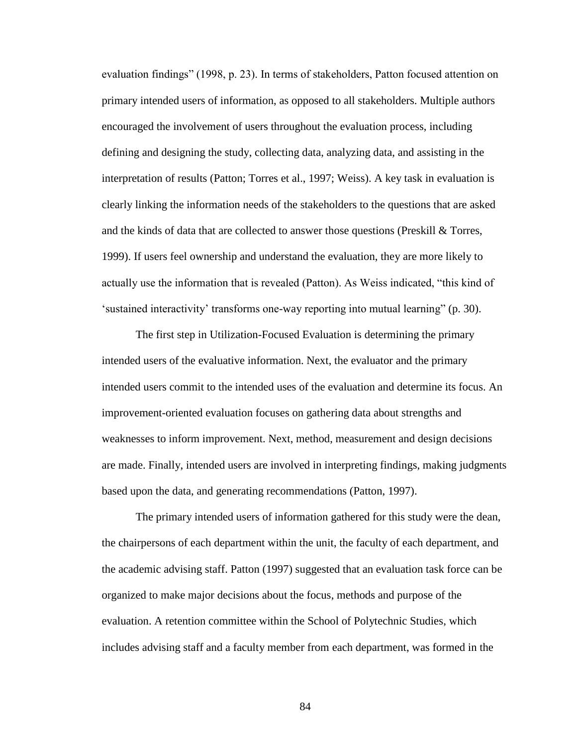evaluation findings" (1998, p. 23). In terms of stakeholders, Patton focused attention on primary intended users of information, as opposed to all stakeholders. Multiple authors encouraged the involvement of users throughout the evaluation process, including defining and designing the study, collecting data, analyzing data, and assisting in the interpretation of results (Patton; Torres et al., 1997; Weiss). A key task in evaluation is clearly linking the information needs of the stakeholders to the questions that are asked and the kinds of data that are collected to answer those questions (Preskill & Torres, 1999). If users feel ownership and understand the evaluation, they are more likely to actually use the information that is revealed (Patton). As Weiss indicated, "this kind of 'sustained interactivity' transforms one-way reporting into mutual learning" (p. 30).

The first step in Utilization-Focused Evaluation is determining the primary intended users of the evaluative information. Next, the evaluator and the primary intended users commit to the intended uses of the evaluation and determine its focus. An improvement-oriented evaluation focuses on gathering data about strengths and weaknesses to inform improvement. Next, method, measurement and design decisions are made. Finally, intended users are involved in interpreting findings, making judgments based upon the data, and generating recommendations (Patton, 1997).

The primary intended users of information gathered for this study were the dean, the chairpersons of each department within the unit, the faculty of each department, and the academic advising staff. Patton (1997) suggested that an evaluation task force can be organized to make major decisions about the focus, methods and purpose of the evaluation. A retention committee within the School of Polytechnic Studies, which includes advising staff and a faculty member from each department, was formed in the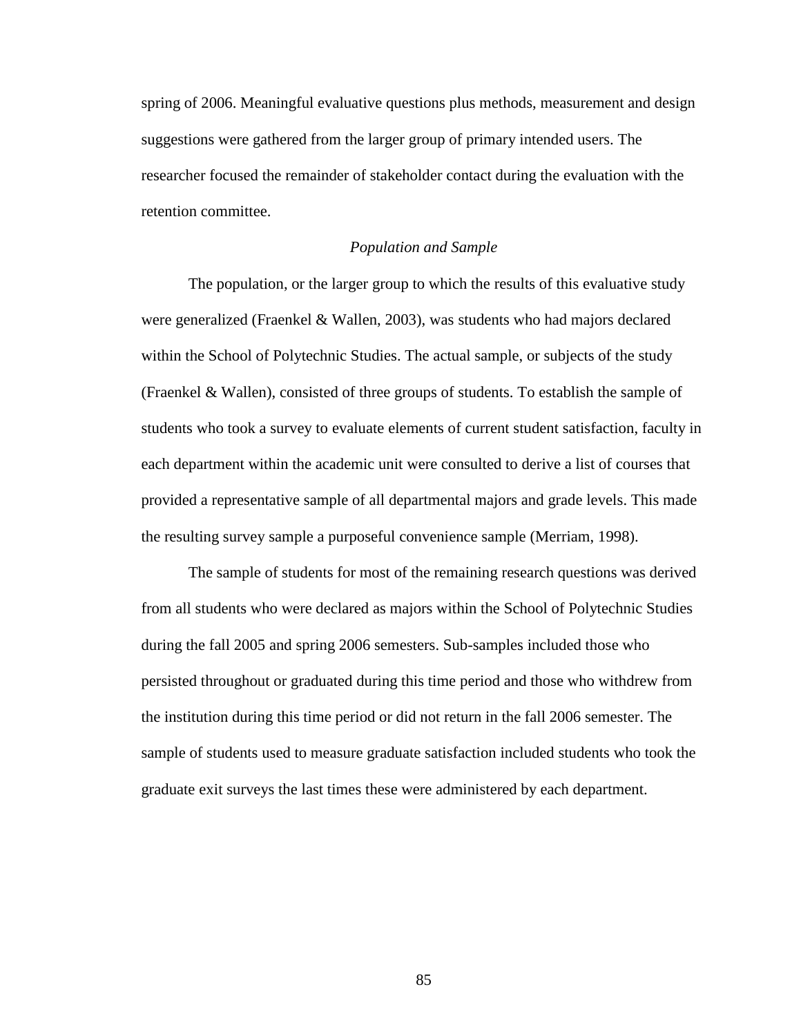spring of 2006. Meaningful evaluative questions plus methods, measurement and design suggestions were gathered from the larger group of primary intended users. The researcher focused the remainder of stakeholder contact during the evaluation with the retention committee.

### *Population and Sample*

The population, or the larger group to which the results of this evaluative study were generalized (Fraenkel & Wallen, 2003), was students who had majors declared within the School of Polytechnic Studies. The actual sample, or subjects of the study (Fraenkel & Wallen), consisted of three groups of students. To establish the sample of students who took a survey to evaluate elements of current student satisfaction, faculty in each department within the academic unit were consulted to derive a list of courses that provided a representative sample of all departmental majors and grade levels. This made the resulting survey sample a purposeful convenience sample (Merriam, 1998).

The sample of students for most of the remaining research questions was derived from all students who were declared as majors within the School of Polytechnic Studies during the fall 2005 and spring 2006 semesters. Sub-samples included those who persisted throughout or graduated during this time period and those who withdrew from the institution during this time period or did not return in the fall 2006 semester. The sample of students used to measure graduate satisfaction included students who took the graduate exit surveys the last times these were administered by each department.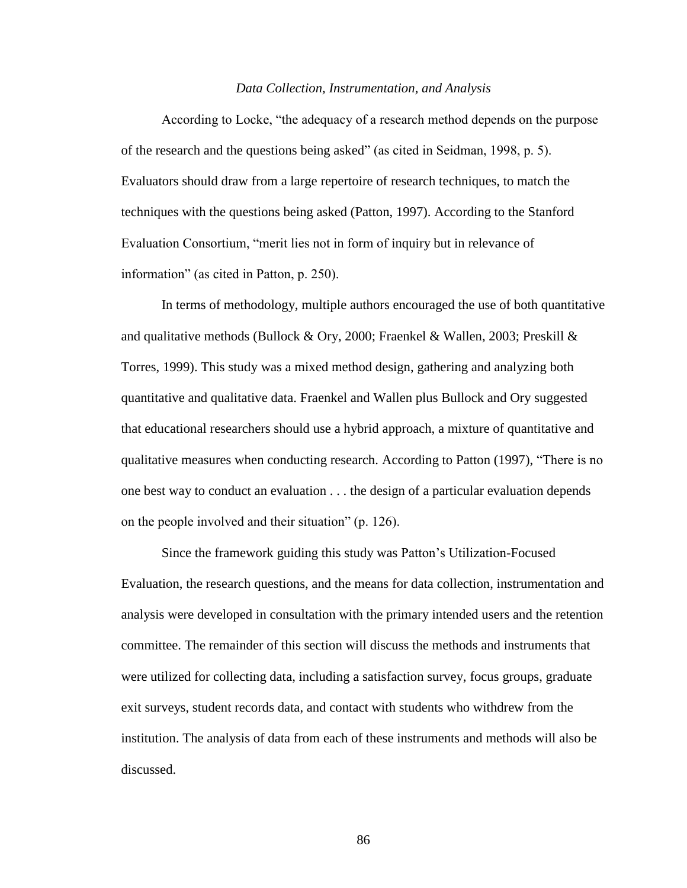### *Data Collection, Instrumentation, and Analysis*

According to Locke, "the adequacy of a research method depends on the purpose of the research and the questions being asked" (as cited in Seidman, 1998, p. 5). Evaluators should draw from a large repertoire of research techniques, to match the techniques with the questions being asked (Patton, 1997). According to the Stanford Evaluation Consortium, "merit lies not in form of inquiry but in relevance of information" (as cited in Patton, p. 250).

In terms of methodology, multiple authors encouraged the use of both quantitative and qualitative methods (Bullock & Ory, 2000; Fraenkel & Wallen, 2003; Preskill & Torres, 1999). This study was a mixed method design, gathering and analyzing both quantitative and qualitative data. Fraenkel and Wallen plus Bullock and Ory suggested that educational researchers should use a hybrid approach, a mixture of quantitative and qualitative measures when conducting research. According to Patton (1997), "There is no one best way to conduct an evaluation . . . the design of a particular evaluation depends on the people involved and their situation" (p. 126).

Since the framework guiding this study was Patton's Utilization-Focused Evaluation, the research questions, and the means for data collection, instrumentation and analysis were developed in consultation with the primary intended users and the retention committee. The remainder of this section will discuss the methods and instruments that were utilized for collecting data, including a satisfaction survey, focus groups, graduate exit surveys, student records data, and contact with students who withdrew from the institution. The analysis of data from each of these instruments and methods will also be discussed.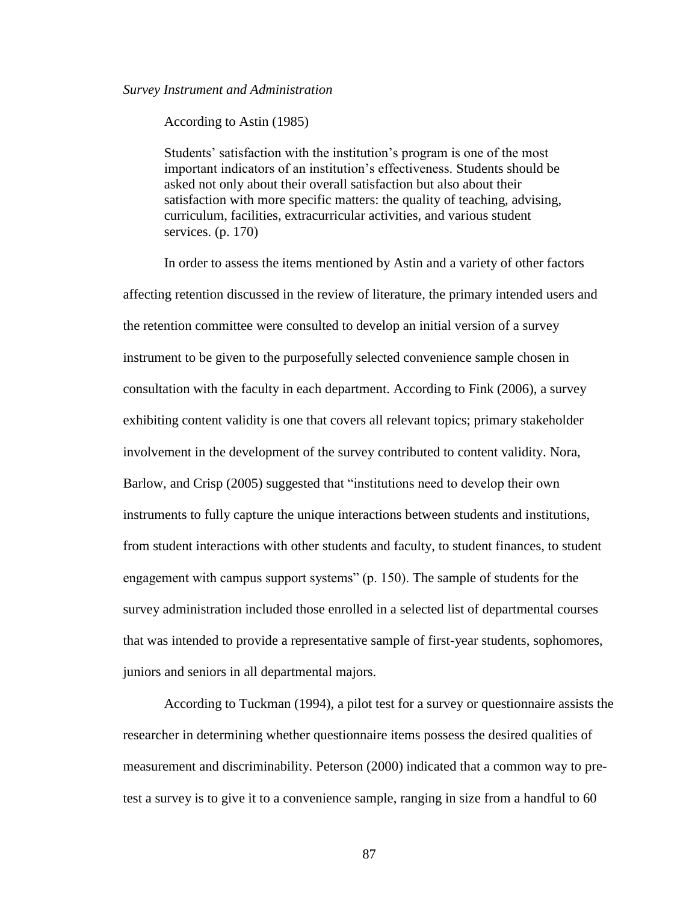*Survey Instrument and Administration*

According to Astin (1985)

> Students' satisfaction with the institution's program is one of the most important indicators of an institution's effectiveness. Students should be asked not only about their overall satisfaction but also about their satisfaction with more specific matters: the quality of teaching, advising, curriculum, facilities, extracurricular activities, and various student services. (p. 170)

In order to assess the items mentioned by Astin and a variety of other factors affecting retention discussed in the review of literature, the primary intended users and the retention committee were consulted to develop an initial version of a survey instrument to be given to the purposefully selected convenience sample chosen in consultation with the faculty in each department. According to Fink (2006), a survey exhibiting content validity is one that covers all relevant topics; primary stakeholder involvement in the development of the survey contributed to content validity. Nora, Barlow, and Crisp (2005) suggested that "institutions need to develop their own instruments to fully capture the unique interactions between students and institutions, from student interactions with other students and faculty, to student finances, to student engagement with campus support systems" (p. 150). The sample of students for the survey administration included those enrolled in a selected list of departmental courses that was intended to provide a representative sample of first-year students, sophomores, juniors and seniors in all departmental majors.

According to Tuckman (1994), a pilot test for a survey or questionnaire assists the researcher in determining whether questionnaire items possess the desired qualities of measurement and discriminability. Peterson (2000) indicated that a common way to pre-test a survey is to give it to a convenience sample, ranging in size from a handful to 60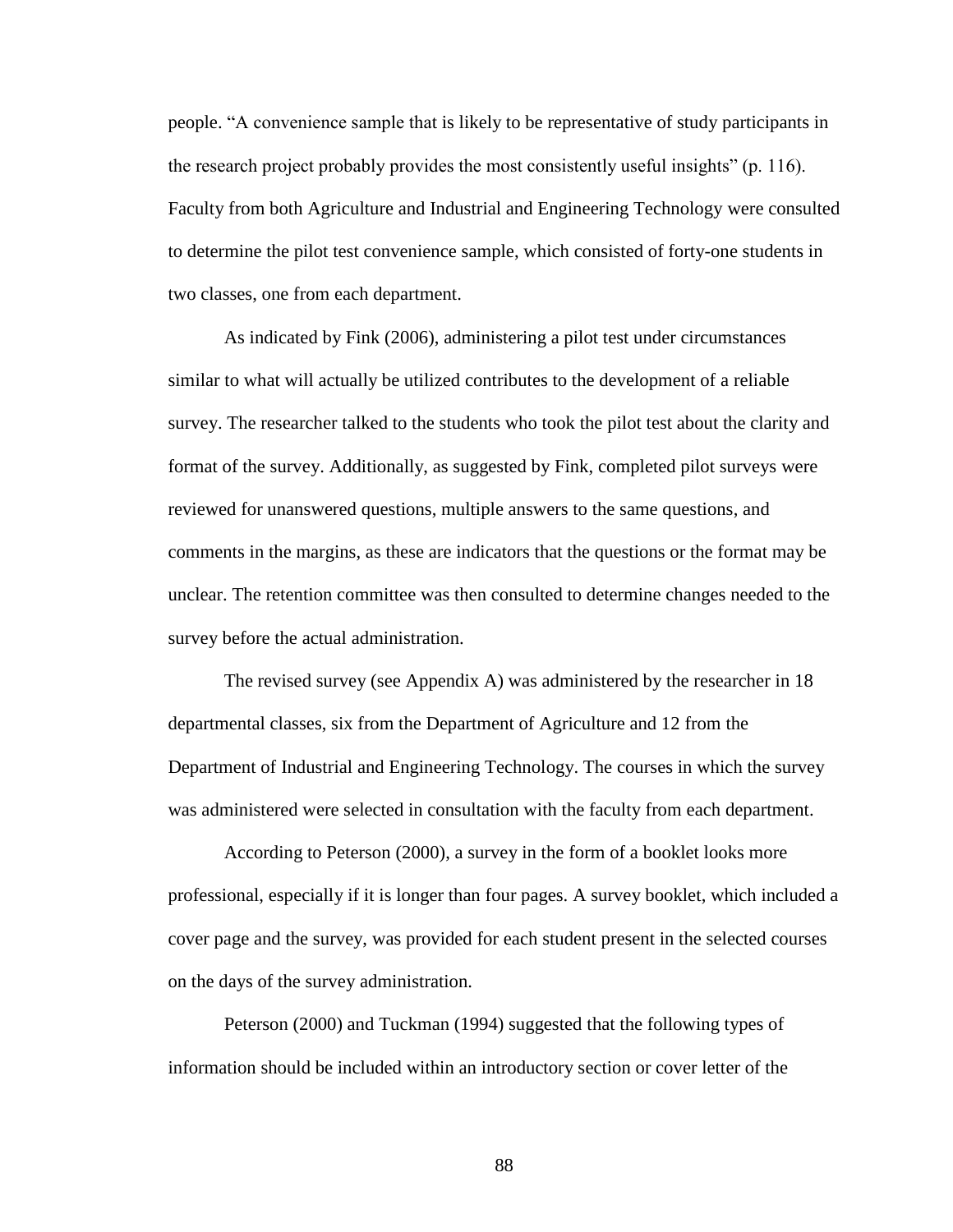people. "A convenience sample that is likely to be representative of study participants in the research project probably provides the most consistently useful insights" (p. 116). Faculty from both Agriculture and Industrial and Engineering Technology were consulted to determine the pilot test convenience sample, which consisted of forty-one students in two classes, one from each department.

As indicated by Fink (2006), administering a pilot test under circumstances similar to what will actually be utilized contributes to the development of a reliable survey. The researcher talked to the students who took the pilot test about the clarity and format of the survey. Additionally, as suggested by Fink, completed pilot surveys were reviewed for unanswered questions, multiple answers to the same questions, and comments in the margins, as these are indicators that the questions or the format may be unclear. The retention committee was then consulted to determine changes needed to the survey before the actual administration.

The revised survey (see Appendix A) was administered by the researcher in 18 departmental classes, six from the Department of Agriculture and 12 from the Department of Industrial and Engineering Technology. The courses in which the survey was administered were selected in consultation with the faculty from each department.

According to Peterson (2000), a survey in the form of a booklet looks more professional, especially if it is longer than four pages. A survey booklet, which included a cover page and the survey, was provided for each student present in the selected courses on the days of the survey administration.

Peterson (2000) and Tuckman (1994) suggested that the following types of information should be included within an introductory section or cover letter of the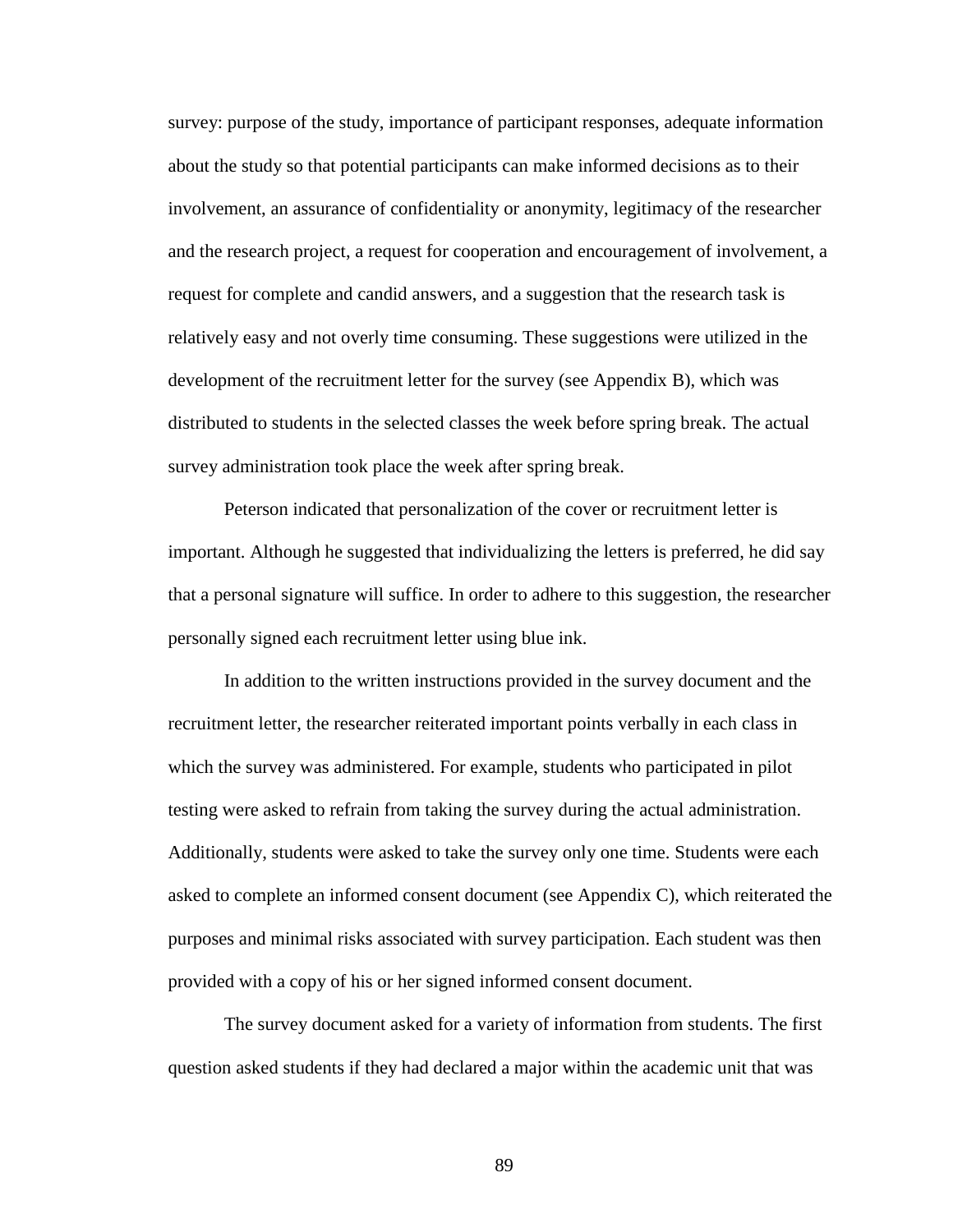survey: purpose of the study, importance of participant responses, adequate information about the study so that potential participants can make informed decisions as to their involvement, an assurance of confidentiality or anonymity, legitimacy of the researcher and the research project, a request for cooperation and encouragement of involvement, a request for complete and candid answers, and a suggestion that the research task is relatively easy and not overly time consuming. These suggestions were utilized in the development of the recruitment letter for the survey (see Appendix B), which was distributed to students in the selected classes the week before spring break. The actual survey administration took place the week after spring break.

Peterson indicated that personalization of the cover or recruitment letter is important. Although he suggested that individualizing the letters is preferred, he did say that a personal signature will suffice. In order to adhere to this suggestion, the researcher personally signed each recruitment letter using blue ink.

In addition to the written instructions provided in the survey document and the recruitment letter, the researcher reiterated important points verbally in each class in which the survey was administered. For example, students who participated in pilot testing were asked to refrain from taking the survey during the actual administration. Additionally, students were asked to take the survey only one time. Students were each asked to complete an informed consent document (see Appendix C), which reiterated the purposes and minimal risks associated with survey participation. Each student was then provided with a copy of his or her signed informed consent document.

The survey document asked for a variety of information from students. The first question asked students if they had declared a major within the academic unit that was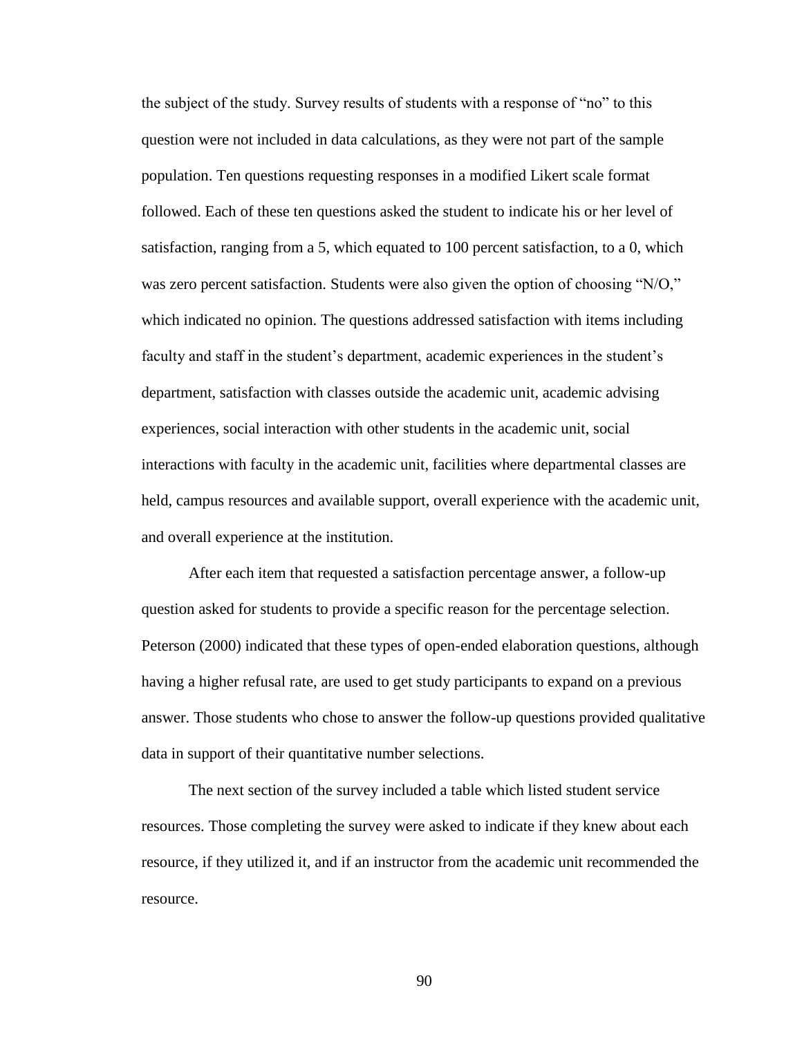the subject of the study. Survey results of students with a response of "no" to this question were not included in data calculations, as they were not part of the sample population. Ten questions requesting responses in a modified Likert scale format followed. Each of these ten questions asked the student to indicate his or her level of satisfaction, ranging from a 5, which equated to 100 percent satisfaction, to a 0, which was zero percent satisfaction. Students were also given the option of choosing "N/O," which indicated no opinion. The questions addressed satisfaction with items including faculty and staff in the student's department, academic experiences in the student's department, satisfaction with classes outside the academic unit, academic advising experiences, social interaction with other students in the academic unit, social interactions with faculty in the academic unit, facilities where departmental classes are held, campus resources and available support, overall experience with the academic unit, and overall experience at the institution.

After each item that requested a satisfaction percentage answer, a follow-up question asked for students to provide a specific reason for the percentage selection. Peterson (2000) indicated that these types of open-ended elaboration questions, although having a higher refusal rate, are used to get study participants to expand on a previous answer. Those students who chose to answer the follow-up questions provided qualitative data in support of their quantitative number selections.

The next section of the survey included a table which listed student service resources. Those completing the survey were asked to indicate if they knew about each resource, if they utilized it, and if an instructor from the academic unit recommended the resource.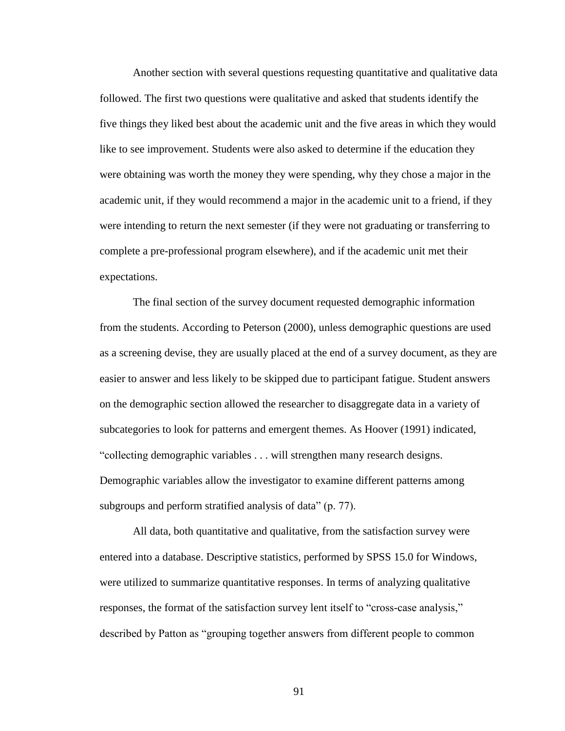Another section with several questions requesting quantitative and qualitative data followed. The first two questions were qualitative and asked that students identify the five things they liked best about the academic unit and the five areas in which they would like to see improvement. Students were also asked to determine if the education they were obtaining was worth the money they were spending, why they chose a major in the academic unit, if they would recommend a major in the academic unit to a friend, if they were intending to return the next semester (if they were not graduating or transferring to complete a pre-professional program elsewhere), and if the academic unit met their expectations.

The final section of the survey document requested demographic information from the students. According to Peterson (2000), unless demographic questions are used as a screening devise, they are usually placed at the end of a survey document, as they are easier to answer and less likely to be skipped due to participant fatigue. Student answers on the demographic section allowed the researcher to disaggregate data in a variety of subcategories to look for patterns and emergent themes. As Hoover (1991) indicated, "collecting demographic variables . . . will strengthen many research designs. Demographic variables allow the investigator to examine different patterns among subgroups and perform stratified analysis of data" (p. 77).

All data, both quantitative and qualitative, from the satisfaction survey were entered into a database. Descriptive statistics, performed by SPSS 15.0 for Windows, were utilized to summarize quantitative responses. In terms of analyzing qualitative responses, the format of the satisfaction survey lent itself to "cross-case analysis," described by Patton as "grouping together answers from different people to common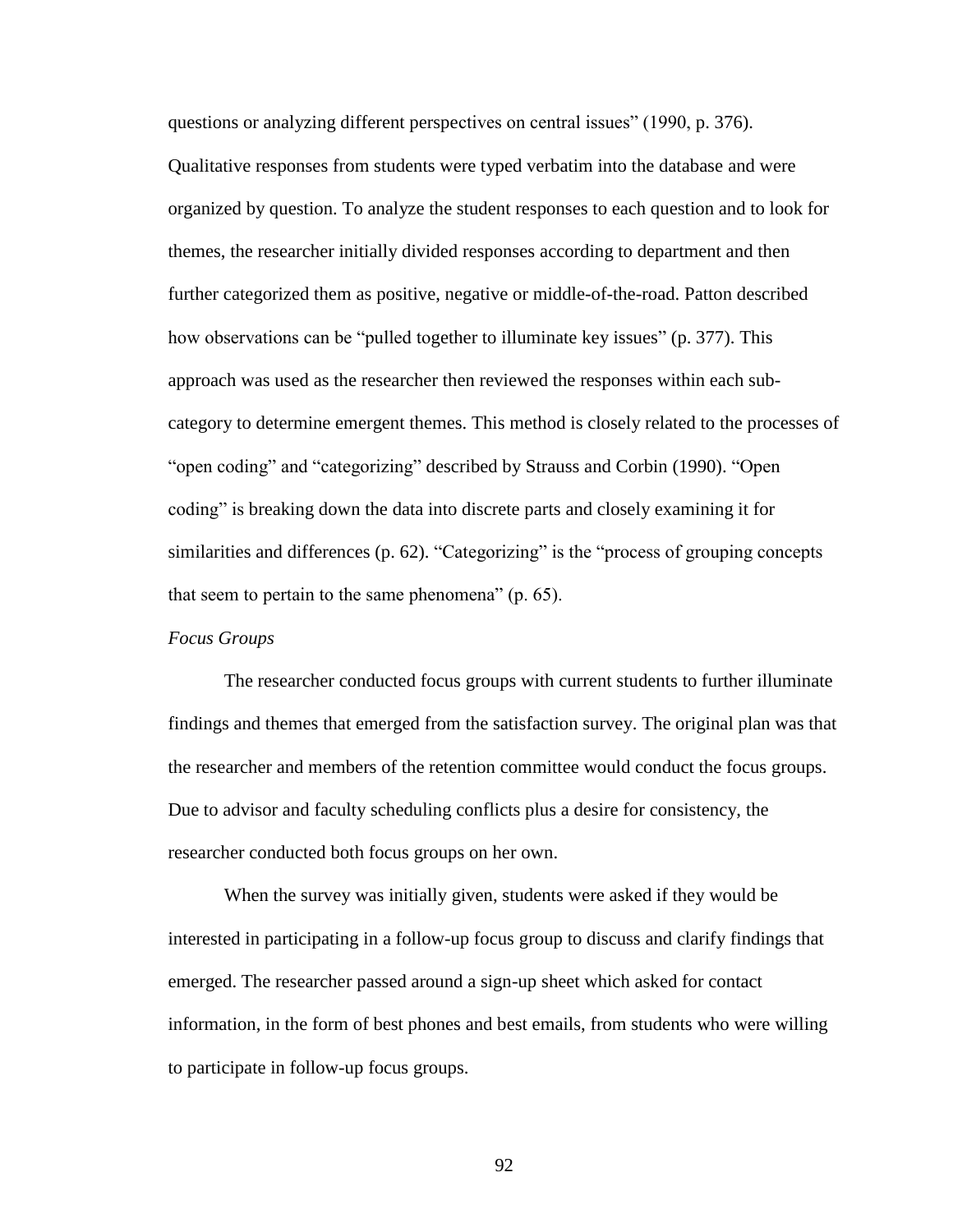questions or analyzing different perspectives on central issues" (1990, p. 376). Qualitative responses from students were typed verbatim into the database and were organized by question. To analyze the student responses to each question and to look for themes, the researcher initially divided responses according to department and then further categorized them as positive, negative or middle-of-the-road. Patton described how observations can be "pulled together to illuminate key issues" (p. 377). This approach was used as the researcher then reviewed the responses within each sub-category to determine emergent themes. This method is closely related to the processes of "open coding" and "categorizing" described by Strauss and Corbin (1990). "Open coding" is breaking down the data into discrete parts and closely examining it for similarities and differences (p. 62). "Categorizing" is the "process of grouping concepts that seem to pertain to the same phenomena" (p. 65).

*Focus Groups*

The researcher conducted focus groups with current students to further illuminate findings and themes that emerged from the satisfaction survey. The original plan was that the researcher and members of the retention committee would conduct the focus groups. Due to advisor and faculty scheduling conflicts plus a desire for consistency, the researcher conducted both focus groups on her own.

When the survey was initially given, students were asked if they would be interested in participating in a follow-up focus group to discuss and clarify findings that emerged. The researcher passed around a sign-up sheet which asked for contact information, in the form of best phones and best emails, from students who were willing to participate in follow-up focus groups.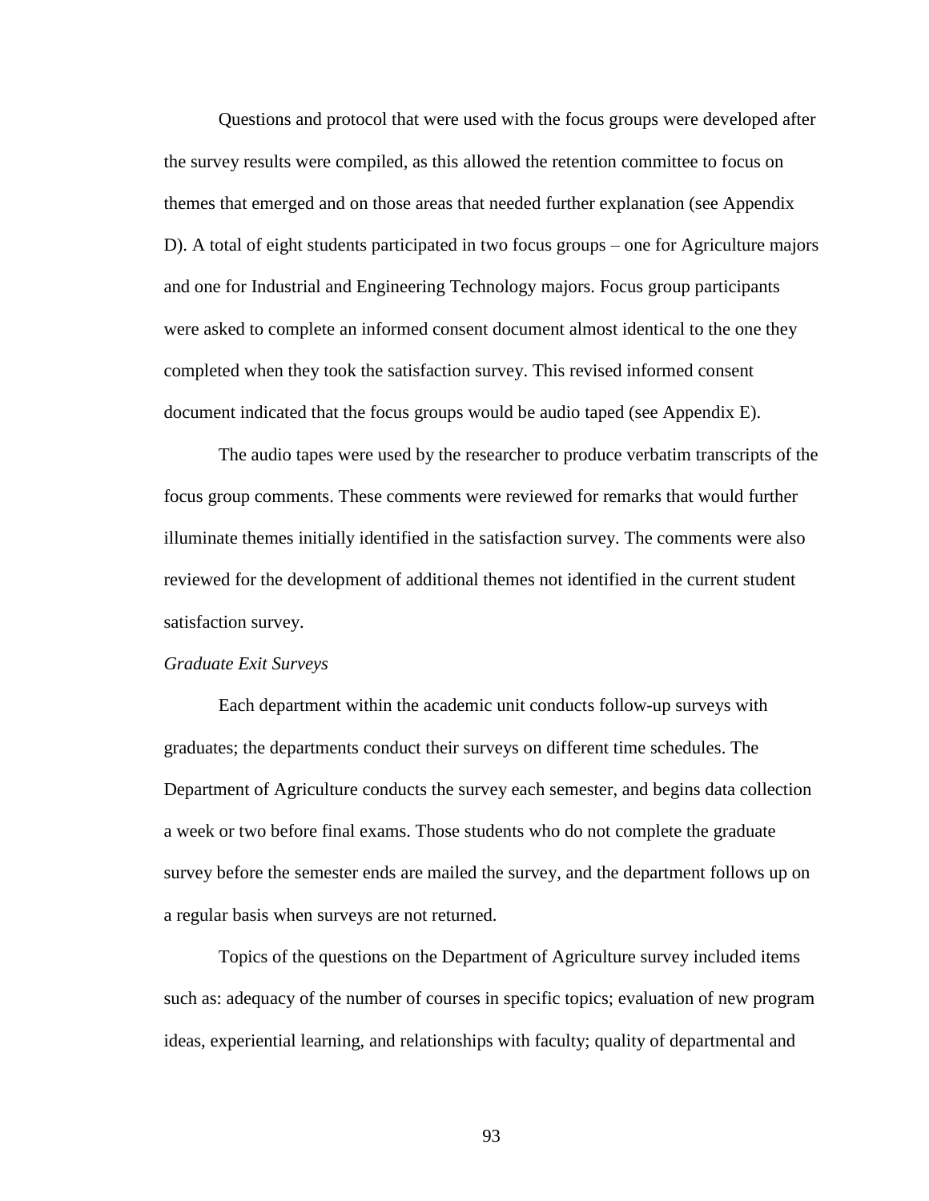Questions and protocol that were used with the focus groups were developed after the survey results were compiled, as this allowed the retention committee to focus on themes that emerged and on those areas that needed further explanation (see Appendix D). A total of eight students participated in two focus groups – one for Agriculture majors and one for Industrial and Engineering Technology majors. Focus group participants were asked to complete an informed consent document almost identical to the one they completed when they took the satisfaction survey. This revised informed consent document indicated that the focus groups would be audio taped (see Appendix E).

The audio tapes were used by the researcher to produce verbatim transcripts of the focus group comments. These comments were reviewed for remarks that would further illuminate themes initially identified in the satisfaction survey. The comments were also reviewed for the development of additional themes not identified in the current student satisfaction survey.

*Graduate Exit Surveys*

Each department within the academic unit conducts follow-up surveys with graduates; the departments conduct their surveys on different time schedules. The Department of Agriculture conducts the survey each semester, and begins data collection a week or two before final exams. Those students who do not complete the graduate survey before the semester ends are mailed the survey, and the department follows up on a regular basis when surveys are not returned.

Topics of the questions on the Department of Agriculture survey included items such as: adequacy of the number of courses in specific topics; evaluation of new program ideas, experiential learning, and relationships with faculty; quality of departmental and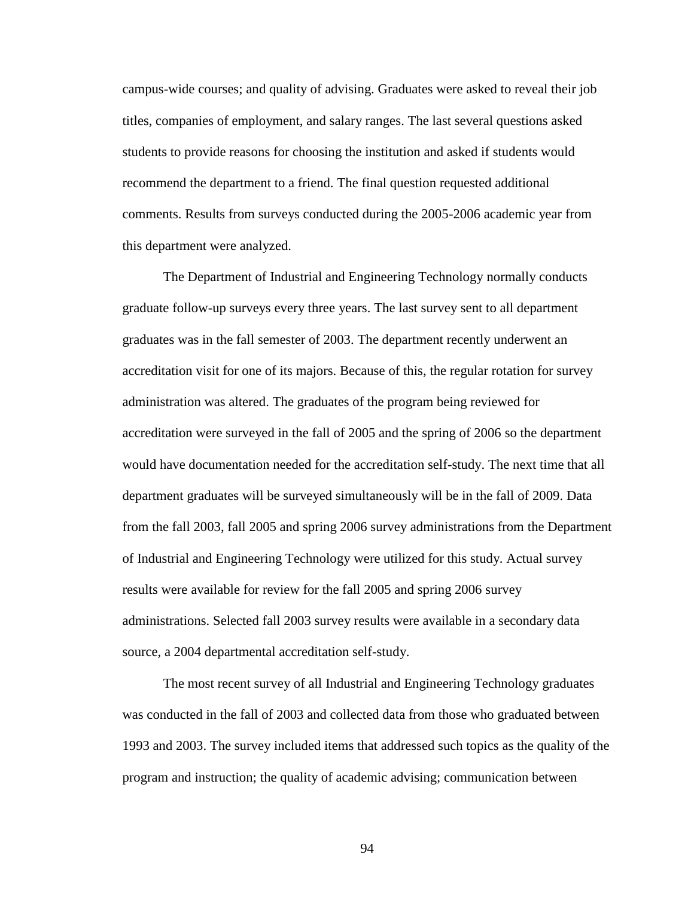campus-wide courses; and quality of advising. Graduates were asked to reveal their job titles, companies of employment, and salary ranges. The last several questions asked students to provide reasons for choosing the institution and asked if students would recommend the department to a friend. The final question requested additional comments. Results from surveys conducted during the 2005-2006 academic year from this department were analyzed.

The Department of Industrial and Engineering Technology normally conducts graduate follow-up surveys every three years. The last survey sent to all department graduates was in the fall semester of 2003. The department recently underwent an accreditation visit for one of its majors. Because of this, the regular rotation for survey administration was altered. The graduates of the program being reviewed for accreditation were surveyed in the fall of 2005 and the spring of 2006 so the department would have documentation needed for the accreditation self-study. The next time that all department graduates will be surveyed simultaneously will be in the fall of 2009. Data from the fall 2003, fall 2005 and spring 2006 survey administrations from the Department of Industrial and Engineering Technology were utilized for this study. Actual survey results were available for review for the fall 2005 and spring 2006 survey administrations. Selected fall 2003 survey results were available in a secondary data source, a 2004 departmental accreditation self-study.

The most recent survey of all Industrial and Engineering Technology graduates was conducted in the fall of 2003 and collected data from those who graduated between 1993 and 2003. The survey included items that addressed such topics as the quality of the program and instruction; the quality of academic advising; communication between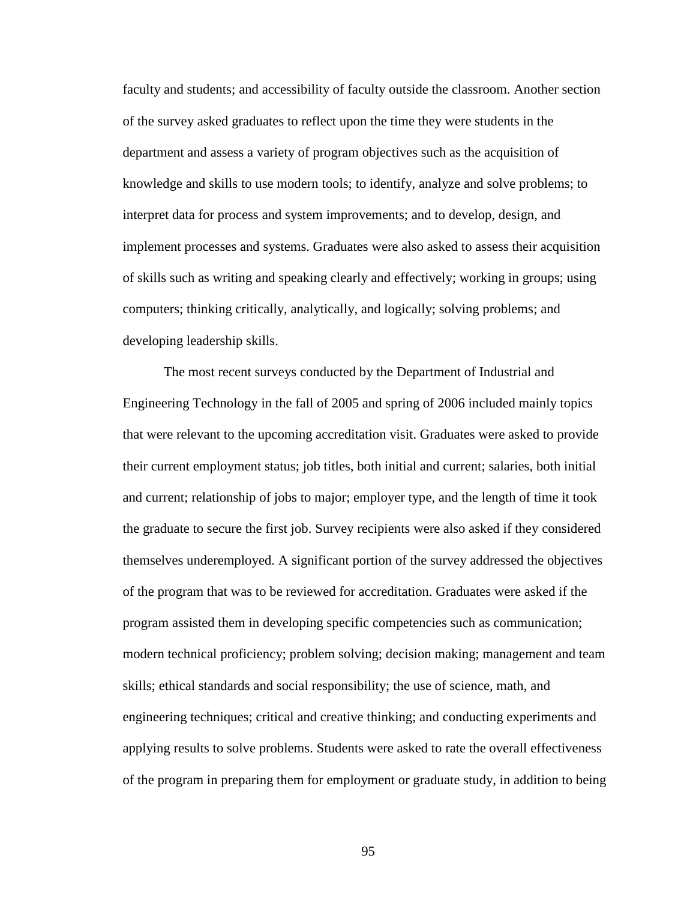faculty and students; and accessibility of faculty outside the classroom. Another section of the survey asked graduates to reflect upon the time they were students in the department and assess a variety of program objectives such as the acquisition of knowledge and skills to use modern tools; to identify, analyze and solve problems; to interpret data for process and system improvements; and to develop, design, and implement processes and systems. Graduates were also asked to assess their acquisition of skills such as writing and speaking clearly and effectively; working in groups; using computers; thinking critically, analytically, and logically; solving problems; and developing leadership skills.

The most recent surveys conducted by the Department of Industrial and Engineering Technology in the fall of 2005 and spring of 2006 included mainly topics that were relevant to the upcoming accreditation visit. Graduates were asked to provide their current employment status; job titles, both initial and current; salaries, both initial and current; relationship of jobs to major; employer type, and the length of time it took the graduate to secure the first job. Survey recipients were also asked if they considered themselves underemployed. A significant portion of the survey addressed the objectives of the program that was to be reviewed for accreditation. Graduates were asked if the program assisted them in developing specific competencies such as communication; modern technical proficiency; problem solving; decision making; management and team skills; ethical standards and social responsibility; the use of science, math, and engineering techniques; critical and creative thinking; and conducting experiments and applying results to solve problems. Students were asked to rate the overall effectiveness of the program in preparing them for employment or graduate study, in addition to being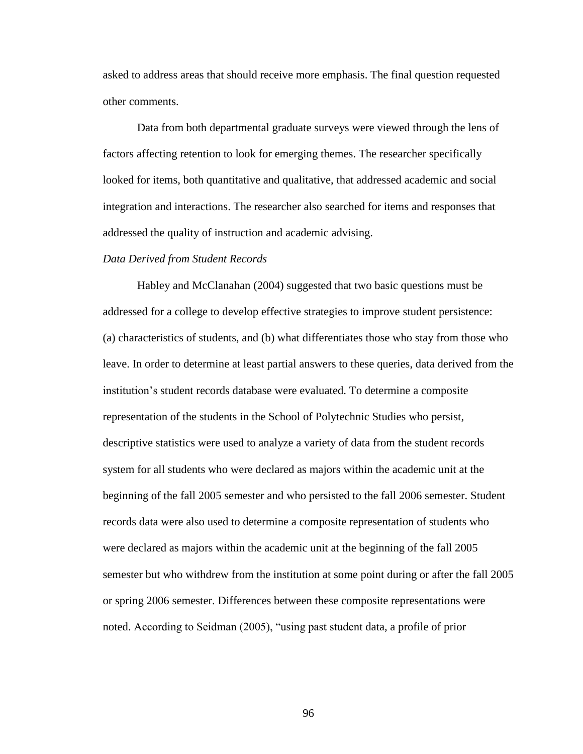asked to address areas that should receive more emphasis. The final question requested other comments.

Data from both departmental graduate surveys were viewed through the lens of factors affecting retention to look for emerging themes. The researcher specifically looked for items, both quantitative and qualitative, that addressed academic and social integration and interactions. The researcher also searched for items and responses that addressed the quality of instruction and academic advising.

*Data Derived from Student Records*

Habley and McClanahan (2004) suggested that two basic questions must be addressed for a college to develop effective strategies to improve student persistence: (a) characteristics of students, and (b) what differentiates those who stay from those who leave. In order to determine at least partial answers to these queries, data derived from the institution's student records database were evaluated. To determine a composite representation of the students in the School of Polytechnic Studies who persist, descriptive statistics were used to analyze a variety of data from the student records system for all students who were declared as majors within the academic unit at the beginning of the fall 2005 semester and who persisted to the fall 2006 semester. Student records data were also used to determine a composite representation of students who were declared as majors within the academic unit at the beginning of the fall 2005 semester but who withdrew from the institution at some point during or after the fall 2005 or spring 2006 semester. Differences between these composite representations were noted. According to Seidman (2005), "using past student data, a profile of prior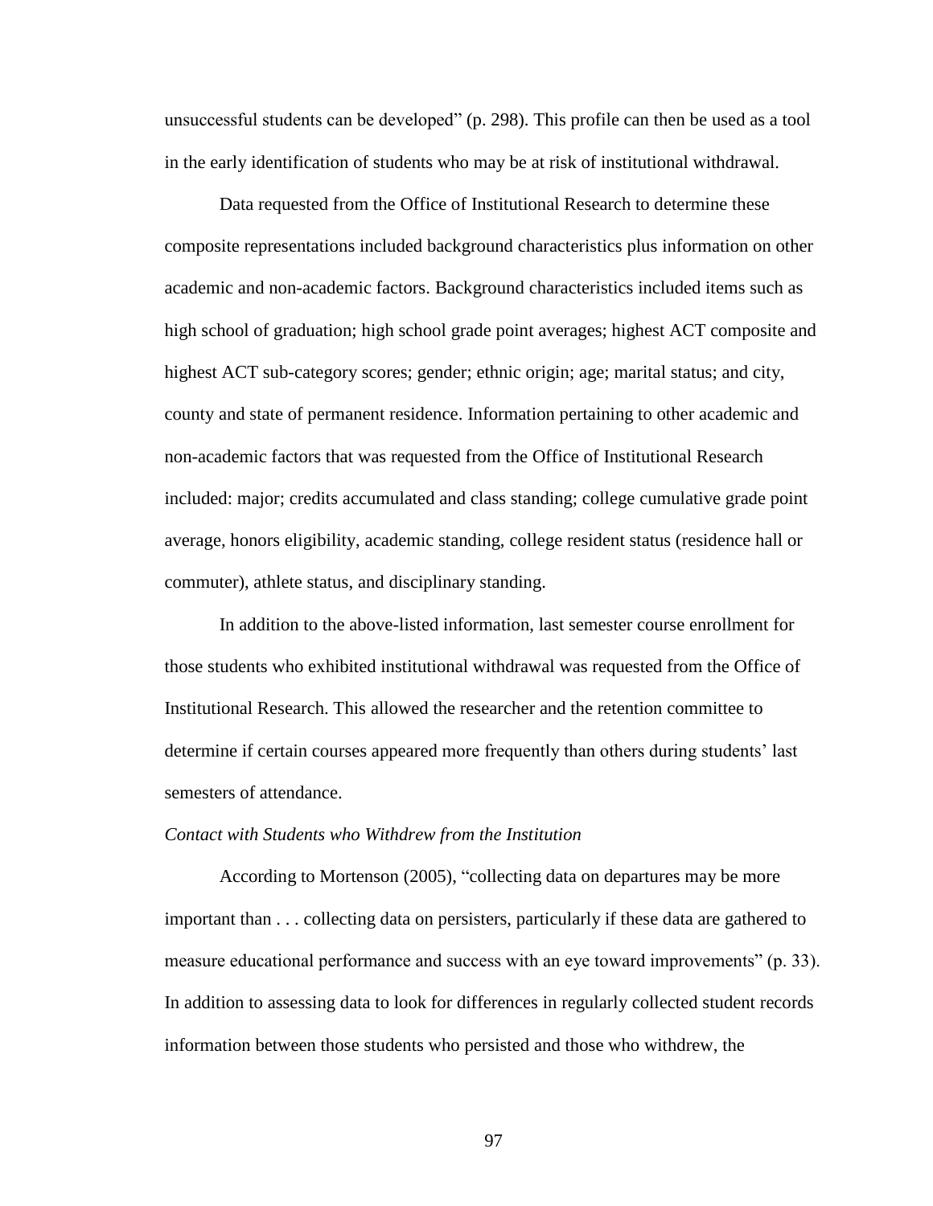unsuccessful students can be developed" (p. 298). This profile can then be used as a tool in the early identification of students who may be at risk of institutional withdrawal.

Data requested from the Office of Institutional Research to determine these composite representations included background characteristics plus information on other academic and non-academic factors. Background characteristics included items such as high school of graduation; high school grade point averages; highest ACT composite and highest ACT sub-category scores; gender; ethnic origin; age; marital status; and city, county and state of permanent residence. Information pertaining to other academic and non-academic factors that was requested from the Office of Institutional Research included: major; credits accumulated and class standing; college cumulative grade point average, honors eligibility, academic standing, college resident status (residence hall or commuter), athlete status, and disciplinary standing.

In addition to the above-listed information, last semester course enrollment for those students who exhibited institutional withdrawal was requested from the Office of Institutional Research. This allowed the researcher and the retention committee to determine if certain courses appeared more frequently than others during students' last semesters of attendance.

*Contact with Students who Withdrew from the Institution*

According to Mortenson (2005), "collecting data on departures may be more important than . . . collecting data on persisters, particularly if these data are gathered to measure educational performance and success with an eye toward improvements" (p. 33). In addition to assessing data to look for differences in regularly collected student records information between those students who persisted and those who withdrew, the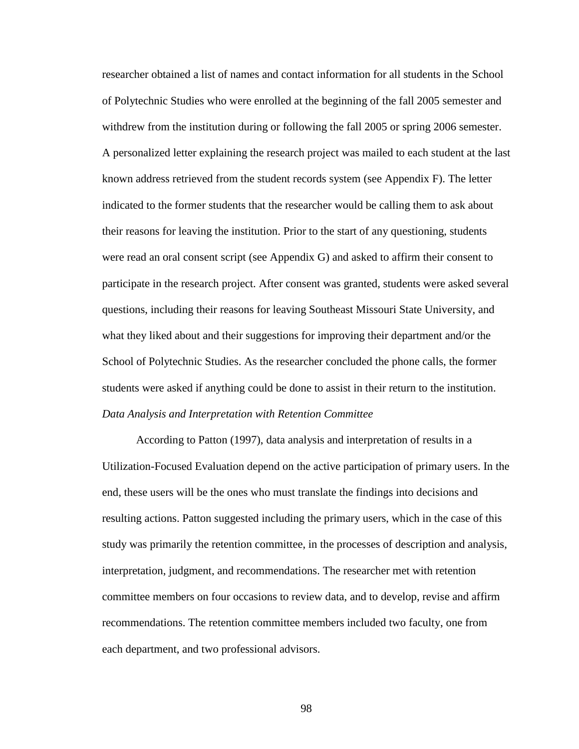researcher obtained a list of names and contact information for all students in the School of Polytechnic Studies who were enrolled at the beginning of the fall 2005 semester and withdrew from the institution during or following the fall 2005 or spring 2006 semester. A personalized letter explaining the research project was mailed to each student at the last known address retrieved from the student records system (see Appendix F). The letter indicated to the former students that the researcher would be calling them to ask about their reasons for leaving the institution. Prior to the start of any questioning, students were read an oral consent script (see Appendix G) and asked to affirm their consent to participate in the research project. After consent was granted, students were asked several questions, including their reasons for leaving Southeast Missouri State University, and what they liked about and their suggestions for improving their department and/or the School of Polytechnic Studies. As the researcher concluded the phone calls, the former students were asked if anything could be done to assist in their return to the institution.

*Data Analysis and Interpretation with Retention Committee*

According to Patton (1997), data analysis and interpretation of results in a Utilization-Focused Evaluation depend on the active participation of primary users. In the end, these users will be the ones who must translate the findings into decisions and resulting actions. Patton suggested including the primary users, which in the case of this study was primarily the retention committee, in the processes of description and analysis, interpretation, judgment, and recommendations. The researcher met with retention committee members on four occasions to review data, and to develop, revise and affirm recommendations. The retention committee members included two faculty, one from each department, and two professional advisors.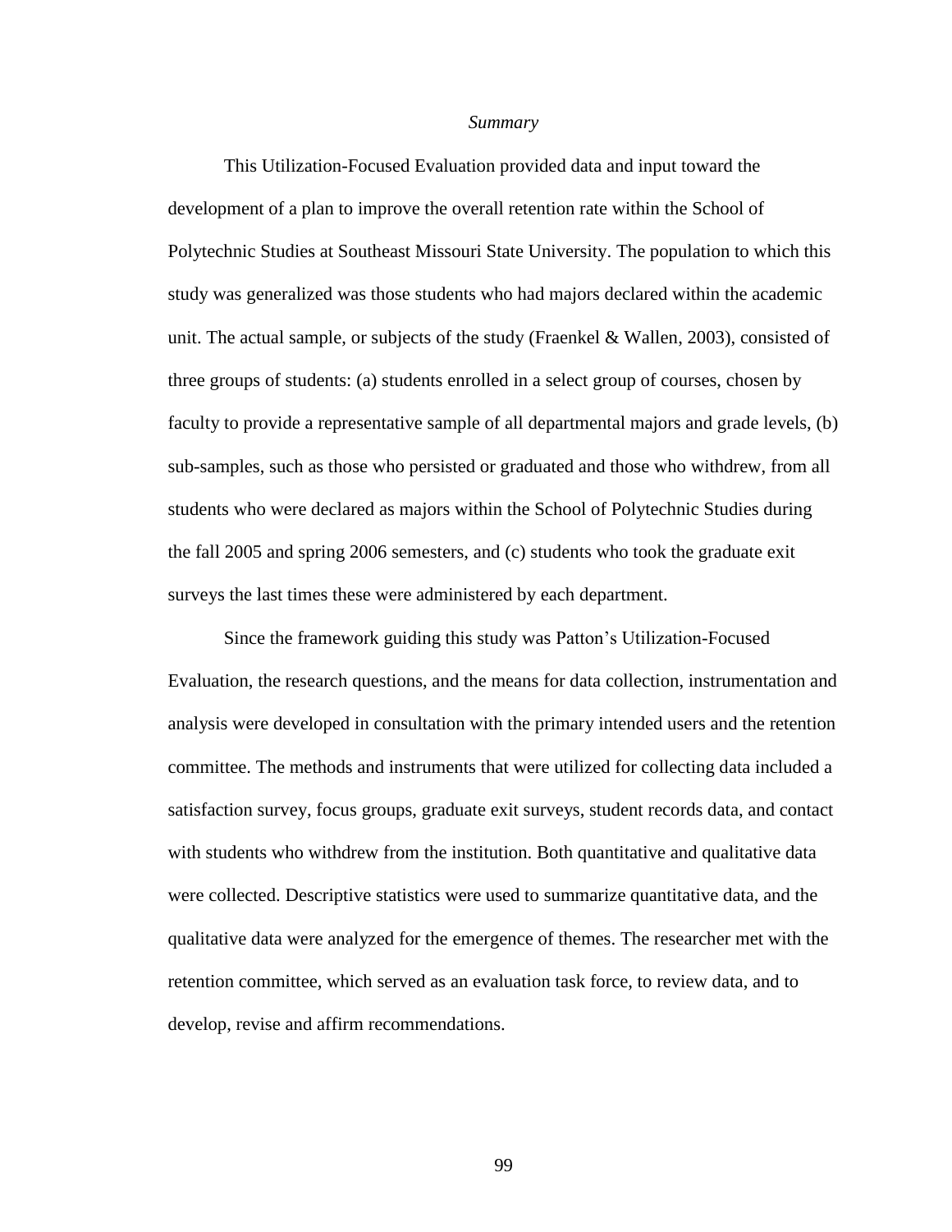*Summary*

This Utilization-Focused Evaluation provided data and input toward the development of a plan to improve the overall retention rate within the School of Polytechnic Studies at Southeast Missouri State University. The population to which this study was generalized was those students who had majors declared within the academic unit. The actual sample, or subjects of the study (Fraenkel & Wallen, 2003), consisted of three groups of students: (a) students enrolled in a select group of courses, chosen by faculty to provide a representative sample of all departmental majors and grade levels, (b) sub-samples, such as those who persisted or graduated and those who withdrew, from all students who were declared as majors within the School of Polytechnic Studies during the fall 2005 and spring 2006 semesters, and (c) students who took the graduate exit surveys the last times these were administered by each department.

Since the framework guiding this study was Patton's Utilization-Focused Evaluation, the research questions, and the means for data collection, instrumentation and analysis were developed in consultation with the primary intended users and the retention committee. The methods and instruments that were utilized for collecting data included a satisfaction survey, focus groups, graduate exit surveys, student records data, and contact with students who withdrew from the institution. Both quantitative and qualitative data were collected. Descriptive statistics were used to summarize quantitative data, and the qualitative data were analyzed for the emergence of themes. The researcher met with the retention committee, which served as an evaluation task force, to review data, and to develop, revise and affirm recommendations.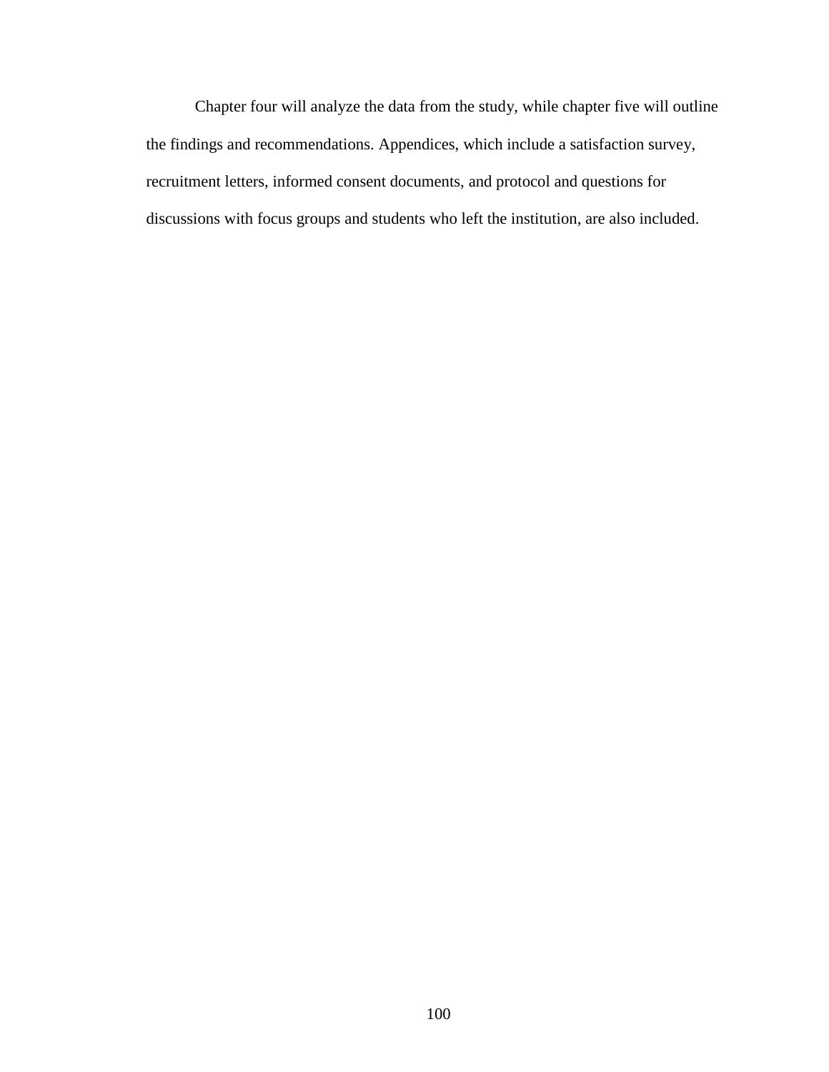Chapter four will analyze the data from the study, while chapter five will outline the findings and recommendations. Appendices, which include a satisfaction survey, recruitment letters, informed consent documents, and protocol and questions for discussions with focus groups and students who left the institution, are also included.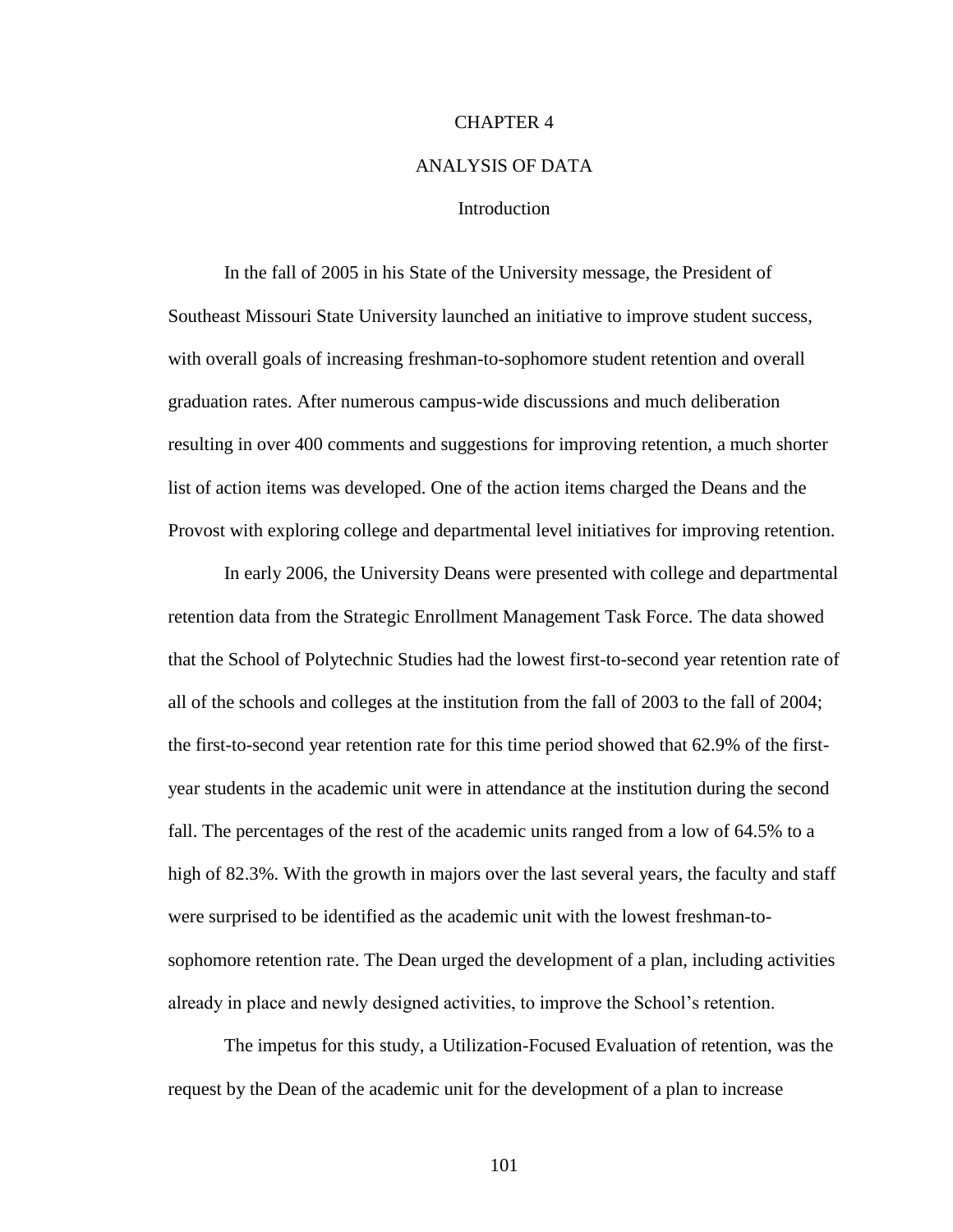# CHAPTER 4

# ANALYSIS OF DATA

## Introduction

In the fall of 2005 in his State of the University message, the President of Southeast Missouri State University launched an initiative to improve student success, with overall goals of increasing freshman-to-sophomore student retention and overall graduation rates. After numerous campus-wide discussions and much deliberation resulting in over 400 comments and suggestions for improving retention, a much shorter list of action items was developed. One of the action items charged the Deans and the Provost with exploring college and departmental level initiatives for improving retention.

In early 2006, the University Deans were presented with college and departmental retention data from the Strategic Enrollment Management Task Force. The data showed that the School of Polytechnic Studies had the lowest first-to-second year retention rate of all of the schools and colleges at the institution from the fall of 2003 to the fall of 2004; the first-to-second year retention rate for this time period showed that 62.9% of the first-year students in the academic unit were in attendance at the institution during the second fall. The percentages of the rest of the academic units ranged from a low of 64.5% to a high of 82.3%. With the growth in majors over the last several years, the faculty and staff were surprised to be identified as the academic unit with the lowest freshman-to-sophomore retention rate. The Dean urged the development of a plan, including activities already in place and newly designed activities, to improve the School's retention.

The impetus for this study, a Utilization-Focused Evaluation of retention, was the request by the Dean of the academic unit for the development of a plan to increase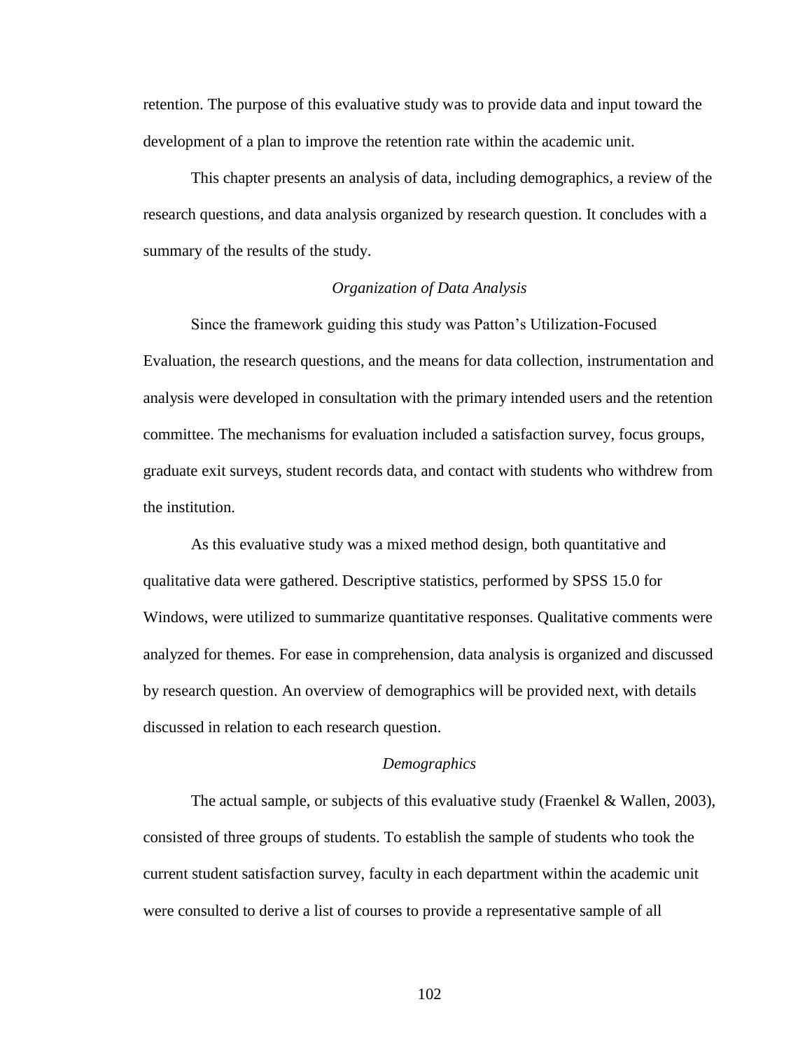retention. The purpose of this evaluative study was to provide data and input toward the development of a plan to improve the retention rate within the academic unit.

This chapter presents an analysis of data, including demographics, a review of the research questions, and data analysis organized by research question. It concludes with a summary of the results of the study.

### *Organization of Data Analysis*

Since the framework guiding this study was Patton's Utilization-Focused Evaluation, the research questions, and the means for data collection, instrumentation and analysis were developed in consultation with the primary intended users and the retention committee. The mechanisms for evaluation included a satisfaction survey, focus groups, graduate exit surveys, student records data, and contact with students who withdrew from the institution.

As this evaluative study was a mixed method design, both quantitative and qualitative data were gathered. Descriptive statistics, performed by SPSS 15.0 for Windows, were utilized to summarize quantitative responses. Qualitative comments were analyzed for themes. For ease in comprehension, data analysis is organized and discussed by research question. An overview of demographics will be provided next, with details discussed in relation to each research question.

### *Demographics*

The actual sample, or subjects of this evaluative study (Fraenkel & Wallen, 2003), consisted of three groups of students. To establish the sample of students who took the current student satisfaction survey, faculty in each department within the academic unit were consulted to derive a list of courses to provide a representative sample of all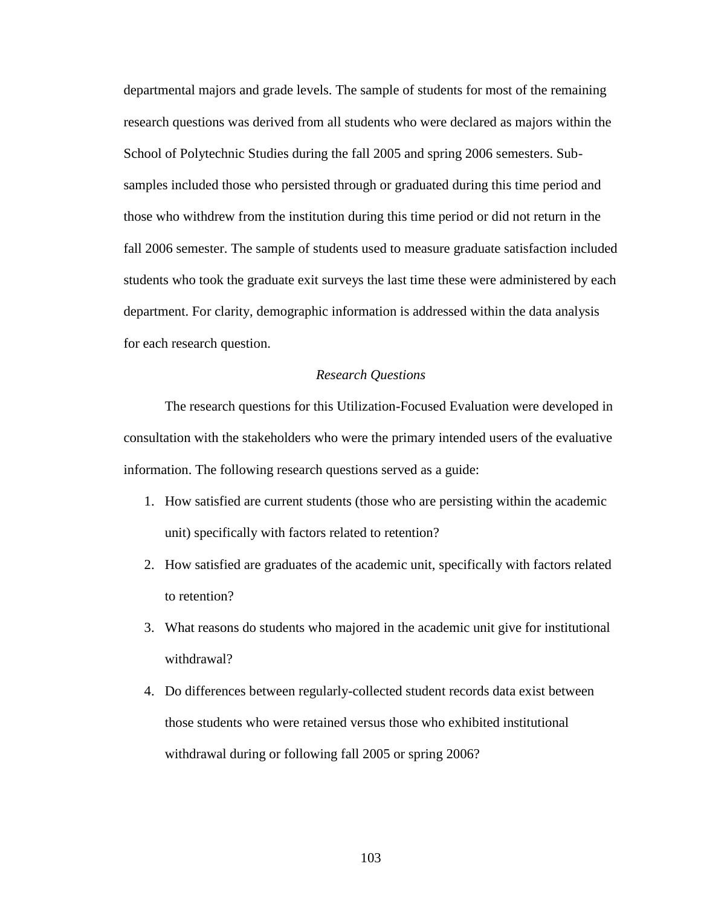departmental majors and grade levels. The sample of students for most of the remaining research questions was derived from all students who were declared as majors within the School of Polytechnic Studies during the fall 2005 and spring 2006 semesters. Sub-samples included those who persisted through or graduated during this time period and those who withdrew from the institution during this time period or did not return in the fall 2006 semester. The sample of students used to measure graduate satisfaction included students who took the graduate exit surveys the last time these were administered by each department. For clarity, demographic information is addressed within the data analysis for each research question.

### *Research Questions*

The research questions for this Utilization-Focused Evaluation were developed in consultation with the stakeholders who were the primary intended users of the evaluative information. The following research questions served as a guide:

1. How satisfied are current students (those who are persisting within the academic unit) specifically with factors related to retention?
2. How satisfied are graduates of the academic unit, specifically with factors related to retention?
3. What reasons do students who majored in the academic unit give for institutional withdrawal?
4. Do differences between regularly-collected student records data exist between those students who were retained versus those who exhibited institutional withdrawal during or following fall 2005 or spring 2006?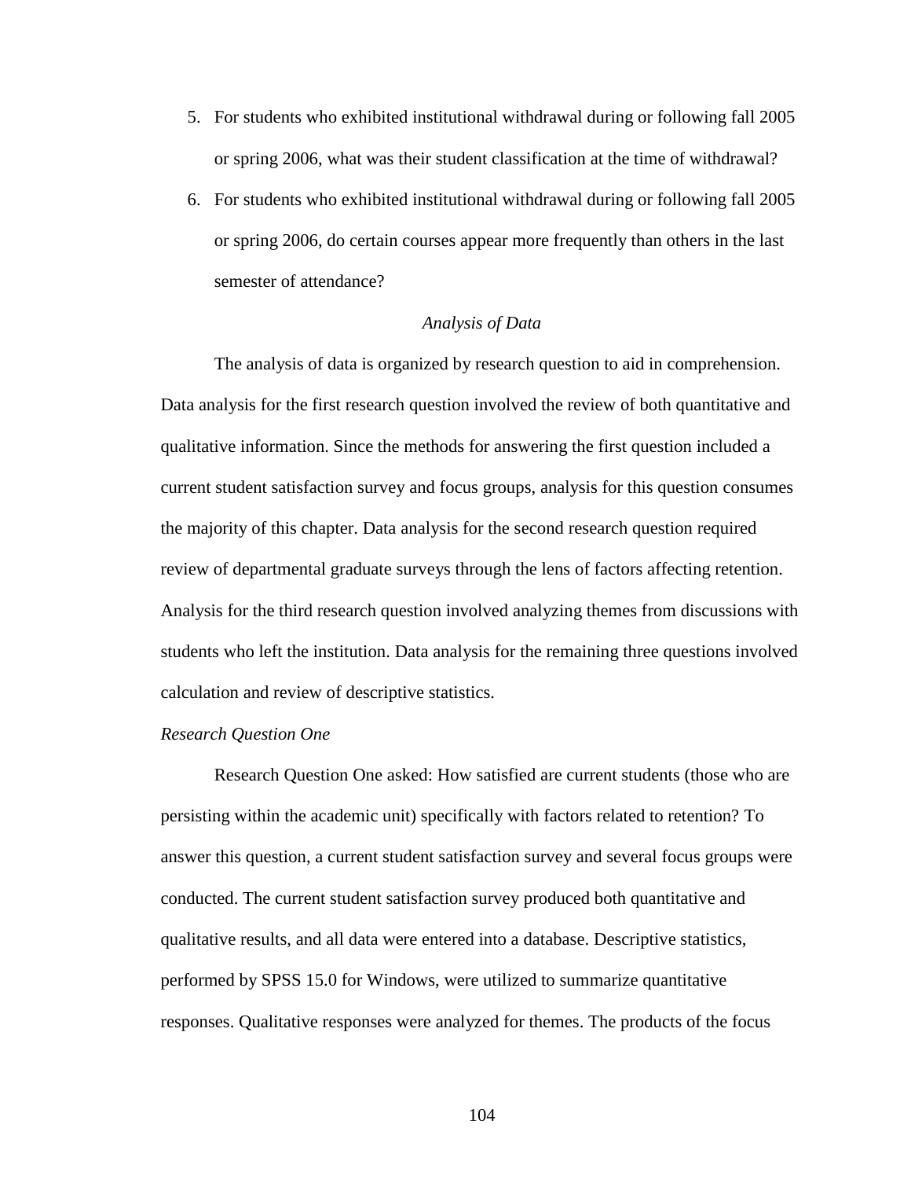5. For students who exhibited institutional withdrawal during or following fall 2005 or spring 2006, what was their student classification at the time of withdrawal?
6. For students who exhibited institutional withdrawal during or following fall 2005 or spring 2006, do certain courses appear more frequently than others in the last semester of attendance?

## *Analysis of Data*

The analysis of data is organized by research question to aid in comprehension. Data analysis for the first research question involved the review of both quantitative and qualitative information. Since the methods for answering the first question included a current student satisfaction survey and focus groups, analysis for this question consumes the majority of this chapter. Data analysis for the second research question required review of departmental graduate surveys through the lens of factors affecting retention. Analysis for the third research question involved analyzing themes from discussions with students who left the institution. Data analysis for the remaining three questions involved calculation and review of descriptive statistics.

### *Research Question One*

Research Question One asked: How satisfied are current students (those who are persisting within the academic unit) specifically with factors related to retention? To answer this question, a current student satisfaction survey and several focus groups were conducted. The current student satisfaction survey produced both quantitative and qualitative results, and all data were entered into a database. Descriptive statistics, performed by SPSS 15.0 for Windows, were utilized to summarize quantitative responses. Qualitative responses were analyzed for themes. The products of the focus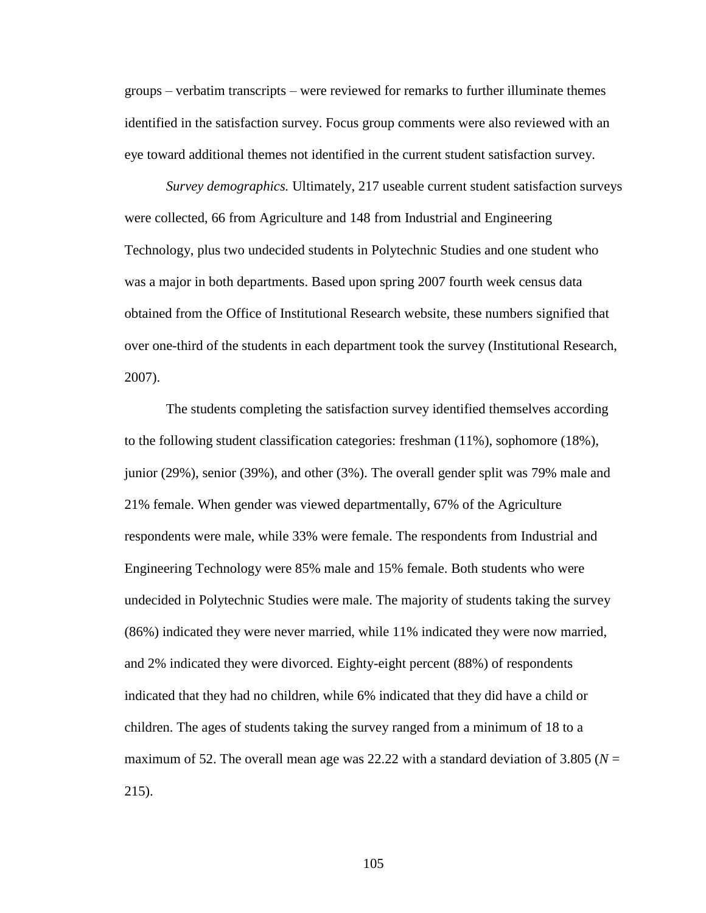groups – verbatim transcripts – were reviewed for remarks to further illuminate themes identified in the satisfaction survey. Focus group comments were also reviewed with an eye toward additional themes not identified in the current student satisfaction survey.

*Survey demographics.* Ultimately, 217 useable current student satisfaction surveys were collected, 66 from Agriculture and 148 from Industrial and Engineering Technology, plus two undecided students in Polytechnic Studies and one student who was a major in both departments. Based upon spring 2007 fourth week census data obtained from the Office of Institutional Research website, these numbers signified that over one-third of the students in each department took the survey (Institutional Research, 2007).

The students completing the satisfaction survey identified themselves according to the following student classification categories: freshman (11%), sophomore (18%), junior (29%), senior (39%), and other (3%). The overall gender split was 79% male and 21% female. When gender was viewed departmentally, 67% of the Agriculture respondents were male, while 33% were female. The respondents from Industrial and Engineering Technology were 85% male and 15% female. Both students who were undecided in Polytechnic Studies were male. The majority of students taking the survey (86%) indicated they were never married, while 11% indicated they were now married, and 2% indicated they were divorced. Eighty-eight percent (88%) of respondents indicated that they had no children, while 6% indicated that they did have a child or children. The ages of students taking the survey ranged from a minimum of 18 to a maximum of 52. The overall mean age was 22.22 with a standard deviation of 3.805 ($N$ = 215).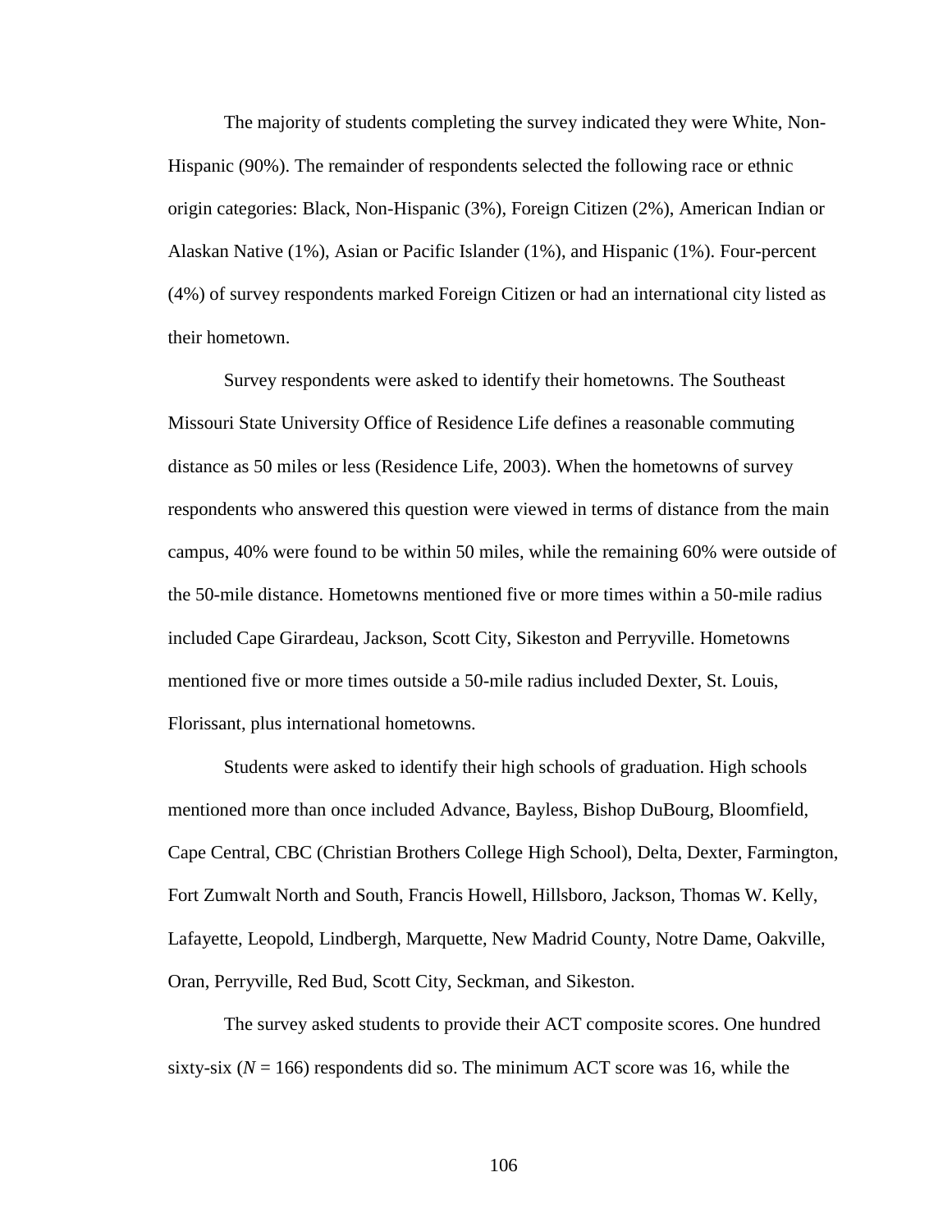The majority of students completing the survey indicated they were White, Non-Hispanic (90%). The remainder of respondents selected the following race or ethnic origin categories: Black, Non-Hispanic (3%), Foreign Citizen (2%), American Indian or Alaskan Native (1%), Asian or Pacific Islander (1%), and Hispanic (1%). Four-percent (4%) of survey respondents marked Foreign Citizen or had an international city listed as their hometown.

Survey respondents were asked to identify their hometowns. The Southeast Missouri State University Office of Residence Life defines a reasonable commuting distance as 50 miles or less (Residence Life, 2003). When the hometowns of survey respondents who answered this question were viewed in terms of distance from the main campus, 40% were found to be within 50 miles, while the remaining 60% were outside of the 50-mile distance. Hometowns mentioned five or more times within a 50-mile radius included Cape Girardeau, Jackson, Scott City, Sikeston and Perryville. Hometowns mentioned five or more times outside a 50-mile radius included Dexter, St. Louis, Florissant, plus international hometowns.

Students were asked to identify their high schools of graduation. High schools mentioned more than once included Advance, Bayless, Bishop DuBourg, Bloomfield, Cape Central, CBC (Christian Brothers College High School), Delta, Dexter, Farmington, Fort Zumwalt North and South, Francis Howell, Hillsboro, Jackson, Thomas W. Kelly, Lafayette, Leopold, Lindbergh, Marquette, New Madrid County, Notre Dame, Oakville, Oran, Perryville, Red Bud, Scott City, Seckman, and Sikeston.

The survey asked students to provide their ACT composite scores. One hundred sixty-six ($N = 166$) respondents did so. The minimum ACT score was 16, while the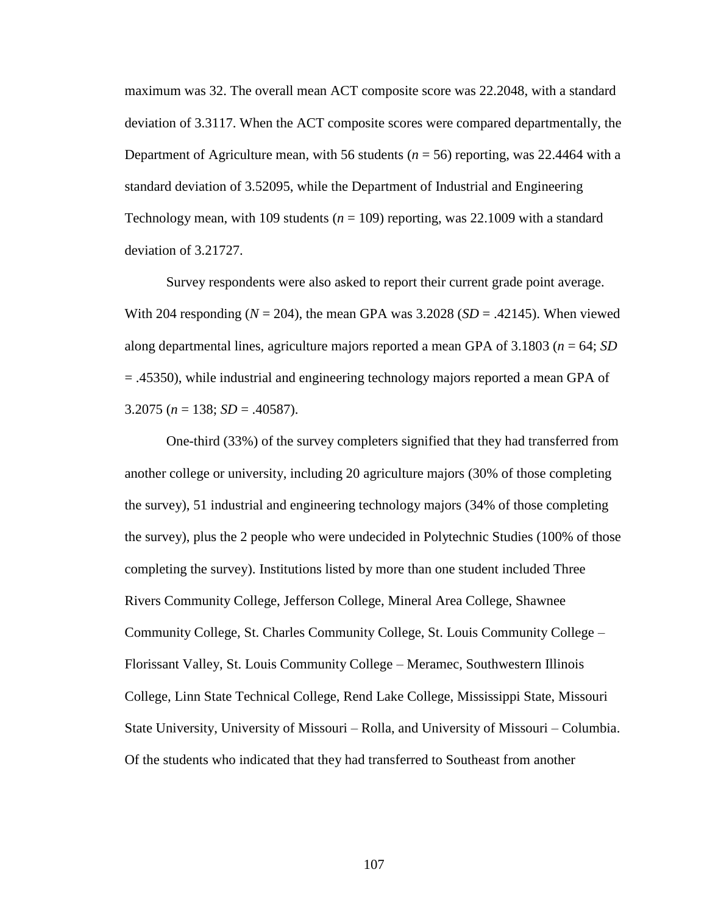maximum was 32. The overall mean ACT composite score was 22.2048, with a standard deviation of 3.3117. When the ACT composite scores were compared departmentally, the Department of Agriculture mean, with 56 students ($n = 56$) reporting, was 22.4464 with a standard deviation of 3.52095, while the Department of Industrial and Engineering Technology mean, with 109 students ($n = 109$) reporting, was 22.1009 with a standard deviation of 3.21727.

Survey respondents were also asked to report their current grade point average. With 204 responding ($N = 204$), the mean GPA was 3.2028 ($SD = .42145$). When viewed along departmental lines, agriculture majors reported a mean GPA of 3.1803 ($n = 64$; $SD = .45350$), while industrial and engineering technology majors reported a mean GPA of 3.2075 ($n = 138$; $SD = .40587$).

One-third (33%) of the survey completers signified that they had transferred from another college or university, including 20 agriculture majors (30% of those completing the survey), 51 industrial and engineering technology majors (34% of those completing the survey), plus the 2 people who were undecided in Polytechnic Studies (100% of those completing the survey). Institutions listed by more than one student included Three Rivers Community College, Jefferson College, Mineral Area College, Shawnee Community College, St. Charles Community College, St. Louis Community College – Florissant Valley, St. Louis Community College – Meramec, Southwestern Illinois College, Linn State Technical College, Rend Lake College, Mississippi State, Missouri State University, University of Missouri – Rolla, and University of Missouri – Columbia. Of the students who indicated that they had transferred to Southeast from another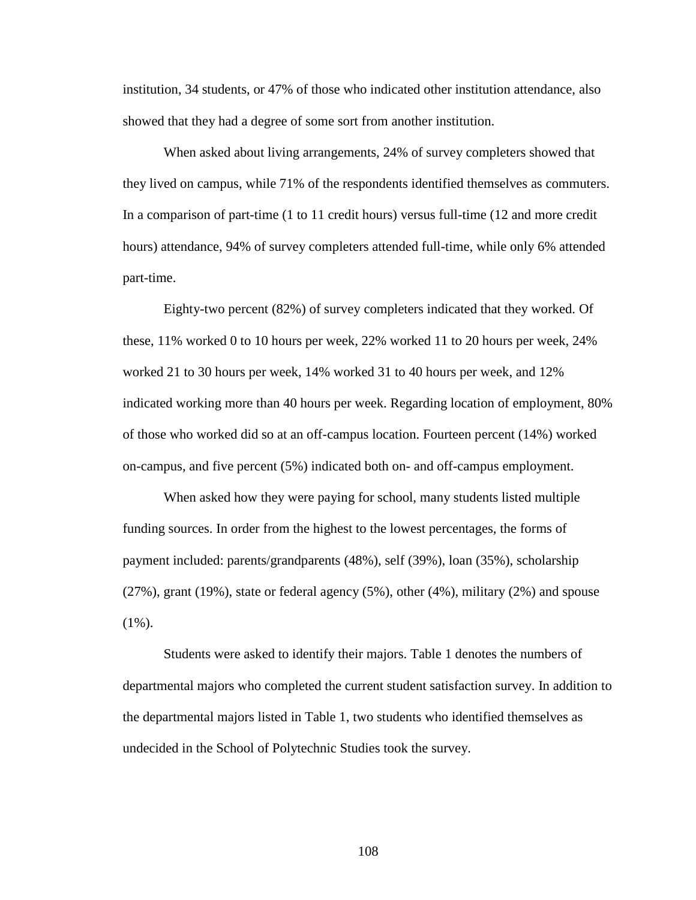institution, 34 students, or 47% of those who indicated other institution attendance, also showed that they had a degree of some sort from another institution.

When asked about living arrangements, 24% of survey completers showed that they lived on campus, while 71% of the respondents identified themselves as commuters. In a comparison of part-time (1 to 11 credit hours) versus full-time (12 and more credit hours) attendance, 94% of survey completers attended full-time, while only 6% attended part-time.

Eighty-two percent (82%) of survey completers indicated that they worked. Of these, 11% worked 0 to 10 hours per week, 22% worked 11 to 20 hours per week, 24% worked 21 to 30 hours per week, 14% worked 31 to 40 hours per week, and 12% indicated working more than 40 hours per week. Regarding location of employment, 80% of those who worked did so at an off-campus location. Fourteen percent (14%) worked on-campus, and five percent (5%) indicated both on- and off-campus employment.

When asked how they were paying for school, many students listed multiple funding sources. In order from the highest to the lowest percentages, the forms of payment included: parents/grandparents (48%), self (39%), loan (35%), scholarship (27%), grant (19%), state or federal agency (5%), other (4%), military (2%) and spouse (1%).

Students were asked to identify their majors. Table 1 denotes the numbers of departmental majors who completed the current student satisfaction survey. In addition to the departmental majors listed in Table 1, two students who identified themselves as undecided in the School of Polytechnic Studies took the survey.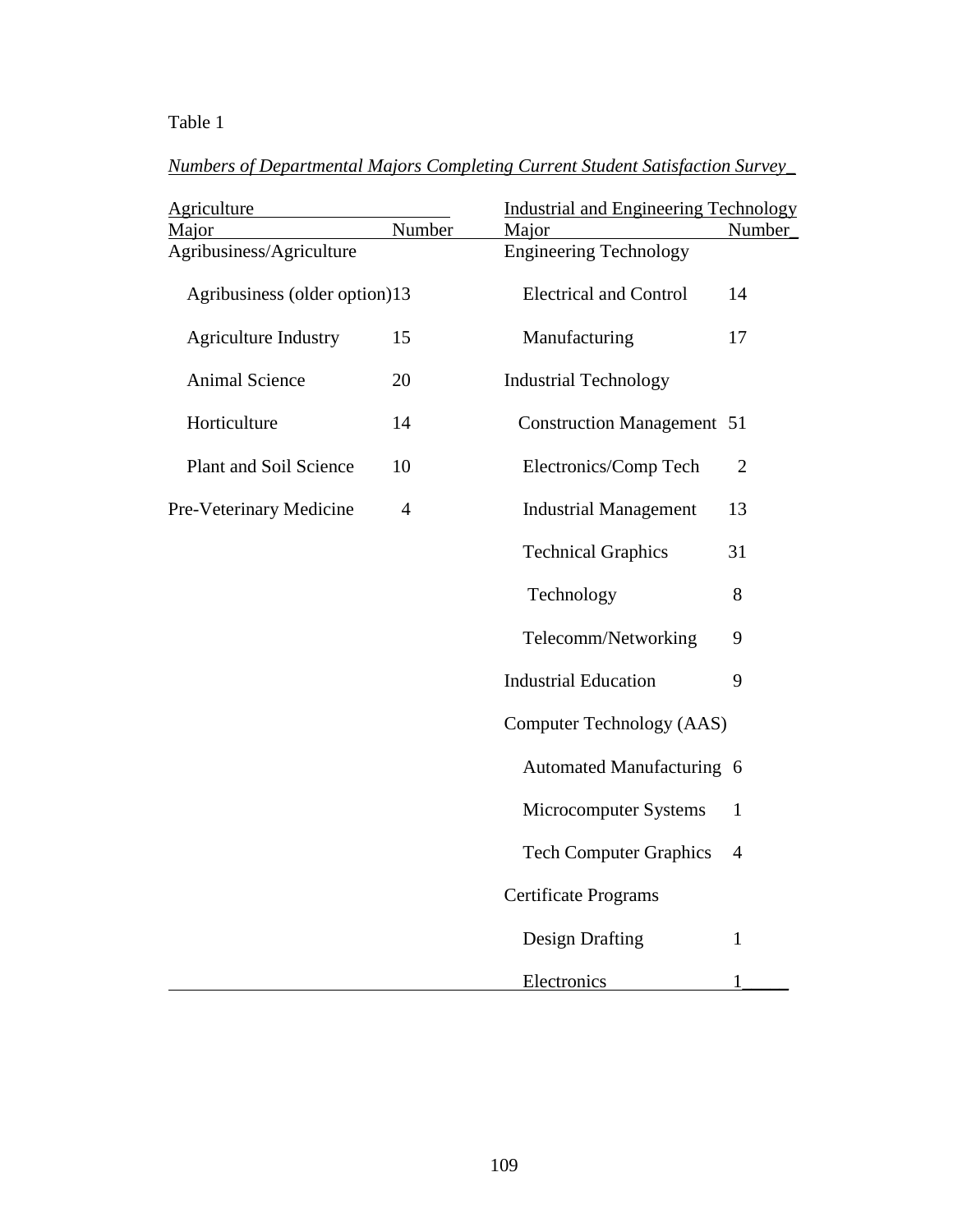Table 1

*Numbers of Departmental Majors Completing Current Student Satisfaction Survey*

| Agriculture | | Industrial and Engineering Technology | |
|---|---|---|---|
| Major | Number | Major | Number |
| Agribusiness/Agriculture | | Engineering Technology | |
| Agribusiness (older option) | 13 | Electrical and Control | 14 |
| Agriculture Industry | 15 | Manufacturing | 17 |
| Animal Science | 20 | Industrial Technology | |
| Horticulture | 14 | Construction Management | 51 |
| Plant and Soil Science | 10 | Electronics/Comp Tech | 2 |
| Pre-Veterinary Medicine | 4 | Industrial Management | 13 |
| | | Technical Graphics | 31 |
| | | Technology | 8 |
| | | Telecomm/Networking | 9 |
| | | Industrial Education | 9 |
| | | Computer Technology (AAS) | |
| | | Automated Manufacturing | 6 |
| | | Microcomputer Systems | 1 |
| | | Tech Computer Graphics | 4 |
| | | Certificate Programs | |
| | | Design Drafting | 1 |
| | | Electronics | 1 |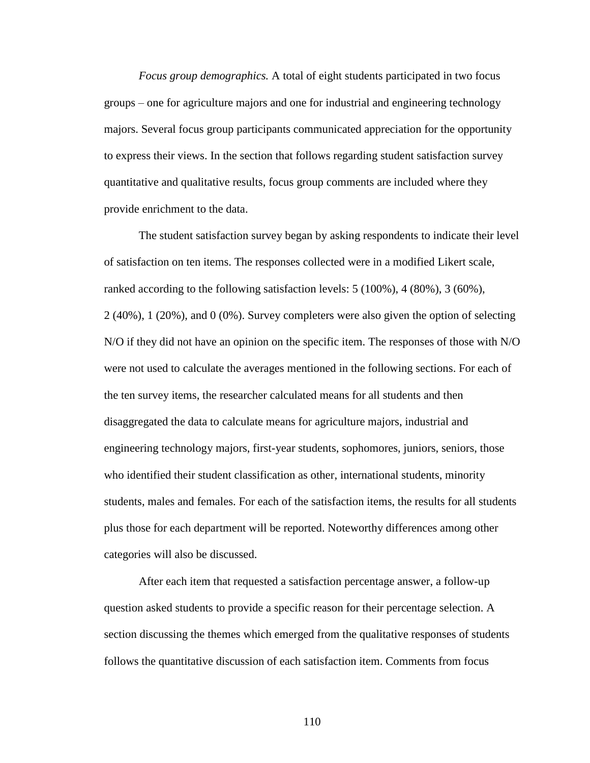*Focus group demographics.* A total of eight students participated in two focus groups – one for agriculture majors and one for industrial and engineering technology majors. Several focus group participants communicated appreciation for the opportunity to express their views. In the section that follows regarding student satisfaction survey quantitative and qualitative results, focus group comments are included where they provide enrichment to the data.

The student satisfaction survey began by asking respondents to indicate their level of satisfaction on ten items. The responses collected were in a modified Likert scale, ranked according to the following satisfaction levels: 5 (100%), 4 (80%), 3 (60%), 2 (40%), 1 (20%), and 0 (0%). Survey completers were also given the option of selecting N/O if they did not have an opinion on the specific item. The responses of those with N/O were not used to calculate the averages mentioned in the following sections. For each of the ten survey items, the researcher calculated means for all students and then disaggregated the data to calculate means for agriculture majors, industrial and engineering technology majors, first-year students, sophomores, juniors, seniors, those who identified their student classification as other, international students, minority students, males and females. For each of the satisfaction items, the results for all students plus those for each department will be reported. Noteworthy differences among other categories will also be discussed.

After each item that requested a satisfaction percentage answer, a follow-up question asked students to provide a specific reason for their percentage selection. A section discussing the themes which emerged from the qualitative responses of students follows the quantitative discussion of each satisfaction item. Comments from focus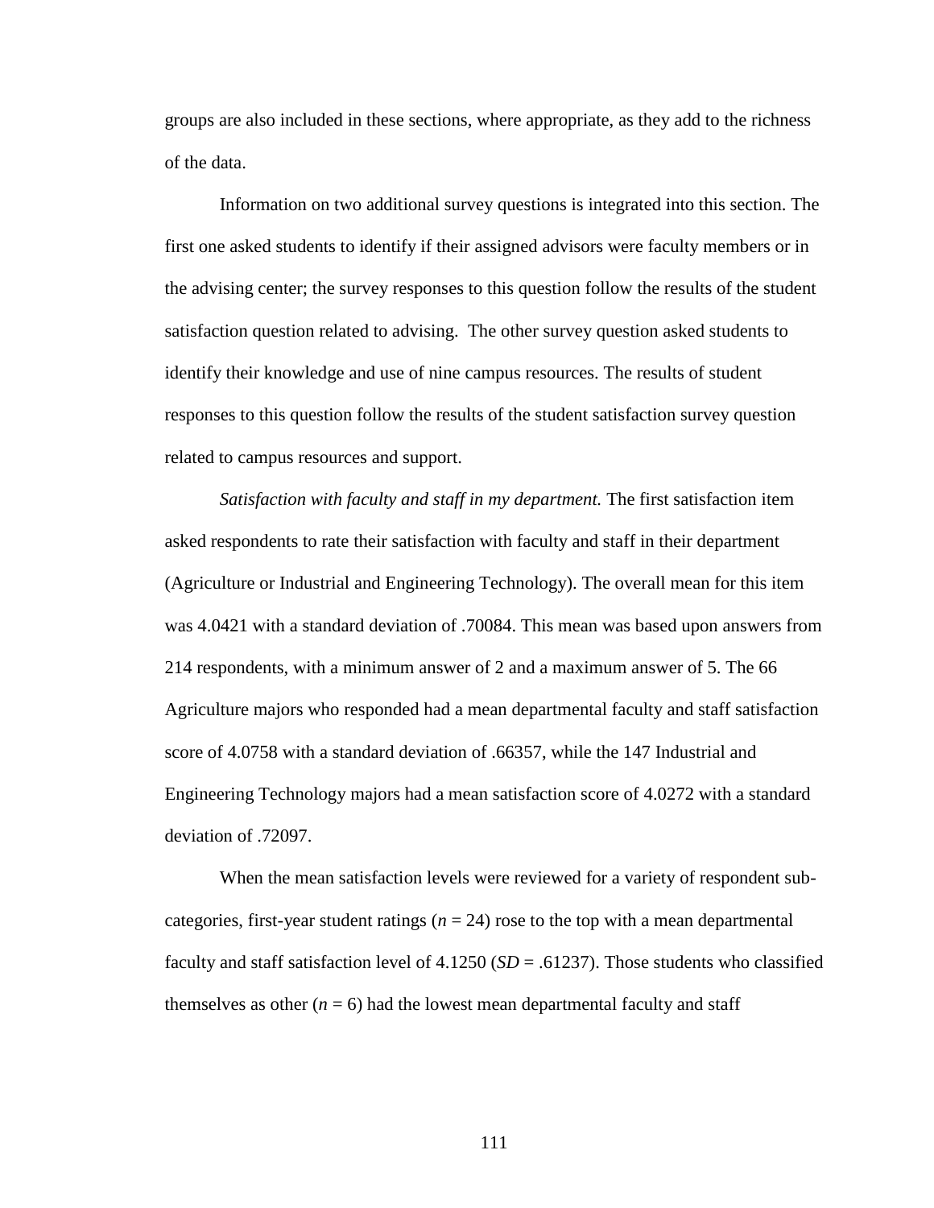groups are also included in these sections, where appropriate, as they add to the richness of the data.

Information on two additional survey questions is integrated into this section. The first one asked students to identify if their assigned advisors were faculty members or in the advising center; the survey responses to this question follow the results of the student satisfaction question related to advising. The other survey question asked students to identify their knowledge and use of nine campus resources. The results of student responses to this question follow the results of the student satisfaction survey question related to campus resources and support.

*Satisfaction with faculty and staff in my department.* The first satisfaction item asked respondents to rate their satisfaction with faculty and staff in their department (Agriculture or Industrial and Engineering Technology). The overall mean for this item was 4.0421 with a standard deviation of .70084. This mean was based upon answers from 214 respondents, with a minimum answer of 2 and a maximum answer of 5. The 66 Agriculture majors who responded had a mean departmental faculty and staff satisfaction score of 4.0758 with a standard deviation of .66357, while the 147 Industrial and Engineering Technology majors had a mean satisfaction score of 4.0272 with a standard deviation of .72097.

When the mean satisfaction levels were reviewed for a variety of respondent sub-categories, first-year student ratings ($n$ = 24) rose to the top with a mean departmental faculty and staff satisfaction level of 4.1250 ($SD$ = .61237). Those students who classified themselves as other ($n$ = 6) had the lowest mean departmental faculty and staff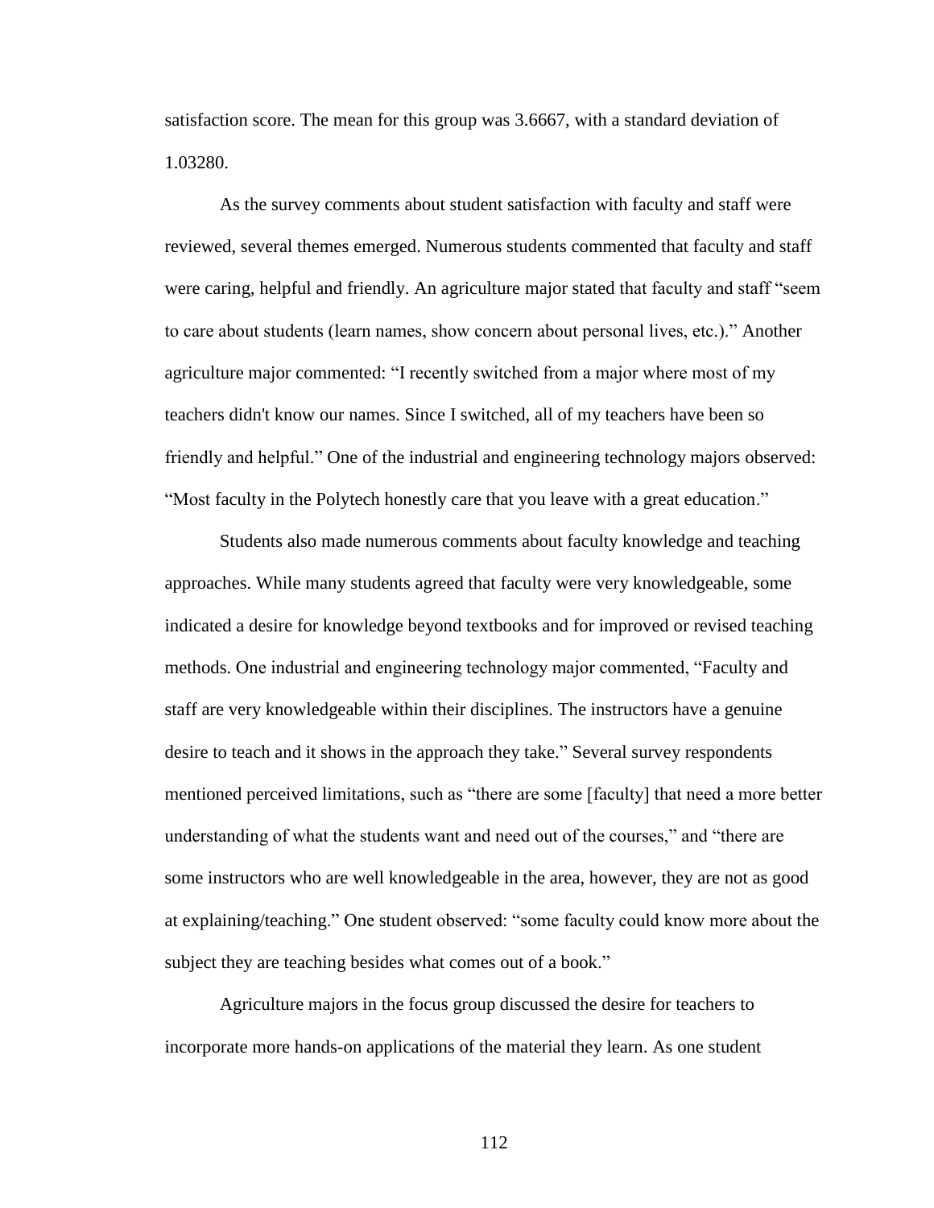satisfaction score. The mean for this group was 3.6667, with a standard deviation of 1.03280.

As the survey comments about student satisfaction with faculty and staff were reviewed, several themes emerged. Numerous students commented that faculty and staff were caring, helpful and friendly. An agriculture major stated that faculty and staff "seem to care about students (learn names, show concern about personal lives, etc.)." Another agriculture major commented: "I recently switched from a major where most of my teachers didn't know our names. Since I switched, all of my teachers have been so friendly and helpful." One of the industrial and engineering technology majors observed: "Most faculty in the Polytech honestly care that you leave with a great education."

Students also made numerous comments about faculty knowledge and teaching approaches. While many students agreed that faculty were very knowledgeable, some indicated a desire for knowledge beyond textbooks and for improved or revised teaching methods. One industrial and engineering technology major commented, "Faculty and staff are very knowledgeable within their disciplines. The instructors have a genuine desire to teach and it shows in the approach they take." Several survey respondents mentioned perceived limitations, such as "there are some [faculty] that need a more better understanding of what the students want and need out of the courses," and "there are some instructors who are well knowledgeable in the area, however, they are not as good at explaining/teaching." One student observed: "some faculty could know more about the subject they are teaching besides what comes out of a book."

Agriculture majors in the focus group discussed the desire for teachers to incorporate more hands-on applications of the material they learn. As one student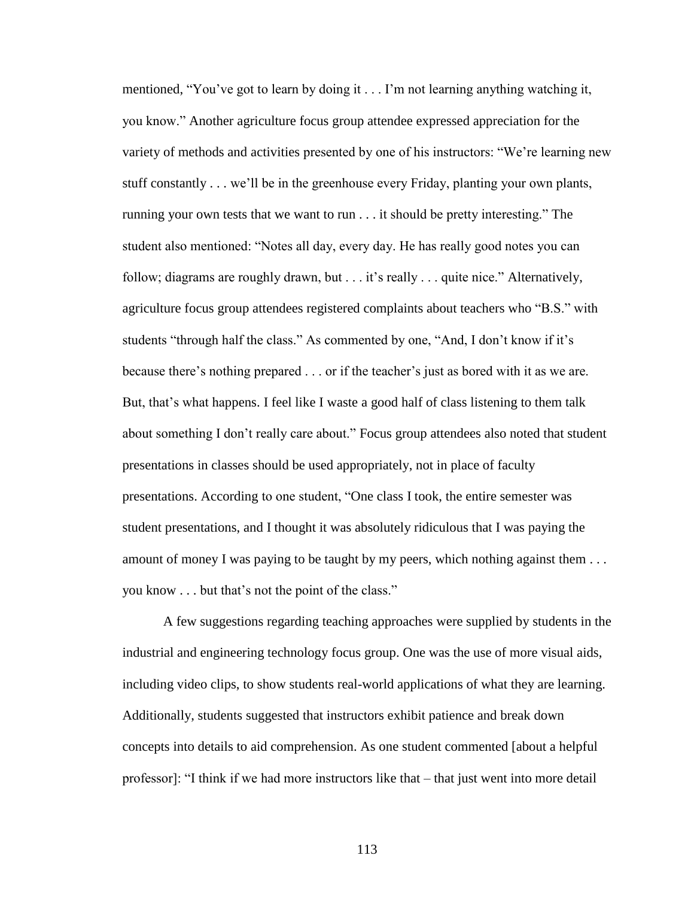mentioned, "You've got to learn by doing it . . . I'm not learning anything watching it, you know." Another agriculture focus group attendee expressed appreciation for the variety of methods and activities presented by one of his instructors: "We're learning new stuff constantly . . . we'll be in the greenhouse every Friday, planting your own plants, running your own tests that we want to run . . . it should be pretty interesting." The student also mentioned: "Notes all day, every day. He has really good notes you can follow; diagrams are roughly drawn, but . . . it's really . . . quite nice." Alternatively, agriculture focus group attendees registered complaints about teachers who "B.S." with students "through half the class." As commented by one, "And, I don't know if it's because there's nothing prepared . . . or if the teacher's just as bored with it as we are. But, that's what happens. I feel like I waste a good half of class listening to them talk about something I don't really care about." Focus group attendees also noted that student presentations in classes should be used appropriately, not in place of faculty presentations. According to one student, "One class I took, the entire semester was student presentations, and I thought it was absolutely ridiculous that I was paying the amount of money I was paying to be taught by my peers, which nothing against them . . . you know . . . but that's not the point of the class."

A few suggestions regarding teaching approaches were supplied by students in the industrial and engineering technology focus group. One was the use of more visual aids, including video clips, to show students real-world applications of what they are learning. Additionally, students suggested that instructors exhibit patience and break down concepts into details to aid comprehension. As one student commented [about a helpful professor]: "I think if we had more instructors like that – that just went into more detail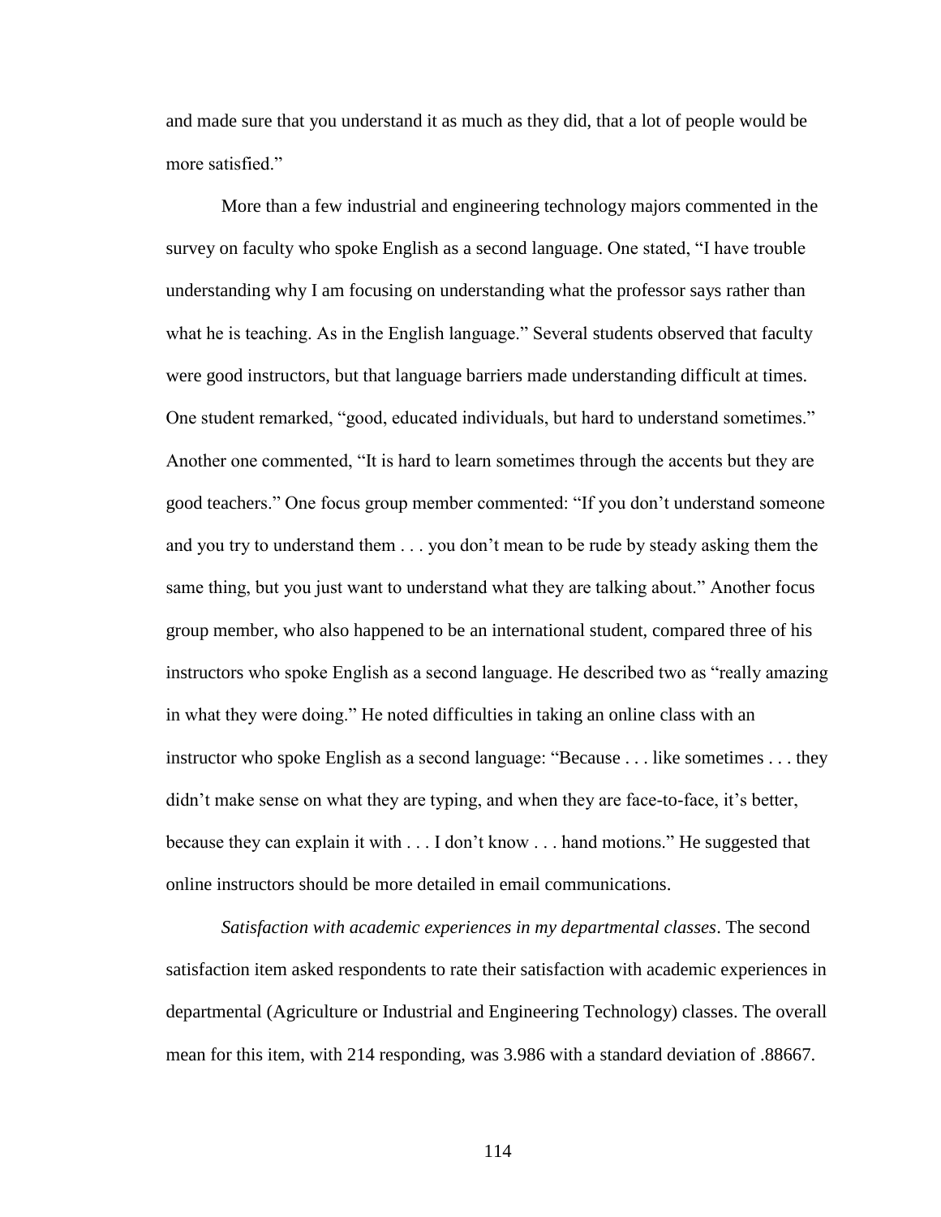and made sure that you understand it as much as they did, that a lot of people would be more satisfied."

More than a few industrial and engineering technology majors commented in the survey on faculty who spoke English as a second language. One stated, "I have trouble understanding why I am focusing on understanding what the professor says rather than what he is teaching. As in the English language." Several students observed that faculty were good instructors, but that language barriers made understanding difficult at times. One student remarked, "good, educated individuals, but hard to understand sometimes." Another one commented, "It is hard to learn sometimes through the accents but they are good teachers." One focus group member commented: "If you don't understand someone and you try to understand them . . . you don't mean to be rude by steady asking them the same thing, but you just want to understand what they are talking about." Another focus group member, who also happened to be an international student, compared three of his instructors who spoke English as a second language. He described two as "really amazing in what they were doing." He noted difficulties in taking an online class with an instructor who spoke English as a second language: "Because . . . like sometimes . . . they didn't make sense on what they are typing, and when they are face-to-face, it's better, because they can explain it with . . . I don't know . . . hand motions." He suggested that online instructors should be more detailed in email communications.

*Satisfaction with academic experiences in my departmental classes*. The second satisfaction item asked respondents to rate their satisfaction with academic experiences in departmental (Agriculture or Industrial and Engineering Technology) classes. The overall mean for this item, with 214 responding, was 3.986 with a standard deviation of .88667.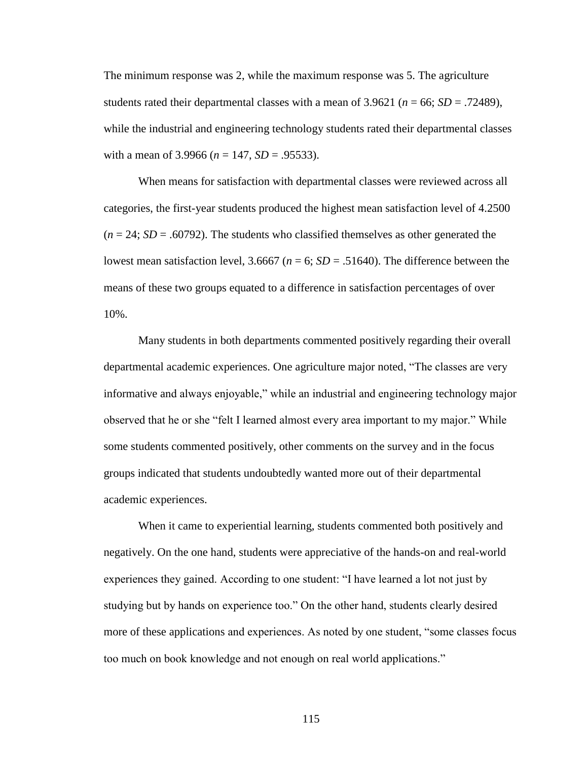The minimum response was 2, while the maximum response was 5. The agriculture students rated their departmental classes with a mean of 3.9621 ($n$ = 66; $SD$ = .72489), while the industrial and engineering technology students rated their departmental classes with a mean of 3.9966 ($n$ = 147, $SD$ = .95533).

When means for satisfaction with departmental classes were reviewed across all categories, the first-year students produced the highest mean satisfaction level of 4.2500 ($n$ = 24; $SD$ = .60792). The students who classified themselves as other generated the lowest mean satisfaction level, 3.6667 ($n$ = 6; $SD$ = .51640). The difference between the means of these two groups equated to a difference in satisfaction percentages of over 10%.

Many students in both departments commented positively regarding their overall departmental academic experiences. One agriculture major noted, "The classes are very informative and always enjoyable," while an industrial and engineering technology major observed that he or she "felt I learned almost every area important to my major." While some students commented positively, other comments on the survey and in the focus groups indicated that students undoubtedly wanted more out of their departmental academic experiences.

When it came to experiential learning, students commented both positively and negatively. On the one hand, students were appreciative of the hands-on and real-world experiences they gained. According to one student: "I have learned a lot not just by studying but by hands on experience too." On the other hand, students clearly desired more of these applications and experiences. As noted by one student, "some classes focus too much on book knowledge and not enough on real world applications."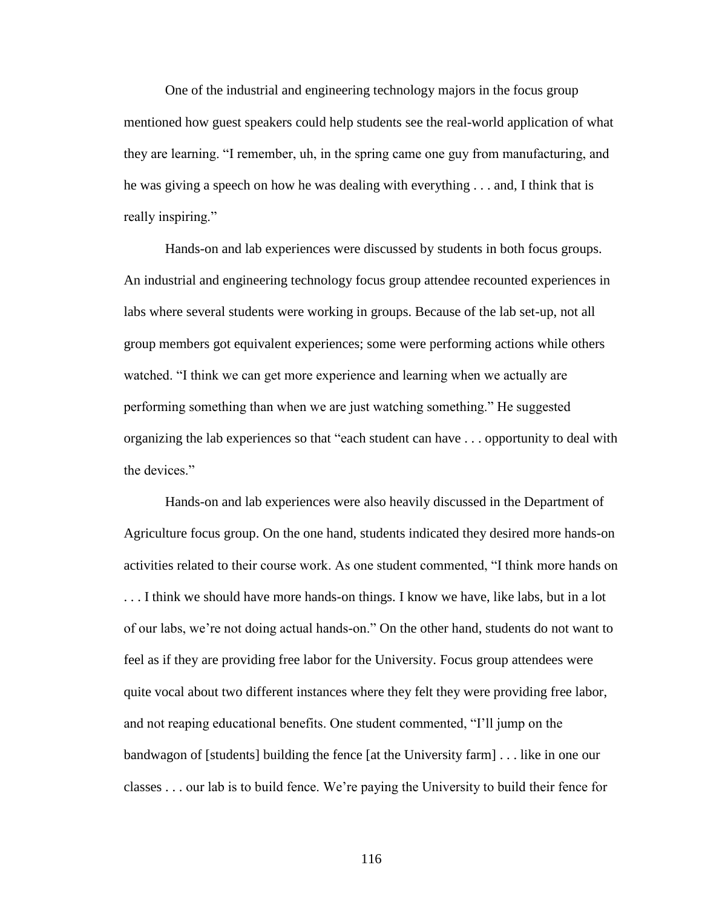One of the industrial and engineering technology majors in the focus group mentioned how guest speakers could help students see the real-world application of what they are learning. "I remember, uh, in the spring came one guy from manufacturing, and he was giving a speech on how he was dealing with everything . . . and, I think that is really inspiring."

Hands-on and lab experiences were discussed by students in both focus groups. An industrial and engineering technology focus group attendee recounted experiences in labs where several students were working in groups. Because of the lab set-up, not all group members got equivalent experiences; some were performing actions while others watched. "I think we can get more experience and learning when we actually are performing something than when we are just watching something." He suggested organizing the lab experiences so that "each student can have . . . opportunity to deal with the devices."

Hands-on and lab experiences were also heavily discussed in the Department of Agriculture focus group. On the one hand, students indicated they desired more hands-on activities related to their course work. As one student commented, "I think more hands on . . . I think we should have more hands-on things. I know we have, like labs, but in a lot of our labs, we're not doing actual hands-on." On the other hand, students do not want to feel as if they are providing free labor for the University. Focus group attendees were quite vocal about two different instances where they felt they were providing free labor, and not reaping educational benefits. One student commented, "I'll jump on the bandwagon of [students] building the fence [at the University farm] . . . like in one our classes . . . our lab is to build fence. We're paying the University to build their fence for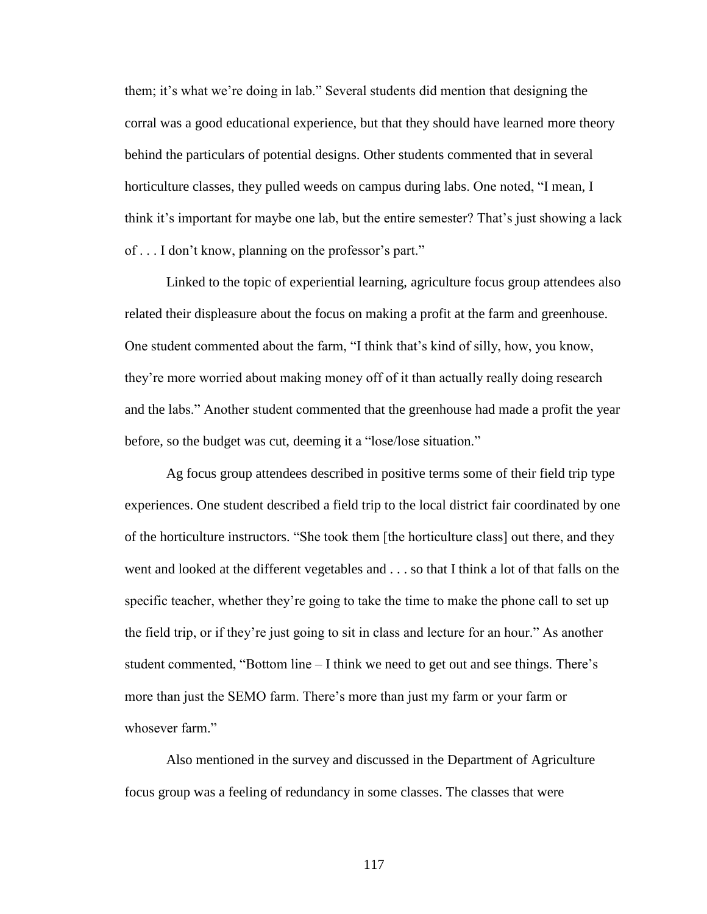them; it's what we're doing in lab." Several students did mention that designing the corral was a good educational experience, but that they should have learned more theory behind the particulars of potential designs. Other students commented that in several horticulture classes, they pulled weeds on campus during labs. One noted, "I mean, I think it's important for maybe one lab, but the entire semester? That's just showing a lack of . . . I don't know, planning on the professor's part."

Linked to the topic of experiential learning, agriculture focus group attendees also related their displeasure about the focus on making a profit at the farm and greenhouse. One student commented about the farm, "I think that's kind of silly, how, you know, they're more worried about making money off of it than actually really doing research and the labs." Another student commented that the greenhouse had made a profit the year before, so the budget was cut, deeming it a "lose/lose situation."

Ag focus group attendees described in positive terms some of their field trip type experiences. One student described a field trip to the local district fair coordinated by one of the horticulture instructors. "She took them [the horticulture class] out there, and they went and looked at the different vegetables and . . . so that I think a lot of that falls on the specific teacher, whether they're going to take the time to make the phone call to set up the field trip, or if they're just going to sit in class and lecture for an hour." As another student commented, "Bottom line – I think we need to get out and see things. There's more than just the SEMO farm. There's more than just my farm or your farm or whosever farm."

Also mentioned in the survey and discussed in the Department of Agriculture focus group was a feeling of redundancy in some classes. The classes that were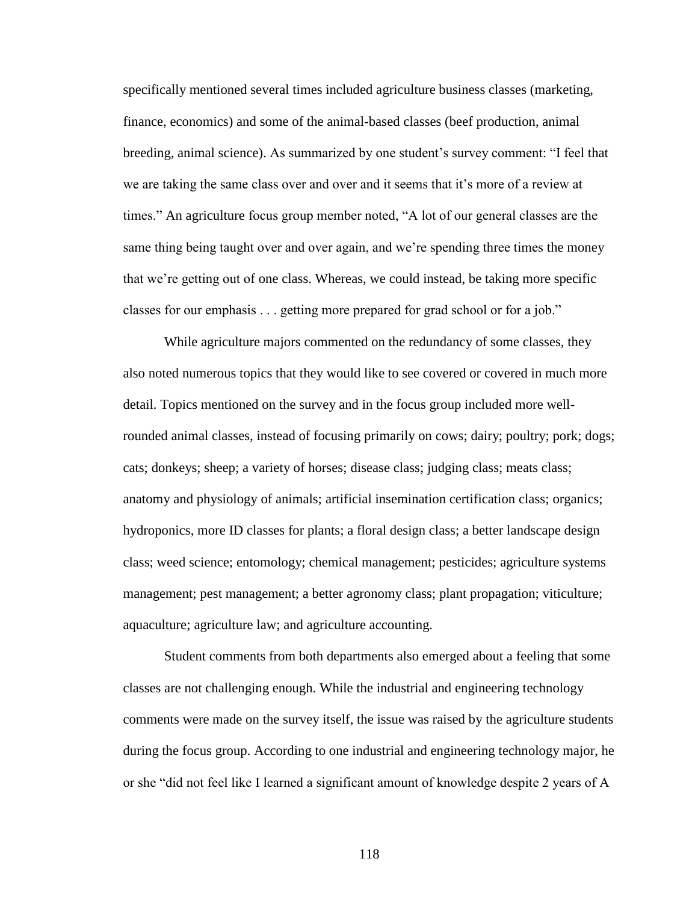specifically mentioned several times included agriculture business classes (marketing, finance, economics) and some of the animal-based classes (beef production, animal breeding, animal science). As summarized by one student's survey comment: "I feel that we are taking the same class over and over and it seems that it's more of a review at times." An agriculture focus group member noted, "A lot of our general classes are the same thing being taught over and over again, and we're spending three times the money that we're getting out of one class. Whereas, we could instead, be taking more specific classes for our emphasis . . . getting more prepared for grad school or for a job."

While agriculture majors commented on the redundancy of some classes, they also noted numerous topics that they would like to see covered or covered in much more detail. Topics mentioned on the survey and in the focus group included more well-rounded animal classes, instead of focusing primarily on cows; dairy; poultry; pork; dogs; cats; donkeys; sheep; a variety of horses; disease class; judging class; meats class; anatomy and physiology of animals; artificial insemination certification class; organics; hydroponics, more ID classes for plants; a floral design class; a better landscape design class; weed science; entomology; chemical management; pesticides; agriculture systems management; pest management; a better agronomy class; plant propagation; viticulture; aquaculture; agriculture law; and agriculture accounting.

Student comments from both departments also emerged about a feeling that some classes are not challenging enough. While the industrial and engineering technology comments were made on the survey itself, the issue was raised by the agriculture students during the focus group. According to one industrial and engineering technology major, he or she "did not feel like I learned a significant amount of knowledge despite 2 years of A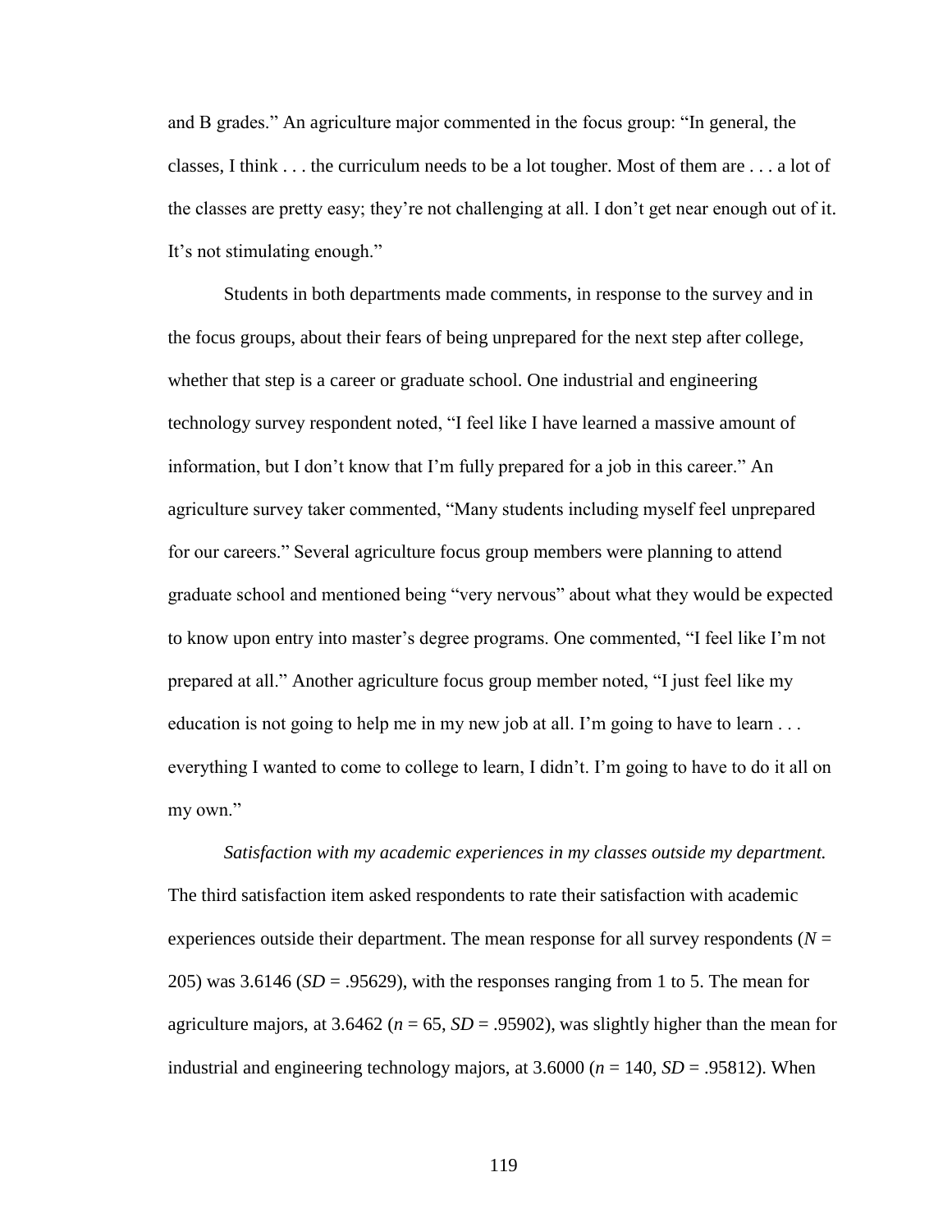and B grades." An agriculture major commented in the focus group: "In general, the classes, I think . . . the curriculum needs to be a lot tougher. Most of them are . . . a lot of the classes are pretty easy; they're not challenging at all. I don't get near enough out of it. It's not stimulating enough."

Students in both departments made comments, in response to the survey and in the focus groups, about their fears of being unprepared for the next step after college, whether that step is a career or graduate school. One industrial and engineering technology survey respondent noted, "I feel like I have learned a massive amount of information, but I don't know that I'm fully prepared for a job in this career." An agriculture survey taker commented, "Many students including myself feel unprepared for our careers." Several agriculture focus group members were planning to attend graduate school and mentioned being "very nervous" about what they would be expected to know upon entry into master's degree programs. One commented, "I feel like I'm not prepared at all." Another agriculture focus group member noted, "I just feel like my education is not going to help me in my new job at all. I'm going to have to learn . . . everything I wanted to come to college to learn, I didn't. I'm going to have to do it all on my own."

*Satisfaction with my academic experiences in my classes outside my department.* The third satisfaction item asked respondents to rate their satisfaction with academic experiences outside their department. The mean response for all survey respondents ($N$ = 205) was 3.6146 ($SD$ = .95629), with the responses ranging from 1 to 5. The mean for agriculture majors, at 3.6462 ($n$ = 65, $SD$ = .95902), was slightly higher than the mean for industrial and engineering technology majors, at 3.6000 ($n$ = 140, $SD$ = .95812). When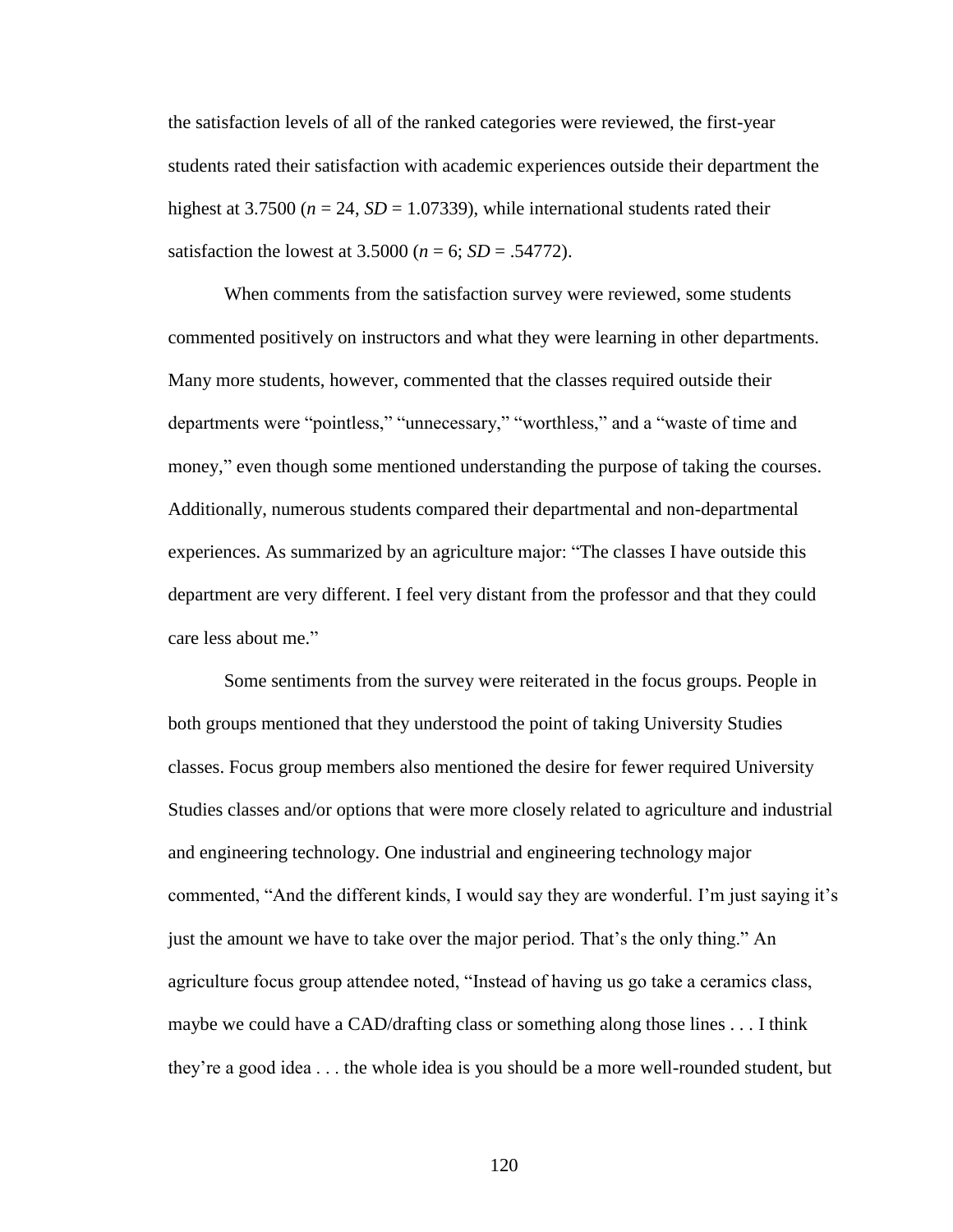the satisfaction levels of all of the ranked categories were reviewed, the first-year students rated their satisfaction with academic experiences outside their department the highest at 3.7500 ($n = 24$, $SD = 1.07339$), while international students rated their satisfaction the lowest at 3.5000 ($n = 6$; $SD = .54772$).

When comments from the satisfaction survey were reviewed, some students commented positively on instructors and what they were learning in other departments. Many more students, however, commented that the classes required outside their departments were "pointless," "unnecessary," "worthless," and a "waste of time and money," even though some mentioned understanding the purpose of taking the courses. Additionally, numerous students compared their departmental and non-departmental experiences. As summarized by an agriculture major: "The classes I have outside this department are very different. I feel very distant from the professor and that they could care less about me."

Some sentiments from the survey were reiterated in the focus groups. People in both groups mentioned that they understood the point of taking University Studies classes. Focus group members also mentioned the desire for fewer required University Studies classes and/or options that were more closely related to agriculture and industrial and engineering technology. One industrial and engineering technology major commented, "And the different kinds, I would say they are wonderful. I'm just saying it's just the amount we have to take over the major period. That's the only thing." An agriculture focus group attendee noted, "Instead of having us go take a ceramics class, maybe we could have a CAD/drafting class or something along those lines . . . I think they're a good idea . . . the whole idea is you should be a more well-rounded student, but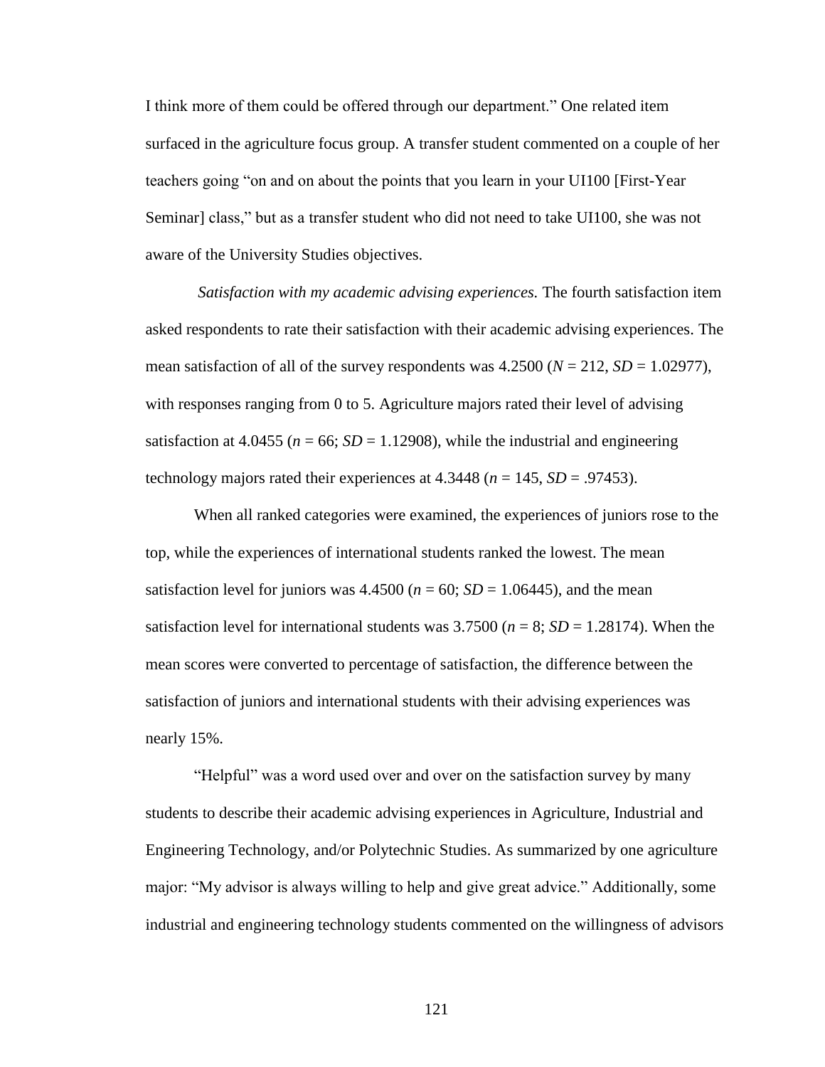I think more of them could be offered through our department." One related item surfaced in the agriculture focus group. A transfer student commented on a couple of her teachers going "on and on about the points that you learn in your UI100 [First-Year Seminar] class," but as a transfer student who did not need to take UI100, she was not aware of the University Studies objectives.

*Satisfaction with my academic advising experiences.* The fourth satisfaction item asked respondents to rate their satisfaction with their academic advising experiences. The mean satisfaction of all of the survey respondents was 4.2500 ($N$ = 212, $SD$ = 1.02977), with responses ranging from 0 to 5. Agriculture majors rated their level of advising satisfaction at 4.0455 ($n$ = 66; $SD$ = 1.12908), while the industrial and engineering technology majors rated their experiences at 4.3448 ($n$ = 145, $SD$ = .97453).

When all ranked categories were examined, the experiences of juniors rose to the top, while the experiences of international students ranked the lowest. The mean satisfaction level for juniors was 4.4500 ($n$ = 60; $SD$ = 1.06445), and the mean satisfaction level for international students was 3.7500 ($n$ = 8; $SD$ = 1.28174). When the mean scores were converted to percentage of satisfaction, the difference between the satisfaction of juniors and international students with their advising experiences was nearly 15%.

"Helpful" was a word used over and over on the satisfaction survey by many students to describe their academic advising experiences in Agriculture, Industrial and Engineering Technology, and/or Polytechnic Studies. As summarized by one agriculture major: "My advisor is always willing to help and give great advice." Additionally, some industrial and engineering technology students commented on the willingness of advisors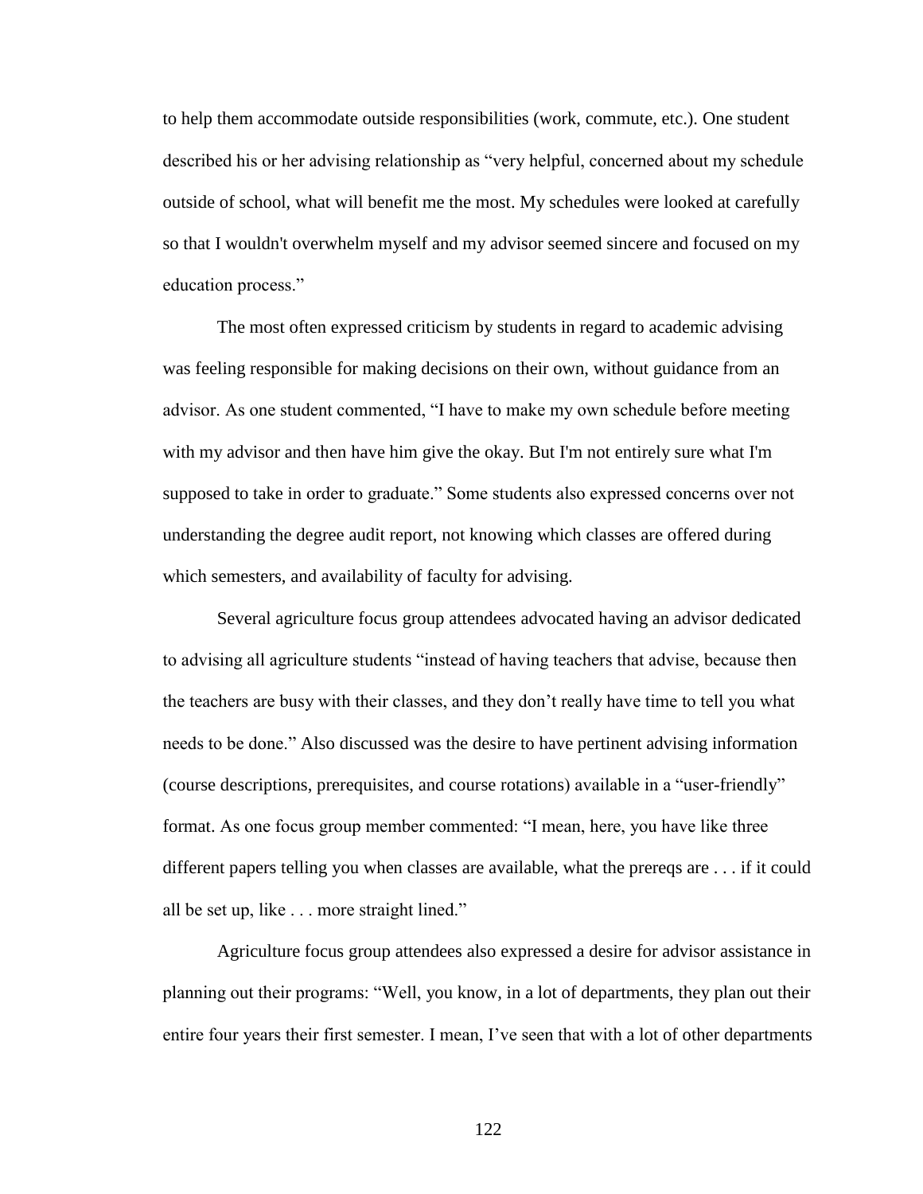to help them accommodate outside responsibilities (work, commute, etc.). One student described his or her advising relationship as "very helpful, concerned about my schedule outside of school, what will benefit me the most. My schedules were looked at carefully so that I wouldn't overwhelm myself and my advisor seemed sincere and focused on my education process."

The most often expressed criticism by students in regard to academic advising was feeling responsible for making decisions on their own, without guidance from an advisor. As one student commented, "I have to make my own schedule before meeting with my advisor and then have him give the okay. But I'm not entirely sure what I'm supposed to take in order to graduate." Some students also expressed concerns over not understanding the degree audit report, not knowing which classes are offered during which semesters, and availability of faculty for advising.

Several agriculture focus group attendees advocated having an advisor dedicated to advising all agriculture students "instead of having teachers that advise, because then the teachers are busy with their classes, and they don't really have time to tell you what needs to be done." Also discussed was the desire to have pertinent advising information (course descriptions, prerequisites, and course rotations) available in a "user-friendly" format. As one focus group member commented: "I mean, here, you have like three different papers telling you when classes are available, what the prereqs are . . . if it could all be set up, like . . . more straight lined."

Agriculture focus group attendees also expressed a desire for advisor assistance in planning out their programs: "Well, you know, in a lot of departments, they plan out their entire four years their first semester. I mean, I've seen that with a lot of other departments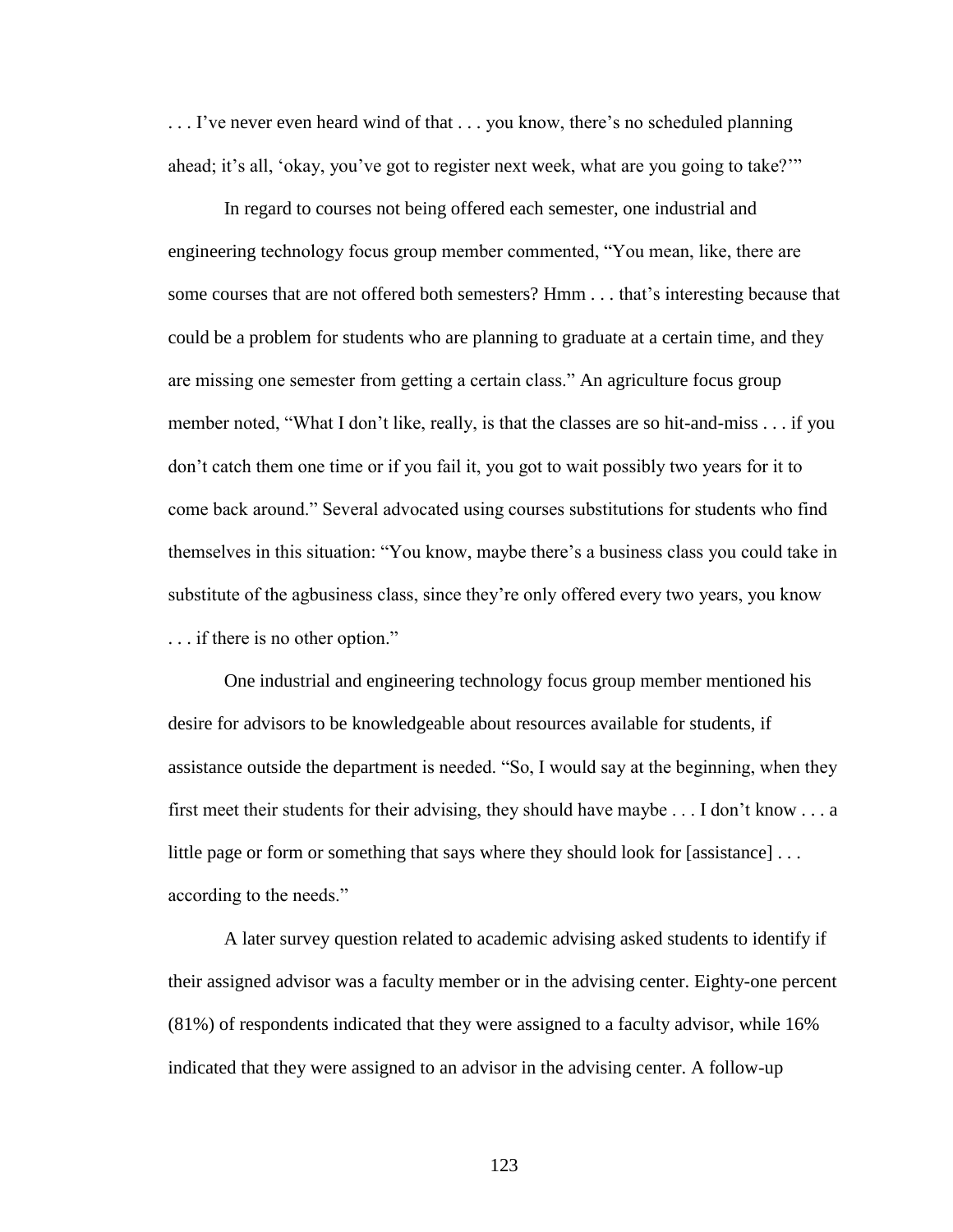. . . I've never even heard wind of that . . . you know, there's no scheduled planning ahead; it's all, 'okay, you've got to register next week, what are you going to take?'"

In regard to courses not being offered each semester, one industrial and engineering technology focus group member commented, "You mean, like, there are some courses that are not offered both semesters? Hmm . . . that's interesting because that could be a problem for students who are planning to graduate at a certain time, and they are missing one semester from getting a certain class." An agriculture focus group member noted, "What I don't like, really, is that the classes are so hit-and-miss . . . if you don't catch them one time or if you fail it, you got to wait possibly two years for it to come back around." Several advocated using courses substitutions for students who find themselves in this situation: "You know, maybe there's a business class you could take in substitute of the agbusiness class, since they're only offered every two years, you know . . . if there is no other option."

One industrial and engineering technology focus group member mentioned his desire for advisors to be knowledgeable about resources available for students, if assistance outside the department is needed. "So, I would say at the beginning, when they first meet their students for their advising, they should have maybe . . . I don't know . . . a little page or form or something that says where they should look for [assistance] . . . according to the needs."

A later survey question related to academic advising asked students to identify if their assigned advisor was a faculty member or in the advising center. Eighty-one percent (81%) of respondents indicated that they were assigned to a faculty advisor, while 16% indicated that they were assigned to an advisor in the advising center. A follow-up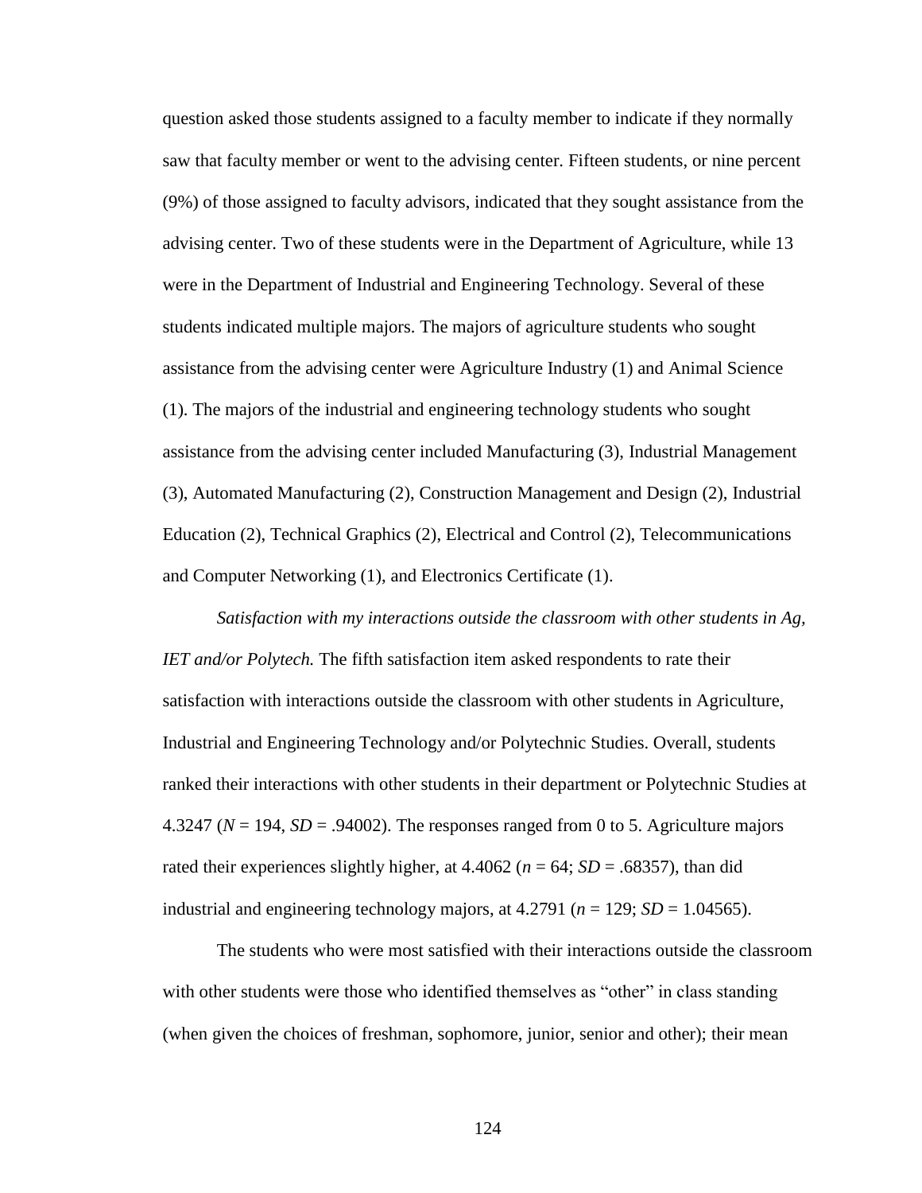question asked those students assigned to a faculty member to indicate if they normally saw that faculty member or went to the advising center. Fifteen students, or nine percent (9%) of those assigned to faculty advisors, indicated that they sought assistance from the advising center. Two of these students were in the Department of Agriculture, while 13 were in the Department of Industrial and Engineering Technology. Several of these students indicated multiple majors. The majors of agriculture students who sought assistance from the advising center were Agriculture Industry (1) and Animal Science (1). The majors of the industrial and engineering technology students who sought assistance from the advising center included Manufacturing (3), Industrial Management (3), Automated Manufacturing (2), Construction Management and Design (2), Industrial Education (2), Technical Graphics (2), Electrical and Control (2), Telecommunications and Computer Networking (1), and Electronics Certificate (1).

*Satisfaction with my interactions outside the classroom with other students in Ag, IET and/or Polytech.* The fifth satisfaction item asked respondents to rate their satisfaction with interactions outside the classroom with other students in Agriculture, Industrial and Engineering Technology and/or Polytechnic Studies. Overall, students ranked their interactions with other students in their department or Polytechnic Studies at 4.3247 ($N$ = 194, $SD$ = .94002). The responses ranged from 0 to 5. Agriculture majors rated their experiences slightly higher, at 4.4062 ($n$ = 64; $SD$ = .68357), than did industrial and engineering technology majors, at 4.2791 ($n$ = 129; $SD$ = 1.04565).

The students who were most satisfied with their interactions outside the classroom with other students were those who identified themselves as "other" in class standing (when given the choices of freshman, sophomore, junior, senior and other); their mean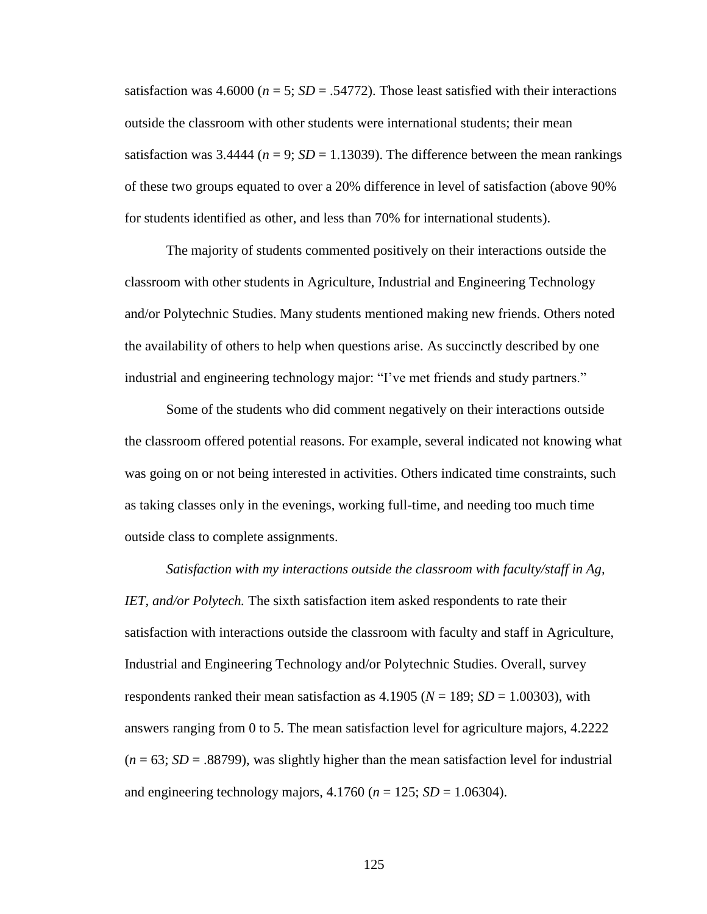satisfaction was 4.6000 (*n* = 5; *SD* = .54772). Those least satisfied with their interactions outside the classroom with other students were international students; their mean satisfaction was 3.4444 (*n* = 9; *SD* = 1.13039). The difference between the mean rankings of these two groups equated to over a 20% difference in level of satisfaction (above 90% for students identified as other, and less than 70% for international students).

The majority of students commented positively on their interactions outside the classroom with other students in Agriculture, Industrial and Engineering Technology and/or Polytechnic Studies. Many students mentioned making new friends. Others noted the availability of others to help when questions arise. As succinctly described by one industrial and engineering technology major: "I've met friends and study partners."

Some of the students who did comment negatively on their interactions outside the classroom offered potential reasons. For example, several indicated not knowing what was going on or not being interested in activities. Others indicated time constraints, such as taking classes only in the evenings, working full-time, and needing too much time outside class to complete assignments.

*Satisfaction with my interactions outside the classroom with faculty/staff in Ag, IET, and/or Polytech.* The sixth satisfaction item asked respondents to rate their satisfaction with interactions outside the classroom with faculty and staff in Agriculture, Industrial and Engineering Technology and/or Polytechnic Studies. Overall, survey respondents ranked their mean satisfaction as 4.1905 (*N* = 189; *SD* = 1.00303), with answers ranging from 0 to 5. The mean satisfaction level for agriculture majors, 4.2222 (*n* = 63; *SD* = .88799), was slightly higher than the mean satisfaction level for industrial and engineering technology majors, 4.1760 (*n* = 125; *SD* = 1.06304).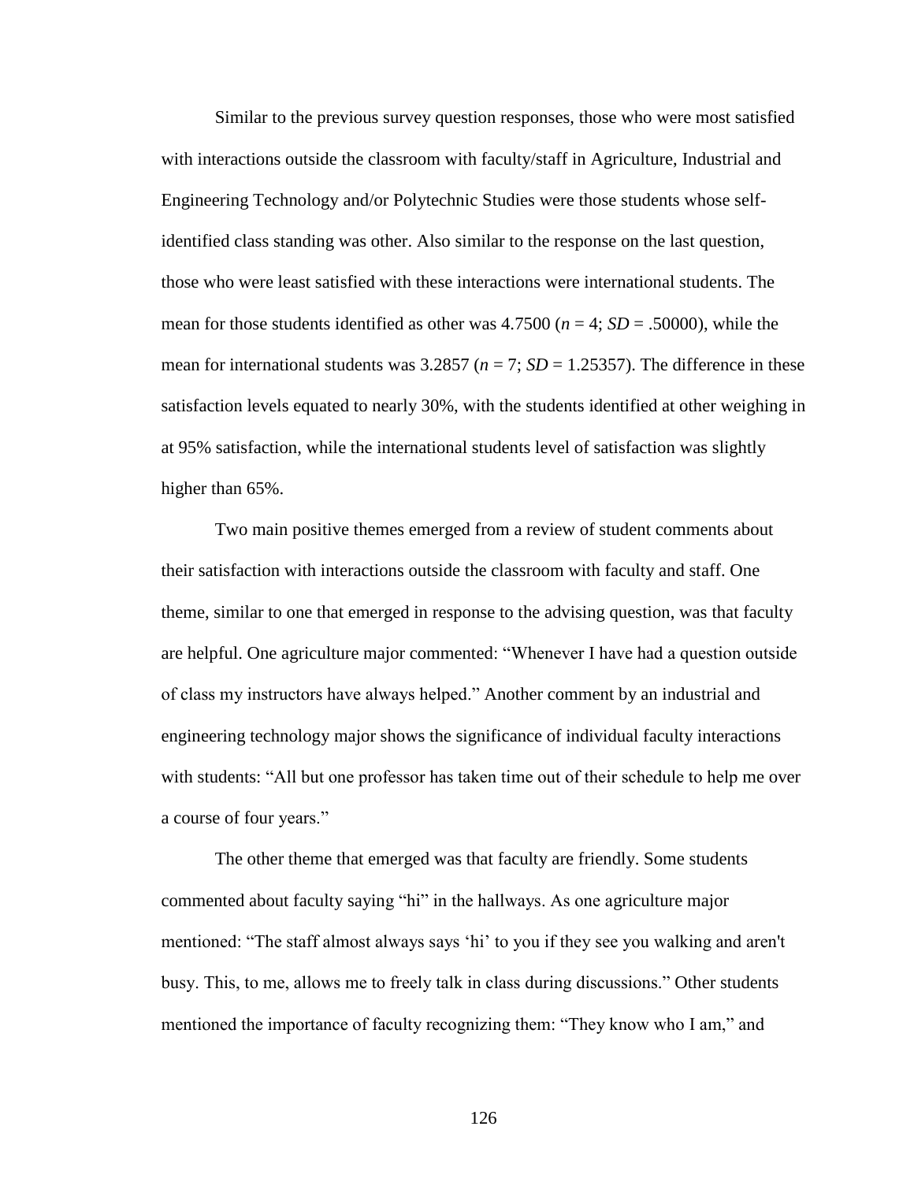Similar to the previous survey question responses, those who were most satisfied with interactions outside the classroom with faculty/staff in Agriculture, Industrial and Engineering Technology and/or Polytechnic Studies were those students whose self-identified class standing was other. Also similar to the response on the last question, those who were least satisfied with these interactions were international students. The mean for those students identified as other was 4.7500 ($n = 4$; $SD = .50000$), while the mean for international students was 3.2857 ($n = 7$; $SD = 1.25357$). The difference in these satisfaction levels equated to nearly 30%, with the students identified at other weighing in at 95% satisfaction, while the international students level of satisfaction was slightly higher than 65%.

Two main positive themes emerged from a review of student comments about their satisfaction with interactions outside the classroom with faculty and staff. One theme, similar to one that emerged in response to the advising question, was that faculty are helpful. One agriculture major commented: "Whenever I have had a question outside of class my instructors have always helped." Another comment by an industrial and engineering technology major shows the significance of individual faculty interactions with students: "All but one professor has taken time out of their schedule to help me over a course of four years."

The other theme that emerged was that faculty are friendly. Some students commented about faculty saying "hi" in the hallways. As one agriculture major mentioned: "The staff almost always says 'hi' to you if they see you walking and aren't busy. This, to me, allows me to freely talk in class during discussions." Other students mentioned the importance of faculty recognizing them: "They know who I am," and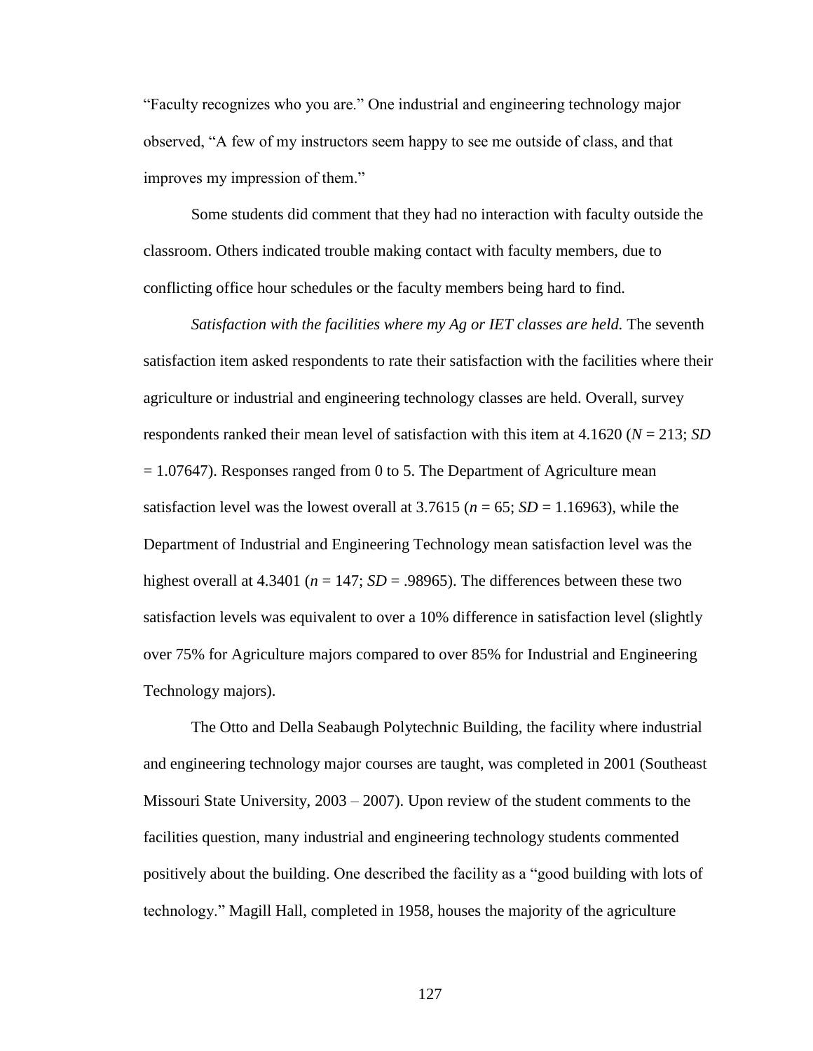“Faculty recognizes who you are.” One industrial and engineering technology major observed, “A few of my instructors seem happy to see me outside of class, and that improves my impression of them.”

Some students did comment that they had no interaction with faculty outside the classroom. Others indicated trouble making contact with faculty members, due to conflicting office hour schedules or the faculty members being hard to find.

*Satisfaction with the facilities where my Ag or IET classes are held.* The seventh satisfaction item asked respondents to rate their satisfaction with the facilities where their agriculture or industrial and engineering technology classes are held. Overall, survey respondents ranked their mean level of satisfaction with this item at 4.1620 ($N$ = 213; $SD$ = 1.07647). Responses ranged from 0 to 5. The Department of Agriculture mean satisfaction level was the lowest overall at 3.7615 ($n$ = 65; $SD$ = 1.16963), while the Department of Industrial and Engineering Technology mean satisfaction level was the highest overall at 4.3401 ($n$ = 147; $SD$ = .98965). The differences between these two satisfaction levels was equivalent to over a 10% difference in satisfaction level (slightly over 75% for Agriculture majors compared to over 85% for Industrial and Engineering Technology majors).

The Otto and Della Seabaugh Polytechnic Building, the facility where industrial and engineering technology major courses are taught, was completed in 2001 (Southeast Missouri State University, 2003 – 2007). Upon review of the student comments to the facilities question, many industrial and engineering technology students commented positively about the building. One described the facility as a “good building with lots of technology.” Magill Hall, completed in 1958, houses the majority of the agriculture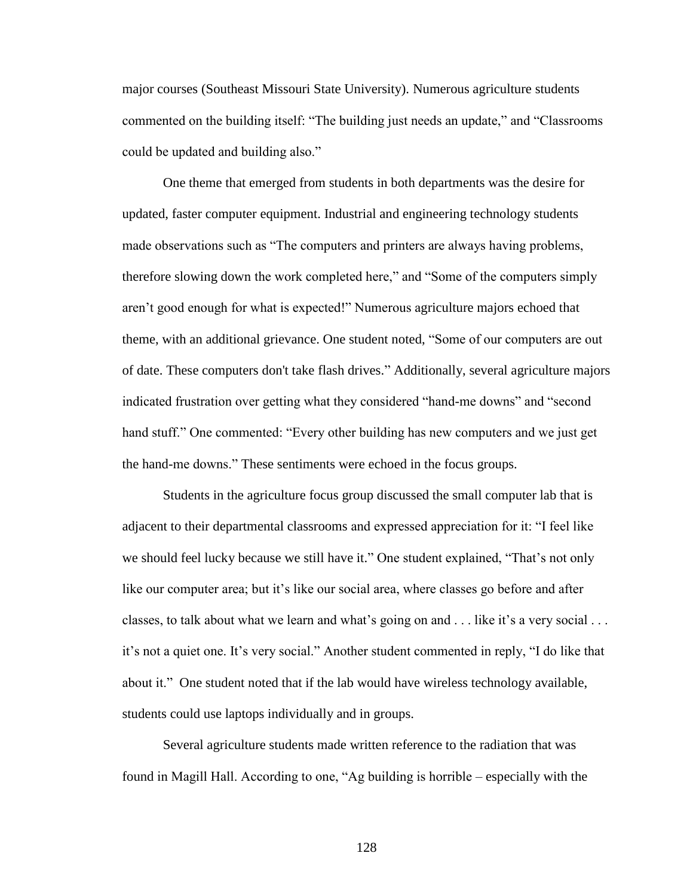major courses (Southeast Missouri State University). Numerous agriculture students commented on the building itself: “The building just needs an update,” and “Classrooms could be updated and building also.”

One theme that emerged from students in both departments was the desire for updated, faster computer equipment. Industrial and engineering technology students made observations such as “The computers and printers are always having problems, therefore slowing down the work completed here,” and “Some of the computers simply aren’t good enough for what is expected!” Numerous agriculture majors echoed that theme, with an additional grievance. One student noted, “Some of our computers are out of date. These computers don't take flash drives.” Additionally, several agriculture majors indicated frustration over getting what they considered “hand-me downs” and “second hand stuff.” One commented: “Every other building has new computers and we just get the hand-me downs.” These sentiments were echoed in the focus groups.

Students in the agriculture focus group discussed the small computer lab that is adjacent to their departmental classrooms and expressed appreciation for it: “I feel like we should feel lucky because we still have it.” One student explained, “That’s not only like our computer area; but it’s like our social area, where classes go before and after classes, to talk about what we learn and what’s going on and . . . like it’s a very social . . . it’s not a quiet one. It’s very social.” Another student commented in reply, “I do like that about it.” One student noted that if the lab would have wireless technology available, students could use laptops individually and in groups.

Several agriculture students made written reference to the radiation that was found in Magill Hall. According to one, “Ag building is horrible – especially with the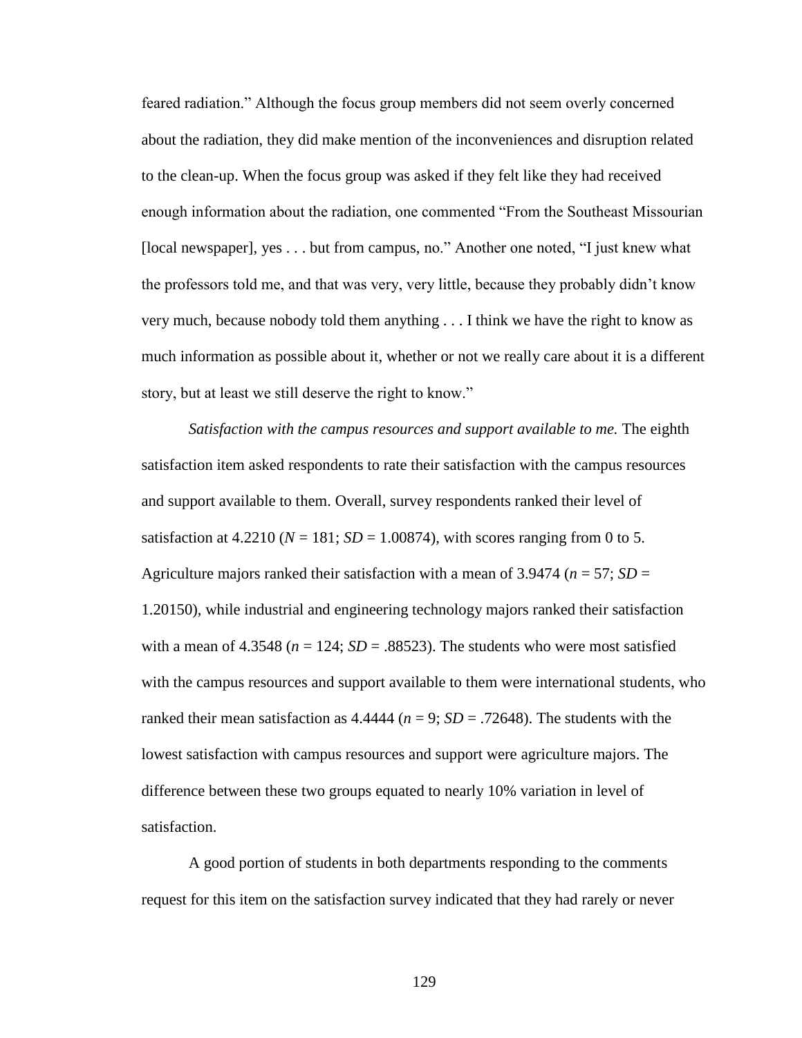feared radiation." Although the focus group members did not seem overly concerned about the radiation, they did make mention of the inconveniences and disruption related to the clean-up. When the focus group was asked if they felt like they had received enough information about the radiation, one commented "From the Southeast Missourian [local newspaper], yes . . . but from campus, no." Another one noted, "I just knew what the professors told me, and that was very, very little, because they probably didn't know very much, because nobody told them anything . . . I think we have the right to know as much information as possible about it, whether or not we really care about it is a different story, but at least we still deserve the right to know."

*Satisfaction with the campus resources and support available to me.* The eighth satisfaction item asked respondents to rate their satisfaction with the campus resources and support available to them. Overall, survey respondents ranked their level of satisfaction at 4.2210 ($N$ = 181; $SD$ = 1.00874), with scores ranging from 0 to 5. Agriculture majors ranked their satisfaction with a mean of 3.9474 ($n$ = 57; $SD$ = 1.20150), while industrial and engineering technology majors ranked their satisfaction with a mean of 4.3548 ($n$ = 124; $SD$ = .88523). The students who were most satisfied with the campus resources and support available to them were international students, who ranked their mean satisfaction as 4.4444 ($n$ = 9; $SD$ = .72648). The students with the lowest satisfaction with campus resources and support were agriculture majors. The difference between these two groups equated to nearly 10% variation in level of satisfaction.

A good portion of students in both departments responding to the comments request for this item on the satisfaction survey indicated that they had rarely or never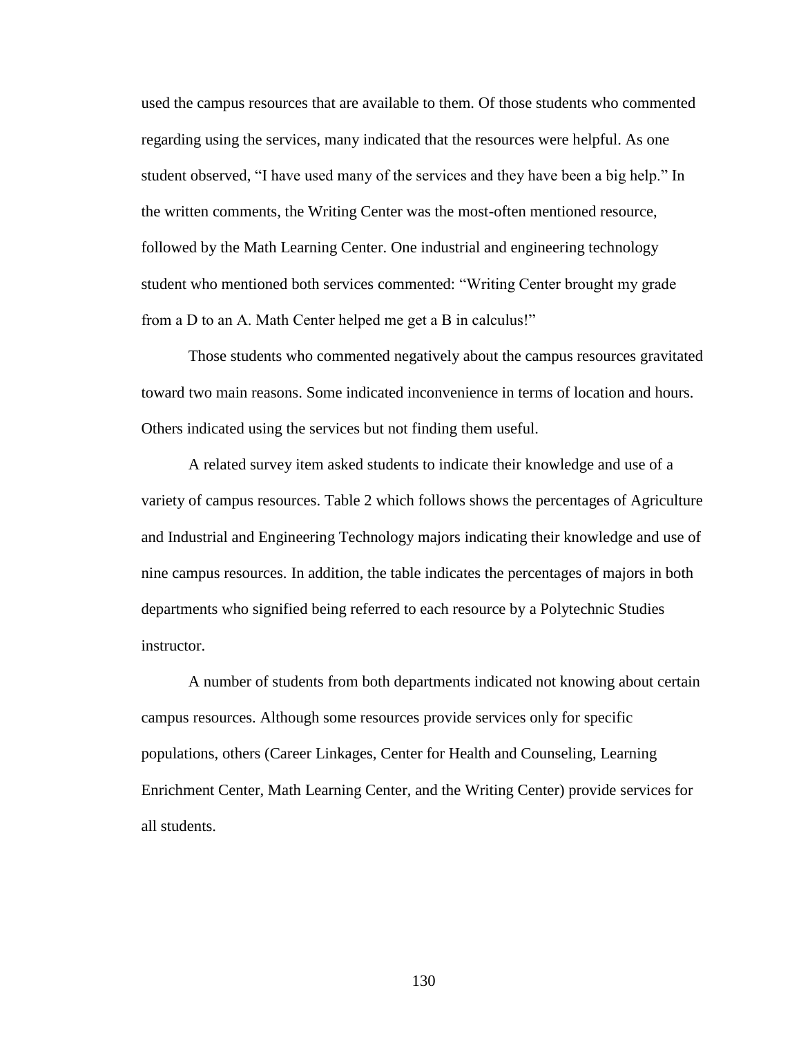used the campus resources that are available to them. Of those students who commented regarding using the services, many indicated that the resources were helpful. As one student observed, "I have used many of the services and they have been a big help." In the written comments, the Writing Center was the most-often mentioned resource, followed by the Math Learning Center. One industrial and engineering technology student who mentioned both services commented: "Writing Center brought my grade from a D to an A. Math Center helped me get a B in calculus!"

Those students who commented negatively about the campus resources gravitated toward two main reasons. Some indicated inconvenience in terms of location and hours. Others indicated using the services but not finding them useful.

A related survey item asked students to indicate their knowledge and use of a variety of campus resources. Table 2 which follows shows the percentages of Agriculture and Industrial and Engineering Technology majors indicating their knowledge and use of nine campus resources. In addition, the table indicates the percentages of majors in both departments who signified being referred to each resource by a Polytechnic Studies instructor.

A number of students from both departments indicated not knowing about certain campus resources. Although some resources provide services only for specific populations, others (Career Linkages, Center for Health and Counseling, Learning Enrichment Center, Math Learning Center, and the Writing Center) provide services for all students.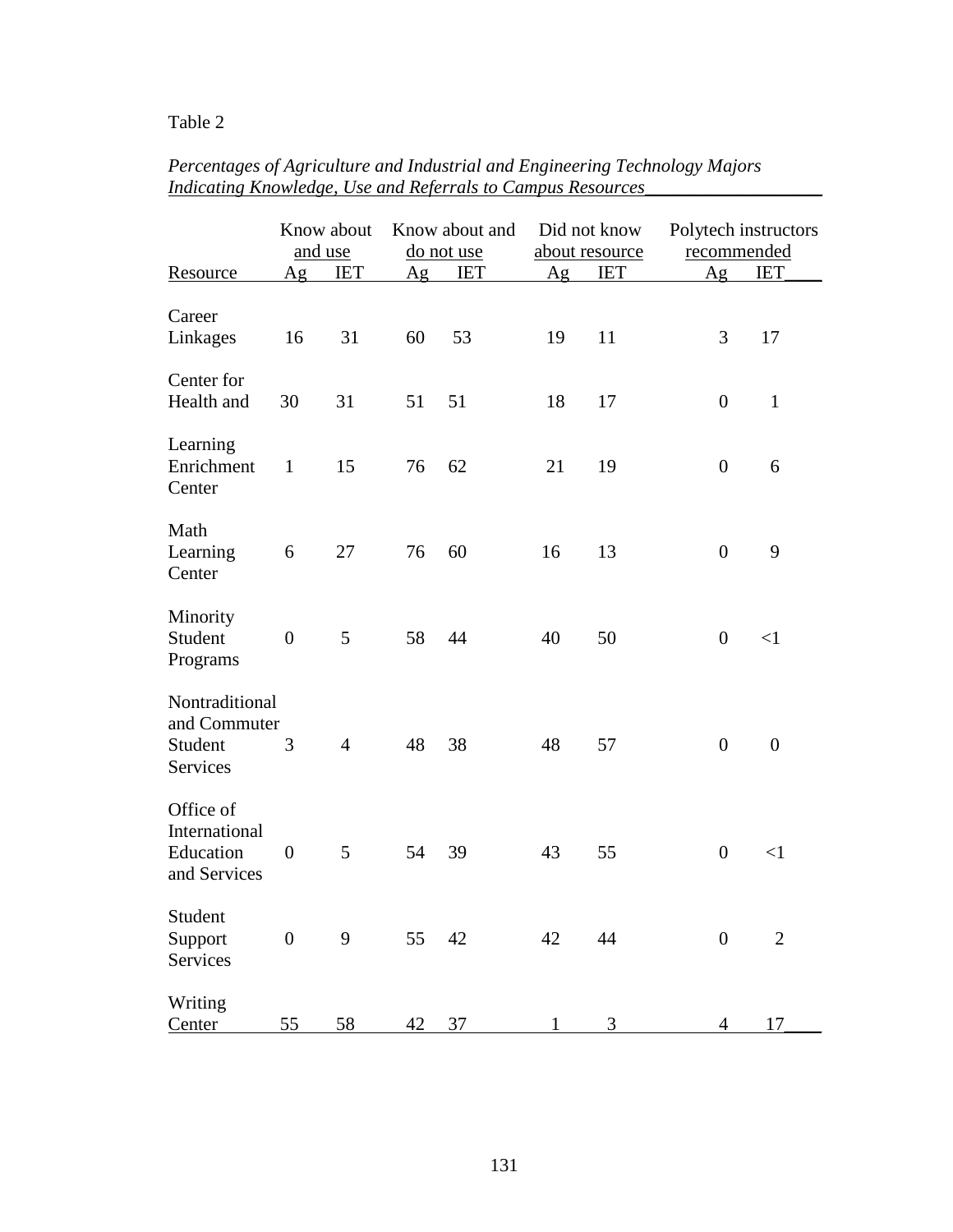Table 2

*Percentages of Agriculture and Industrial and Engineering Technology Majors Indicating Knowledge, Use and Referrals to Campus Resources*

| Resource | Know about and use | | Know about and do not use | | Did not know about resource | | Polytech instructors recommended | |
|---|---|---|---|---|---|---|---|---|
| | Ag | IET | Ag | IET | Ag | IET | Ag | IET |
| Career Linkages | 16 | 31 | 60 | 53 | 19 | 11 | 3 | 17 |
| Center for Health and | 30 | 31 | 51 | 51 | 18 | 17 | 0 | 1 |
| Learning Enrichment Center | 1 | 15 | 76 | 62 | 21 | 19 | 0 | 6 |
| Math Learning Center | 6 | 27 | 76 | 60 | 16 | 13 | 0 | 9 |
| Minority Student Programs | 0 | 5 | 58 | 44 | 40 | 50 | 0 | <1 |
| Nontraditional and Commuter Student Services | 3 | 4 | 48 | 38 | 48 | 57 | 0 | 0 |
| Office of International Education and Services | 0 | 5 | 54 | 39 | 43 | 55 | 0 | <1 |
| Student Support Services | 0 | 9 | 55 | 42 | 42 | 44 | 0 | 2 |
| Writing Center | 55 | 58 | 42 | 37 | 1 | 3 | 4 | 17 |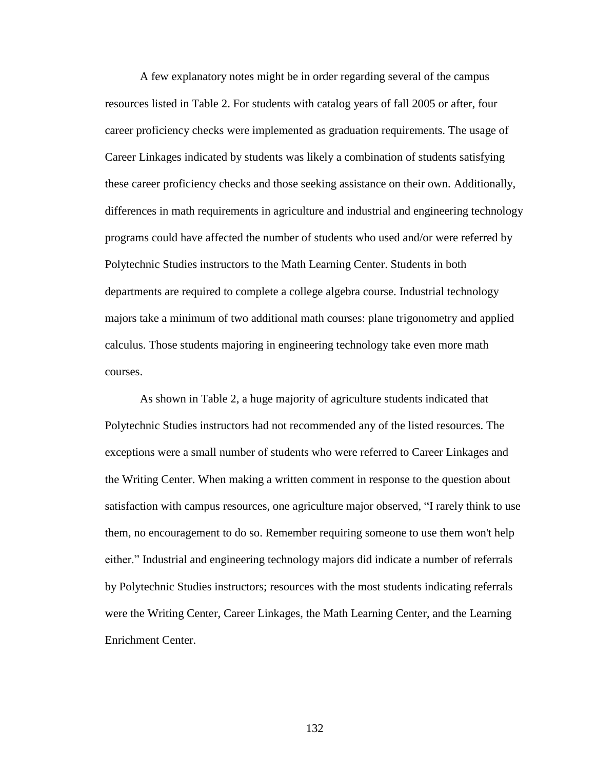A few explanatory notes might be in order regarding several of the campus resources listed in Table 2. For students with catalog years of fall 2005 or after, four career proficiency checks were implemented as graduation requirements. The usage of Career Linkages indicated by students was likely a combination of students satisfying these career proficiency checks and those seeking assistance on their own. Additionally, differences in math requirements in agriculture and industrial and engineering technology programs could have affected the number of students who used and/or were referred by Polytechnic Studies instructors to the Math Learning Center. Students in both departments are required to complete a college algebra course. Industrial technology majors take a minimum of two additional math courses: plane trigonometry and applied calculus. Those students majoring in engineering technology take even more math courses.

As shown in Table 2, a huge majority of agriculture students indicated that Polytechnic Studies instructors had not recommended any of the listed resources. The exceptions were a small number of students who were referred to Career Linkages and the Writing Center. When making a written comment in response to the question about satisfaction with campus resources, one agriculture major observed, "I rarely think to use them, no encouragement to do so. Remember requiring someone to use them won't help either." Industrial and engineering technology majors did indicate a number of referrals by Polytechnic Studies instructors; resources with the most students indicating referrals were the Writing Center, Career Linkages, the Math Learning Center, and the Learning Enrichment Center.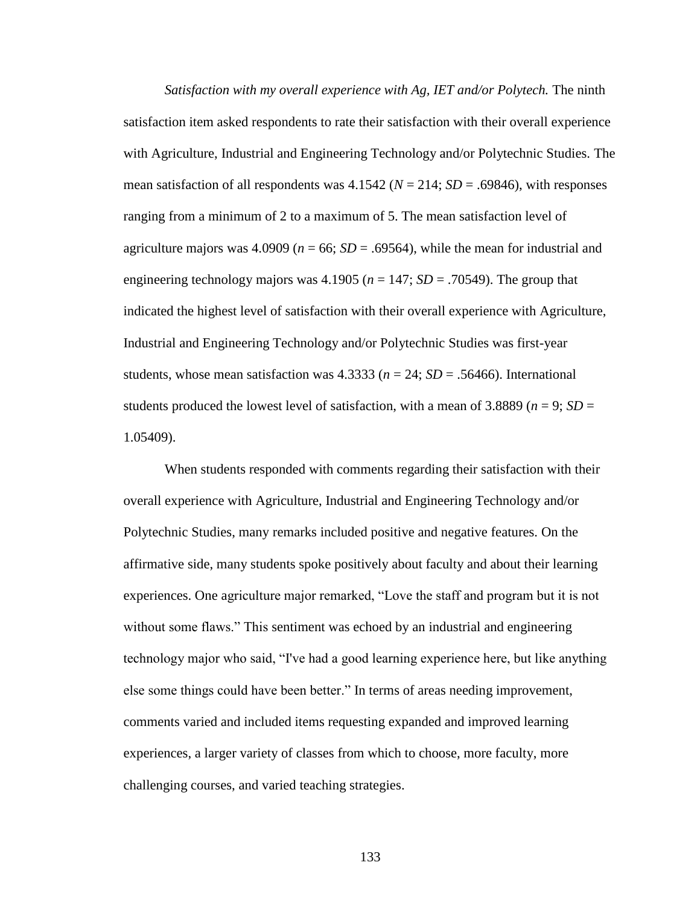*Satisfaction with my overall experience with Ag, IET and/or Polytech.* The ninth satisfaction item asked respondents to rate their satisfaction with their overall experience with Agriculture, Industrial and Engineering Technology and/or Polytechnic Studies. The mean satisfaction of all respondents was 4.1542 ($N$ = 214; $SD$ = .69846), with responses ranging from a minimum of 2 to a maximum of 5. The mean satisfaction level of agriculture majors was 4.0909 ($n$ = 66; $SD$ = .69564), while the mean for industrial and engineering technology majors was 4.1905 ($n$ = 147; $SD$ = .70549). The group that indicated the highest level of satisfaction with their overall experience with Agriculture, Industrial and Engineering Technology and/or Polytechnic Studies was first-year students, whose mean satisfaction was 4.3333 ($n$ = 24; $SD$ = .56466). International students produced the lowest level of satisfaction, with a mean of 3.8889 ($n$ = 9; $SD$ = 1.05409).

When students responded with comments regarding their satisfaction with their overall experience with Agriculture, Industrial and Engineering Technology and/or Polytechnic Studies, many remarks included positive and negative features. On the affirmative side, many students spoke positively about faculty and about their learning experiences. One agriculture major remarked, "Love the staff and program but it is not without some flaws." This sentiment was echoed by an industrial and engineering technology major who said, "I've had a good learning experience here, but like anything else some things could have been better." In terms of areas needing improvement, comments varied and included items requesting expanded and improved learning experiences, a larger variety of classes from which to choose, more faculty, more challenging courses, and varied teaching strategies.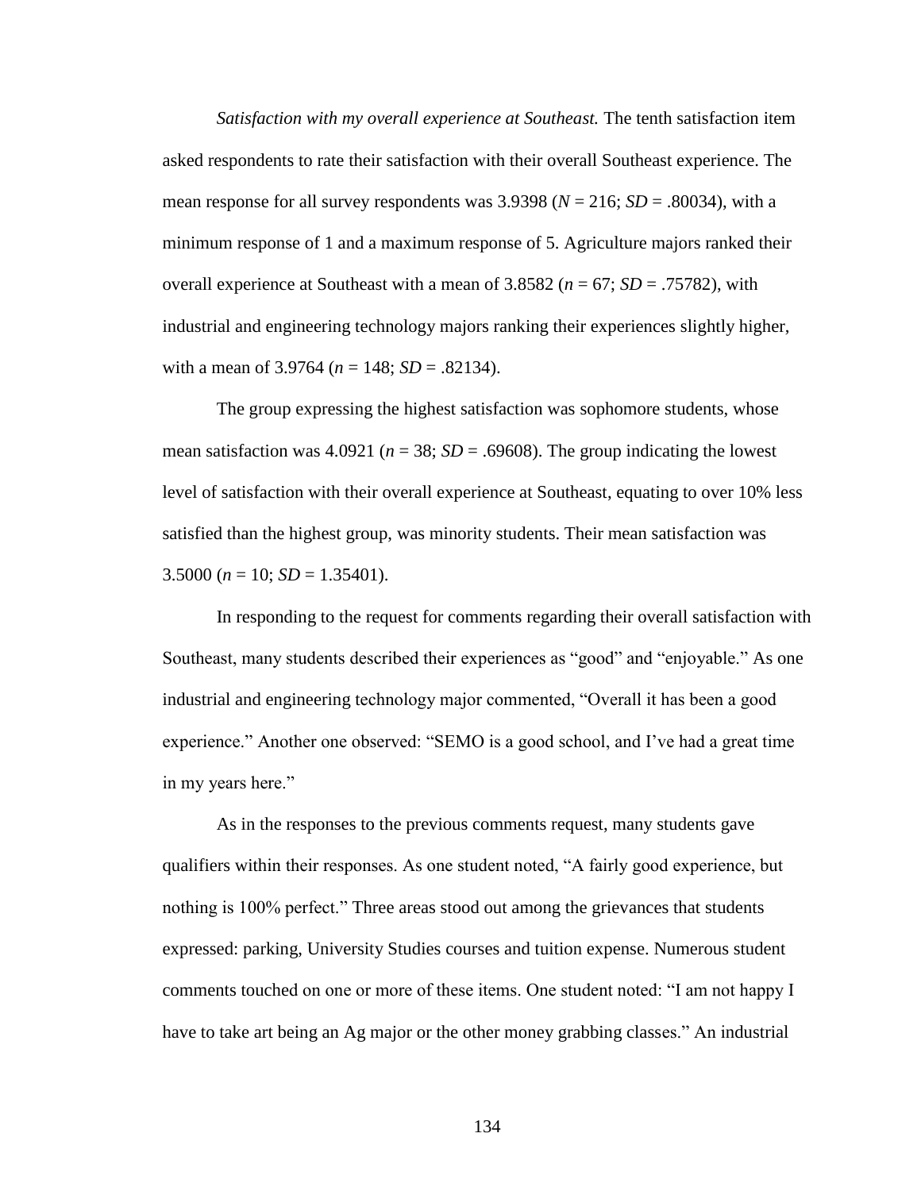*Satisfaction with my overall experience at Southeast.* The tenth satisfaction item asked respondents to rate their satisfaction with their overall Southeast experience. The mean response for all survey respondents was 3.9398 ($N$ = 216; $SD$ = .80034), with a minimum response of 1 and a maximum response of 5. Agriculture majors ranked their overall experience at Southeast with a mean of 3.8582 ($n$ = 67; $SD$ = .75782), with industrial and engineering technology majors ranking their experiences slightly higher, with a mean of 3.9764 ($n$ = 148; $SD$ = .82134).

The group expressing the highest satisfaction was sophomore students, whose mean satisfaction was 4.0921 ($n$ = 38; $SD$ = .69608). The group indicating the lowest level of satisfaction with their overall experience at Southeast, equating to over 10% less satisfied than the highest group, was minority students. Their mean satisfaction was 3.5000 ($n$ = 10; $SD$ = 1.35401).

In responding to the request for comments regarding their overall satisfaction with Southeast, many students described their experiences as "good" and "enjoyable." As one industrial and engineering technology major commented, "Overall it has been a good experience." Another one observed: "SEMO is a good school, and I've had a great time in my years here."

As in the responses to the previous comments request, many students gave qualifiers within their responses. As one student noted, "A fairly good experience, but nothing is 100% perfect." Three areas stood out among the grievances that students expressed: parking, University Studies courses and tuition expense. Numerous student comments touched on one or more of these items. One student noted: "I am not happy I have to take art being an Ag major or the other money grabbing classes." An industrial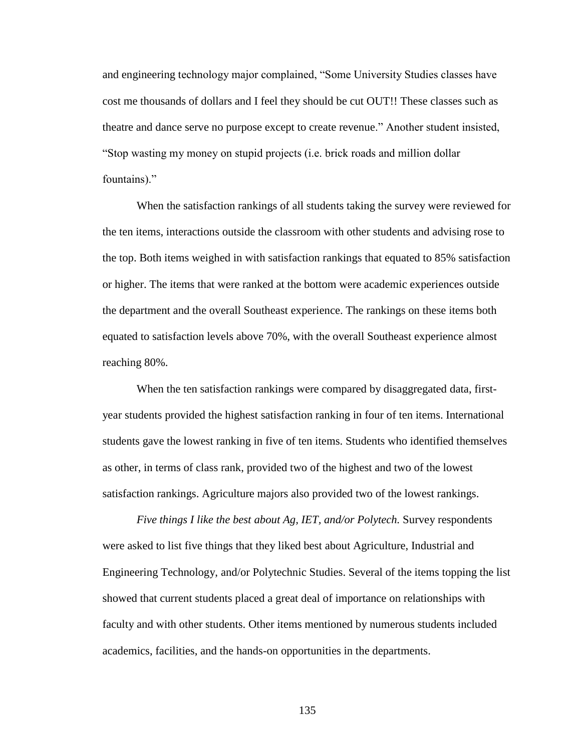and engineering technology major complained, “Some University Studies classes have cost me thousands of dollars and I feel they should be cut OUT!! These classes such as theatre and dance serve no purpose except to create revenue.” Another student insisted, “Stop wasting my money on stupid projects (i.e. brick roads and million dollar fountains).”

When the satisfaction rankings of all students taking the survey were reviewed for the ten items, interactions outside the classroom with other students and advising rose to the top. Both items weighed in with satisfaction rankings that equated to 85% satisfaction or higher. The items that were ranked at the bottom were academic experiences outside the department and the overall Southeast experience. The rankings on these items both equated to satisfaction levels above 70%, with the overall Southeast experience almost reaching 80%.

When the ten satisfaction rankings were compared by disaggregated data, first-year students provided the highest satisfaction ranking in four of ten items. International students gave the lowest ranking in five of ten items. Students who identified themselves as other, in terms of class rank, provided two of the highest and two of the lowest satisfaction rankings. Agriculture majors also provided two of the lowest rankings.

*Five things I like the best about Ag, IET, and/or Polytech.* Survey respondents were asked to list five things that they liked best about Agriculture, Industrial and Engineering Technology, and/or Polytechnic Studies. Several of the items topping the list showed that current students placed a great deal of importance on relationships with faculty and with other students. Other items mentioned by numerous students included academics, facilities, and the hands-on opportunities in the departments.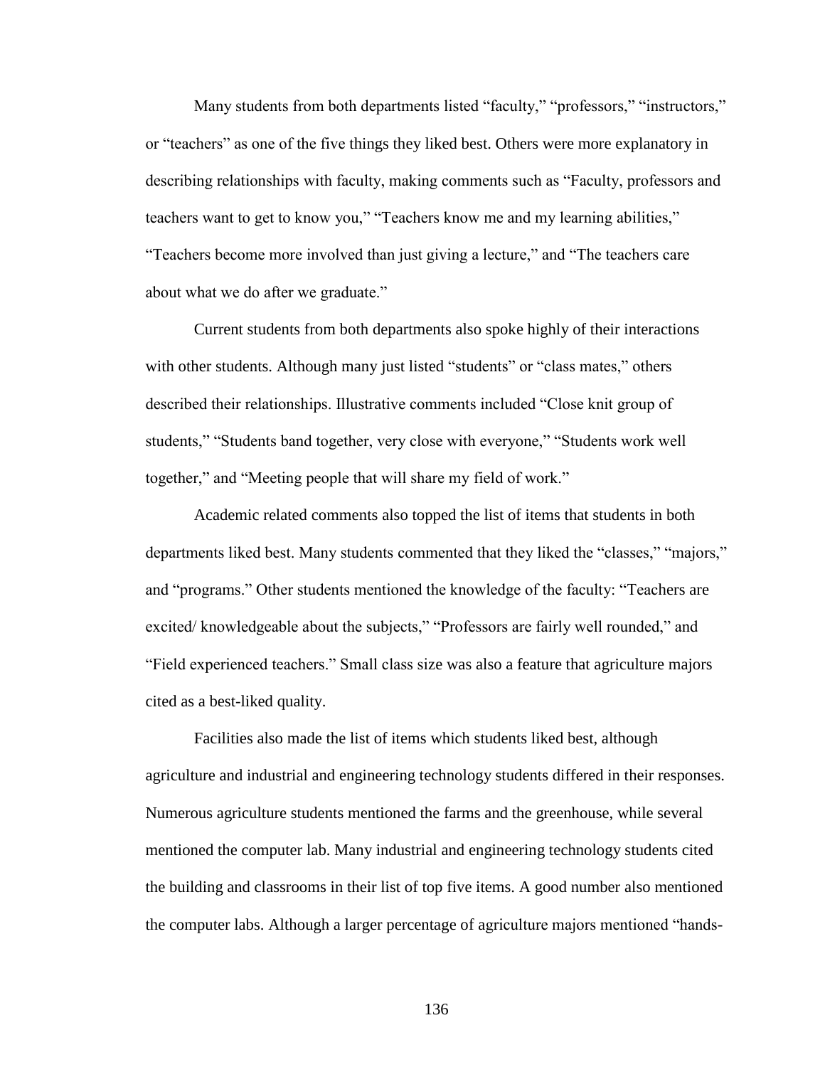Many students from both departments listed "faculty," "professors," "instructors," or "teachers" as one of the five things they liked best. Others were more explanatory in describing relationships with faculty, making comments such as "Faculty, professors and teachers want to get to know you," "Teachers know me and my learning abilities," "Teachers become more involved than just giving a lecture," and "The teachers care about what we do after we graduate."

Current students from both departments also spoke highly of their interactions with other students. Although many just listed "students" or "class mates," others described their relationships. Illustrative comments included "Close knit group of students," "Students band together, very close with everyone," "Students work well together," and "Meeting people that will share my field of work."

Academic related comments also topped the list of items that students in both departments liked best. Many students commented that they liked the "classes," "majors," and "programs." Other students mentioned the knowledge of the faculty: "Teachers are excited/ knowledgeable about the subjects," "Professors are fairly well rounded," and "Field experienced teachers." Small class size was also a feature that agriculture majors cited as a best-liked quality.

Facilities also made the list of items which students liked best, although agriculture and industrial and engineering technology students differed in their responses. Numerous agriculture students mentioned the farms and the greenhouse, while several mentioned the computer lab. Many industrial and engineering technology students cited the building and classrooms in their list of top five items. A good number also mentioned the computer labs. Although a larger percentage of agriculture majors mentioned "hands-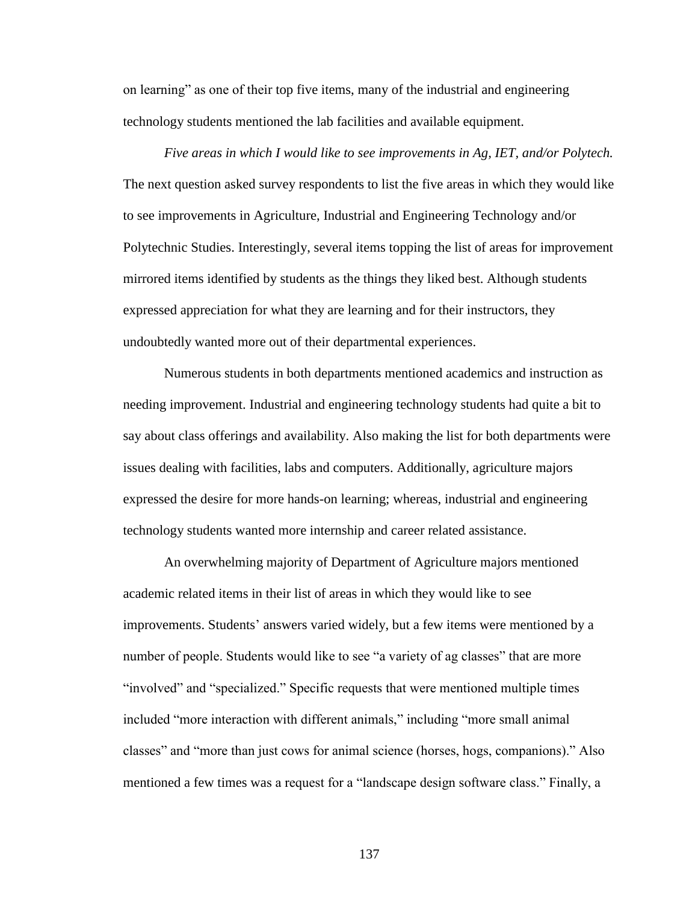on learning" as one of their top five items, many of the industrial and engineering technology students mentioned the lab facilities and available equipment.

*Five areas in which I would like to see improvements in Ag, IET, and/or Polytech.* The next question asked survey respondents to list the five areas in which they would like to see improvements in Agriculture, Industrial and Engineering Technology and/or Polytechnic Studies. Interestingly, several items topping the list of areas for improvement mirrored items identified by students as the things they liked best. Although students expressed appreciation for what they are learning and for their instructors, they undoubtedly wanted more out of their departmental experiences.

Numerous students in both departments mentioned academics and instruction as needing improvement. Industrial and engineering technology students had quite a bit to say about class offerings and availability. Also making the list for both departments were issues dealing with facilities, labs and computers. Additionally, agriculture majors expressed the desire for more hands-on learning; whereas, industrial and engineering technology students wanted more internship and career related assistance.

An overwhelming majority of Department of Agriculture majors mentioned academic related items in their list of areas in which they would like to see improvements. Students' answers varied widely, but a few items were mentioned by a number of people. Students would like to see "a variety of ag classes" that are more "involved" and "specialized." Specific requests that were mentioned multiple times included "more interaction with different animals," including "more small animal classes" and "more than just cows for animal science (horses, hogs, companions)." Also mentioned a few times was a request for a "landscape design software class." Finally, a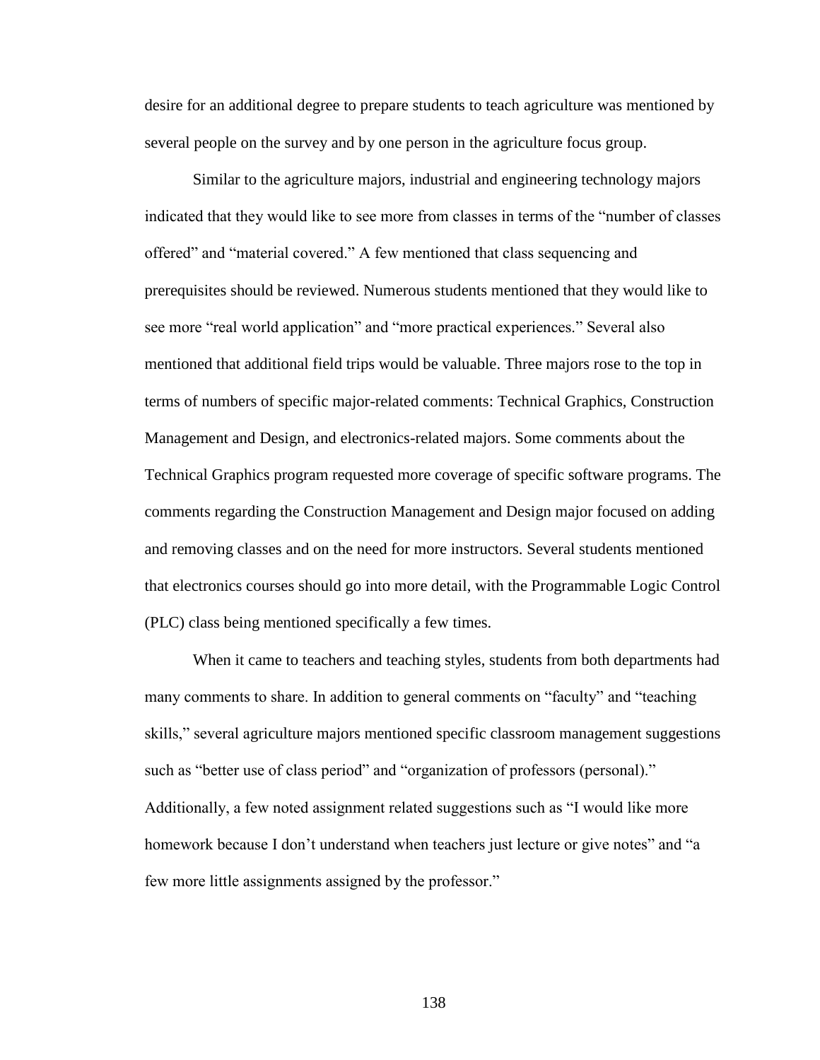desire for an additional degree to prepare students to teach agriculture was mentioned by several people on the survey and by one person in the agriculture focus group.

Similar to the agriculture majors, industrial and engineering technology majors indicated that they would like to see more from classes in terms of the "number of classes offered" and "material covered." A few mentioned that class sequencing and prerequisites should be reviewed. Numerous students mentioned that they would like to see more "real world application" and "more practical experiences." Several also mentioned that additional field trips would be valuable. Three majors rose to the top in terms of numbers of specific major-related comments: Technical Graphics, Construction Management and Design, and electronics-related majors. Some comments about the Technical Graphics program requested more coverage of specific software programs. The comments regarding the Construction Management and Design major focused on adding and removing classes and on the need for more instructors. Several students mentioned that electronics courses should go into more detail, with the Programmable Logic Control (PLC) class being mentioned specifically a few times.

When it came to teachers and teaching styles, students from both departments had many comments to share. In addition to general comments on "faculty" and "teaching skills," several agriculture majors mentioned specific classroom management suggestions such as "better use of class period" and "organization of professors (personal)." Additionally, a few noted assignment related suggestions such as "I would like more homework because I don't understand when teachers just lecture or give notes" and "a few more little assignments assigned by the professor."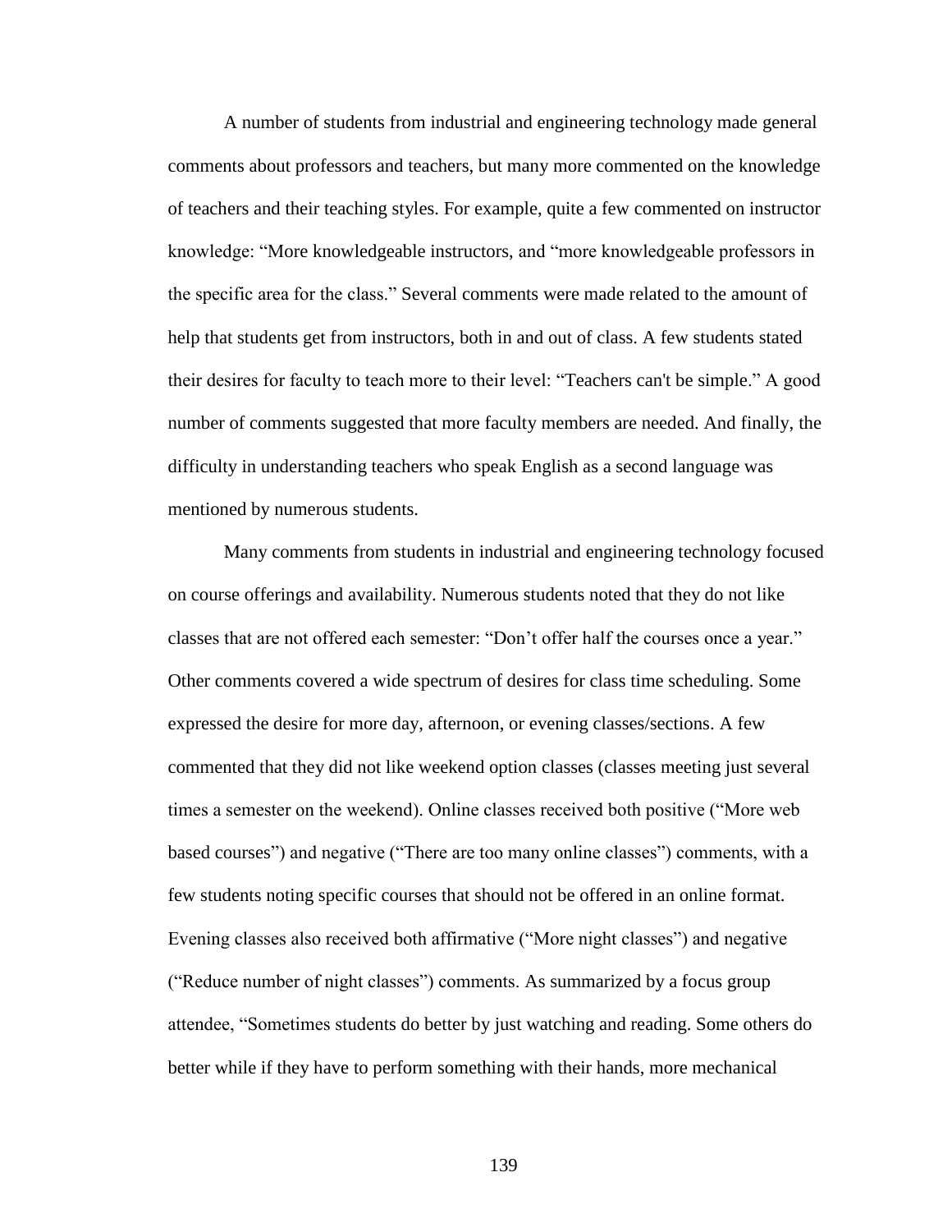A number of students from industrial and engineering technology made general comments about professors and teachers, but many more commented on the knowledge of teachers and their teaching styles. For example, quite a few commented on instructor knowledge: "More knowledgeable instructors, and "more knowledgeable professors in the specific area for the class." Several comments were made related to the amount of help that students get from instructors, both in and out of class. A few students stated their desires for faculty to teach more to their level: "Teachers can't be simple." A good number of comments suggested that more faculty members are needed. And finally, the difficulty in understanding teachers who speak English as a second language was mentioned by numerous students.

Many comments from students in industrial and engineering technology focused on course offerings and availability. Numerous students noted that they do not like classes that are not offered each semester: "Don't offer half the courses once a year." Other comments covered a wide spectrum of desires for class time scheduling. Some expressed the desire for more day, afternoon, or evening classes/sections. A few commented that they did not like weekend option classes (classes meeting just several times a semester on the weekend). Online classes received both positive ("More web based courses") and negative ("There are too many online classes") comments, with a few students noting specific courses that should not be offered in an online format. Evening classes also received both affirmative ("More night classes") and negative ("Reduce number of night classes") comments. As summarized by a focus group attendee, "Sometimes students do better by just watching and reading. Some others do better while if they have to perform something with their hands, more mechanical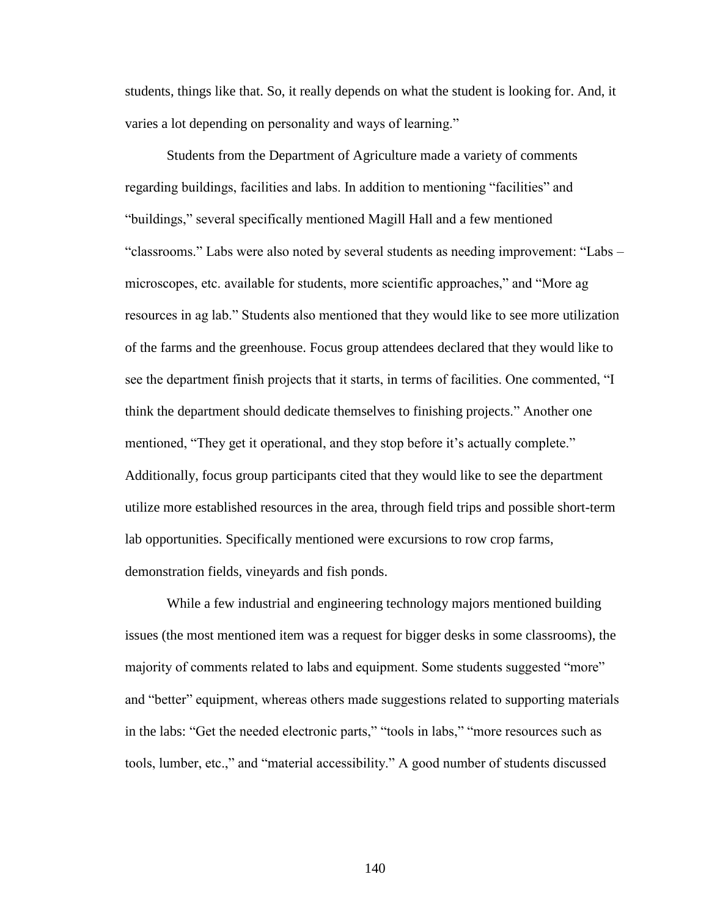students, things like that. So, it really depends on what the student is looking for. And, it varies a lot depending on personality and ways of learning."

Students from the Department of Agriculture made a variety of comments regarding buildings, facilities and labs. In addition to mentioning "facilities" and "buildings," several specifically mentioned Magill Hall and a few mentioned "classrooms." Labs were also noted by several students as needing improvement: "Labs – microscopes, etc. available for students, more scientific approaches," and "More ag resources in ag lab." Students also mentioned that they would like to see more utilization of the farms and the greenhouse. Focus group attendees declared that they would like to see the department finish projects that it starts, in terms of facilities. One commented, "I think the department should dedicate themselves to finishing projects." Another one mentioned, "They get it operational, and they stop before it's actually complete." Additionally, focus group participants cited that they would like to see the department utilize more established resources in the area, through field trips and possible short-term lab opportunities. Specifically mentioned were excursions to row crop farms, demonstration fields, vineyards and fish ponds.

While a few industrial and engineering technology majors mentioned building issues (the most mentioned item was a request for bigger desks in some classrooms), the majority of comments related to labs and equipment. Some students suggested "more" and "better" equipment, whereas others made suggestions related to supporting materials in the labs: "Get the needed electronic parts," "tools in labs," "more resources such as tools, lumber, etc.," and "material accessibility." A good number of students discussed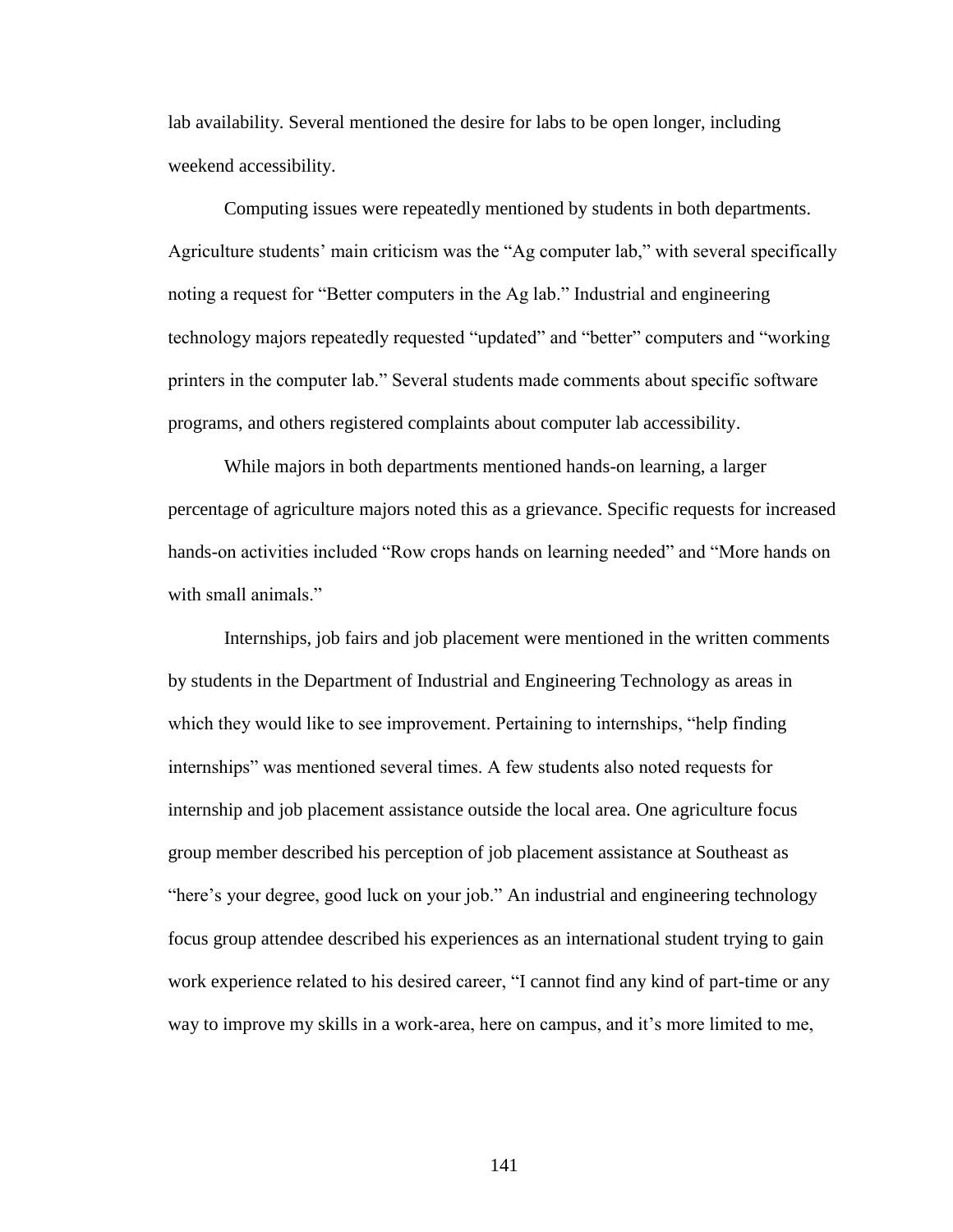lab availability. Several mentioned the desire for labs to be open longer, including weekend accessibility.

Computing issues were repeatedly mentioned by students in both departments. Agriculture students' main criticism was the "Ag computer lab," with several specifically noting a request for "Better computers in the Ag lab." Industrial and engineering technology majors repeatedly requested "updated" and "better" computers and "working printers in the computer lab." Several students made comments about specific software programs, and others registered complaints about computer lab accessibility.

While majors in both departments mentioned hands-on learning, a larger percentage of agriculture majors noted this as a grievance. Specific requests for increased hands-on activities included "Row crops hands on learning needed" and "More hands on with small animals."

Internships, job fairs and job placement were mentioned in the written comments by students in the Department of Industrial and Engineering Technology as areas in which they would like to see improvement. Pertaining to internships, "help finding internships" was mentioned several times. A few students also noted requests for internship and job placement assistance outside the local area. One agriculture focus group member described his perception of job placement assistance at Southeast as "here's your degree, good luck on your job." An industrial and engineering technology focus group attendee described his experiences as an international student trying to gain work experience related to his desired career, "I cannot find any kind of part-time or any way to improve my skills in a work-area, here on campus, and it's more limited to me,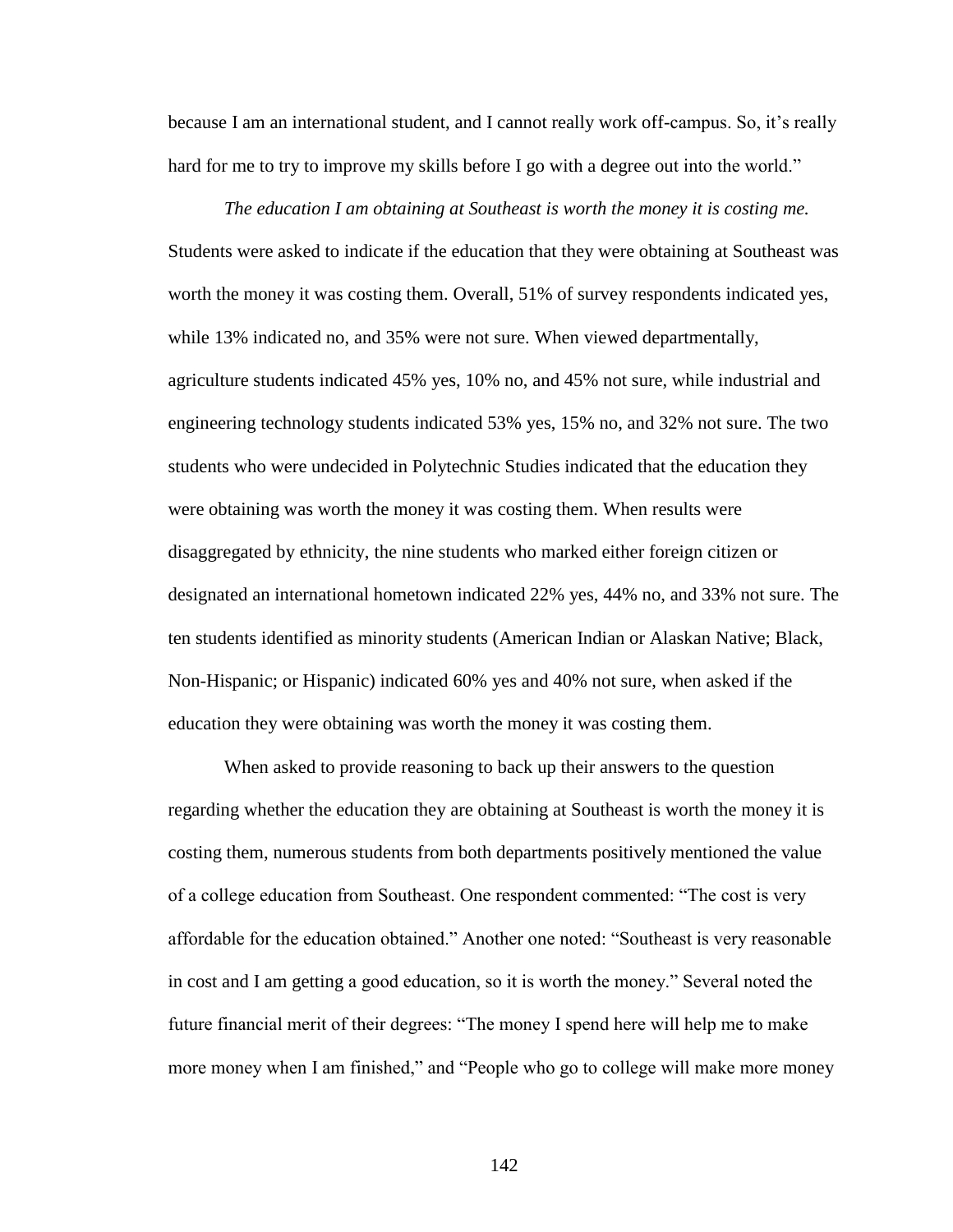because I am an international student, and I cannot really work off-campus. So, it's really hard for me to try to improve my skills before I go with a degree out into the world."

*The education I am obtaining at Southeast is worth the money it is costing me.* Students were asked to indicate if the education that they were obtaining at Southeast was worth the money it was costing them. Overall, 51% of survey respondents indicated yes, while 13% indicated no, and 35% were not sure. When viewed departmentally, agriculture students indicated 45% yes, 10% no, and 45% not sure, while industrial and engineering technology students indicated 53% yes, 15% no, and 32% not sure. The two students who were undecided in Polytechnic Studies indicated that the education they were obtaining was worth the money it was costing them. When results were disaggregated by ethnicity, the nine students who marked either foreign citizen or designated an international hometown indicated 22% yes, 44% no, and 33% not sure. The ten students identified as minority students (American Indian or Alaskan Native; Black, Non-Hispanic; or Hispanic) indicated 60% yes and 40% not sure, when asked if the education they were obtaining was worth the money it was costing them.

When asked to provide reasoning to back up their answers to the question regarding whether the education they are obtaining at Southeast is worth the money it is costing them, numerous students from both departments positively mentioned the value of a college education from Southeast. One respondent commented: "The cost is very affordable for the education obtained." Another one noted: "Southeast is very reasonable in cost and I am getting a good education, so it is worth the money." Several noted the future financial merit of their degrees: "The money I spend here will help me to make more money when I am finished," and "People who go to college will make more money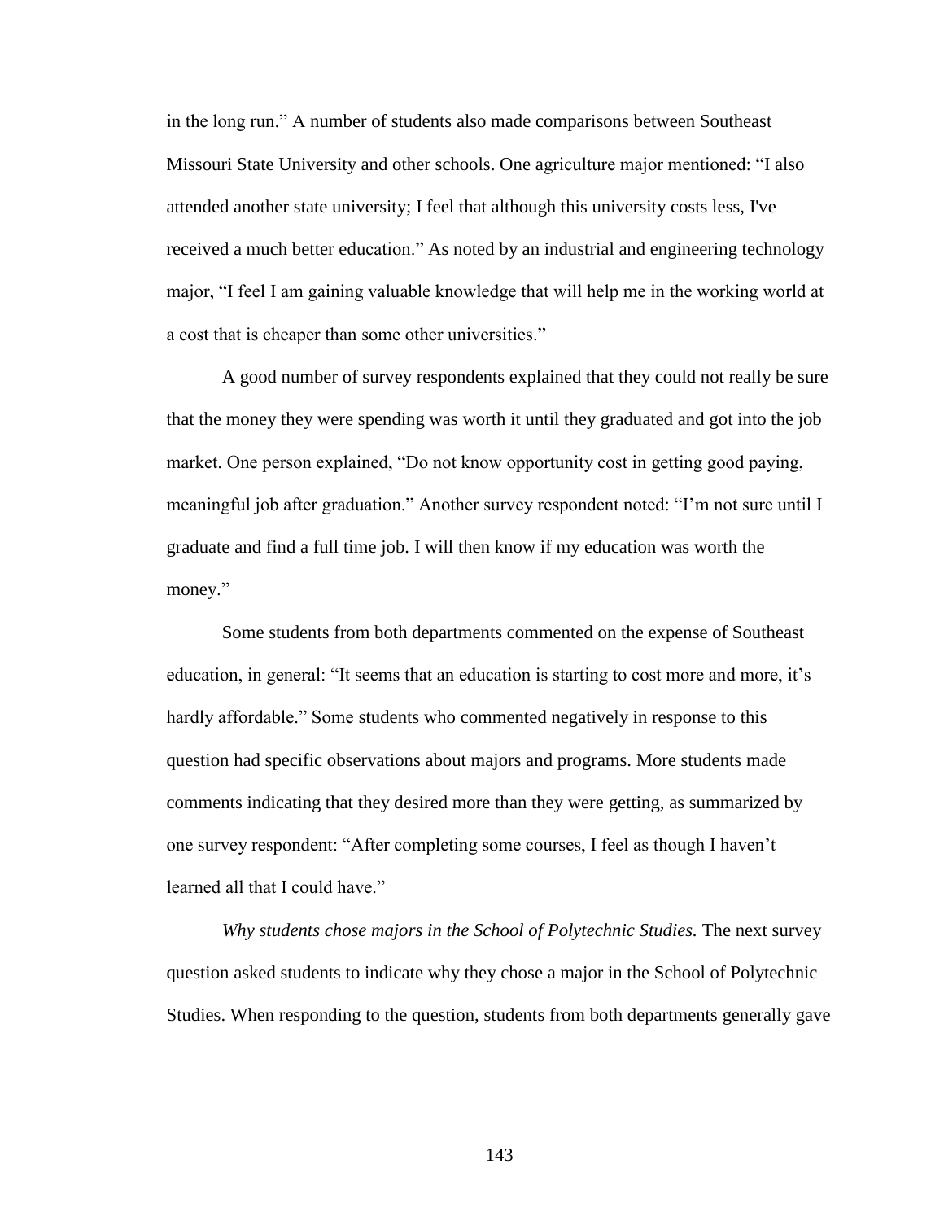in the long run." A number of students also made comparisons between Southeast Missouri State University and other schools. One agriculture major mentioned: "I also attended another state university; I feel that although this university costs less, I've received a much better education." As noted by an industrial and engineering technology major, "I feel I am gaining valuable knowledge that will help me in the working world at a cost that is cheaper than some other universities."

A good number of survey respondents explained that they could not really be sure that the money they were spending was worth it until they graduated and got into the job market. One person explained, "Do not know opportunity cost in getting good paying, meaningful job after graduation." Another survey respondent noted: "I'm not sure until I graduate and find a full time job. I will then know if my education was worth the money."

Some students from both departments commented on the expense of Southeast education, in general: "It seems that an education is starting to cost more and more, it's hardly affordable." Some students who commented negatively in response to this question had specific observations about majors and programs. More students made comments indicating that they desired more than they were getting, as summarized by one survey respondent: "After completing some courses, I feel as though I haven't learned all that I could have."

*Why students chose majors in the School of Polytechnic Studies.* The next survey question asked students to indicate why they chose a major in the School of Polytechnic Studies. When responding to the question, students from both departments generally gave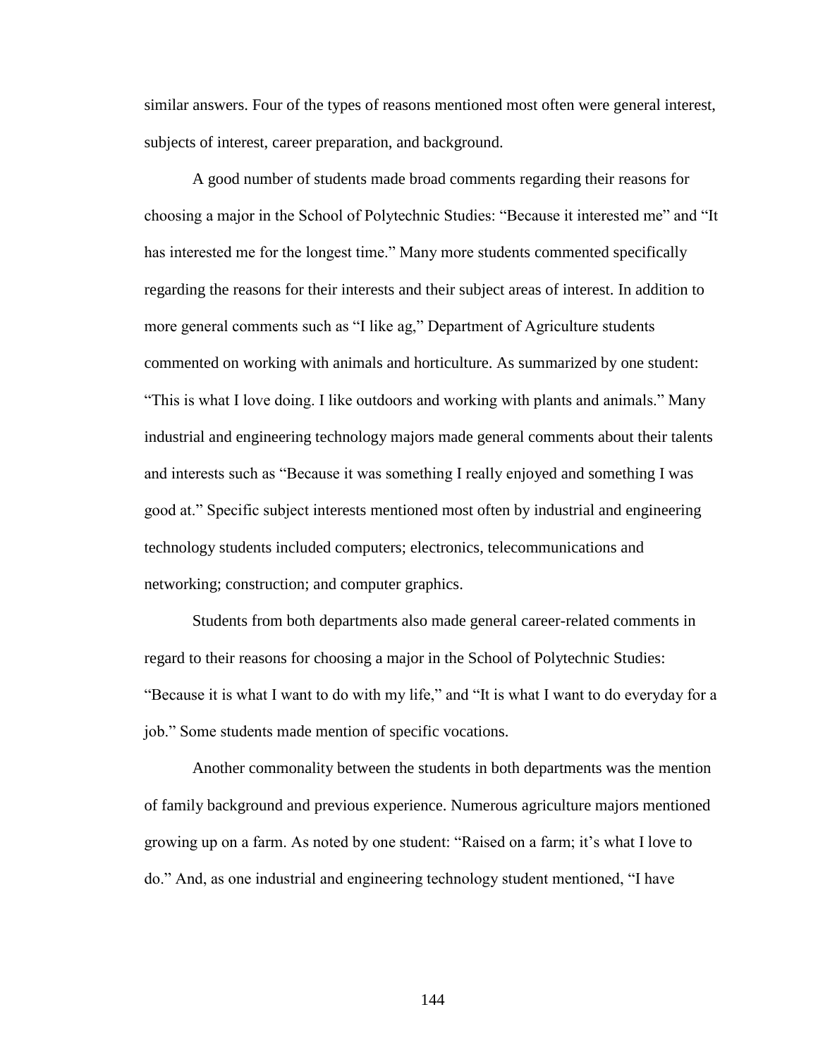similar answers. Four of the types of reasons mentioned most often were general interest, subjects of interest, career preparation, and background.

A good number of students made broad comments regarding their reasons for choosing a major in the School of Polytechnic Studies: “Because it interested me” and “It has interested me for the longest time.” Many more students commented specifically regarding the reasons for their interests and their subject areas of interest. In addition to more general comments such as “I like ag,” Department of Agriculture students commented on working with animals and horticulture. As summarized by one student: “This is what I love doing. I like outdoors and working with plants and animals.” Many industrial and engineering technology majors made general comments about their talents and interests such as “Because it was something I really enjoyed and something I was good at.” Specific subject interests mentioned most often by industrial and engineering technology students included computers; electronics, telecommunications and networking; construction; and computer graphics.

Students from both departments also made general career-related comments in regard to their reasons for choosing a major in the School of Polytechnic Studies: “Because it is what I want to do with my life,” and “It is what I want to do everyday for a job.” Some students made mention of specific vocations.

Another commonality between the students in both departments was the mention of family background and previous experience. Numerous agriculture majors mentioned growing up on a farm. As noted by one student: “Raised on a farm; it’s what I love to do.” And, as one industrial and engineering technology student mentioned, “I have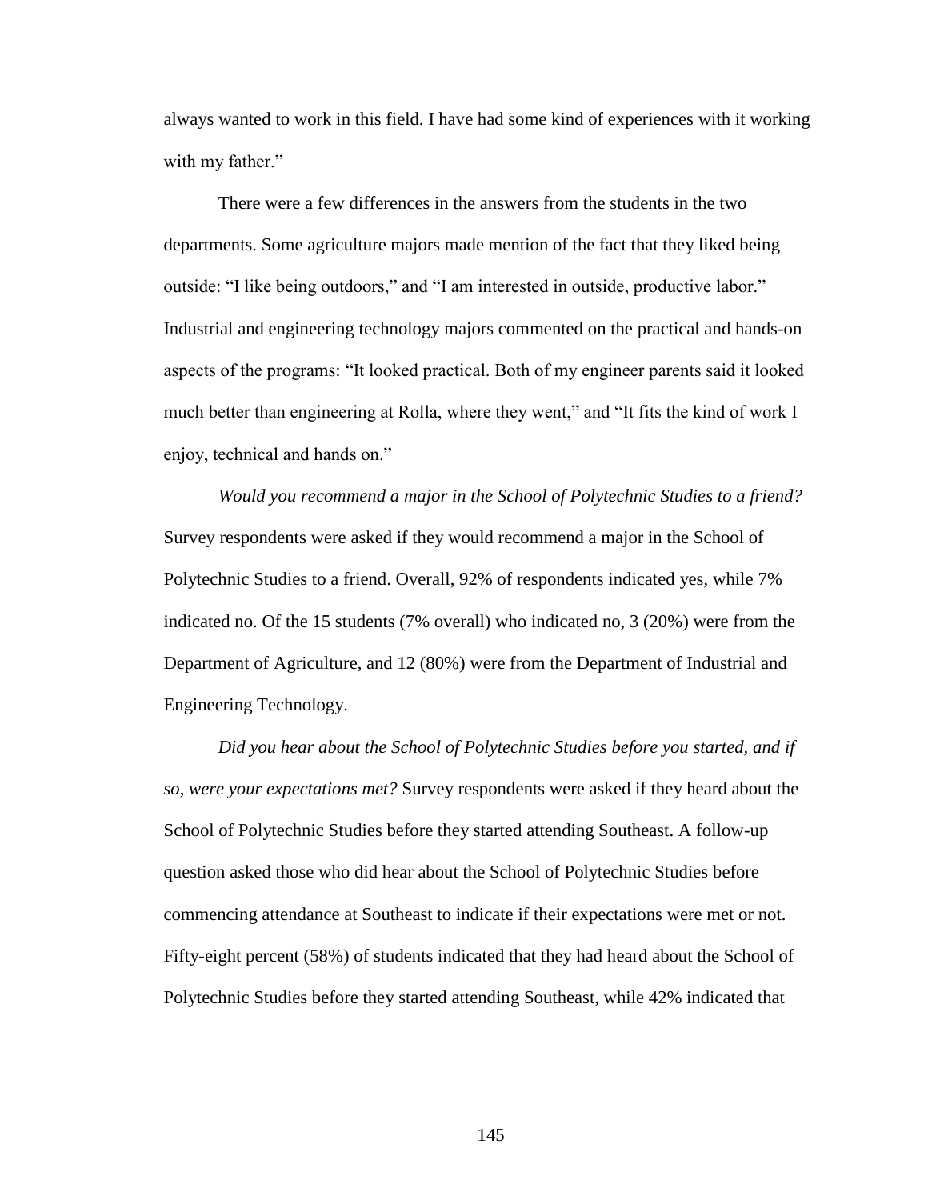always wanted to work in this field. I have had some kind of experiences with it working with my father."

There were a few differences in the answers from the students in the two departments. Some agriculture majors made mention of the fact that they liked being outside: "I like being outdoors," and "I am interested in outside, productive labor." Industrial and engineering technology majors commented on the practical and hands-on aspects of the programs: "It looked practical. Both of my engineer parents said it looked much better than engineering at Rolla, where they went," and "It fits the kind of work I enjoy, technical and hands on."

*Would you recommend a major in the School of Polytechnic Studies to a friend?* Survey respondents were asked if they would recommend a major in the School of Polytechnic Studies to a friend. Overall, 92% of respondents indicated yes, while 7% indicated no. Of the 15 students (7% overall) who indicated no, 3 (20%) were from the Department of Agriculture, and 12 (80%) were from the Department of Industrial and Engineering Technology.

*Did you hear about the School of Polytechnic Studies before you started, and if so, were your expectations met?* Survey respondents were asked if they heard about the School of Polytechnic Studies before they started attending Southeast. A follow-up question asked those who did hear about the School of Polytechnic Studies before commencing attendance at Southeast to indicate if their expectations were met or not. Fifty-eight percent (58%) of students indicated that they had heard about the School of Polytechnic Studies before they started attending Southeast, while 42% indicated that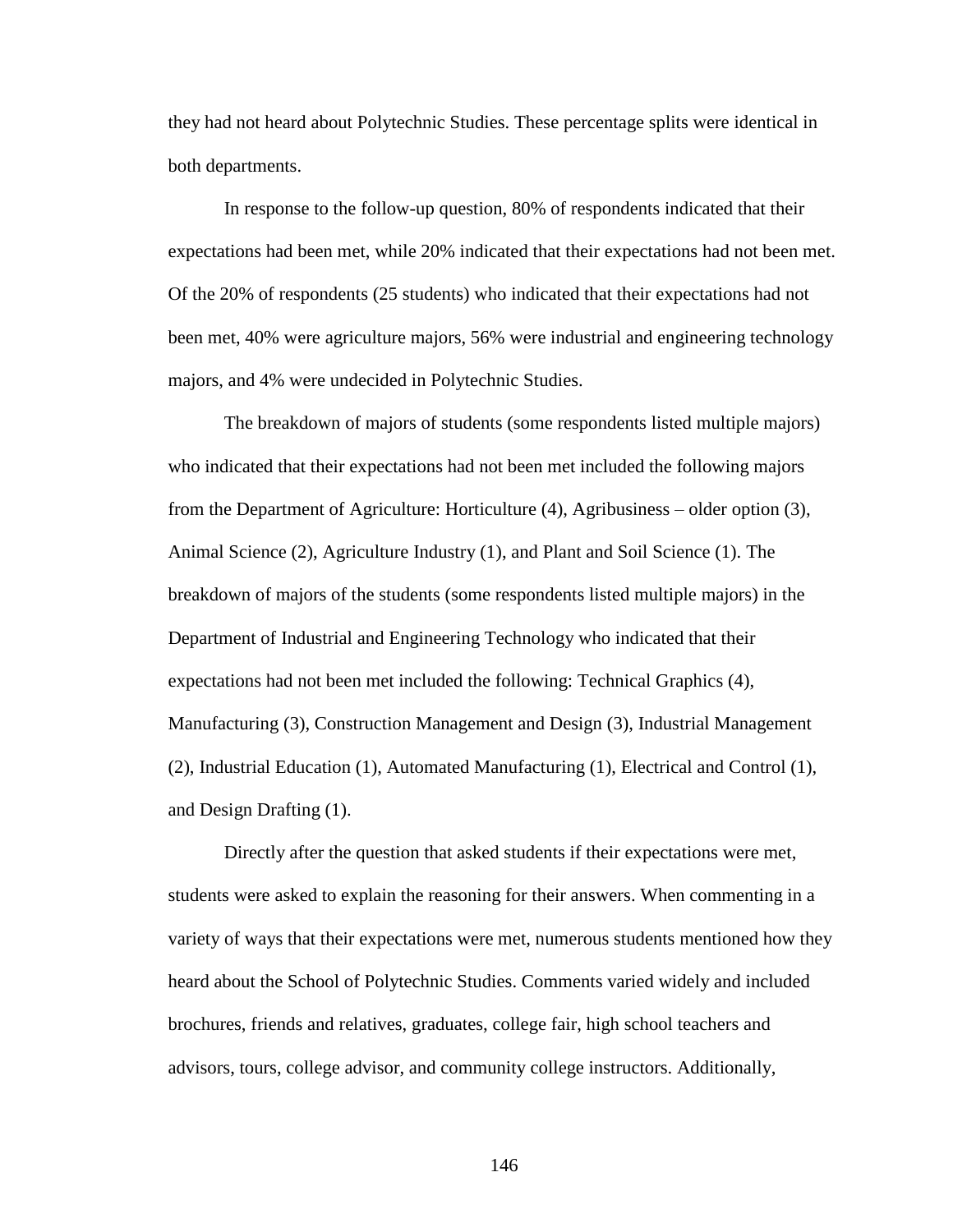they had not heard about Polytechnic Studies. These percentage splits were identical in both departments.

In response to the follow-up question, 80% of respondents indicated that their expectations had been met, while 20% indicated that their expectations had not been met. Of the 20% of respondents (25 students) who indicated that their expectations had not been met, 40% were agriculture majors, 56% were industrial and engineering technology majors, and 4% were undecided in Polytechnic Studies.

The breakdown of majors of students (some respondents listed multiple majors) who indicated that their expectations had not been met included the following majors from the Department of Agriculture: Horticulture (4), Agribusiness – older option (3), Animal Science (2), Agriculture Industry (1), and Plant and Soil Science (1). The breakdown of majors of the students (some respondents listed multiple majors) in the Department of Industrial and Engineering Technology who indicated that their expectations had not been met included the following: Technical Graphics (4), Manufacturing (3), Construction Management and Design (3), Industrial Management (2), Industrial Education (1), Automated Manufacturing (1), Electrical and Control (1), and Design Drafting (1).

Directly after the question that asked students if their expectations were met, students were asked to explain the reasoning for their answers. When commenting in a variety of ways that their expectations were met, numerous students mentioned how they heard about the School of Polytechnic Studies. Comments varied widely and included brochures, friends and relatives, graduates, college fair, high school teachers and advisors, tours, college advisor, and community college instructors. Additionally,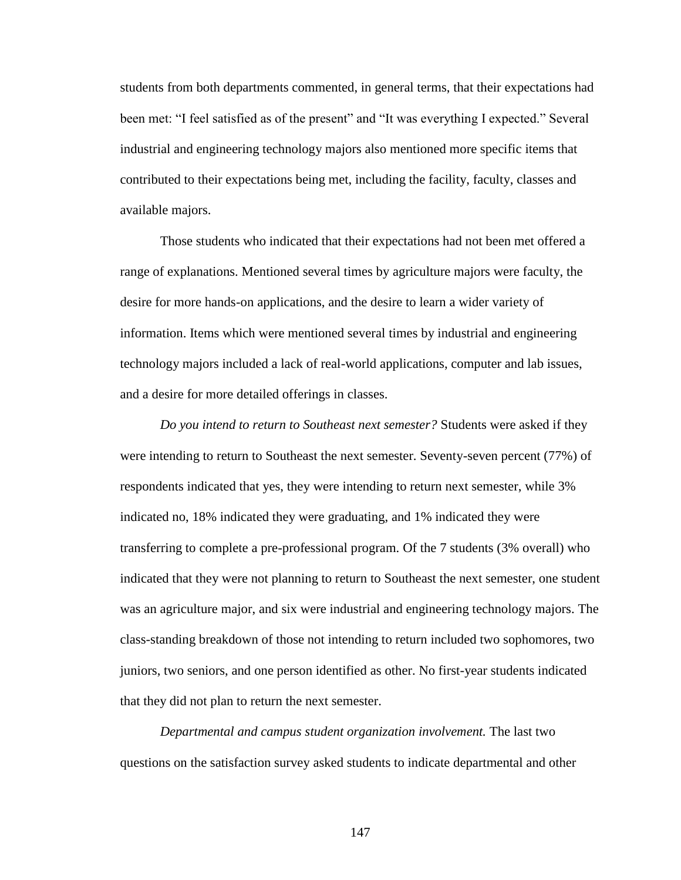students from both departments commented, in general terms, that their expectations had been met: "I feel satisfied as of the present" and "It was everything I expected." Several industrial and engineering technology majors also mentioned more specific items that contributed to their expectations being met, including the facility, faculty, classes and available majors.

Those students who indicated that their expectations had not been met offered a range of explanations. Mentioned several times by agriculture majors were faculty, the desire for more hands-on applications, and the desire to learn a wider variety of information. Items which were mentioned several times by industrial and engineering technology majors included a lack of real-world applications, computer and lab issues, and a desire for more detailed offerings in classes.

*Do you intend to return to Southeast next semester?* Students were asked if they were intending to return to Southeast the next semester. Seventy-seven percent (77%) of respondents indicated that yes, they were intending to return next semester, while 3% indicated no, 18% indicated they were graduating, and 1% indicated they were transferring to complete a pre-professional program. Of the 7 students (3% overall) who indicated that they were not planning to return to Southeast the next semester, one student was an agriculture major, and six were industrial and engineering technology majors. The class-standing breakdown of those not intending to return included two sophomores, two juniors, two seniors, and one person identified as other. No first-year students indicated that they did not plan to return the next semester.

*Departmental and campus student organization involvement.* The last two questions on the satisfaction survey asked students to indicate departmental and other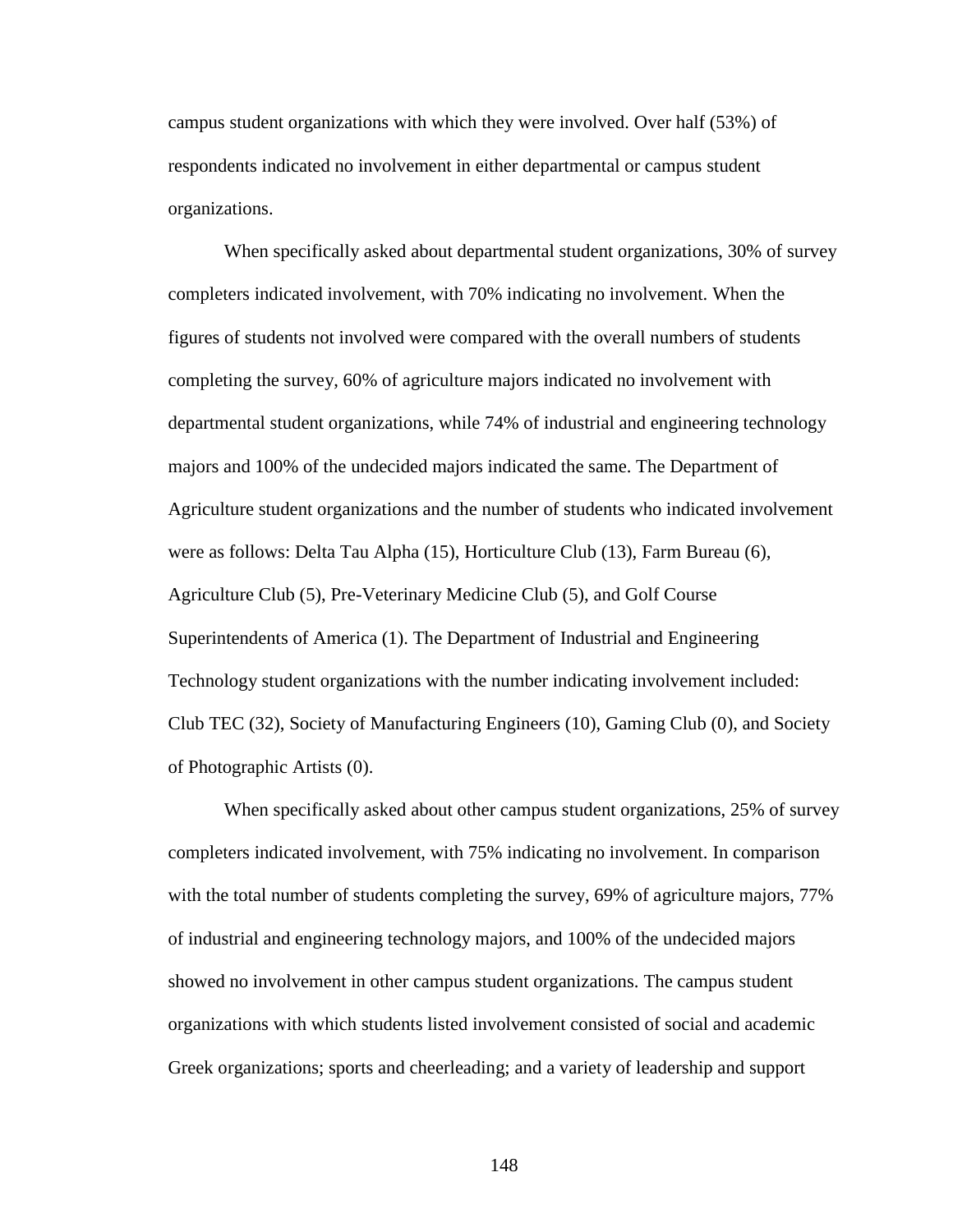campus student organizations with which they were involved. Over half (53%) of respondents indicated no involvement in either departmental or campus student organizations.

When specifically asked about departmental student organizations, 30% of survey completers indicated involvement, with 70% indicating no involvement. When the figures of students not involved were compared with the overall numbers of students completing the survey, 60% of agriculture majors indicated no involvement with departmental student organizations, while 74% of industrial and engineering technology majors and 100% of the undecided majors indicated the same. The Department of Agriculture student organizations and the number of students who indicated involvement were as follows: Delta Tau Alpha (15), Horticulture Club (13), Farm Bureau (6), Agriculture Club (5), Pre-Veterinary Medicine Club (5), and Golf Course Superintendents of America (1). The Department of Industrial and Engineering Technology student organizations with the number indicating involvement included: Club TEC (32), Society of Manufacturing Engineers (10), Gaming Club (0), and Society of Photographic Artists (0).

When specifically asked about other campus student organizations, 25% of survey completers indicated involvement, with 75% indicating no involvement. In comparison with the total number of students completing the survey, 69% of agriculture majors, 77% of industrial and engineering technology majors, and 100% of the undecided majors showed no involvement in other campus student organizations. The campus student organizations with which students listed involvement consisted of social and academic Greek organizations; sports and cheerleading; and a variety of leadership and support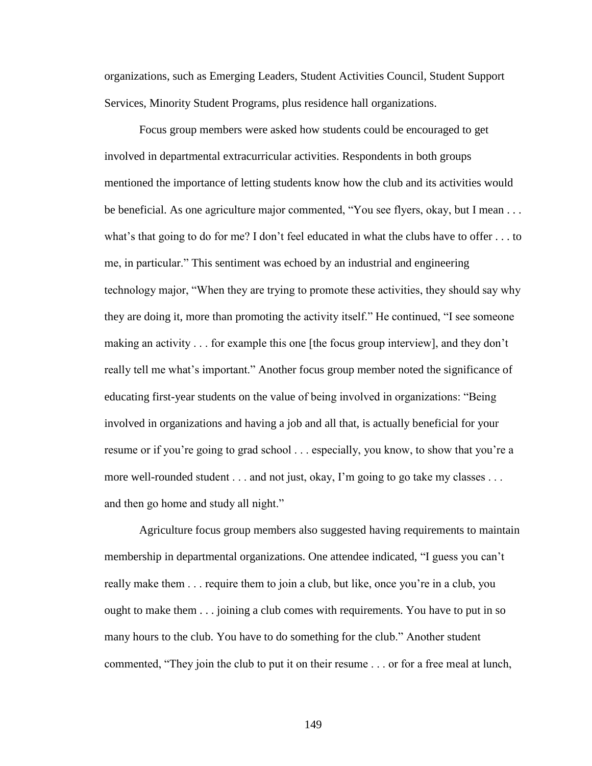organizations, such as Emerging Leaders, Student Activities Council, Student Support Services, Minority Student Programs, plus residence hall organizations.

Focus group members were asked how students could be encouraged to get involved in departmental extracurricular activities. Respondents in both groups mentioned the importance of letting students know how the club and its activities would be beneficial. As one agriculture major commented, "You see flyers, okay, but I mean . . . what's that going to do for me? I don't feel educated in what the clubs have to offer . . . to me, in particular." This sentiment was echoed by an industrial and engineering technology major, "When they are trying to promote these activities, they should say why they are doing it, more than promoting the activity itself." He continued, "I see someone making an activity . . . for example this one [the focus group interview], and they don't really tell me what's important." Another focus group member noted the significance of educating first-year students on the value of being involved in organizations: "Being involved in organizations and having a job and all that, is actually beneficial for your resume or if you're going to grad school . . . especially, you know, to show that you're a more well-rounded student . . . and not just, okay, I'm going to go take my classes . . . and then go home and study all night."

Agriculture focus group members also suggested having requirements to maintain membership in departmental organizations. One attendee indicated, "I guess you can't really make them . . . require them to join a club, but like, once you're in a club, you ought to make them . . . joining a club comes with requirements. You have to put in so many hours to the club. You have to do something for the club." Another student commented, "They join the club to put it on their resume . . . or for a free meal at lunch,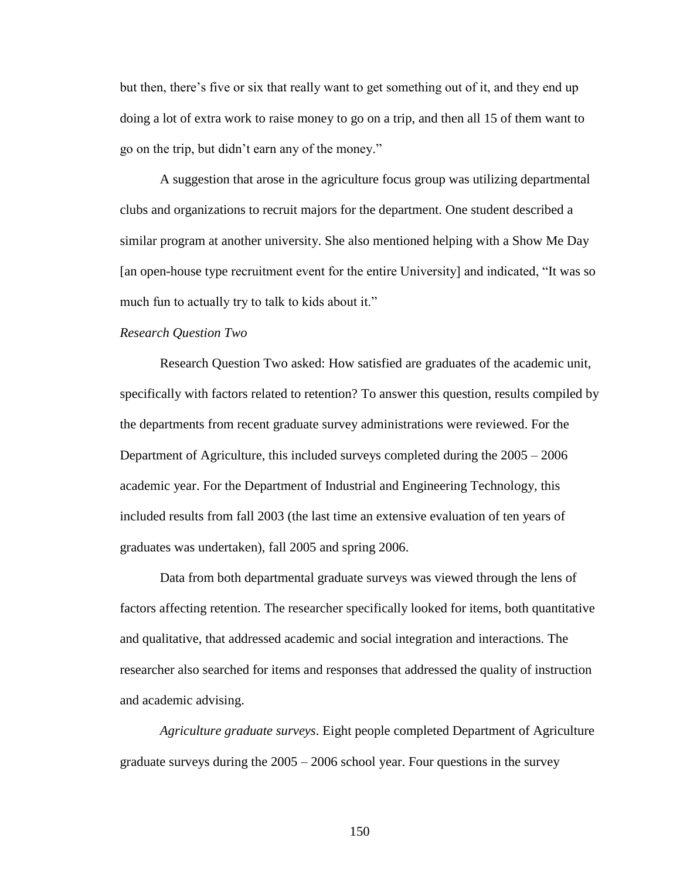but then, there's five or six that really want to get something out of it, and they end up doing a lot of extra work to raise money to go on a trip, and then all 15 of them want to go on the trip, but didn't earn any of the money."

A suggestion that arose in the agriculture focus group was utilizing departmental clubs and organizations to recruit majors for the department. One student described a similar program at another university. She also mentioned helping with a Show Me Day [an open-house type recruitment event for the entire University] and indicated, "It was so much fun to actually try to talk to kids about it."

*Research Question Two*

Research Question Two asked: How satisfied are graduates of the academic unit, specifically with factors related to retention? To answer this question, results compiled by the departments from recent graduate survey administrations were reviewed. For the Department of Agriculture, this included surveys completed during the 2005 – 2006 academic year. For the Department of Industrial and Engineering Technology, this included results from fall 2003 (the last time an extensive evaluation of ten years of graduates was undertaken), fall 2005 and spring 2006.

Data from both departmental graduate surveys was viewed through the lens of factors affecting retention. The researcher specifically looked for items, both quantitative and qualitative, that addressed academic and social integration and interactions. The researcher also searched for items and responses that addressed the quality of instruction and academic advising.

*Agriculture graduate surveys*. Eight people completed Department of Agriculture graduate surveys during the 2005 – 2006 school year. Four questions in the survey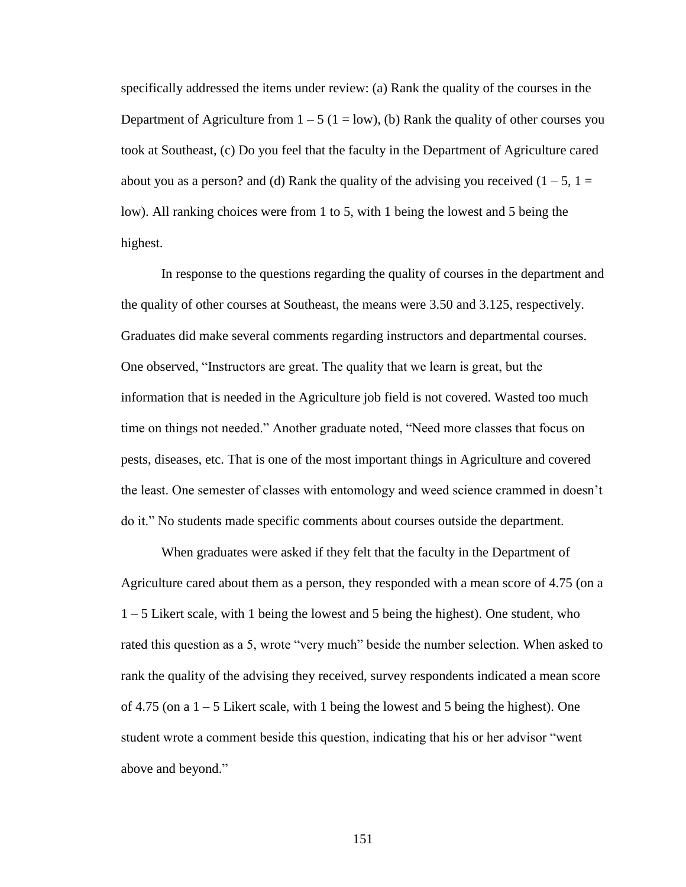specifically addressed the items under review: (a) Rank the quality of the courses in the Department of Agriculture from 1 – 5 (1 = low), (b) Rank the quality of other courses you took at Southeast, (c) Do you feel that the faculty in the Department of Agriculture cared about you as a person? and (d) Rank the quality of the advising you received (1 – 5, 1 = low). All ranking choices were from 1 to 5, with 1 being the lowest and 5 being the highest.

In response to the questions regarding the quality of courses in the department and the quality of other courses at Southeast, the means were 3.50 and 3.125, respectively. Graduates did make several comments regarding instructors and departmental courses. One observed, "Instructors are great. The quality that we learn is great, but the information that is needed in the Agriculture job field is not covered. Wasted too much time on things not needed." Another graduate noted, "Need more classes that focus on pests, diseases, etc. That is one of the most important things in Agriculture and covered the least. One semester of classes with entomology and weed science crammed in doesn't do it." No students made specific comments about courses outside the department.

When graduates were asked if they felt that the faculty in the Department of Agriculture cared about them as a person, they responded with a mean score of 4.75 (on a 1 – 5 Likert scale, with 1 being the lowest and 5 being the highest). One student, who rated this question as a 5, wrote "very much" beside the number selection. When asked to rank the quality of the advising they received, survey respondents indicated a mean score of 4.75 (on a 1 – 5 Likert scale, with 1 being the lowest and 5 being the highest). One student wrote a comment beside this question, indicating that his or her advisor "went above and beyond."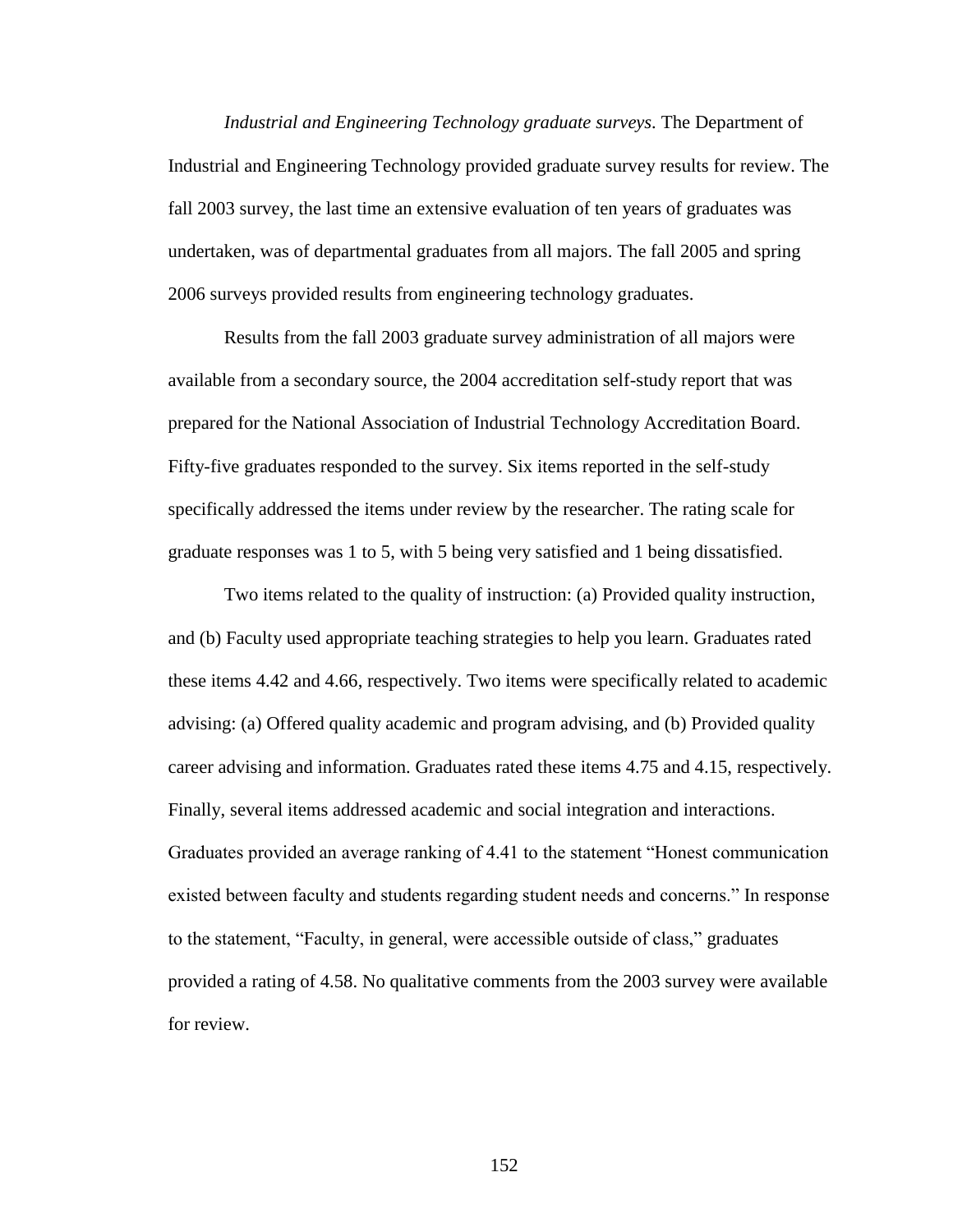*Industrial and Engineering Technology graduate surveys.* The Department of Industrial and Engineering Technology provided graduate survey results for review. The fall 2003 survey, the last time an extensive evaluation of ten years of graduates was undertaken, was of departmental graduates from all majors. The fall 2005 and spring 2006 surveys provided results from engineering technology graduates.

Results from the fall 2003 graduate survey administration of all majors were available from a secondary source, the 2004 accreditation self-study report that was prepared for the National Association of Industrial Technology Accreditation Board. Fifty-five graduates responded to the survey. Six items reported in the self-study specifically addressed the items under review by the researcher. The rating scale for graduate responses was 1 to 5, with 5 being very satisfied and 1 being dissatisfied.

Two items related to the quality of instruction: (a) Provided quality instruction, and (b) Faculty used appropriate teaching strategies to help you learn. Graduates rated these items 4.42 and 4.66, respectively. Two items were specifically related to academic advising: (a) Offered quality academic and program advising, and (b) Provided quality career advising and information. Graduates rated these items 4.75 and 4.15, respectively. Finally, several items addressed academic and social integration and interactions. Graduates provided an average ranking of 4.41 to the statement "Honest communication existed between faculty and students regarding student needs and concerns." In response to the statement, "Faculty, in general, were accessible outside of class," graduates provided a rating of 4.58. No qualitative comments from the 2003 survey were available for review.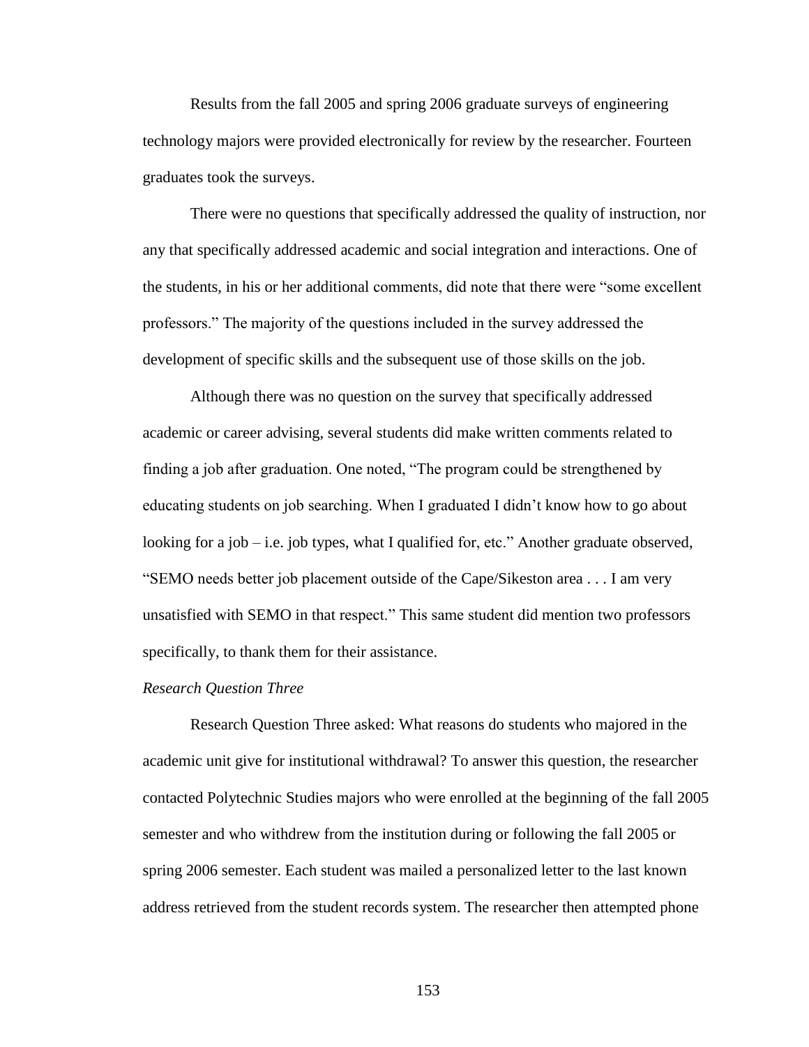Results from the fall 2005 and spring 2006 graduate surveys of engineering technology majors were provided electronically for review by the researcher. Fourteen graduates took the surveys.

There were no questions that specifically addressed the quality of instruction, nor any that specifically addressed academic and social integration and interactions. One of the students, in his or her additional comments, did note that there were "some excellent professors." The majority of the questions included in the survey addressed the development of specific skills and the subsequent use of those skills on the job.

Although there was no question on the survey that specifically addressed academic or career advising, several students did make written comments related to finding a job after graduation. One noted, "The program could be strengthened by educating students on job searching. When I graduated I didn't know how to go about looking for a job – i.e. job types, what I qualified for, etc." Another graduate observed, "SEMO needs better job placement outside of the Cape/Sikeston area . . . I am very unsatisfied with SEMO in that respect." This same student did mention two professors specifically, to thank them for their assistance.

*Research Question Three*

Research Question Three asked: What reasons do students who majored in the academic unit give for institutional withdrawal? To answer this question, the researcher contacted Polytechnic Studies majors who were enrolled at the beginning of the fall 2005 semester and who withdrew from the institution during or following the fall 2005 or spring 2006 semester. Each student was mailed a personalized letter to the last known address retrieved from the student records system. The researcher then attempted phone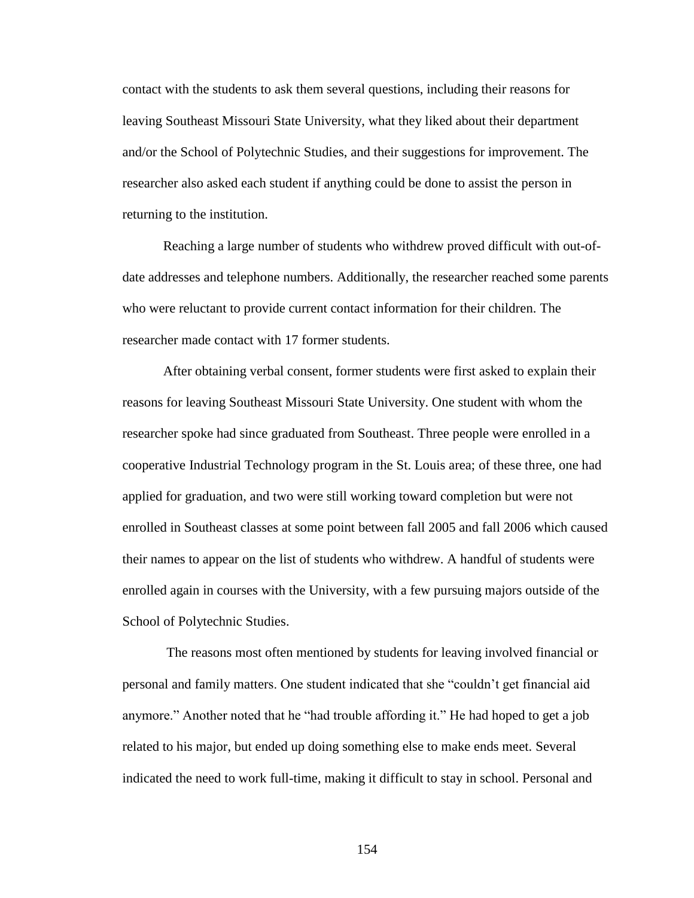contact with the students to ask them several questions, including their reasons for leaving Southeast Missouri State University, what they liked about their department and/or the School of Polytechnic Studies, and their suggestions for improvement. The researcher also asked each student if anything could be done to assist the person in returning to the institution.

Reaching a large number of students who withdrew proved difficult with out-of-date addresses and telephone numbers. Additionally, the researcher reached some parents who were reluctant to provide current contact information for their children. The researcher made contact with 17 former students.

After obtaining verbal consent, former students were first asked to explain their reasons for leaving Southeast Missouri State University. One student with whom the researcher spoke had since graduated from Southeast. Three people were enrolled in a cooperative Industrial Technology program in the St. Louis area; of these three, one had applied for graduation, and two were still working toward completion but were not enrolled in Southeast classes at some point between fall 2005 and fall 2006 which caused their names to appear on the list of students who withdrew. A handful of students were enrolled again in courses with the University, with a few pursuing majors outside of the School of Polytechnic Studies.

The reasons most often mentioned by students for leaving involved financial or personal and family matters. One student indicated that she "couldn't get financial aid anymore." Another noted that he "had trouble affording it." He had hoped to get a job related to his major, but ended up doing something else to make ends meet. Several indicated the need to work full-time, making it difficult to stay in school. Personal and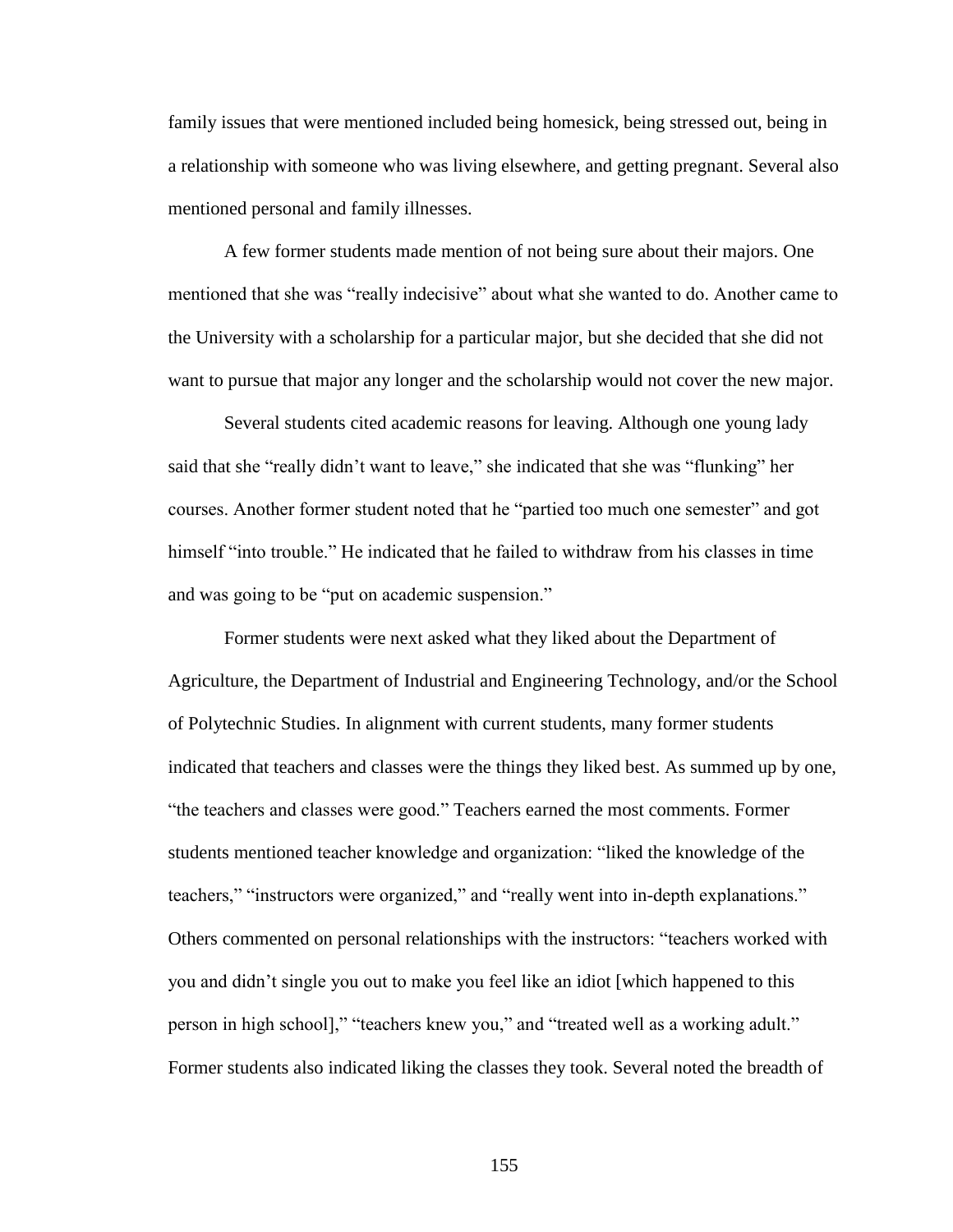family issues that were mentioned included being homesick, being stressed out, being in a relationship with someone who was living elsewhere, and getting pregnant. Several also mentioned personal and family illnesses.

A few former students made mention of not being sure about their majors. One mentioned that she was "really indecisive" about what she wanted to do. Another came to the University with a scholarship for a particular major, but she decided that she did not want to pursue that major any longer and the scholarship would not cover the new major.

Several students cited academic reasons for leaving. Although one young lady said that she "really didn't want to leave," she indicated that she was "flunking" her courses. Another former student noted that he "partied too much one semester" and got himself "into trouble." He indicated that he failed to withdraw from his classes in time and was going to be "put on academic suspension."

Former students were next asked what they liked about the Department of Agriculture, the Department of Industrial and Engineering Technology, and/or the School of Polytechnic Studies. In alignment with current students, many former students indicated that teachers and classes were the things they liked best. As summed up by one, "the teachers and classes were good." Teachers earned the most comments. Former students mentioned teacher knowledge and organization: "liked the knowledge of the teachers," "instructors were organized," and "really went into in-depth explanations." Others commented on personal relationships with the instructors: "teachers worked with you and didn't single you out to make you feel like an idiot [which happened to this person in high school]," "teachers knew you," and "treated well as a working adult." Former students also indicated liking the classes they took. Several noted the breadth of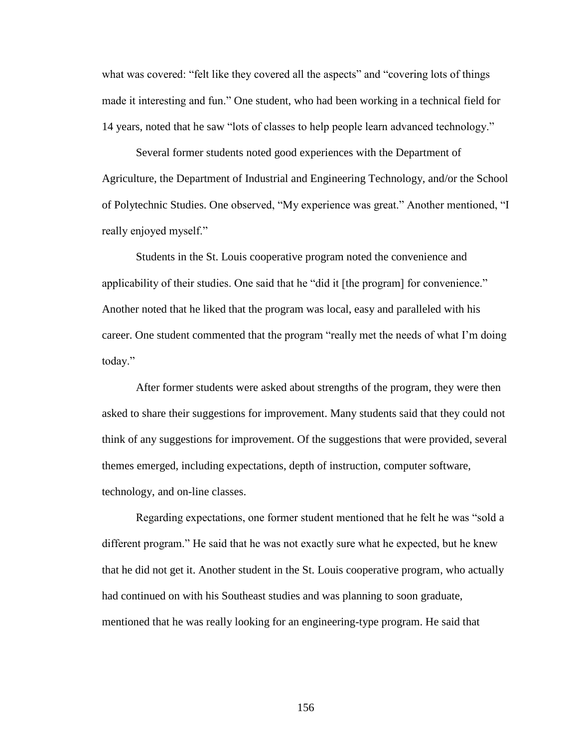what was covered: "felt like they covered all the aspects" and "covering lots of things made it interesting and fun." One student, who had been working in a technical field for 14 years, noted that he saw "lots of classes to help people learn advanced technology."

Several former students noted good experiences with the Department of Agriculture, the Department of Industrial and Engineering Technology, and/or the School of Polytechnic Studies. One observed, "My experience was great." Another mentioned, "I really enjoyed myself."

Students in the St. Louis cooperative program noted the convenience and applicability of their studies. One said that he "did it [the program] for convenience." Another noted that he liked that the program was local, easy and paralleled with his career. One student commented that the program "really met the needs of what I'm doing today."

After former students were asked about strengths of the program, they were then asked to share their suggestions for improvement. Many students said that they could not think of any suggestions for improvement. Of the suggestions that were provided, several themes emerged, including expectations, depth of instruction, computer software, technology, and on-line classes.

Regarding expectations, one former student mentioned that he felt he was "sold a different program." He said that he was not exactly sure what he expected, but he knew that he did not get it. Another student in the St. Louis cooperative program, who actually had continued on with his Southeast studies and was planning to soon graduate, mentioned that he was really looking for an engineering-type program. He said that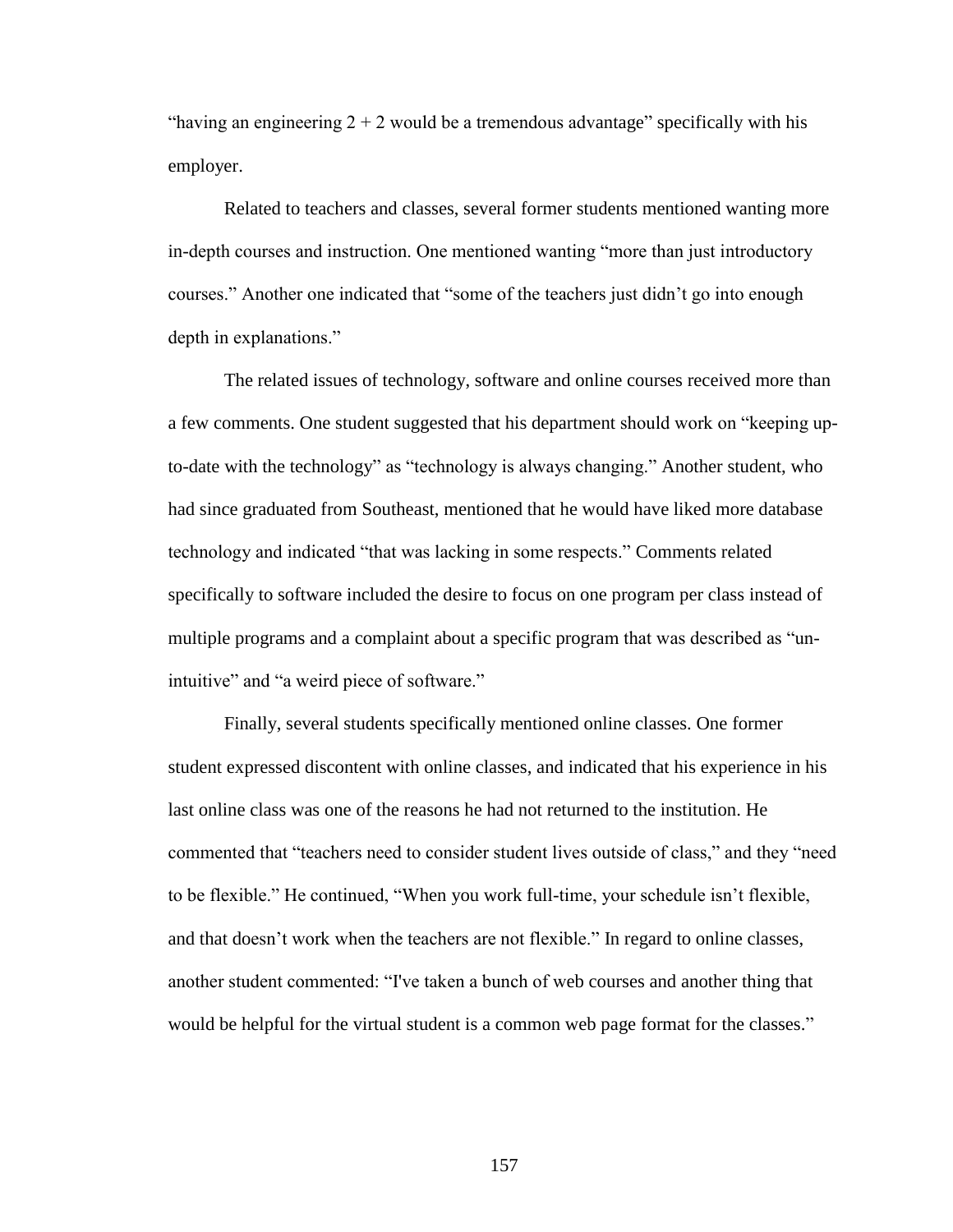"having an engineering 2 + 2 would be a tremendous advantage" specifically with his employer.

Related to teachers and classes, several former students mentioned wanting more in-depth courses and instruction. One mentioned wanting "more than just introductory courses." Another one indicated that "some of the teachers just didn't go into enough depth in explanations."

The related issues of technology, software and online courses received more than a few comments. One student suggested that his department should work on "keeping up-to-date with the technology" as "technology is always changing." Another student, who had since graduated from Southeast, mentioned that he would have liked more database technology and indicated "that was lacking in some respects." Comments related specifically to software included the desire to focus on one program per class instead of multiple programs and a complaint about a specific program that was described as "un-intuitive" and "a weird piece of software."

Finally, several students specifically mentioned online classes. One former student expressed discontent with online classes, and indicated that his experience in his last online class was one of the reasons he had not returned to the institution. He commented that "teachers need to consider student lives outside of class," and they "need to be flexible." He continued, "When you work full-time, your schedule isn't flexible, and that doesn't work when the teachers are not flexible." In regard to online classes, another student commented: "I've taken a bunch of web courses and another thing that would be helpful for the virtual student is a common web page format for the classes."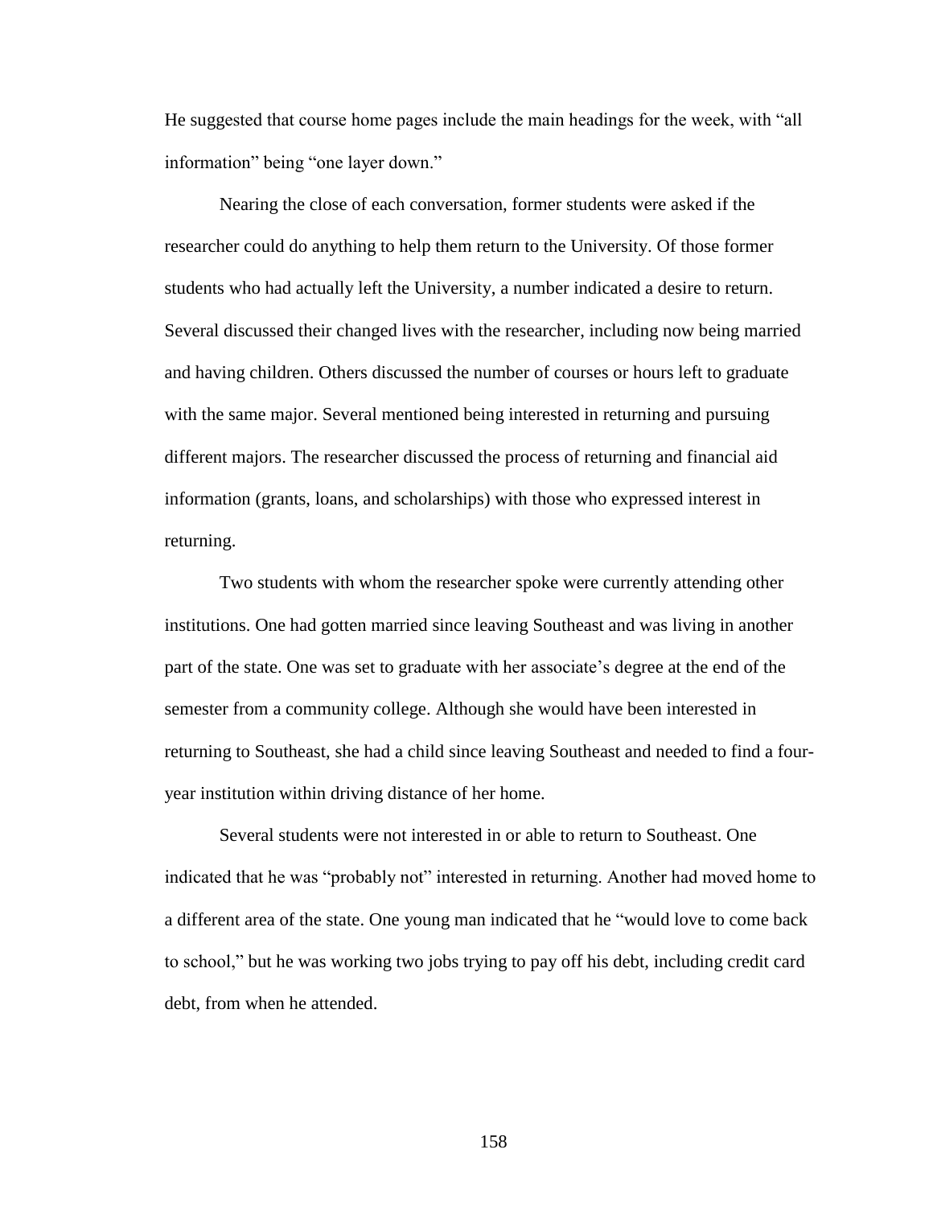He suggested that course home pages include the main headings for the week, with "all information" being "one layer down."

Nearing the close of each conversation, former students were asked if the researcher could do anything to help them return to the University. Of those former students who had actually left the University, a number indicated a desire to return. Several discussed their changed lives with the researcher, including now being married and having children. Others discussed the number of courses or hours left to graduate with the same major. Several mentioned being interested in returning and pursuing different majors. The researcher discussed the process of returning and financial aid information (grants, loans, and scholarships) with those who expressed interest in returning.

Two students with whom the researcher spoke were currently attending other institutions. One had gotten married since leaving Southeast and was living in another part of the state. One was set to graduate with her associate's degree at the end of the semester from a community college. Although she would have been interested in returning to Southeast, she had a child since leaving Southeast and needed to find a four-year institution within driving distance of her home.

Several students were not interested in or able to return to Southeast. One indicated that he was "probably not" interested in returning. Another had moved home to a different area of the state. One young man indicated that he "would love to come back to school," but he was working two jobs trying to pay off his debt, including credit card debt, from when he attended.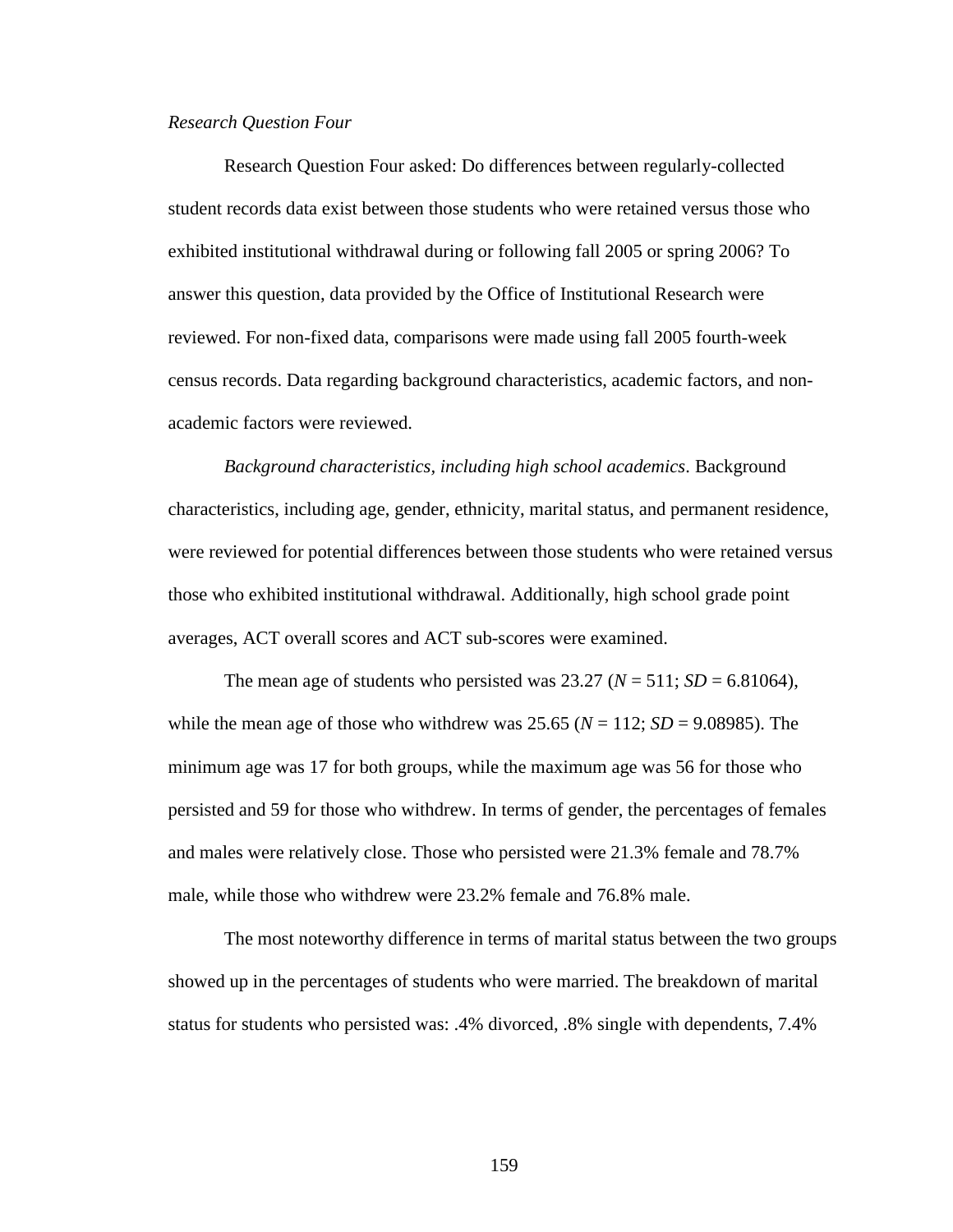*Research Question Four*

Research Question Four asked: Do differences between regularly-collected student records data exist between those students who were retained versus those who exhibited institutional withdrawal during or following fall 2005 or spring 2006? To answer this question, data provided by the Office of Institutional Research were reviewed. For non-fixed data, comparisons were made using fall 2005 fourth-week census records. Data regarding background characteristics, academic factors, and non-academic factors were reviewed.

*Background characteristics, including high school academics*. Background characteristics, including age, gender, ethnicity, marital status, and permanent residence, were reviewed for potential differences between those students who were retained versus those who exhibited institutional withdrawal. Additionally, high school grade point averages, ACT overall scores and ACT sub-scores were examined.

The mean age of students who persisted was 23.27 ($N$ = 511; $SD$ = 6.81064), while the mean age of those who withdrew was 25.65 ($N$ = 112; $SD$ = 9.08985). The minimum age was 17 for both groups, while the maximum age was 56 for those who persisted and 59 for those who withdrew. In terms of gender, the percentages of females and males were relatively close. Those who persisted were 21.3% female and 78.7% male, while those who withdrew were 23.2% female and 76.8% male.

The most noteworthy difference in terms of marital status between the two groups showed up in the percentages of students who were married. The breakdown of marital status for students who persisted was: .4% divorced, .8% single with dependents, 7.4%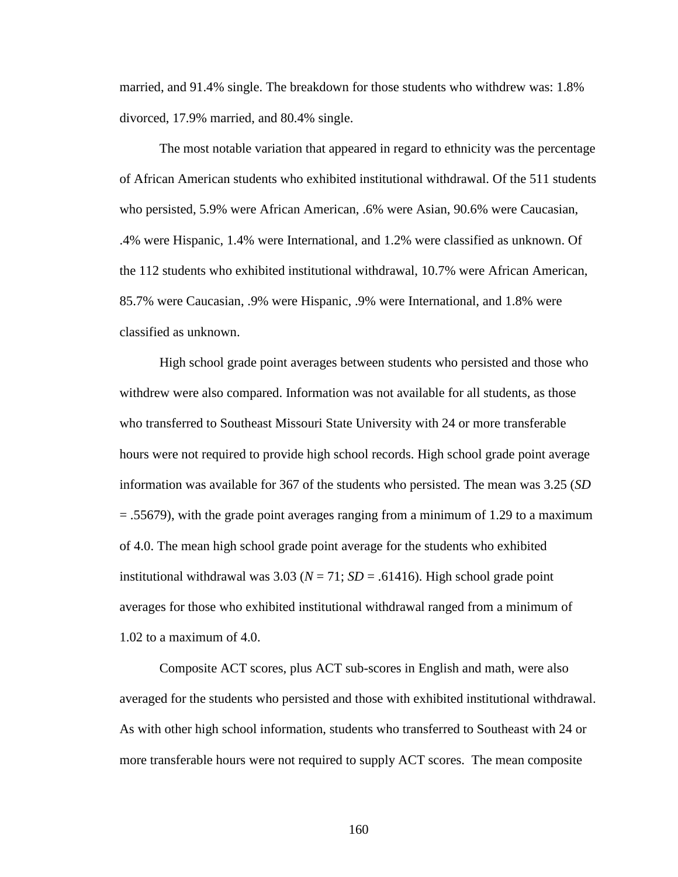married, and 91.4% single. The breakdown for those students who withdrew was: 1.8% divorced, 17.9% married, and 80.4% single.

The most notable variation that appeared in regard to ethnicity was the percentage of African American students who exhibited institutional withdrawal. Of the 511 students who persisted, 5.9% were African American, .6% were Asian, 90.6% were Caucasian, .4% were Hispanic, 1.4% were International, and 1.2% were classified as unknown. Of the 112 students who exhibited institutional withdrawal, 10.7% were African American, 85.7% were Caucasian, .9% were Hispanic, .9% were International, and 1.8% were classified as unknown.

High school grade point averages between students who persisted and those who withdrew were also compared. Information was not available for all students, as those who transferred to Southeast Missouri State University with 24 or more transferable hours were not required to provide high school records. High school grade point average information was available for 367 of the students who persisted. The mean was 3.25 (*SD* = .55679), with the grade point averages ranging from a minimum of 1.29 to a maximum of 4.0. The mean high school grade point average for the students who exhibited institutional withdrawal was 3.03 (*N* = 71; *SD* = .61416). High school grade point averages for those who exhibited institutional withdrawal ranged from a minimum of 1.02 to a maximum of 4.0.

Composite ACT scores, plus ACT sub-scores in English and math, were also averaged for the students who persisted and those with exhibited institutional withdrawal. As with other high school information, students who transferred to Southeast with 24 or more transferable hours were not required to supply ACT scores. The mean composite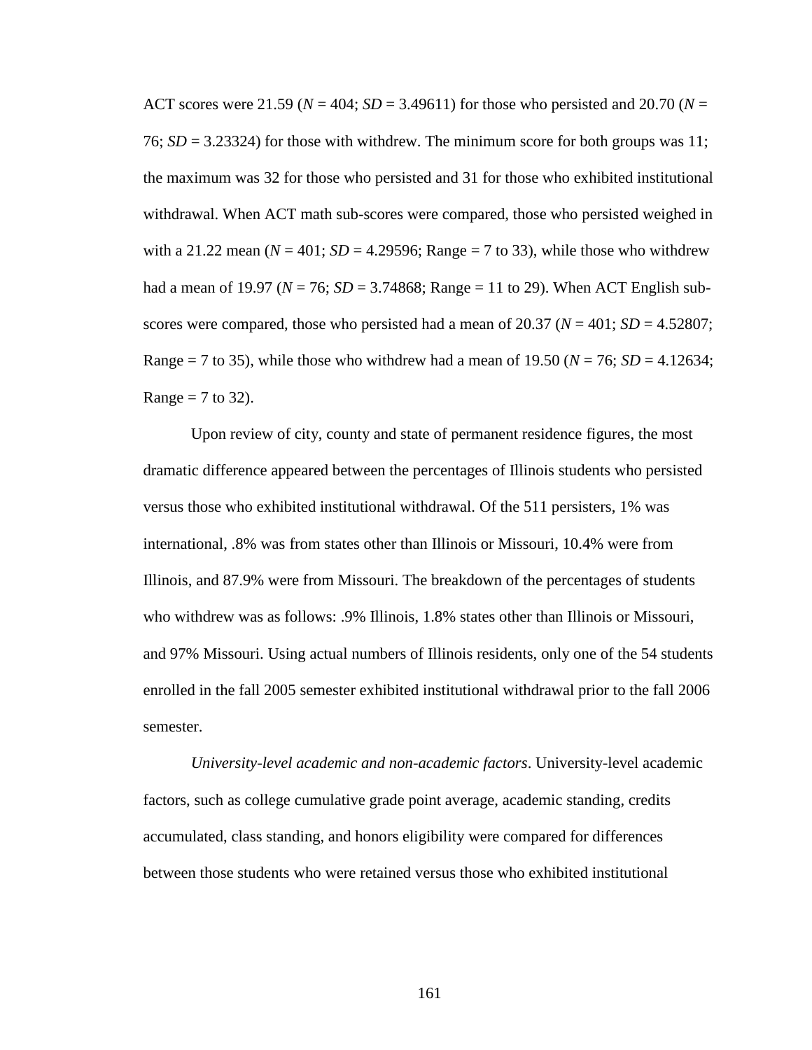ACT scores were 21.59 ($N$ = 404; $SD$ = 3.49611) for those who persisted and 20.70 ($N$ = 76; $SD$ = 3.23324) for those with withdrew. The minimum score for both groups was 11; the maximum was 32 for those who persisted and 31 for those who exhibited institutional withdrawal. When ACT math sub-scores were compared, those who persisted weighed in with a 21.22 mean ($N$ = 401; $SD$ = 4.29596; Range = 7 to 33), while those who withdrew had a mean of 19.97 ($N$ = 76; $SD$ = 3.74868; Range = 11 to 29). When ACT English sub-scores were compared, those who persisted had a mean of 20.37 ($N$ = 401; $SD$ = 4.52807; Range = 7 to 35), while those who withdrew had a mean of 19.50 ($N$ = 76; $SD$ = 4.12634; Range = 7 to 32).

Upon review of city, county and state of permanent residence figures, the most dramatic difference appeared between the percentages of Illinois students who persisted versus those who exhibited institutional withdrawal. Of the 511 persisters, 1% was international, .8% was from states other than Illinois or Missouri, 10.4% were from Illinois, and 87.9% were from Missouri. The breakdown of the percentages of students who withdrew was as follows: .9% Illinois, 1.8% states other than Illinois or Missouri, and 97% Missouri. Using actual numbers of Illinois residents, only one of the 54 students enrolled in the fall 2005 semester exhibited institutional withdrawal prior to the fall 2006 semester.

*University-level academic and non-academic factors*. University-level academic factors, such as college cumulative grade point average, academic standing, credits accumulated, class standing, and honors eligibility were compared for differences between those students who were retained versus those who exhibited institutional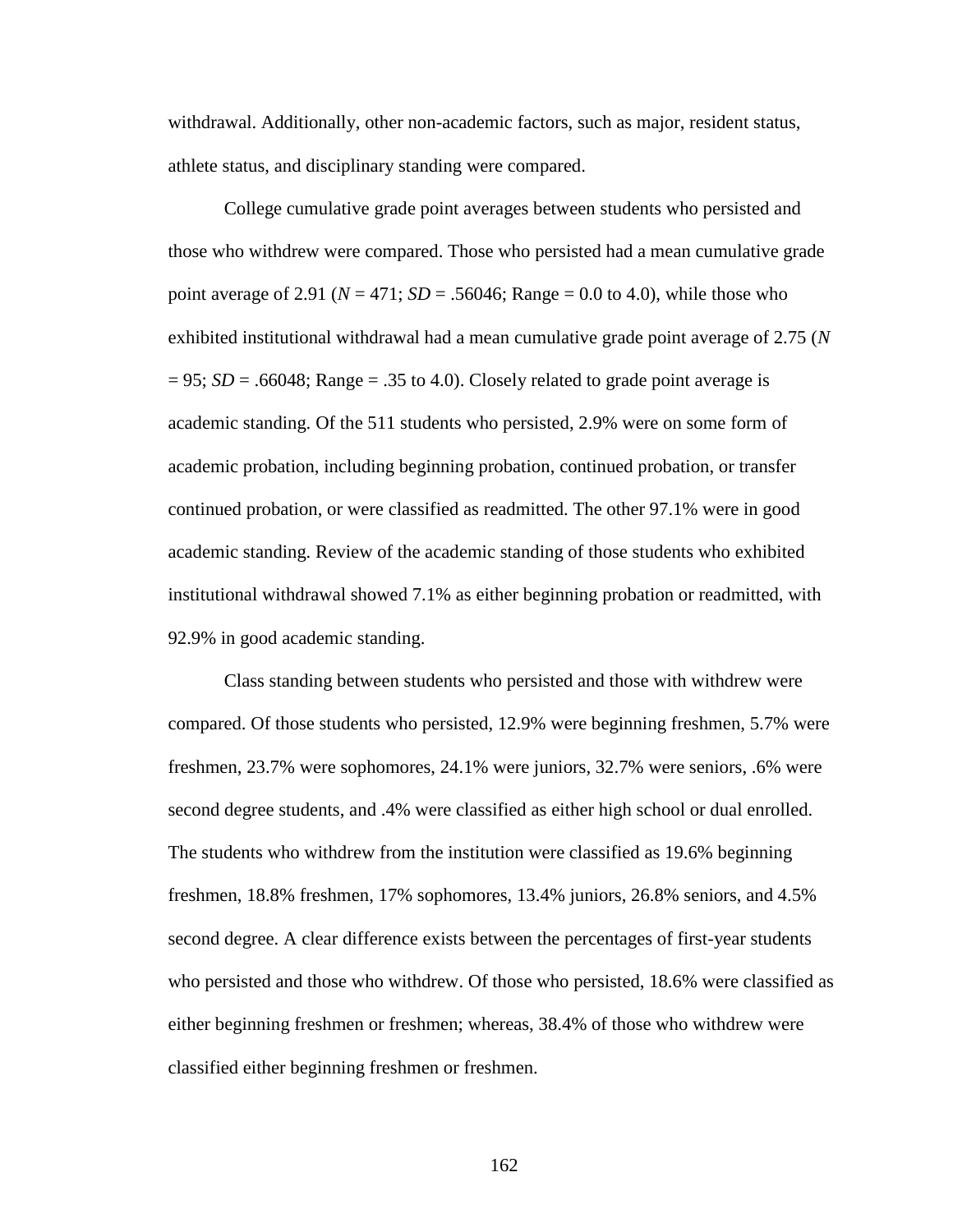withdrawal. Additionally, other non-academic factors, such as major, resident status, athlete status, and disciplinary standing were compared.

College cumulative grade point averages between students who persisted and those who withdrew were compared. Those who persisted had a mean cumulative grade point average of 2.91 ($N$ = 471; $SD$ = .56046; Range = 0.0 to 4.0), while those who exhibited institutional withdrawal had a mean cumulative grade point average of 2.75 ($N$ = 95; $SD$ = .66048; Range = .35 to 4.0). Closely related to grade point average is academic standing. Of the 511 students who persisted, 2.9% were on some form of academic probation, including beginning probation, continued probation, or transfer continued probation, or were classified as readmitted. The other 97.1% were in good academic standing. Review of the academic standing of those students who exhibited institutional withdrawal showed 7.1% as either beginning probation or readmitted, with 92.9% in good academic standing.

Class standing between students who persisted and those with withdrew were compared. Of those students who persisted, 12.9% were beginning freshmen, 5.7% were freshmen, 23.7% were sophomores, 24.1% were juniors, 32.7% were seniors, .6% were second degree students, and .4% were classified as either high school or dual enrolled. The students who withdrew from the institution were classified as 19.6% beginning freshmen, 18.8% freshmen, 17% sophomores, 13.4% juniors, 26.8% seniors, and 4.5% second degree. A clear difference exists between the percentages of first-year students who persisted and those who withdrew. Of those who persisted, 18.6% were classified as either beginning freshmen or freshmen; whereas, 38.4% of those who withdrew were classified either beginning freshmen or freshmen.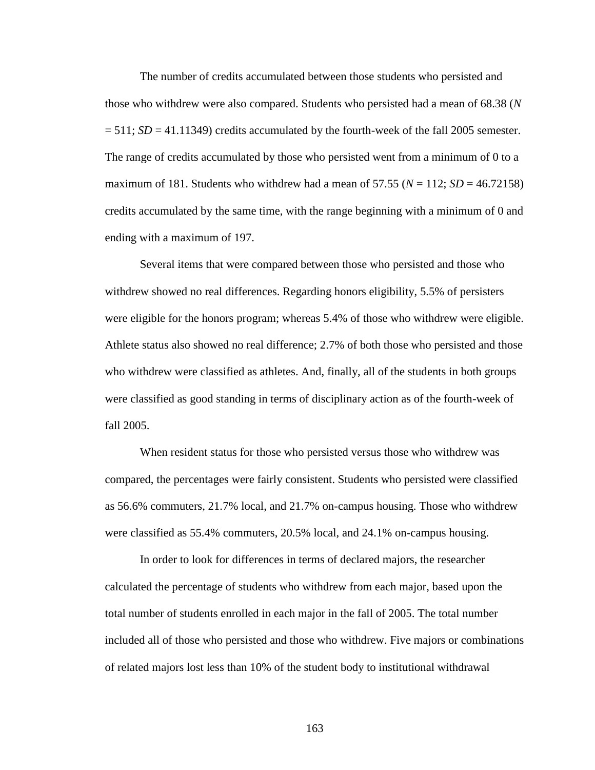The number of credits accumulated between those students who persisted and those who withdrew were also compared. Students who persisted had a mean of 68.38 ($N = 511$; $SD = 41.11349$) credits accumulated by the fourth-week of the fall 2005 semester. The range of credits accumulated by those who persisted went from a minimum of 0 to a maximum of 181. Students who withdrew had a mean of 57.55 ($N = 112$; $SD = 46.72158$) credits accumulated by the same time, with the range beginning with a minimum of 0 and ending with a maximum of 197.

Several items that were compared between those who persisted and those who withdrew showed no real differences. Regarding honors eligibility, 5.5% of persisters were eligible for the honors program; whereas 5.4% of those who withdrew were eligible. Athlete status also showed no real difference; 2.7% of both those who persisted and those who withdrew were classified as athletes. And, finally, all of the students in both groups were classified as good standing in terms of disciplinary action as of the fourth-week of fall 2005.

When resident status for those who persisted versus those who withdrew was compared, the percentages were fairly consistent. Students who persisted were classified as 56.6% commuters, 21.7% local, and 21.7% on-campus housing. Those who withdrew were classified as 55.4% commuters, 20.5% local, and 24.1% on-campus housing.

In order to look for differences in terms of declared majors, the researcher calculated the percentage of students who withdrew from each major, based upon the total number of students enrolled in each major in the fall of 2005. The total number included all of those who persisted and those who withdrew. Five majors or combinations of related majors lost less than 10% of the student body to institutional withdrawal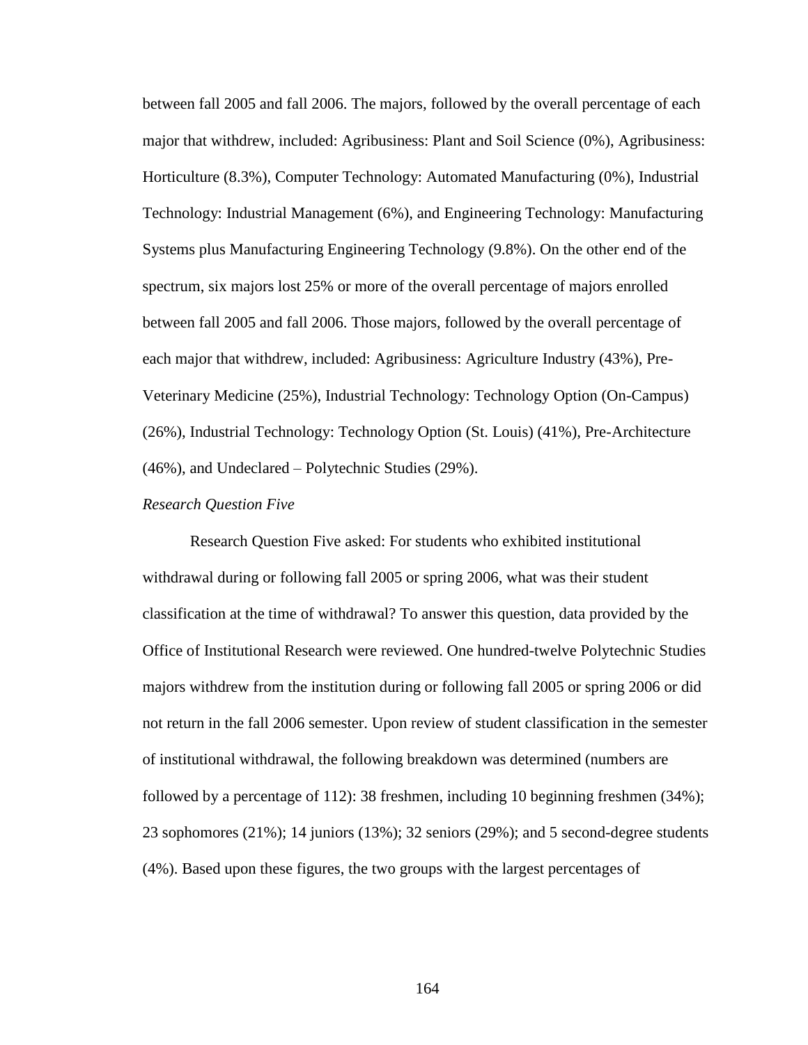between fall 2005 and fall 2006. The majors, followed by the overall percentage of each major that withdrew, included: Agribusiness: Plant and Soil Science (0%), Agribusiness: Horticulture (8.3%), Computer Technology: Automated Manufacturing (0%), Industrial Technology: Industrial Management (6%), and Engineering Technology: Manufacturing Systems plus Manufacturing Engineering Technology (9.8%). On the other end of the spectrum, six majors lost 25% or more of the overall percentage of majors enrolled between fall 2005 and fall 2006. Those majors, followed by the overall percentage of each major that withdrew, included: Agribusiness: Agriculture Industry (43%), Pre-Veterinary Medicine (25%), Industrial Technology: Technology Option (On-Campus) (26%), Industrial Technology: Technology Option (St. Louis) (41%), Pre-Architecture (46%), and Undeclared – Polytechnic Studies (29%).

*Research Question Five*

Research Question Five asked: For students who exhibited institutional withdrawal during or following fall 2005 or spring 2006, what was their student classification at the time of withdrawal? To answer this question, data provided by the Office of Institutional Research were reviewed. One hundred-twelve Polytechnic Studies majors withdrew from the institution during or following fall 2005 or spring 2006 or did not return in the fall 2006 semester. Upon review of student classification in the semester of institutional withdrawal, the following breakdown was determined (numbers are followed by a percentage of 112): 38 freshmen, including 10 beginning freshmen (34%); 23 sophomores (21%); 14 juniors (13%); 32 seniors (29%); and 5 second-degree students (4%). Based upon these figures, the two groups with the largest percentages of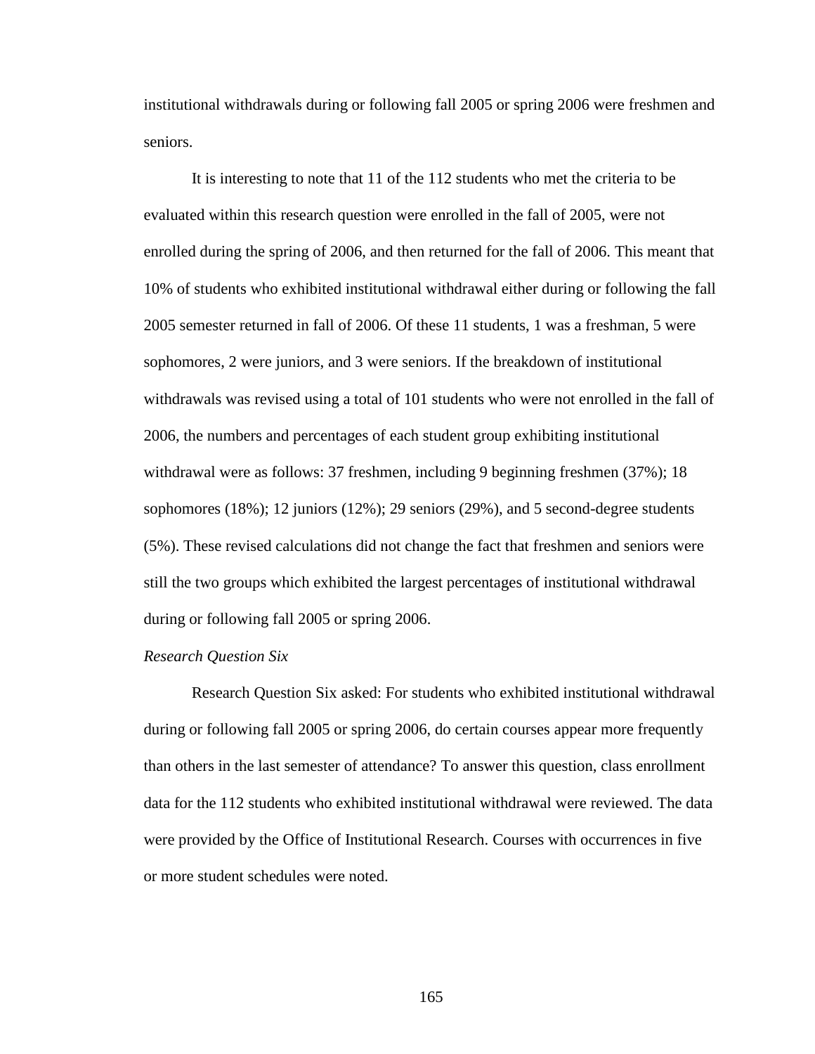institutional withdrawals during or following fall 2005 or spring 2006 were freshmen and seniors.

It is interesting to note that 11 of the 112 students who met the criteria to be evaluated within this research question were enrolled in the fall of 2005, were not enrolled during the spring of 2006, and then returned for the fall of 2006. This meant that 10% of students who exhibited institutional withdrawal either during or following the fall 2005 semester returned in fall of 2006. Of these 11 students, 1 was a freshman, 5 were sophomores, 2 were juniors, and 3 were seniors. If the breakdown of institutional withdrawals was revised using a total of 101 students who were not enrolled in the fall of 2006, the numbers and percentages of each student group exhibiting institutional withdrawal were as follows: 37 freshmen, including 9 beginning freshmen (37%); 18 sophomores (18%); 12 juniors (12%); 29 seniors (29%), and 5 second-degree students (5%). These revised calculations did not change the fact that freshmen and seniors were still the two groups which exhibited the largest percentages of institutional withdrawal during or following fall 2005 or spring 2006.

*Research Question Six*

Research Question Six asked: For students who exhibited institutional withdrawal during or following fall 2005 or spring 2006, do certain courses appear more frequently than others in the last semester of attendance? To answer this question, class enrollment data for the 112 students who exhibited institutional withdrawal were reviewed. The data were provided by the Office of Institutional Research. Courses with occurrences in five or more student schedules were noted.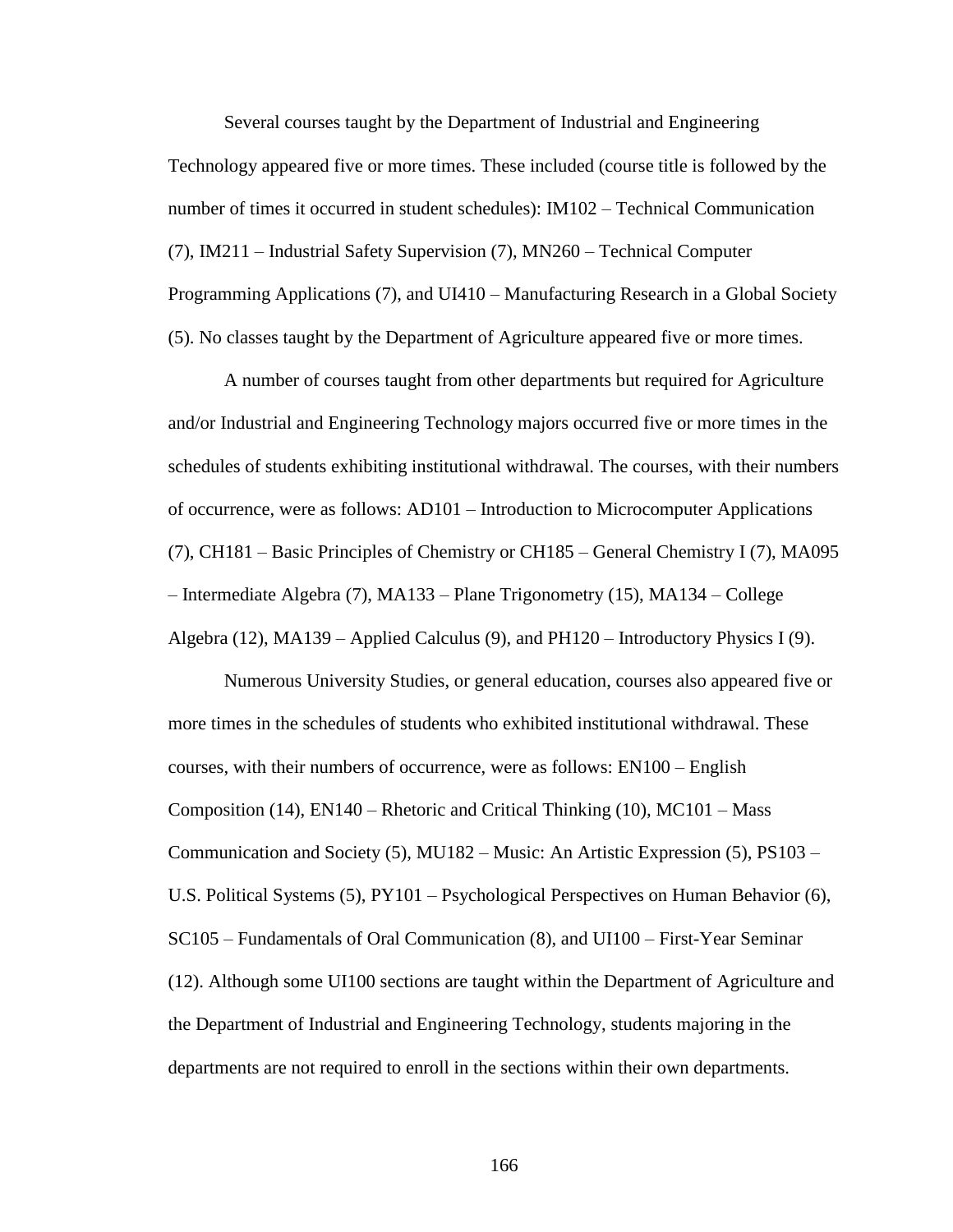Several courses taught by the Department of Industrial and Engineering Technology appeared five or more times. These included (course title is followed by the number of times it occurred in student schedules): IM102 – Technical Communication (7), IM211 – Industrial Safety Supervision (7), MN260 – Technical Computer Programming Applications (7), and UI410 – Manufacturing Research in a Global Society (5). No classes taught by the Department of Agriculture appeared five or more times.

A number of courses taught from other departments but required for Agriculture and/or Industrial and Engineering Technology majors occurred five or more times in the schedules of students exhibiting institutional withdrawal. The courses, with their numbers of occurrence, were as follows: AD101 – Introduction to Microcomputer Applications (7), CH181 – Basic Principles of Chemistry or CH185 – General Chemistry I (7), MA095 – Intermediate Algebra (7), MA133 – Plane Trigonometry (15), MA134 – College Algebra (12), MA139 – Applied Calculus (9), and PH120 – Introductory Physics I (9).

Numerous University Studies, or general education, courses also appeared five or more times in the schedules of students who exhibited institutional withdrawal. These courses, with their numbers of occurrence, were as follows: EN100 – English Composition (14), EN140 – Rhetoric and Critical Thinking (10), MC101 – Mass Communication and Society (5), MU182 – Music: An Artistic Expression (5), PS103 – U.S. Political Systems (5), PY101 – Psychological Perspectives on Human Behavior (6), SC105 – Fundamentals of Oral Communication (8), and UI100 – First-Year Seminar (12). Although some UI100 sections are taught within the Department of Agriculture and the Department of Industrial and Engineering Technology, students majoring in the departments are not required to enroll in the sections within their own departments.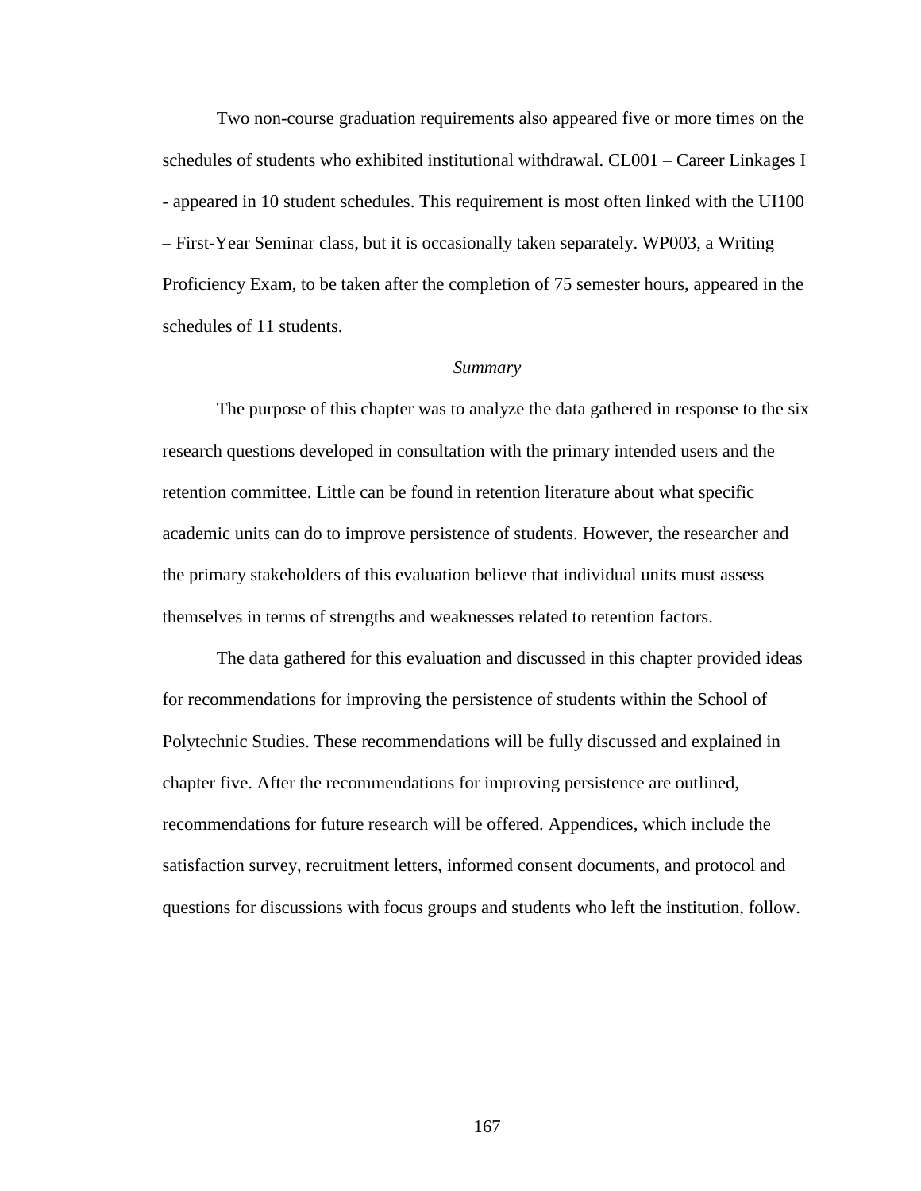Two non-course graduation requirements also appeared five or more times on the schedules of students who exhibited institutional withdrawal. CL001 – Career Linkages I - appeared in 10 student schedules. This requirement is most often linked with the UI100 – First-Year Seminar class, but it is occasionally taken separately. WP003, a Writing Proficiency Exam, to be taken after the completion of 75 semester hours, appeared in the schedules of 11 students.

### *Summary*

The purpose of this chapter was to analyze the data gathered in response to the six research questions developed in consultation with the primary intended users and the retention committee. Little can be found in retention literature about what specific academic units can do to improve persistence of students. However, the researcher and the primary stakeholders of this evaluation believe that individual units must assess themselves in terms of strengths and weaknesses related to retention factors.

The data gathered for this evaluation and discussed in this chapter provided ideas for recommendations for improving the persistence of students within the School of Polytechnic Studies. These recommendations will be fully discussed and explained in chapter five. After the recommendations for improving persistence are outlined, recommendations for future research will be offered. Appendices, which include the satisfaction survey, recruitment letters, informed consent documents, and protocol and questions for discussions with focus groups and students who left the institution, follow.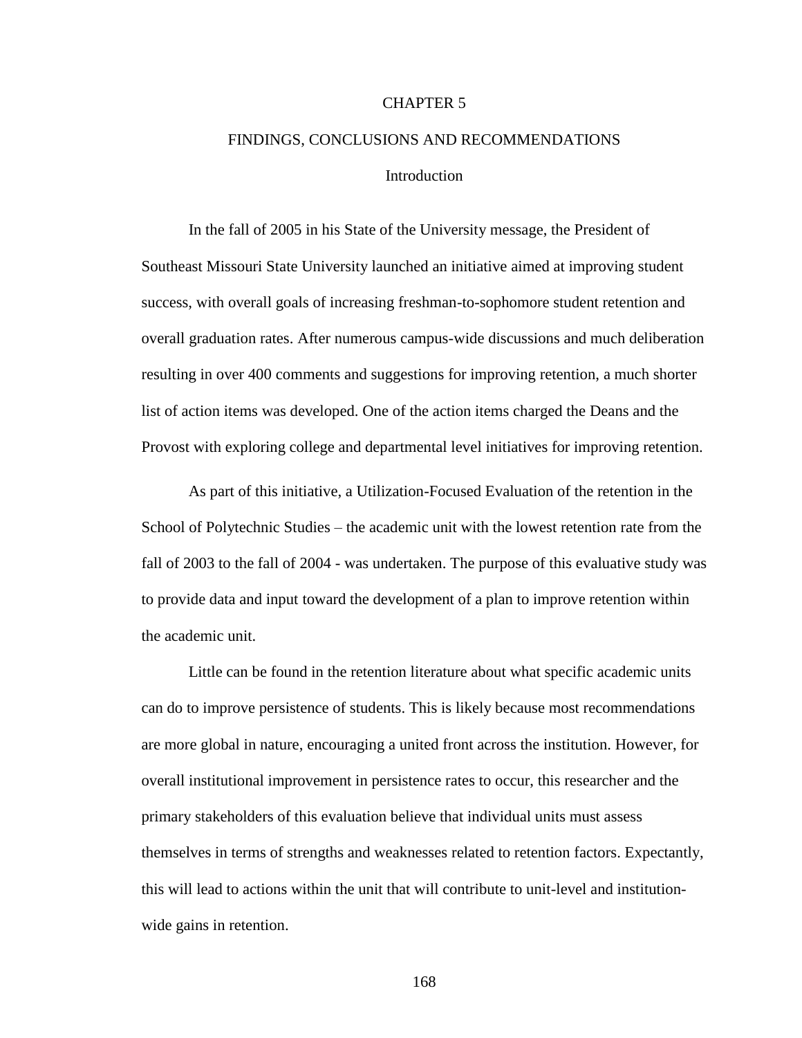# CHAPTER 5

# FINDINGS, CONCLUSIONS AND RECOMMENDATIONS

## Introduction

In the fall of 2005 in his State of the University message, the President of Southeast Missouri State University launched an initiative aimed at improving student success, with overall goals of increasing freshman-to-sophomore student retention and overall graduation rates. After numerous campus-wide discussions and much deliberation resulting in over 400 comments and suggestions for improving retention, a much shorter list of action items was developed. One of the action items charged the Deans and the Provost with exploring college and departmental level initiatives for improving retention.

As part of this initiative, a Utilization-Focused Evaluation of the retention in the School of Polytechnic Studies – the academic unit with the lowest retention rate from the fall of 2003 to the fall of 2004 - was undertaken. The purpose of this evaluative study was to provide data and input toward the development of a plan to improve retention within the academic unit.

Little can be found in the retention literature about what specific academic units can do to improve persistence of students. This is likely because most recommendations are more global in nature, encouraging a united front across the institution. However, for overall institutional improvement in persistence rates to occur, this researcher and the primary stakeholders of this evaluation believe that individual units must assess themselves in terms of strengths and weaknesses related to retention factors. Expectantly, this will lead to actions within the unit that will contribute to unit-level and institution-wide gains in retention.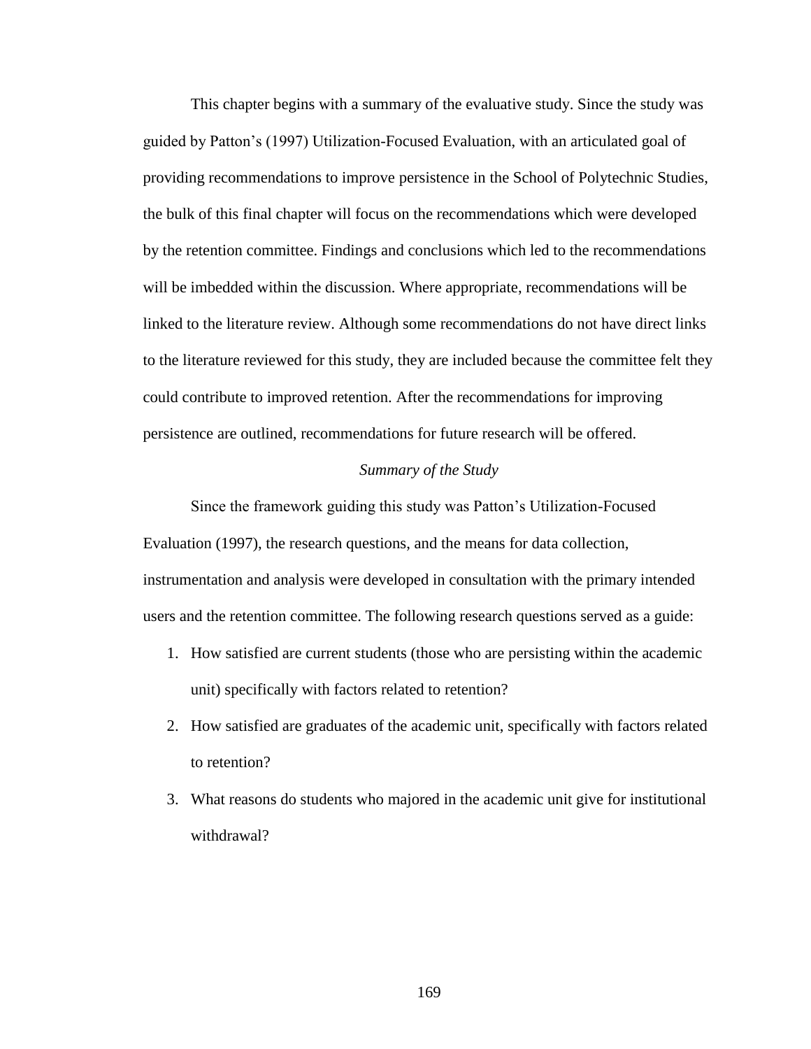This chapter begins with a summary of the evaluative study. Since the study was guided by Patton's (1997) Utilization-Focused Evaluation, with an articulated goal of providing recommendations to improve persistence in the School of Polytechnic Studies, the bulk of this final chapter will focus on the recommendations which were developed by the retention committee. Findings and conclusions which led to the recommendations will be imbedded within the discussion. Where appropriate, recommendations will be linked to the literature review. Although some recommendations do not have direct links to the literature reviewed for this study, they are included because the committee felt they could contribute to improved retention. After the recommendations for improving persistence are outlined, recommendations for future research will be offered.

## *Summary of the Study*

Since the framework guiding this study was Patton's Utilization-Focused Evaluation (1997), the research questions, and the means for data collection, instrumentation and analysis were developed in consultation with the primary intended users and the retention committee. The following research questions served as a guide:

1. How satisfied are current students (those who are persisting within the academic unit) specifically with factors related to retention?
2. How satisfied are graduates of the academic unit, specifically with factors related to retention?
3. What reasons do students who majored in the academic unit give for institutional withdrawal?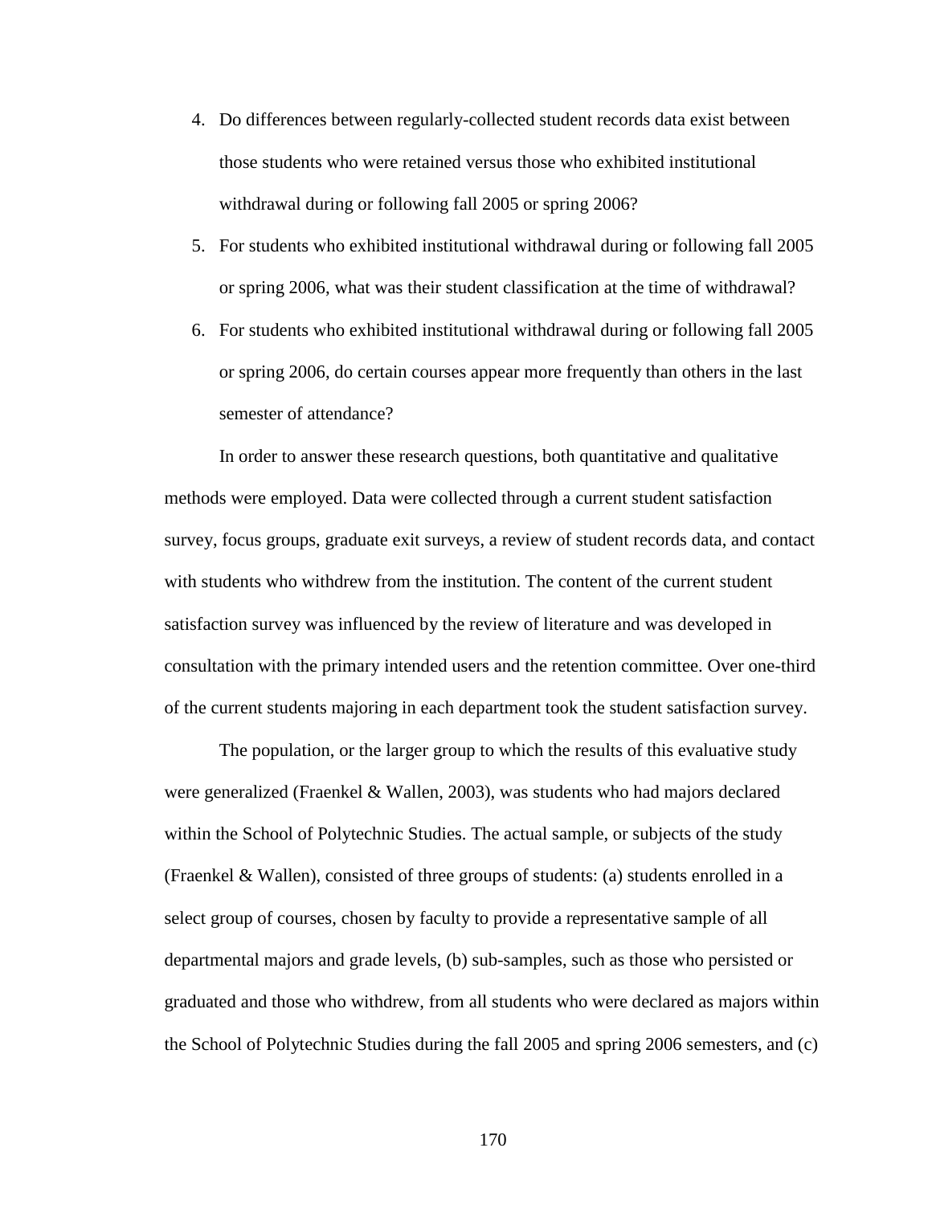4. Do differences between regularly-collected student records data exist between those students who were retained versus those who exhibited institutional withdrawal during or following fall 2005 or spring 2006?
5. For students who exhibited institutional withdrawal during or following fall 2005 or spring 2006, what was their student classification at the time of withdrawal?
6. For students who exhibited institutional withdrawal during or following fall 2005 or spring 2006, do certain courses appear more frequently than others in the last semester of attendance?

In order to answer these research questions, both quantitative and qualitative methods were employed. Data were collected through a current student satisfaction survey, focus groups, graduate exit surveys, a review of student records data, and contact with students who withdrew from the institution. The content of the current student satisfaction survey was influenced by the review of literature and was developed in consultation with the primary intended users and the retention committee. Over one-third of the current students majoring in each department took the student satisfaction survey.

The population, or the larger group to which the results of this evaluative study were generalized (Fraenkel & Wallen, 2003), was students who had majors declared within the School of Polytechnic Studies. The actual sample, or subjects of the study (Fraenkel & Wallen), consisted of three groups of students: (a) students enrolled in a select group of courses, chosen by faculty to provide a representative sample of all departmental majors and grade levels, (b) sub-samples, such as those who persisted or graduated and those who withdrew, from all students who were declared as majors within the School of Polytechnic Studies during the fall 2005 and spring 2006 semesters, and (c)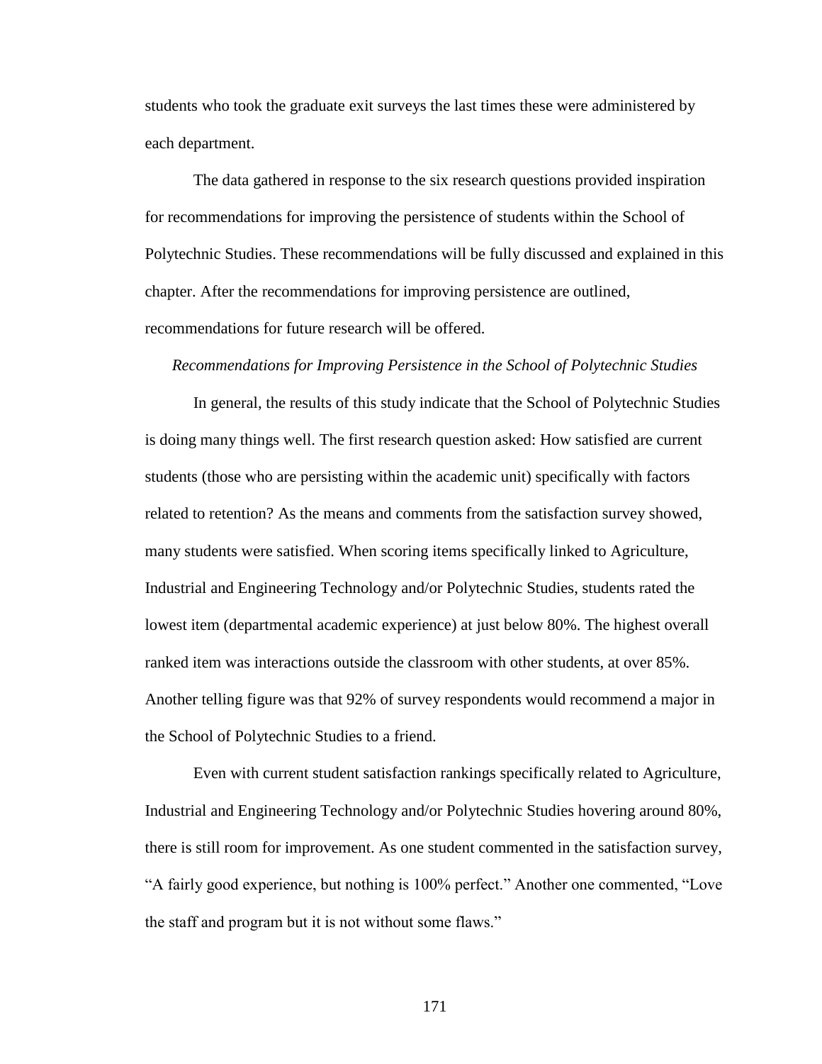students who took the graduate exit surveys the last times these were administered by each department.

The data gathered in response to the six research questions provided inspiration for recommendations for improving the persistence of students within the School of Polytechnic Studies. These recommendations will be fully discussed and explained in this chapter. After the recommendations for improving persistence are outlined, recommendations for future research will be offered.

### *Recommendations for Improving Persistence in the School of Polytechnic Studies*

In general, the results of this study indicate that the School of Polytechnic Studies is doing many things well. The first research question asked: How satisfied are current students (those who are persisting within the academic unit) specifically with factors related to retention? As the means and comments from the satisfaction survey showed, many students were satisfied. When scoring items specifically linked to Agriculture, Industrial and Engineering Technology and/or Polytechnic Studies, students rated the lowest item (departmental academic experience) at just below 80%. The highest overall ranked item was interactions outside the classroom with other students, at over 85%. Another telling figure was that 92% of survey respondents would recommend a major in the School of Polytechnic Studies to a friend.

Even with current student satisfaction rankings specifically related to Agriculture, Industrial and Engineering Technology and/or Polytechnic Studies hovering around 80%, there is still room for improvement. As one student commented in the satisfaction survey, “A fairly good experience, but nothing is 100% perfect.” Another one commented, “Love the staff and program but it is not without some flaws.”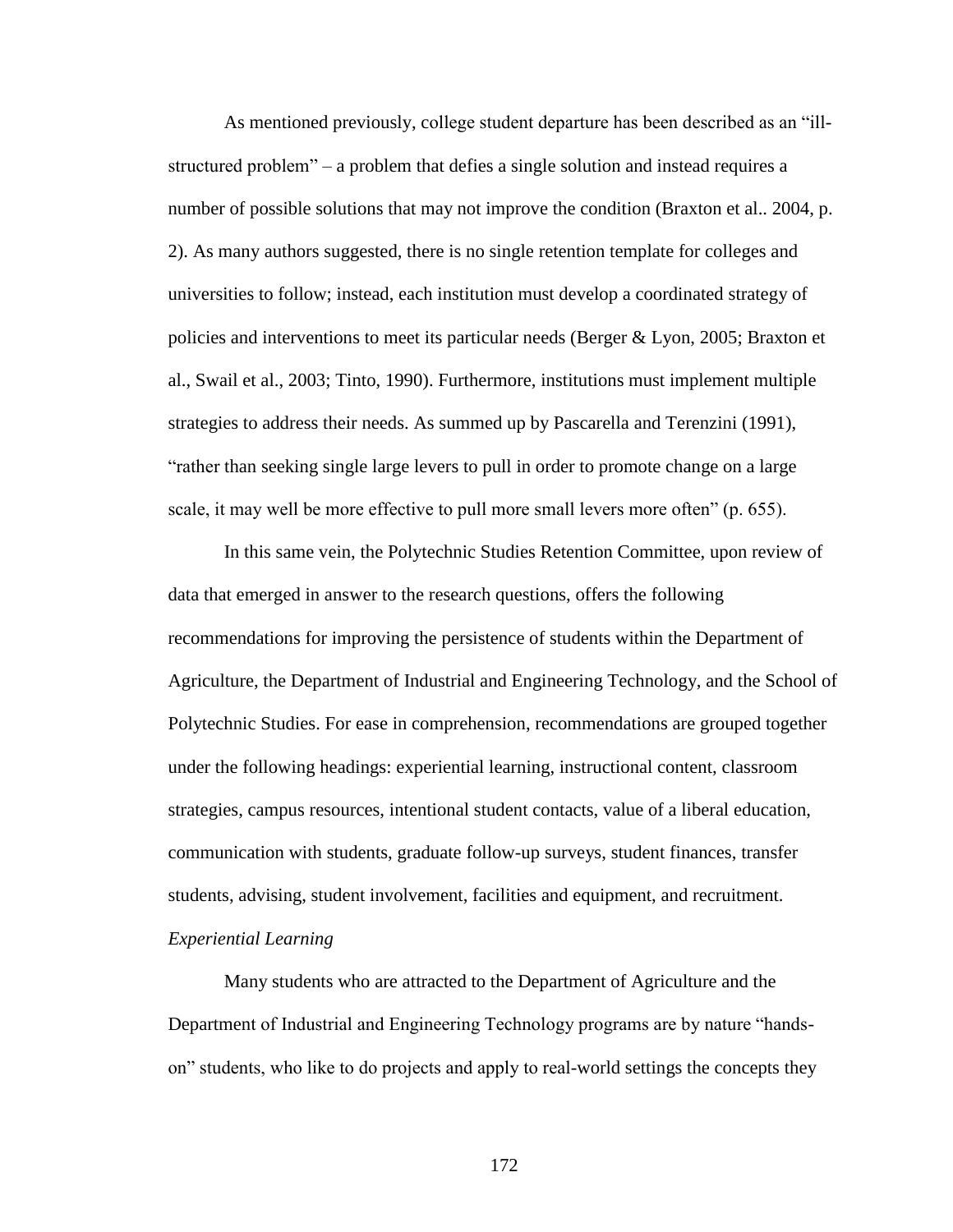As mentioned previously, college student departure has been described as an "ill-structured problem" – a problem that defies a single solution and instead requires a number of possible solutions that may not improve the condition (Braxton et al.. 2004, p. 2). As many authors suggested, there is no single retention template for colleges and universities to follow; instead, each institution must develop a coordinated strategy of policies and interventions to meet its particular needs (Berger & Lyon, 2005; Braxton et al., Swail et al., 2003; Tinto, 1990). Furthermore, institutions must implement multiple strategies to address their needs. As summed up by Pascarella and Terenzini (1991), "rather than seeking single large levers to pull in order to promote change on a large scale, it may well be more effective to pull more small levers more often" (p. 655).

In this same vein, the Polytechnic Studies Retention Committee, upon review of data that emerged in answer to the research questions, offers the following recommendations for improving the persistence of students within the Department of Agriculture, the Department of Industrial and Engineering Technology, and the School of Polytechnic Studies. For ease in comprehension, recommendations are grouped together under the following headings: experiential learning, instructional content, classroom strategies, campus resources, intentional student contacts, value of a liberal education, communication with students, graduate follow-up surveys, student finances, transfer students, advising, student involvement, facilities and equipment, and recruitment.

*Experiential Learning*

Many students who are attracted to the Department of Agriculture and the Department of Industrial and Engineering Technology programs are by nature "hands-on" students, who like to do projects and apply to real-world settings the concepts they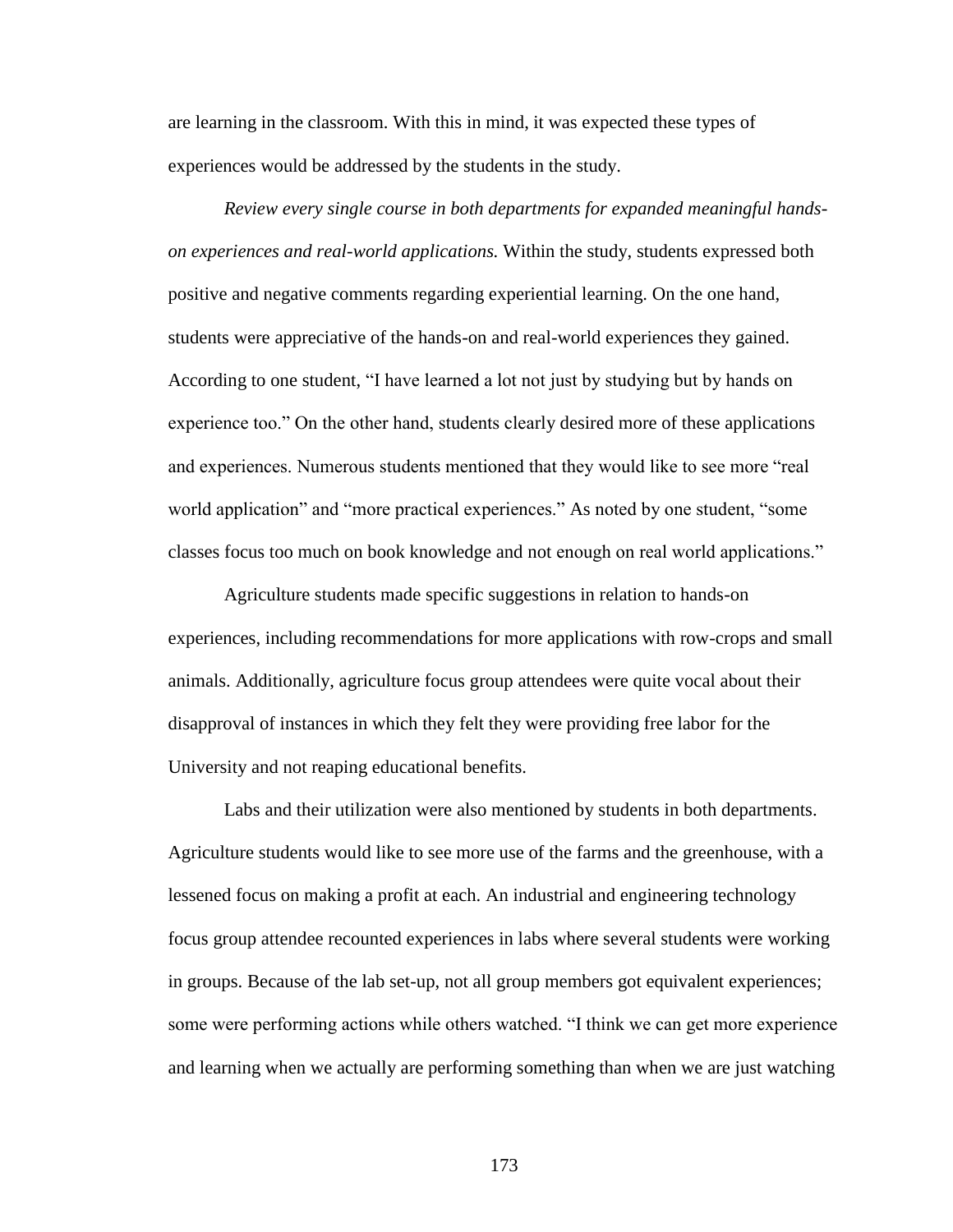are learning in the classroom. With this in mind, it was expected these types of experiences would be addressed by the students in the study.

*Review every single course in both departments for expanded meaningful hands-on experiences and real-world applications.* Within the study, students expressed both positive and negative comments regarding experiential learning. On the one hand, students were appreciative of the hands-on and real-world experiences they gained. According to one student, "I have learned a lot not just by studying but by hands on experience too." On the other hand, students clearly desired more of these applications and experiences. Numerous students mentioned that they would like to see more "real world application" and "more practical experiences." As noted by one student, "some classes focus too much on book knowledge and not enough on real world applications."

Agriculture students made specific suggestions in relation to hands-on experiences, including recommendations for more applications with row-crops and small animals. Additionally, agriculture focus group attendees were quite vocal about their disapproval of instances in which they felt they were providing free labor for the University and not reaping educational benefits.

Labs and their utilization were also mentioned by students in both departments. Agriculture students would like to see more use of the farms and the greenhouse, with a lessened focus on making a profit at each. An industrial and engineering technology focus group attendee recounted experiences in labs where several students were working in groups. Because of the lab set-up, not all group members got equivalent experiences; some were performing actions while others watched. "I think we can get more experience and learning when we actually are performing something than when we are just watching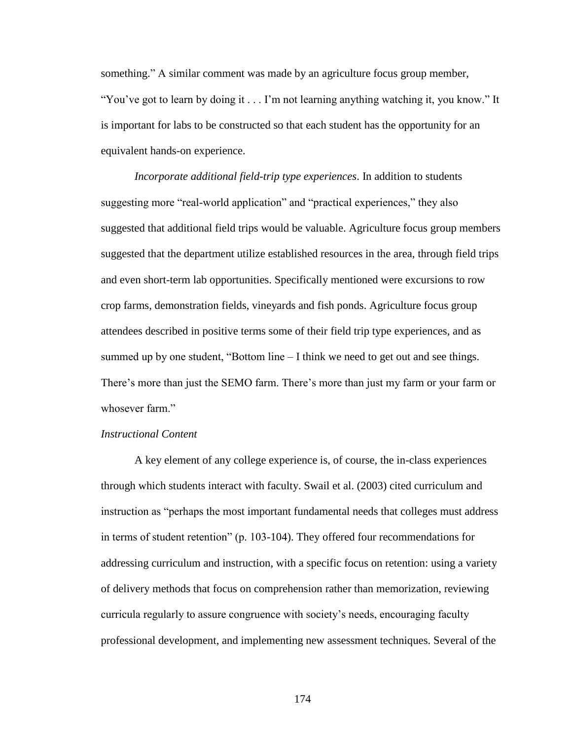something." A similar comment was made by an agriculture focus group member, "You've got to learn by doing it . . . I'm not learning anything watching it, you know." It is important for labs to be constructed so that each student has the opportunity for an equivalent hands-on experience.

*Incorporate additional field-trip type experiences*. In addition to students suggesting more "real-world application" and "practical experiences," they also suggested that additional field trips would be valuable. Agriculture focus group members suggested that the department utilize established resources in the area, through field trips and even short-term lab opportunities. Specifically mentioned were excursions to row crop farms, demonstration fields, vineyards and fish ponds. Agriculture focus group attendees described in positive terms some of their field trip type experiences, and as summed up by one student, "Bottom line – I think we need to get out and see things. There's more than just the SEMO farm. There's more than just my farm or your farm or whosever farm."

*Instructional Content*

A key element of any college experience is, of course, the in-class experiences through which students interact with faculty. Swail et al. (2003) cited curriculum and instruction as "perhaps the most important fundamental needs that colleges must address in terms of student retention" (p. 103-104). They offered four recommendations for addressing curriculum and instruction, with a specific focus on retention: using a variety of delivery methods that focus on comprehension rather than memorization, reviewing curricula regularly to assure congruence with society's needs, encouraging faculty professional development, and implementing new assessment techniques. Several of the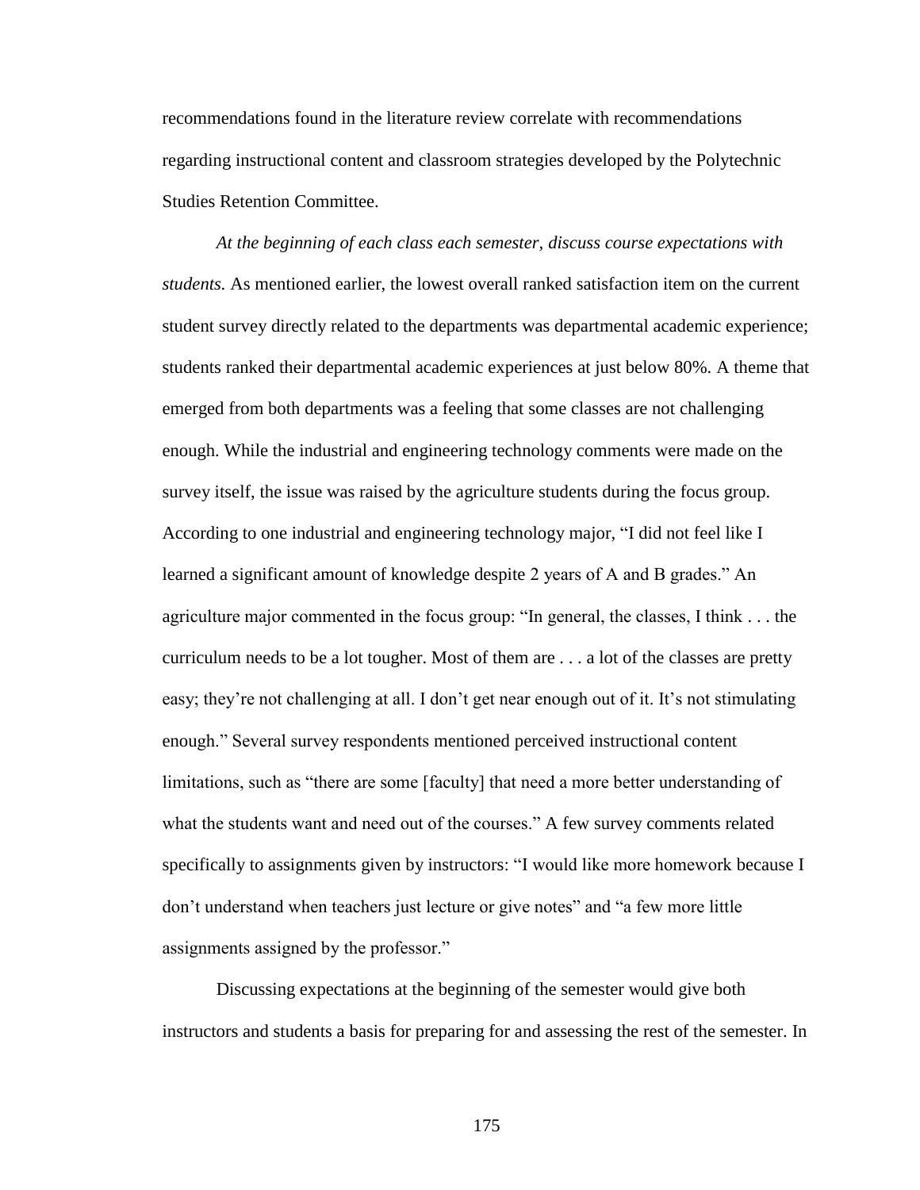recommendations found in the literature review correlate with recommendations regarding instructional content and classroom strategies developed by the Polytechnic Studies Retention Committee.

*At the beginning of each class each semester, discuss course expectations with students.* As mentioned earlier, the lowest overall ranked satisfaction item on the current student survey directly related to the departments was departmental academic experience; students ranked their departmental academic experiences at just below 80%. A theme that emerged from both departments was a feeling that some classes are not challenging enough. While the industrial and engineering technology comments were made on the survey itself, the issue was raised by the agriculture students during the focus group. According to one industrial and engineering technology major, "I did not feel like I learned a significant amount of knowledge despite 2 years of A and B grades." An agriculture major commented in the focus group: "In general, the classes, I think . . . the curriculum needs to be a lot tougher. Most of them are . . . a lot of the classes are pretty easy; they're not challenging at all. I don't get near enough out of it. It's not stimulating enough." Several survey respondents mentioned perceived instructional content limitations, such as "there are some [faculty] that need a more better understanding of what the students want and need out of the courses." A few survey comments related specifically to assignments given by instructors: "I would like more homework because I don't understand when teachers just lecture or give notes" and "a few more little assignments assigned by the professor."

Discussing expectations at the beginning of the semester would give both instructors and students a basis for preparing for and assessing the rest of the semester. In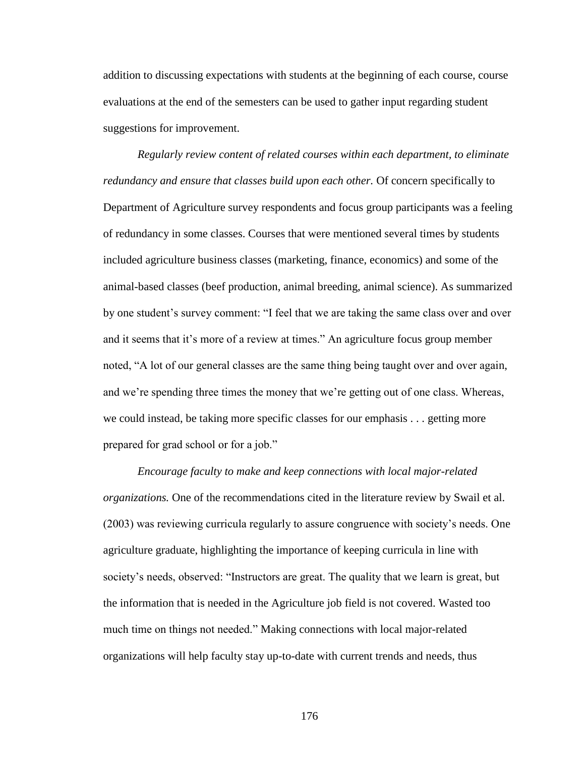addition to discussing expectations with students at the beginning of each course, course evaluations at the end of the semesters can be used to gather input regarding student suggestions for improvement.

*Regularly review content of related courses within each department, to eliminate redundancy and ensure that classes build upon each other.* Of concern specifically to Department of Agriculture survey respondents and focus group participants was a feeling of redundancy in some classes. Courses that were mentioned several times by students included agriculture business classes (marketing, finance, economics) and some of the animal-based classes (beef production, animal breeding, animal science). As summarized by one student's survey comment: "I feel that we are taking the same class over and over and it seems that it's more of a review at times." An agriculture focus group member noted, "A lot of our general classes are the same thing being taught over and over again, and we're spending three times the money that we're getting out of one class. Whereas, we could instead, be taking more specific classes for our emphasis . . . getting more prepared for grad school or for a job."

*Encourage faculty to make and keep connections with local major-related organizations.* One of the recommendations cited in the literature review by Swail et al. (2003) was reviewing curricula regularly to assure congruence with society's needs. One agriculture graduate, highlighting the importance of keeping curricula in line with society's needs, observed: "Instructors are great. The quality that we learn is great, but the information that is needed in the Agriculture job field is not covered. Wasted too much time on things not needed." Making connections with local major-related organizations will help faculty stay up-to-date with current trends and needs, thus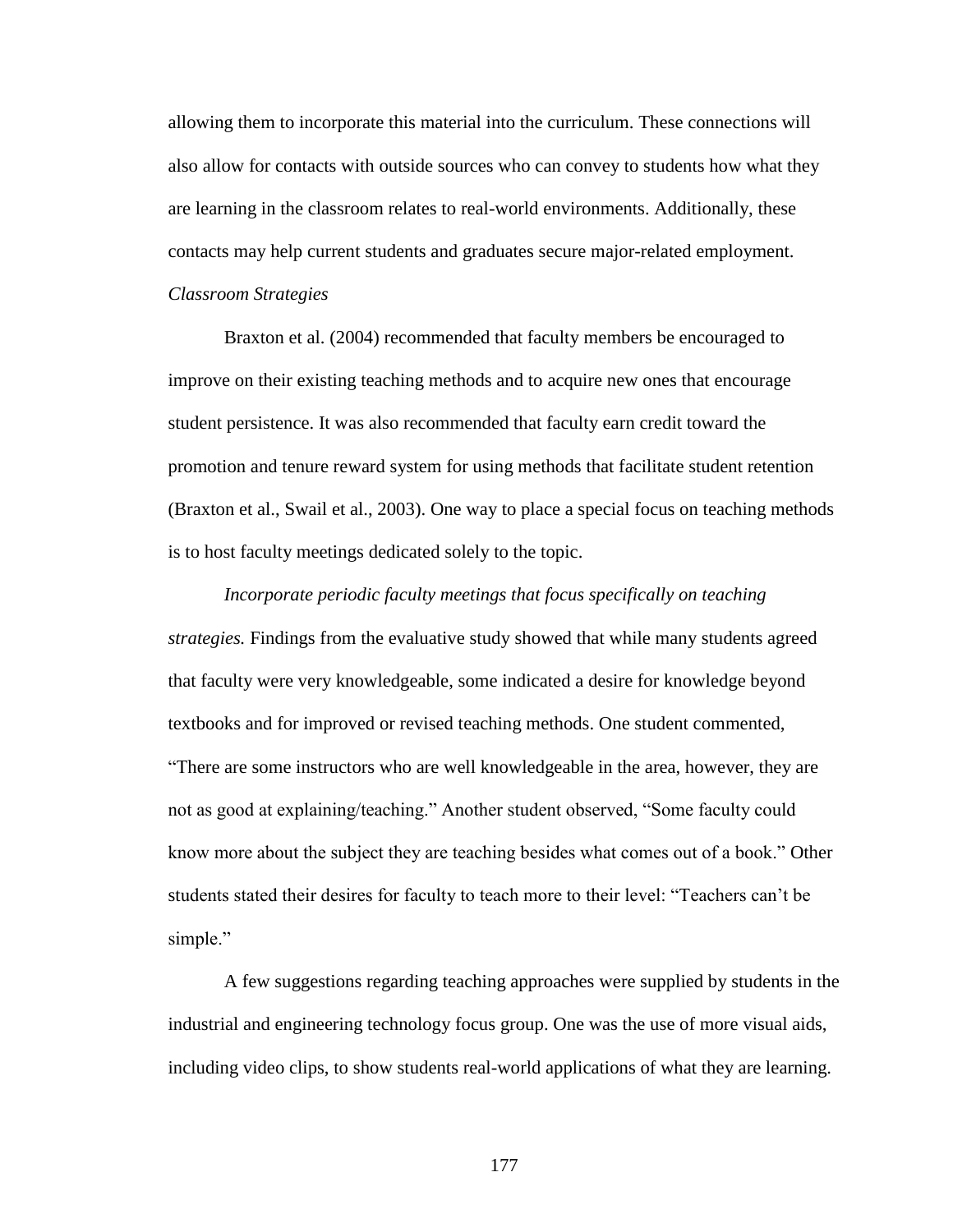allowing them to incorporate this material into the curriculum. These connections will also allow for contacts with outside sources who can convey to students how what they are learning in the classroom relates to real-world environments. Additionally, these contacts may help current students and graduates secure major-related employment.

### *Classroom Strategies*

Braxton et al. (2004) recommended that faculty members be encouraged to improve on their existing teaching methods and to acquire new ones that encourage student persistence. It was also recommended that faculty earn credit toward the promotion and tenure reward system for using methods that facilitate student retention (Braxton et al., Swail et al., 2003). One way to place a special focus on teaching methods is to host faculty meetings dedicated solely to the topic.

*Incorporate periodic faculty meetings that focus specifically on teaching strategies.* Findings from the evaluative study showed that while many students agreed that faculty were very knowledgeable, some indicated a desire for knowledge beyond textbooks and for improved or revised teaching methods. One student commented, “There are some instructors who are well knowledgeable in the area, however, they are not as good at explaining/teaching.” Another student observed, “Some faculty could know more about the subject they are teaching besides what comes out of a book.” Other students stated their desires for faculty to teach more to their level: “Teachers can’t be simple.”

A few suggestions regarding teaching approaches were supplied by students in the industrial and engineering technology focus group. One was the use of more visual aids, including video clips, to show students real-world applications of what they are learning.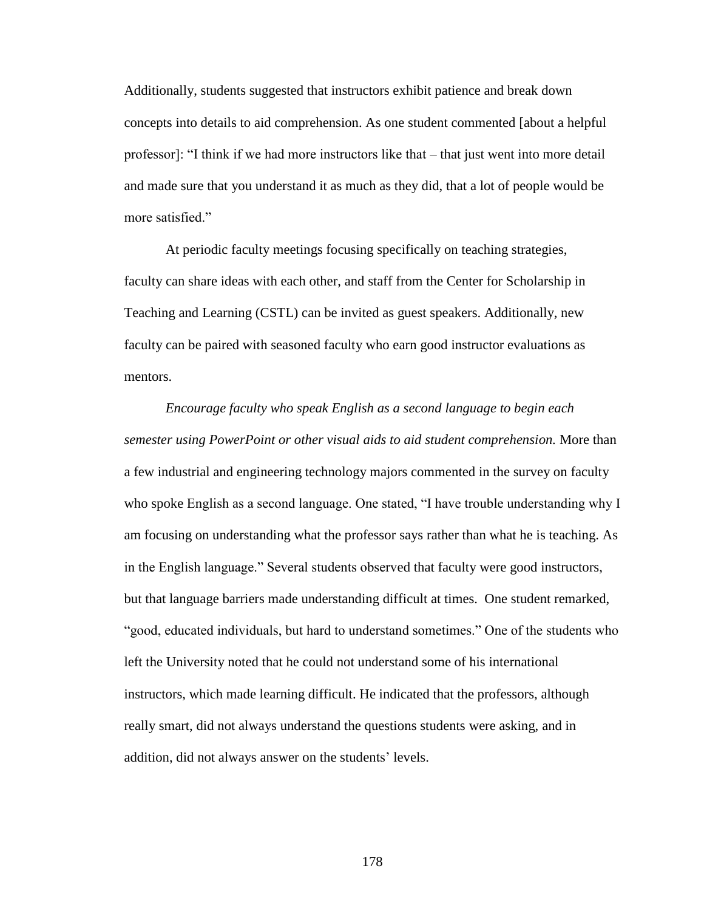Additionally, students suggested that instructors exhibit patience and break down concepts into details to aid comprehension. As one student commented [about a helpful professor]: "I think if we had more instructors like that – that just went into more detail and made sure that you understand it as much as they did, that a lot of people would be more satisfied."

At periodic faculty meetings focusing specifically on teaching strategies, faculty can share ideas with each other, and staff from the Center for Scholarship in Teaching and Learning (CSTL) can be invited as guest speakers. Additionally, new faculty can be paired with seasoned faculty who earn good instructor evaluations as mentors.

*Encourage faculty who speak English as a second language to begin each semester using PowerPoint or other visual aids to aid student comprehension.* More than a few industrial and engineering technology majors commented in the survey on faculty who spoke English as a second language. One stated, "I have trouble understanding why I am focusing on understanding what the professor says rather than what he is teaching. As in the English language." Several students observed that faculty were good instructors, but that language barriers made understanding difficult at times. One student remarked, "good, educated individuals, but hard to understand sometimes." One of the students who left the University noted that he could not understand some of his international instructors, which made learning difficult. He indicated that the professors, although really smart, did not always understand the questions students were asking, and in addition, did not always answer on the students' levels.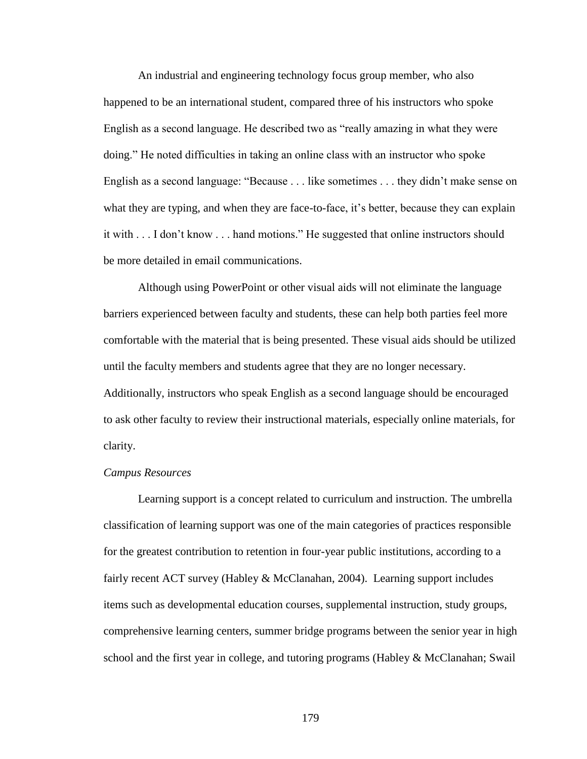An industrial and engineering technology focus group member, who also happened to be an international student, compared three of his instructors who spoke English as a second language. He described two as “really amazing in what they were doing.” He noted difficulties in taking an online class with an instructor who spoke English as a second language: “Because . . . like sometimes . . . they didn’t make sense on what they are typing, and when they are face-to-face, it’s better, because they can explain it with . . . I don’t know . . . hand motions.” He suggested that online instructors should be more detailed in email communications.

Although using PowerPoint or other visual aids will not eliminate the language barriers experienced between faculty and students, these can help both parties feel more comfortable with the material that is being presented. These visual aids should be utilized until the faculty members and students agree that they are no longer necessary. Additionally, instructors who speak English as a second language should be encouraged to ask other faculty to review their instructional materials, especially online materials, for clarity.

*Campus Resources*

Learning support is a concept related to curriculum and instruction. The umbrella classification of learning support was one of the main categories of practices responsible for the greatest contribution to retention in four-year public institutions, according to a fairly recent ACT survey (Habley & McClanahan, 2004). Learning support includes items such as developmental education courses, supplemental instruction, study groups, comprehensive learning centers, summer bridge programs between the senior year in high school and the first year in college, and tutoring programs (Habley & McClanahan; Swail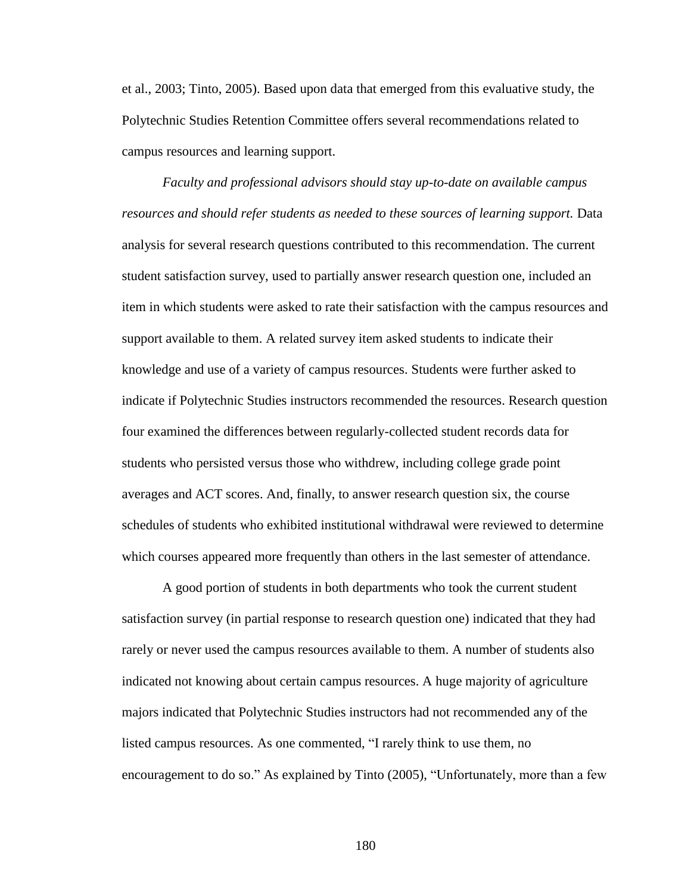et al., 2003; Tinto, 2005). Based upon data that emerged from this evaluative study, the Polytechnic Studies Retention Committee offers several recommendations related to campus resources and learning support.

*Faculty and professional advisors should stay up-to-date on available campus resources and should refer students as needed to these sources of learning support.* Data analysis for several research questions contributed to this recommendation. The current student satisfaction survey, used to partially answer research question one, included an item in which students were asked to rate their satisfaction with the campus resources and support available to them. A related survey item asked students to indicate their knowledge and use of a variety of campus resources. Students were further asked to indicate if Polytechnic Studies instructors recommended the resources. Research question four examined the differences between regularly-collected student records data for students who persisted versus those who withdrew, including college grade point averages and ACT scores. And, finally, to answer research question six, the course schedules of students who exhibited institutional withdrawal were reviewed to determine which courses appeared more frequently than others in the last semester of attendance.

A good portion of students in both departments who took the current student satisfaction survey (in partial response to research question one) indicated that they had rarely or never used the campus resources available to them. A number of students also indicated not knowing about certain campus resources. A huge majority of agriculture majors indicated that Polytechnic Studies instructors had not recommended any of the listed campus resources. As one commented, "I rarely think to use them, no encouragement to do so." As explained by Tinto (2005), "Unfortunately, more than a few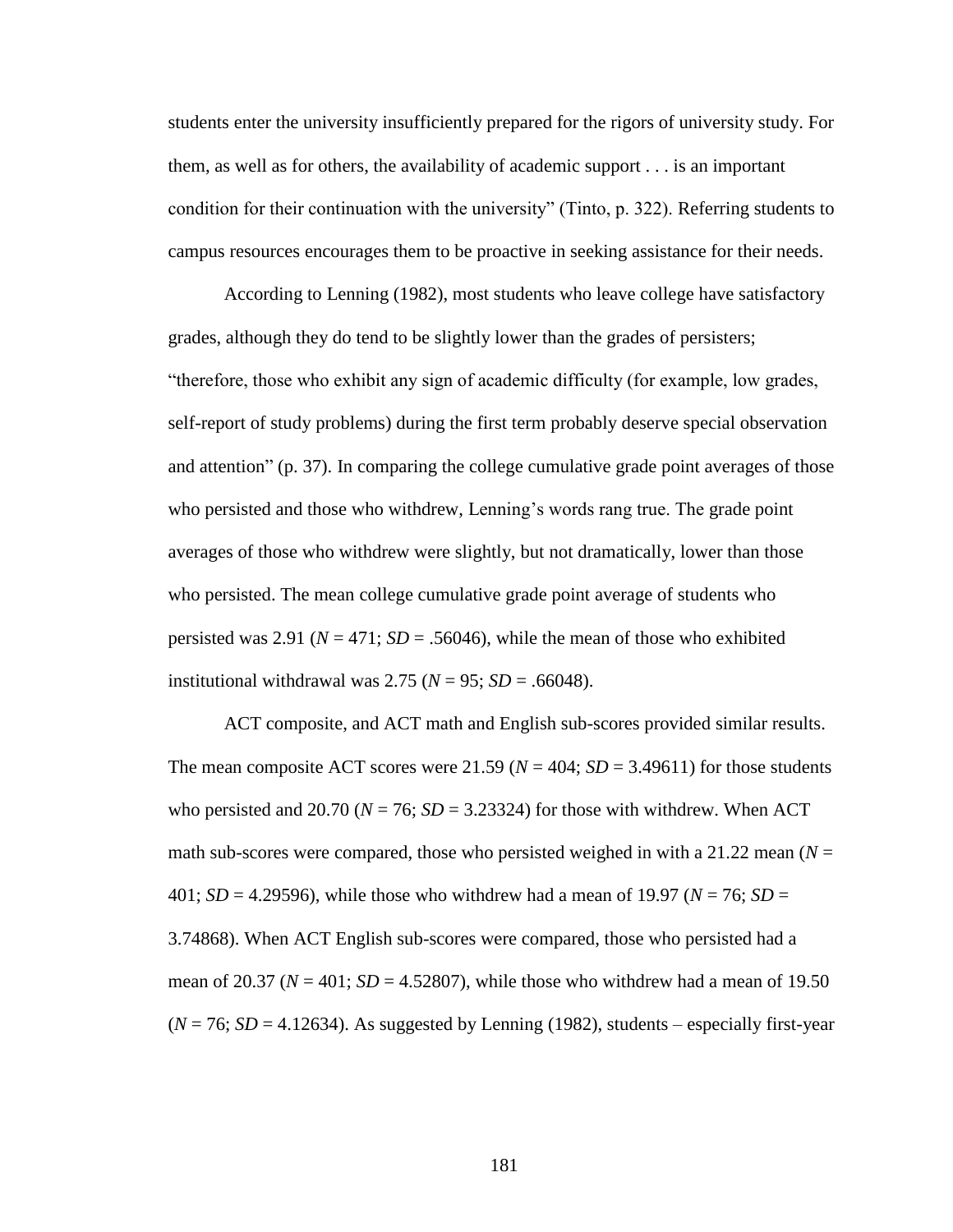students enter the university insufficiently prepared for the rigors of university study. For them, as well as for others, the availability of academic support . . . is an important condition for their continuation with the university" (Tinto, p. 322). Referring students to campus resources encourages them to be proactive in seeking assistance for their needs.

According to Lenning (1982), most students who leave college have satisfactory grades, although they do tend to be slightly lower than the grades of persisters; "therefore, those who exhibit any sign of academic difficulty (for example, low grades, self-report of study problems) during the first term probably deserve special observation and attention" (p. 37). In comparing the college cumulative grade point averages of those who persisted and those who withdrew, Lenning's words rang true. The grade point averages of those who withdrew were slightly, but not dramatically, lower than those who persisted. The mean college cumulative grade point average of students who persisted was 2.91 ($N$ = 471; $SD$ = .56046), while the mean of those who exhibited institutional withdrawal was 2.75 ($N$ = 95; $SD$ = .66048).

ACT composite, and ACT math and English sub-scores provided similar results. The mean composite ACT scores were 21.59 ($N$ = 404; $SD$ = 3.49611) for those students who persisted and 20.70 ($N$ = 76; $SD$ = 3.23324) for those with withdrew. When ACT math sub-scores were compared, those who persisted weighed in with a 21.22 mean ($N$ = 401; $SD$ = 4.29596), while those who withdrew had a mean of 19.97 ($N$ = 76; $SD$ = 3.74868). When ACT English sub-scores were compared, those who persisted had a mean of 20.37 ($N$ = 401; $SD$ = 4.52807), while those who withdrew had a mean of 19.50 ($N$ = 76; $SD$ = 4.12634). As suggested by Lenning (1982), students – especially first-year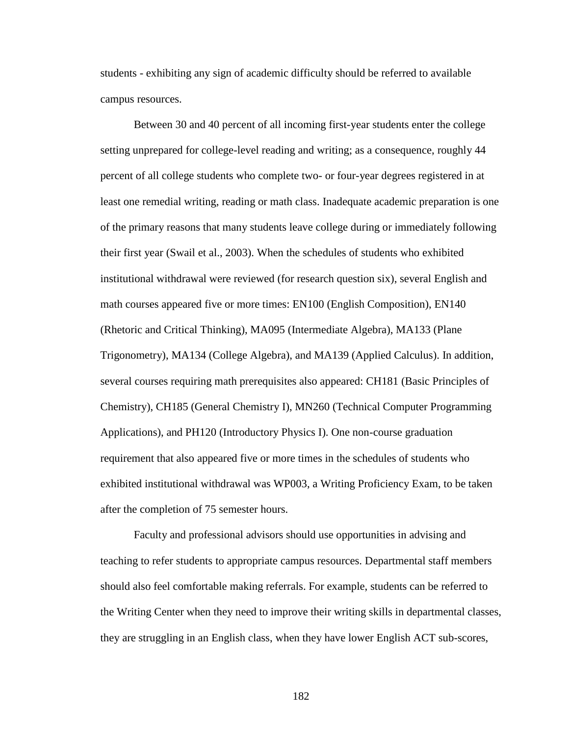students - exhibiting any sign of academic difficulty should be referred to available campus resources.

Between 30 and 40 percent of all incoming first-year students enter the college setting unprepared for college-level reading and writing; as a consequence, roughly 44 percent of all college students who complete two- or four-year degrees registered in at least one remedial writing, reading or math class. Inadequate academic preparation is one of the primary reasons that many students leave college during or immediately following their first year (Swail et al., 2003). When the schedules of students who exhibited institutional withdrawal were reviewed (for research question six), several English and math courses appeared five or more times: EN100 (English Composition), EN140 (Rhetoric and Critical Thinking), MA095 (Intermediate Algebra), MA133 (Plane Trigonometry), MA134 (College Algebra), and MA139 (Applied Calculus). In addition, several courses requiring math prerequisites also appeared: CH181 (Basic Principles of Chemistry), CH185 (General Chemistry I), MN260 (Technical Computer Programming Applications), and PH120 (Introductory Physics I). One non-course graduation requirement that also appeared five or more times in the schedules of students who exhibited institutional withdrawal was WP003, a Writing Proficiency Exam, to be taken after the completion of 75 semester hours.

Faculty and professional advisors should use opportunities in advising and teaching to refer students to appropriate campus resources. Departmental staff members should also feel comfortable making referrals. For example, students can be referred to the Writing Center when they need to improve their writing skills in departmental classes, they are struggling in an English class, when they have lower English ACT sub-scores,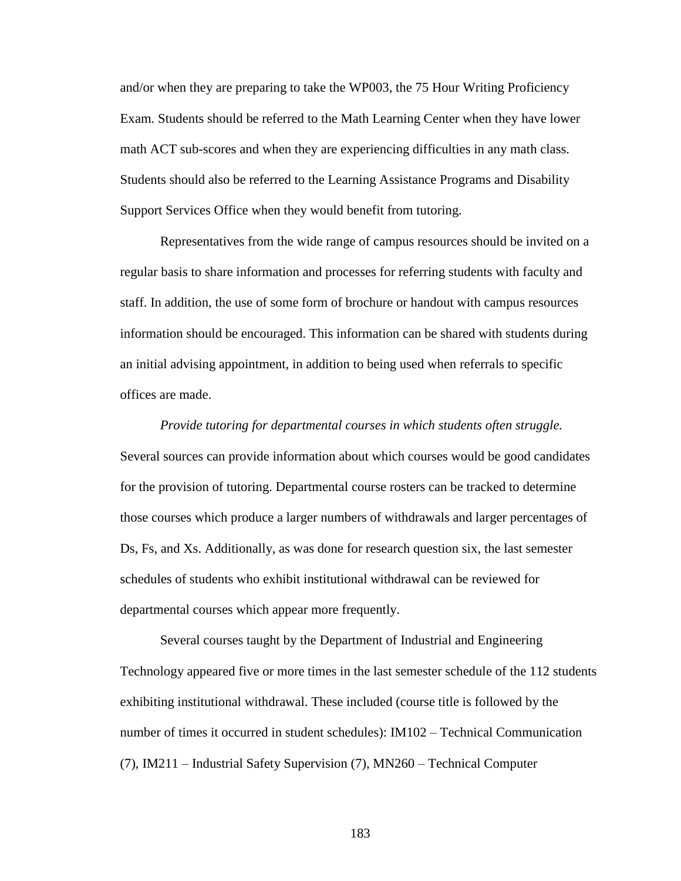and/or when they are preparing to take the WP003, the 75 Hour Writing Proficiency Exam. Students should be referred to the Math Learning Center when they have lower math ACT sub-scores and when they are experiencing difficulties in any math class. Students should also be referred to the Learning Assistance Programs and Disability Support Services Office when they would benefit from tutoring.

Representatives from the wide range of campus resources should be invited on a regular basis to share information and processes for referring students with faculty and staff. In addition, the use of some form of brochure or handout with campus resources information should be encouraged. This information can be shared with students during an initial advising appointment, in addition to being used when referrals to specific offices are made.

*Provide tutoring for departmental courses in which students often struggle.* Several sources can provide information about which courses would be good candidates for the provision of tutoring. Departmental course rosters can be tracked to determine those courses which produce a larger numbers of withdrawals and larger percentages of Ds, Fs, and Xs. Additionally, as was done for research question six, the last semester schedules of students who exhibit institutional withdrawal can be reviewed for departmental courses which appear more frequently.

Several courses taught by the Department of Industrial and Engineering Technology appeared five or more times in the last semester schedule of the 112 students exhibiting institutional withdrawal. These included (course title is followed by the number of times it occurred in student schedules): IM102 – Technical Communication (7), IM211 – Industrial Safety Supervision (7), MN260 – Technical Computer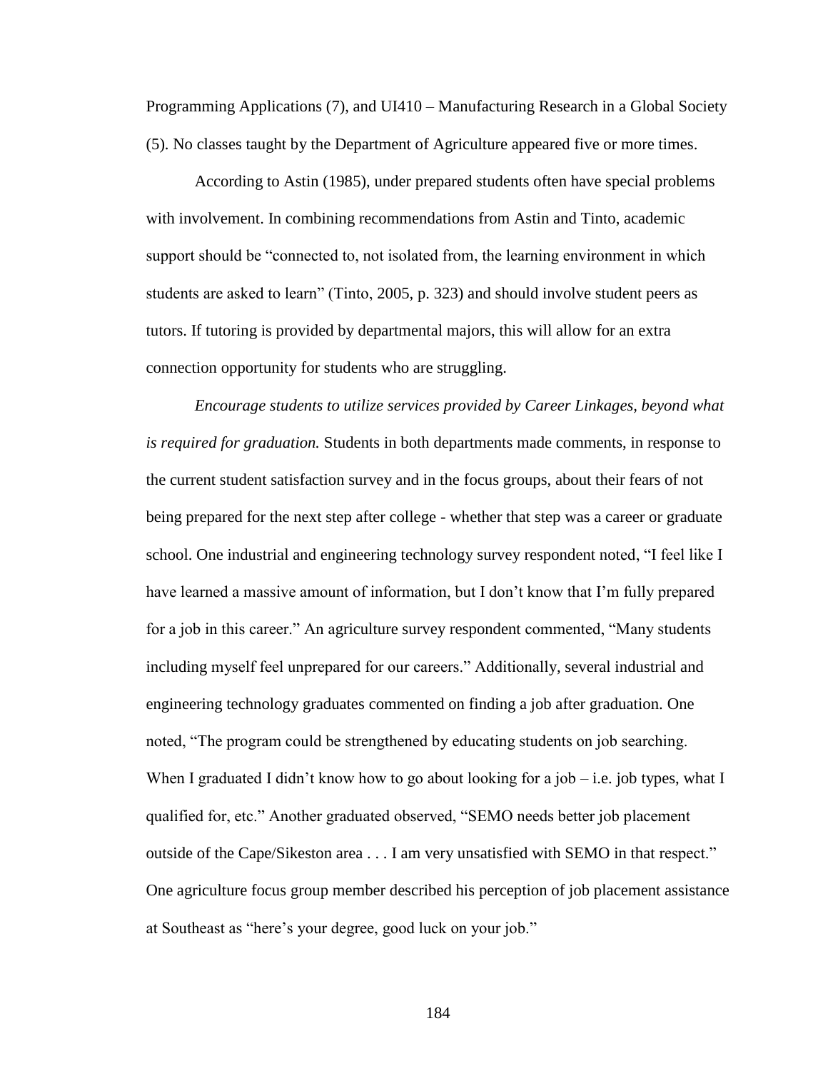Programming Applications (7), and UI410 – Manufacturing Research in a Global Society (5). No classes taught by the Department of Agriculture appeared five or more times.

According to Astin (1985), under prepared students often have special problems with involvement. In combining recommendations from Astin and Tinto, academic support should be "connected to, not isolated from, the learning environment in which students are asked to learn" (Tinto, 2005, p. 323) and should involve student peers as tutors. If tutoring is provided by departmental majors, this will allow for an extra connection opportunity for students who are struggling.

*Encourage students to utilize services provided by Career Linkages, beyond what is required for graduation.* Students in both departments made comments, in response to the current student satisfaction survey and in the focus groups, about their fears of not being prepared for the next step after college - whether that step was a career or graduate school. One industrial and engineering technology survey respondent noted, "I feel like I have learned a massive amount of information, but I don't know that I'm fully prepared for a job in this career." An agriculture survey respondent commented, "Many students including myself feel unprepared for our careers." Additionally, several industrial and engineering technology graduates commented on finding a job after graduation. One noted, "The program could be strengthened by educating students on job searching. When I graduated I didn't know how to go about looking for a job – i.e. job types, what I qualified for, etc." Another graduated observed, "SEMO needs better job placement outside of the Cape/Sikeston area . . . I am very unsatisfied with SEMO in that respect." One agriculture focus group member described his perception of job placement assistance at Southeast as "here's your degree, good luck on your job."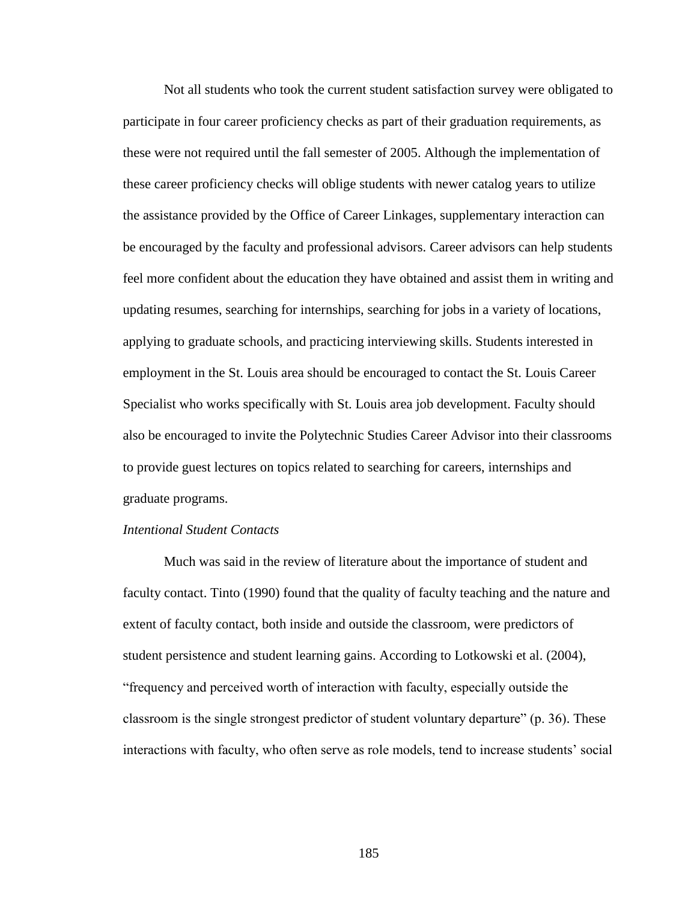Not all students who took the current student satisfaction survey were obligated to participate in four career proficiency checks as part of their graduation requirements, as these were not required until the fall semester of 2005. Although the implementation of these career proficiency checks will oblige students with newer catalog years to utilize the assistance provided by the Office of Career Linkages, supplementary interaction can be encouraged by the faculty and professional advisors. Career advisors can help students feel more confident about the education they have obtained and assist them in writing and updating resumes, searching for internships, searching for jobs in a variety of locations, applying to graduate schools, and practicing interviewing skills. Students interested in employment in the St. Louis area should be encouraged to contact the St. Louis Career Specialist who works specifically with St. Louis area job development. Faculty should also be encouraged to invite the Polytechnic Studies Career Advisor into their classrooms to provide guest lectures on topics related to searching for careers, internships and graduate programs.

*Intentional Student Contacts*

Much was said in the review of literature about the importance of student and faculty contact. Tinto (1990) found that the quality of faculty teaching and the nature and extent of faculty contact, both inside and outside the classroom, were predictors of student persistence and student learning gains. According to Lotkowski et al. (2004), "frequency and perceived worth of interaction with faculty, especially outside the classroom is the single strongest predictor of student voluntary departure" (p. 36). These interactions with faculty, who often serve as role models, tend to increase students' social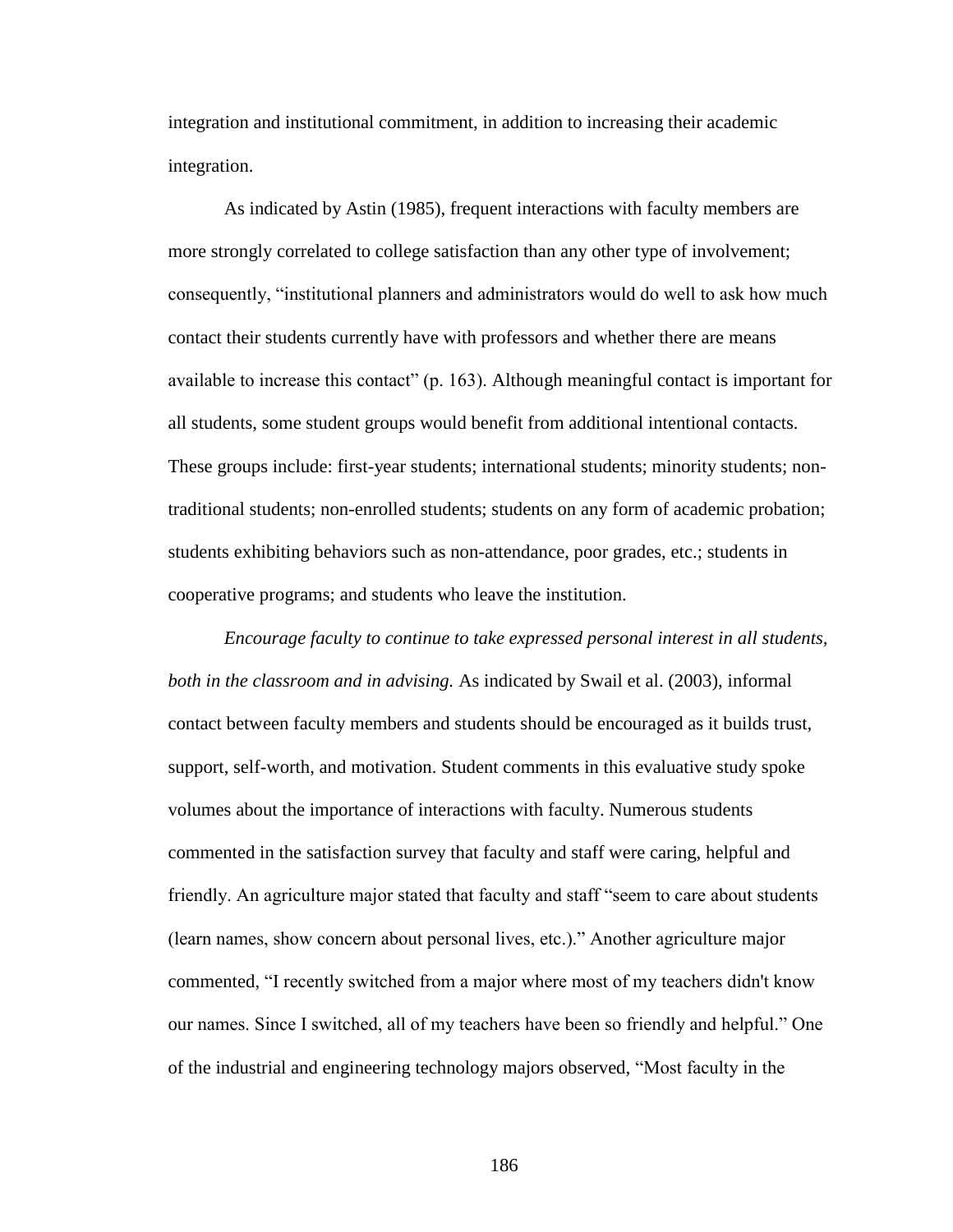integration and institutional commitment, in addition to increasing their academic integration.

As indicated by Astin (1985), frequent interactions with faculty members are more strongly correlated to college satisfaction than any other type of involvement; consequently, "institutional planners and administrators would do well to ask how much contact their students currently have with professors and whether there are means available to increase this contact" (p. 163). Although meaningful contact is important for all students, some student groups would benefit from additional intentional contacts. These groups include: first-year students; international students; minority students; non-traditional students; non-enrolled students; students on any form of academic probation; students exhibiting behaviors such as non-attendance, poor grades, etc.; students in cooperative programs; and students who leave the institution.

*Encourage faculty to continue to take expressed personal interest in all students, both in the classroom and in advising.* As indicated by Swail et al. (2003), informal contact between faculty members and students should be encouraged as it builds trust, support, self-worth, and motivation. Student comments in this evaluative study spoke volumes about the importance of interactions with faculty. Numerous students commented in the satisfaction survey that faculty and staff were caring, helpful and friendly. An agriculture major stated that faculty and staff "seem to care about students (learn names, show concern about personal lives, etc.)." Another agriculture major commented, "I recently switched from a major where most of my teachers didn't know our names. Since I switched, all of my teachers have been so friendly and helpful." One of the industrial and engineering technology majors observed, "Most faculty in the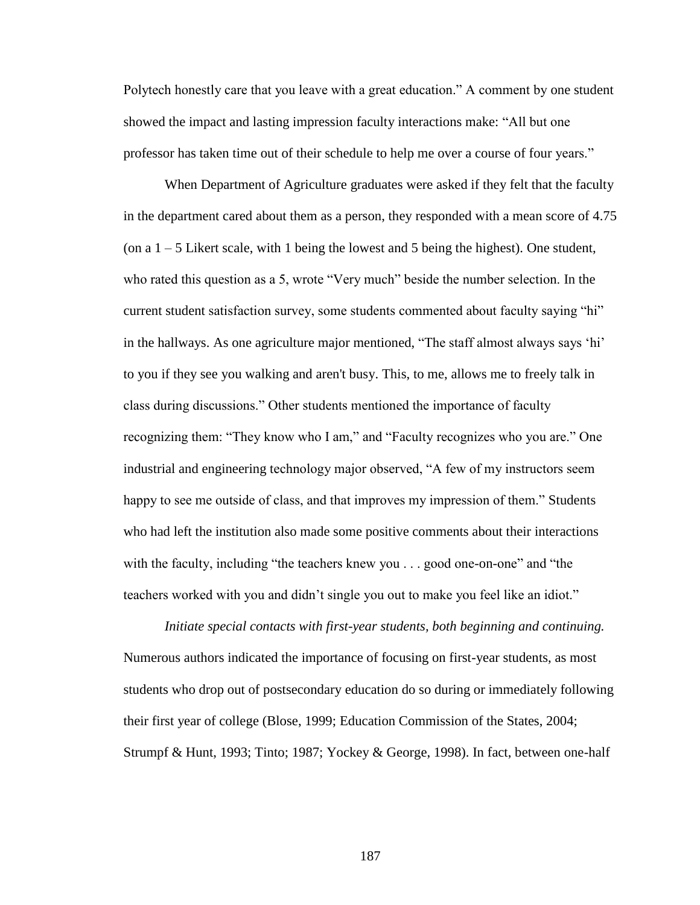Polytech honestly care that you leave with a great education." A comment by one student showed the impact and lasting impression faculty interactions make: "All but one professor has taken time out of their schedule to help me over a course of four years."

When Department of Agriculture graduates were asked if they felt that the faculty in the department cared about them as a person, they responded with a mean score of 4.75 (on a 1 – 5 Likert scale, with 1 being the lowest and 5 being the highest). One student, who rated this question as a 5, wrote "Very much" beside the number selection. In the current student satisfaction survey, some students commented about faculty saying "hi" in the hallways. As one agriculture major mentioned, "The staff almost always says 'hi' to you if they see you walking and aren't busy. This, to me, allows me to freely talk in class during discussions." Other students mentioned the importance of faculty recognizing them: "They know who I am," and "Faculty recognizes who you are." One industrial and engineering technology major observed, "A few of my instructors seem happy to see me outside of class, and that improves my impression of them." Students who had left the institution also made some positive comments about their interactions with the faculty, including "the teachers knew you . . . good one-on-one" and "the teachers worked with you and didn't single you out to make you feel like an idiot."

*Initiate special contacts with first-year students, both beginning and continuing.* Numerous authors indicated the importance of focusing on first-year students, as most students who drop out of postsecondary education do so during or immediately following their first year of college (Blose, 1999; Education Commission of the States, 2004; Strumpf & Hunt, 1993; Tinto; 1987; Yockey & George, 1998). In fact, between one-half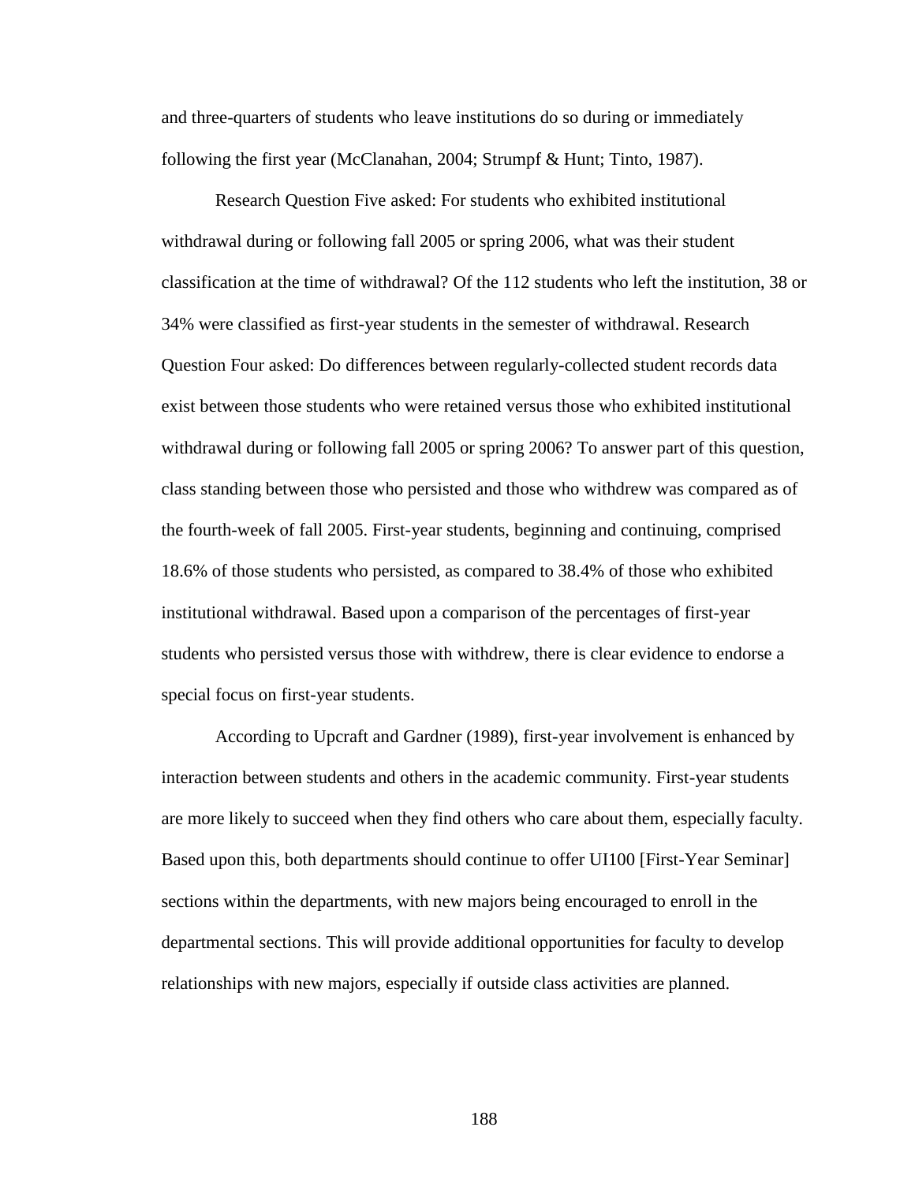and three-quarters of students who leave institutions do so during or immediately following the first year (McClanahan, 2004; Strumpf & Hunt; Tinto, 1987).

Research Question Five asked: For students who exhibited institutional withdrawal during or following fall 2005 or spring 2006, what was their student classification at the time of withdrawal? Of the 112 students who left the institution, 38 or 34% were classified as first-year students in the semester of withdrawal. Research Question Four asked: Do differences between regularly-collected student records data exist between those students who were retained versus those who exhibited institutional withdrawal during or following fall 2005 or spring 2006? To answer part of this question, class standing between those who persisted and those who withdrew was compared as of the fourth-week of fall 2005. First-year students, beginning and continuing, comprised 18.6% of those students who persisted, as compared to 38.4% of those who exhibited institutional withdrawal. Based upon a comparison of the percentages of first-year students who persisted versus those with withdrew, there is clear evidence to endorse a special focus on first-year students.

According to Upcraft and Gardner (1989), first-year involvement is enhanced by interaction between students and others in the academic community. First-year students are more likely to succeed when they find others who care about them, especially faculty. Based upon this, both departments should continue to offer UI100 [First-Year Seminar] sections within the departments, with new majors being encouraged to enroll in the departmental sections. This will provide additional opportunities for faculty to develop relationships with new majors, especially if outside class activities are planned.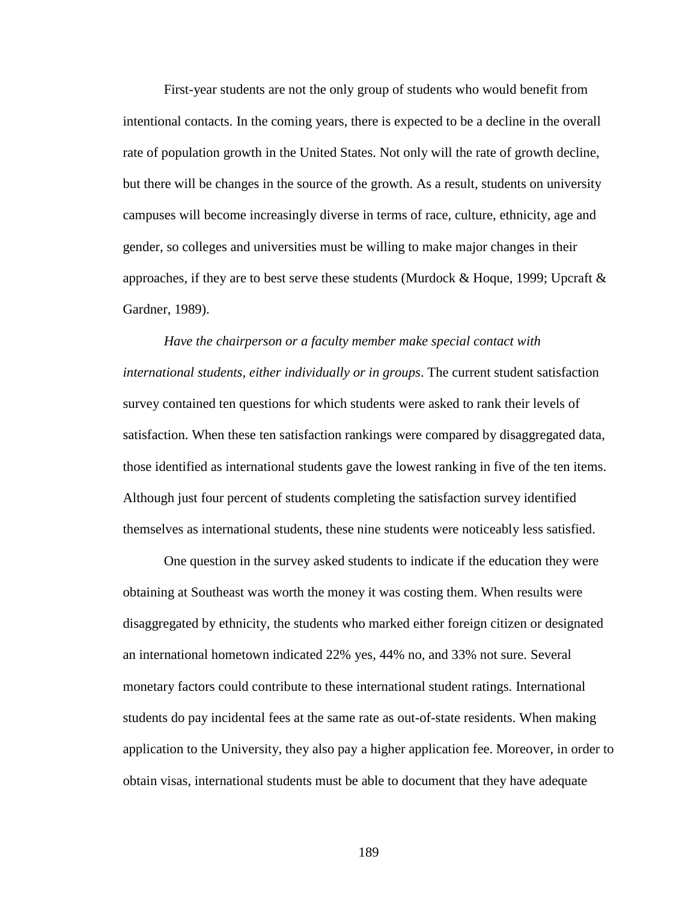First-year students are not the only group of students who would benefit from intentional contacts. In the coming years, there is expected to be a decline in the overall rate of population growth in the United States. Not only will the rate of growth decline, but there will be changes in the source of the growth. As a result, students on university campuses will become increasingly diverse in terms of race, culture, ethnicity, age and gender, so colleges and universities must be willing to make major changes in their approaches, if they are to best serve these students (Murdock & Hoque, 1999; Upcraft & Gardner, 1989).

*Have the chairperson or a faculty member make special contact with international students, either individually or in groups*. The current student satisfaction survey contained ten questions for which students were asked to rank their levels of satisfaction. When these ten satisfaction rankings were compared by disaggregated data, those identified as international students gave the lowest ranking in five of the ten items. Although just four percent of students completing the satisfaction survey identified themselves as international students, these nine students were noticeably less satisfied.

One question in the survey asked students to indicate if the education they were obtaining at Southeast was worth the money it was costing them. When results were disaggregated by ethnicity, the students who marked either foreign citizen or designated an international hometown indicated 22% yes, 44% no, and 33% not sure. Several monetary factors could contribute to these international student ratings. International students do pay incidental fees at the same rate as out-of-state residents. When making application to the University, they also pay a higher application fee. Moreover, in order to obtain visas, international students must be able to document that they have adequate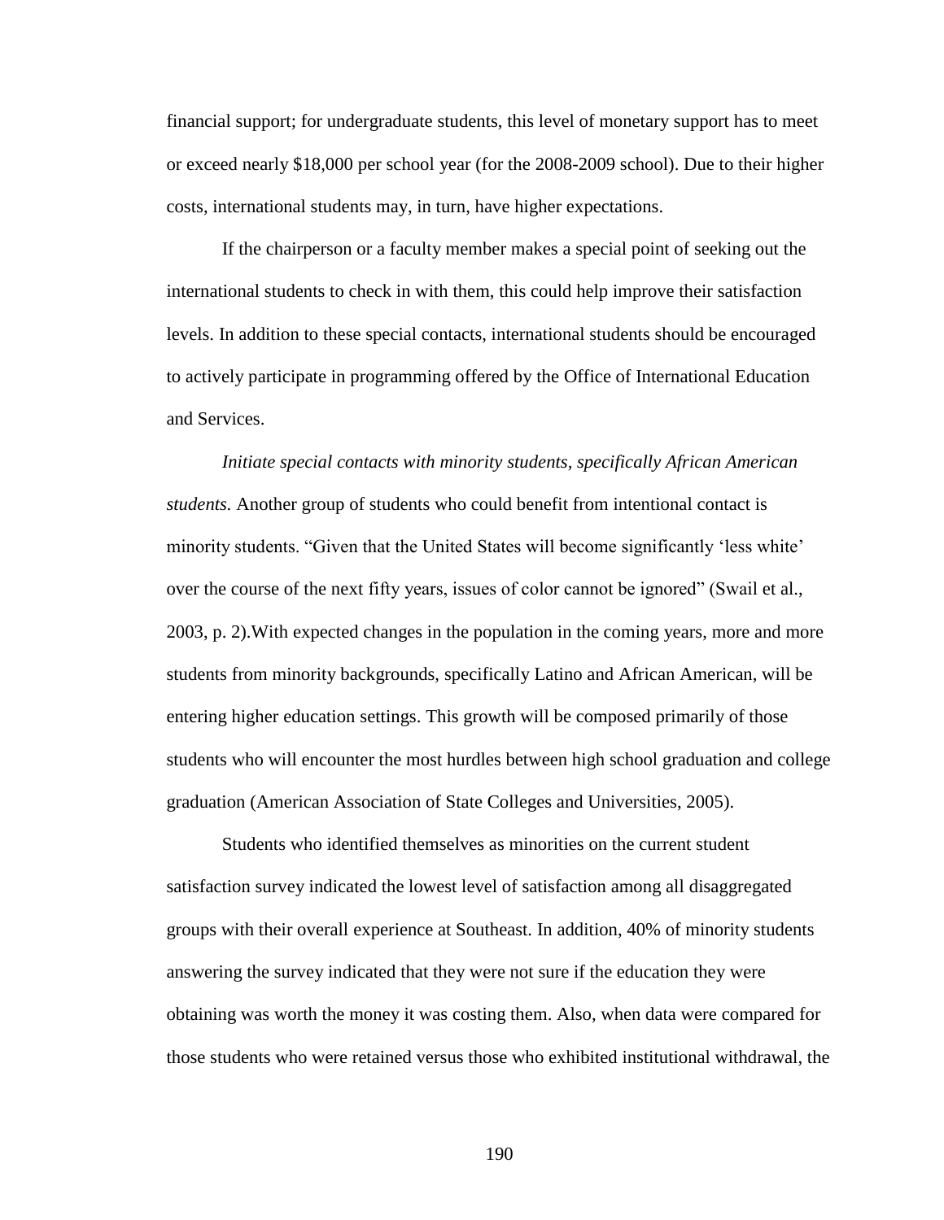financial support; for undergraduate students, this level of monetary support has to meet or exceed nearly $18,000 per school year (for the 2008-2009 school). Due to their higher costs, international students may, in turn, have higher expectations.

If the chairperson or a faculty member makes a special point of seeking out the international students to check in with them, this could help improve their satisfaction levels. In addition to these special contacts, international students should be encouraged to actively participate in programming offered by the Office of International Education and Services.

*Initiate special contacts with minority students, specifically African American students.* Another group of students who could benefit from intentional contact is minority students. "Given that the United States will become significantly 'less white' over the course of the next fifty years, issues of color cannot be ignored" (Swail et al., 2003, p. 2).With expected changes in the population in the coming years, more and more students from minority backgrounds, specifically Latino and African American, will be entering higher education settings. This growth will be composed primarily of those students who will encounter the most hurdles between high school graduation and college graduation (American Association of State Colleges and Universities, 2005).

Students who identified themselves as minorities on the current student satisfaction survey indicated the lowest level of satisfaction among all disaggregated groups with their overall experience at Southeast. In addition, 40% of minority students answering the survey indicated that they were not sure if the education they were obtaining was worth the money it was costing them. Also, when data were compared for those students who were retained versus those who exhibited institutional withdrawal, the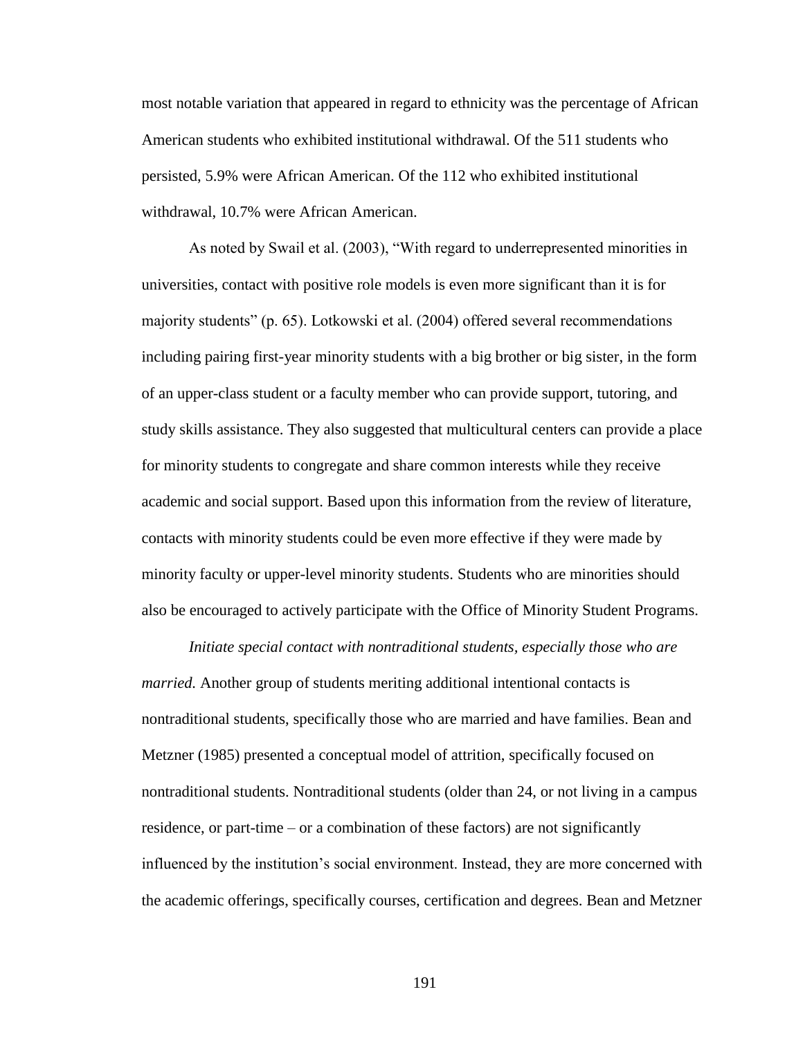most notable variation that appeared in regard to ethnicity was the percentage of African American students who exhibited institutional withdrawal. Of the 511 students who persisted, 5.9% were African American. Of the 112 who exhibited institutional withdrawal, 10.7% were African American.

As noted by Swail et al. (2003), "With regard to underrepresented minorities in universities, contact with positive role models is even more significant than it is for majority students" (p. 65). Lotkowski et al. (2004) offered several recommendations including pairing first-year minority students with a big brother or big sister, in the form of an upper-class student or a faculty member who can provide support, tutoring, and study skills assistance. They also suggested that multicultural centers can provide a place for minority students to congregate and share common interests while they receive academic and social support. Based upon this information from the review of literature, contacts with minority students could be even more effective if they were made by minority faculty or upper-level minority students. Students who are minorities should also be encouraged to actively participate with the Office of Minority Student Programs.

*Initiate special contact with nontraditional students, especially those who are married.* Another group of students meriting additional intentional contacts is nontraditional students, specifically those who are married and have families. Bean and Metzner (1985) presented a conceptual model of attrition, specifically focused on nontraditional students. Nontraditional students (older than 24, or not living in a campus residence, or part-time – or a combination of these factors) are not significantly influenced by the institution's social environment. Instead, they are more concerned with the academic offerings, specifically courses, certification and degrees. Bean and Metzner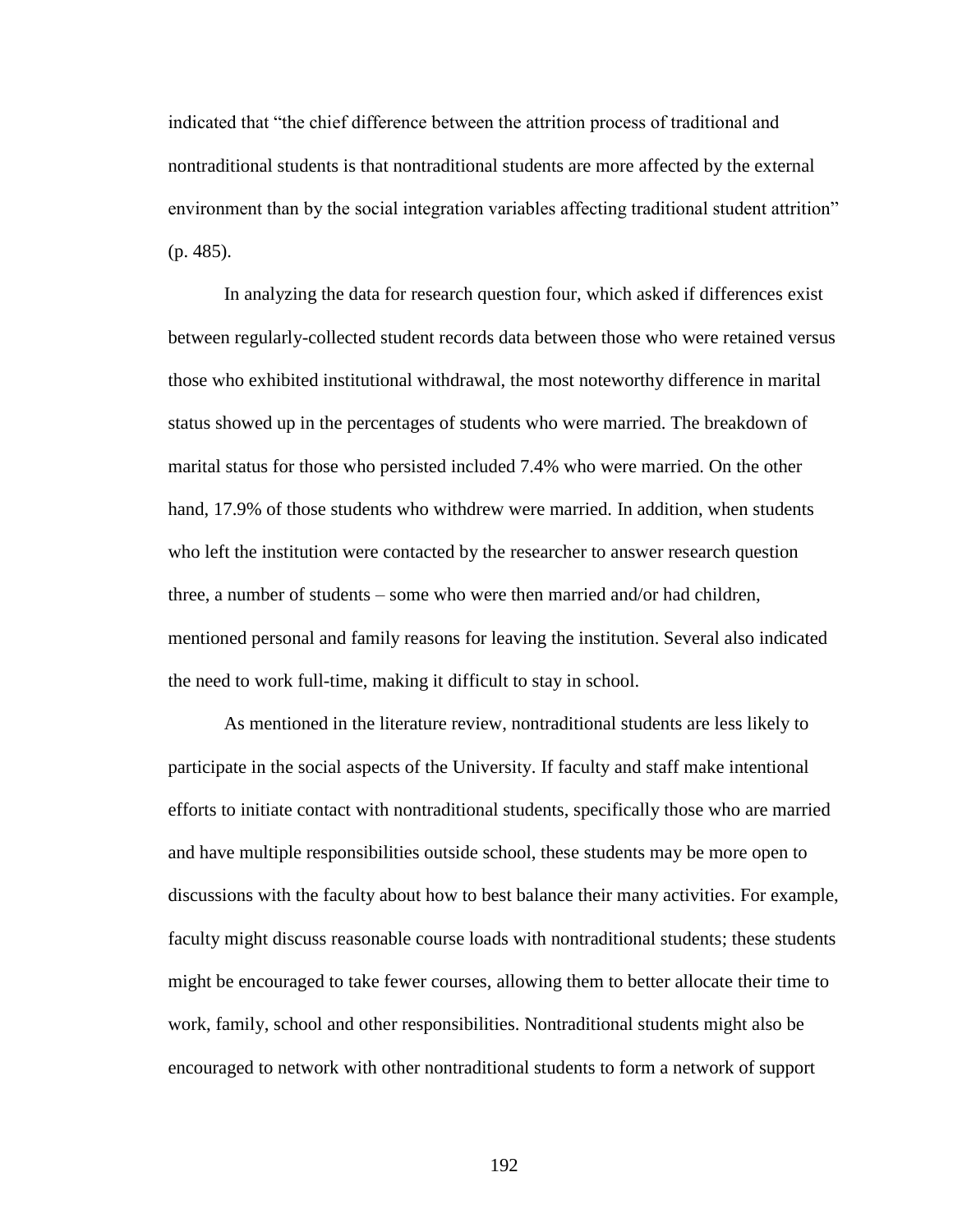indicated that "the chief difference between the attrition process of traditional and nontraditional students is that nontraditional students are more affected by the external environment than by the social integration variables affecting traditional student attrition" (p. 485).

In analyzing the data for research question four, which asked if differences exist between regularly-collected student records data between those who were retained versus those who exhibited institutional withdrawal, the most noteworthy difference in marital status showed up in the percentages of students who were married. The breakdown of marital status for those who persisted included 7.4% who were married. On the other hand, 17.9% of those students who withdrew were married. In addition, when students who left the institution were contacted by the researcher to answer research question three, a number of students – some who were then married and/or had children, mentioned personal and family reasons for leaving the institution. Several also indicated the need to work full-time, making it difficult to stay in school.

As mentioned in the literature review, nontraditional students are less likely to participate in the social aspects of the University. If faculty and staff make intentional efforts to initiate contact with nontraditional students, specifically those who are married and have multiple responsibilities outside school, these students may be more open to discussions with the faculty about how to best balance their many activities. For example, faculty might discuss reasonable course loads with nontraditional students; these students might be encouraged to take fewer courses, allowing them to better allocate their time to work, family, school and other responsibilities. Nontraditional students might also be encouraged to network with other nontraditional students to form a network of support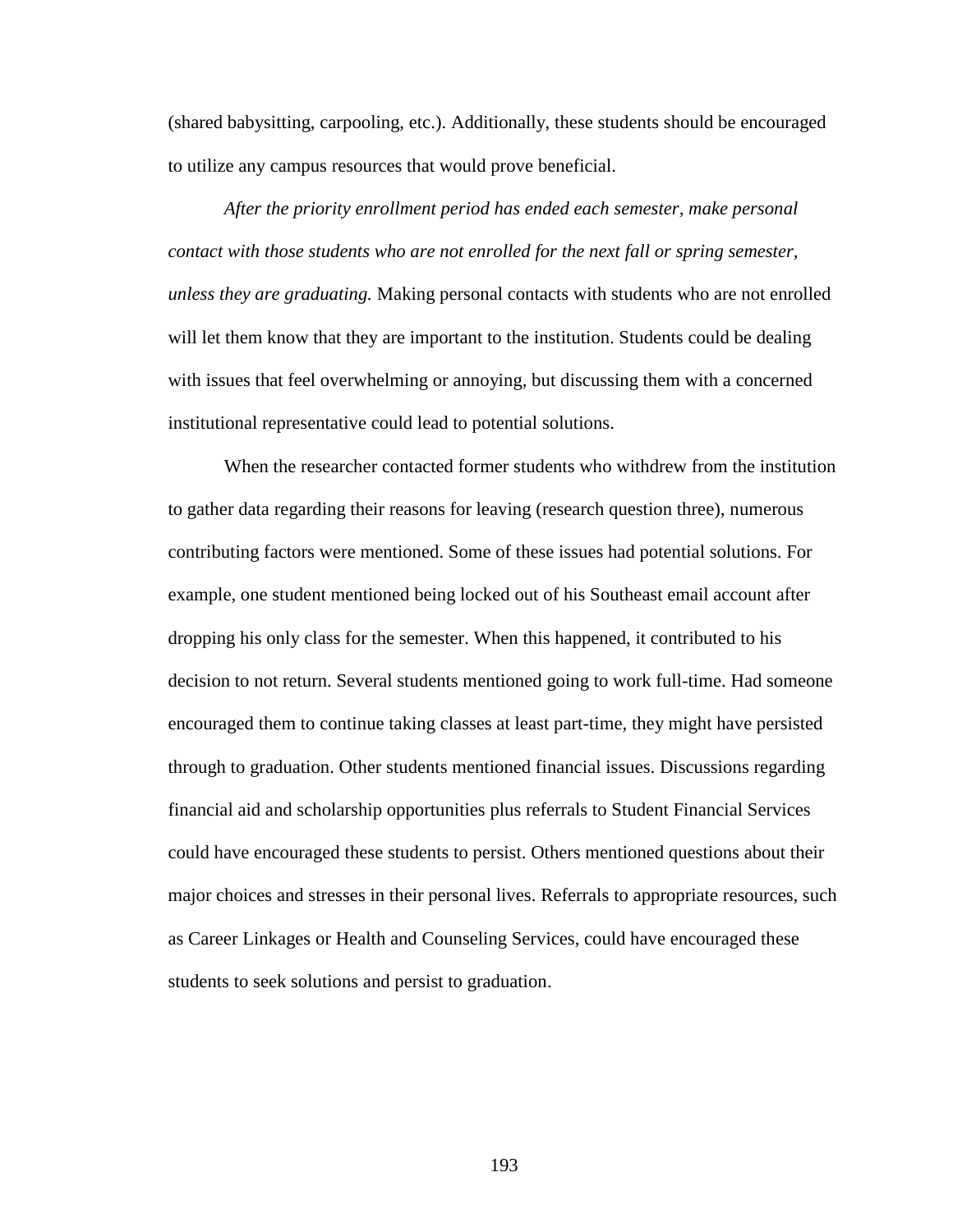(shared babysitting, carpooling, etc.). Additionally, these students should be encouraged to utilize any campus resources that would prove beneficial.

*After the priority enrollment period has ended each semester, make personal contact with those students who are not enrolled for the next fall or spring semester, unless they are graduating.* Making personal contacts with students who are not enrolled will let them know that they are important to the institution. Students could be dealing with issues that feel overwhelming or annoying, but discussing them with a concerned institutional representative could lead to potential solutions.

When the researcher contacted former students who withdrew from the institution to gather data regarding their reasons for leaving (research question three), numerous contributing factors were mentioned. Some of these issues had potential solutions. For example, one student mentioned being locked out of his Southeast email account after dropping his only class for the semester. When this happened, it contributed to his decision to not return. Several students mentioned going to work full-time. Had someone encouraged them to continue taking classes at least part-time, they might have persisted through to graduation. Other students mentioned financial issues. Discussions regarding financial aid and scholarship opportunities plus referrals to Student Financial Services could have encouraged these students to persist. Others mentioned questions about their major choices and stresses in their personal lives. Referrals to appropriate resources, such as Career Linkages or Health and Counseling Services, could have encouraged these students to seek solutions and persist to graduation.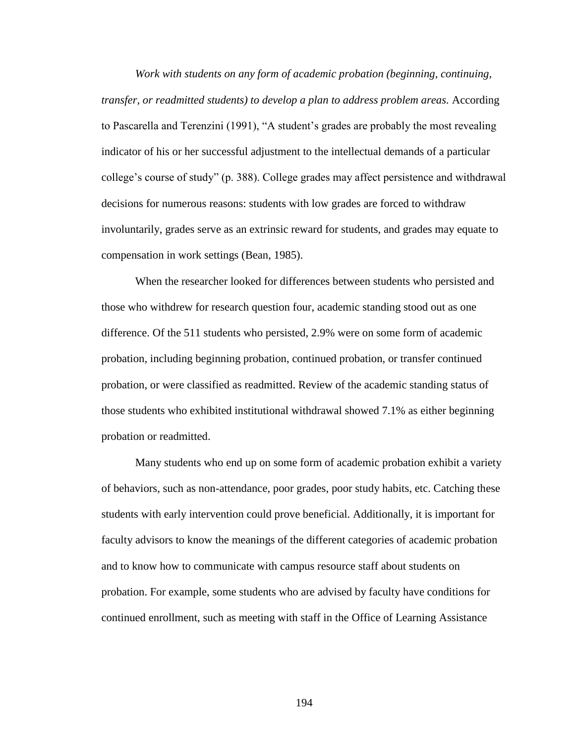*Work with students on any form of academic probation (beginning, continuing, transfer, or readmitted students) to develop a plan to address problem areas.* According to Pascarella and Terenzini (1991), "A student's grades are probably the most revealing indicator of his or her successful adjustment to the intellectual demands of a particular college's course of study" (p. 388). College grades may affect persistence and withdrawal decisions for numerous reasons: students with low grades are forced to withdraw involuntarily, grades serve as an extrinsic reward for students, and grades may equate to compensation in work settings (Bean, 1985).

When the researcher looked for differences between students who persisted and those who withdrew for research question four, academic standing stood out as one difference. Of the 511 students who persisted, 2.9% were on some form of academic probation, including beginning probation, continued probation, or transfer continued probation, or were classified as readmitted. Review of the academic standing status of those students who exhibited institutional withdrawal showed 7.1% as either beginning probation or readmitted.

Many students who end up on some form of academic probation exhibit a variety of behaviors, such as non-attendance, poor grades, poor study habits, etc. Catching these students with early intervention could prove beneficial. Additionally, it is important for faculty advisors to know the meanings of the different categories of academic probation and to know how to communicate with campus resource staff about students on probation. For example, some students who are advised by faculty have conditions for continued enrollment, such as meeting with staff in the Office of Learning Assistance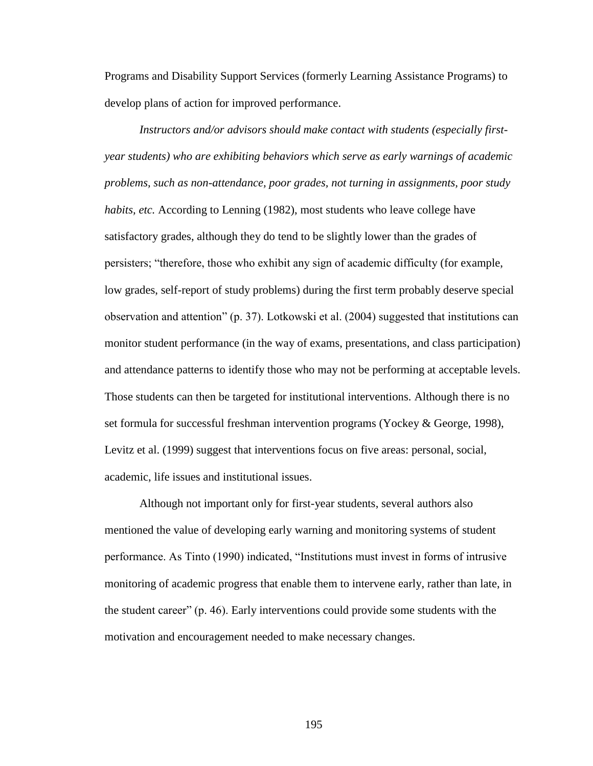Programs and Disability Support Services (formerly Learning Assistance Programs) to develop plans of action for improved performance.

*Instructors and/or advisors should make contact with students (especially first-year students) who are exhibiting behaviors which serve as early warnings of academic problems, such as non-attendance, poor grades, not turning in assignments, poor study habits, etc.* According to Lenning (1982), most students who leave college have satisfactory grades, although they do tend to be slightly lower than the grades of persisters; "therefore, those who exhibit any sign of academic difficulty (for example, low grades, self-report of study problems) during the first term probably deserve special observation and attention" (p. 37). Lotkowski et al. (2004) suggested that institutions can monitor student performance (in the way of exams, presentations, and class participation) and attendance patterns to identify those who may not be performing at acceptable levels. Those students can then be targeted for institutional interventions. Although there is no set formula for successful freshman intervention programs (Yockey & George, 1998), Levitz et al. (1999) suggest that interventions focus on five areas: personal, social, academic, life issues and institutional issues.

Although not important only for first-year students, several authors also mentioned the value of developing early warning and monitoring systems of student performance. As Tinto (1990) indicated, "Institutions must invest in forms of intrusive monitoring of academic progress that enable them to intervene early, rather than late, in the student career" (p. 46). Early interventions could provide some students with the motivation and encouragement needed to make necessary changes.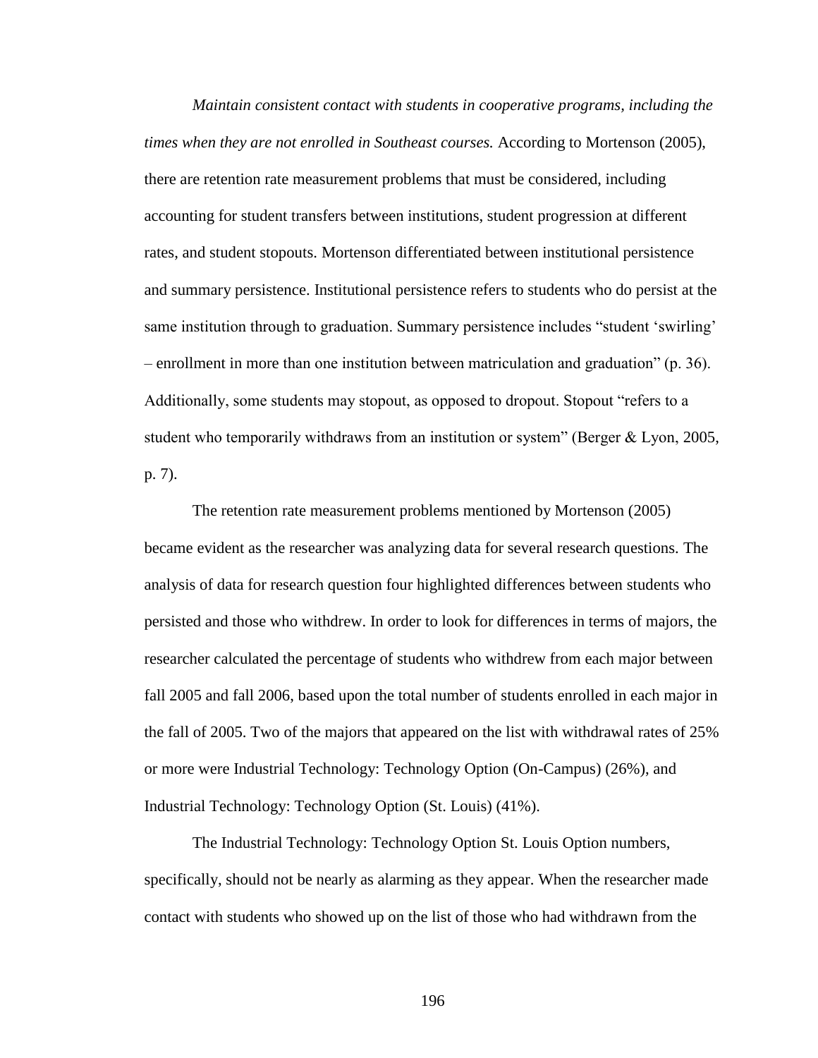*Maintain consistent contact with students in cooperative programs, including the times when they are not enrolled in Southeast courses.* According to Mortenson (2005), there are retention rate measurement problems that must be considered, including accounting for student transfers between institutions, student progression at different rates, and student stopouts. Mortenson differentiated between institutional persistence and summary persistence. Institutional persistence refers to students who do persist at the same institution through to graduation. Summary persistence includes "student 'swirling' – enrollment in more than one institution between matriculation and graduation" (p. 36). Additionally, some students may stopout, as opposed to dropout. Stopout "refers to a student who temporarily withdraws from an institution or system" (Berger & Lyon, 2005, p. 7).

The retention rate measurement problems mentioned by Mortenson (2005) became evident as the researcher was analyzing data for several research questions. The analysis of data for research question four highlighted differences between students who persisted and those who withdrew. In order to look for differences in terms of majors, the researcher calculated the percentage of students who withdrew from each major between fall 2005 and fall 2006, based upon the total number of students enrolled in each major in the fall of 2005. Two of the majors that appeared on the list with withdrawal rates of 25% or more were Industrial Technology: Technology Option (On-Campus) (26%), and Industrial Technology: Technology Option (St. Louis) (41%).

The Industrial Technology: Technology Option St. Louis Option numbers, specifically, should not be nearly as alarming as they appear. When the researcher made contact with students who showed up on the list of those who had withdrawn from the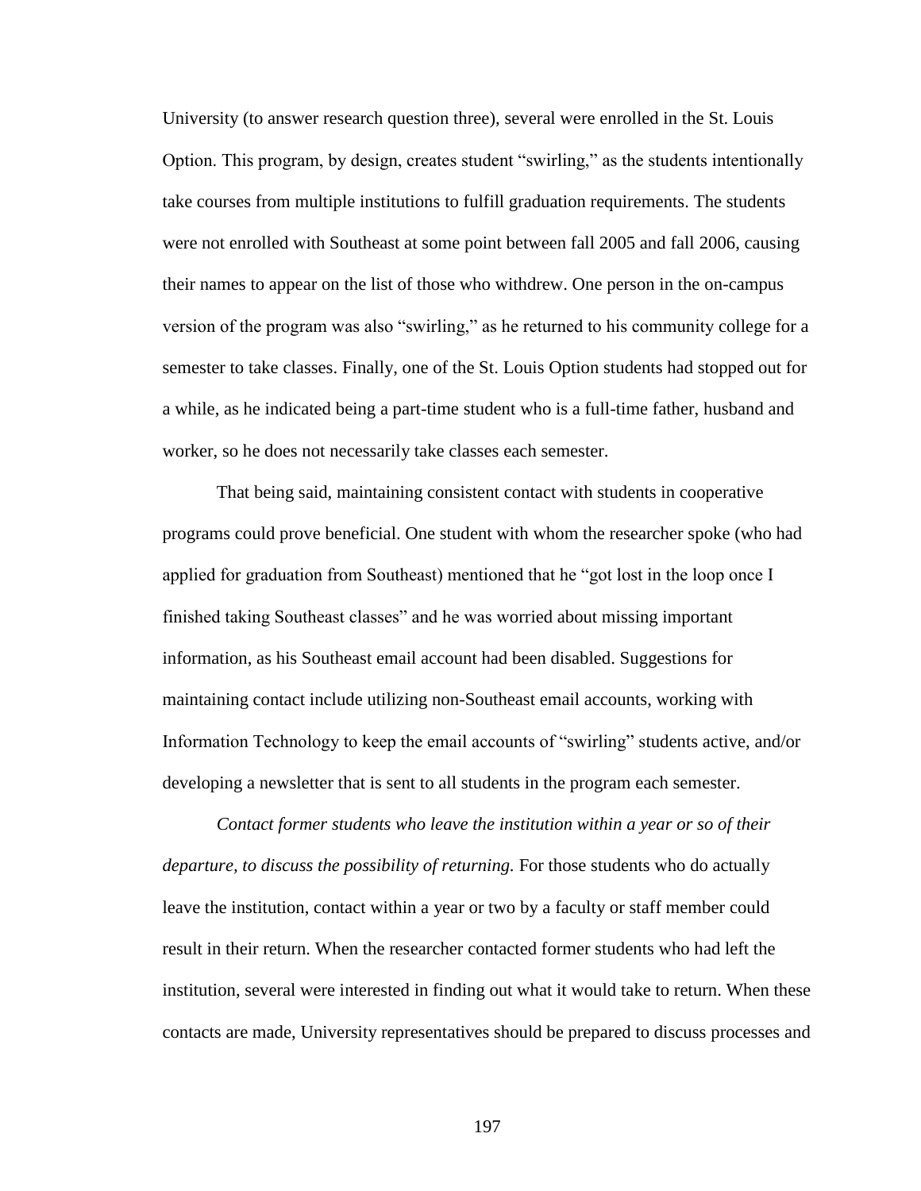University (to answer research question three), several were enrolled in the St. Louis Option. This program, by design, creates student "swirling," as the students intentionally take courses from multiple institutions to fulfill graduation requirements. The students were not enrolled with Southeast at some point between fall 2005 and fall 2006, causing their names to appear on the list of those who withdrew. One person in the on-campus version of the program was also "swirling," as he returned to his community college for a semester to take classes. Finally, one of the St. Louis Option students had stopped out for a while, as he indicated being a part-time student who is a full-time father, husband and worker, so he does not necessarily take classes each semester.

That being said, maintaining consistent contact with students in cooperative programs could prove beneficial. One student with whom the researcher spoke (who had applied for graduation from Southeast) mentioned that he "got lost in the loop once I finished taking Southeast classes" and he was worried about missing important information, as his Southeast email account had been disabled. Suggestions for maintaining contact include utilizing non-Southeast email accounts, working with Information Technology to keep the email accounts of "swirling" students active, and/or developing a newsletter that is sent to all students in the program each semester.

*Contact former students who leave the institution within a year or so of their departure, to discuss the possibility of returning.* For those students who do actually leave the institution, contact within a year or two by a faculty or staff member could result in their return. When the researcher contacted former students who had left the institution, several were interested in finding out what it would take to return. When these contacts are made, University representatives should be prepared to discuss processes and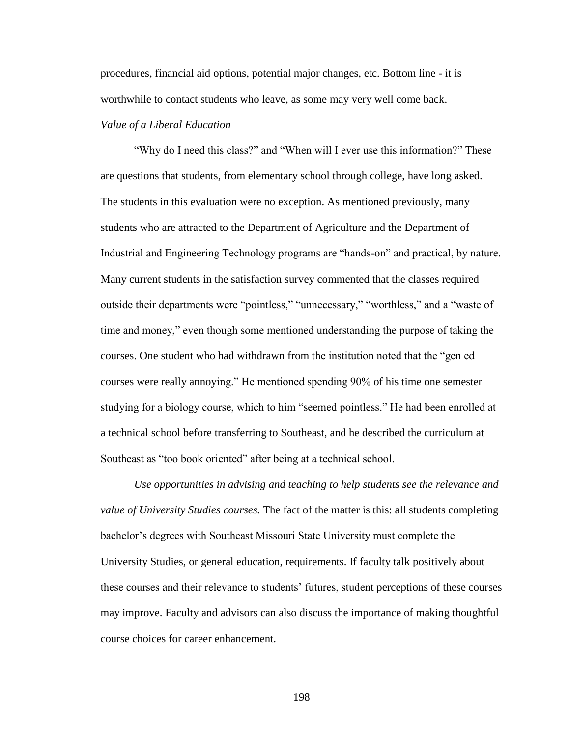procedures, financial aid options, potential major changes, etc. Bottom line - it is worthwhile to contact students who leave, as some may very well come back.

*Value of a Liberal Education*

"Why do I need this class?" and "When will I ever use this information?" These are questions that students, from elementary school through college, have long asked. The students in this evaluation were no exception. As mentioned previously, many students who are attracted to the Department of Agriculture and the Department of Industrial and Engineering Technology programs are "hands-on" and practical, by nature. Many current students in the satisfaction survey commented that the classes required outside their departments were "pointless," "unnecessary," "worthless," and a "waste of time and money," even though some mentioned understanding the purpose of taking the courses. One student who had withdrawn from the institution noted that the "gen ed courses were really annoying." He mentioned spending 90% of his time one semester studying for a biology course, which to him "seemed pointless." He had been enrolled at a technical school before transferring to Southeast, and he described the curriculum at Southeast as "too book oriented" after being at a technical school.

*Use opportunities in advising and teaching to help students see the relevance and value of University Studies courses.* The fact of the matter is this: all students completing bachelor's degrees with Southeast Missouri State University must complete the University Studies, or general education, requirements. If faculty talk positively about these courses and their relevance to students' futures, student perceptions of these courses may improve. Faculty and advisors can also discuss the importance of making thoughtful course choices for career enhancement.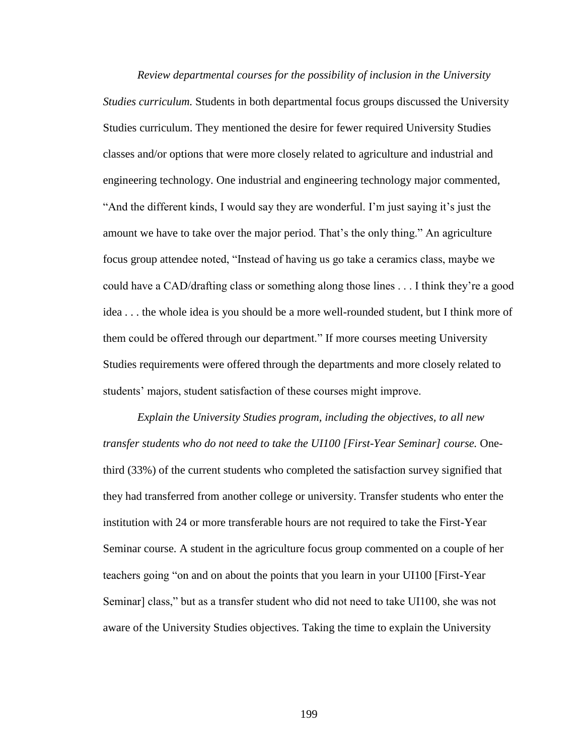*Review departmental courses for the possibility of inclusion in the University Studies curriculum.* Students in both departmental focus groups discussed the University Studies curriculum. They mentioned the desire for fewer required University Studies classes and/or options that were more closely related to agriculture and industrial and engineering technology. One industrial and engineering technology major commented, "And the different kinds, I would say they are wonderful. I'm just saying it's just the amount we have to take over the major period. That's the only thing." An agriculture focus group attendee noted, "Instead of having us go take a ceramics class, maybe we could have a CAD/drafting class or something along those lines . . . I think they're a good idea . . . the whole idea is you should be a more well-rounded student, but I think more of them could be offered through our department." If more courses meeting University Studies requirements were offered through the departments and more closely related to students' majors, student satisfaction of these courses might improve.

*Explain the University Studies program, including the objectives, to all new transfer students who do not need to take the UI100 [First-Year Seminar] course.* One-third (33%) of the current students who completed the satisfaction survey signified that they had transferred from another college or university. Transfer students who enter the institution with 24 or more transferable hours are not required to take the First-Year Seminar course. A student in the agriculture focus group commented on a couple of her teachers going "on and on about the points that you learn in your UI100 [First-Year Seminar] class," but as a transfer student who did not need to take UI100, she was not aware of the University Studies objectives. Taking the time to explain the University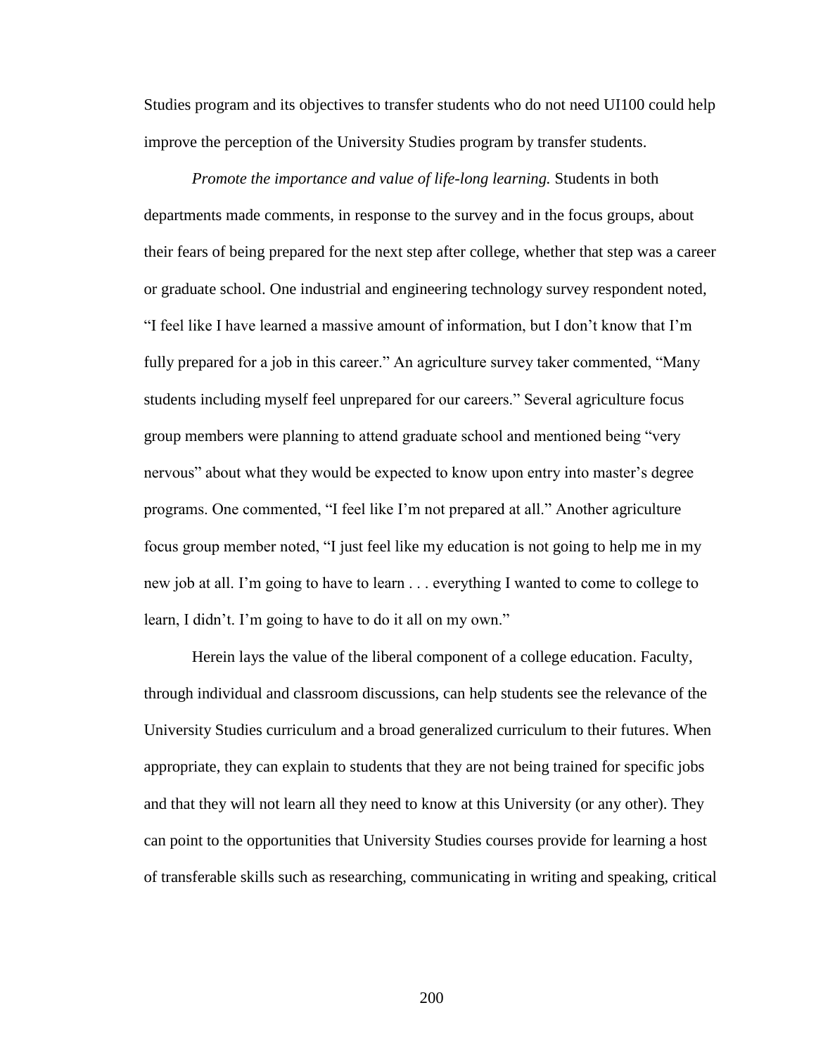Studies program and its objectives to transfer students who do not need UI100 could help improve the perception of the University Studies program by transfer students.

*Promote the importance and value of life-long learning.* Students in both departments made comments, in response to the survey and in the focus groups, about their fears of being prepared for the next step after college, whether that step was a career or graduate school. One industrial and engineering technology survey respondent noted, "I feel like I have learned a massive amount of information, but I don't know that I'm fully prepared for a job in this career." An agriculture survey taker commented, "Many students including myself feel unprepared for our careers." Several agriculture focus group members were planning to attend graduate school and mentioned being "very nervous" about what they would be expected to know upon entry into master's degree programs. One commented, "I feel like I'm not prepared at all." Another agriculture focus group member noted, "I just feel like my education is not going to help me in my new job at all. I'm going to have to learn . . . everything I wanted to come to college to learn, I didn't. I'm going to have to do it all on my own."

Herein lays the value of the liberal component of a college education. Faculty, through individual and classroom discussions, can help students see the relevance of the University Studies curriculum and a broad generalized curriculum to their futures. When appropriate, they can explain to students that they are not being trained for specific jobs and that they will not learn all they need to know at this University (or any other). They can point to the opportunities that University Studies courses provide for learning a host of transferable skills such as researching, communicating in writing and speaking, critical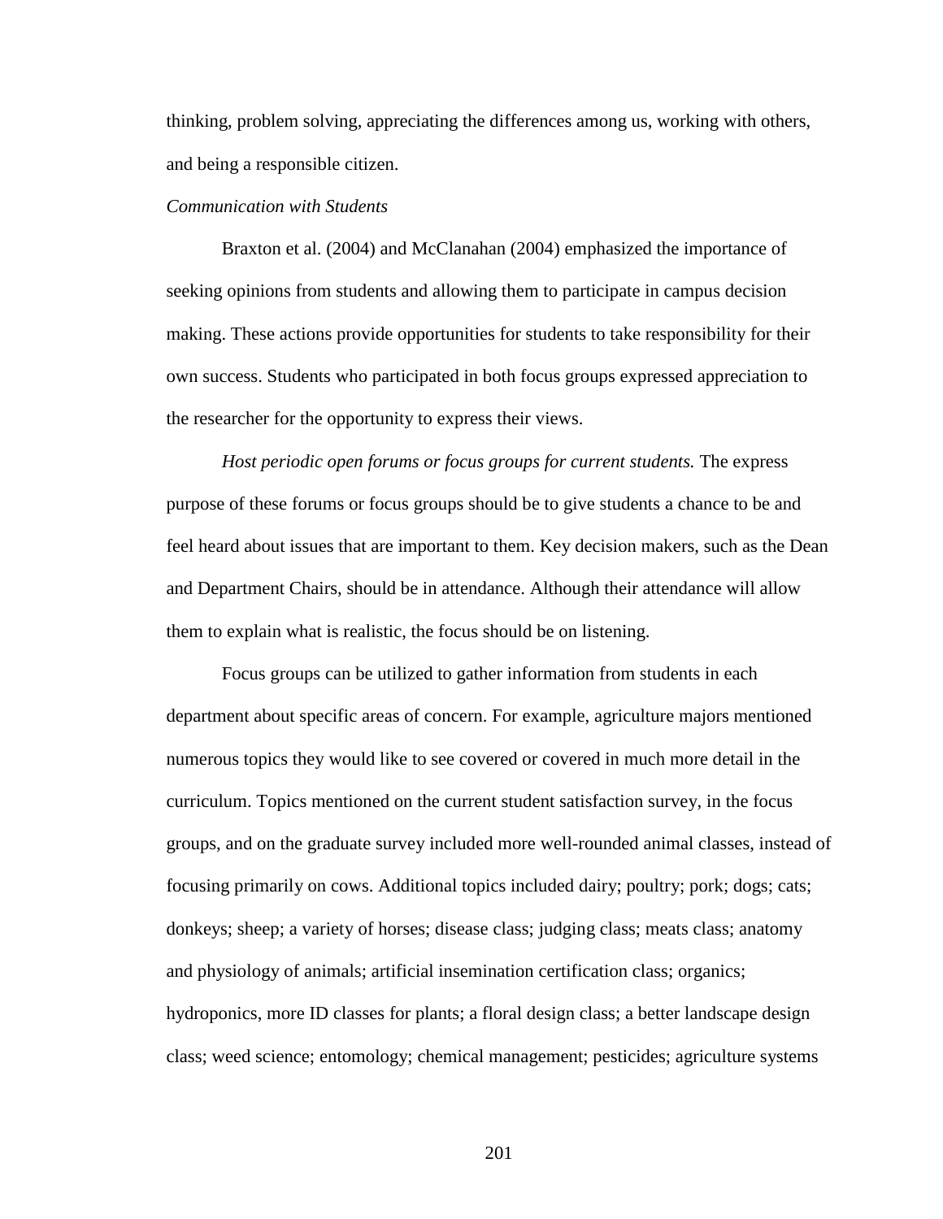thinking, problem solving, appreciating the differences among us, working with others, and being a responsible citizen.

*Communication with Students*

Braxton et al. (2004) and McClanahan (2004) emphasized the importance of seeking opinions from students and allowing them to participate in campus decision making. These actions provide opportunities for students to take responsibility for their own success. Students who participated in both focus groups expressed appreciation to the researcher for the opportunity to express their views.

*Host periodic open forums or focus groups for current students.* The express purpose of these forums or focus groups should be to give students a chance to be and feel heard about issues that are important to them. Key decision makers, such as the Dean and Department Chairs, should be in attendance. Although their attendance will allow them to explain what is realistic, the focus should be on listening.

Focus groups can be utilized to gather information from students in each department about specific areas of concern. For example, agriculture majors mentioned numerous topics they would like to see covered or covered in much more detail in the curriculum. Topics mentioned on the current student satisfaction survey, in the focus groups, and on the graduate survey included more well-rounded animal classes, instead of focusing primarily on cows. Additional topics included dairy; poultry; pork; dogs; cats; donkeys; sheep; a variety of horses; disease class; judging class; meats class; anatomy and physiology of animals; artificial insemination certification class; organics; hydroponics, more ID classes for plants; a floral design class; a better landscape design class; weed science; entomology; chemical management; pesticides; agriculture systems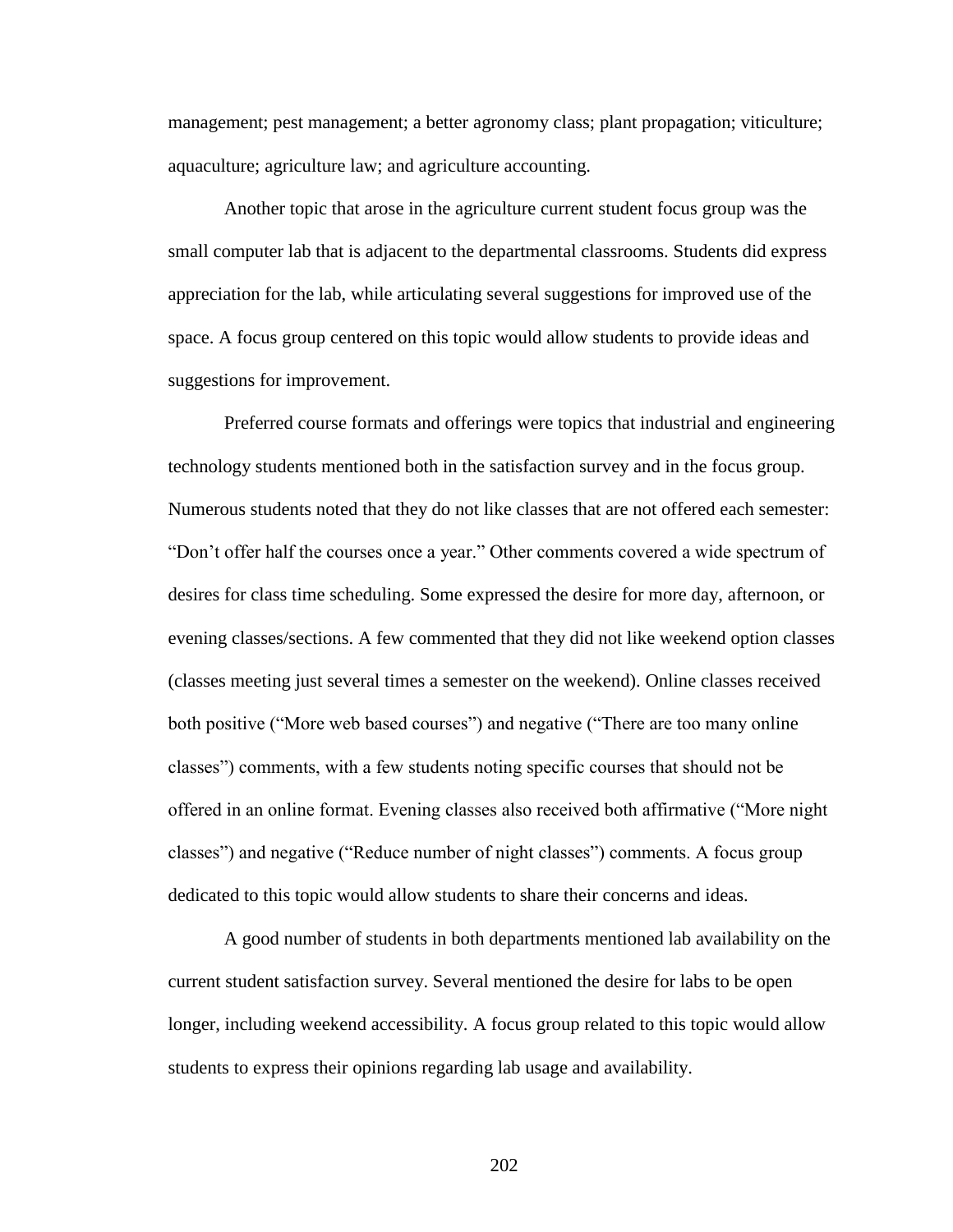management; pest management; a better agronomy class; plant propagation; viticulture; aquaculture; agriculture law; and agriculture accounting.

Another topic that arose in the agriculture current student focus group was the small computer lab that is adjacent to the departmental classrooms. Students did express appreciation for the lab, while articulating several suggestions for improved use of the space. A focus group centered on this topic would allow students to provide ideas and suggestions for improvement.

Preferred course formats and offerings were topics that industrial and engineering technology students mentioned both in the satisfaction survey and in the focus group. Numerous students noted that they do not like classes that are not offered each semester: "Don't offer half the courses once a year." Other comments covered a wide spectrum of desires for class time scheduling. Some expressed the desire for more day, afternoon, or evening classes/sections. A few commented that they did not like weekend option classes (classes meeting just several times a semester on the weekend). Online classes received both positive ("More web based courses") and negative ("There are too many online classes") comments, with a few students noting specific courses that should not be offered in an online format. Evening classes also received both affirmative ("More night classes") and negative ("Reduce number of night classes") comments. A focus group dedicated to this topic would allow students to share their concerns and ideas.

A good number of students in both departments mentioned lab availability on the current student satisfaction survey. Several mentioned the desire for labs to be open longer, including weekend accessibility. A focus group related to this topic would allow students to express their opinions regarding lab usage and availability.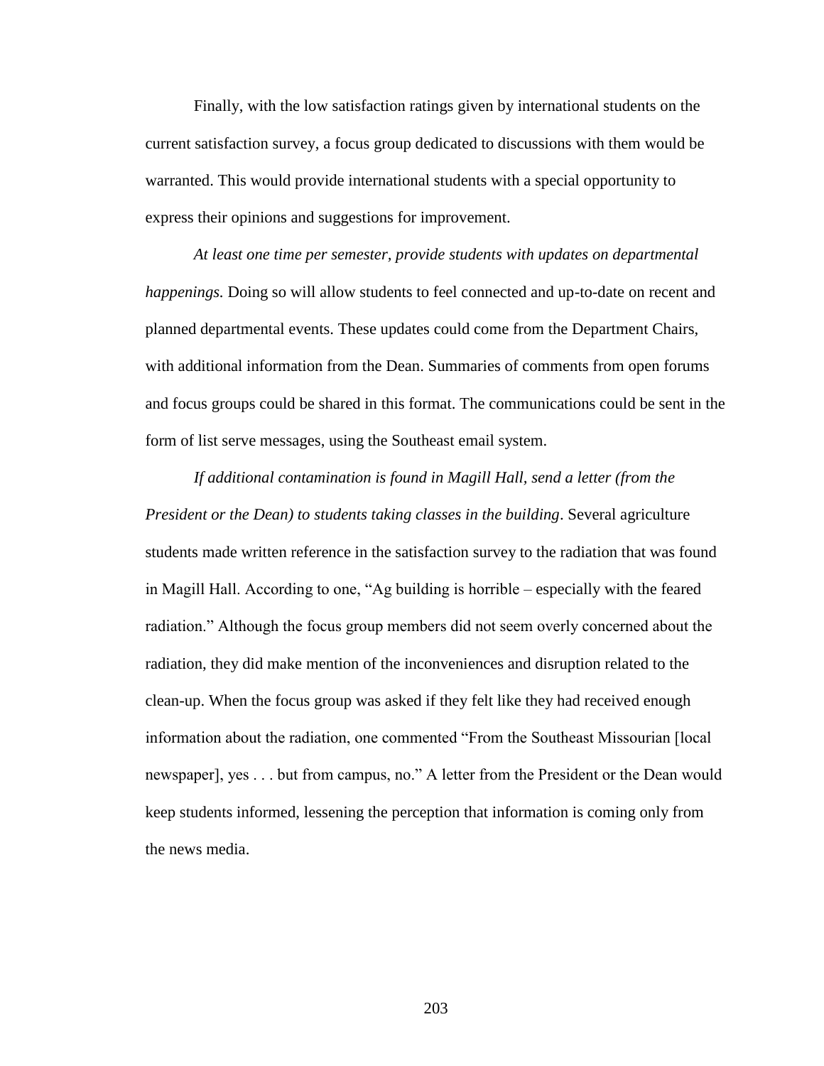Finally, with the low satisfaction ratings given by international students on the current satisfaction survey, a focus group dedicated to discussions with them would be warranted. This would provide international students with a special opportunity to express their opinions and suggestions for improvement.

*At least one time per semester, provide students with updates on departmental happenings.* Doing so will allow students to feel connected and up-to-date on recent and planned departmental events. These updates could come from the Department Chairs, with additional information from the Dean. Summaries of comments from open forums and focus groups could be shared in this format. The communications could be sent in the form of list serve messages, using the Southeast email system.

*If additional contamination is found in Magill Hall, send a letter (from the President or the Dean) to students taking classes in the building*. Several agriculture students made written reference in the satisfaction survey to the radiation that was found in Magill Hall. According to one, "Ag building is horrible – especially with the feared radiation." Although the focus group members did not seem overly concerned about the radiation, they did make mention of the inconveniences and disruption related to the clean-up. When the focus group was asked if they felt like they had received enough information about the radiation, one commented "From the Southeast Missourian [local newspaper], yes . . . but from campus, no." A letter from the President or the Dean would keep students informed, lessening the perception that information is coming only from the news media.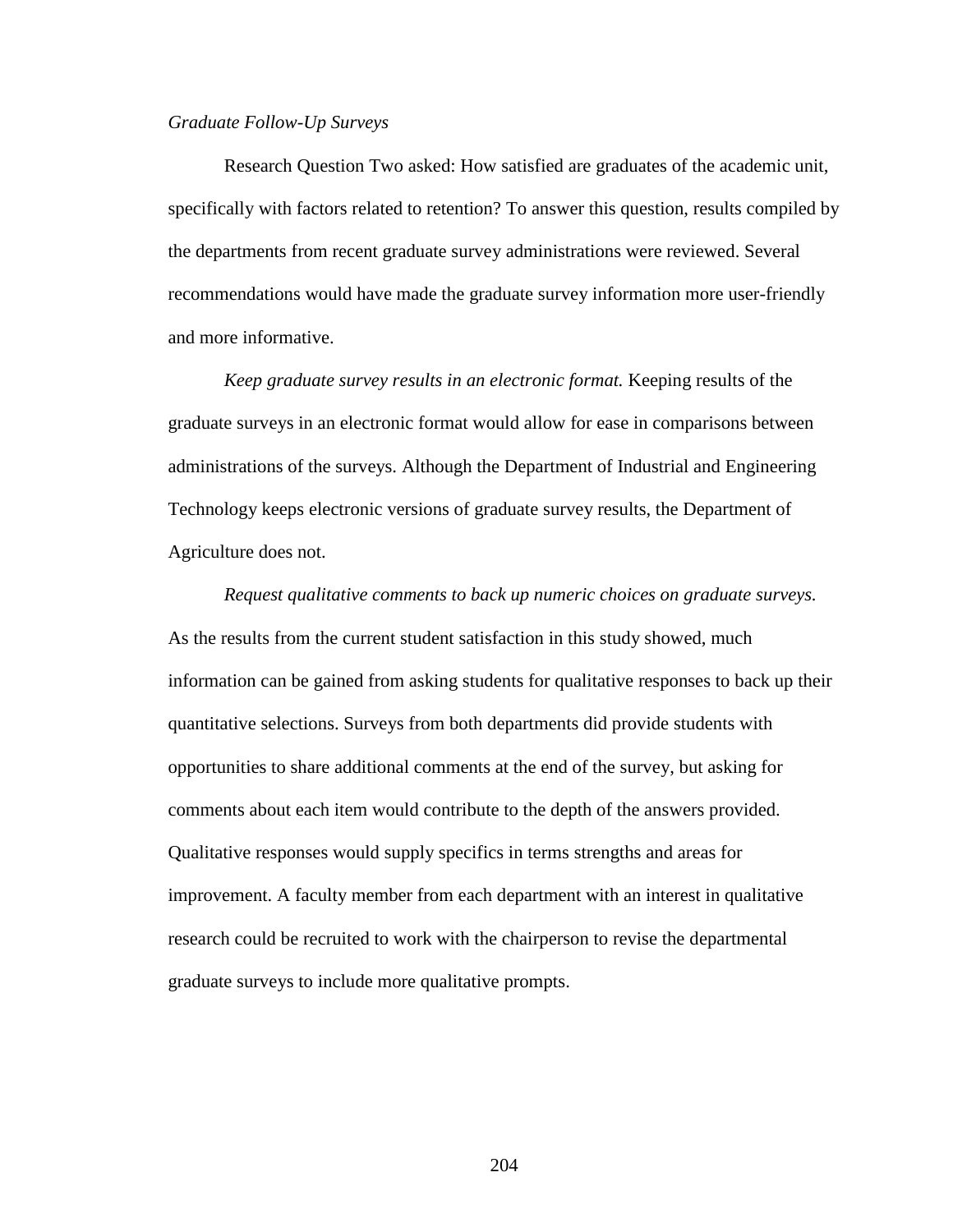*Graduate Follow-Up Surveys*

Research Question Two asked: How satisfied are graduates of the academic unit, specifically with factors related to retention? To answer this question, results compiled by the departments from recent graduate survey administrations were reviewed. Several recommendations would have made the graduate survey information more user-friendly and more informative.

*Keep graduate survey results in an electronic format.* Keeping results of the graduate surveys in an electronic format would allow for ease in comparisons between administrations of the surveys. Although the Department of Industrial and Engineering Technology keeps electronic versions of graduate survey results, the Department of Agriculture does not.

*Request qualitative comments to back up numeric choices on graduate surveys.* As the results from the current student satisfaction in this study showed, much information can be gained from asking students for qualitative responses to back up their quantitative selections. Surveys from both departments did provide students with opportunities to share additional comments at the end of the survey, but asking for comments about each item would contribute to the depth of the answers provided. Qualitative responses would supply specifics in terms strengths and areas for improvement. A faculty member from each department with an interest in qualitative research could be recruited to work with the chairperson to revise the departmental graduate surveys to include more qualitative prompts.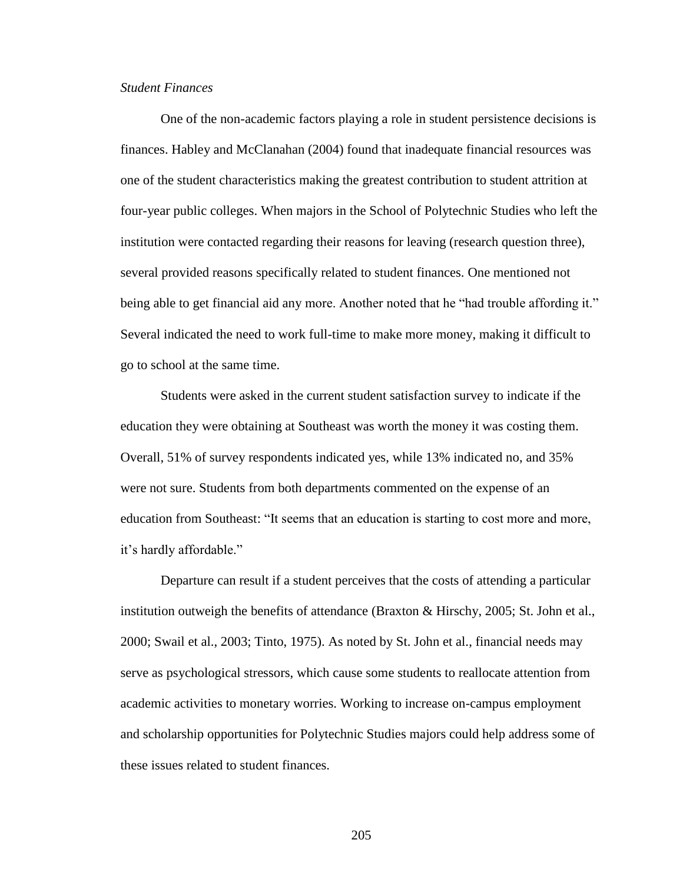*Student Finances*

One of the non-academic factors playing a role in student persistence decisions is finances. Habley and McClanahan (2004) found that inadequate financial resources was one of the student characteristics making the greatest contribution to student attrition at four-year public colleges. When majors in the School of Polytechnic Studies who left the institution were contacted regarding their reasons for leaving (research question three), several provided reasons specifically related to student finances. One mentioned not being able to get financial aid any more. Another noted that he "had trouble affording it." Several indicated the need to work full-time to make more money, making it difficult to go to school at the same time.

Students were asked in the current student satisfaction survey to indicate if the education they were obtaining at Southeast was worth the money it was costing them. Overall, 51% of survey respondents indicated yes, while 13% indicated no, and 35% were not sure. Students from both departments commented on the expense of an education from Southeast: "It seems that an education is starting to cost more and more, it's hardly affordable."

Departure can result if a student perceives that the costs of attending a particular institution outweigh the benefits of attendance (Braxton & Hirschy, 2005; St. John et al., 2000; Swail et al., 2003; Tinto, 1975). As noted by St. John et al., financial needs may serve as psychological stressors, which cause some students to reallocate attention from academic activities to monetary worries. Working to increase on-campus employment and scholarship opportunities for Polytechnic Studies majors could help address some of these issues related to student finances.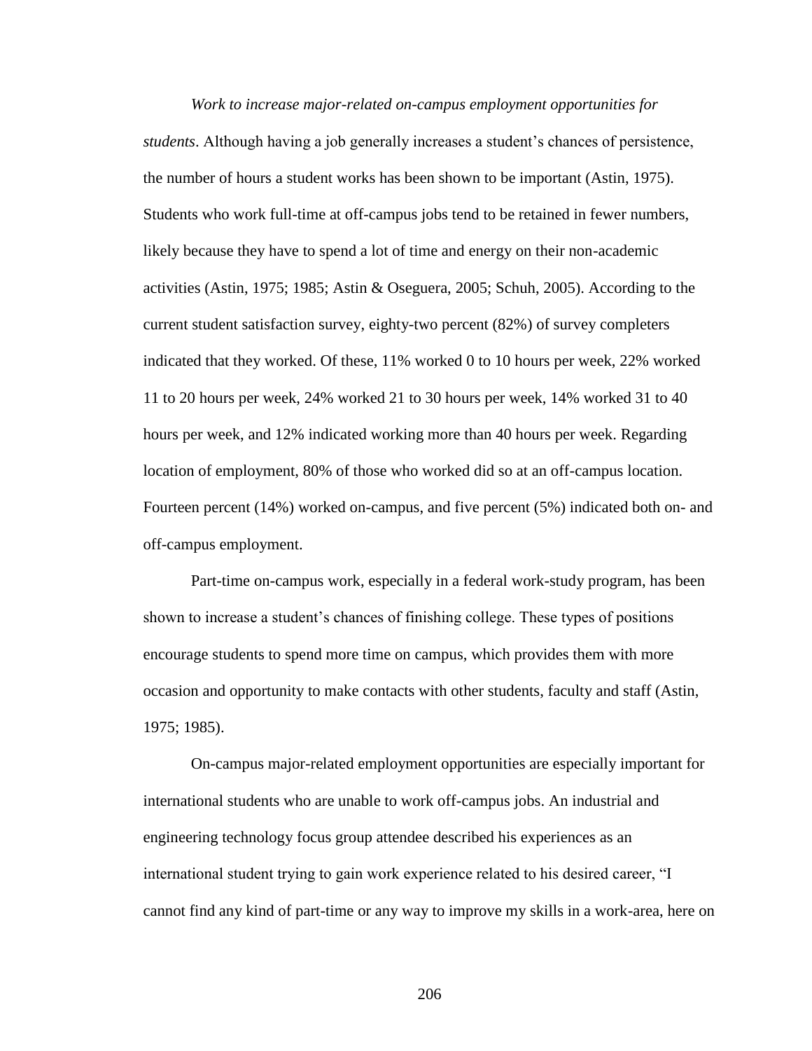*Work to increase major-related on-campus employment opportunities for students*. Although having a job generally increases a student's chances of persistence, the number of hours a student works has been shown to be important (Astin, 1975). Students who work full-time at off-campus jobs tend to be retained in fewer numbers, likely because they have to spend a lot of time and energy on their non-academic activities (Astin, 1975; 1985; Astin & Oseguera, 2005; Schuh, 2005). According to the current student satisfaction survey, eighty-two percent (82%) of survey completers indicated that they worked. Of these, 11% worked 0 to 10 hours per week, 22% worked 11 to 20 hours per week, 24% worked 21 to 30 hours per week, 14% worked 31 to 40 hours per week, and 12% indicated working more than 40 hours per week. Regarding location of employment, 80% of those who worked did so at an off-campus location. Fourteen percent (14%) worked on-campus, and five percent (5%) indicated both on- and off-campus employment.

Part-time on-campus work, especially in a federal work-study program, has been shown to increase a student's chances of finishing college. These types of positions encourage students to spend more time on campus, which provides them with more occasion and opportunity to make contacts with other students, faculty and staff (Astin, 1975; 1985).

On-campus major-related employment opportunities are especially important for international students who are unable to work off-campus jobs. An industrial and engineering technology focus group attendee described his experiences as an international student trying to gain work experience related to his desired career, "I cannot find any kind of part-time or any way to improve my skills in a work-area, here on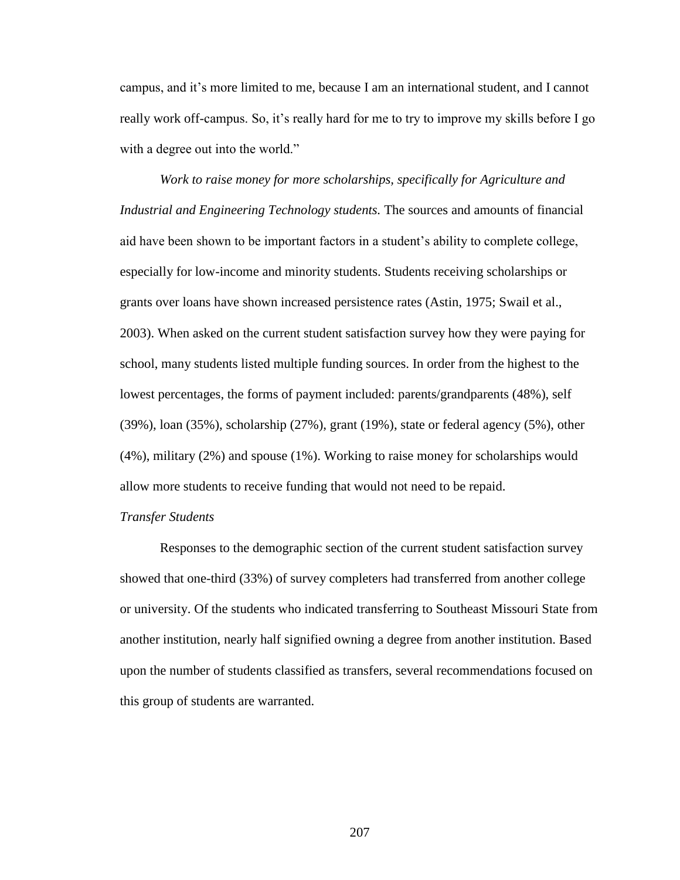campus, and it's more limited to me, because I am an international student, and I cannot really work off-campus. So, it's really hard for me to try to improve my skills before I go with a degree out into the world."

*Work to raise money for more scholarships, specifically for Agriculture and Industrial and Engineering Technology students.* The sources and amounts of financial aid have been shown to be important factors in a student's ability to complete college, especially for low-income and minority students. Students receiving scholarships or grants over loans have shown increased persistence rates (Astin, 1975; Swail et al., 2003). When asked on the current student satisfaction survey how they were paying for school, many students listed multiple funding sources. In order from the highest to the lowest percentages, the forms of payment included: parents/grandparents (48%), self (39%), loan (35%), scholarship (27%), grant (19%), state or federal agency (5%), other (4%), military (2%) and spouse (1%). Working to raise money for scholarships would allow more students to receive funding that would not need to be repaid.

*Transfer Students*

Responses to the demographic section of the current student satisfaction survey showed that one-third (33%) of survey completers had transferred from another college or university. Of the students who indicated transferring to Southeast Missouri State from another institution, nearly half signified owning a degree from another institution. Based upon the number of students classified as transfers, several recommendations focused on this group of students are warranted.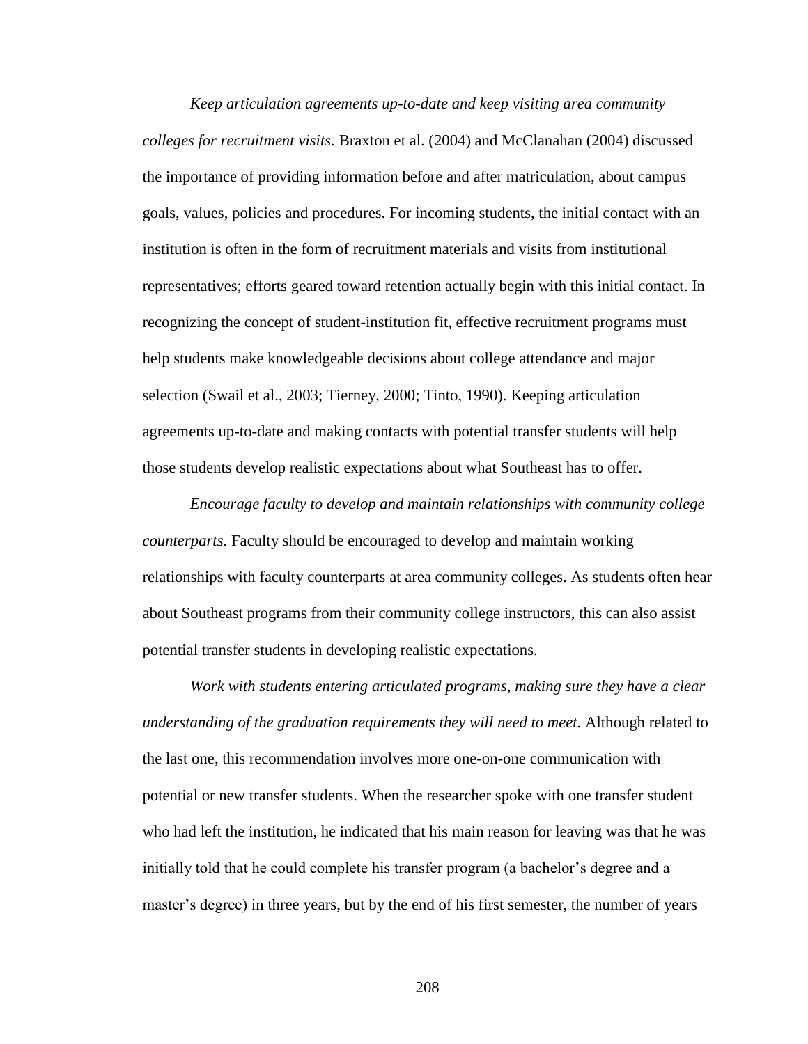*Keep articulation agreements up-to-date and keep visiting area community colleges for recruitment visits.* Braxton et al. (2004) and McClanahan (2004) discussed the importance of providing information before and after matriculation, about campus goals, values, policies and procedures. For incoming students, the initial contact with an institution is often in the form of recruitment materials and visits from institutional representatives; efforts geared toward retention actually begin with this initial contact. In recognizing the concept of student-institution fit, effective recruitment programs must help students make knowledgeable decisions about college attendance and major selection (Swail et al., 2003; Tierney, 2000; Tinto, 1990). Keeping articulation agreements up-to-date and making contacts with potential transfer students will help those students develop realistic expectations about what Southeast has to offer.

*Encourage faculty to develop and maintain relationships with community college counterparts.* Faculty should be encouraged to develop and maintain working relationships with faculty counterparts at area community colleges. As students often hear about Southeast programs from their community college instructors, this can also assist potential transfer students in developing realistic expectations.

*Work with students entering articulated programs, making sure they have a clear understanding of the graduation requirements they will need to meet.* Although related to the last one, this recommendation involves more one-on-one communication with potential or new transfer students. When the researcher spoke with one transfer student who had left the institution, he indicated that his main reason for leaving was that he was initially told that he could complete his transfer program (a bachelor's degree and a master's degree) in three years, but by the end of his first semester, the number of years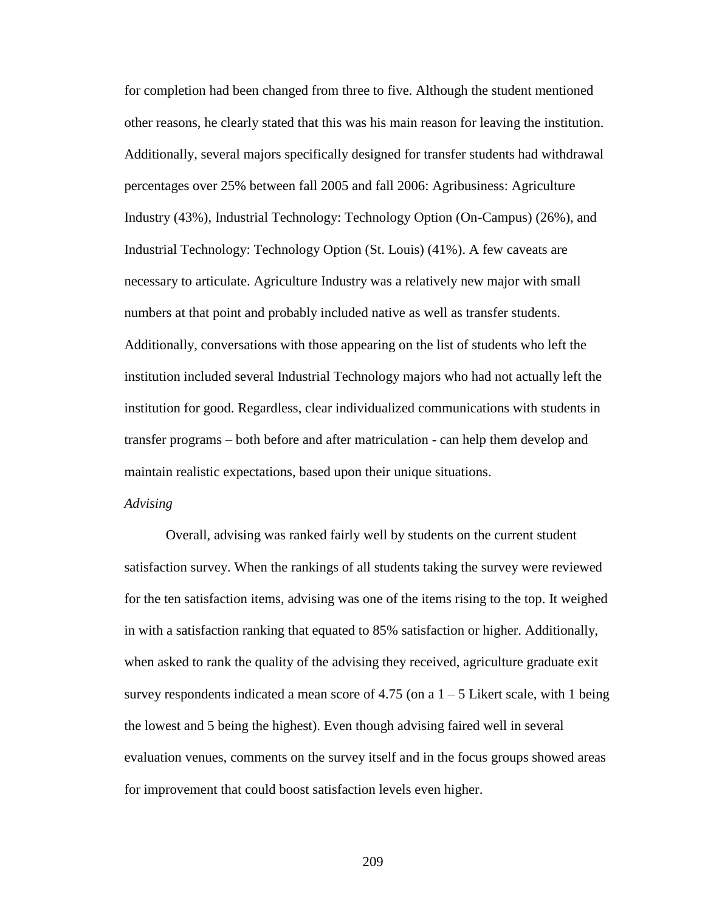for completion had been changed from three to five. Although the student mentioned other reasons, he clearly stated that this was his main reason for leaving the institution. Additionally, several majors specifically designed for transfer students had withdrawal percentages over 25% between fall 2005 and fall 2006: Agribusiness: Agriculture Industry (43%), Industrial Technology: Technology Option (On-Campus) (26%), and Industrial Technology: Technology Option (St. Louis) (41%). A few caveats are necessary to articulate. Agriculture Industry was a relatively new major with small numbers at that point and probably included native as well as transfer students. Additionally, conversations with those appearing on the list of students who left the institution included several Industrial Technology majors who had not actually left the institution for good. Regardless, clear individualized communications with students in transfer programs – both before and after matriculation - can help them develop and maintain realistic expectations, based upon their unique situations.

*Advising*

Overall, advising was ranked fairly well by students on the current student satisfaction survey. When the rankings of all students taking the survey were reviewed for the ten satisfaction items, advising was one of the items rising to the top. It weighed in with a satisfaction ranking that equated to 85% satisfaction or higher. Additionally, when asked to rank the quality of the advising they received, agriculture graduate exit survey respondents indicated a mean score of 4.75 (on a 1 – 5 Likert scale, with 1 being the lowest and 5 being the highest). Even though advising faired well in several evaluation venues, comments on the survey itself and in the focus groups showed areas for improvement that could boost satisfaction levels even higher.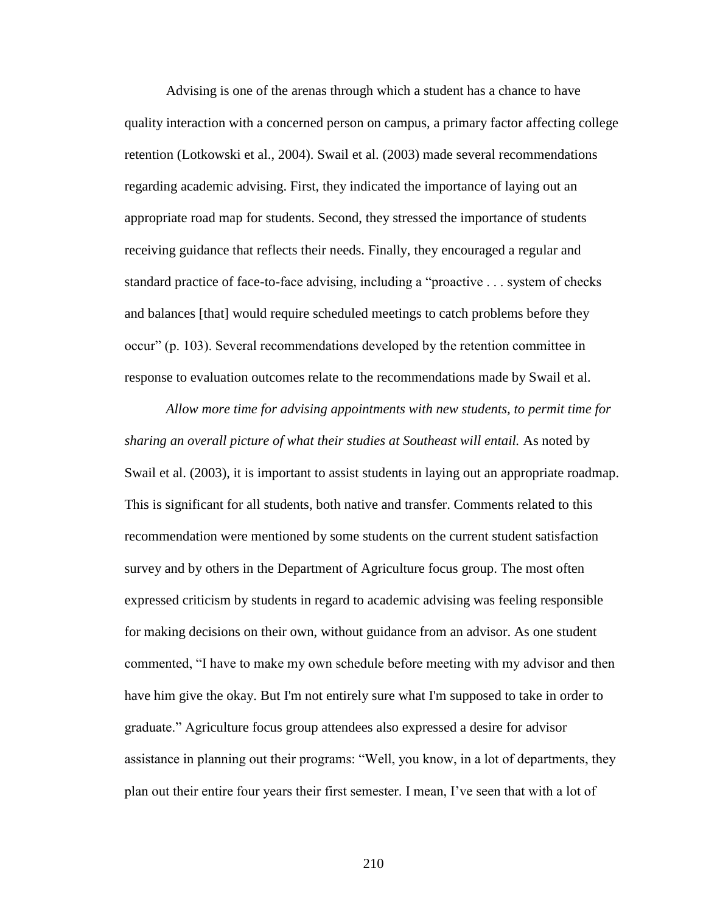Advising is one of the arenas through which a student has a chance to have quality interaction with a concerned person on campus, a primary factor affecting college retention (Lotkowski et al., 2004). Swail et al. (2003) made several recommendations regarding academic advising. First, they indicated the importance of laying out an appropriate road map for students. Second, they stressed the importance of students receiving guidance that reflects their needs. Finally, they encouraged a regular and standard practice of face-to-face advising, including a "proactive . . . system of checks and balances [that] would require scheduled meetings to catch problems before they occur" (p. 103). Several recommendations developed by the retention committee in response to evaluation outcomes relate to the recommendations made by Swail et al.

*Allow more time for advising appointments with new students, to permit time for sharing an overall picture of what their studies at Southeast will entail.* As noted by Swail et al. (2003), it is important to assist students in laying out an appropriate roadmap. This is significant for all students, both native and transfer. Comments related to this recommendation were mentioned by some students on the current student satisfaction survey and by others in the Department of Agriculture focus group. The most often expressed criticism by students in regard to academic advising was feeling responsible for making decisions on their own, without guidance from an advisor. As one student commented, "I have to make my own schedule before meeting with my advisor and then have him give the okay. But I'm not entirely sure what I'm supposed to take in order to graduate." Agriculture focus group attendees also expressed a desire for advisor assistance in planning out their programs: "Well, you know, in a lot of departments, they plan out their entire four years their first semester. I mean, I've seen that with a lot of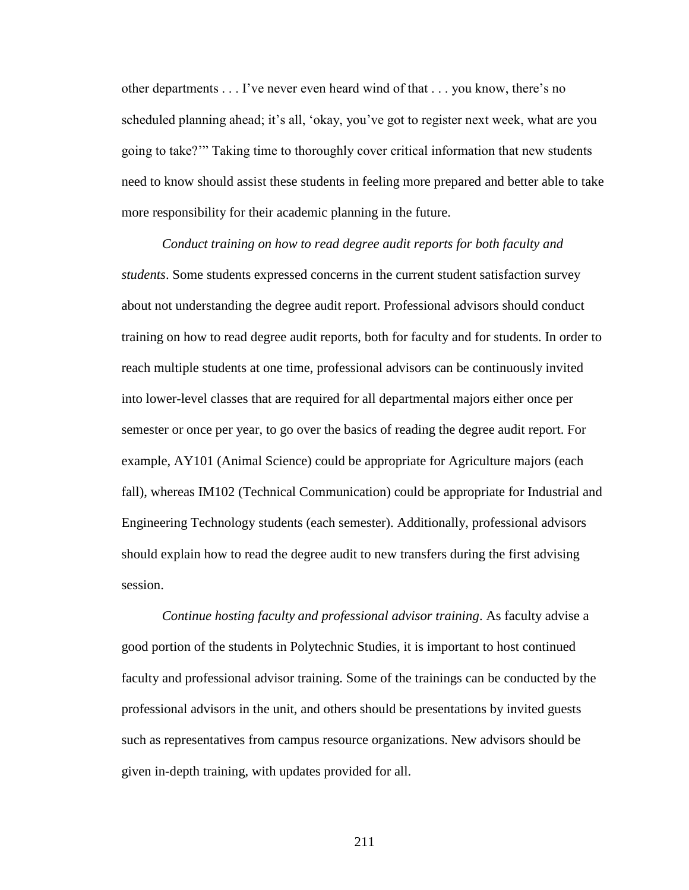other departments . . . I've never even heard wind of that . . . you know, there's no scheduled planning ahead; it's all, 'okay, you've got to register next week, what are you going to take?'" Taking time to thoroughly cover critical information that new students need to know should assist these students in feeling more prepared and better able to take more responsibility for their academic planning in the future.

*Conduct training on how to read degree audit reports for both faculty and students*. Some students expressed concerns in the current student satisfaction survey about not understanding the degree audit report. Professional advisors should conduct training on how to read degree audit reports, both for faculty and for students. In order to reach multiple students at one time, professional advisors can be continuously invited into lower-level classes that are required for all departmental majors either once per semester or once per year, to go over the basics of reading the degree audit report. For example, AY101 (Animal Science) could be appropriate for Agriculture majors (each fall), whereas IM102 (Technical Communication) could be appropriate for Industrial and Engineering Technology students (each semester). Additionally, professional advisors should explain how to read the degree audit to new transfers during the first advising session.

*Continue hosting faculty and professional advisor training*. As faculty advise a good portion of the students in Polytechnic Studies, it is important to host continued faculty and professional advisor training. Some of the trainings can be conducted by the professional advisors in the unit, and others should be presentations by invited guests such as representatives from campus resource organizations. New advisors should be given in-depth training, with updates provided for all.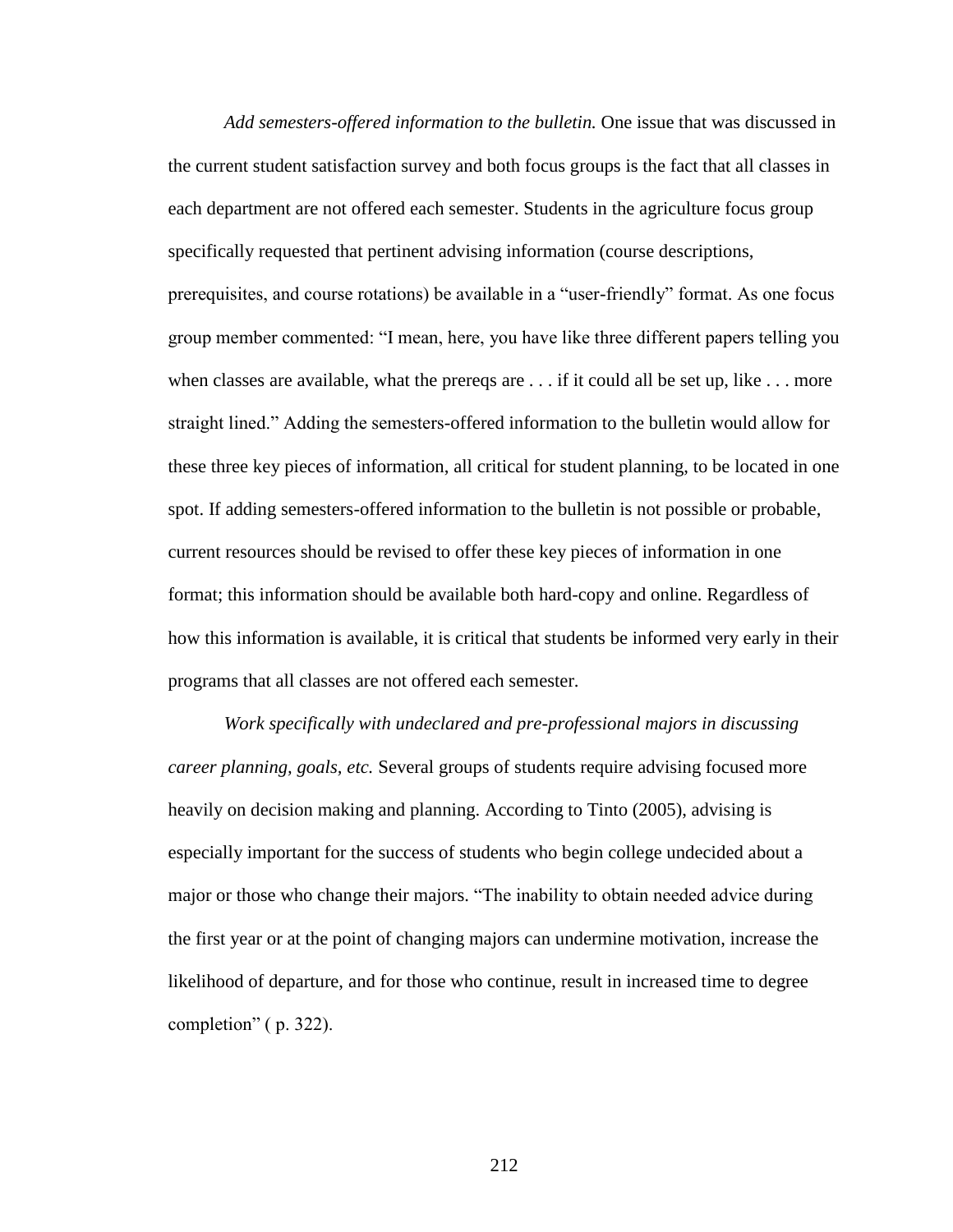*Add semesters-offered information to the bulletin.* One issue that was discussed in the current student satisfaction survey and both focus groups is the fact that all classes in each department are not offered each semester. Students in the agriculture focus group specifically requested that pertinent advising information (course descriptions, prerequisites, and course rotations) be available in a "user-friendly" format. As one focus group member commented: "I mean, here, you have like three different papers telling you when classes are available, what the prereqs are . . . if it could all be set up, like . . . more straight lined." Adding the semesters-offered information to the bulletin would allow for these three key pieces of information, all critical for student planning, to be located in one spot. If adding semesters-offered information to the bulletin is not possible or probable, current resources should be revised to offer these key pieces of information in one format; this information should be available both hard-copy and online. Regardless of how this information is available, it is critical that students be informed very early in their programs that all classes are not offered each semester.

*Work specifically with undeclared and pre-professional majors in discussing career planning, goals, etc.* Several groups of students require advising focused more heavily on decision making and planning. According to Tinto (2005), advising is especially important for the success of students who begin college undecided about a major or those who change their majors. "The inability to obtain needed advice during the first year or at the point of changing majors can undermine motivation, increase the likelihood of departure, and for those who continue, result in increased time to degree completion" ( p. 322).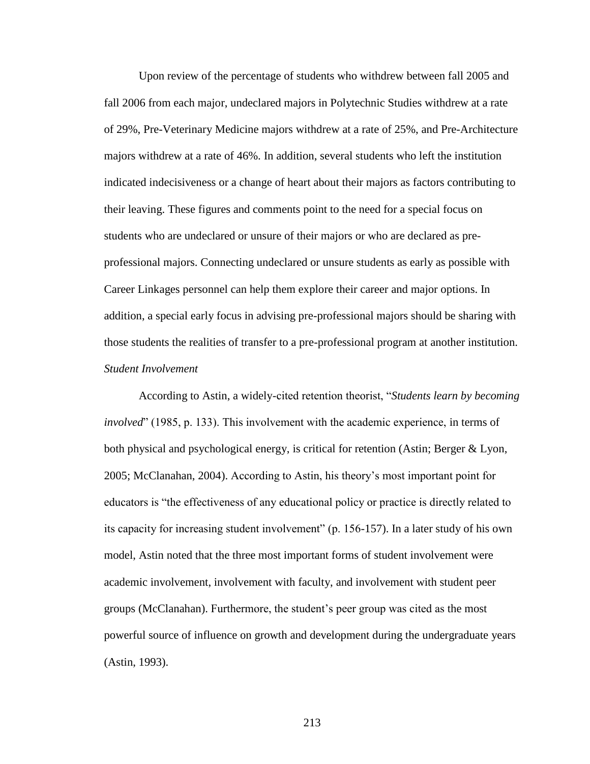Upon review of the percentage of students who withdrew between fall 2005 and fall 2006 from each major, undeclared majors in Polytechnic Studies withdrew at a rate of 29%, Pre-Veterinary Medicine majors withdrew at a rate of 25%, and Pre-Architecture majors withdrew at a rate of 46%. In addition, several students who left the institution indicated indecisiveness or a change of heart about their majors as factors contributing to their leaving. These figures and comments point to the need for a special focus on students who are undeclared or unsure of their majors or who are declared as pre-professional majors. Connecting undeclared or unsure students as early as possible with Career Linkages personnel can help them explore their career and major options. In addition, a special early focus in advising pre-professional majors should be sharing with those students the realities of transfer to a pre-professional program at another institution.

*Student Involvement*

According to Astin, a widely-cited retention theorist, "*Students learn by becoming involved*" (1985, p. 133). This involvement with the academic experience, in terms of both physical and psychological energy, is critical for retention (Astin; Berger & Lyon, 2005; McClanahan, 2004). According to Astin, his theory's most important point for educators is "the effectiveness of any educational policy or practice is directly related to its capacity for increasing student involvement" (p. 156-157). In a later study of his own model, Astin noted that the three most important forms of student involvement were academic involvement, involvement with faculty, and involvement with student peer groups (McClanahan). Furthermore, the student's peer group was cited as the most powerful source of influence on growth and development during the undergraduate years (Astin, 1993).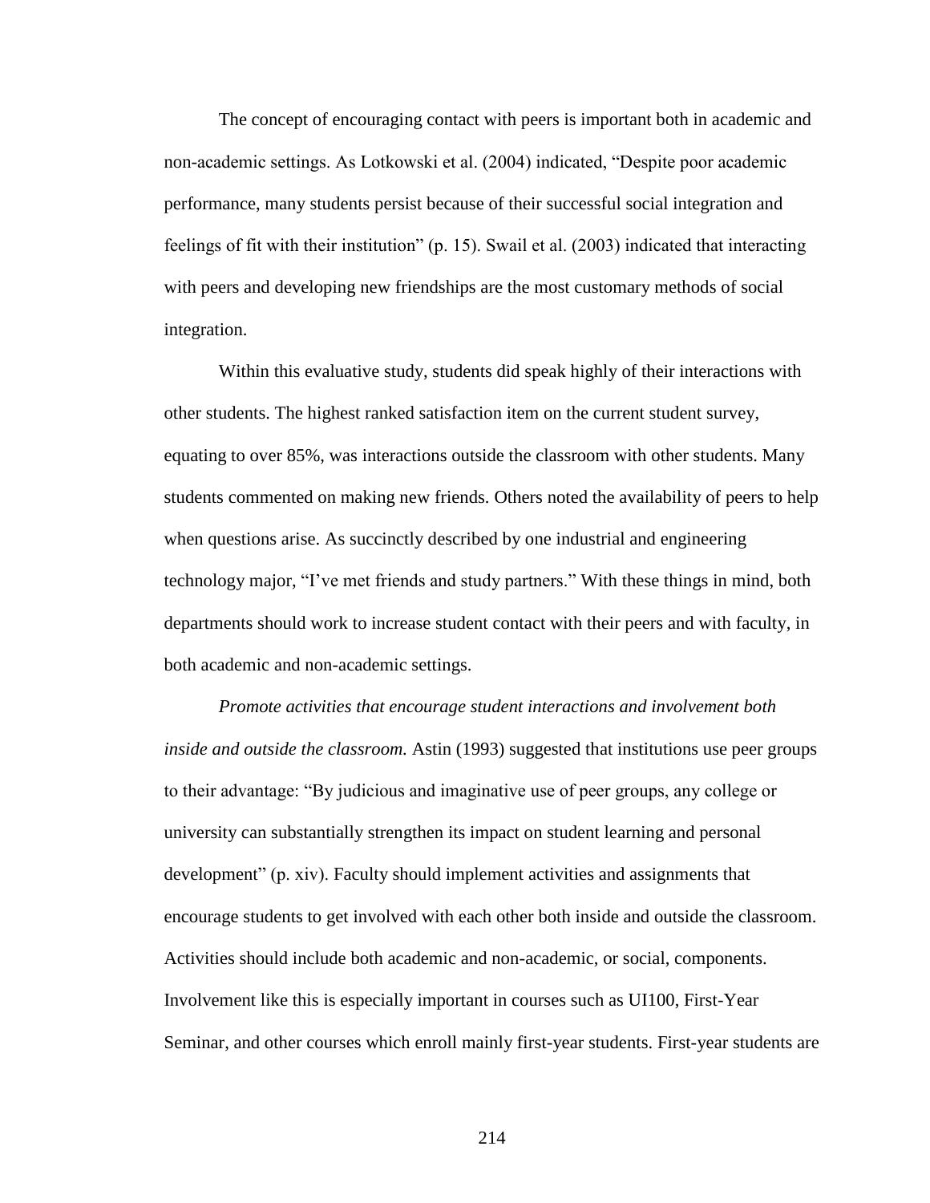The concept of encouraging contact with peers is important both in academic and non-academic settings. As Lotkowski et al. (2004) indicated, "Despite poor academic performance, many students persist because of their successful social integration and feelings of fit with their institution" (p. 15). Swail et al. (2003) indicated that interacting with peers and developing new friendships are the most customary methods of social integration.

Within this evaluative study, students did speak highly of their interactions with other students. The highest ranked satisfaction item on the current student survey, equating to over 85%, was interactions outside the classroom with other students. Many students commented on making new friends. Others noted the availability of peers to help when questions arise. As succinctly described by one industrial and engineering technology major, "I've met friends and study partners." With these things in mind, both departments should work to increase student contact with their peers and with faculty, in both academic and non-academic settings.

*Promote activities that encourage student interactions and involvement both inside and outside the classroom.* Astin (1993) suggested that institutions use peer groups to their advantage: "By judicious and imaginative use of peer groups, any college or university can substantially strengthen its impact on student learning and personal development" (p. xiv). Faculty should implement activities and assignments that encourage students to get involved with each other both inside and outside the classroom. Activities should include both academic and non-academic, or social, components. Involvement like this is especially important in courses such as UI100, First-Year Seminar, and other courses which enroll mainly first-year students. First-year students are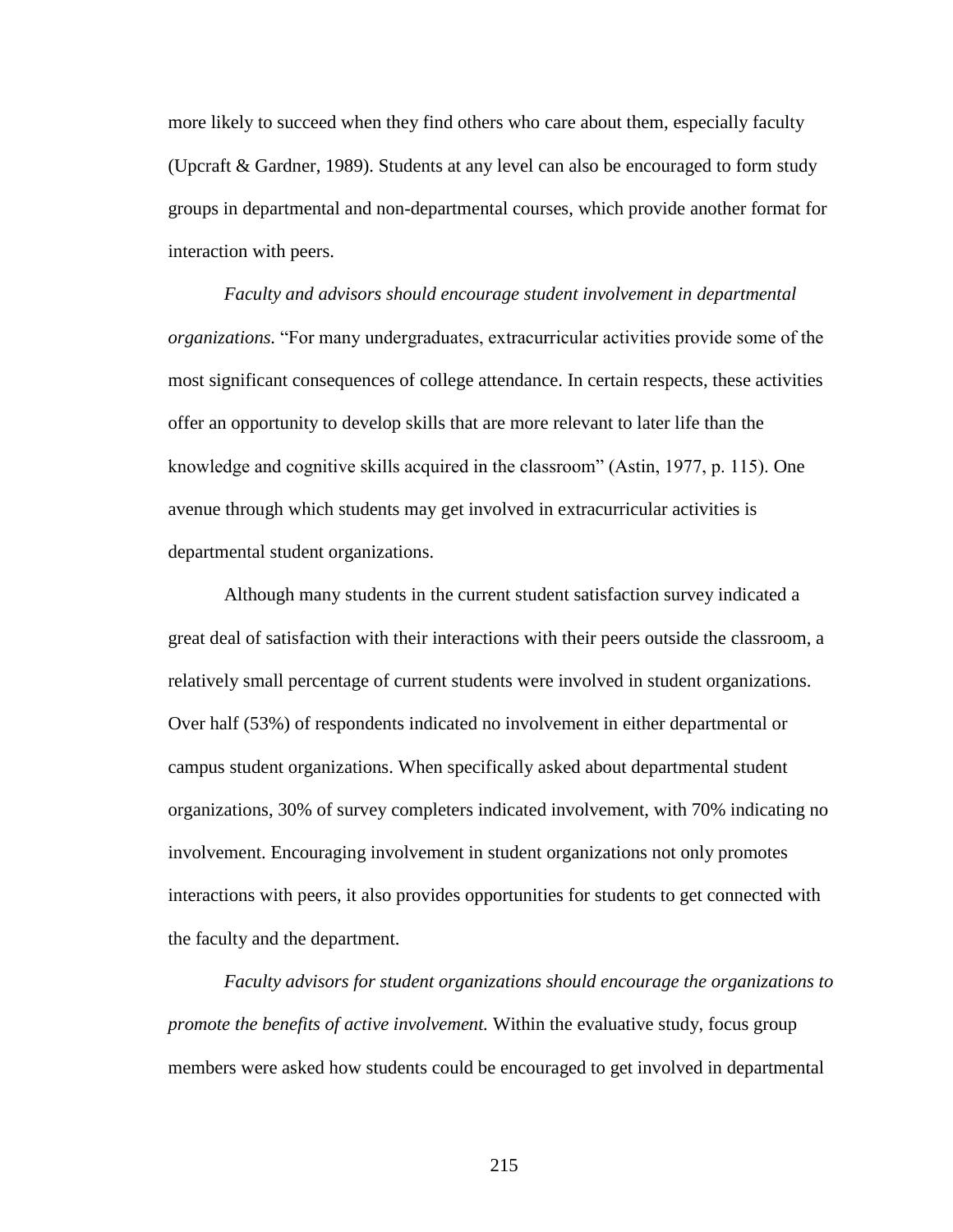more likely to succeed when they find others who care about them, especially faculty (Upcraft & Gardner, 1989). Students at any level can also be encouraged to form study groups in departmental and non-departmental courses, which provide another format for interaction with peers.

*Faculty and advisors should encourage student involvement in departmental organizations.* "For many undergraduates, extracurricular activities provide some of the most significant consequences of college attendance. In certain respects, these activities offer an opportunity to develop skills that are more relevant to later life than the knowledge and cognitive skills acquired in the classroom" (Astin, 1977, p. 115). One avenue through which students may get involved in extracurricular activities is departmental student organizations.

Although many students in the current student satisfaction survey indicated a great deal of satisfaction with their interactions with their peers outside the classroom, a relatively small percentage of current students were involved in student organizations. Over half (53%) of respondents indicated no involvement in either departmental or campus student organizations. When specifically asked about departmental student organizations, 30% of survey completers indicated involvement, with 70% indicating no involvement. Encouraging involvement in student organizations not only promotes interactions with peers, it also provides opportunities for students to get connected with the faculty and the department.

*Faculty advisors for student organizations should encourage the organizations to promote the benefits of active involvement.* Within the evaluative study, focus group members were asked how students could be encouraged to get involved in departmental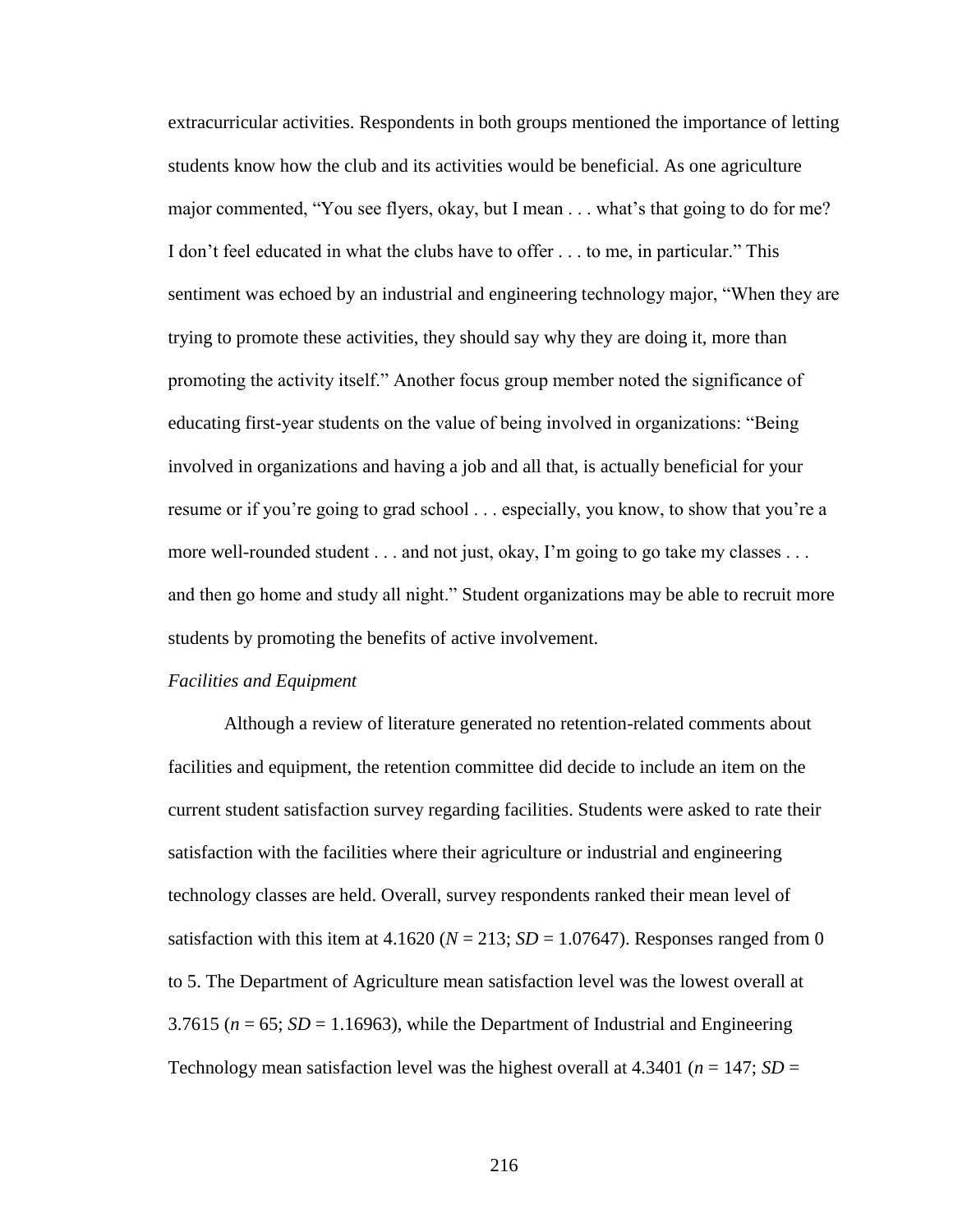extracurricular activities. Respondents in both groups mentioned the importance of letting students know how the club and its activities would be beneficial. As one agriculture major commented, "You see flyers, okay, but I mean . . . what's that going to do for me? I don't feel educated in what the clubs have to offer . . . to me, in particular." This sentiment was echoed by an industrial and engineering technology major, "When they are trying to promote these activities, they should say why they are doing it, more than promoting the activity itself." Another focus group member noted the significance of educating first-year students on the value of being involved in organizations: "Being involved in organizations and having a job and all that, is actually beneficial for your resume or if you're going to grad school . . . especially, you know, to show that you're a more well-rounded student . . . and not just, okay, I'm going to go take my classes . . . and then go home and study all night." Student organizations may be able to recruit more students by promoting the benefits of active involvement.

*Facilities and Equipment*

Although a review of literature generated no retention-related comments about facilities and equipment, the retention committee did decide to include an item on the current student satisfaction survey regarding facilities. Students were asked to rate their satisfaction with the facilities where their agriculture or industrial and engineering technology classes are held. Overall, survey respondents ranked their mean level of satisfaction with this item at 4.1620 ($N$ = 213; $SD$ = 1.07647). Responses ranged from 0 to 5. The Department of Agriculture mean satisfaction level was the lowest overall at 3.7615 ($n$ = 65; $SD$ = 1.16963), while the Department of Industrial and Engineering Technology mean satisfaction level was the highest overall at 4.3401 ($n$ = 147; $SD$ =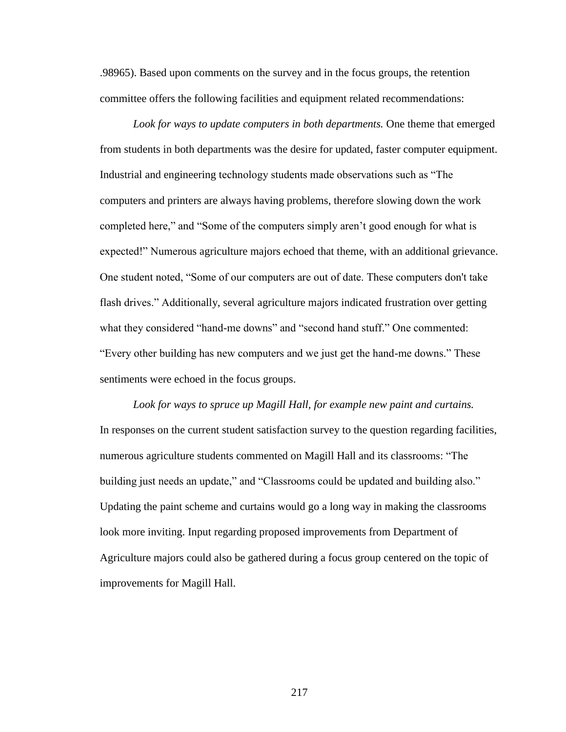.98965). Based upon comments on the survey and in the focus groups, the retention committee offers the following facilities and equipment related recommendations:

*Look for ways to update computers in both departments.* One theme that emerged from students in both departments was the desire for updated, faster computer equipment. Industrial and engineering technology students made observations such as "The computers and printers are always having problems, therefore slowing down the work completed here," and "Some of the computers simply aren't good enough for what is expected!" Numerous agriculture majors echoed that theme, with an additional grievance. One student noted, "Some of our computers are out of date. These computers don't take flash drives." Additionally, several agriculture majors indicated frustration over getting what they considered "hand-me downs" and "second hand stuff." One commented: "Every other building has new computers and we just get the hand-me downs." These sentiments were echoed in the focus groups.

*Look for ways to spruce up Magill Hall, for example new paint and curtains.* In responses on the current student satisfaction survey to the question regarding facilities, numerous agriculture students commented on Magill Hall and its classrooms: "The building just needs an update," and "Classrooms could be updated and building also." Updating the paint scheme and curtains would go a long way in making the classrooms look more inviting. Input regarding proposed improvements from Department of Agriculture majors could also be gathered during a focus group centered on the topic of improvements for Magill Hall.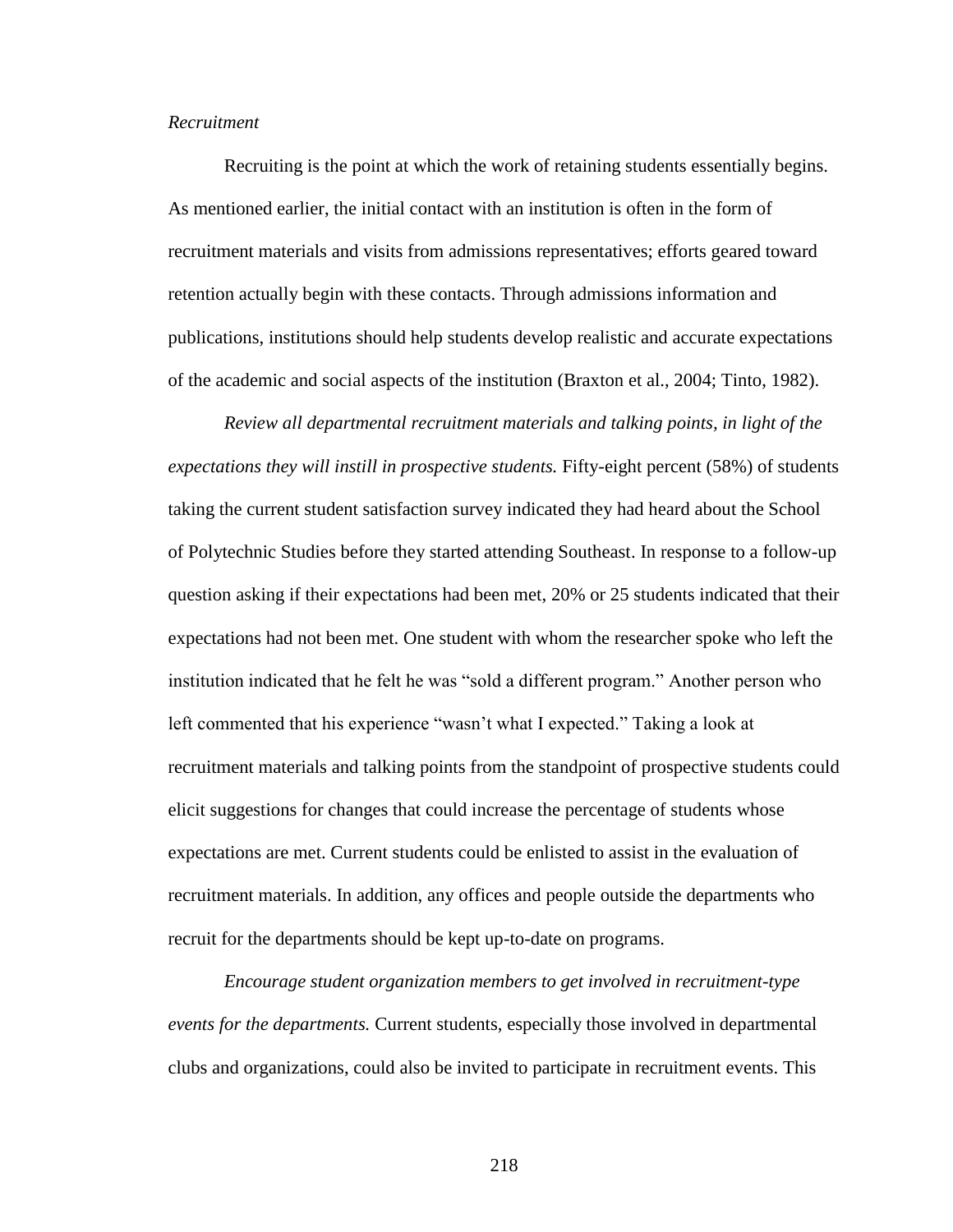*Recruitment*

Recruiting is the point at which the work of retaining students essentially begins. As mentioned earlier, the initial contact with an institution is often in the form of recruitment materials and visits from admissions representatives; efforts geared toward retention actually begin with these contacts. Through admissions information and publications, institutions should help students develop realistic and accurate expectations of the academic and social aspects of the institution (Braxton et al., 2004; Tinto, 1982).

*Review all departmental recruitment materials and talking points, in light of the expectations they will instill in prospective students.* Fifty-eight percent (58%) of students taking the current student satisfaction survey indicated they had heard about the School of Polytechnic Studies before they started attending Southeast. In response to a follow-up question asking if their expectations had been met, 20% or 25 students indicated that their expectations had not been met. One student with whom the researcher spoke who left the institution indicated that he felt he was "sold a different program." Another person who left commented that his experience "wasn't what I expected." Taking a look at recruitment materials and talking points from the standpoint of prospective students could elicit suggestions for changes that could increase the percentage of students whose expectations are met. Current students could be enlisted to assist in the evaluation of recruitment materials. In addition, any offices and people outside the departments who recruit for the departments should be kept up-to-date on programs.

*Encourage student organization members to get involved in recruitment-type events for the departments.* Current students, especially those involved in departmental clubs and organizations, could also be invited to participate in recruitment events. This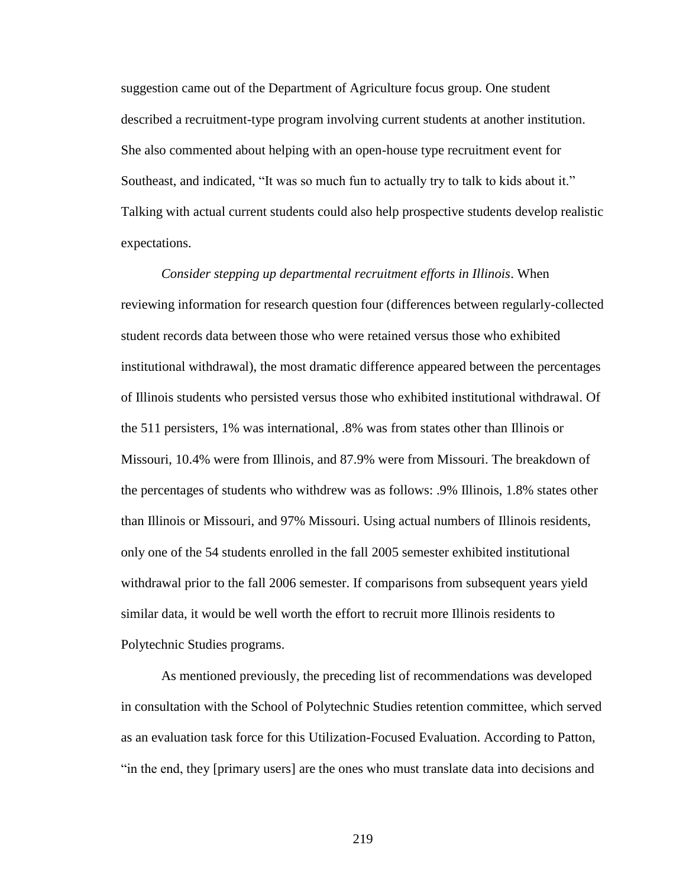suggestion came out of the Department of Agriculture focus group. One student described a recruitment-type program involving current students at another institution. She also commented about helping with an open-house type recruitment event for Southeast, and indicated, "It was so much fun to actually try to talk to kids about it." Talking with actual current students could also help prospective students develop realistic expectations.

*Consider stepping up departmental recruitment efforts in Illinois*. When reviewing information for research question four (differences between regularly-collected student records data between those who were retained versus those who exhibited institutional withdrawal), the most dramatic difference appeared between the percentages of Illinois students who persisted versus those who exhibited institutional withdrawal. Of the 511 persisters, 1% was international, .8% was from states other than Illinois or Missouri, 10.4% were from Illinois, and 87.9% were from Missouri. The breakdown of the percentages of students who withdrew was as follows: .9% Illinois, 1.8% states other than Illinois or Missouri, and 97% Missouri. Using actual numbers of Illinois residents, only one of the 54 students enrolled in the fall 2005 semester exhibited institutional withdrawal prior to the fall 2006 semester. If comparisons from subsequent years yield similar data, it would be well worth the effort to recruit more Illinois residents to Polytechnic Studies programs.

As mentioned previously, the preceding list of recommendations was developed in consultation with the School of Polytechnic Studies retention committee, which served as an evaluation task force for this Utilization-Focused Evaluation. According to Patton, "in the end, they [primary users] are the ones who must translate data into decisions and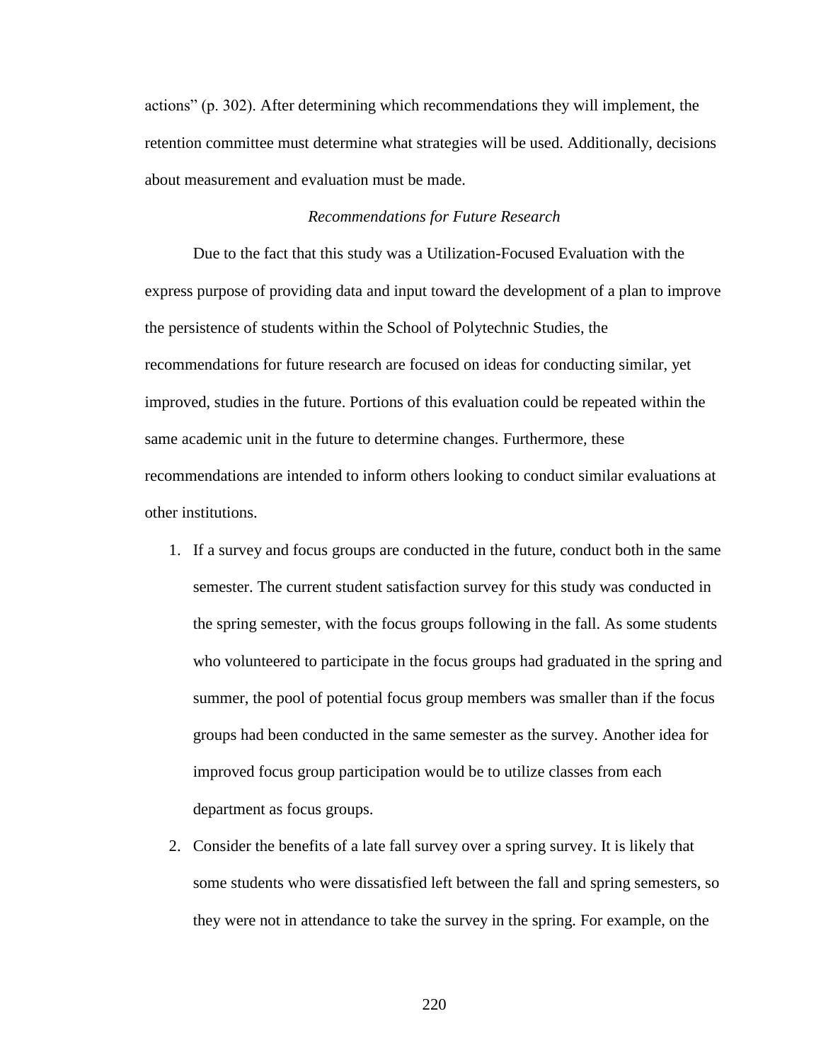actions" (p. 302). After determining which recommendations they will implement, the retention committee must determine what strategies will be used. Additionally, decisions about measurement and evaluation must be made.

### *Recommendations for Future Research*

Due to the fact that this study was a Utilization-Focused Evaluation with the express purpose of providing data and input toward the development of a plan to improve the persistence of students within the School of Polytechnic Studies, the recommendations for future research are focused on ideas for conducting similar, yet improved, studies in the future. Portions of this evaluation could be repeated within the same academic unit in the future to determine changes. Furthermore, these recommendations are intended to inform others looking to conduct similar evaluations at other institutions.

1. If a survey and focus groups are conducted in the future, conduct both in the same semester. The current student satisfaction survey for this study was conducted in the spring semester, with the focus groups following in the fall. As some students who volunteered to participate in the focus groups had graduated in the spring and summer, the pool of potential focus group members was smaller than if the focus groups had been conducted in the same semester as the survey. Another idea for improved focus group participation would be to utilize classes from each department as focus groups.
2. Consider the benefits of a late fall survey over a spring survey. It is likely that some students who were dissatisfied left between the fall and spring semesters, so they were not in attendance to take the survey in the spring. For example, on the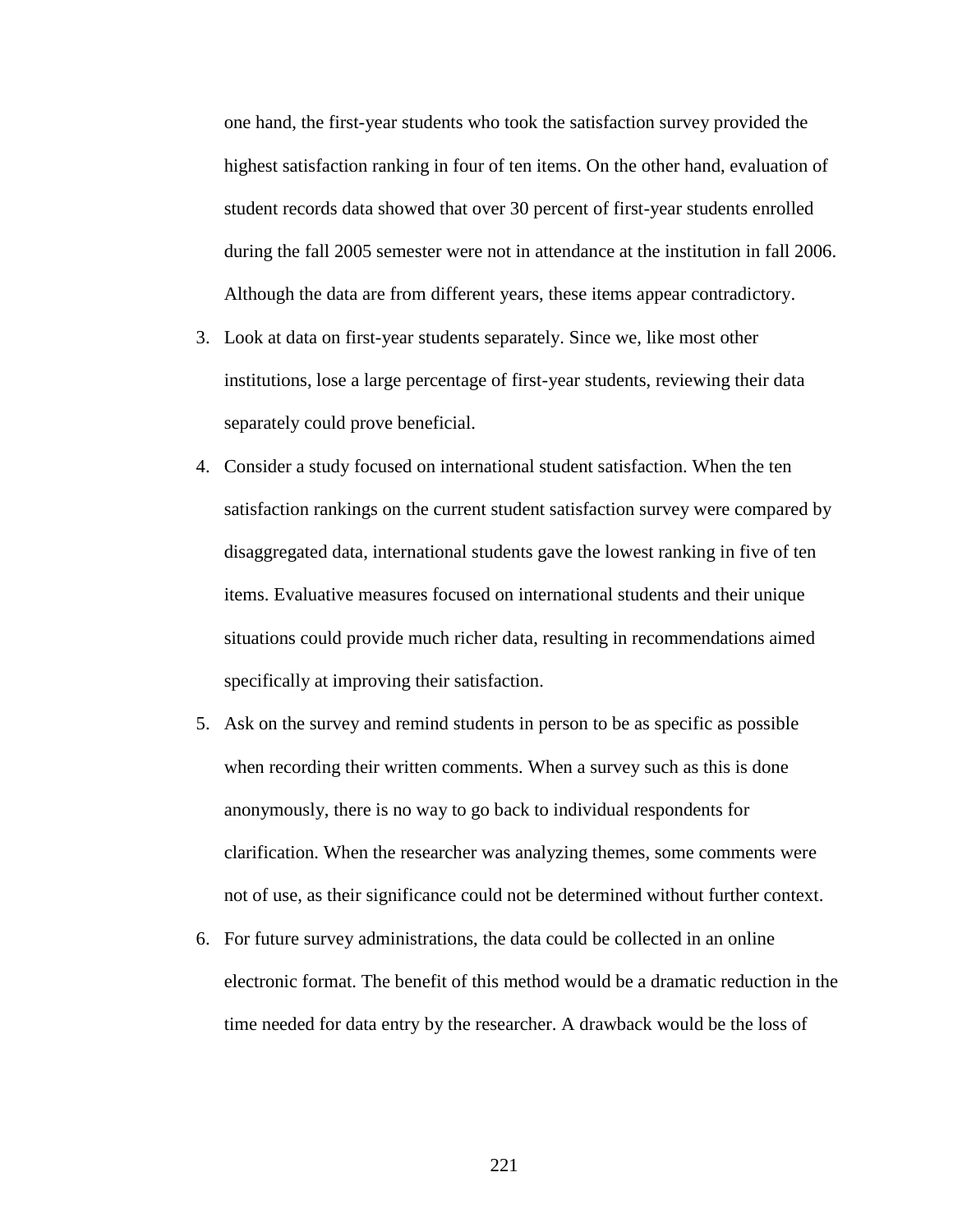one hand, the first-year students who took the satisfaction survey provided the highest satisfaction ranking in four of ten items. On the other hand, evaluation of student records data showed that over 30 percent of first-year students enrolled during the fall 2005 semester were not in attendance at the institution in fall 2006. Although the data are from different years, these items appear contradictory.

3. Look at data on first-year students separately. Since we, like most other institutions, lose a large percentage of first-year students, reviewing their data separately could prove beneficial.
4. Consider a study focused on international student satisfaction. When the ten satisfaction rankings on the current student satisfaction survey were compared by disaggregated data, international students gave the lowest ranking in five of ten items. Evaluative measures focused on international students and their unique situations could provide much richer data, resulting in recommendations aimed specifically at improving their satisfaction.
5. Ask on the survey and remind students in person to be as specific as possible when recording their written comments. When a survey such as this is done anonymously, there is no way to go back to individual respondents for clarification. When the researcher was analyzing themes, some comments were not of use, as their significance could not be determined without further context.
6. For future survey administrations, the data could be collected in an online electronic format. The benefit of this method would be a dramatic reduction in the time needed for data entry by the researcher. A drawback would be the loss of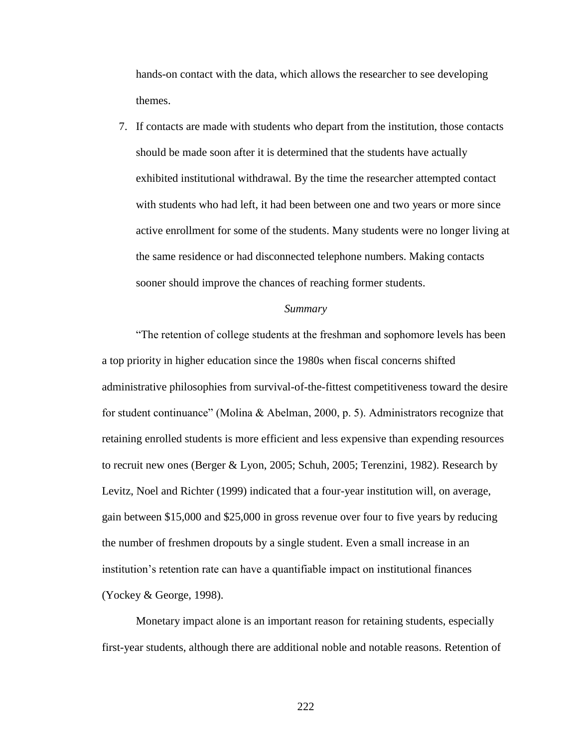hands-on contact with the data, which allows the researcher to see developing themes.

7. If contacts are made with students who depart from the institution, those contacts should be made soon after it is determined that the students have actually exhibited institutional withdrawal. By the time the researcher attempted contact with students who had left, it had been between one and two years or more since active enrollment for some of the students. Many students were no longer living at the same residence or had disconnected telephone numbers. Making contacts sooner should improve the chances of reaching former students.

### *Summary*

"The retention of college students at the freshman and sophomore levels has been a top priority in higher education since the 1980s when fiscal concerns shifted administrative philosophies from survival-of-the-fittest competitiveness toward the desire for student continuance" (Molina & Abelman, 2000, p. 5). Administrators recognize that retaining enrolled students is more efficient and less expensive than expending resources to recruit new ones (Berger & Lyon, 2005; Schuh, 2005; Terenzini, 1982). Research by Levitz, Noel and Richter (1999) indicated that a four-year institution will, on average, gain between $15,000 and $25,000 in gross revenue over four to five years by reducing the number of freshmen dropouts by a single student. Even a small increase in an institution's retention rate can have a quantifiable impact on institutional finances (Yockey & George, 1998).

Monetary impact alone is an important reason for retaining students, especially first-year students, although there are additional noble and notable reasons. Retention of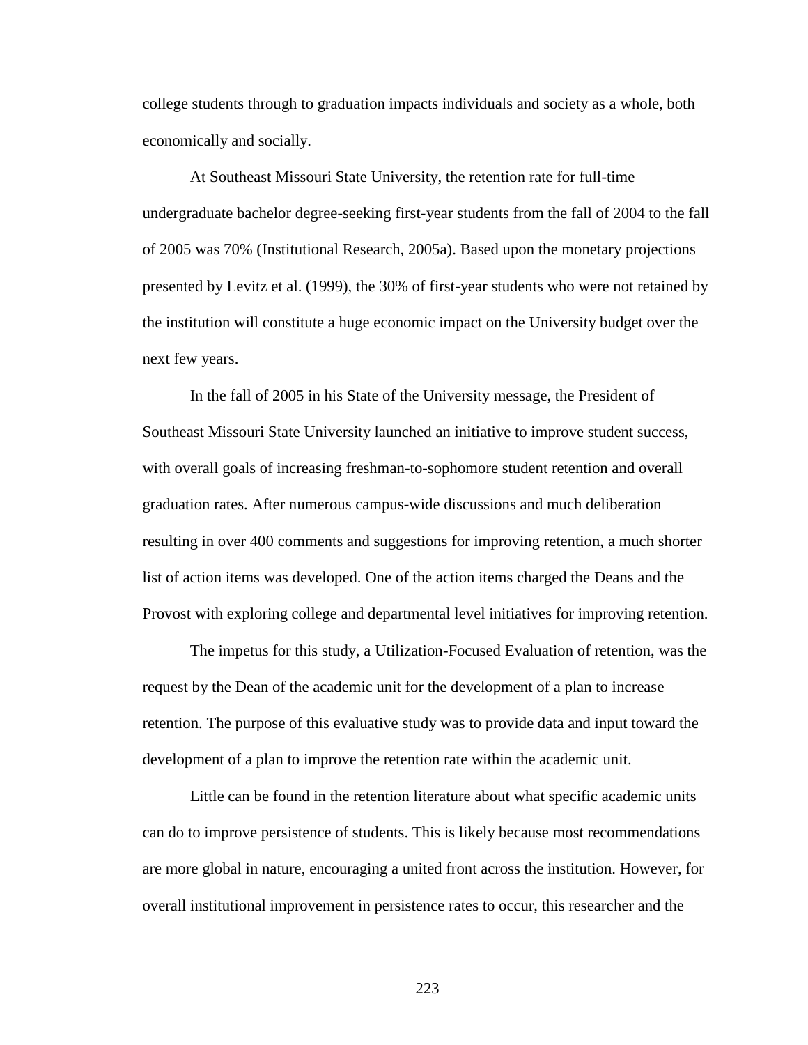college students through to graduation impacts individuals and society as a whole, both economically and socially.

At Southeast Missouri State University, the retention rate for full-time undergraduate bachelor degree-seeking first-year students from the fall of 2004 to the fall of 2005 was 70% (Institutional Research, 2005a). Based upon the monetary projections presented by Levitz et al. (1999), the 30% of first-year students who were not retained by the institution will constitute a huge economic impact on the University budget over the next few years.

In the fall of 2005 in his State of the University message, the President of Southeast Missouri State University launched an initiative to improve student success, with overall goals of increasing freshman-to-sophomore student retention and overall graduation rates. After numerous campus-wide discussions and much deliberation resulting in over 400 comments and suggestions for improving retention, a much shorter list of action items was developed. One of the action items charged the Deans and the Provost with exploring college and departmental level initiatives for improving retention.

The impetus for this study, a Utilization-Focused Evaluation of retention, was the request by the Dean of the academic unit for the development of a plan to increase retention. The purpose of this evaluative study was to provide data and input toward the development of a plan to improve the retention rate within the academic unit.

Little can be found in the retention literature about what specific academic units can do to improve persistence of students. This is likely because most recommendations are more global in nature, encouraging a united front across the institution. However, for overall institutional improvement in persistence rates to occur, this researcher and the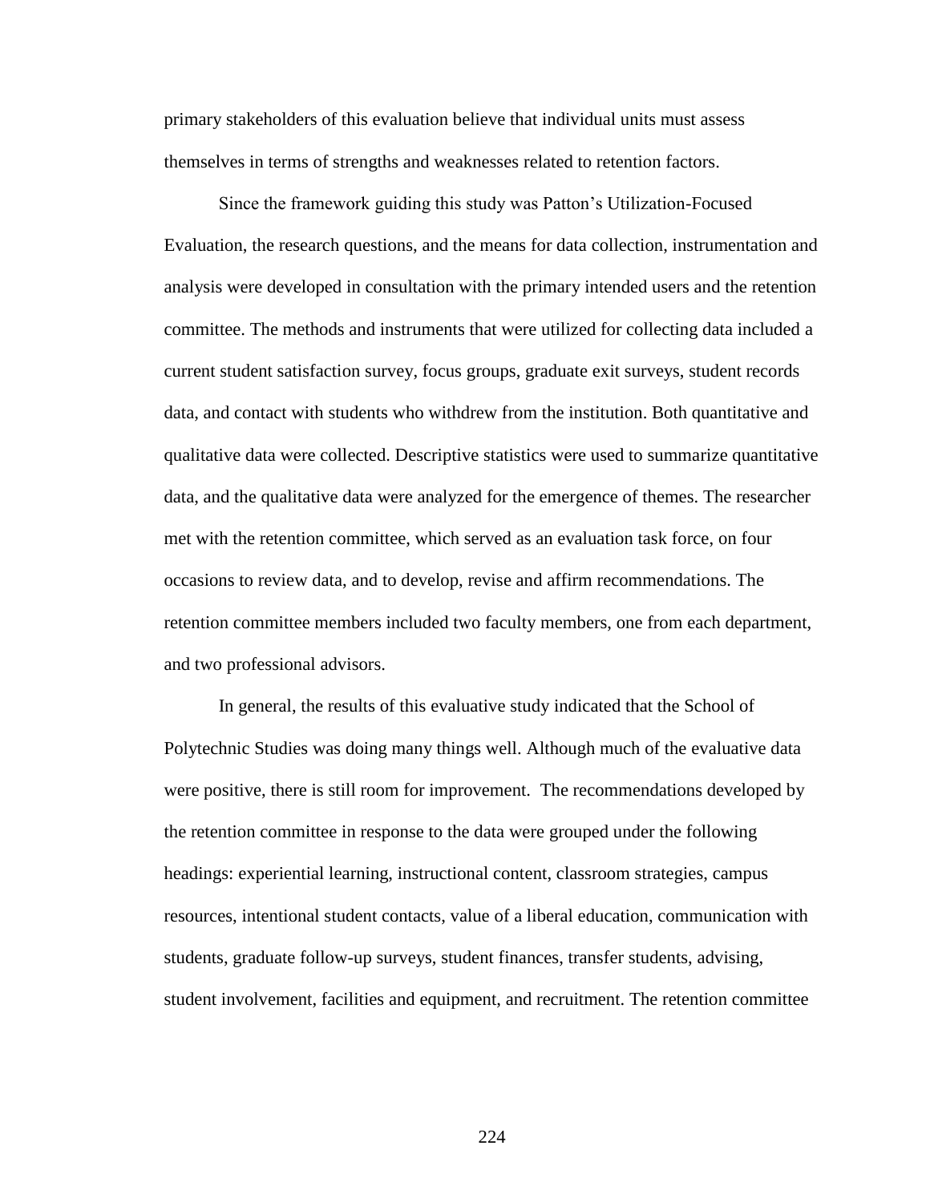primary stakeholders of this evaluation believe that individual units must assess themselves in terms of strengths and weaknesses related to retention factors.

Since the framework guiding this study was Patton's Utilization-Focused Evaluation, the research questions, and the means for data collection, instrumentation and analysis were developed in consultation with the primary intended users and the retention committee. The methods and instruments that were utilized for collecting data included a current student satisfaction survey, focus groups, graduate exit surveys, student records data, and contact with students who withdrew from the institution. Both quantitative and qualitative data were collected. Descriptive statistics were used to summarize quantitative data, and the qualitative data were analyzed for the emergence of themes. The researcher met with the retention committee, which served as an evaluation task force, on four occasions to review data, and to develop, revise and affirm recommendations. The retention committee members included two faculty members, one from each department, and two professional advisors.

In general, the results of this evaluative study indicated that the School of Polytechnic Studies was doing many things well. Although much of the evaluative data were positive, there is still room for improvement. The recommendations developed by the retention committee in response to the data were grouped under the following headings: experiential learning, instructional content, classroom strategies, campus resources, intentional student contacts, value of a liberal education, communication with students, graduate follow-up surveys, student finances, transfer students, advising, student involvement, facilities and equipment, and recruitment. The retention committee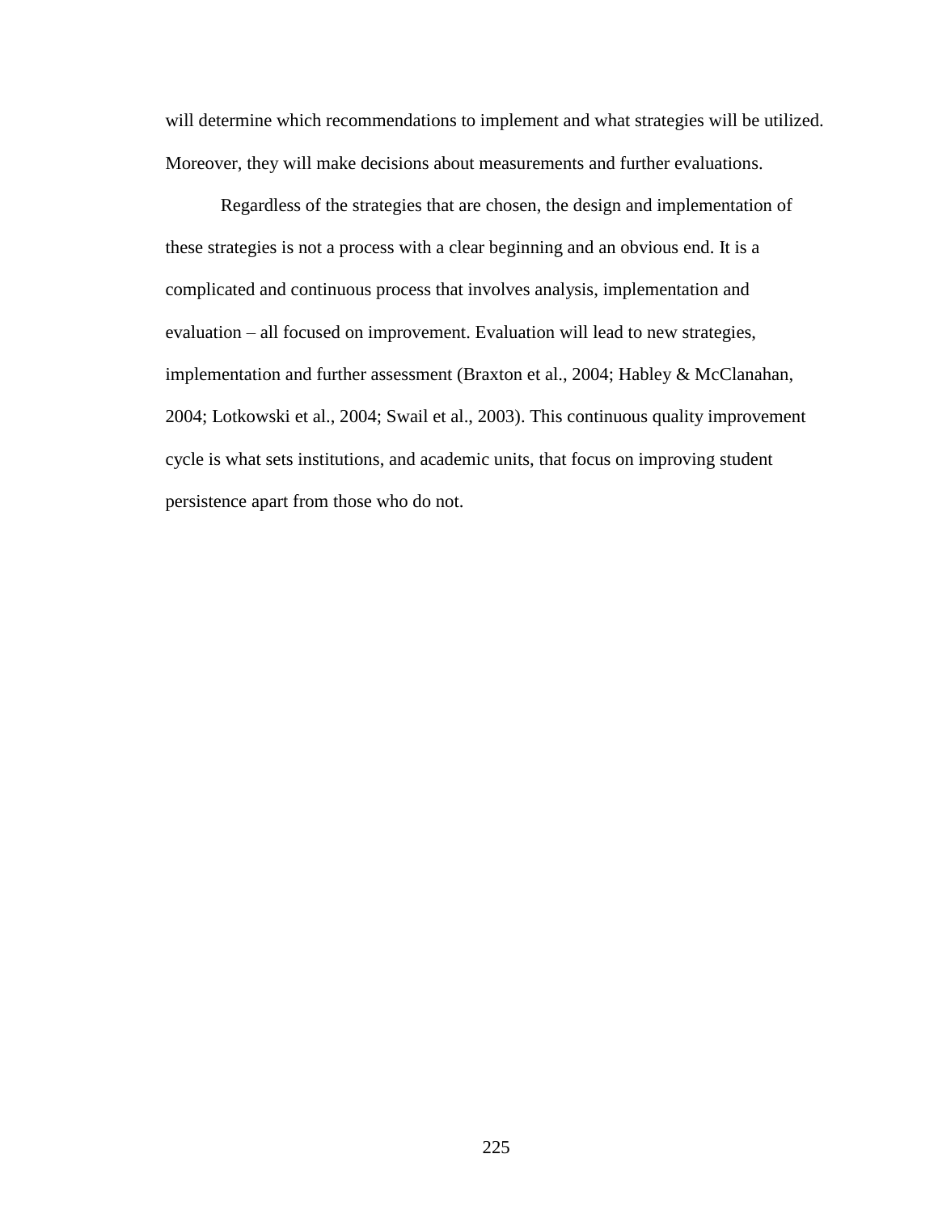will determine which recommendations to implement and what strategies will be utilized. Moreover, they will make decisions about measurements and further evaluations.

Regardless of the strategies that are chosen, the design and implementation of these strategies is not a process with a clear beginning and an obvious end. It is a complicated and continuous process that involves analysis, implementation and evaluation – all focused on improvement. Evaluation will lead to new strategies, implementation and further assessment (Braxton et al., 2004; Habley & McClanahan, 2004; Lotkowski et al., 2004; Swail et al., 2003). This continuous quality improvement cycle is what sets institutions, and academic units, that focus on improving student persistence apart from those who do not.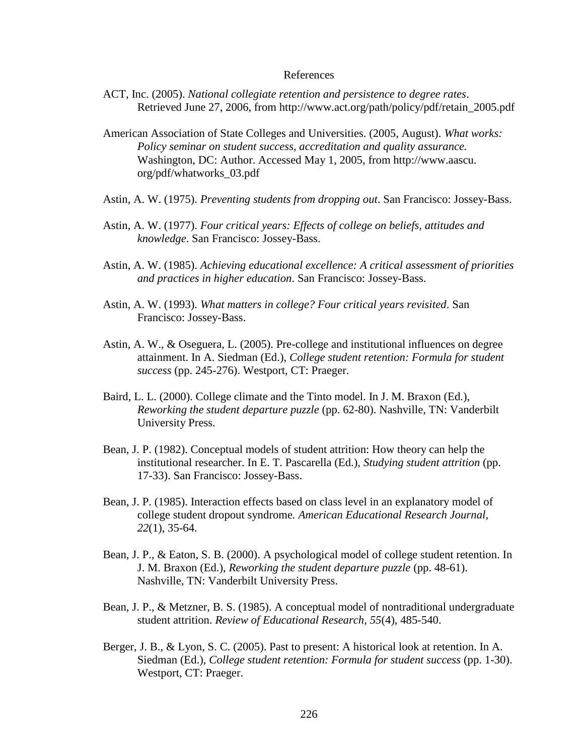# References

ACT, Inc. (2005). *National collegiate retention and persistence to degree rates*. Retrieved June 27, 2006, from http://www.act.org/path/policy/pdf/retain_2005.pdf

American Association of State Colleges and Universities. (2005, August). *What works: Policy seminar on student success, accreditation and quality assurance.* Washington, DC: Author. Accessed May 1, 2005, from http://www.aascu.org/pdf/whatworks_03.pdf

Astin, A. W. (1975). *Preventing students from dropping out*. San Francisco: Jossey-Bass.

Astin, A. W. (1977). *Four critical years: Effects of college on beliefs, attitudes and knowledge*. San Francisco: Jossey-Bass.

Astin, A. W. (1985). *Achieving educational excellence: A critical assessment of priorities and practices in higher education*. San Francisco: Jossey-Bass.

Astin, A. W. (1993). *What matters in college? Four critical years revisited*. San Francisco: Jossey-Bass.

Astin, A. W., & Oseguera, L. (2005). Pre-college and institutional influences on degree attainment. In A. Siedman (Ed.), *College student retention: Formula for student success* (pp. 245-276). Westport, CT: Praeger.

Baird, L. L. (2000). College climate and the Tinto model. In J. M. Braxon (Ed.), *Reworking the student departure puzzle* (pp. 62-80). Nashville, TN: Vanderbilt University Press.

Bean, J. P. (1982). Conceptual models of student attrition: How theory can help the institutional researcher. In E. T. Pascarella (Ed.), *Studying student attrition* (pp. 17-33). San Francisco: Jossey-Bass.

Bean, J. P. (1985). Interaction effects based on class level in an explanatory model of college student dropout syndrome*. American Educational Research Journal*, *22*(1), 35-64.

Bean, J. P., & Eaton, S. B. (2000). A psychological model of college student retention. In J. M. Braxon (Ed.), *Reworking the student departure puzzle* (pp. 48-61). Nashville, TN: Vanderbilt University Press.

Bean, J. P., & Metzner, B. S. (1985). A conceptual model of nontraditional undergraduate student attrition. *Review of Educational Research, 55*(4), 485-540.

Berger, J. B., & Lyon, S. C. (2005). Past to present: A historical look at retention. In A. Siedman (Ed.), *College student retention: Formula for student success* (pp. 1-30). Westport, CT: Praeger.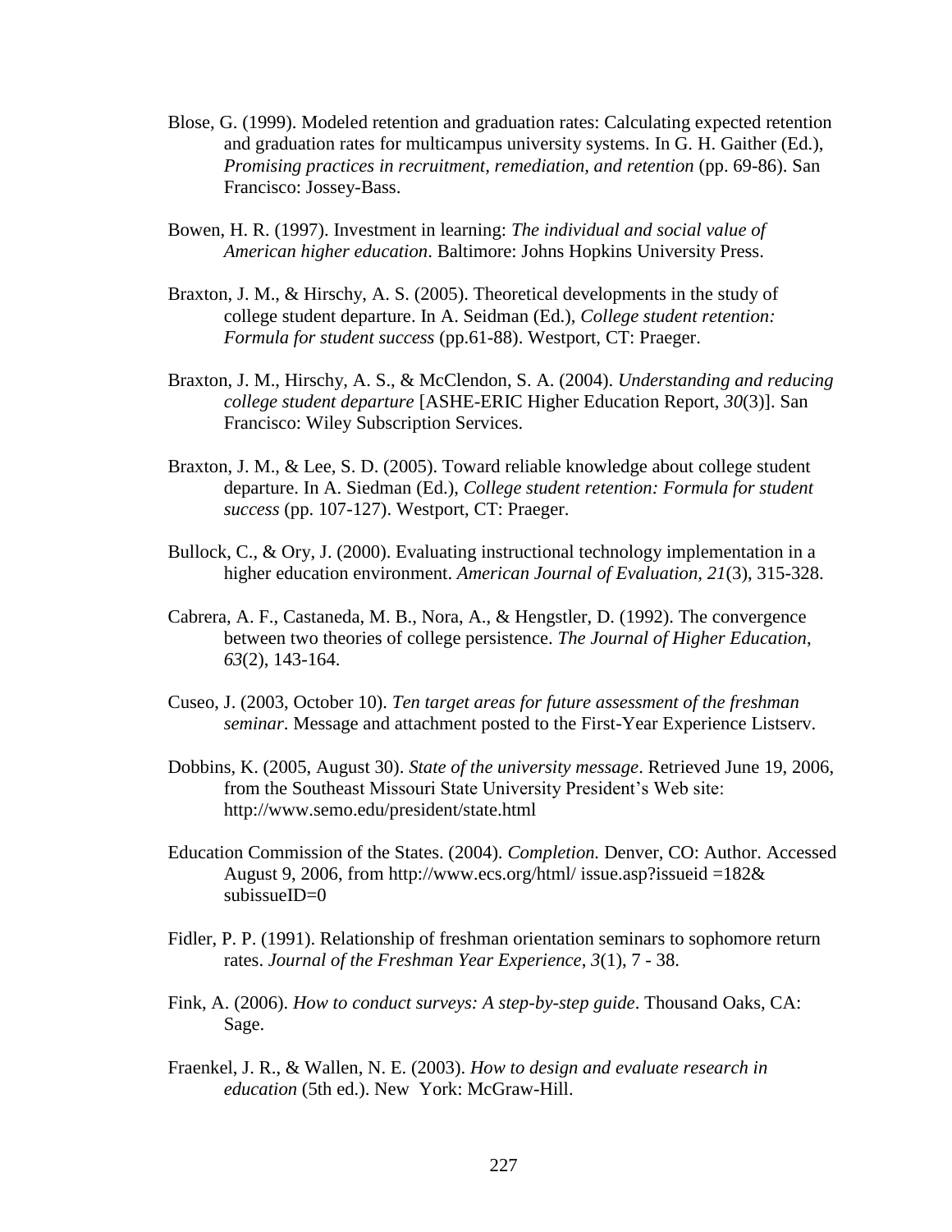Blose, G. (1999). Modeled retention and graduation rates: Calculating expected retention and graduation rates for multicampus university systems. In G. H. Gaither (Ed.), *Promising practices in recruitment, remediation, and retention* (pp. 69-86). San Francisco: Jossey-Bass.

Bowen, H. R. (1997). Investment in learning: *The individual and social value of American higher education*. Baltimore: Johns Hopkins University Press.

Braxton, J. M., & Hirschy, A. S. (2005). Theoretical developments in the study of college student departure. In A. Seidman (Ed.), *College student retention: Formula for student success* (pp.61-88). Westport, CT: Praeger.

Braxton, J. M., Hirschy, A. S., & McClendon, S. A. (2004). *Understanding and reducing college student departure* [ASHE-ERIC Higher Education Report, *30*(3)]. San Francisco: Wiley Subscription Services.

Braxton, J. M., & Lee, S. D. (2005). Toward reliable knowledge about college student departure. In A. Siedman (Ed.), *College student retention: Formula for student success* (pp. 107-127). Westport, CT: Praeger.

Bullock, C., & Ory, J. (2000). Evaluating instructional technology implementation in a higher education environment. *American Journal of Evaluation, 21*(3), 315-328.

Cabrera, A. F., Castaneda, M. B., Nora, A., & Hengstler, D. (1992). The convergence between two theories of college persistence. *The Journal of Higher Education, 63*(2), 143-164.

Cuseo, J. (2003, October 10). *Ten target areas for future assessment of the freshman seminar*. Message and attachment posted to the First-Year Experience Listserv.

Dobbins, K. (2005, August 30). *State of the university message*. Retrieved June 19, 2006, from the Southeast Missouri State University President's Web site: http://www.semo.edu/president/state.html

Education Commission of the States. (2004). *Completion.* Denver, CO: Author. Accessed August 9, 2006, from http://www.ecs.org/html/ issue.asp?issueid =182& subissueID=0

Fidler, P. P. (1991). Relationship of freshman orientation seminars to sophomore return rates. *Journal of the Freshman Year Experience, 3*(1), 7 - 38.

Fink, A. (2006). *How to conduct surveys: A step-by-step guide*. Thousand Oaks, CA: Sage.

Fraenkel, J. R., & Wallen, N. E. (2003). *How to design and evaluate research in education* (5th ed.). New York: McGraw-Hill.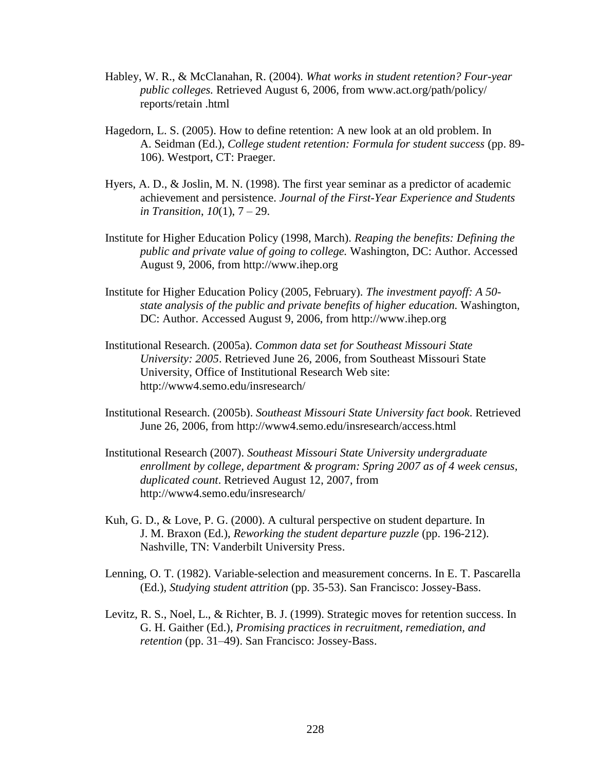Habley, W. R., & McClanahan, R. (2004). *What works in student retention? Four-year public colleges.* Retrieved August 6, 2006, from www.act.org/path/policy/reports/retain .html

Hagedorn, L. S. (2005). How to define retention: A new look at an old problem. In A. Seidman (Ed.), *College student retention: Formula for student success* (pp. 89-106). Westport, CT: Praeger.

Hyers, A. D., & Joslin, M. N. (1998). The first year seminar as a predictor of academic achievement and persistence. *Journal of the First-Year Experience and Students in Transition*, *10*(1), 7 – 29.

Institute for Higher Education Policy (1998, March). *Reaping the benefits: Defining the public and private value of going to college.* Washington, DC: Author. Accessed August 9, 2006, from http://www.ihep.org

Institute for Higher Education Policy (2005, February). *The investment payoff: A 50-state analysis of the public and private benefits of higher education.* Washington, DC: Author. Accessed August 9, 2006, from http://www.ihep.org

Institutional Research. (2005a). *Common data set for Southeast Missouri State University: 2005*. Retrieved June 26, 2006, from Southeast Missouri State University, Office of Institutional Research Web site: http://www4.semo.edu/insresearch/

Institutional Research. (2005b). *Southeast Missouri State University fact book*. Retrieved June 26, 2006, from http://www4.semo.edu/insresearch/access.html

Institutional Research (2007). *Southeast Missouri State University undergraduate enrollment by college, department & program: Spring 2007 as of 4 week census, duplicated count*. Retrieved August 12, 2007, from http://www4.semo.edu/insresearch/

Kuh, G. D., & Love, P. G. (2000). A cultural perspective on student departure. In J. M. Braxon (Ed.), *Reworking the student departure puzzle* (pp. 196-212). Nashville, TN: Vanderbilt University Press.

Lenning, O. T. (1982). Variable-selection and measurement concerns. In E. T. Pascarella (Ed.), *Studying student attrition* (pp. 35-53). San Francisco: Jossey-Bass.

Levitz, R. S., Noel, L., & Richter, B. J. (1999). Strategic moves for retention success. In G. H. Gaither (Ed.), *Promising practices in recruitment, remediation, and retention* (pp. 31–49). San Francisco: Jossey-Bass.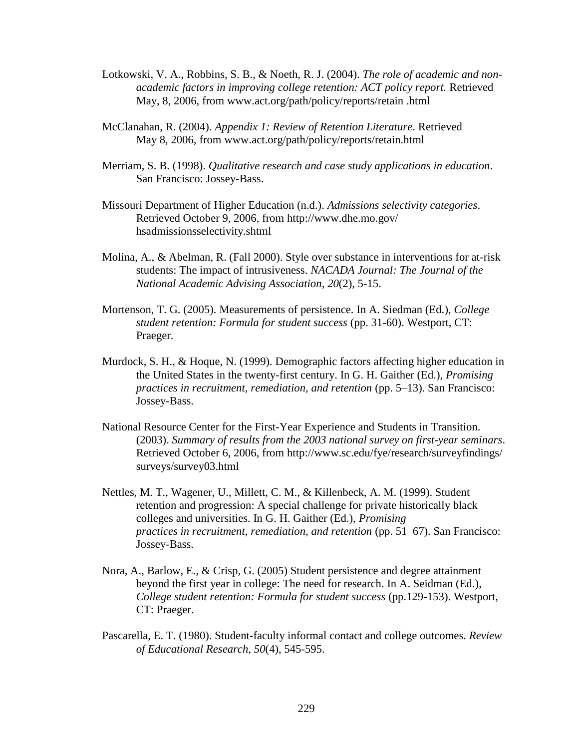Lotkowski, V. A., Robbins, S. B., & Noeth, R. J. (2004). *The role of academic and non-academic factors in improving college retention: ACT policy report.* Retrieved May, 8, 2006, from www.act.org/path/policy/reports/retain .html

McClanahan, R. (2004). *Appendix 1: Review of Retention Literature*. Retrieved May 8, 2006, from www.act.org/path/policy/reports/retain.html

Merriam, S. B. (1998). *Qualitative research and case study applications in education*. San Francisco: Jossey-Bass.

Missouri Department of Higher Education (n.d.). *Admissions selectivity categories*. Retrieved October 9, 2006, from http://www.dhe.mo.gov/ hsadmissionsselectivity.shtml

Molina, A., & Abelman, R. (Fall 2000). Style over substance in interventions for at-risk students: The impact of intrusiveness. *NACADA Journal: The Journal of the National Academic Advising Association*, *20*(2), 5-15.

Mortenson, T. G. (2005). Measurements of persistence. In A. Siedman (Ed.), *College student retention: Formula for student success* (pp. 31-60). Westport, CT: Praeger.

Murdock, S. H., & Hoque, N. (1999). Demographic factors affecting higher education in the United States in the twenty-first century. In G. H. Gaither (Ed.), *Promising practices in recruitment, remediation, and retention* (pp. 5–13). San Francisco: Jossey-Bass.

National Resource Center for the First-Year Experience and Students in Transition. (2003). *Summary of results from the 2003 national survey on first-year seminars*. Retrieved October 6, 2006, from http://www.sc.edu/fye/research/surveyfindings/ surveys/survey03.html

Nettles, M. T., Wagener, U., Millett, C. M., & Killenbeck, A. M. (1999). Student retention and progression: A special challenge for private historically black colleges and universities. In G. H. Gaither (Ed.), *Promising practices in recruitment, remediation, and retention* (pp. 51–67). San Francisco: Jossey-Bass.

Nora, A., Barlow, E., & Crisp, G. (2005) Student persistence and degree attainment beyond the first year in college: The need for research. In A. Seidman (Ed.), *College student retention: Formula for student success* (pp.129-153). Westport, CT: Praeger.

Pascarella, E. T. (1980). Student-faculty informal contact and college outcomes. *Review of Educational Research*, *50*(4), 545-595.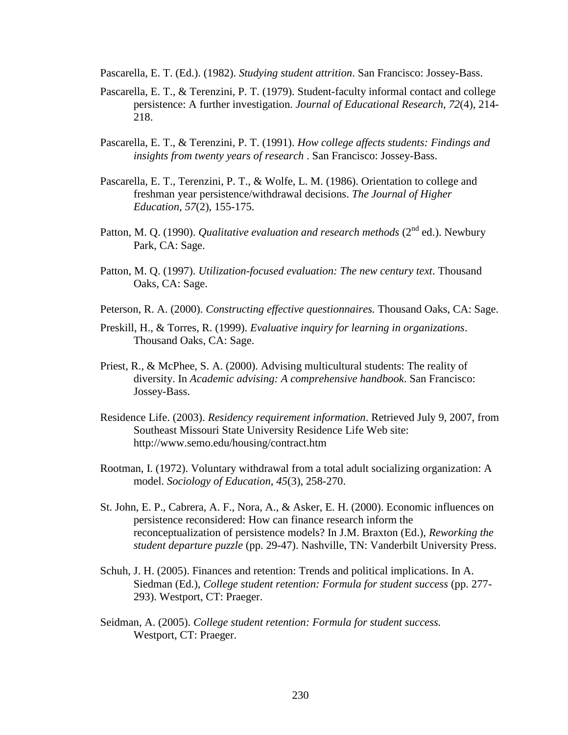Pascarella, E. T. (Ed.). (1982). *Studying student attrition*. San Francisco: Jossey-Bass.

Pascarella, E. T., & Terenzini, P. T. (1979). Student-faculty informal contact and college persistence: A further investigation. *Journal of Educational Research*, *72*(4), 214-218.

Pascarella, E. T., & Terenzini, P. T. (1991). *How college affects students: Findings and insights from twenty years of research* . San Francisco: Jossey-Bass.

Pascarella, E. T., Terenzini, P. T., & Wolfe, L. M. (1986). Orientation to college and freshman year persistence/withdrawal decisions. *The Journal of Higher Education, 57*(2), 155-175.

Patton, M. Q. (1990). *Qualitative evaluation and research methods* (2nd ed.). Newbury Park, CA: Sage.

Patton, M. Q. (1997). *Utilization-focused evaluation: The new century text*. Thousand Oaks, CA: Sage.

Peterson, R. A. (2000). *Constructing effective questionnaires.* Thousand Oaks, CA: Sage.

Preskill, H., & Torres, R. (1999). *Evaluative inquiry for learning in organizations*. Thousand Oaks, CA: Sage.

Priest, R., & McPhee, S. A. (2000). Advising multicultural students: The reality of diversity. In *Academic advising: A comprehensive handbook*. San Francisco: Jossey-Bass.

Residence Life. (2003). *Residency requirement information*. Retrieved July 9, 2007, from Southeast Missouri State University Residence Life Web site: http://www.semo.edu/housing/contract.htm

Rootman, I. (1972). Voluntary withdrawal from a total adult socializing organization: A model. *Sociology of Education, 45*(3), 258-270.

St. John, E. P., Cabrera, A. F., Nora, A., & Asker, E. H. (2000). Economic influences on persistence reconsidered: How can finance research inform the reconceptualization of persistence models? In J.M. Braxton (Ed.), *Reworking the student departure puzzle* (pp. 29-47). Nashville, TN: Vanderbilt University Press.

Schuh, J. H. (2005). Finances and retention: Trends and political implications. In A. Siedman (Ed.), *College student retention: Formula for student success* (pp. 277-293). Westport, CT: Praeger.

Seidman, A. (2005). *College student retention: Formula for student success.* Westport, CT: Praeger.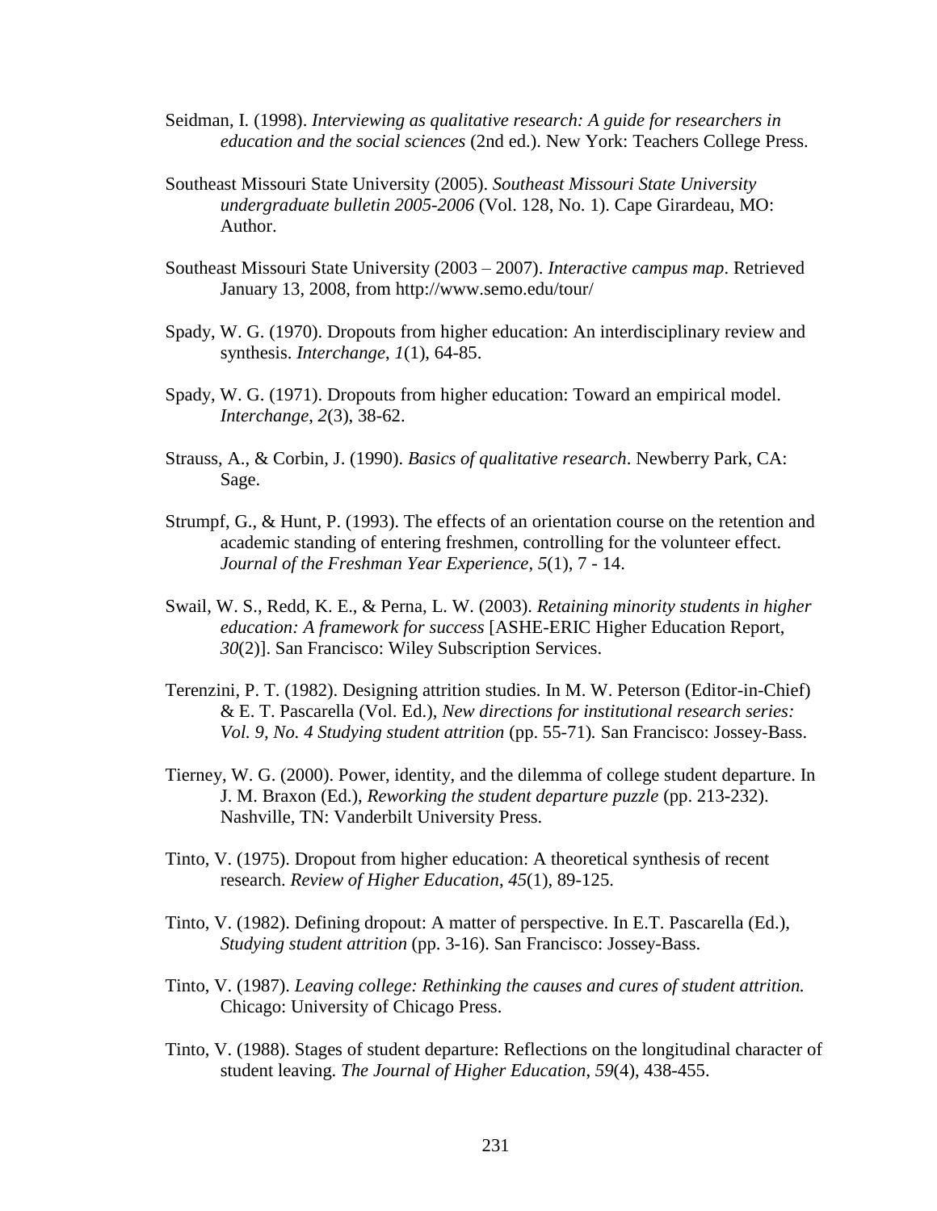Seidman, I. (1998). *Interviewing as qualitative research: A guide for researchers in education and the social sciences* (2nd ed.). New York: Teachers College Press.

Southeast Missouri State University (2005). *Southeast Missouri State University undergraduate bulletin 2005-2006* (Vol. 128, No. 1). Cape Girardeau, MO: Author.

Southeast Missouri State University (2003 – 2007). *Interactive campus map*. Retrieved January 13, 2008, from http://www.semo.edu/tour/

Spady, W. G. (1970). Dropouts from higher education: An interdisciplinary review and synthesis. *Interchange*, *1*(1), 64-85.

Spady, W. G. (1971). Dropouts from higher education: Toward an empirical model. *Interchange*, *2*(3), 38-62.

Strauss, A., & Corbin, J. (1990). *Basics of qualitative research*. Newberry Park, CA: Sage.

Strumpf, G., & Hunt, P. (1993). The effects of an orientation course on the retention and academic standing of entering freshmen, controlling for the volunteer effect. *Journal of the Freshman Year Experience*, *5*(1), 7 - 14.

Swail, W. S., Redd, K. E., & Perna, L. W. (2003). *Retaining minority students in higher education: A framework for success* [ASHE-ERIC Higher Education Report, *30*(2)]. San Francisco: Wiley Subscription Services.

Terenzini, P. T. (1982). Designing attrition studies. In M. W. Peterson (Editor-in-Chief) & E. T. Pascarella (Vol. Ed.), *New directions for institutional research series: Vol. 9, No. 4 Studying student attrition* (pp. 55-71)*.* San Francisco: Jossey-Bass.

Tierney, W. G. (2000). Power, identity, and the dilemma of college student departure. In J. M. Braxon (Ed.), *Reworking the student departure puzzle* (pp. 213-232). Nashville, TN: Vanderbilt University Press.

Tinto, V. (1975). Dropout from higher education: A theoretical synthesis of recent research. *Review of Higher Education*, *45*(1), 89-125.

Tinto, V. (1982). Defining dropout: A matter of perspective. In E.T. Pascarella (Ed.), *Studying student attrition* (pp. 3-16). San Francisco: Jossey-Bass.

Tinto, V. (1987). *Leaving college: Rethinking the causes and cures of student attrition.* Chicago: University of Chicago Press.

Tinto, V. (1988). Stages of student departure: Reflections on the longitudinal character of student leaving. *The Journal of Higher Education*, *59*(4), 438-455.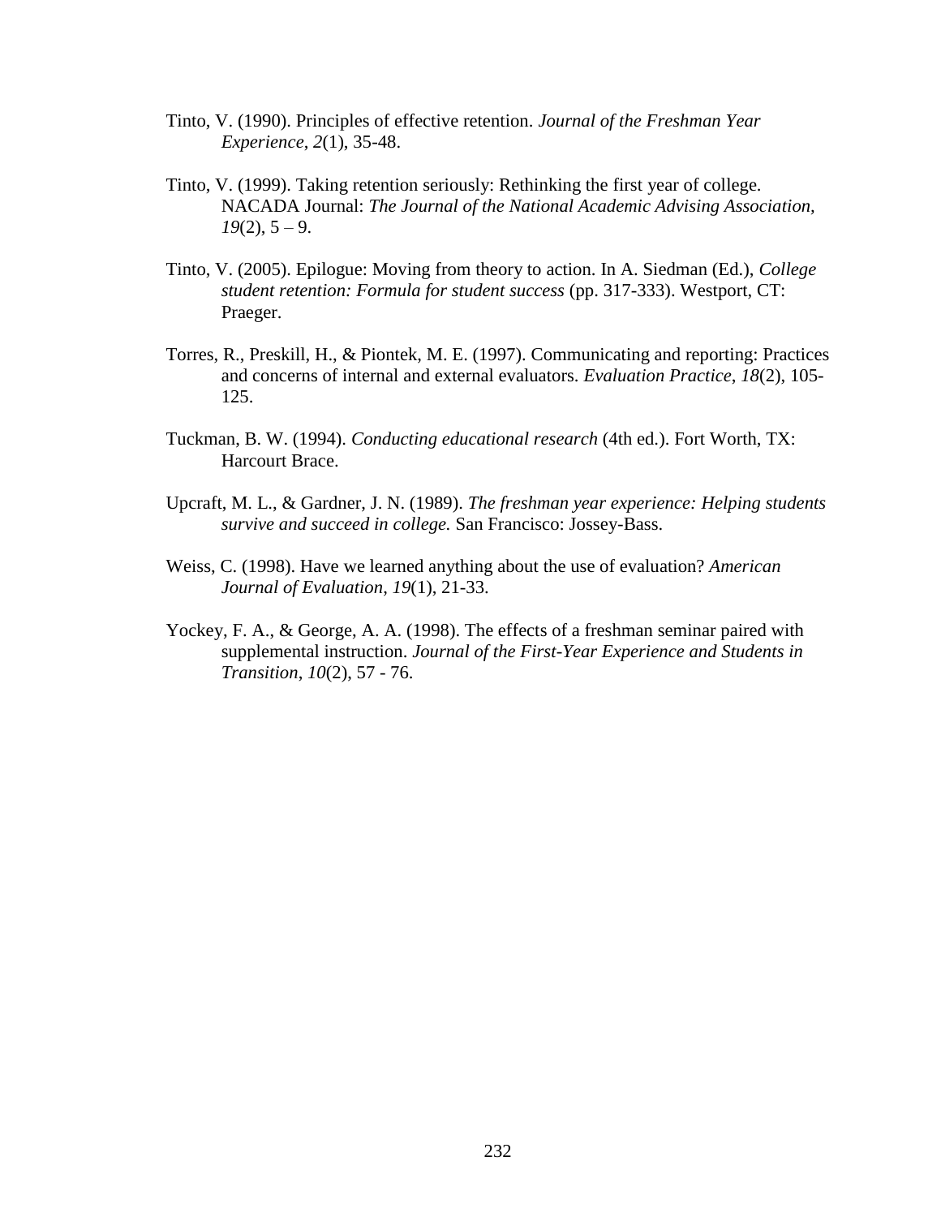Tinto, V. (1990). Principles of effective retention. *Journal of the Freshman Year Experience*, *2*(1), 35-48.

Tinto, V. (1999). Taking retention seriously: Rethinking the first year of college. NACADA Journal: *The Journal of the National Academic Advising Association, 19*(2), 5 – 9.

Tinto, V. (2005). Epilogue: Moving from theory to action. In A. Siedman (Ed.), *College student retention: Formula for student success* (pp. 317-333). Westport, CT: Praeger.

Torres, R., Preskill, H., & Piontek, M. E. (1997). Communicating and reporting: Practices and concerns of internal and external evaluators. *Evaluation Practice*, *18*(2), 105-125.

Tuckman, B. W. (1994). *Conducting educational research* (4th ed.). Fort Worth, TX: Harcourt Brace.

Upcraft, M. L., & Gardner, J. N. (1989). *The freshman year experience: Helping students survive and succeed in college.* San Francisco: Jossey-Bass.

Weiss, C. (1998). Have we learned anything about the use of evaluation? *American Journal of Evaluation*, *19*(1), 21-33.

Yockey, F. A., & George, A. A. (1998). The effects of a freshman seminar paired with supplemental instruction. *Journal of the First-Year Experience and Students in Transition*, *10*(2), 57 - 76.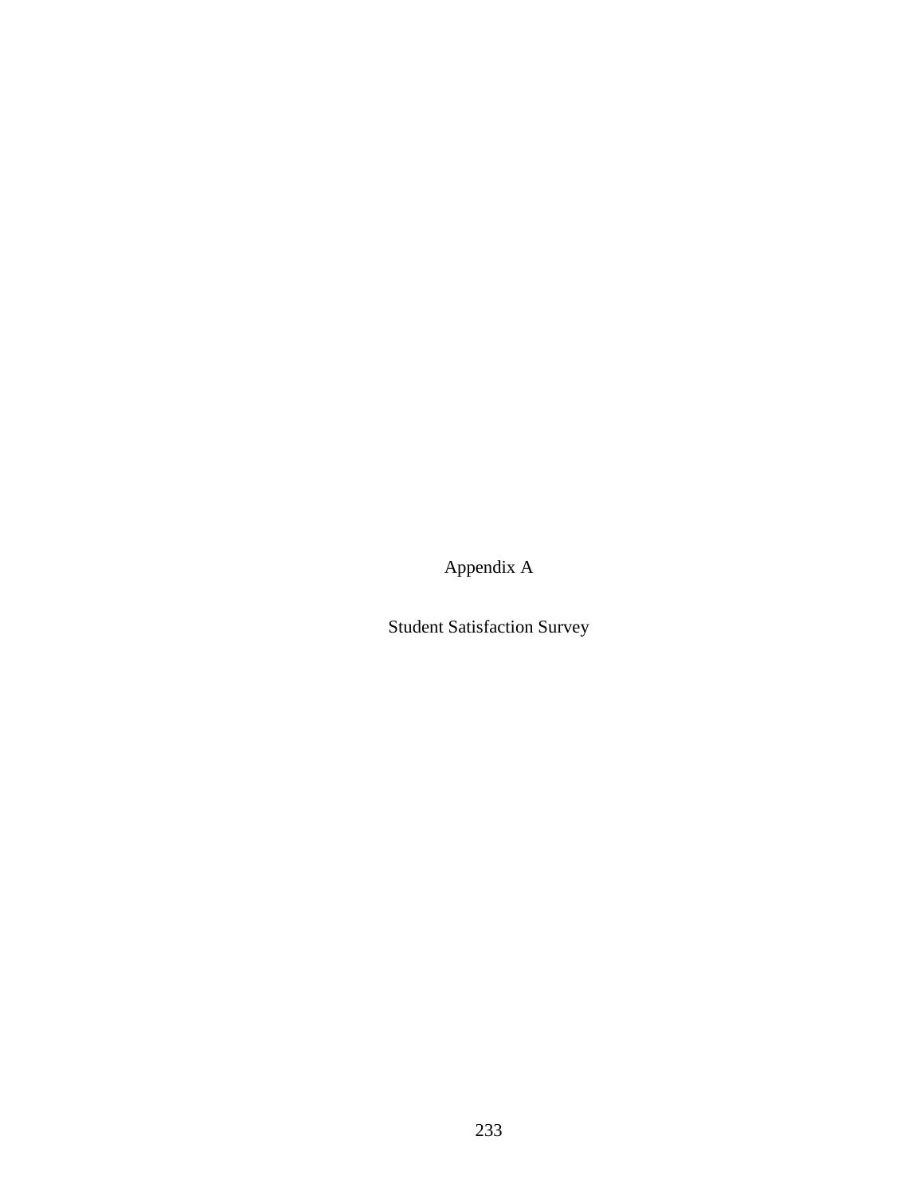# Appendix A

## Student Satisfaction Survey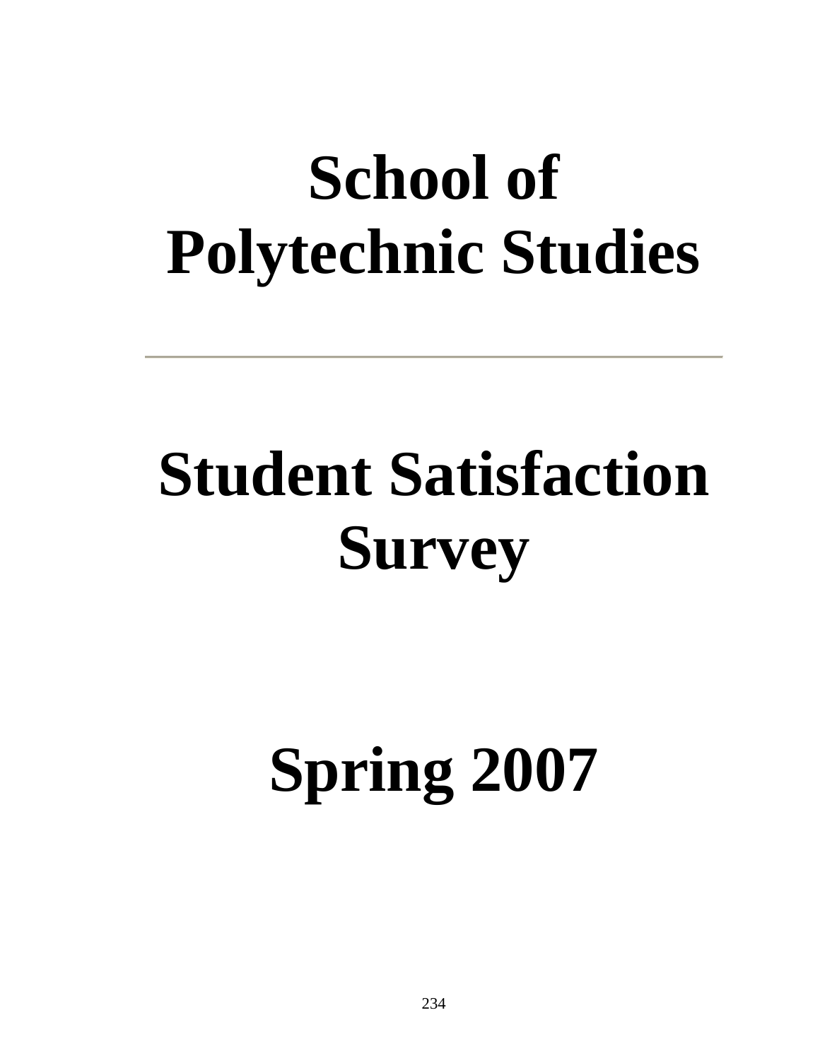# School of Polytechnic Studies

---

# Student Satisfaction Survey

# Spring 2007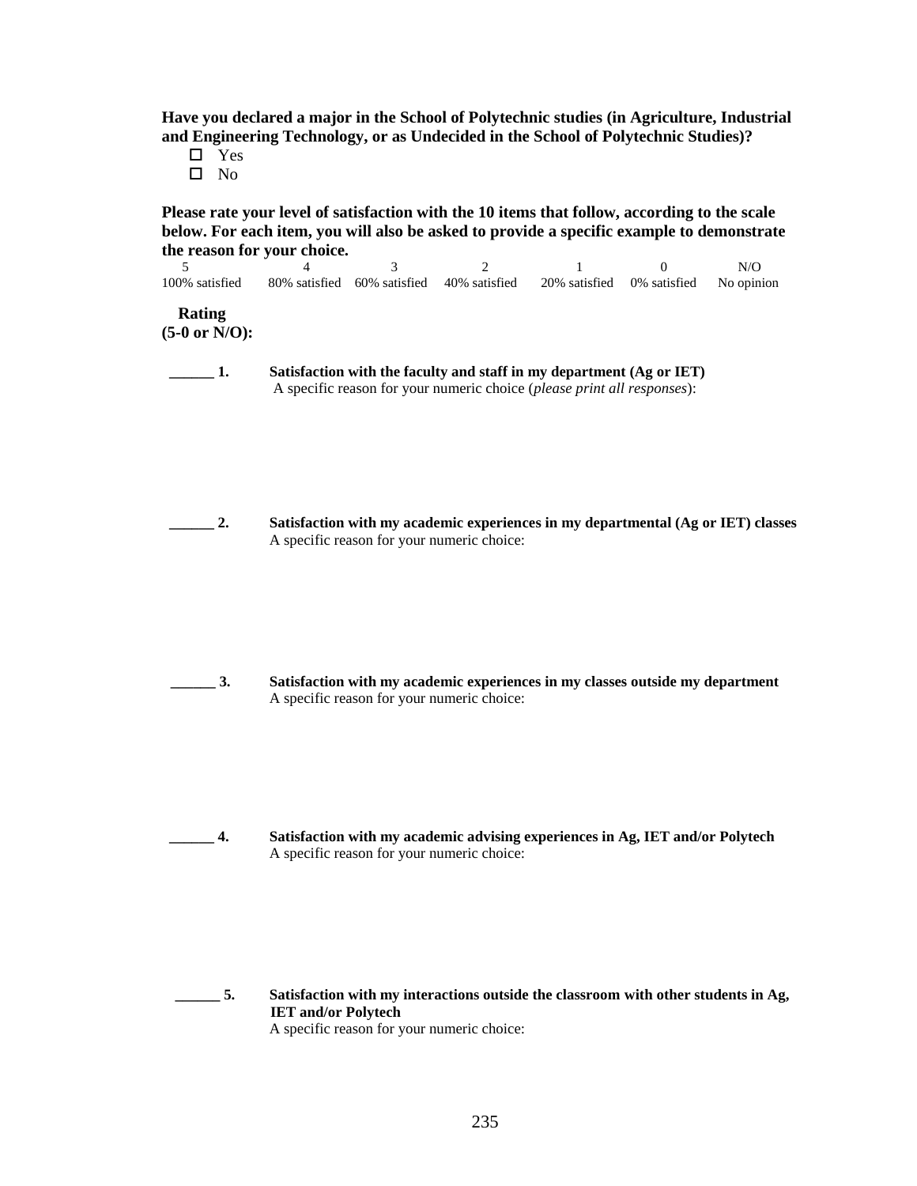**Have you declared a major in the School of Polytechnic studies (in Agriculture, Industrial and Engineering Technology, or as Undecided in the School of Polytechnic Studies)?**

- ☐ Yes
- ☐ No

**Please rate your level of satisfaction with the 10 items that follow, according to the scale below. For each item, you will also be asked to provide a specific example to demonstrate the reason for your choice.**

| 5 | 4 | 3 | 2 | 1 | 0 | N/O |
|---|---|---|---|---|---|---|
| 100% satisfied | 80% satisfied | 60% satisfied | 40% satisfied | 20% satisfied | 0% satisfied | No opinion |

**Rating**
**(5-0 or N/O):**

**______ 1.** **Satisfaction with the faculty and staff in my department (Ag or IET)**
A specific reason for your numeric choice (*please print all responses*):

**______ 2.** **Satisfaction with my academic experiences in my departmental (Ag or IET) classes**
A specific reason for your numeric choice:

**______ 3.** **Satisfaction with my academic experiences in my classes outside my department**
A specific reason for your numeric choice:

**______ 4.** **Satisfaction with my academic advising experiences in Ag, IET and/or Polytech**
A specific reason for your numeric choice:

**______ 5.** **Satisfaction with my interactions outside the classroom with other students in Ag, IET and/or Polytech**
A specific reason for your numeric choice: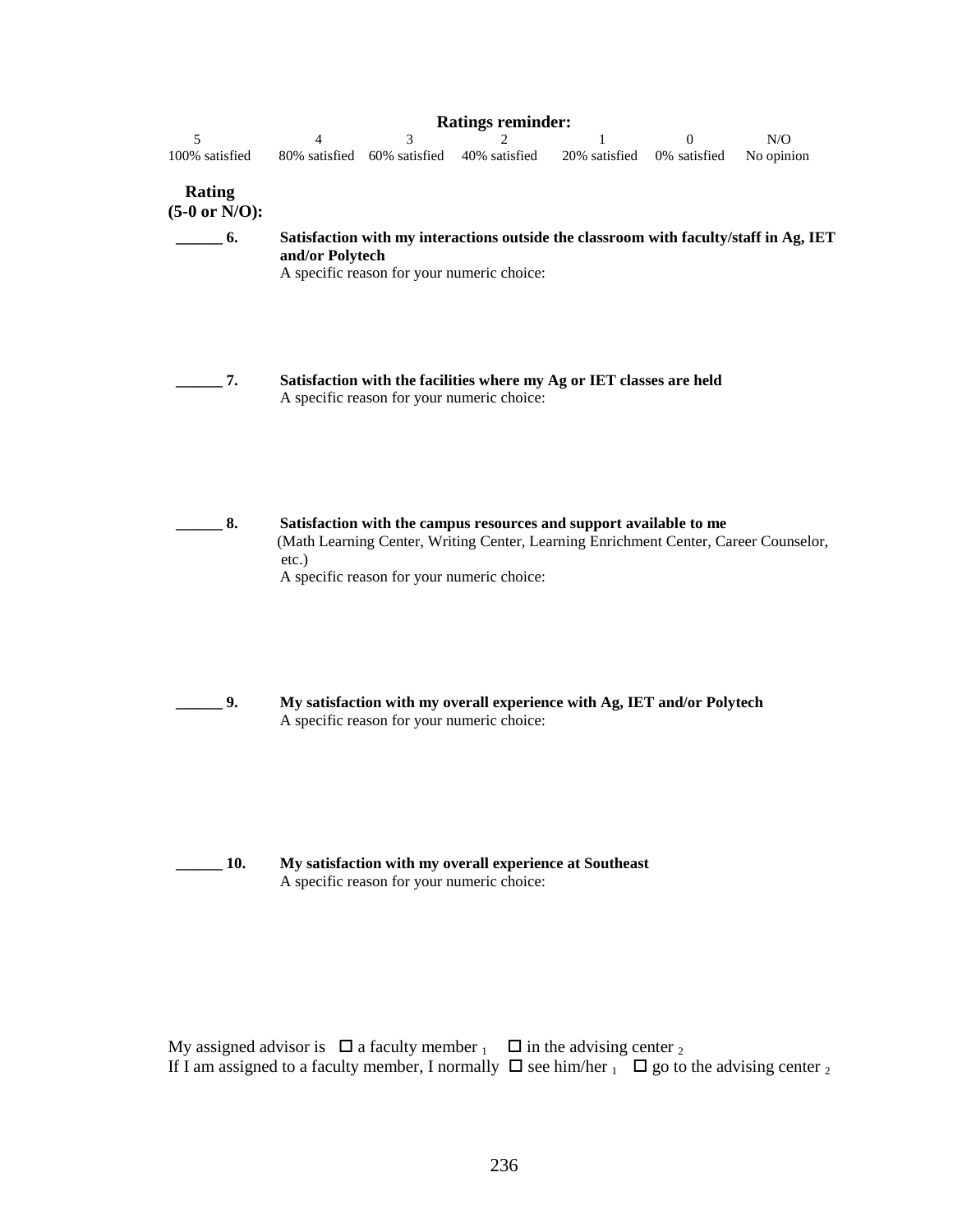**Ratings reminder:**

| 5 | 4 | 3 | 2 | 1 | 0 | N/O |
|---|---|---|---|---|---|---|
| 100% satisfied | 80% satisfied | 60% satisfied | 40% satisfied | 20% satisfied | 0% satisfied | No opinion |

**Rating (5-0 or N/O):**

**______ 6.** **Satisfaction with my interactions outside the classroom with faculty/staff in Ag, IET and/or Polytech**
A specific reason for your numeric choice:

**______ 7.** **Satisfaction with the facilities where my Ag or IET classes are held**
A specific reason for your numeric choice:

**______ 8.** **Satisfaction with the campus resources and support available to me**
(Math Learning Center, Writing Center, Learning Enrichment Center, Career Counselor, etc.)
A specific reason for your numeric choice:

**______ 9.** **My satisfaction with my overall experience with Ag, IET and/or Polytech**
A specific reason for your numeric choice:

**______ 10.** **My satisfaction with my overall experience at Southeast**
A specific reason for your numeric choice:

My assigned advisor is ☐ a faculty member $_1$ ☐ in the advising center $_2$
If I am assigned to a faculty member, I normally ☐ see him/her $_1$ ☐ go to the advising center $_2$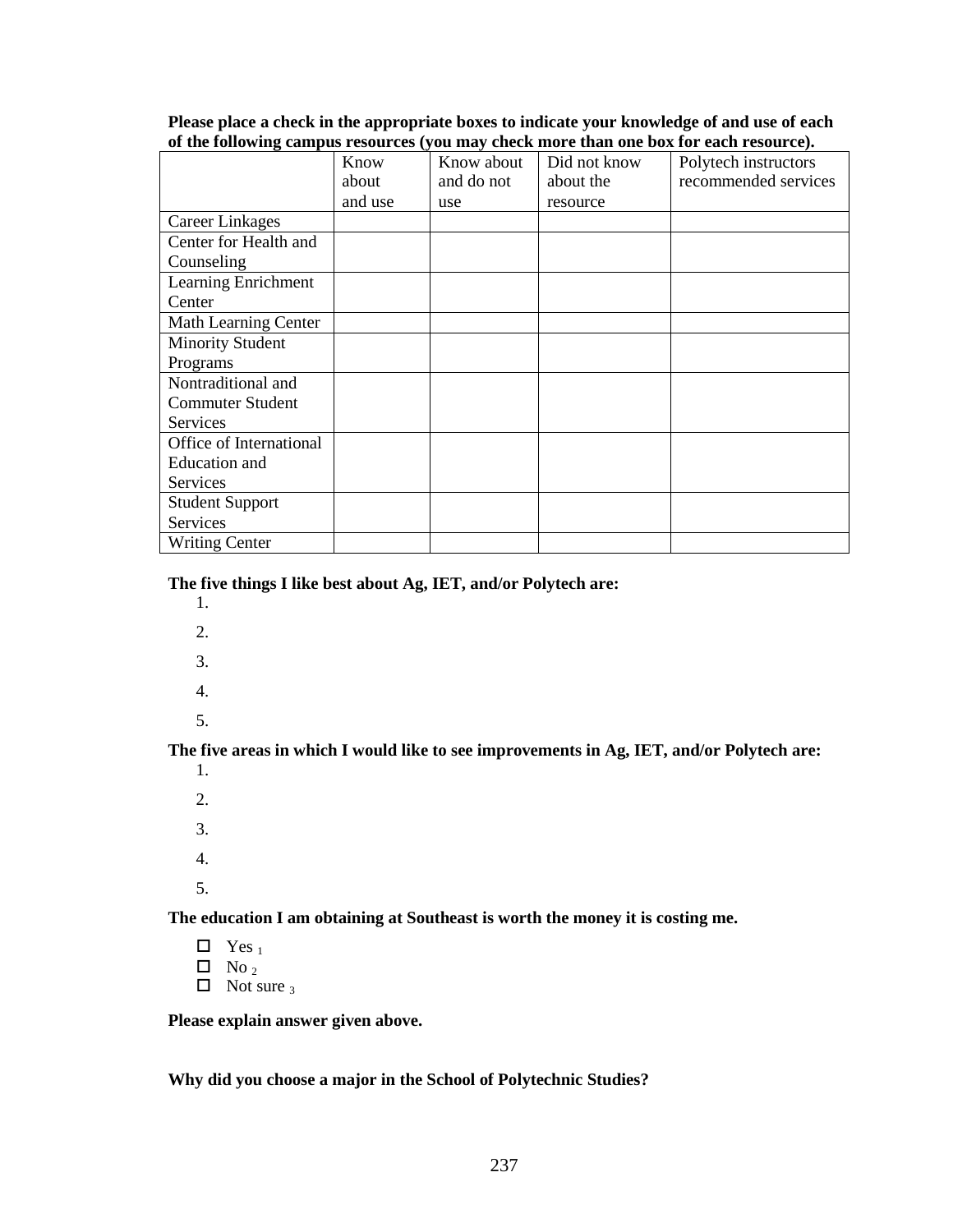**Please place a check in the appropriate boxes to indicate your knowledge of and use of each of the following campus resources (you may check more than one box for each resource).**

| | Know about and use | Know about and do not use | Did not know about the resource | Polytech instructors recommended services |
|---|---|---|---|---|
| Career Linkages | | | | |
| Center for Health and Counseling | | | | |
| Learning Enrichment Center | | | | |
| Math Learning Center | | | | |
| Minority Student Programs | | | | |
| Nontraditional and Commuter Student Services | | | | |
| Office of International Education and Services | | | | |
| Student Support Services | | | | |
| Writing Center | | | | |

**The five things I like best about Ag, IET, and/or Polytech are:**

1.
2.
3.
4.
5.

**The five areas in which I would like to see improvements in Ag, IET, and/or Polytech are:**

1.
2.
3.
4.
5.

**The education I am obtaining at Southeast is worth the money it is costing me.**

- ☐ Yes $_1$
- ☐ No $_2$
- ☐ Not sure $_3$

**Please explain answer given above.**

**Why did you choose a major in the School of Polytechnic Studies?**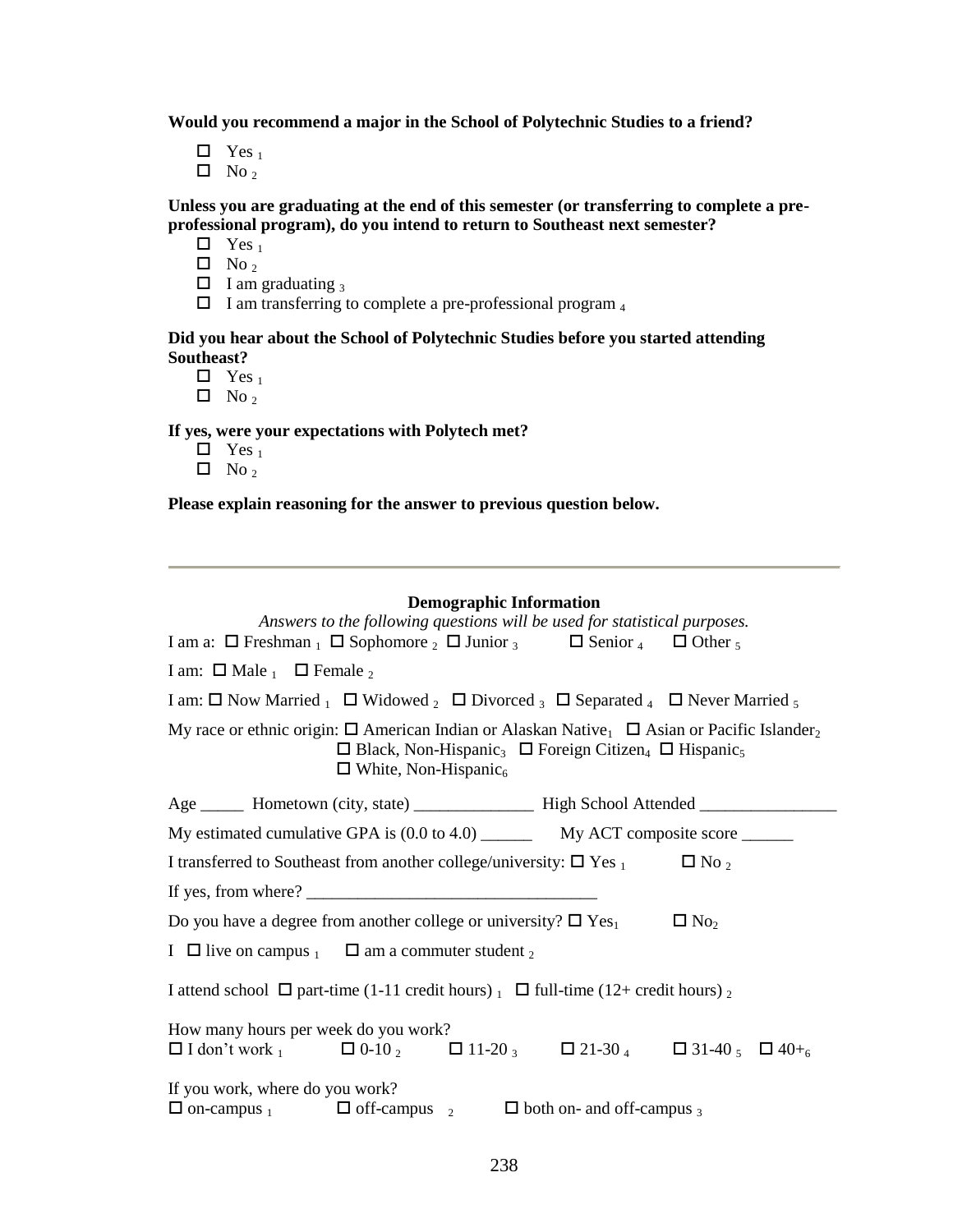**Would you recommend a major in the School of Polytechnic Studies to a friend?**

- ☐ Yes $_1$
- ☐ No $_2$

**Unless you are graduating at the end of this semester (or transferring to complete a pre-professional program), do you intend to return to Southeast next semester?**

- ☐ Yes $_1$
- ☐ No $_2$
- ☐ I am graduating $_3$
- ☐ I am transferring to complete a pre-professional program $_4$

**Did you hear about the School of Polytechnic Studies before you started attending Southeast?**

- ☐ Yes $_1$
- ☐ No $_2$

**If yes, were your expectations with Polytech met?**

- ☐ Yes $_1$
- ☐ No $_2$

**Please explain reasoning for the answer to previous question below.**

---

**Demographic Information**

*Answers to the following questions will be used for statistical purposes.*

I am a: ☐ Freshman $_1$ ☐ Sophomore $_2$ ☐ Junior $_3$ ☐ Senior $_4$ ☐ Other $_5$

I am: ☐ Male $_1$ ☐ Female $_2$

I am: ☐ Now Married $_1$ ☐ Widowed $_2$ ☐ Divorced $_3$ ☐ Separated $_4$ ☐ Never Married $_5$

My race or ethnic origin: ☐ American Indian or Alaskan Native$_1$ ☐ Asian or Pacific Islander$_2$ ☐ Black, Non-Hispanic$_3$ ☐ Foreign Citizen$_4$ ☐ Hispanic$_5$ ☐ White, Non-Hispanic$_6$

Age _____ Hometown (city, state) ______________ High School Attended ________________

My estimated cumulative GPA is (0.0 to 4.0) ______ My ACT composite score ______

I transferred to Southeast from another college/university: ☐ Yes $_1$ ☐ No $_2$

If yes, from where? __________________________________

Do you have a degree from another college or university? ☐ Yes$_1$ ☐ No$_2$

I ☐ live on campus $_1$ ☐ am a commuter student $_2$

I attend school ☐ part-time (1-11 credit hours) $_1$ ☐ full-time (12+ credit hours) $_2$

How many hours per week do you work?
☐ I don't work $_1$ ☐ 0-10 $_2$ ☐ 11-20 $_3$ ☐ 21-30 $_4$ ☐ 31-40 $_5$ ☐ 40+$_6$

If you work, where do you work?
☐ on-campus $_1$ ☐ off-campus $_2$ ☐ both on- and off-campus $_3$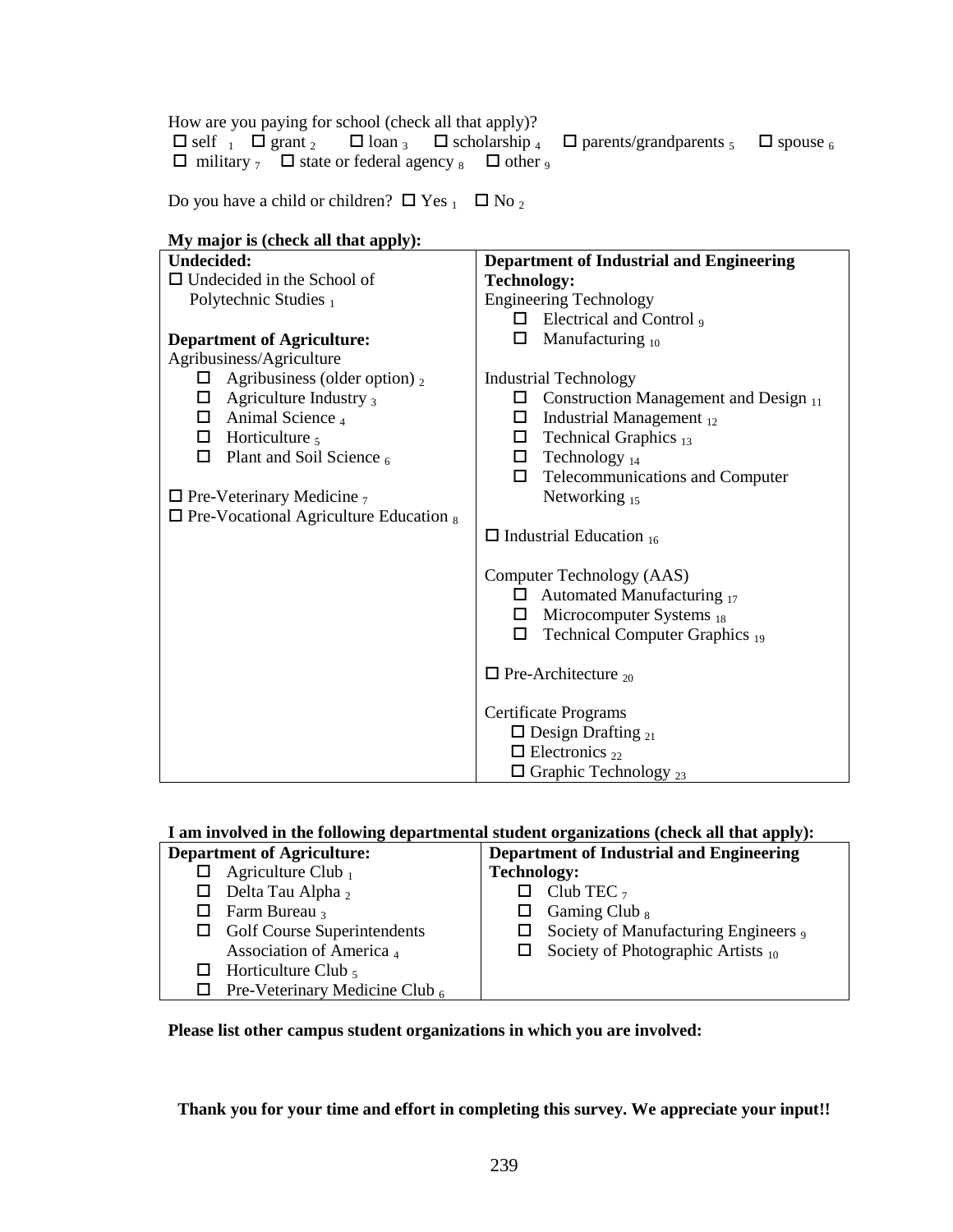How are you paying for school (check all that apply)?

☐ self $_1$ ☐ grant $_2$ ☐ loan $_3$ ☐ scholarship $_4$ ☐ parents/grandparents $_5$ ☐ spouse $_6$
☐ military $_7$ ☐ state or federal agency $_8$ ☐ other $_9$

Do you have a child or children? ☐ Yes $_1$ ☐ No $_2$

**My major is (check all that apply):**

| **Undecided:** | **Department of Industrial and Engineering Technology:** |
|---|---|
| ☐ Undecided in the School of Polytechnic Studies $_1$ | Engineering Technology |
| | ☐ Electrical and Control $_9$ |
| **Department of Agriculture:** | ☐ Manufacturing $_{10}$ |
| Agribusiness/Agriculture | |
| ☐ Agribusiness (older option) $_2$ | Industrial Technology |
| ☐ Agriculture Industry $_3$ | ☐ Construction Management and Design $_{11}$ |
| ☐ Animal Science $_4$ | ☐ Industrial Management $_{12}$ |
| ☐ Horticulture $_5$ | ☐ Technical Graphics $_{13}$ |
| ☐ Plant and Soil Science $_6$ | ☐ Technology $_{14}$ |
| | ☐ Telecommunications and Computer Networking $_{15}$ |
| ☐ Pre-Veterinary Medicine $_7$ | |
| ☐ Pre-Vocational Agriculture Education $_8$ | ☐ Industrial Education $_{16}$ |
| | Computer Technology (AAS) |
| | ☐ Automated Manufacturing $_{17}$ |
| | ☐ Microcomputer Systems $_{18}$ |
| | ☐ Technical Computer Graphics $_{19}$ |
| | ☐ Pre-Architecture $_{20}$ |
| | Certificate Programs |
| | ☐ Design Drafting $_{21}$ |
| | ☐ Electronics $_{22}$ |
| | ☐ Graphic Technology $_{23}$ |

**I am involved in the following departmental student organizations (check all that apply):**

| **Department of Agriculture:** | **Department of Industrial and Engineering Technology:** |
|---|---|
| ☐ Agriculture Club $_1$ | ☐ Club TEC $_7$ |
| ☐ Delta Tau Alpha $_2$ | ☐ Gaming Club $_8$ |
| ☐ Farm Bureau $_3$ | ☐ Society of Manufacturing Engineers $_9$ |
| ☐ Golf Course Superintendents Association of America $_4$ | ☐ Society of Photographic Artists $_{10}$ |
| ☐ Horticulture Club $_5$ | |
| ☐ Pre-Veterinary Medicine Club $_6$ | |

**Please list other campus student organizations in which you are involved:**

**Thank you for your time and effort in completing this survey. We appreciate your input!!**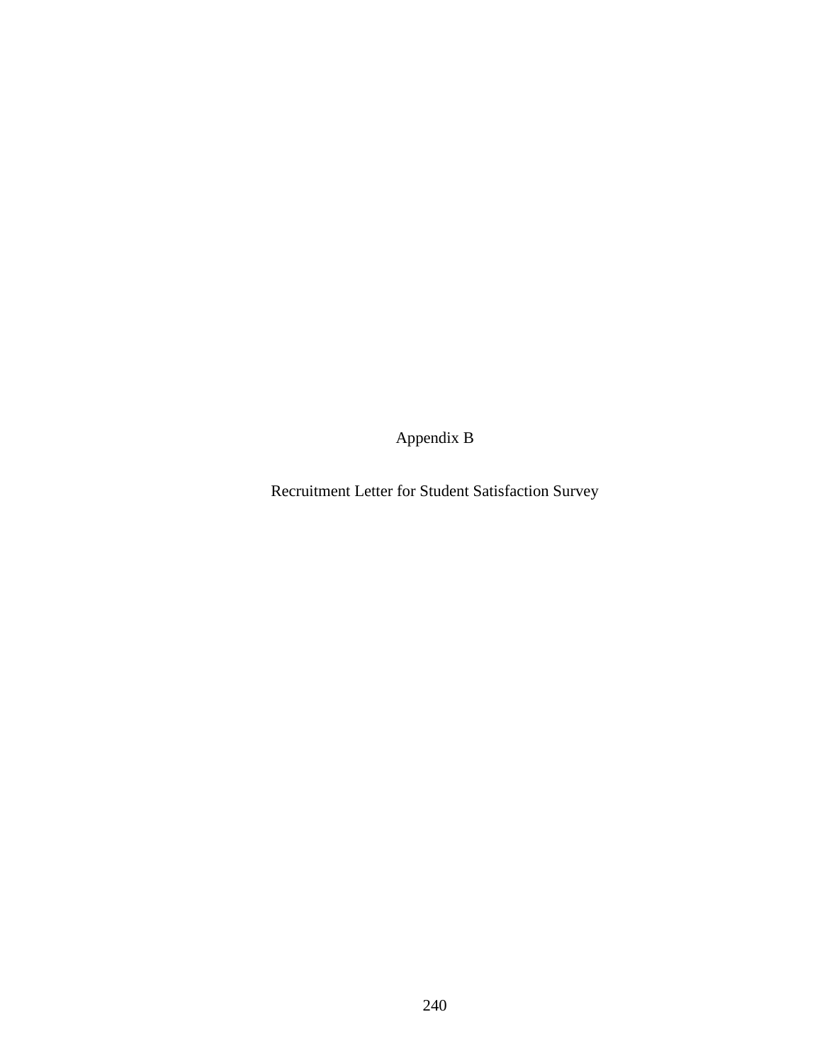# Appendix B

## Recruitment Letter for Student Satisfaction Survey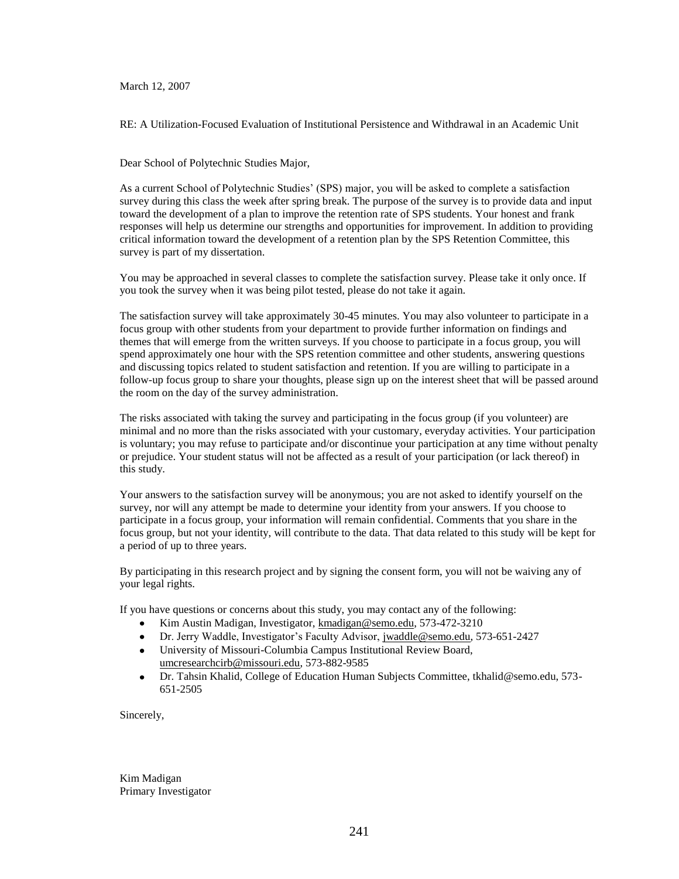March 12, 2007

RE: A Utilization-Focused Evaluation of Institutional Persistence and Withdrawal in an Academic Unit

Dear School of Polytechnic Studies Major,

As a current School of Polytechnic Studies' (SPS) major, you will be asked to complete a satisfaction survey during this class the week after spring break. The purpose of the survey is to provide data and input toward the development of a plan to improve the retention rate of SPS students. Your honest and frank responses will help us determine our strengths and opportunities for improvement. In addition to providing critical information toward the development of a retention plan by the SPS Retention Committee, this survey is part of my dissertation.

You may be approached in several classes to complete the satisfaction survey. Please take it only once. If you took the survey when it was being pilot tested, please do not take it again.

The satisfaction survey will take approximately 30-45 minutes. You may also volunteer to participate in a focus group with other students from your department to provide further information on findings and themes that will emerge from the written surveys. If you choose to participate in a focus group, you will spend approximately one hour with the SPS retention committee and other students, answering questions and discussing topics related to student satisfaction and retention. If you are willing to participate in a follow-up focus group to share your thoughts, please sign up on the interest sheet that will be passed around the room on the day of the survey administration.

The risks associated with taking the survey and participating in the focus group (if you volunteer) are minimal and no more than the risks associated with your customary, everyday activities. Your participation is voluntary; you may refuse to participate and/or discontinue your participation at any time without penalty or prejudice. Your student status will not be affected as a result of your participation (or lack thereof) in this study.

Your answers to the satisfaction survey will be anonymous; you are not asked to identify yourself on the survey, nor will any attempt be made to determine your identity from your answers. If you choose to participate in a focus group, your information will remain confidential. Comments that you share in the focus group, but not your identity, will contribute to the data. That data related to this study will be kept for a period of up to three years.

By participating in this research project and by signing the consent form, you will not be waiving any of your legal rights.

If you have questions or concerns about this study, you may contact any of the following:

- Kim Austin Madigan, Investigator, kmadigan@semo.edu, 573-472-3210
- Dr. Jerry Waddle, Investigator's Faculty Advisor, jwaddle@semo.edu, 573-651-2427
- University of Missouri-Columbia Campus Institutional Review Board, umcresearchcirb@missouri.edu, 573-882-9585
- Dr. Tahsin Khalid, College of Education Human Subjects Committee, tkhalid@semo.edu, 573-651-2505

Sincerely,

Kim Madigan
Primary Investigator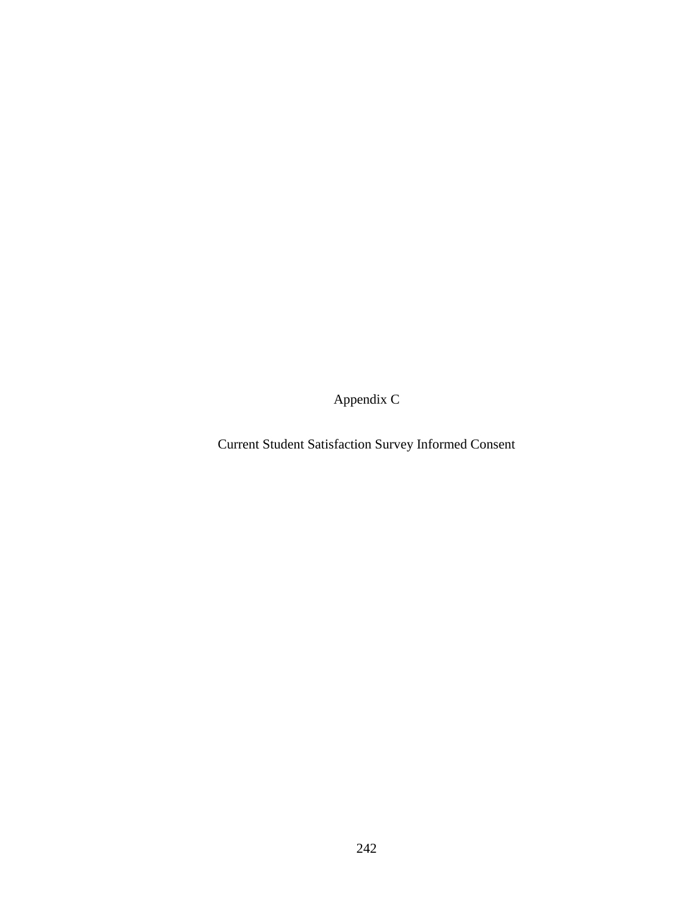# Appendix C

## Current Student Satisfaction Survey Informed Consent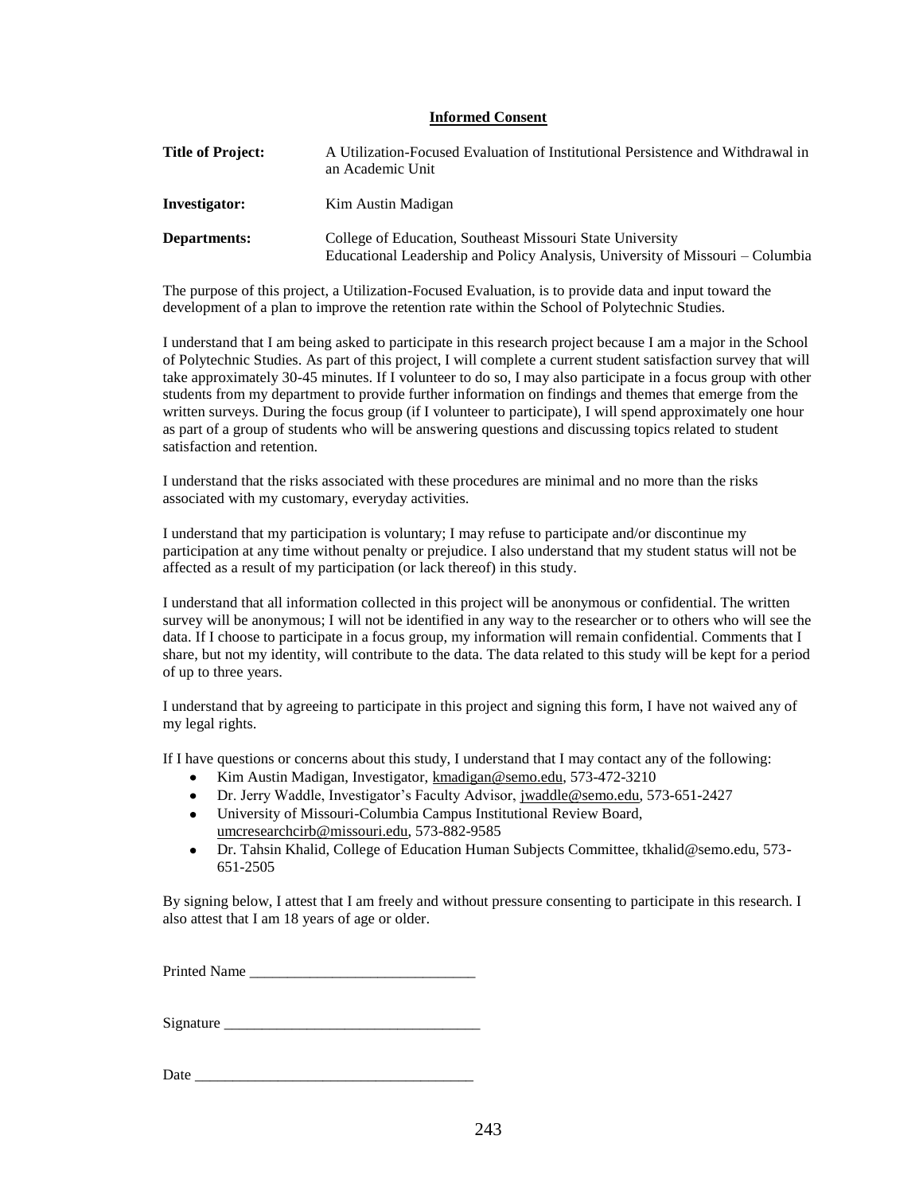# Informed Consent

**Title of Project:** A Utilization-Focused Evaluation of Institutional Persistence and Withdrawal in an Academic Unit

**Investigator:** Kim Austin Madigan

**Departments:** College of Education, Southeast Missouri State University
Educational Leadership and Policy Analysis, University of Missouri – Columbia

The purpose of this project, a Utilization-Focused Evaluation, is to provide data and input toward the development of a plan to improve the retention rate within the School of Polytechnic Studies.

I understand that I am being asked to participate in this research project because I am a major in the School of Polytechnic Studies. As part of this project, I will complete a current student satisfaction survey that will take approximately 30-45 minutes. If I volunteer to do so, I may also participate in a focus group with other students from my department to provide further information on findings and themes that emerge from the written surveys. During the focus group (if I volunteer to participate), I will spend approximately one hour as part of a group of students who will be answering questions and discussing topics related to student satisfaction and retention.

I understand that the risks associated with these procedures are minimal and no more than the risks associated with my customary, everyday activities.

I understand that my participation is voluntary; I may refuse to participate and/or discontinue my participation at any time without penalty or prejudice. I also understand that my student status will not be affected as a result of my participation (or lack thereof) in this study.

I understand that all information collected in this project will be anonymous or confidential. The written survey will be anonymous; I will not be identified in any way to the researcher or to others who will see the data. If I choose to participate in a focus group, my information will remain confidential. Comments that I share, but not my identity, will contribute to the data. The data related to this study will be kept for a period of up to three years.

I understand that by agreeing to participate in this project and signing this form, I have not waived any of my legal rights.

If I have questions or concerns about this study, I understand that I may contact any of the following:

- Kim Austin Madigan, Investigator, kmadigan@semo.edu, 573-472-3210
- Dr. Jerry Waddle, Investigator's Faculty Advisor, jwaddle@semo.edu, 573-651-2427
- University of Missouri-Columbia Campus Institutional Review Board, umcresearchcirb@missouri.edu, 573-882-9585
- Dr. Tahsin Khalid, College of Education Human Subjects Committee, tkhalid@semo.edu, 573-651-2505

By signing below, I attest that I am freely and without pressure consenting to participate in this research. I also attest that I am 18 years of age or older.

Printed Name ______________________________

Signature __________________________________

Date ____________________________________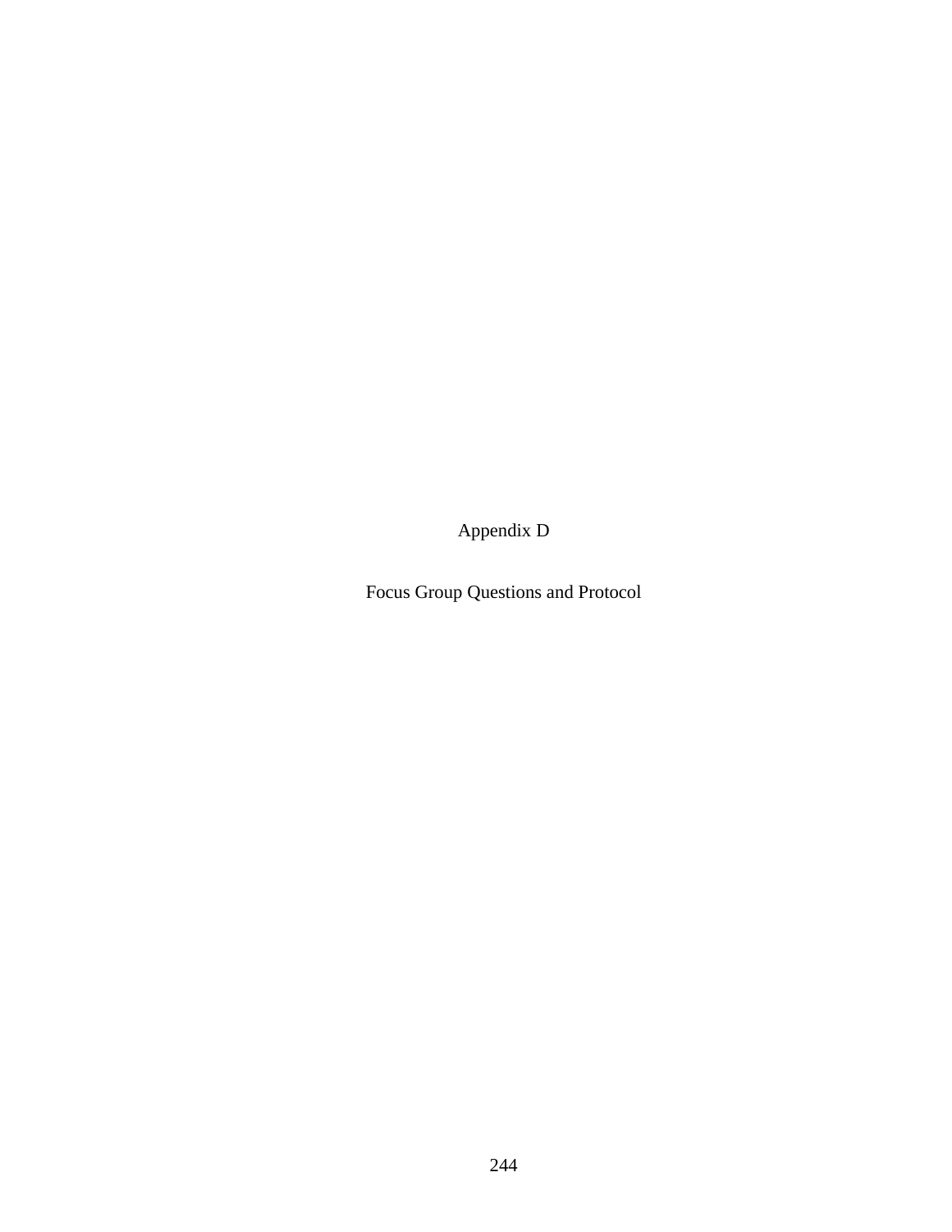# Appendix D

## Focus Group Questions and Protocol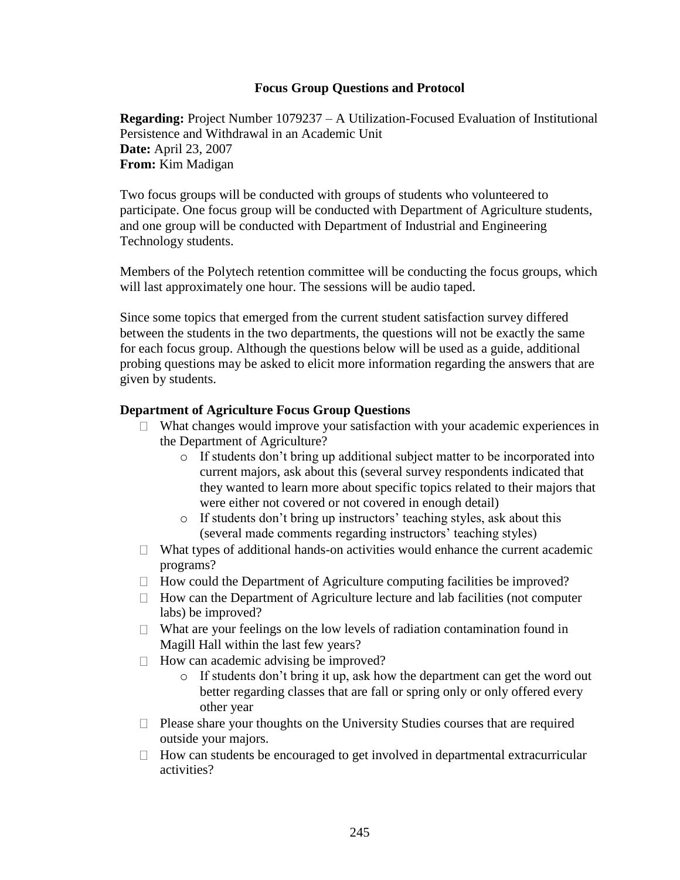**Focus Group Questions and Protocol**

**Regarding:** Project Number 1079237 – A Utilization-Focused Evaluation of Institutional Persistence and Withdrawal in an Academic Unit
**Date:** April 23, 2007
**From:** Kim Madigan

Two focus groups will be conducted with groups of students who volunteered to participate. One focus group will be conducted with Department of Agriculture students, and one group will be conducted with Department of Industrial and Engineering Technology students.

Members of the Polytech retention committee will be conducting the focus groups, which will last approximately one hour. The sessions will be audio taped.

Since some topics that emerged from the current student satisfaction survey differed between the students in the two departments, the questions will not be exactly the same for each focus group. Although the questions below will be used as a guide, additional probing questions may be asked to elicit more information regarding the answers that are given by students.

**Department of Agriculture Focus Group Questions**

- What changes would improve your satisfaction with your academic experiences in the Department of Agriculture?
    - If students don't bring up additional subject matter to be incorporated into current majors, ask about this (several survey respondents indicated that they wanted to learn more about specific topics related to their majors that were either not covered or not covered in enough detail)
    - If students don't bring up instructors' teaching styles, ask about this (several made comments regarding instructors' teaching styles)
- What types of additional hands-on activities would enhance the current academic programs?
- How could the Department of Agriculture computing facilities be improved?
- How can the Department of Agriculture lecture and lab facilities (not computer labs) be improved?
- What are your feelings on the low levels of radiation contamination found in Magill Hall within the last few years?
- How can academic advising be improved?
    - If students don't bring it up, ask how the department can get the word out better regarding classes that are fall or spring only or only offered every other year
- Please share your thoughts on the University Studies courses that are required outside your majors.
- How can students be encouraged to get involved in departmental extracurricular activities?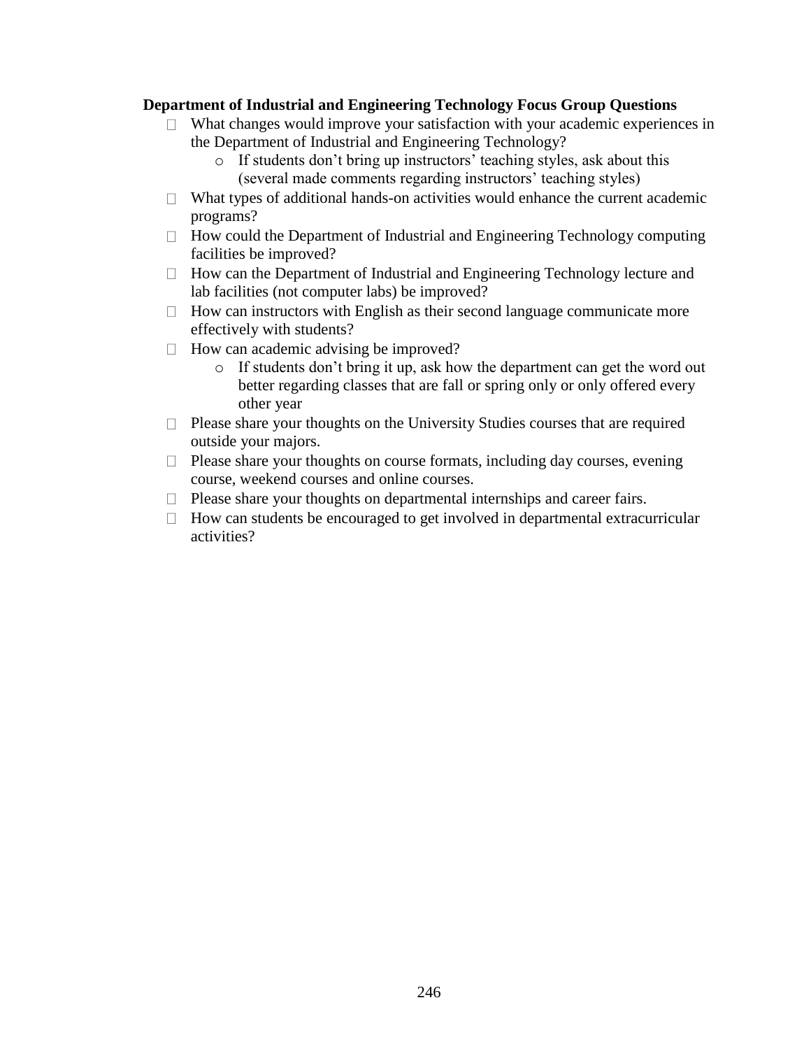**Department of Industrial and Engineering Technology Focus Group Questions**

- What changes would improve your satisfaction with your academic experiences in the Department of Industrial and Engineering Technology?
    - If students don't bring up instructors' teaching styles, ask about this (several made comments regarding instructors' teaching styles)
- What types of additional hands-on activities would enhance the current academic programs?
- How could the Department of Industrial and Engineering Technology computing facilities be improved?
- How can the Department of Industrial and Engineering Technology lecture and lab facilities (not computer labs) be improved?
- How can instructors with English as their second language communicate more effectively with students?
- How can academic advising be improved?
    - If students don't bring it up, ask how the department can get the word out better regarding classes that are fall or spring only or only offered every other year
- Please share your thoughts on the University Studies courses that are required outside your majors.
- Please share your thoughts on course formats, including day courses, evening course, weekend courses and online courses.
- Please share your thoughts on departmental internships and career fairs.
- How can students be encouraged to get involved in departmental extracurricular activities?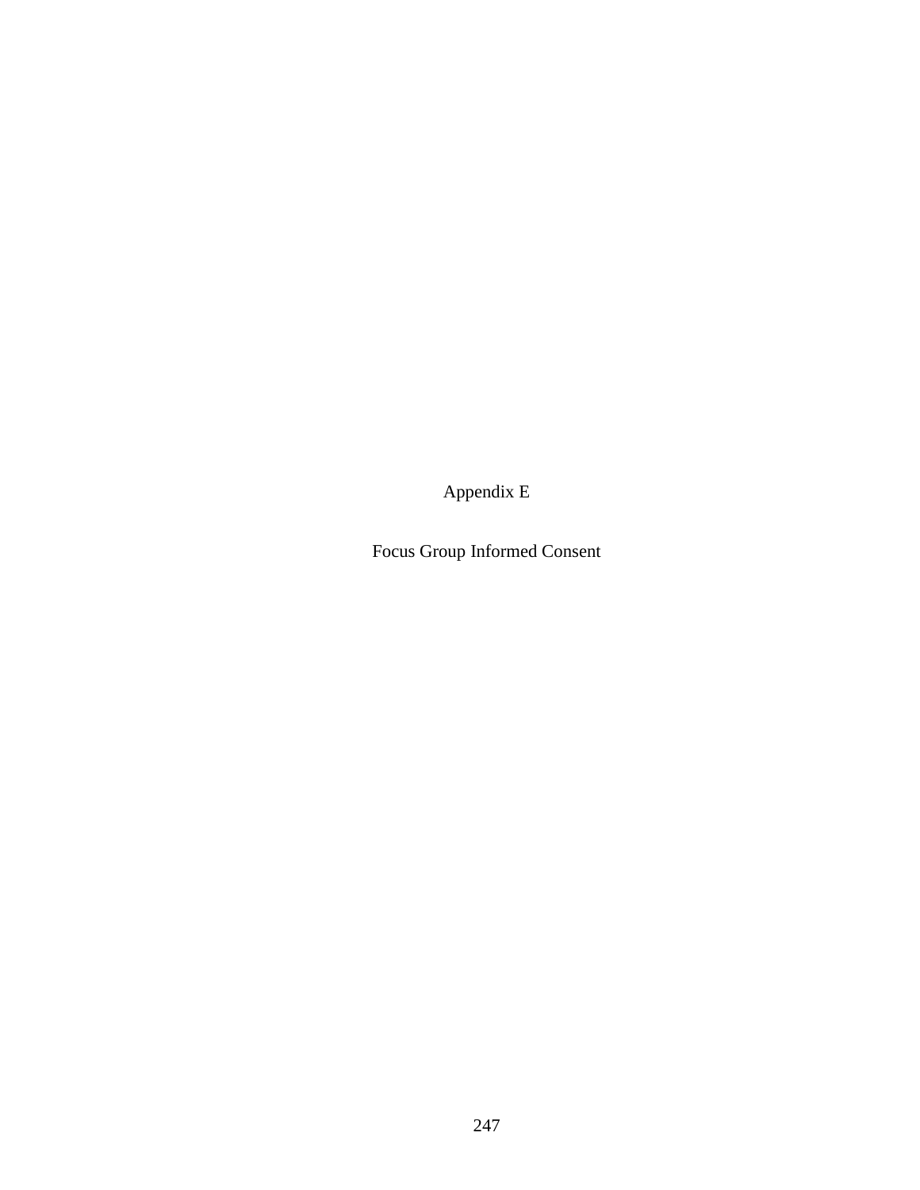# Appendix E

## Focus Group Informed Consent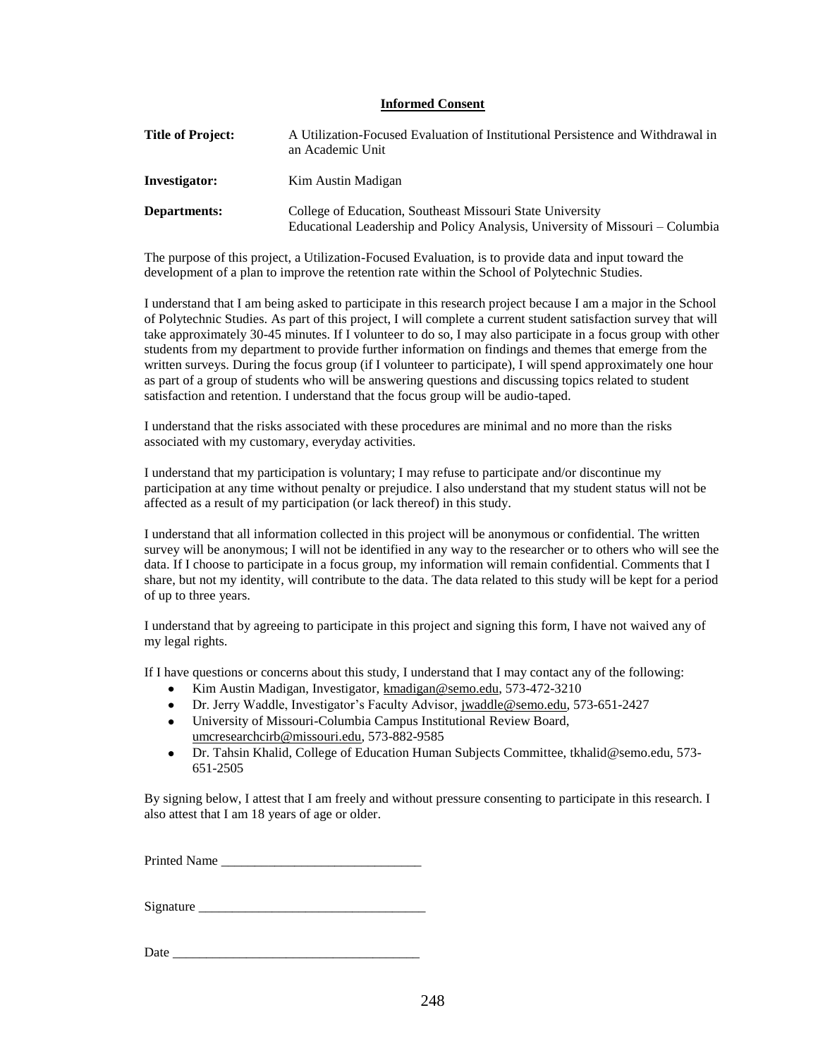**Informed Consent**

**Title of Project:** A Utilization-Focused Evaluation of Institutional Persistence and Withdrawal in an Academic Unit

**Investigator:** Kim Austin Madigan

**Departments:** College of Education, Southeast Missouri State University
Educational Leadership and Policy Analysis, University of Missouri – Columbia

The purpose of this project, a Utilization-Focused Evaluation, is to provide data and input toward the development of a plan to improve the retention rate within the School of Polytechnic Studies.

I understand that I am being asked to participate in this research project because I am a major in the School of Polytechnic Studies. As part of this project, I will complete a current student satisfaction survey that will take approximately 30-45 minutes. If I volunteer to do so, I may also participate in a focus group with other students from my department to provide further information on findings and themes that emerge from the written surveys. During the focus group (if I volunteer to participate), I will spend approximately one hour as part of a group of students who will be answering questions and discussing topics related to student satisfaction and retention. I understand that the focus group will be audio-taped.

I understand that the risks associated with these procedures are minimal and no more than the risks associated with my customary, everyday activities.

I understand that my participation is voluntary; I may refuse to participate and/or discontinue my participation at any time without penalty or prejudice. I also understand that my student status will not be affected as a result of my participation (or lack thereof) in this study.

I understand that all information collected in this project will be anonymous or confidential. The written survey will be anonymous; I will not be identified in any way to the researcher or to others who will see the data. If I choose to participate in a focus group, my information will remain confidential. Comments that I share, but not my identity, will contribute to the data. The data related to this study will be kept for a period of up to three years.

I understand that by agreeing to participate in this project and signing this form, I have not waived any of my legal rights.

If I have questions or concerns about this study, I understand that I may contact any of the following:

- Kim Austin Madigan, Investigator, kmadigan@semo.edu, 573-472-3210
- Dr. Jerry Waddle, Investigator's Faculty Advisor, jwaddle@semo.edu, 573-651-2427
- University of Missouri-Columbia Campus Institutional Review Board, umcresearchcirb@missouri.edu, 573-882-9585
- Dr. Tahsin Khalid, College of Education Human Subjects Committee, tkhalid@semo.edu, 573-651-2505

By signing below, I attest that I am freely and without pressure consenting to participate in this research. I also attest that I am 18 years of age or older.

Printed Name ______________________________

Signature __________________________________

Date ____________________________________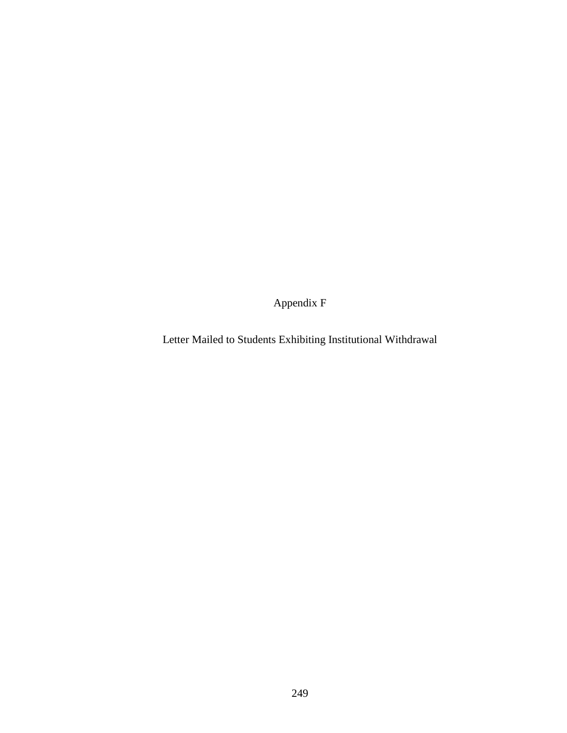# Appendix F

## Letter Mailed to Students Exhibiting Institutional Withdrawal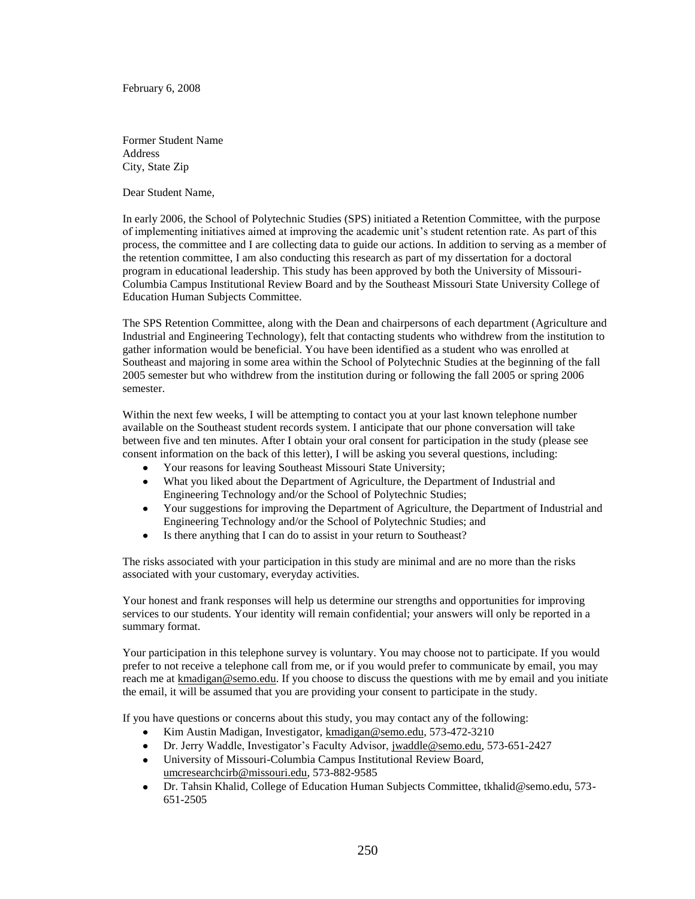February 6, 2008

Former Student Name
Address
City, State Zip

Dear Student Name,

In early 2006, the School of Polytechnic Studies (SPS) initiated a Retention Committee, with the purpose of implementing initiatives aimed at improving the academic unit's student retention rate. As part of this process, the committee and I are collecting data to guide our actions. In addition to serving as a member of the retention committee, I am also conducting this research as part of my dissertation for a doctoral program in educational leadership. This study has been approved by both the University of Missouri-Columbia Campus Institutional Review Board and by the Southeast Missouri State University College of Education Human Subjects Committee.

The SPS Retention Committee, along with the Dean and chairpersons of each department (Agriculture and Industrial and Engineering Technology), felt that contacting students who withdrew from the institution to gather information would be beneficial. You have been identified as a student who was enrolled at Southeast and majoring in some area within the School of Polytechnic Studies at the beginning of the fall 2005 semester but who withdrew from the institution during or following the fall 2005 or spring 2006 semester.

Within the next few weeks, I will be attempting to contact you at your last known telephone number available on the Southeast student records system. I anticipate that our phone conversation will take between five and ten minutes. After I obtain your oral consent for participation in the study (please see consent information on the back of this letter), I will be asking you several questions, including:

- Your reasons for leaving Southeast Missouri State University;
- What you liked about the Department of Agriculture, the Department of Industrial and Engineering Technology and/or the School of Polytechnic Studies;
- Your suggestions for improving the Department of Agriculture, the Department of Industrial and Engineering Technology and/or the School of Polytechnic Studies; and
- Is there anything that I can do to assist in your return to Southeast?

The risks associated with your participation in this study are minimal and are no more than the risks associated with your customary, everyday activities.

Your honest and frank responses will help us determine our strengths and opportunities for improving services to our students. Your identity will remain confidential; your answers will only be reported in a summary format.

Your participation in this telephone survey is voluntary. You may choose not to participate. If you would prefer to not receive a telephone call from me, or if you would prefer to communicate by email, you may reach me at kmadigan@semo.edu. If you choose to discuss the questions with me by email and you initiate the email, it will be assumed that you are providing your consent to participate in the study.

If you have questions or concerns about this study, you may contact any of the following:

- Kim Austin Madigan, Investigator, kmadigan@semo.edu, 573-472-3210
- Dr. Jerry Waddle, Investigator's Faculty Advisor, jwaddle@semo.edu, 573-651-2427
- University of Missouri-Columbia Campus Institutional Review Board, umcresearchcirb@missouri.edu, 573-882-9585
- Dr. Tahsin Khalid, College of Education Human Subjects Committee, tkhalid@semo.edu, 573-651-2505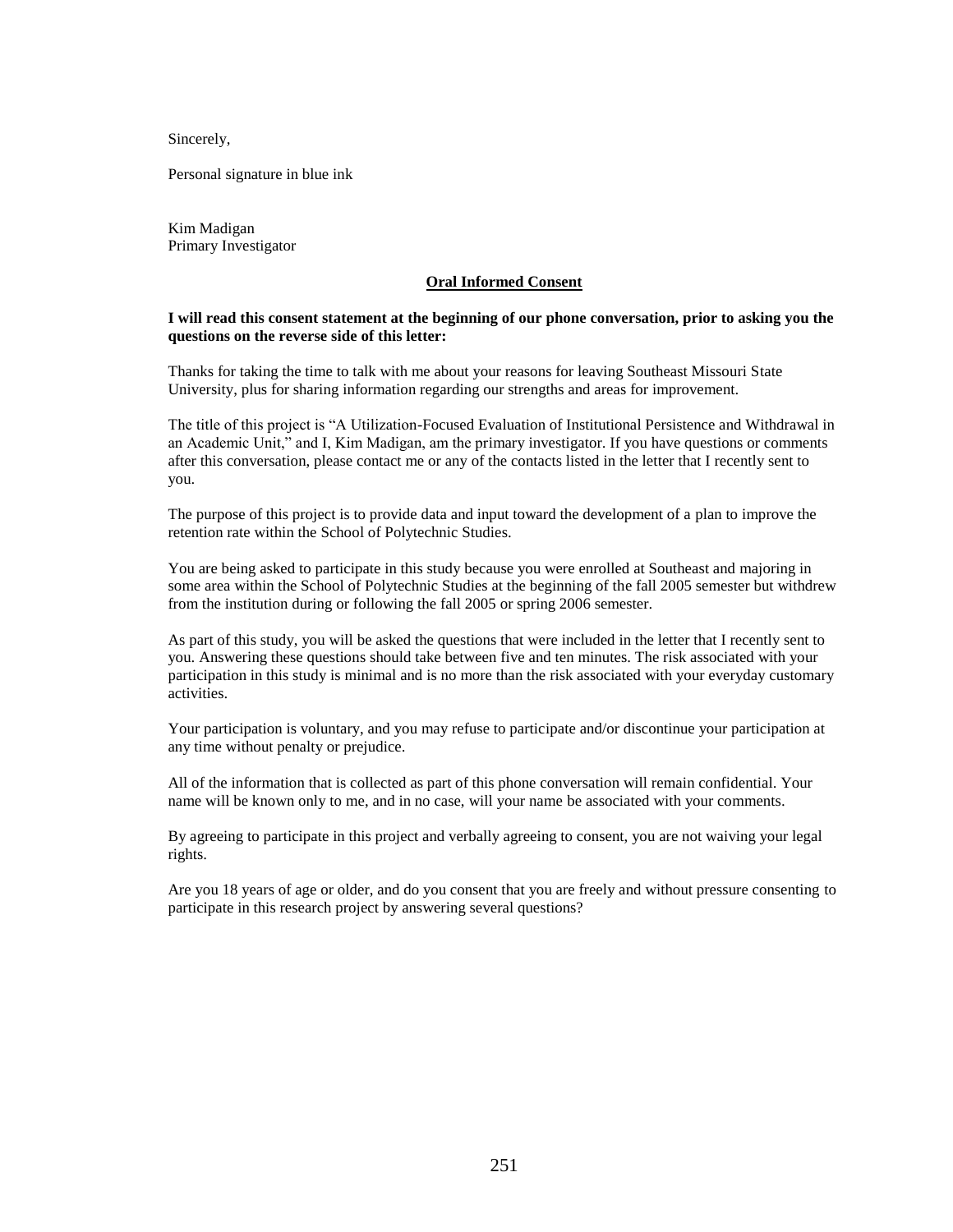Sincerely,

Personal signature in blue ink

Kim Madigan
Primary Investigator

**<u>Oral Informed Consent</u>**

**I will read this consent statement at the beginning of our phone conversation, prior to asking you the questions on the reverse side of this letter:**

Thanks for taking the time to talk with me about your reasons for leaving Southeast Missouri State University, plus for sharing information regarding our strengths and areas for improvement.

The title of this project is "A Utilization-Focused Evaluation of Institutional Persistence and Withdrawal in an Academic Unit," and I, Kim Madigan, am the primary investigator. If you have questions or comments after this conversation, please contact me or any of the contacts listed in the letter that I recently sent to you.

The purpose of this project is to provide data and input toward the development of a plan to improve the retention rate within the School of Polytechnic Studies.

You are being asked to participate in this study because you were enrolled at Southeast and majoring in some area within the School of Polytechnic Studies at the beginning of the fall 2005 semester but withdrew from the institution during or following the fall 2005 or spring 2006 semester.

As part of this study, you will be asked the questions that were included in the letter that I recently sent to you. Answering these questions should take between five and ten minutes. The risk associated with your participation in this study is minimal and is no more than the risk associated with your everyday customary activities.

Your participation is voluntary, and you may refuse to participate and/or discontinue your participation at any time without penalty or prejudice.

All of the information that is collected as part of this phone conversation will remain confidential. Your name will be known only to me, and in no case, will your name be associated with your comments.

By agreeing to participate in this project and verbally agreeing to consent, you are not waiving your legal rights.

Are you 18 years of age or older, and do you consent that you are freely and without pressure consenting to participate in this research project by answering several questions?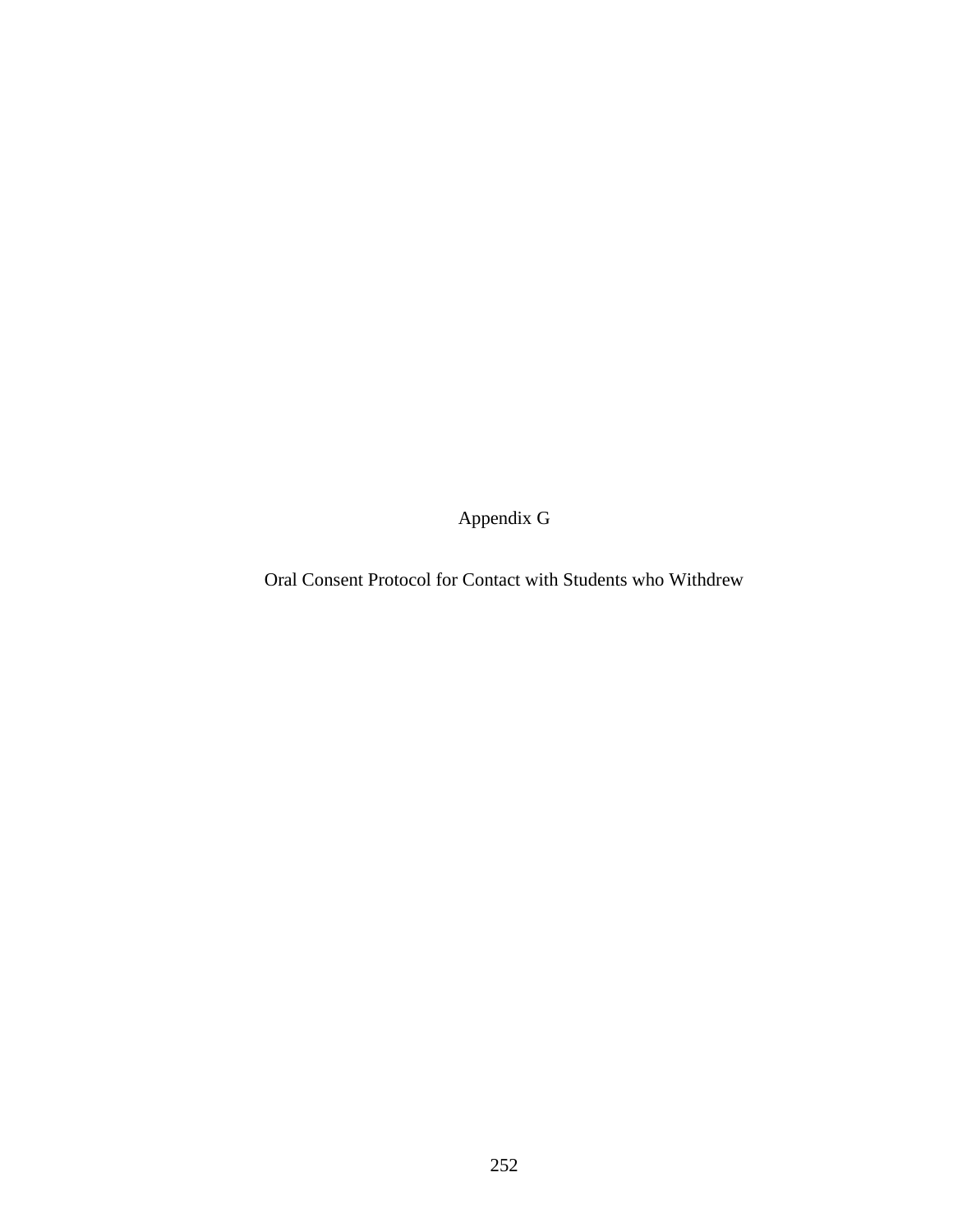# Appendix G

## Oral Consent Protocol for Contact with Students who Withdrew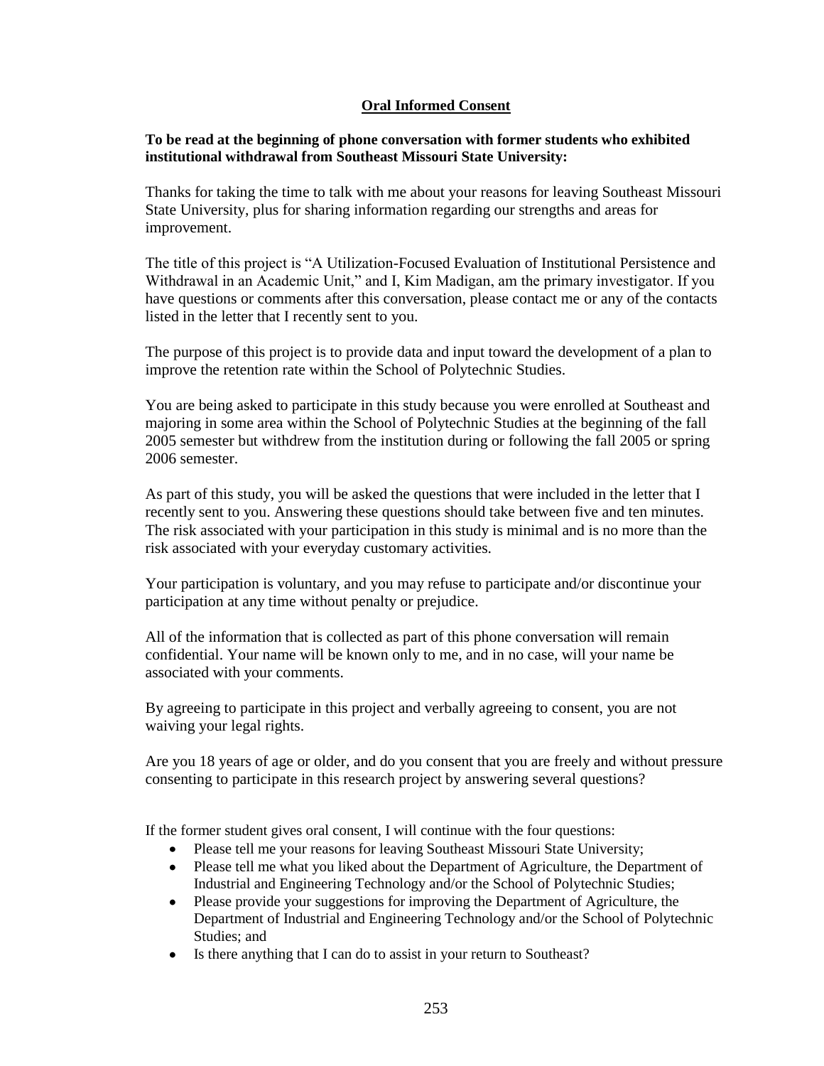## Oral Informed Consent

**To be read at the beginning of phone conversation with former students who exhibited institutional withdrawal from Southeast Missouri State University:**

Thanks for taking the time to talk with me about your reasons for leaving Southeast Missouri State University, plus for sharing information regarding our strengths and areas for improvement.

The title of this project is "A Utilization-Focused Evaluation of Institutional Persistence and Withdrawal in an Academic Unit," and I, Kim Madigan, am the primary investigator. If you have questions or comments after this conversation, please contact me or any of the contacts listed in the letter that I recently sent to you.

The purpose of this project is to provide data and input toward the development of a plan to improve the retention rate within the School of Polytechnic Studies.

You are being asked to participate in this study because you were enrolled at Southeast and majoring in some area within the School of Polytechnic Studies at the beginning of the fall 2005 semester but withdrew from the institution during or following the fall 2005 or spring 2006 semester.

As part of this study, you will be asked the questions that were included in the letter that I recently sent to you. Answering these questions should take between five and ten minutes. The risk associated with your participation in this study is minimal and is no more than the risk associated with your everyday customary activities.

Your participation is voluntary, and you may refuse to participate and/or discontinue your participation at any time without penalty or prejudice.

All of the information that is collected as part of this phone conversation will remain confidential. Your name will be known only to me, and in no case, will your name be associated with your comments.

By agreeing to participate in this project and verbally agreeing to consent, you are not waiving your legal rights.

Are you 18 years of age or older, and do you consent that you are freely and without pressure consenting to participate in this research project by answering several questions?

If the former student gives oral consent, I will continue with the four questions:

- Please tell me your reasons for leaving Southeast Missouri State University;
- Please tell me what you liked about the Department of Agriculture, the Department of Industrial and Engineering Technology and/or the School of Polytechnic Studies;
- Please provide your suggestions for improving the Department of Agriculture, the Department of Industrial and Engineering Technology and/or the School of Polytechnic Studies; and
- Is there anything that I can do to assist in your return to Southeast?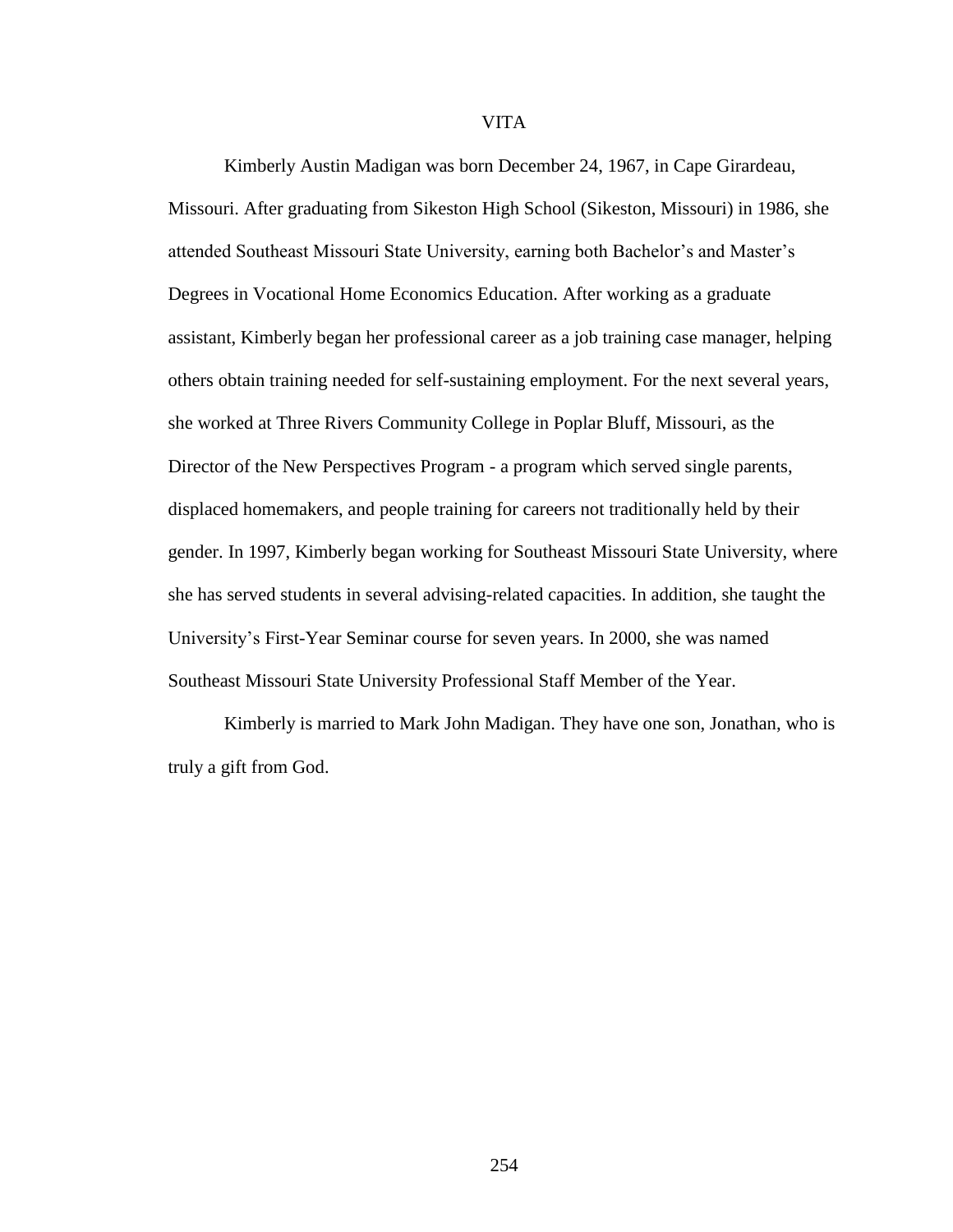# VITA

Kimberly Austin Madigan was born December 24, 1967, in Cape Girardeau, Missouri. After graduating from Sikeston High School (Sikeston, Missouri) in 1986, she attended Southeast Missouri State University, earning both Bachelor's and Master's Degrees in Vocational Home Economics Education. After working as a graduate assistant, Kimberly began her professional career as a job training case manager, helping others obtain training needed for self-sustaining employment. For the next several years, she worked at Three Rivers Community College in Poplar Bluff, Missouri, as the Director of the New Perspectives Program - a program which served single parents, displaced homemakers, and people training for careers not traditionally held by their gender. In 1997, Kimberly began working for Southeast Missouri State University, where she has served students in several advising-related capacities. In addition, she taught the University's First-Year Seminar course for seven years. In 2000, she was named Southeast Missouri State University Professional Staff Member of the Year.

Kimberly is married to Mark John Madigan. They have one son, Jonathan, who is truly a gift from God.